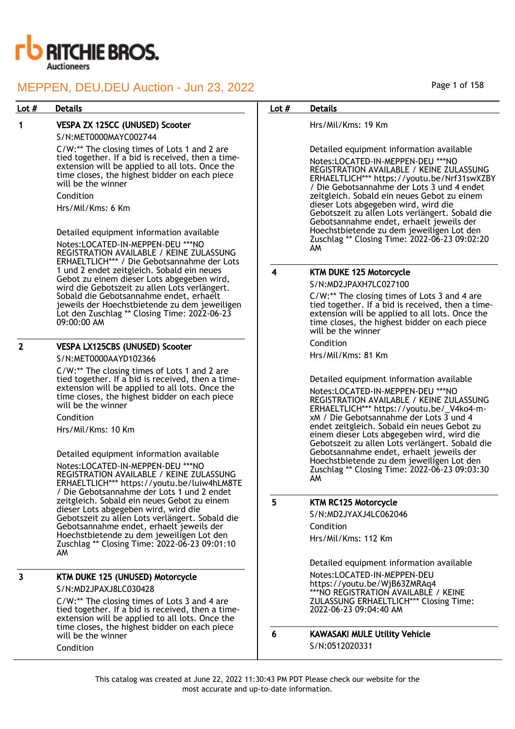RITCHIE BROS. Auctioneers

# MEPPEN, DEU,DEU Auction - Jun 23, 2022

| Lot # | Details |
|---|---|

**1 — VESPA ZX 125CC (UNUSED) Scooter**

S/N:MET0000MAYC002744

C/W:** The closing times of Lots 1 and 2 are tied together. If a bid is received, then a time-extension will be applied to all lots. Once the time closes, the highest bidder on each piece will be the winner

Condition

Hrs/Mil/Kms: 6 Km

Detailed equipment information available

Notes:LOCATED-IN-MEPPEN-DEU ***NO REGISTRATION AVAILABLE / KEINE ZULASSUNG ERHAELTLICH*** / Die Gebotsannahme der Lots 1 und 2 endet zeitgleich. Sobald ein neues Gebot zu einem dieser Lots abgegeben wird, wird die Gebotszeit zu allen Lots verlängert. Sobald die Gebotsannahme endet, erhaelt jeweils der Hoechstbietende zu dem jeweiligen Lot den Zuschlag ** Closing Time: 2022-06-23 09:00:00 AM

**2 — VESPA LX125CBS (UNUSED) Scooter**

S/N:MET0000AAYD102366

C/W:** The closing times of Lots 1 and 2 are tied together. If a bid is received, then a time-extension will be applied to all lots. Once the time closes, the highest bidder on each piece will be the winner

Condition

Hrs/Mil/Kms: 10 Km

Detailed equipment information available

Notes:LOCATED-IN-MEPPEN-DEU ***NO REGISTRATION AVAILABLE / KEINE ZULASSUNG ERHAELTLICH*** https://youtu.be/luiw4hLM8TE / Die Gebotsannahme der Lots 1 und 2 endet zeitgleich. Sobald ein neues Gebot zu einem dieser Lots abgegeben wird, wird die Gebotszeit zu allen Lots verlängert. Sobald die Gebotsannahme endet, erhaelt jeweils der Hoechstbietende zu dem jeweiligen Lot den Zuschlag ** Closing Time: 2022-06-23 09:01:10 AM

**3 — KTM DUKE 125 (UNUSED) Motorcycle**

S/N:MD2JPAXJ8LC030428

C/W:** The closing times of Lots 3 and 4 are tied together. If a bid is received, then a time-extension will be applied to all lots. Once the time closes, the highest bidder on each piece will be the winner

Condition

Hrs/Mil/Kms: 19 Km

Detailed equipment information available

Notes:LOCATED-IN-MEPPEN-DEU ***NO REGISTRATION AVAILABLE / KEINE ZULASSUNG ERHAELTLICH*** https://youtu.be/Nrf31swXZBY / Die Gebotsannahme der Lots 3 und 4 endet zeitgleich. Sobald ein neues Gebot zu einem dieser Lots abgegeben wird, wird die Gebotszeit zu allen Lots verlängert. Sobald die Gebotsannahme endet, erhaelt jeweils der Hoechstbietende zu dem jeweiligen Lot den Zuschlag ** Closing Time: 2022-06-23 09:02:20 AM

**4 — KTM DUKE 125 Motorcycle**

S/N:MD2JPAXH7LC027100

C/W:** The closing times of Lots 3 and 4 are tied together. If a bid is received, then a time-extension will be applied to all lots. Once the time closes, the highest bidder on each piece will be the winner

Condition

Hrs/Mil/Kms: 81 Km

Detailed equipment information available

Notes:LOCATED-IN-MEPPEN-DEU ***NO REGISTRATION AVAILABLE / KEINE ZULASSUNG ERHAELTLICH*** https://youtu.be/_V4ko4-m-xM / Die Gebotsannahme der Lots 3 und 4 endet zeitgleich. Sobald ein neues Gebot zu einem dieser Lots abgegeben wird, wird die Gebotszeit zu allen Lots verlängert. Sobald die Gebotsannahme endet, erhaelt jeweils der Hoechstbietende zu dem jeweiligen Lot den Zuschlag ** Closing Time: 2022-06-23 09:03:30 AM

**5 — KTM RC125 Motorcycle**

S/N:MD2JYAXJ4LC062046

Condition

Hrs/Mil/Kms: 112 Km

Detailed equipment information available

Notes:LOCATED-IN-MEPPEN-DEU https://youtu.be/WjB63ZMRAq4 ***NO REGISTRATION AVAILABLE / KEINE ZULASSUNG ERHAELTLICH*** Closing Time: 2022-06-23 09:04:40 AM

**6 — KAWASAKI MULE Utility Vehicle**

S/N:0512020331

This catalog was created at June 22, 2022 11:30:43 PM PDT Please check our website for the most accurate and up-to-date information.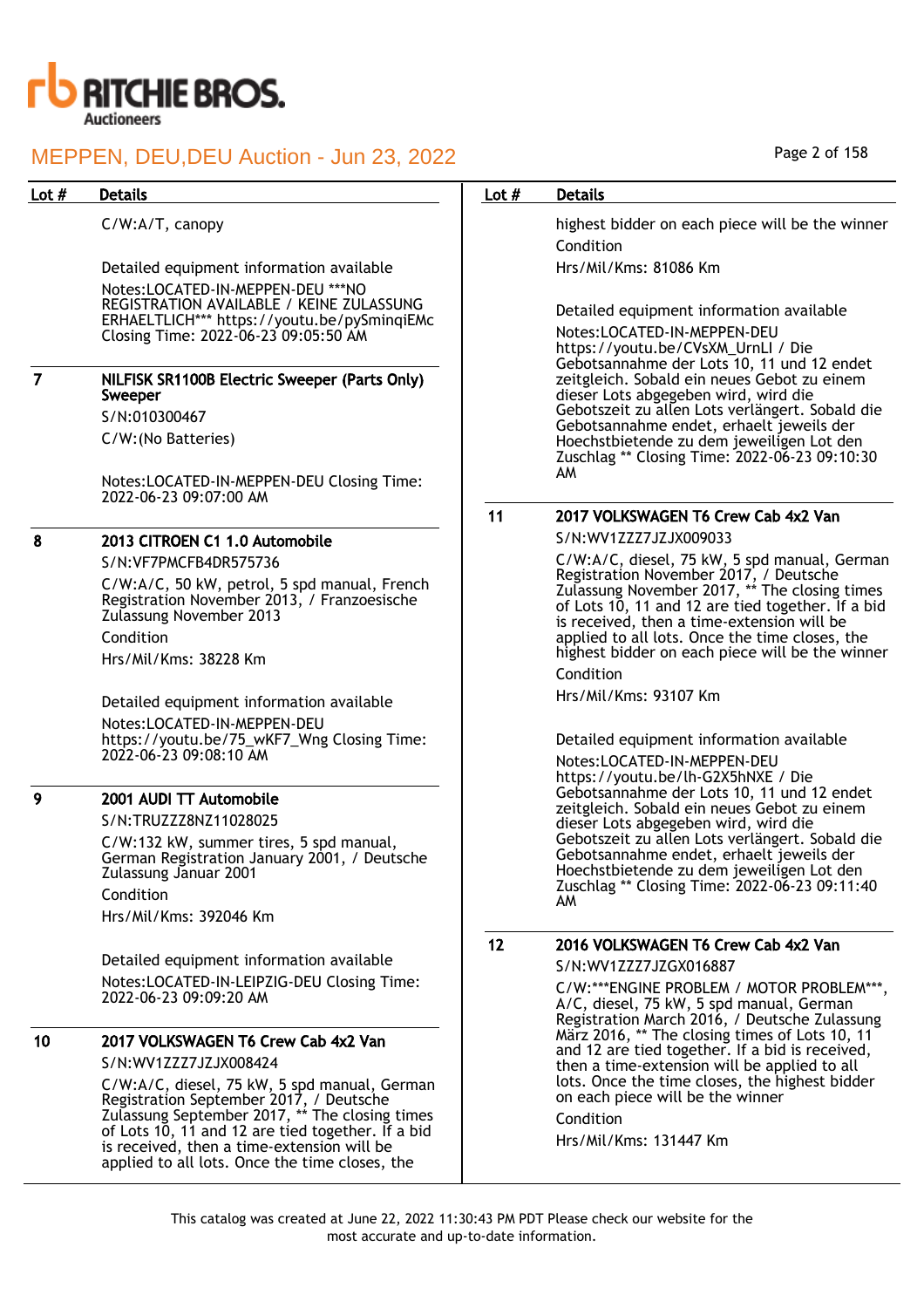| Lot # | Details |
|---|---|
| | C/W:A/T, canopy<br><br>Detailed equipment information available<br>Notes:LOCATED-IN-MEPPEN-DEU ***NO REGISTRATION AVAILABLE / KEINE ZULASSUNG ERHAELTLICH*** https://youtu.be/pySminqiEMc Closing Time: 2022-06-23 09:05:50 AM |
| 7 | **NILFISK SR1100B Electric Sweeper (Parts Only) Sweeper**<br>S/N:010300467<br>C/W:(No Batteries)<br><br>Notes:LOCATED-IN-MEPPEN-DEU Closing Time: 2022-06-23 09:07:00 AM |
| 8 | **2013 CITROEN C1 1.0 Automobile**<br>S/N:VF7PMCFB4DR575736<br>C/W:A/C, 50 kW, petrol, 5 spd manual, French Registration November 2013, / Franzoesische Zulassung November 2013<br>Condition<br>Hrs/Mil/Kms: 38228 Km<br><br>Detailed equipment information available<br>Notes:LOCATED-IN-MEPPEN-DEU https://youtu.be/75_wKF7_Wng Closing Time: 2022-06-23 09:08:10 AM |
| 9 | **2001 AUDI TT Automobile**<br>S/N:TRUZZZ8NZ11028025<br>C/W:132 kW, summer tires, 5 spd manual, German Registration January 2001, / Deutsche Zulassung Januar 2001<br>Condition<br>Hrs/Mil/Kms: 392046 Km<br><br>Detailed equipment information available<br>Notes:LOCATED-IN-LEIPZIG-DEU Closing Time: 2022-06-23 09:09:20 AM |
| 10 | **2017 VOLKSWAGEN T6 Crew Cab 4x2 Van**<br>S/N:WV1ZZZ7JZJX008424<br>C/W:A/C, diesel, 75 kW, 5 spd manual, German Registration September 2017, / Deutsche Zulassung September 2017, ** The closing times of Lots 10, 11 and 12 are tied together. If a bid is received, then a time-extension will be applied to all lots. Once the time closes, the highest bidder on each piece will be the winner<br>Condition<br>Hrs/Mil/Kms: 81086 Km<br><br>Detailed equipment information available<br>Notes:LOCATED-IN-MEPPEN-DEU https://youtu.be/CVsXM_UrnLI / Die Gebotsannahme der Lots 10, 11 und 12 endet zeitgleich. Sobald ein neues Gebot zu einem dieser Lots abgegeben wird, wird die Gebotszeit zu allen Lots verlängert. Sobald die Gebotsannahme endet, erhaelt jeweils der Hoechstbietende zu dem jeweiligen Lot den Zuschlag ** Closing Time: 2022-06-23 09:10:30 AM |
| 11 | **2017 VOLKSWAGEN T6 Crew Cab 4x2 Van**<br>S/N:WV1ZZZ7JZJX009033<br>C/W:A/C, diesel, 75 kW, 5 spd manual, German Registration November 2017, / Deutsche Zulassung November 2017, ** The closing times of Lots 10, 11 and 12 are tied together. If a bid is received, then a time-extension will be applied to all lots. Once the time closes, the highest bidder on each piece will be the winner<br>Condition<br>Hrs/Mil/Kms: 93107 Km<br><br>Detailed equipment information available<br>Notes:LOCATED-IN-MEPPEN-DEU https://youtu.be/lh-G2X5hNXE / Die Gebotsannahme der Lots 10, 11 und 12 endet zeitgleich. Sobald ein neues Gebot zu einem dieser Lots abgegeben wird, wird die Gebotszeit zu allen Lots verlängert. Sobald die Gebotsannahme endet, erhaelt jeweils der Hoechstbietende zu dem jeweiligen Lot den Zuschlag ** Closing Time: 2022-06-23 09:11:40 AM |
| 12 | **2016 VOLKSWAGEN T6 Crew Cab 4x2 Van**<br>S/N:WV1ZZZ7JZGX016887<br>C/W:***ENGINE PROBLEM / MOTOR PROBLEM***, A/C, diesel, 75 kW, 5 spd manual, German Registration March 2016, / Deutsche Zulassung März 2016, ** The closing times of Lots 10, 11 and 12 are tied together. If a bid is received, then a time-extension will be applied to all lots. Once the time closes, the highest bidder on each piece will be the winner<br>Condition<br>Hrs/Mil/Kms: 131447 Km |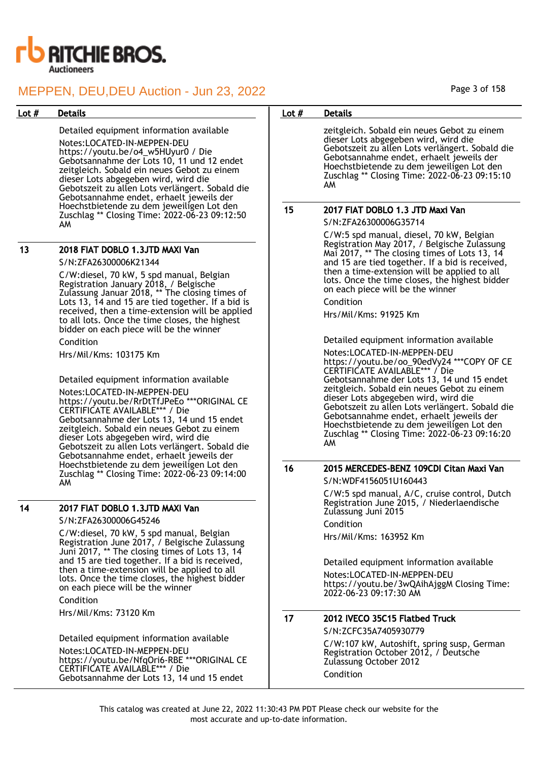| Lot # | Details |
| --- | --- |
| | Detailed equipment information available<br>Notes:LOCATED-IN-MEPPEN-DEU https://youtu.be/o4_w5HUyur0 / Die Gebotsannahme der Lots 10, 11 und 12 endet zeitgleich. Sobald ein neues Gebot zu einem dieser Lots abgegeben wird, wird die Gebotszeit zu allen Lots verlängert. Sobald die Gebotsannahme endet, erhaelt jeweils der Hoechstbietende zu dem jeweiligen Lot den Zuschlag ** Closing Time: 2022-06-23 09:12:50 AM |
| 13 | **2018 FIAT DOBLO 1.3JTD MAXI Van**<br>S/N:ZFA26300006K21344<br>C/W:diesel, 70 kW, 5 spd manual, Belgian Registration January 2018, / Belgische Zulassung Januar 2018, ** The closing times of Lots 13, 14 and 15 are tied together. If a bid is received, then a time-extension will be applied to all lots. Once the time closes, the highest bidder on each piece will be the winner<br>Condition<br>Hrs/Mil/Kms: 103175 Km<br>Detailed equipment information available<br>Notes:LOCATED-IN-MEPPEN-DEU https://youtu.be/RrDtTfJPeEo ***ORIGINAL CE CERTIFICATE AVAILABLE*** / Die Gebotsannahme der Lots 13, 14 und 15 endet zeitgleich. Sobald ein neues Gebot zu einem dieser Lots abgegeben wird, wird die Gebotszeit zu allen Lots verlängert. Sobald die Gebotsannahme endet, erhaelt jeweils der Hoechstbietende zu dem jeweiligen Lot den Zuschlag ** Closing Time: 2022-06-23 09:14:00 AM |
| 14 | **2017 FIAT DOBLO 1.3JTD MAXI Van**<br>S/N:ZFA26300006G45246<br>C/W:diesel, 70 kW, 5 spd manual, Belgian Registration June 2017, / Belgische Zulassung Juni 2017, ** The closing times of Lots 13, 14 and 15 are tied together. If a bid is received, then a time-extension will be applied to all lots. Once the time closes, the highest bidder on each piece will be the winner<br>Condition<br>Hrs/Mil/Kms: 73120 Km<br>Detailed equipment information available<br>Notes:LOCATED-IN-MEPPEN-DEU https://youtu.be/NfqOri6-RBE ***ORIGINAL CE CERTIFICATE AVAILABLE*** / Die Gebotsannahme der Lots 13, 14 und 15 endet zeitgleich. Sobald ein neues Gebot zu einem dieser Lots abgegeben wird, wird die Gebotszeit zu allen Lots verlängert. Sobald die Gebotsannahme endet, erhaelt jeweils der Hoechstbietende zu dem jeweiligen Lot den Zuschlag ** Closing Time: 2022-06-23 09:15:10 AM |
| 15 | **2017 FIAT DOBLO 1.3 JTD Maxi Van**<br>S/N:ZFA26300006G35714<br>C/W:5 spd manual, diesel, 70 kW, Belgian Registration May 2017, / Belgische Zulassung Mai 2017, ** The closing times of Lots 13, 14 and 15 are tied together. If a bid is received, then a time-extension will be applied to all lots. Once the time closes, the highest bidder on each piece will be the winner<br>Condition<br>Hrs/Mil/Kms: 91925 Km<br>Detailed equipment information available<br>Notes:LOCATED-IN-MEPPEN-DEU https://youtu.be/oo_90edVy24 ***COPY OF CE CERTIFICATE AVAILABLE*** / Die Gebotsannahme der Lots 13, 14 und 15 endet zeitgleich. Sobald ein neues Gebot zu einem dieser Lots abgegeben wird, wird die Gebotszeit zu allen Lots verlängert. Sobald die Gebotsannahme endet, erhaelt jeweils der Hoechstbietende zu dem jeweiligen Lot den Zuschlag ** Closing Time: 2022-06-23 09:16:20 AM |
| 16 | **2015 MERCEDES-BENZ 109CDI Citan Maxi Van**<br>S/N:WDF4156051U160443<br>C/W:5 spd manual, A/C, cruise control, Dutch Registration June 2015, / Niederlaendische Zulassung Juni 2015<br>Condition<br>Hrs/Mil/Kms: 163952 Km<br>Detailed equipment information available<br>Notes:LOCATED-IN-MEPPEN-DEU https://youtu.be/3wQAihAjggM Closing Time: 2022-06-23 09:17:30 AM |
| 17 | **2012 IVECO 35C15 Flatbed Truck**<br>S/N:ZCFC35A7405930779<br>C/W:107 kW, Autoshift, spring susp, German Registration October 2012, / Deutsche Zulassung October 2012<br>Condition |

This catalog was created at June 22, 2022 11:30:43 PM PDT Please check our website for the most accurate and up-to-date information.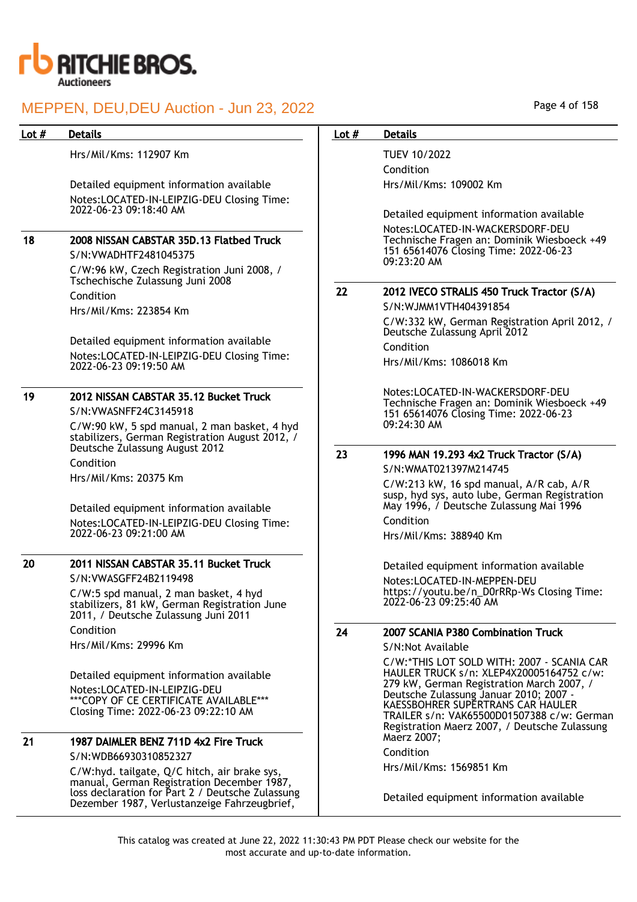| Lot # | Details |
|---|---|
| | Hrs/Mil/Kms: 112907 Km<br><br>Detailed equipment information available<br>Notes:LOCATED-IN-LEIPZIG-DEU Closing Time: 2022-06-23 09:18:40 AM |
| 18 | **2008 NISSAN CABSTAR 35D.13 Flatbed Truck**<br>S/N:VWADHTF2481045375<br>C/W:96 kW, Czech Registration Juni 2008, / Tschechische Zulassung Juni 2008<br>Condition<br>Hrs/Mil/Kms: 223854 Km<br><br>Detailed equipment information available<br>Notes:LOCATED-IN-LEIPZIG-DEU Closing Time: 2022-06-23 09:19:50 AM |
| 19 | **2012 NISSAN CABSTAR 35.12 Bucket Truck**<br>S/N:VWASNFF24C3145918<br>C/W:5 spd manual, 2 man basket, 4 hyd stabilizers, German Registration August 2012, / Deutsche Zulassung August 2012<br>Condition<br>Hrs/Mil/Kms: 20375 Km<br><br>Detailed equipment information available<br>Notes:LOCATED-IN-LEIPZIG-DEU Closing Time: 2022-06-23 09:21:00 AM |
| 20 | **2011 NISSAN CABSTAR 35.11 Bucket Truck**<br>S/N:VWASGFF24B2119498<br>C/W:5 spd manual, 2 man basket, 4 hyd stabilizers, 81 kW, German Registration June 2011, / Deutsche Zulassung Juni 2011<br>Condition<br>Hrs/Mil/Kms: 29996 Km<br><br>Detailed equipment information available<br>Notes:LOCATED-IN-LEIPZIG-DEU ***COPY OF CE CERTIFICATE AVAILABLE*** Closing Time: 2022-06-23 09:22:10 AM |
| 21 | **1987 DAIMLER BENZ 711D 4x2 Fire Truck**<br>S/N:WDB66930310852327<br>C/W:hyd. tailgate, Q/C hitch, air brake sys, manual, German Registration December 1987, loss declaration for Part 2 / Deutsche Zulassung Dezember 1987, Verlustanzeige Fahrzeugbrief,<br>TUEV 10/2022<br>Condition<br>Hrs/Mil/Kms: 109002 Km<br><br>Detailed equipment information available<br>Notes:LOCATED-IN-WACKERSDORF-DEU Technische Fragen an: Dominik Wiesboeck +49 151 65614076 Closing Time: 2022-06-23 09:23:20 AM |
| 22 | **2012 IVECO STRALIS 450 Truck Tractor (S/A)**<br>S/N:WJMM1VTH404391854<br>C/W:332 kW, German Registration April 2012, / Deutsche Zulassung April 2012<br>Condition<br>Hrs/Mil/Kms: 1086018 Km<br><br>Notes:LOCATED-IN-WACKERSDORF-DEU Technische Fragen an: Dominik Wiesboeck +49 151 65614076 Closing Time: 2022-06-23 09:24:30 AM |
| 23 | **1996 MAN 19.293 4x2 Truck Tractor (S/A)**<br>S/N:WMAT021397M214745<br>C/W:213 kW, 16 spd manual, A/R cab, A/R susp, hyd sys, auto lube, German Registration May 1996, / Deutsche Zulassung Mai 1996<br>Condition<br>Hrs/Mil/Kms: 388940 Km<br><br>Detailed equipment information available<br>Notes:LOCATED-IN-MEPPEN-DEU https://youtu.be/n_D0rRRp-Ws Closing Time: 2022-06-23 09:25:40 AM |
| 24 | **2007 SCANIA P380 Combination Truck**<br>S/N:Not Available<br>C/W:*THIS LOT SOLD WITH: 2007 - SCANIA CAR HAULER TRUCK s/n: XLEP4X20005164752 c/w: 279 kW, German Registration March 2007, / Deutsche Zulassung Januar 2010; 2007 - KAESSBOHRER SUPERTRANS CAR HAULER TRAILER s/n: VAK65500D01507388 c/w: German Registration Maerz 2007, / Deutsche Zulassung Maerz 2007;<br>Condition<br>Hrs/Mil/Kms: 1569851 Km<br><br>Detailed equipment information available |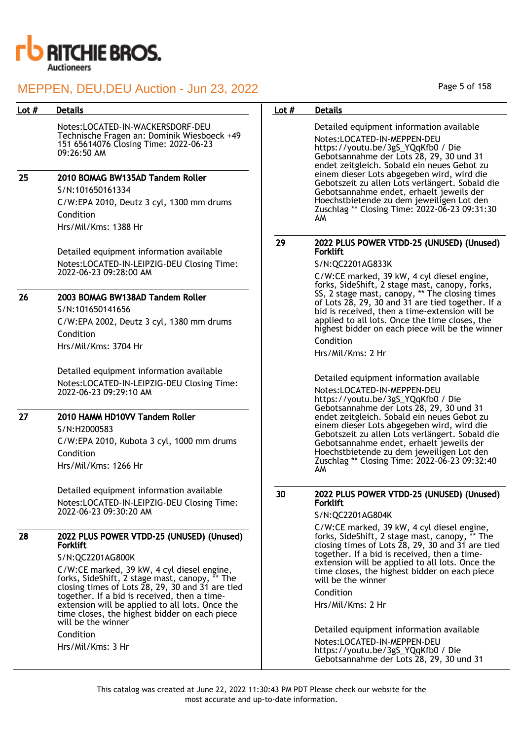| Lot # | Details |
|---|---|
| | Notes:LOCATED-IN-WACKERSDORF-DEU Technische Fragen an: Dominik Wiesboeck +49 151 65614076 Closing Time: 2022-06-23 09:26:50 AM |
| 25 | **2010 BOMAG BW135AD Tandem Roller**<br>S/N:101650161334<br>C/W:EPA 2010, Deutz 3 cyl, 1300 mm drums<br>Condition<br>Hrs/Mil/Kms: 1388 Hr<br><br>Detailed equipment information available<br>Notes:LOCATED-IN-LEIPZIG-DEU Closing Time: 2022-06-23 09:28:00 AM |
| 26 | **2003 BOMAG BW138AD Tandem Roller**<br>S/N:101650141656<br>C/W:EPA 2002, Deutz 3 cyl, 1380 mm drums<br>Condition<br>Hrs/Mil/Kms: 3704 Hr<br><br>Detailed equipment information available<br>Notes:LOCATED-IN-LEIPZIG-DEU Closing Time: 2022-06-23 09:29:10 AM |
| 27 | **2010 HAMM HD10VV Tandem Roller**<br>S/N:H2000583<br>C/W:EPA 2010, Kubota 3 cyl, 1000 mm drums<br>Condition<br>Hrs/Mil/Kms: 1266 Hr<br><br>Detailed equipment information available<br>Notes:LOCATED-IN-LEIPZIG-DEU Closing Time: 2022-06-23 09:30:20 AM |
| 28 | **2022 PLUS POWER VTDD-25 (UNUSED) (Unused) Forklift**<br>S/N:QC2201AG800K<br>C/W:CE marked, 39 kW, 4 cyl diesel engine, forks, SideShift, 2 stage mast, canopy, ** The closing times of Lots 28, 29, 30 and 31 are tied together. If a bid is received, then a time-extension will be applied to all lots. Once the time closes, the highest bidder on each piece will be the winner<br>Condition<br>Hrs/Mil/Kms: 3 Hr<br><br>Detailed equipment information available<br>Notes:LOCATED-IN-MEPPEN-DEU https://youtu.be/3gS_YQqKfb0 / Die Gebotsannahme der Lots 28, 29, 30 und 31 endet zeitgleich. Sobald ein neues Gebot zu einem dieser Lots abgegeben wird, wird die Gebotszeit zu allen Lots verlängert. Sobald die Gebotsannahme endet, erhaelt jeweils der Hoechstbietende zu dem jeweiligen Lot den Zuschlag ** Closing Time: 2022-06-23 09:31:30 AM |
| 29 | **2022 PLUS POWER VTDD-25 (UNUSED) (Unused) Forklift**<br>S/N:QC2201AG833K<br>C/W:CE marked, 39 kW, 4 cyl diesel engine, forks, SideShift, 2 stage mast, canopy, forks, SS, 2 stage mast, canopy, ** The closing times of Lots 28, 29, 30 and 31 are tied together. If a bid is received, then a time-extension will be applied to all lots. Once the time closes, the highest bidder on each piece will be the winner<br>Condition<br>Hrs/Mil/Kms: 2 Hr<br><br>Detailed equipment information available<br>Notes:LOCATED-IN-MEPPEN-DEU https://youtu.be/3gS_YQqKfb0 / Die Gebotsannahme der Lots 28, 29, 30 und 31 endet zeitgleich. Sobald ein neues Gebot zu einem dieser Lots abgegeben wird, wird die Gebotszeit zu allen Lots verlängert. Sobald die Gebotsannahme endet, erhaelt jeweils der Hoechstbietende zu dem jeweiligen Lot den Zuschlag ** Closing Time: 2022-06-23 09:32:40 AM |
| 30 | **2022 PLUS POWER VTDD-25 (UNUSED) (Unused) Forklift**<br>S/N:QC2201AG804K<br>C/W:CE marked, 39 kW, 4 cyl diesel engine, forks, SideShift, 2 stage mast, canopy, ** The closing times of Lots 28, 29, 30 and 31 are tied together. If a bid is received, then a time-extension will be applied to all lots. Once the time closes, the highest bidder on each piece will be the winner<br>Condition<br>Hrs/Mil/Kms: 2 Hr<br><br>Detailed equipment information available<br>Notes:LOCATED-IN-MEPPEN-DEU https://youtu.be/3gS_YQqKfb0 / Die Gebotsannahme der Lots 28, 29, 30 und 31 |

This catalog was created at June 22, 2022 11:30:43 PM PDT Please check our website for the most accurate and up-to-date information.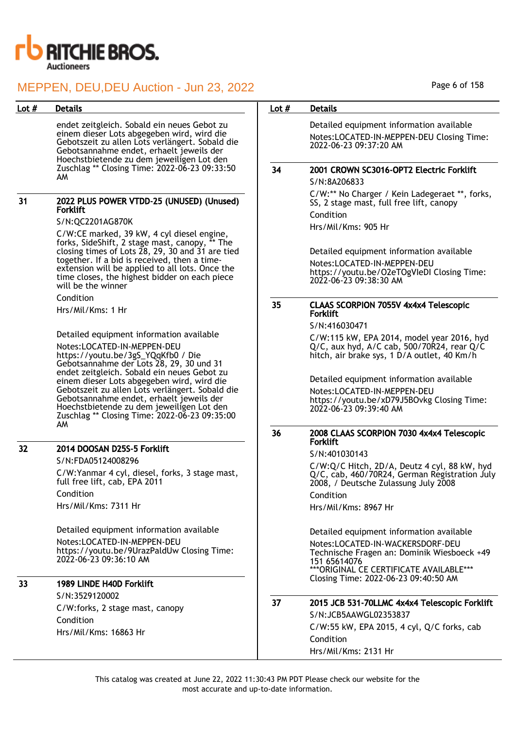endet zeitgleich. Sobald ein neues Gebot zu einem dieser Lots abgegeben wird, wird die Gebotszeit zu allen Lots verlängert. Sobald die Gebotsannahme endet, erhaelt jeweils der Hoechstbietende zu dem jeweiligen Lot den Zuschlag ** Closing Time: 2022-06-23 09:33:50 AM

| Lot # | Details |
|---|---|
| 31 | **2022 PLUS POWER VTDD-25 (UNUSED) (Unused) Forklift**<br>S/N:QC2201AG870K<br>C/W:CE marked, 39 kW, 4 cyl diesel engine, forks, SideShift, 2 stage mast, canopy, ** The closing times of Lots 28, 29, 30 and 31 are tied together. If a bid is received, then a time-extension will be applied to all lots. Once the time closes, the highest bidder on each piece will be the winner<br>Condition<br>Hrs/Mil/Kms: 1 Hr<br><br>Detailed equipment information available<br>Notes:LOCATED-IN-MEPPEN-DEU https://youtu.be/3gS_YQqKfb0 / Die Gebotsannahme der Lots 28, 29, 30 und 31 endet zeitgleich. Sobald ein neues Gebot zu einem dieser Lots abgegeben wird, wird die Gebotszeit zu allen Lots verlängert. Sobald die Gebotsannahme endet, erhaelt jeweils der Hoechstbietende zu dem jeweiligen Lot den Zuschlag ** Closing Time: 2022-06-23 09:35:00 AM |
| 32 | **2014 DOOSAN D25S-5 Forklift**<br>S/N:FDA05124008296<br>C/W:Yanmar 4 cyl, diesel, forks, 3 stage mast, full free lift, cab, EPA 2011<br>Condition<br>Hrs/Mil/Kms: 7311 Hr<br><br>Detailed equipment information available<br>Notes:LOCATED-IN-MEPPEN-DEU https://youtu.be/9UrazPaldUw Closing Time: 2022-06-23 09:36:10 AM |
| 33 | **1989 LINDE H40D Forklift**<br>S/N:3529120002<br>C/W:forks, 2 stage mast, canopy<br>Condition<br>Hrs/Mil/Kms: 16863 Hr<br><br>Detailed equipment information available<br>Notes:LOCATED-IN-MEPPEN-DEU Closing Time: 2022-06-23 09:37:20 AM |
| 34 | **2001 CROWN SC3016-OPT2 Electric Forklift**<br>S/N:8A206833<br>C/W:** No Charger / Kein Ladegeraet **, forks, SS, 2 stage mast, full free lift, canopy<br>Condition<br>Hrs/Mil/Kms: 905 Hr<br><br>Detailed equipment information available<br>Notes:LOCATED-IN-MEPPEN-DEU https://youtu.be/O2eTOgVIeDI Closing Time: 2022-06-23 09:38:30 AM |
| 35 | **CLAAS SCORPION 7055V 4x4x4 Telescopic Forklift**<br>S/N:416030471<br>C/W:115 kW, EPA 2014, model year 2016, hyd Q/C, aux hyd, A/C cab, 500/70R24, rear Q/C hitch, air brake sys, 1 D/A outlet, 40 Km/h<br><br>Detailed equipment information available<br>Notes:LOCATED-IN-MEPPEN-DEU https://youtu.be/xD79J5BOvkg Closing Time: 2022-06-23 09:39:40 AM |
| 36 | **2008 CLAAS SCORPION 7030 4x4x4 Telescopic Forklift**<br>S/N:401030143<br>C/W:Q/C Hitch, 2D/A, Deutz 4 cyl, 88 kW, hyd Q/C, cab, 460/70R24, German Registration July 2008, / Deutsche Zulassung July 2008<br>Condition<br>Hrs/Mil/Kms: 8967 Hr<br><br>Detailed equipment information available<br>Notes:LOCATED-IN-WACKERSDORF-DEU Technische Fragen an: Dominik Wiesboeck +49 151 65614076 ***ORIGINAL CE CERTIFICATE AVAILABLE*** Closing Time: 2022-06-23 09:40:50 AM |
| 37 | **2015 JCB 531-70LLMC 4x4x4 Telescopic Forklift**<br>S/N:JCB5AAWGL02353837<br>C/W:55 kW, EPA 2015, 4 cyl, Q/C forks, cab<br>Condition<br>Hrs/Mil/Kms: 2131 Hr |

This catalog was created at June 22, 2022 11:30:43 PM PDT Please check our website for the most accurate and up-to-date information.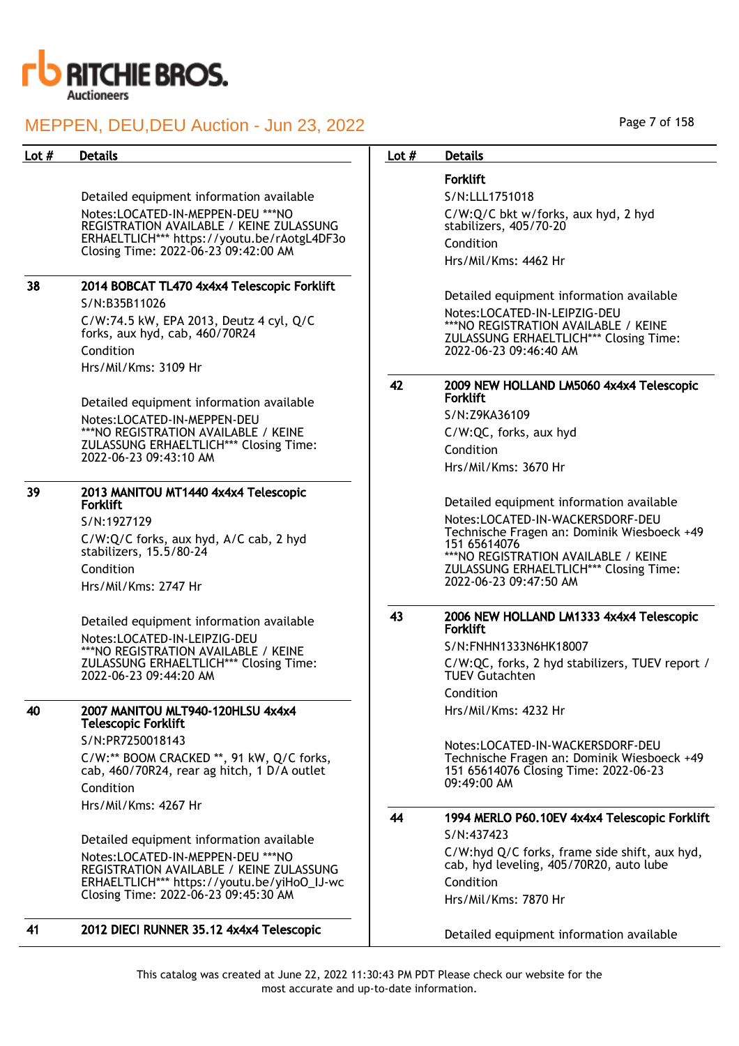| Lot # | Details |
|---|---|
| | Detailed equipment information available<br>Notes:LOCATED-IN-MEPPEN-DEU ***NO REGISTRATION AVAILABLE / KEINE ZULASSUNG ERHAELTLICH*** https://youtu.be/rAotgL4DF3o Closing Time: 2022-06-23 09:42:00 AM |
| 38 | **2014 BOBCAT TL470 4x4x4 Telescopic Forklift**<br>S/N:B35B11026<br>C/W:74.5 kW, EPA 2013, Deutz 4 cyl, Q/C forks, aux hyd, cab, 460/70R24<br>Condition<br>Hrs/Mil/Kms: 3109 Hr<br><br>Detailed equipment information available<br>Notes:LOCATED-IN-MEPPEN-DEU ***NO REGISTRATION AVAILABLE / KEINE ZULASSUNG ERHAELTLICH*** Closing Time: 2022-06-23 09:43:10 AM |
| 39 | **2013 MANITOU MT1440 4x4x4 Telescopic Forklift**<br>S/N:1927129<br>C/W:Q/C forks, aux hyd, A/C cab, 2 hyd stabilizers, 15.5/80-24<br>Condition<br>Hrs/Mil/Kms: 2747 Hr<br><br>Detailed equipment information available<br>Notes:LOCATED-IN-LEIPZIG-DEU ***NO REGISTRATION AVAILABLE / KEINE ZULASSUNG ERHAELTLICH*** Closing Time: 2022-06-23 09:44:20 AM |
| 40 | **2007 MANITOU MLT940-120HLSU 4x4x4 Telescopic Forklift**<br>S/N:PR7250018143<br>C/W:** BOOM CRACKED **, 91 kW, Q/C forks, cab, 460/70R24, rear ag hitch, 1 D/A outlet<br>Condition<br>Hrs/Mil/Kms: 4267 Hr<br><br>Detailed equipment information available<br>Notes:LOCATED-IN-MEPPEN-DEU ***NO REGISTRATION AVAILABLE / KEINE ZULASSUNG ERHAELTLICH*** https://youtu.be/yiHoO_IJ-wc Closing Time: 2022-06-23 09:45:30 AM |
| 41 | **2012 DIECI RUNNER 35.12 4x4x4 Telescopic Forklift**<br>S/N:LLL1751018<br>C/W:Q/C bkt w/forks, aux hyd, 2 hyd stabilizers, 405/70-20<br>Condition<br>Hrs/Mil/Kms: 4462 Hr<br><br>Detailed equipment information available<br>Notes:LOCATED-IN-LEIPZIG-DEU ***NO REGISTRATION AVAILABLE / KEINE ZULASSUNG ERHAELTLICH*** Closing Time: 2022-06-23 09:46:40 AM |
| 42 | **2009 NEW HOLLAND LM5060 4x4x4 Telescopic Forklift**<br>S/N:Z9KA36109<br>C/W:QC, forks, aux hyd<br>Condition<br>Hrs/Mil/Kms: 3670 Hr<br><br>Detailed equipment information available<br>Notes:LOCATED-IN-WACKERSDORF-DEU Technische Fragen an: Dominik Wiesboeck +49 151 65614076 ***NO REGISTRATION AVAILABLE / KEINE ZULASSUNG ERHAELTLICH*** Closing Time: 2022-06-23 09:47:50 AM |
| 43 | **2006 NEW HOLLAND LM1333 4x4x4 Telescopic Forklift**<br>S/N:FNHN1333N6HK18007<br>C/W:QC, forks, 2 hyd stabilizers, TUEV report / TUEV Gutachten<br>Condition<br>Hrs/Mil/Kms: 4232 Hr<br><br>Notes:LOCATED-IN-WACKERSDORF-DEU Technische Fragen an: Dominik Wiesboeck +49 151 65614076 Closing Time: 2022-06-23 09:49:00 AM |
| 44 | **1994 MERLO P60.10EV 4x4x4 Telescopic Forklift**<br>S/N:437423<br>C/W:hyd Q/C forks, frame side shift, aux hyd, cab, hyd leveling, 405/70R20, auto lube<br>Condition<br>Hrs/Mil/Kms: 7870 Hr<br><br>Detailed equipment information available |

This catalog was created at June 22, 2022 11:30:43 PM PDT Please check our website for the most accurate and up-to-date information.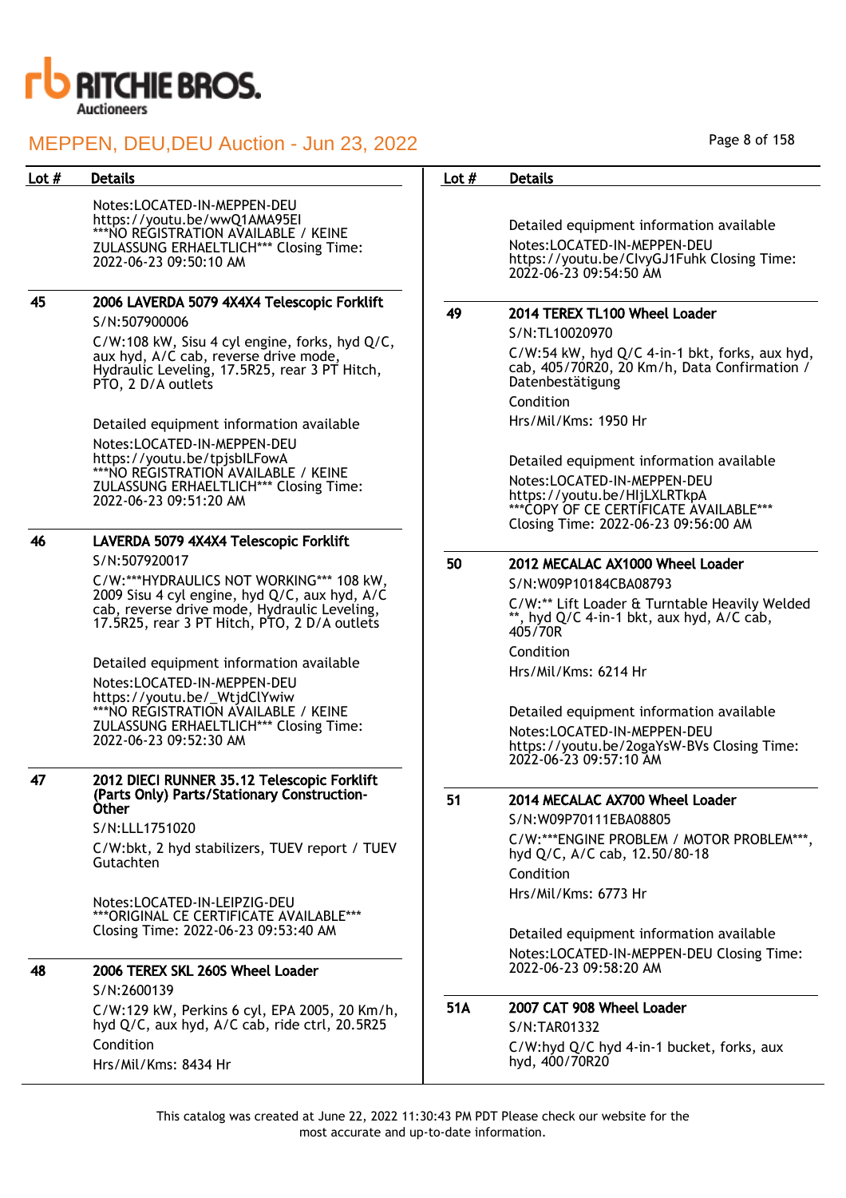| Lot # | Details |
|---|---|
| | Notes:LOCATED-IN-MEPPEN-DEU https://youtu.be/wwQ1AMA95EI ***NO REGISTRATION AVAILABLE / KEINE ZULASSUNG ERHAELTLICH*** Closing Time: 2022-06-23 09:50:10 AM |
| 45 | **2006 LAVERDA 5079 4X4X4 Telescopic Forklift**<br>S/N:507900006<br>C/W:108 kW, Sisu 4 cyl engine, forks, hyd Q/C, aux hyd, A/C cab, reverse drive mode, Hydraulic Leveling, 17.5R25, rear 3 PT Hitch, PTO, 2 D/A outlets<br><br>Detailed equipment information available<br>Notes:LOCATED-IN-MEPPEN-DEU https://youtu.be/tpjsbILFowA ***NO REGISTRATION AVAILABLE / KEINE ZULASSUNG ERHAELTLICH*** Closing Time: 2022-06-23 09:51:20 AM |
| 46 | **LAVERDA 5079 4X4X4 Telescopic Forklift**<br>S/N:507920017<br>C/W:***HYDRAULICS NOT WORKING*** 108 kW, 2009 Sisu 4 cyl engine, hyd Q/C, aux hyd, A/C cab, reverse drive mode, Hydraulic Leveling, 17.5R25, rear 3 PT Hitch, PTO, 2 D/A outlets<br><br>Detailed equipment information available<br>Notes:LOCATED-IN-MEPPEN-DEU https://youtu.be/_WtjdClYwiw ***NO REGISTRATION AVAILABLE / KEINE ZULASSUNG ERHAELTLICH*** Closing Time: 2022-06-23 09:52:30 AM |
| 47 | **2012 DIECI RUNNER 35.12 Telescopic Forklift (Parts Only) Parts/Stationary Construction-Other**<br>S/N:LLL1751020<br>C/W:bkt, 2 hyd stabilizers, TUEV report / TUEV Gutachten<br><br>Notes:LOCATED-IN-LEIPZIG-DEU ***ORIGINAL CE CERTIFICATE AVAILABLE*** Closing Time: 2022-06-23 09:53:40 AM |
| 48 | **2006 TEREX SKL 260S Wheel Loader**<br>S/N:2600139<br>C/W:129 kW, Perkins 6 cyl, EPA 2005, 20 Km/h, hyd Q/C, aux hyd, A/C cab, ride ctrl, 20.5R25<br>Condition<br>Hrs/Mil/Kms: 8434 Hr |
| | Detailed equipment information available<br>Notes:LOCATED-IN-MEPPEN-DEU https://youtu.be/ClvyGJ1Fuhk Closing Time: 2022-06-23 09:54:50 AM |
| 49 | **2014 TEREX TL100 Wheel Loader**<br>S/N:TL10020970<br>C/W:54 kW, hyd Q/C 4-in-1 bkt, forks, aux hyd, cab, 405/70R20, 20 Km/h, Data Confirmation / Datenbestätigung<br>Condition<br>Hrs/Mil/Kms: 1950 Hr<br><br>Detailed equipment information available<br>Notes:LOCATED-IN-MEPPEN-DEU https://youtu.be/HIjLXLRTkpA ***COPY OF CE CERTIFICATE AVAILABLE*** Closing Time: 2022-06-23 09:56:00 AM |
| 50 | **2012 MECALAC AX1000 Wheel Loader**<br>S/N:W09P10184CBA08793<br>C/W:** Lift Loader & Turntable Heavily Welded **, hyd Q/C 4-in-1 bkt, aux hyd, A/C cab, 405/70R<br>Condition<br>Hrs/Mil/Kms: 6214 Hr<br><br>Detailed equipment information available<br>Notes:LOCATED-IN-MEPPEN-DEU https://youtu.be/2ogaYsW-BVs Closing Time: 2022-06-23 09:57:10 AM |
| 51 | **2014 MECALAC AX700 Wheel Loader**<br>S/N:W09P70111EBA08805<br>C/W:***ENGINE PROBLEM / MOTOR PROBLEM***, hyd Q/C, A/C cab, 12.50/80-18<br>Condition<br>Hrs/Mil/Kms: 6773 Hr<br><br>Detailed equipment information available<br>Notes:LOCATED-IN-MEPPEN-DEU Closing Time: 2022-06-23 09:58:20 AM |
| 51A | **2007 CAT 908 Wheel Loader**<br>S/N:TAR01332<br>C/W:hyd Q/C hyd 4-in-1 bucket, forks, aux hyd, 400/70R20 |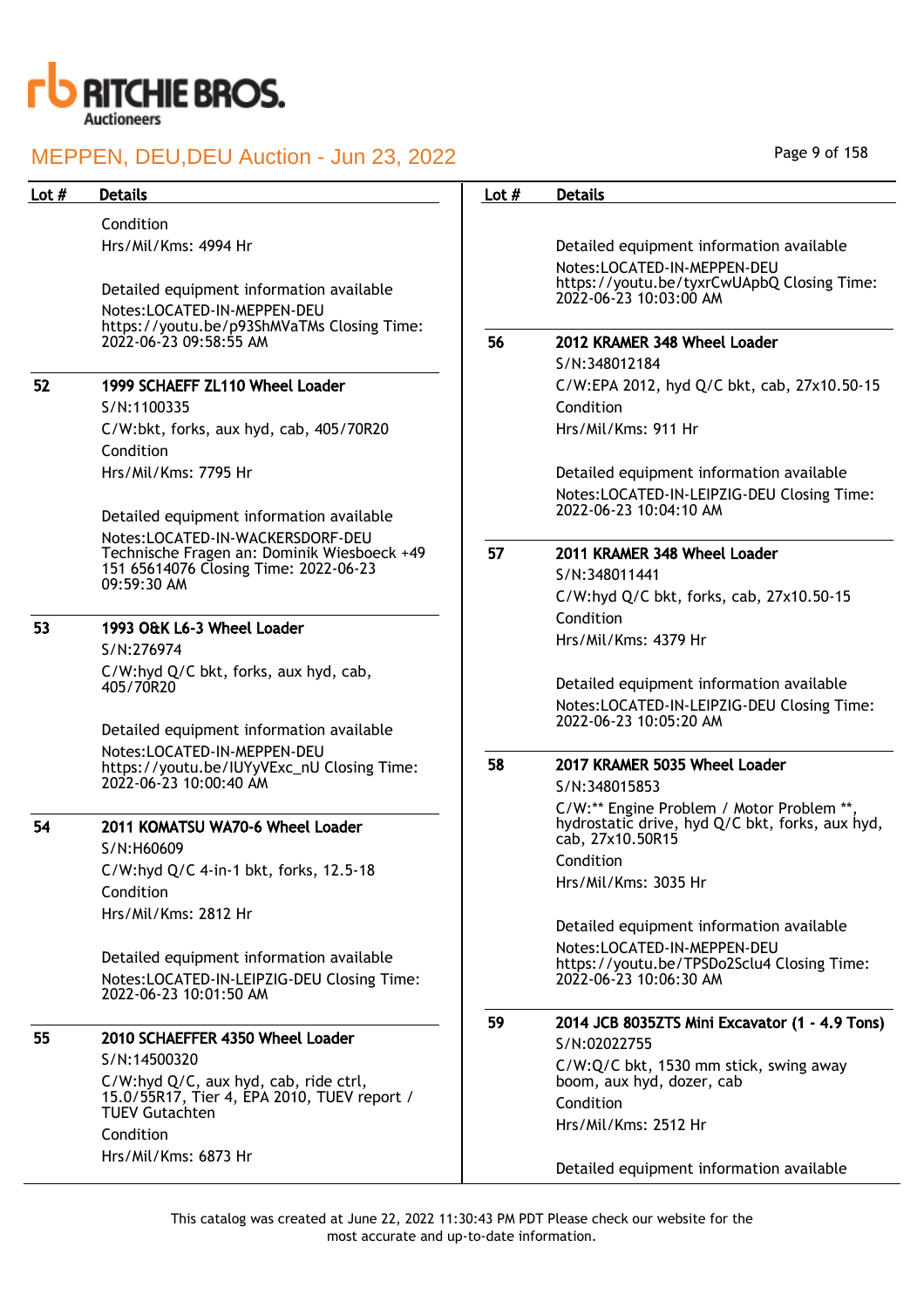Condition

Hrs/Mil/Kms: 4994 Hr

Detailed equipment information available

Notes:LOCATED-IN-MEPPEN-DEU https://youtu.be/p93ShMVaTMs Closing Time: 2022-06-23 09:58:55 AM

| Lot # | Details |
|---|---|
| 52 | **1999 SCHAEFF ZL110 Wheel Loader** |

S/N:1100335

C/W:bkt, forks, aux hyd, cab, 405/70R20

Condition

Hrs/Mil/Kms: 7795 Hr

Detailed equipment information available

Notes:LOCATED-IN-WACKERSDORF-DEU Technische Fragen an: Dominik Wiesboeck +49 151 65614076 Closing Time: 2022-06-23 09:59:30 AM

## 53 — 1993 O&K L6-3 Wheel Loader

S/N:276974

C/W:hyd Q/C bkt, forks, aux hyd, cab, 405/70R20

Detailed equipment information available

Notes:LOCATED-IN-MEPPEN-DEU https://youtu.be/IUYyVExc_nU Closing Time: 2022-06-23 10:00:40 AM

## 54 — 2011 KOMATSU WA70-6 Wheel Loader

S/N:H60609

C/W:hyd Q/C 4-in-1 bkt, forks, 12.5-18

Condition

Hrs/Mil/Kms: 2812 Hr

Detailed equipment information available

Notes:LOCATED-IN-LEIPZIG-DEU Closing Time: 2022-06-23 10:01:50 AM

## 55 — 2010 SCHAEFFER 4350 Wheel Loader

S/N:14500320

C/W:hyd Q/C, aux hyd, cab, ride ctrl, 15.0/55R17, Tier 4, EPA 2010, TUEV report / TUEV Gutachten

Condition

Hrs/Mil/Kms: 6873 Hr

Detailed equipment information available

Notes:LOCATED-IN-MEPPEN-DEU https://youtu.be/tyxrCwUApbQ Closing Time: 2022-06-23 10:03:00 AM

## 56 — 2012 KRAMER 348 Wheel Loader

S/N:348012184

C/W:EPA 2012, hyd Q/C bkt, cab, 27x10.50-15

Condition

Hrs/Mil/Kms: 911 Hr

Detailed equipment information available

Notes:LOCATED-IN-LEIPZIG-DEU Closing Time: 2022-06-23 10:04:10 AM

## 57 — 2011 KRAMER 348 Wheel Loader

S/N:348011441

C/W:hyd Q/C bkt, forks, cab, 27x10.50-15

Condition

Hrs/Mil/Kms: 4379 Hr

Detailed equipment information available

Notes:LOCATED-IN-LEIPZIG-DEU Closing Time: 2022-06-23 10:05:20 AM

## 58 — 2017 KRAMER 5035 Wheel Loader

S/N:348015853

C/W:** Engine Problem / Motor Problem **, hydrostatic drive, hyd Q/C bkt, forks, aux hyd, cab, 27x10.50R15

Condition

Hrs/Mil/Kms: 3035 Hr

Detailed equipment information available

Notes:LOCATED-IN-MEPPEN-DEU https://youtu.be/TPSDo2Sclu4 Closing Time: 2022-06-23 10:06:30 AM

## 59 — 2014 JCB 8035ZTS Mini Excavator (1 - 4.9 Tons)

S/N:02022755

C/W:Q/C bkt, 1530 mm stick, swing away boom, aux hyd, dozer, cab

Condition

Hrs/Mil/Kms: 2512 Hr

Detailed equipment information available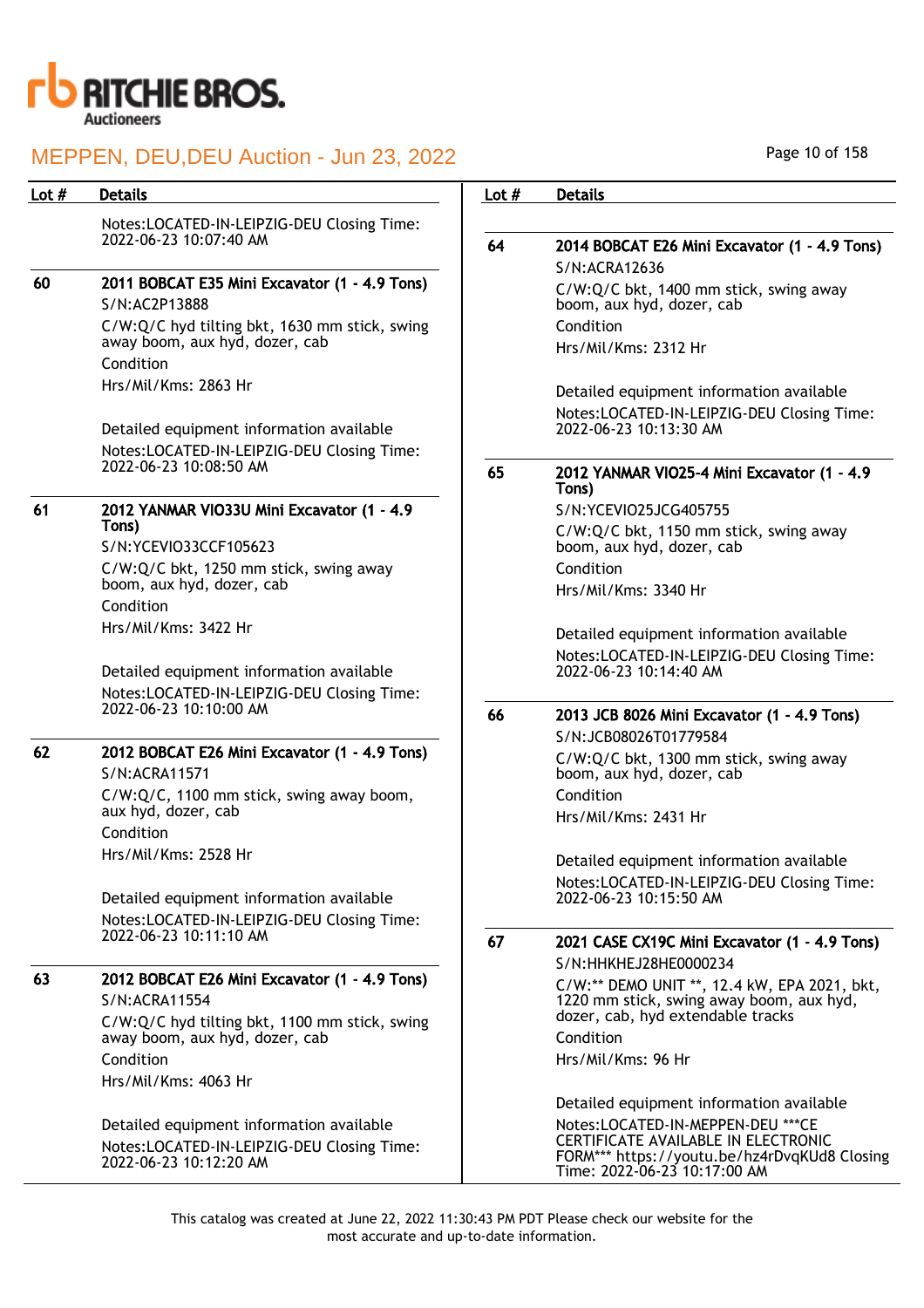| Lot # | Details |
|---|---|
| | Notes:LOCATED-IN-LEIPZIG-DEU Closing Time: 2022-06-23 10:07:40 AM |
| 60 | **2011 BOBCAT E35 Mini Excavator (1 - 4.9 Tons)**<br>S/N:AC2P13888<br>C/W:Q/C hyd tilting bkt, 1630 mm stick, swing away boom, aux hyd, dozer, cab<br>Condition<br>Hrs/Mil/Kms: 2863 Hr<br><br>Detailed equipment information available<br>Notes:LOCATED-IN-LEIPZIG-DEU Closing Time: 2022-06-23 10:08:50 AM |
| 61 | **2012 YANMAR VIO33U Mini Excavator (1 - 4.9 Tons)**<br>S/N:YCEVIO33CCF105623<br>C/W:Q/C bkt, 1250 mm stick, swing away boom, aux hyd, dozer, cab<br>Condition<br>Hrs/Mil/Kms: 3422 Hr<br><br>Detailed equipment information available<br>Notes:LOCATED-IN-LEIPZIG-DEU Closing Time: 2022-06-23 10:10:00 AM |
| 62 | **2012 BOBCAT E26 Mini Excavator (1 - 4.9 Tons)**<br>S/N:ACRA11571<br>C/W:Q/C, 1100 mm stick, swing away boom, aux hyd, dozer, cab<br>Condition<br>Hrs/Mil/Kms: 2528 Hr<br><br>Detailed equipment information available<br>Notes:LOCATED-IN-LEIPZIG-DEU Closing Time: 2022-06-23 10:11:10 AM |
| 63 | **2012 BOBCAT E26 Mini Excavator (1 - 4.9 Tons)**<br>S/N:ACRA11554<br>C/W:Q/C hyd tilting bkt, 1100 mm stick, swing away boom, aux hyd, dozer, cab<br>Condition<br>Hrs/Mil/Kms: 4063 Hr<br><br>Detailed equipment information available<br>Notes:LOCATED-IN-LEIPZIG-DEU Closing Time: 2022-06-23 10:12:20 AM |
| 64 | **2014 BOBCAT E26 Mini Excavator (1 - 4.9 Tons)**<br>S/N:ACRA12636<br>C/W:Q/C bkt, 1400 mm stick, swing away boom, aux hyd, dozer, cab<br>Condition<br>Hrs/Mil/Kms: 2312 Hr<br><br>Detailed equipment information available<br>Notes:LOCATED-IN-LEIPZIG-DEU Closing Time: 2022-06-23 10:13:30 AM |
| 65 | **2012 YANMAR VIO25-4 Mini Excavator (1 - 4.9 Tons)**<br>S/N:YCEVIO25JCG405755<br>C/W:Q/C bkt, 1150 mm stick, swing away boom, aux hyd, dozer, cab<br>Condition<br>Hrs/Mil/Kms: 3340 Hr<br><br>Detailed equipment information available<br>Notes:LOCATED-IN-LEIPZIG-DEU Closing Time: 2022-06-23 10:14:40 AM |
| 66 | **2013 JCB 8026 Mini Excavator (1 - 4.9 Tons)**<br>S/N:JCB08026T01779584<br>C/W:Q/C bkt, 1300 mm stick, swing away boom, aux hyd, dozer, cab<br>Condition<br>Hrs/Mil/Kms: 2431 Hr<br><br>Detailed equipment information available<br>Notes:LOCATED-IN-LEIPZIG-DEU Closing Time: 2022-06-23 10:15:50 AM |
| 67 | **2021 CASE CX19C Mini Excavator (1 - 4.9 Tons)**<br>S/N:HHKHEJ28HE0000234<br>C/W:** DEMO UNIT **, 12.4 kW, EPA 2021, bkt, 1220 mm stick, swing away boom, aux hyd, dozer, cab, hyd extendable tracks<br>Condition<br>Hrs/Mil/Kms: 96 Hr<br><br>Detailed equipment information available<br>Notes:LOCATED-IN-MEPPEN-DEU ***CE CERTIFICATE AVAILABLE IN ELECTRONIC FORM*** https://youtu.be/hz4rDvqKUd8 Closing Time: 2022-06-23 10:17:00 AM |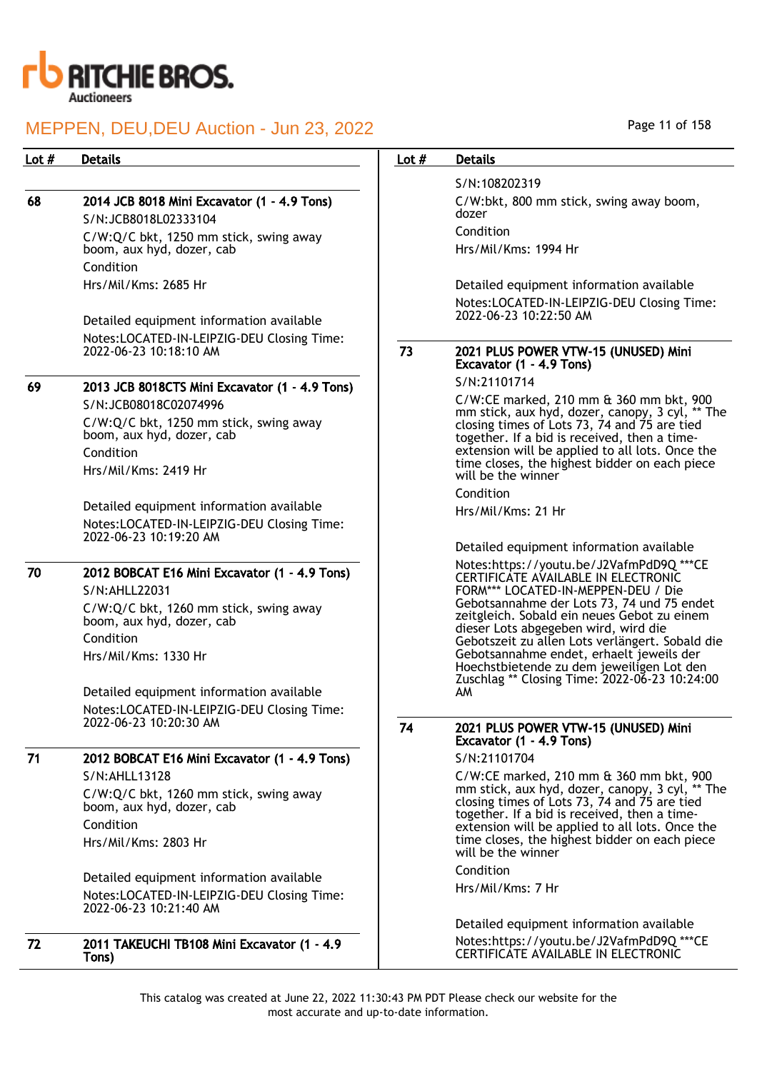# MEPPEN, DEU,DEU Auction - Jun 23, 2022

| Lot # | Details |
|---|---|
| 68 | **2014 JCB 8018 Mini Excavator (1 - 4.9 Tons)**<br>S/N:JCB8018L02333104<br>C/W:Q/C bkt, 1250 mm stick, swing away boom, aux hyd, dozer, cab<br>Condition<br>Hrs/Mil/Kms: 2685 Hr<br><br>Detailed equipment information available<br>Notes:LOCATED-IN-LEIPZIG-DEU Closing Time: 2022-06-23 10:18:10 AM |
| 69 | **2013 JCB 8018CTS Mini Excavator (1 - 4.9 Tons)**<br>S/N:JCB08018C02074996<br>C/W:Q/C bkt, 1250 mm stick, swing away boom, aux hyd, dozer, cab<br>Condition<br>Hrs/Mil/Kms: 2419 Hr<br><br>Detailed equipment information available<br>Notes:LOCATED-IN-LEIPZIG-DEU Closing Time: 2022-06-23 10:19:20 AM |
| 70 | **2012 BOBCAT E16 Mini Excavator (1 - 4.9 Tons)**<br>S/N:AHLL22031<br>C/W:Q/C bkt, 1260 mm stick, swing away boom, aux hyd, dozer, cab<br>Condition<br>Hrs/Mil/Kms: 1330 Hr<br><br>Detailed equipment information available<br>Notes:LOCATED-IN-LEIPZIG-DEU Closing Time: 2022-06-23 10:20:30 AM |
| 71 | **2012 BOBCAT E16 Mini Excavator (1 - 4.9 Tons)**<br>S/N:AHLL13128<br>C/W:Q/C bkt, 1260 mm stick, swing away boom, aux hyd, dozer, cab<br>Condition<br>Hrs/Mil/Kms: 2803 Hr<br><br>Detailed equipment information available<br>Notes:LOCATED-IN-LEIPZIG-DEU Closing Time: 2022-06-23 10:21:40 AM |
| 72 | **2011 TAKEUCHI TB108 Mini Excavator (1 - 4.9 Tons)**<br>S/N:108202319<br>C/W:bkt, 800 mm stick, swing away boom, dozer<br>Condition<br>Hrs/Mil/Kms: 1994 Hr<br><br>Detailed equipment information available<br>Notes:LOCATED-IN-LEIPZIG-DEU Closing Time: 2022-06-23 10:22:50 AM |
| 73 | **2021 PLUS POWER VTW-15 (UNUSED) Mini Excavator (1 - 4.9 Tons)**<br>S/N:21101714<br>C/W:CE marked, 210 mm & 360 mm bkt, 900 mm stick, aux hyd, dozer, canopy, 3 cyl, ** The closing times of Lots 73, 74 and 75 are tied together. If a bid is received, then a time-extension will be applied to all lots. Once the time closes, the highest bidder on each piece will be the winner<br>Condition<br>Hrs/Mil/Kms: 21 Hr<br><br>Detailed equipment information available<br>Notes:https://youtu.be/J2VafmPdD9Q ***CE CERTIFICATE AVAILABLE IN ELECTRONIC FORM*** LOCATED-IN-MEPPEN-DEU / Die Gebotsannahme der Lots 73, 74 und 75 endet zeitgleich. Sobald ein neues Gebot zu einem dieser Lots abgegeben wird, wird die Gebotszeit zu allen Lots verlängert. Sobald die Gebotsannahme endet, erhaelt jeweils der Hoechstbietende zu dem jeweiligen Lot den Zuschlag ** Closing Time: 2022-06-23 10:24:00 AM |
| 74 | **2021 PLUS POWER VTW-15 (UNUSED) Mini Excavator (1 - 4.9 Tons)**<br>S/N:21101704<br>C/W:CE marked, 210 mm & 360 mm bkt, 900 mm stick, aux hyd, dozer, canopy, 3 cyl, ** The closing times of Lots 73, 74 and 75 are tied together. If a bid is received, then a time-extension will be applied to all lots. Once the time closes, the highest bidder on each piece will be the winner<br>Condition<br>Hrs/Mil/Kms: 7 Hr<br><br>Detailed equipment information available<br>Notes:https://youtu.be/J2VafmPdD9Q ***CE CERTIFICATE AVAILABLE IN ELECTRONIC |

This catalog was created at June 22, 2022 11:30:43 PM PDT Please check our website for the most accurate and up-to-date information.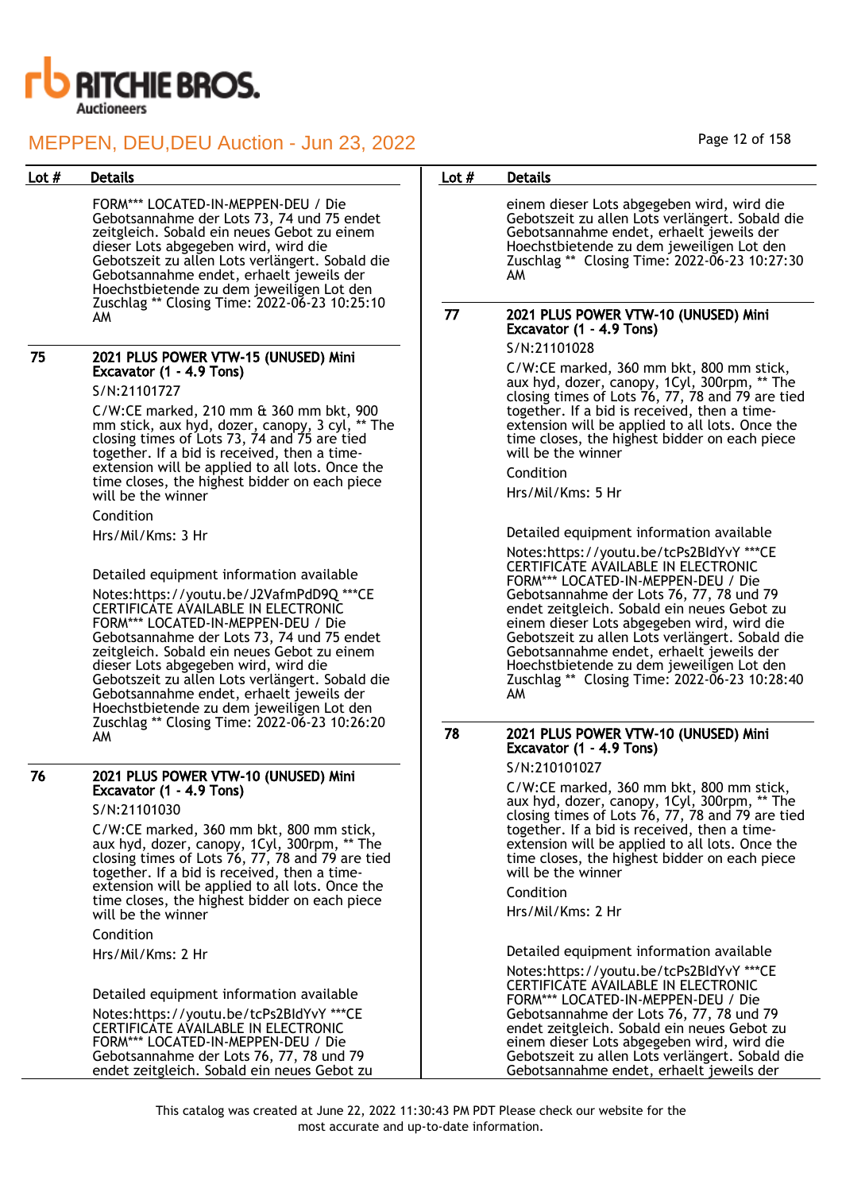| Lot # | Details |
|---|---|
| | FORM*** LOCATED-IN-MEPPEN-DEU / Die Gebotsannahme der Lots 73, 74 und 75 endet zeitgleich. Sobald ein neues Gebot zu einem dieser Lots abgegeben wird, wird die Gebotszeit zu allen Lots verlängert. Sobald die Gebotsannahme endet, erhaelt jeweils der Hoechstbietende zu dem jeweiligen Lot den Zuschlag ** Closing Time: 2022-06-23 10:25:10 AM |
| 75 | **2021 PLUS POWER VTW-15 (UNUSED) Mini Excavator (1 - 4.9 Tons)**<br>S/N:21101727<br>C/W:CE marked, 210 mm & 360 mm bkt, 900 mm stick, aux hyd, dozer, canopy, 3 cyl, ** The closing times of Lots 73, 74 and 75 are tied together. If a bid is received, then a time-extension will be applied to all lots. Once the time closes, the highest bidder on each piece will be the winner<br>Condition<br>Hrs/Mil/Kms: 3 Hr<br>Detailed equipment information available<br>Notes:https://youtu.be/J2VafmPdD9Q ***CE CERTIFICATE AVAILABLE IN ELECTRONIC FORM*** LOCATED-IN-MEPPEN-DEU / Die Gebotsannahme der Lots 73, 74 und 75 endet zeitgleich. Sobald ein neues Gebot zu einem dieser Lots abgegeben wird, wird die Gebotszeit zu allen Lots verlängert. Sobald die Gebotsannahme endet, erhaelt jeweils der Hoechstbietende zu dem jeweiligen Lot den Zuschlag ** Closing Time: 2022-06-23 10:26:20 AM |
| 76 | **2021 PLUS POWER VTW-10 (UNUSED) Mini Excavator (1 - 4.9 Tons)**<br>S/N:21101030<br>C/W:CE marked, 360 mm bkt, 800 mm stick, aux hyd, dozer, canopy, 1Cyl, 300rpm, ** The closing times of Lots 76, 77, 78 and 79 are tied together. If a bid is received, then a time-extension will be applied to all lots. Once the time closes, the highest bidder on each piece will be the winner<br>Condition<br>Hrs/Mil/Kms: 2 Hr<br>Detailed equipment information available<br>Notes:https://youtu.be/tcPs2BIdYvY ***CE CERTIFICATE AVAILABLE IN ELECTRONIC FORM*** LOCATED-IN-MEPPEN-DEU / Die Gebotsannahme der Lots 76, 77, 78 und 79 endet zeitgleich. Sobald ein neues Gebot zu einem dieser Lots abgegeben wird, wird die Gebotszeit zu allen Lots verlängert. Sobald die Gebotsannahme endet, erhaelt jeweils der Hoechstbietende zu dem jeweiligen Lot den Zuschlag ** Closing Time: 2022-06-23 10:27:30 AM |
| 77 | **2021 PLUS POWER VTW-10 (UNUSED) Mini Excavator (1 - 4.9 Tons)**<br>S/N:21101028<br>C/W:CE marked, 360 mm bkt, 800 mm stick, aux hyd, dozer, canopy, 1Cyl, 300rpm, ** The closing times of Lots 76, 77, 78 and 79 are tied together. If a bid is received, then a time-extension will be applied to all lots. Once the time closes, the highest bidder on each piece will be the winner<br>Condition<br>Hrs/Mil/Kms: 5 Hr<br>Detailed equipment information available<br>Notes:https://youtu.be/tcPs2BIdYvY ***CE CERTIFICATE AVAILABLE IN ELECTRONIC FORM*** LOCATED-IN-MEPPEN-DEU / Die Gebotsannahme der Lots 76, 77, 78 und 79 endet zeitgleich. Sobald ein neues Gebot zu einem dieser Lots abgegeben wird, wird die Gebotszeit zu allen Lots verlängert. Sobald die Gebotsannahme endet, erhaelt jeweils der Hoechstbietende zu dem jeweiligen Lot den Zuschlag ** Closing Time: 2022-06-23 10:28:40 AM |
| 78 | **2021 PLUS POWER VTW-10 (UNUSED) Mini Excavator (1 - 4.9 Tons)**<br>S/N:210101027<br>C/W:CE marked, 360 mm bkt, 800 mm stick, aux hyd, dozer, canopy, 1Cyl, 300rpm, ** The closing times of Lots 76, 77, 78 and 79 are tied together. If a bid is received, then a time-extension will be applied to all lots. Once the time closes, the highest bidder on each piece will be the winner<br>Condition<br>Hrs/Mil/Kms: 2 Hr<br>Detailed equipment information available<br>Notes:https://youtu.be/tcPs2BIdYvY ***CE CERTIFICATE AVAILABLE IN ELECTRONIC FORM*** LOCATED-IN-MEPPEN-DEU / Die Gebotsannahme der Lots 76, 77, 78 und 79 endet zeitgleich. Sobald ein neues Gebot zu einem dieser Lots abgegeben wird, wird die Gebotszeit zu allen Lots verlängert. Sobald die Gebotsannahme endet, erhaelt jeweils der |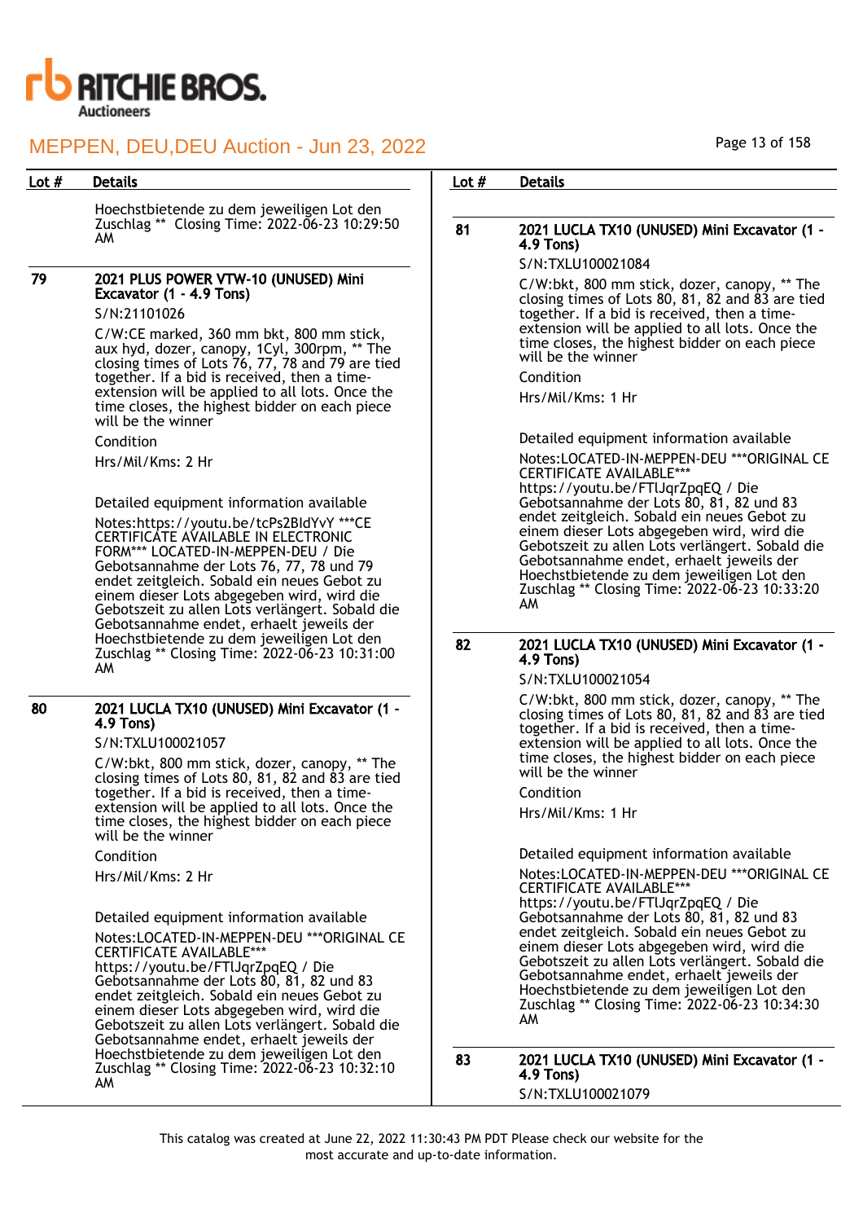| Lot # | Details |
|---|---|
| | Hoechstbietende zu dem jeweiligen Lot den Zuschlag ** Closing Time: 2022-06-23 10:29:50 AM |
| 79 | **2021 PLUS POWER VTW-10 (UNUSED) Mini Excavator (1 - 4.9 Tons)**<br>S/N:21101026<br>C/W:CE marked, 360 mm bkt, 800 mm stick, aux hyd, dozer, canopy, 1Cyl, 300rpm, ** The closing times of Lots 76, 77, 78 and 79 are tied together. If a bid is received, then a time-extension will be applied to all lots. Once the time closes, the highest bidder on each piece will be the winner<br>Condition<br>Hrs/Mil/Kms: 2 Hr<br><br>Detailed equipment information available<br>Notes:https://youtu.be/tcPs2BIdYvY ***CE CERTIFICATE AVAILABLE IN ELECTRONIC FORM*** LOCATED-IN-MEPPEN-DEU / Die Gebotsannahme der Lots 76, 77, 78 und 79 endet zeitgleich. Sobald ein neues Gebot zu einem dieser Lots abgegeben wird, wird die Gebotszeit zu allen Lots verlängert. Sobald die Gebotsannahme endet, erhaelt jeweils der Hoechstbietende zu dem jeweiligen Lot den Zuschlag ** Closing Time: 2022-06-23 10:31:00 AM |
| 80 | **2021 LUCLA TX10 (UNUSED) Mini Excavator (1 - 4.9 Tons)**<br>S/N:TXLU100021057<br>C/W:bkt, 800 mm stick, dozer, canopy, ** The closing times of Lots 80, 81, 82 and 83 are tied together. If a bid is received, then a time-extension will be applied to all lots. Once the time closes, the highest bidder on each piece will be the winner<br>Condition<br>Hrs/Mil/Kms: 2 Hr<br><br>Detailed equipment information available<br>Notes:LOCATED-IN-MEPPEN-DEU ***ORIGINAL CE CERTIFICATE AVAILABLE*** https://youtu.be/FTlJqrZpqEQ / Die Gebotsannahme der Lots 80, 81, 82 und 83 endet zeitgleich. Sobald ein neues Gebot zu einem dieser Lots abgegeben wird, wird die Gebotszeit zu allen Lots verlängert. Sobald die Gebotsannahme endet, erhaelt jeweils der Hoechstbietende zu dem jeweiligen Lot den Zuschlag ** Closing Time: 2022-06-23 10:32:10 AM |
| 81 | **2021 LUCLA TX10 (UNUSED) Mini Excavator (1 - 4.9 Tons)**<br>S/N:TXLU100021084<br>C/W:bkt, 800 mm stick, dozer, canopy, ** The closing times of Lots 80, 81, 82 and 83 are tied together. If a bid is received, then a time-extension will be applied to all lots. Once the time closes, the highest bidder on each piece will be the winner<br>Condition<br>Hrs/Mil/Kms: 1 Hr<br><br>Detailed equipment information available<br>Notes:LOCATED-IN-MEPPEN-DEU ***ORIGINAL CE CERTIFICATE AVAILABLE*** https://youtu.be/FTlJqrZpqEQ / Die Gebotsannahme der Lots 80, 81, 82 und 83 endet zeitgleich. Sobald ein neues Gebot zu einem dieser Lots abgegeben wird, wird die Gebotszeit zu allen Lots verlängert. Sobald die Gebotsannahme endet, erhaelt jeweils der Hoechstbietende zu dem jeweiligen Lot den Zuschlag ** Closing Time: 2022-06-23 10:33:20 AM |
| 82 | **2021 LUCLA TX10 (UNUSED) Mini Excavator (1 - 4.9 Tons)**<br>S/N:TXLU100021054<br>C/W:bkt, 800 mm stick, dozer, canopy, ** The closing times of Lots 80, 81, 82 and 83 are tied together. If a bid is received, then a time-extension will be applied to all lots. Once the time closes, the highest bidder on each piece will be the winner<br>Condition<br>Hrs/Mil/Kms: 1 Hr<br><br>Detailed equipment information available<br>Notes:LOCATED-IN-MEPPEN-DEU ***ORIGINAL CE CERTIFICATE AVAILABLE*** https://youtu.be/FTlJqrZpqEQ / Die Gebotsannahme der Lots 80, 81, 82 und 83 endet zeitgleich. Sobald ein neues Gebot zu einem dieser Lots abgegeben wird, wird die Gebotszeit zu allen Lots verlängert. Sobald die Gebotsannahme endet, erhaelt jeweils der Hoechstbietende zu dem jeweiligen Lot den Zuschlag ** Closing Time: 2022-06-23 10:34:30 AM |
| 83 | **2021 LUCLA TX10 (UNUSED) Mini Excavator (1 - 4.9 Tons)**<br>S/N:TXLU100021079 |

This catalog was created at June 22, 2022 11:30:43 PM PDT Please check our website for the most accurate and up-to-date information.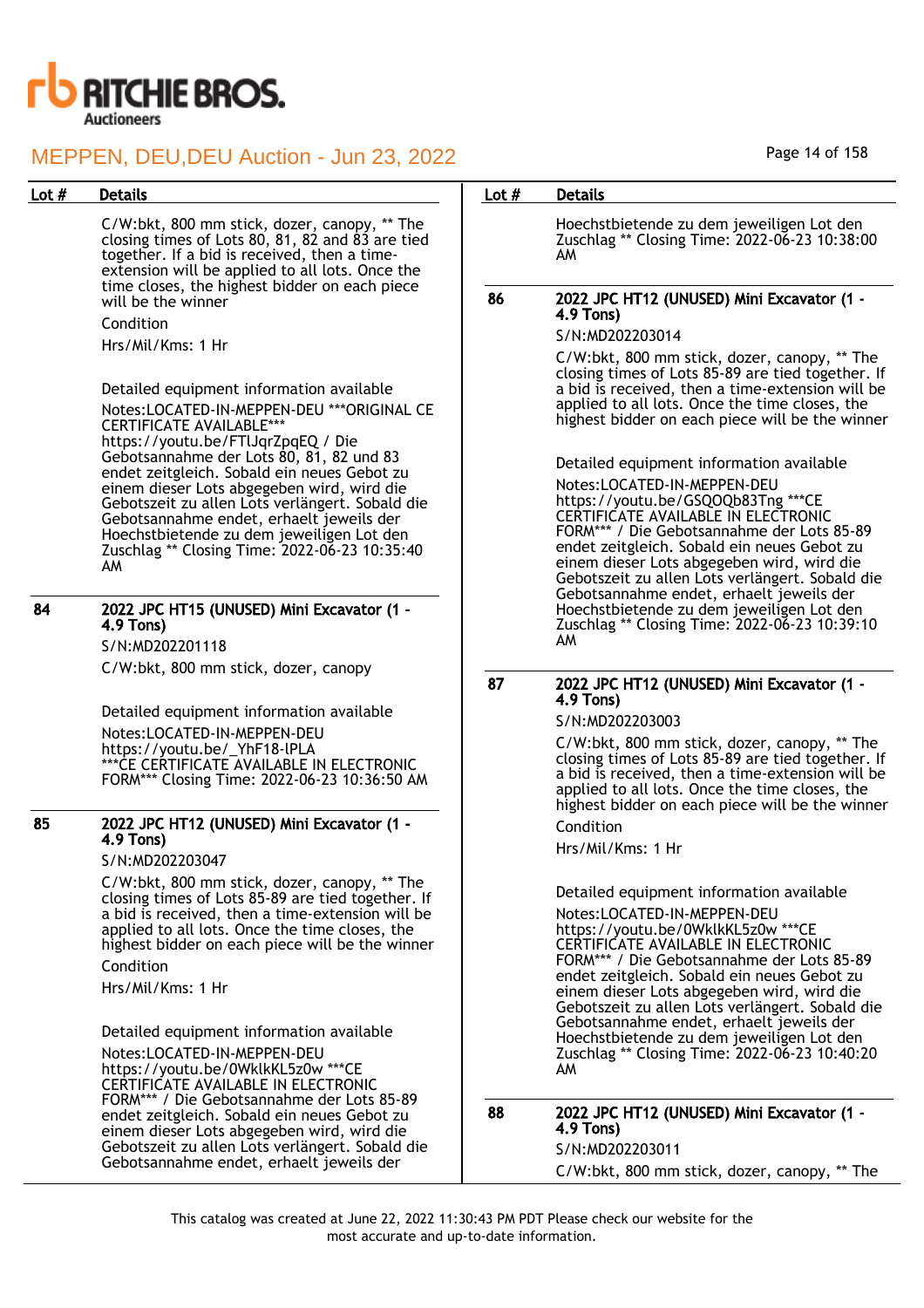| Lot # | Details |
|---|---|
| | C/W:bkt, 800 mm stick, dozer, canopy, ** The closing times of Lots 80, 81, 82 and 83 are tied together. If a bid is received, then a time-extension will be applied to all lots. Once the time closes, the highest bidder on each piece will be the winner<br>Condition<br>Hrs/Mil/Kms: 1 Hr<br><br>Detailed equipment information available<br>Notes:LOCATED-IN-MEPPEN-DEU ***ORIGINAL CE CERTIFICATE AVAILABLE*** https://youtu.be/FTlJqrZpqEQ / Die Gebotsannahme der Lots 80, 81, 82 und 83 endet zeitgleich. Sobald ein neues Gebot zu einem dieser Lots abgegeben wird, wird die Gebotszeit zu allen Lots verlängert. Sobald die Gebotsannahme endet, erhaelt jeweils der Hoechstbietende zu dem jeweiligen Lot den Zuschlag ** Closing Time: 2022-06-23 10:35:40 AM |
| 84 | **2022 JPC HT15 (UNUSED) Mini Excavator (1 - 4.9 Tons)**<br>S/N:MD202201118<br>C/W:bkt, 800 mm stick, dozer, canopy<br><br>Detailed equipment information available<br>Notes:LOCATED-IN-MEPPEN-DEU https://youtu.be/_YhF18-lPLA ***CE CERTIFICATE AVAILABLE IN ELECTRONIC FORM*** Closing Time: 2022-06-23 10:36:50 AM |
| 85 | **2022 JPC HT12 (UNUSED) Mini Excavator (1 - 4.9 Tons)**<br>S/N:MD202203047<br>C/W:bkt, 800 mm stick, dozer, canopy, ** The closing times of Lots 85-89 are tied together. If a bid is received, then a time-extension will be applied to all lots. Once the time closes, the highest bidder on each piece will be the winner<br>Condition<br>Hrs/Mil/Kms: 1 Hr<br><br>Detailed equipment information available<br>Notes:LOCATED-IN-MEPPEN-DEU https://youtu.be/0WklkKL5z0w ***CE CERTIFICATE AVAILABLE IN ELECTRONIC FORM*** / Die Gebotsannahme der Lots 85-89 endet zeitgleich. Sobald ein neues Gebot zu einem dieser Lots abgegeben wird, wird die Gebotszeit zu allen Lots verlängert. Sobald die Gebotsannahme endet, erhaelt jeweils der Hoechstbietende zu dem jeweiligen Lot den Zuschlag ** Closing Time: 2022-06-23 10:38:00 AM |
| 86 | **2022 JPC HT12 (UNUSED) Mini Excavator (1 - 4.9 Tons)**<br>S/N:MD202203014<br>C/W:bkt, 800 mm stick, dozer, canopy, ** The closing times of Lots 85-89 are tied together. If a bid is received, then a time-extension will be applied to all lots. Once the time closes, the highest bidder on each piece will be the winner<br><br>Detailed equipment information available<br>Notes:LOCATED-IN-MEPPEN-DEU https://youtu.be/GSQOQb83Tng ***CE CERTIFICATE AVAILABLE IN ELECTRONIC FORM*** / Die Gebotsannahme der Lots 85-89 endet zeitgleich. Sobald ein neues Gebot zu einem dieser Lots abgegeben wird, wird die Gebotszeit zu allen Lots verlängert. Sobald die Gebotsannahme endet, erhaelt jeweils der Hoechstbietende zu dem jeweiligen Lot den Zuschlag ** Closing Time: 2022-06-23 10:39:10 AM |
| 87 | **2022 JPC HT12 (UNUSED) Mini Excavator (1 - 4.9 Tons)**<br>S/N:MD202203003<br>C/W:bkt, 800 mm stick, dozer, canopy, ** The closing times of Lots 85-89 are tied together. If a bid is received, then a time-extension will be applied to all lots. Once the time closes, the highest bidder on each piece will be the winner<br>Condition<br>Hrs/Mil/Kms: 1 Hr<br><br>Detailed equipment information available<br>Notes:LOCATED-IN-MEPPEN-DEU https://youtu.be/0WklkKL5z0w ***CE CERTIFICATE AVAILABLE IN ELECTRONIC FORM*** / Die Gebotsannahme der Lots 85-89 endet zeitgleich. Sobald ein neues Gebot zu einem dieser Lots abgegeben wird, wird die Gebotszeit zu allen Lots verlängert. Sobald die Gebotsannahme endet, erhaelt jeweils der Hoechstbietende zu dem jeweiligen Lot den Zuschlag ** Closing Time: 2022-06-23 10:40:20 AM |
| 88 | **2022 JPC HT12 (UNUSED) Mini Excavator (1 - 4.9 Tons)**<br>S/N:MD202203011<br>C/W:bkt, 800 mm stick, dozer, canopy, ** The |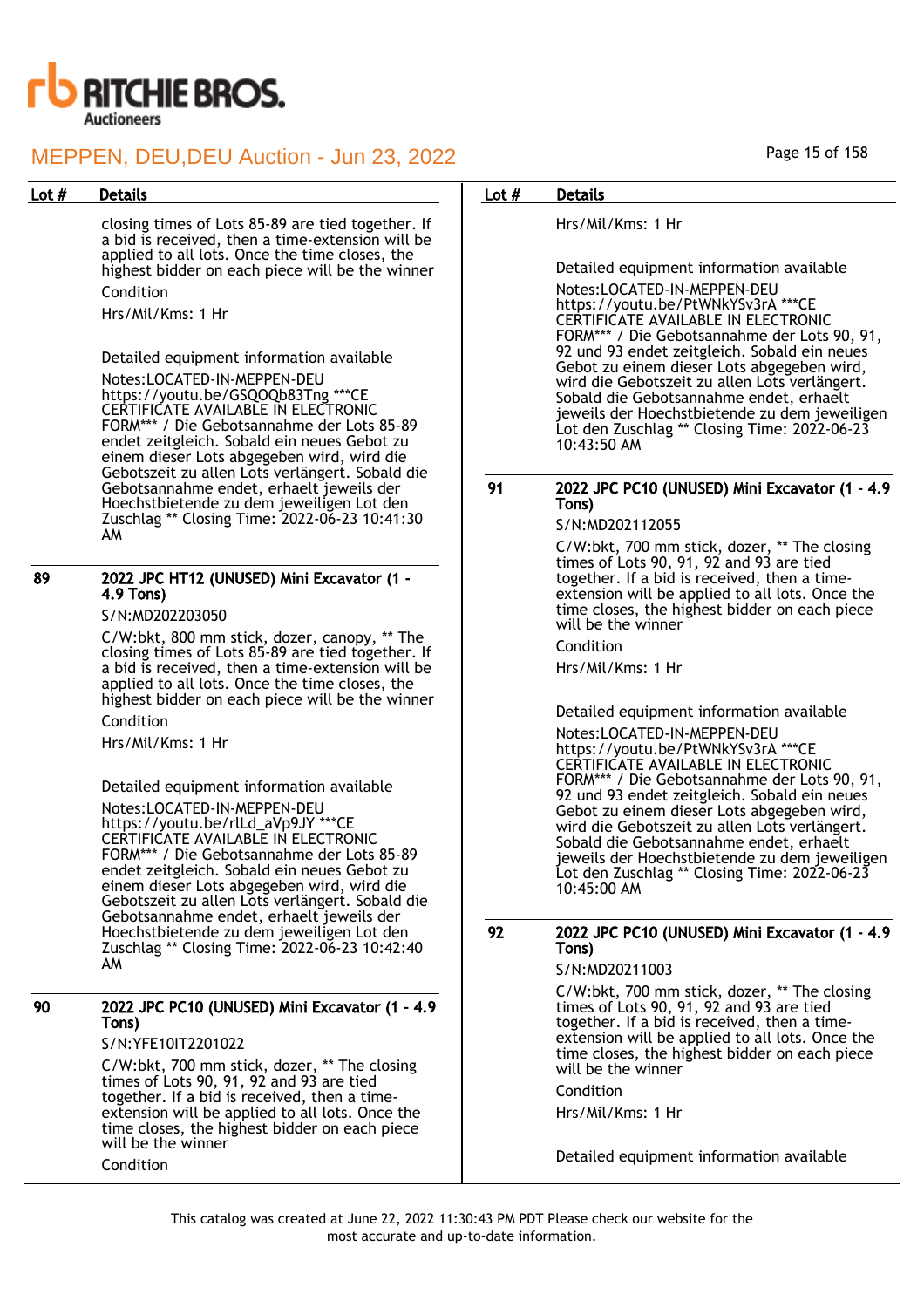| Lot # | Details |
| --- | --- |
| | closing times of Lots 85-89 are tied together. If a bid is received, then a time-extension will be applied to all lots. Once the time closes, the highest bidder on each piece will be the winner<br>Condition<br>Hrs/Mil/Kms: 1 Hr<br><br>Detailed equipment information available<br>Notes:LOCATED-IN-MEPPEN-DEU https://youtu.be/GSQOQb83Tng ***CE CERTIFICATE AVAILABLE IN ELECTRONIC FORM*** / Die Gebotsannahme der Lots 85-89 endet zeitgleich. Sobald ein neues Gebot zu einem dieser Lots abgegeben wird, wird die Gebotszeit zu allen Lots verlängert. Sobald die Gebotsannahme endet, erhaelt jeweils der Hoechstbietende zu dem jeweiligen Lot den Zuschlag ** Closing Time: 2022-06-23 10:41:30 AM |
| 89 | **2022 JPC HT12 (UNUSED) Mini Excavator (1 - 4.9 Tons)**<br>S/N:MD202203050<br>C/W:bkt, 800 mm stick, dozer, canopy, ** The closing times of Lots 85-89 are tied together. If a bid is received, then a time-extension will be applied to all lots. Once the time closes, the highest bidder on each piece will be the winner<br>Condition<br>Hrs/Mil/Kms: 1 Hr<br><br>Detailed equipment information available<br>Notes:LOCATED-IN-MEPPEN-DEU https://youtu.be/rlLd_aVp9JY ***CE CERTIFICATE AVAILABLE IN ELECTRONIC FORM*** / Die Gebotsannahme der Lots 85-89 endet zeitgleich. Sobald ein neues Gebot zu einem dieser Lots abgegeben wird, wird die Gebotszeit zu allen Lots verlängert. Sobald die Gebotsannahme endet, erhaelt jeweils der Hoechstbietende zu dem jeweiligen Lot den Zuschlag ** Closing Time: 2022-06-23 10:42:40 AM |
| 90 | **2022 JPC PC10 (UNUSED) Mini Excavator (1 - 4.9 Tons)**<br>S/N:YFE10IT2201022<br>C/W:bkt, 700 mm stick, dozer, ** The closing times of Lots 90, 91, 92 and 93 are tied together. If a bid is received, then a time-extension will be applied to all lots. Once the time closes, the highest bidder on each piece will be the winner<br>Condition<br>Hrs/Mil/Kms: 1 Hr<br><br>Detailed equipment information available<br>Notes:LOCATED-IN-MEPPEN-DEU https://youtu.be/PtWNkYSv3rA ***CE CERTIFICATE AVAILABLE IN ELECTRONIC FORM*** / Die Gebotsannahme der Lots 90, 91, 92 und 93 endet zeitgleich. Sobald ein neues Gebot zu einem dieser Lots abgegeben wird, wird die Gebotszeit zu allen Lots verlängert. Sobald die Gebotsannahme endet, erhaelt jeweils der Hoechstbietende zu dem jeweiligen Lot den Zuschlag ** Closing Time: 2022-06-23 10:43:50 AM |
| 91 | **2022 JPC PC10 (UNUSED) Mini Excavator (1 - 4.9 Tons)**<br>S/N:MD202112055<br>C/W:bkt, 700 mm stick, dozer, ** The closing times of Lots 90, 91, 92 and 93 are tied together. If a bid is received, then a time-extension will be applied to all lots. Once the time closes, the highest bidder on each piece will be the winner<br>Condition<br>Hrs/Mil/Kms: 1 Hr<br><br>Detailed equipment information available<br>Notes:LOCATED-IN-MEPPEN-DEU https://youtu.be/PtWNkYSv3rA ***CE CERTIFICATE AVAILABLE IN ELECTRONIC FORM*** / Die Gebotsannahme der Lots 90, 91, 92 und 93 endet zeitgleich. Sobald ein neues Gebot zu einem dieser Lots abgegeben wird, wird die Gebotszeit zu allen Lots verlängert. Sobald die Gebotsannahme endet, erhaelt jeweils der Hoechstbietende zu dem jeweiligen Lot den Zuschlag ** Closing Time: 2022-06-23 10:45:00 AM |
| 92 | **2022 JPC PC10 (UNUSED) Mini Excavator (1 - 4.9 Tons)**<br>S/N:MD20211003<br>C/W:bkt, 700 mm stick, dozer, ** The closing times of Lots 90, 91, 92 and 93 are tied together. If a bid is received, then a time-extension will be applied to all lots. Once the time closes, the highest bidder on each piece will be the winner<br>Condition<br>Hrs/Mil/Kms: 1 Hr<br><br>Detailed equipment information available |

This catalog was created at June 22, 2022 11:30:43 PM PDT Please check our website for the most accurate and up-to-date information.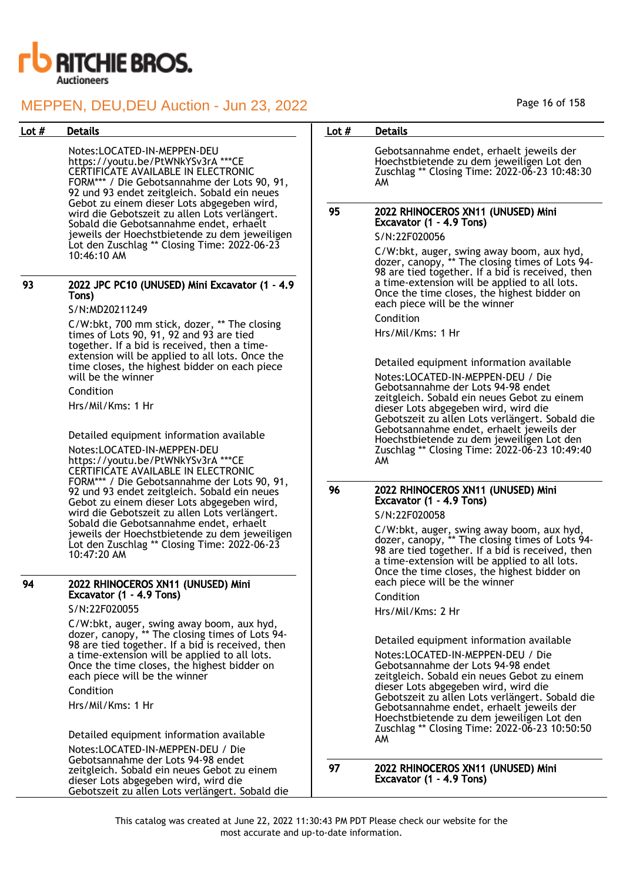| Lot # | Details |
|---|---|
| | Notes:LOCATED-IN-MEPPEN-DEU https://youtu.be/PtWNkYSv3rA ***CE CERTIFICATE AVAILABLE IN ELECTRONIC FORM*** / Die Gebotsannahme der Lots 90, 91, 92 und 93 endet zeitgleich. Sobald ein neues Gebot zu einem dieser Lots abgegeben wird, wird die Gebotszeit zu allen Lots verlängert. Sobald die Gebotsannahme endet, erhaelt jeweils der Hoechstbietende zu dem jeweiligen Lot den Zuschlag ** Closing Time: 2022-06-23 10:46:10 AM |
| 93 | **2022 JPC PC10 (UNUSED) Mini Excavator (1 - 4.9 Tons)**<br>S/N:MD20211249<br>C/W:bkt, 700 mm stick, dozer, ** The closing times of Lots 90, 91, 92 and 93 are tied together. If a bid is received, then a time-extension will be applied to all lots. Once the time closes, the highest bidder on each piece will be the winner<br>Condition<br>Hrs/Mil/Kms: 1 Hr<br>Detailed equipment information available<br>Notes:LOCATED-IN-MEPPEN-DEU https://youtu.be/PtWNkYSv3rA ***CE CERTIFICATE AVAILABLE IN ELECTRONIC FORM*** / Die Gebotsannahme der Lots 90, 91, 92 und 93 endet zeitgleich. Sobald ein neues Gebot zu einem dieser Lots abgegeben wird, wird die Gebotszeit zu allen Lots verlängert. Sobald die Gebotsannahme endet, erhaelt jeweils der Hoechstbietende zu dem jeweiligen Lot den Zuschlag ** Closing Time: 2022-06-23 10:47:20 AM |
| 94 | **2022 RHINOCEROS XN11 (UNUSED) Mini Excavator (1 - 4.9 Tons)**<br>S/N:22F020055<br>C/W:bkt, auger, swing away boom, aux hyd, dozer, canopy, ** The closing times of Lots 94-98 are tied together. If a bid is received, then a time-extension will be applied to all lots. Once the time closes, the highest bidder on each piece will be the winner<br>Condition<br>Hrs/Mil/Kms: 1 Hr<br>Detailed equipment information available<br>Notes:LOCATED-IN-MEPPEN-DEU / Die Gebotsannahme der Lots 94-98 endet zeitgleich. Sobald ein neues Gebot zu einem dieser Lots abgegeben wird, wird die Gebotszeit zu allen Lots verlängert. Sobald die Gebotsannahme endet, erhaelt jeweils der Hoechstbietende zu dem jeweiligen Lot den Zuschlag ** Closing Time: 2022-06-23 10:48:30 AM |
| 95 | **2022 RHINOCEROS XN11 (UNUSED) Mini Excavator (1 - 4.9 Tons)**<br>S/N:22F020056<br>C/W:bkt, auger, swing away boom, aux hyd, dozer, canopy, ** The closing times of Lots 94-98 are tied together. If a bid is received, then a time-extension will be applied to all lots. Once the time closes, the highest bidder on each piece will be the winner<br>Condition<br>Hrs/Mil/Kms: 1 Hr<br>Detailed equipment information available<br>Notes:LOCATED-IN-MEPPEN-DEU / Die Gebotsannahme der Lots 94-98 endet zeitgleich. Sobald ein neues Gebot zu einem dieser Lots abgegeben wird, wird die Gebotszeit zu allen Lots verlängert. Sobald die Gebotsannahme endet, erhaelt jeweils der Hoechstbietende zu dem jeweiligen Lot den Zuschlag ** Closing Time: 2022-06-23 10:49:40 AM |
| 96 | **2022 RHINOCEROS XN11 (UNUSED) Mini Excavator (1 - 4.9 Tons)**<br>S/N:22F020058<br>C/W:bkt, auger, swing away boom, aux hyd, dozer, canopy, ** The closing times of Lots 94-98 are tied together. If a bid is received, then a time-extension will be applied to all lots. Once the time closes, the highest bidder on each piece will be the winner<br>Condition<br>Hrs/Mil/Kms: 2 Hr<br>Detailed equipment information available<br>Notes:LOCATED-IN-MEPPEN-DEU / Die Gebotsannahme der Lots 94-98 endet zeitgleich. Sobald ein neues Gebot zu einem dieser Lots abgegeben wird, wird die Gebotszeit zu allen Lots verlängert. Sobald die Gebotsannahme endet, erhaelt jeweils der Hoechstbietende zu dem jeweiligen Lot den Zuschlag ** Closing Time: 2022-06-23 10:50:50 AM |
| 97 | **2022 RHINOCEROS XN11 (UNUSED) Mini Excavator (1 - 4.9 Tons)** |

This catalog was created at June 22, 2022 11:30:43 PM PDT Please check our website for the most accurate and up-to-date information.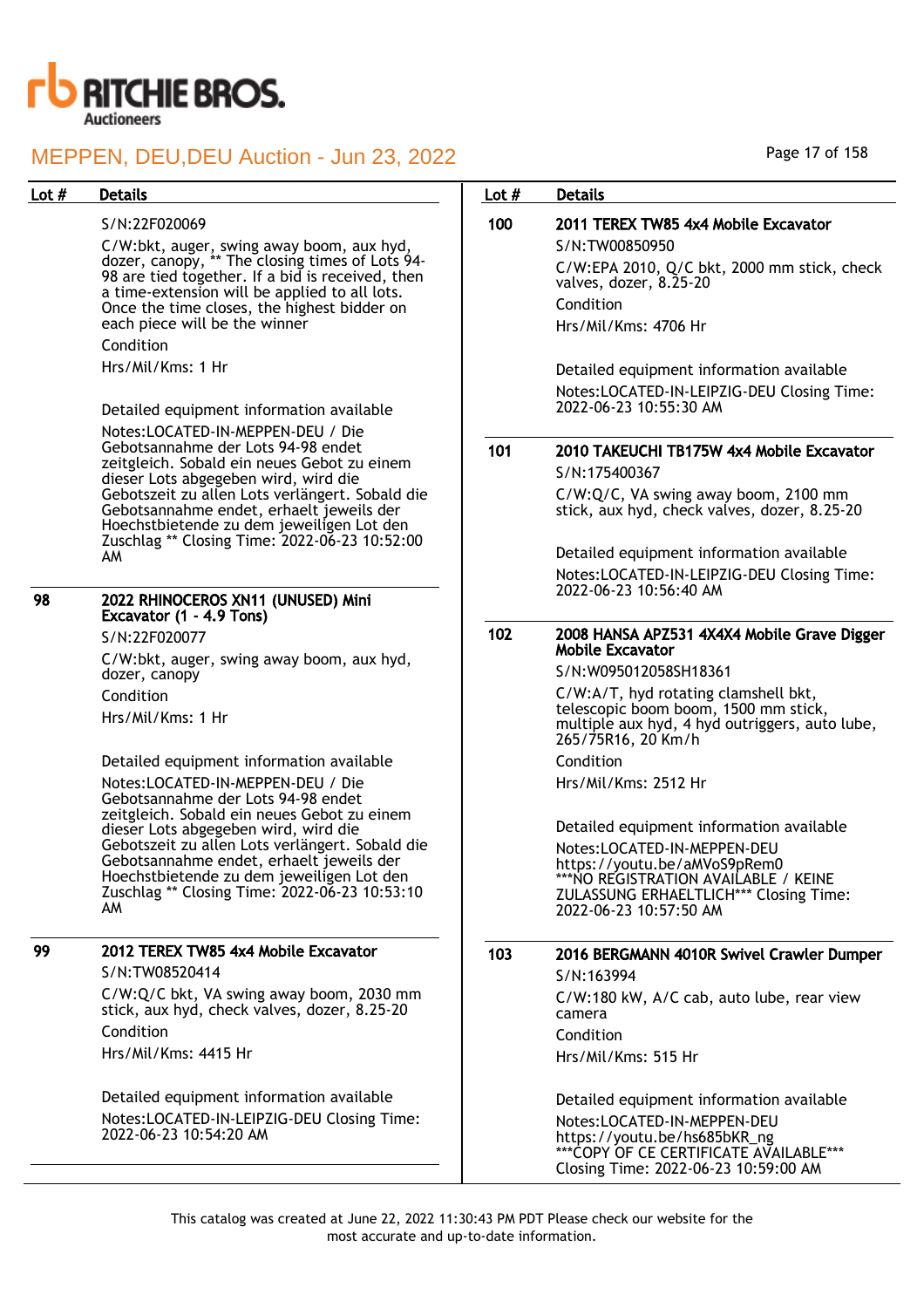| Lot # | Details |
|---|---|
| | S/N:22F020069<br>C/W:bkt, auger, swing away boom, aux hyd, dozer, canopy, ** The closing times of Lots 94-98 are tied together. If a bid is received, then a time-extension will be applied to all lots. Once the time closes, the highest bidder on each piece will be the winner<br>Condition<br>Hrs/Mil/Kms: 1 Hr<br><br>Detailed equipment information available<br>Notes:LOCATED-IN-MEPPEN-DEU / Die Gebotsannahme der Lots 94-98 endet zeitgleich. Sobald ein neues Gebot zu einem dieser Lots abgegeben wird, wird die Gebotszeit zu allen Lots verlängert. Sobald die Gebotsannahme endet, erhaelt jeweils der Hoechstbietende zu dem jeweiligen Lot den Zuschlag ** Closing Time: 2022-06-23 10:52:00 AM |
| **98** | **2022 RHINOCEROS XN11 (UNUSED) Mini Excavator (1 - 4.9 Tons)**<br>S/N:22F020077<br>C/W:bkt, auger, swing away boom, aux hyd, dozer, canopy<br>Condition<br>Hrs/Mil/Kms: 1 Hr<br><br>Detailed equipment information available<br>Notes:LOCATED-IN-MEPPEN-DEU / Die Gebotsannahme der Lots 94-98 endet zeitgleich. Sobald ein neues Gebot zu einem dieser Lots abgegeben wird, wird die Gebotszeit zu allen Lots verlängert. Sobald die Gebotsannahme endet, erhaelt jeweils der Hoechstbietende zu dem jeweiligen Lot den Zuschlag ** Closing Time: 2022-06-23 10:53:10 AM |
| **99** | **2012 TEREX TW85 4x4 Mobile Excavator**<br>S/N:TW08520414<br>C/W:Q/C bkt, VA swing away boom, 2030 mm stick, aux hyd, check valves, dozer, 8.25-20<br>Condition<br>Hrs/Mil/Kms: 4415 Hr<br><br>Detailed equipment information available<br>Notes:LOCATED-IN-LEIPZIG-DEU Closing Time: 2022-06-23 10:54:20 AM |
| **100** | **2011 TEREX TW85 4x4 Mobile Excavator**<br>S/N:TW00850950<br>C/W:EPA 2010, Q/C bkt, 2000 mm stick, check valves, dozer, 8.25-20<br>Condition<br>Hrs/Mil/Kms: 4706 Hr<br><br>Detailed equipment information available<br>Notes:LOCATED-IN-LEIPZIG-DEU Closing Time: 2022-06-23 10:55:30 AM |
| **101** | **2010 TAKEUCHI TB175W 4x4 Mobile Excavator**<br>S/N:175400367<br>C/W:Q/C, VA swing away boom, 2100 mm stick, aux hyd, check valves, dozer, 8.25-20<br><br>Detailed equipment information available<br>Notes:LOCATED-IN-LEIPZIG-DEU Closing Time: 2022-06-23 10:56:40 AM |
| **102** | **2008 HANSA APZ531 4X4X4 Mobile Grave Digger Mobile Excavator**<br>S/N:W095012058SH18361<br>C/W:A/T, hyd rotating clamshell bkt, telescopic boom boom, 1500 mm stick, multiple aux hyd, 4 hyd outriggers, auto lube, 265/75R16, 20 Km/h<br>Condition<br>Hrs/Mil/Kms: 2512 Hr<br><br>Detailed equipment information available<br>Notes:LOCATED-IN-MEPPEN-DEU https://youtu.be/aMVoS9pRem0 ***NO REGISTRATION AVAILABLE / KEINE ZULASSUNG ERHAELTLICH*** Closing Time: 2022-06-23 10:57:50 AM |
| **103** | **2016 BERGMANN 4010R Swivel Crawler Dumper**<br>S/N:163994<br>C/W:180 kW, A/C cab, auto lube, rear view camera<br>Condition<br>Hrs/Mil/Kms: 515 Hr<br><br>Detailed equipment information available<br>Notes:LOCATED-IN-MEPPEN-DEU https://youtu.be/hs685bKR_ng ***COPY OF CE CERTIFICATE AVAILABLE*** Closing Time: 2022-06-23 10:59:00 AM |

This catalog was created at June 22, 2022 11:30:43 PM PDT Please check our website for the most accurate and up-to-date information.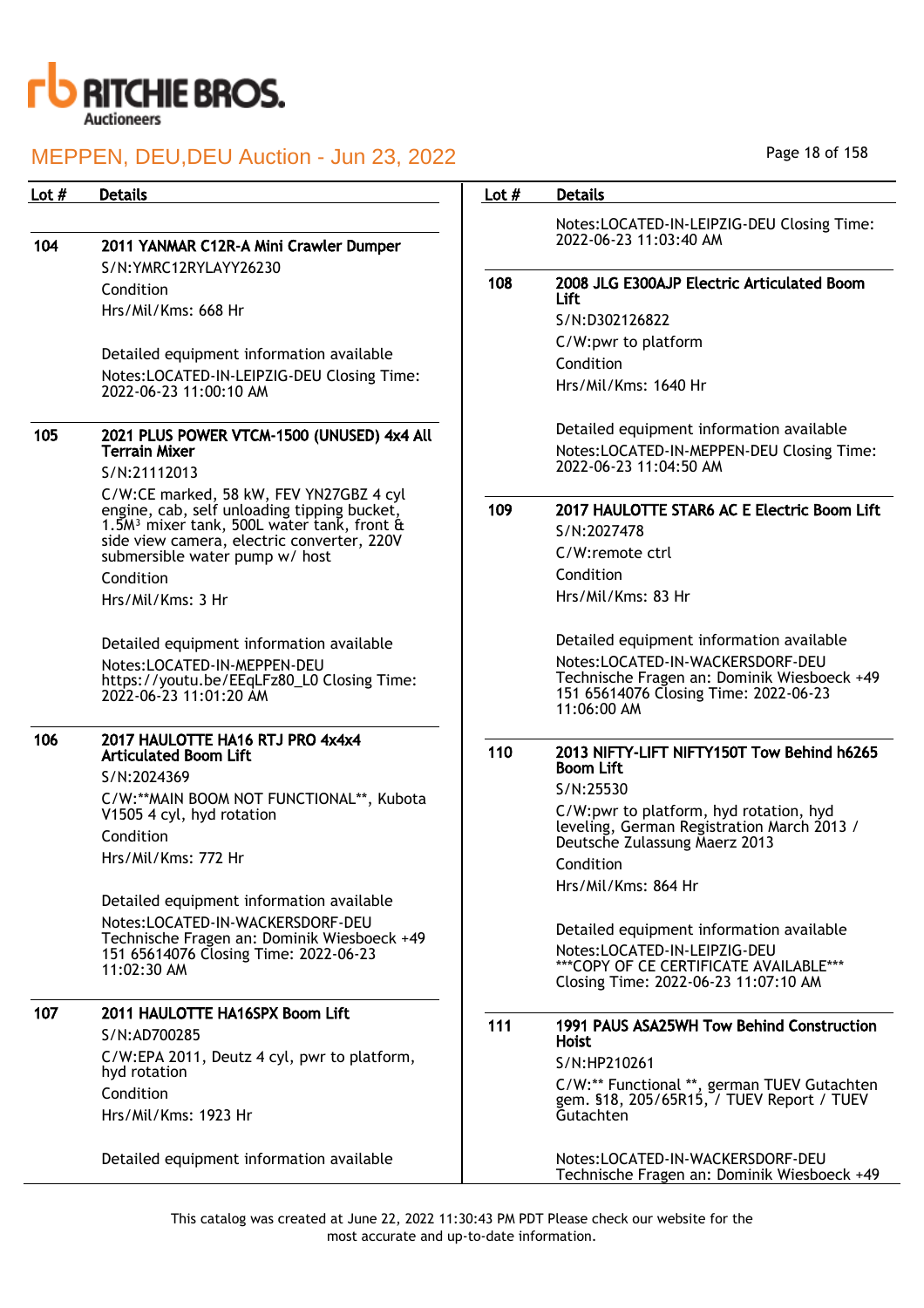# MEPPEN, DEU,DEU Auction - Jun 23, 2022

| Lot # | Details |
|---|---|
| 104 | **2011 YANMAR C12R-A Mini Crawler Dumper**<br>S/N:YMRC12RYLAYY26230<br>Condition<br>Hrs/Mil/Kms: 668 Hr<br><br>Detailed equipment information available<br>Notes:LOCATED-IN-LEIPZIG-DEU Closing Time: 2022-06-23 11:00:10 AM |
| 105 | **2021 PLUS POWER VTCM-1500 (UNUSED) 4x4 All Terrain Mixer**<br>S/N:21112013<br>C/W:CE marked, 58 kW, FEV YN27GBZ 4 cyl engine, cab, self unloading tipping bucket, 1.5M³ mixer tank, 500L water tank, front & side view camera, electric converter, 220V submersible water pump w/ host<br>Condition<br>Hrs/Mil/Kms: 3 Hr<br><br>Detailed equipment information available<br>Notes:LOCATED-IN-MEPPEN-DEU https://youtu.be/EEqLFz80_L0 Closing Time: 2022-06-23 11:01:20 AM |
| 106 | **2017 HAULOTTE HA16 RTJ PRO 4x4x4 Articulated Boom Lift**<br>S/N:2024369<br>C/W:**MAIN BOOM NOT FUNCTIONAL**, Kubota V1505 4 cyl, hyd rotation<br>Condition<br>Hrs/Mil/Kms: 772 Hr<br><br>Detailed equipment information available<br>Notes:LOCATED-IN-WACKERSDORF-DEU Technische Fragen an: Dominik Wiesboeck +49 151 65614076 Closing Time: 2022-06-23 11:02:30 AM |
| 107 | **2011 HAULOTTE HA16SPX Boom Lift**<br>S/N:AD700285<br>C/W:EPA 2011, Deutz 4 cyl, pwr to platform, hyd rotation<br>Condition<br>Hrs/Mil/Kms: 1923 Hr<br><br>Detailed equipment information available<br>Notes:LOCATED-IN-LEIPZIG-DEU Closing Time: 2022-06-23 11:03:40 AM |
| 108 | **2008 JLG E300AJP Electric Articulated Boom Lift**<br>S/N:D302126822<br>C/W:pwr to platform<br>Condition<br>Hrs/Mil/Kms: 1640 Hr<br><br>Detailed equipment information available<br>Notes:LOCATED-IN-MEPPEN-DEU Closing Time: 2022-06-23 11:04:50 AM |
| 109 | **2017 HAULOTTE STAR6 AC E Electric Boom Lift**<br>S/N:2027478<br>C/W:remote ctrl<br>Condition<br>Hrs/Mil/Kms: 83 Hr<br><br>Detailed equipment information available<br>Notes:LOCATED-IN-WACKERSDORF-DEU Technische Fragen an: Dominik Wiesboeck +49 151 65614076 Closing Time: 2022-06-23 11:06:00 AM |
| 110 | **2013 NIFTY-LIFT NIFTY150T Tow Behind h6265 Boom Lift**<br>S/N:25530<br>C/W:pwr to platform, hyd rotation, hyd leveling, German Registration March 2013 / Deutsche Zulassung Maerz 2013<br>Condition<br>Hrs/Mil/Kms: 864 Hr<br><br>Detailed equipment information available<br>Notes:LOCATED-IN-LEIPZIG-DEU ***COPY OF CE CERTIFICATE AVAILABLE*** Closing Time: 2022-06-23 11:07:10 AM |
| 111 | **1991 PAUS ASA25WH Tow Behind Construction Hoist**<br>S/N:HP210261<br>C/W:** Functional **, german TUEV Gutachten gem. §18, 205/65R15, / TUEV Report / TUEV Gutachten<br><br>Notes:LOCATED-IN-WACKERSDORF-DEU Technische Fragen an: Dominik Wiesboeck +49 |

This catalog was created at June 22, 2022 11:30:43 PM PDT Please check our website for the most accurate and up-to-date information.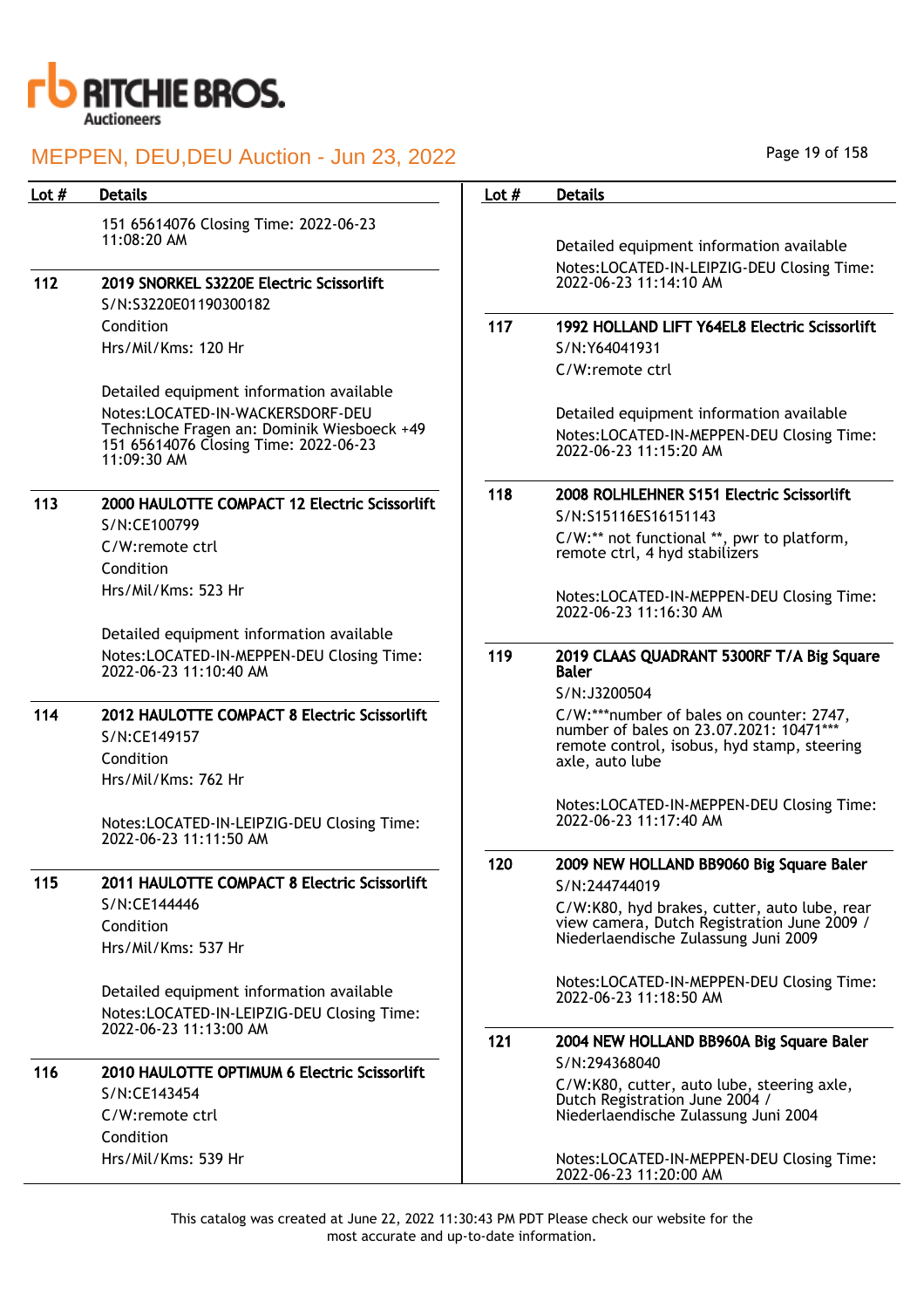| Lot # | Details |
|---|---|
| | 151 65614076 Closing Time: 2022-06-23 11:08:20 AM |
| 112 | **2019 SNORKEL S3220E Electric Scissorlift**<br>S/N:S3220E01190300182<br>Condition<br>Hrs/Mil/Kms: 120 Hr<br><br>Detailed equipment information available<br>Notes:LOCATED-IN-WACKERSDORF-DEU Technische Fragen an: Dominik Wiesboeck +49 151 65614076 Closing Time: 2022-06-23 11:09:30 AM |
| 113 | **2000 HAULOTTE COMPACT 12 Electric Scissorlift**<br>S/N:CE100799<br>C/W:remote ctrl<br>Condition<br>Hrs/Mil/Kms: 523 Hr<br><br>Detailed equipment information available<br>Notes:LOCATED-IN-MEPPEN-DEU Closing Time: 2022-06-23 11:10:40 AM |
| 114 | **2012 HAULOTTE COMPACT 8 Electric Scissorlift**<br>S/N:CE149157<br>Condition<br>Hrs/Mil/Kms: 762 Hr<br><br>Notes:LOCATED-IN-LEIPZIG-DEU Closing Time: 2022-06-23 11:11:50 AM |
| 115 | **2011 HAULOTTE COMPACT 8 Electric Scissorlift**<br>S/N:CE144446<br>Condition<br>Hrs/Mil/Kms: 537 Hr<br><br>Detailed equipment information available<br>Notes:LOCATED-IN-LEIPZIG-DEU Closing Time: 2022-06-23 11:13:00 AM |
| 116 | **2010 HAULOTTE OPTIMUM 6 Electric Scissorlift**<br>S/N:CE143454<br>C/W:remote ctrl<br>Condition<br>Hrs/Mil/Kms: 539 Hr |
| | Detailed equipment information available<br>Notes:LOCATED-IN-LEIPZIG-DEU Closing Time: 2022-06-23 11:14:10 AM |
| 117 | **1992 HOLLAND LIFT Y64EL8 Electric Scissorlift**<br>S/N:Y64041931<br>C/W:remote ctrl<br><br>Detailed equipment information available<br>Notes:LOCATED-IN-MEPPEN-DEU Closing Time: 2022-06-23 11:15:20 AM |
| 118 | **2008 ROLHLEHNER S151 Electric Scissorlift**<br>S/N:S15116ES16151143<br>C/W:** not functional **, pwr to platform, remote ctrl, 4 hyd stabilizers<br><br>Notes:LOCATED-IN-MEPPEN-DEU Closing Time: 2022-06-23 11:16:30 AM |
| 119 | **2019 CLAAS QUADRANT 5300RF T/A Big Square Baler**<br>S/N:J3200504<br>C/W:***number of bales on counter: 2747, number of bales on 23.07.2021: 10471*** remote control, isobus, hyd stamp, steering axle, auto lube<br><br>Notes:LOCATED-IN-MEPPEN-DEU Closing Time: 2022-06-23 11:17:40 AM |
| 120 | **2009 NEW HOLLAND BB9060 Big Square Baler**<br>S/N:244744019<br>C/W:K80, hyd brakes, cutter, auto lube, rear view camera, Dutch Registration June 2009 / Niederlaendische Zulassung Juni 2009<br><br>Notes:LOCATED-IN-MEPPEN-DEU Closing Time: 2022-06-23 11:18:50 AM |
| 121 | **2004 NEW HOLLAND BB960A Big Square Baler**<br>S/N:294368040<br>C/W:K80, cutter, auto lube, steering axle, Dutch Registration June 2004 / Niederlaendische Zulassung Juni 2004<br><br>Notes:LOCATED-IN-MEPPEN-DEU Closing Time: 2022-06-23 11:20:00 AM |

This catalog was created at June 22, 2022 11:30:43 PM PDT Please check our website for the most accurate and up-to-date information.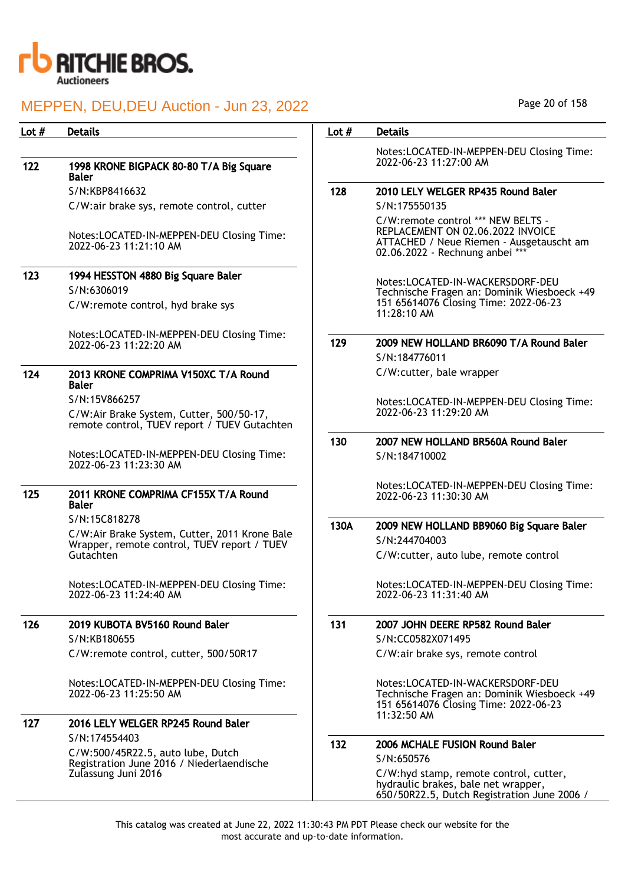| Lot # | Details |
|---|---|
| 122 | **1998 KRONE BIGPACK 80-80 T/A Big Square Baler**<br>S/N:KBP8416632<br>C/W:air brake sys, remote control, cutter<br><br>Notes:LOCATED-IN-MEPPEN-DEU Closing Time: 2022-06-23 11:21:10 AM |
| 123 | **1994 HESSTON 4880 Big Square Baler**<br>S/N:6306019<br>C/W:remote control, hyd brake sys<br><br>Notes:LOCATED-IN-MEPPEN-DEU Closing Time: 2022-06-23 11:22:20 AM |
| 124 | **2013 KRONE COMPRIMA V150XC T/A Round Baler**<br>S/N:15V866257<br>C/W:Air Brake System, Cutter, 500/50-17, remote control, TUEV report / TUEV Gutachten<br><br>Notes:LOCATED-IN-MEPPEN-DEU Closing Time: 2022-06-23 11:23:30 AM |
| 125 | **2011 KRONE COMPRIMA CF155X T/A Round Baler**<br>S/N:15C818278<br>C/W:Air Brake System, Cutter, 2011 Krone Bale Wrapper, remote control, TUEV report / TUEV Gutachten<br><br>Notes:LOCATED-IN-MEPPEN-DEU Closing Time: 2022-06-23 11:24:40 AM |
| 126 | **2019 KUBOTA BV5160 Round Baler**<br>S/N:KB180655<br>C/W:remote control, cutter, 500/50R17<br><br>Notes:LOCATED-IN-MEPPEN-DEU Closing Time: 2022-06-23 11:25:50 AM |
| 127 | **2016 LELY WELGER RP245 Round Baler**<br>S/N:174554403<br>C/W:500/45R22.5, auto lube, Dutch Registration June 2016 / Niederlaendische Zulassung Juni 2016<br><br>Notes:LOCATED-IN-MEPPEN-DEU Closing Time: 2022-06-23 11:27:00 AM |
| 128 | **2010 LELY WELGER RP435 Round Baler**<br>S/N:175550135<br>C/W:remote control *** NEW BELTS - REPLACEMENT ON 02.06.2022 INVOICE ATTACHED / Neue Riemen - Ausgetauscht am 02.06.2022 - Rechnung anbei ***<br><br>Notes:LOCATED-IN-WACKERSDORF-DEU Technische Fragen an: Dominik Wiesboeck +49 151 65614076 Closing Time: 2022-06-23 11:28:10 AM |
| 129 | **2009 NEW HOLLAND BR6090 T/A Round Baler**<br>S/N:184776011<br>C/W:cutter, bale wrapper<br><br>Notes:LOCATED-IN-MEPPEN-DEU Closing Time: 2022-06-23 11:29:20 AM |
| 130 | **2007 NEW HOLLAND BR560A Round Baler**<br>S/N:184710002<br><br>Notes:LOCATED-IN-MEPPEN-DEU Closing Time: 2022-06-23 11:30:30 AM |
| 130A | **2009 NEW HOLLAND BB9060 Big Square Baler**<br>S/N:244704003<br>C/W:cutter, auto lube, remote control<br><br>Notes:LOCATED-IN-MEPPEN-DEU Closing Time: 2022-06-23 11:31:40 AM |
| 131 | **2007 JOHN DEERE RP582 Round Baler**<br>S/N:CC0582X071495<br>C/W:air brake sys, remote control<br><br>Notes:LOCATED-IN-WACKERSDORF-DEU Technische Fragen an: Dominik Wiesboeck +49 151 65614076 Closing Time: 2022-06-23 11:32:50 AM |
| 132 | **2006 MCHALE FUSION Round Baler**<br>S/N:650576<br>C/W:hyd stamp, remote control, cutter, hydraulic brakes, bale net wrapper, 650/50R22.5, Dutch Registration June 2006 / |

This catalog was created at June 22, 2022 11:30:43 PM PDT Please check our website for the most accurate and up-to-date information.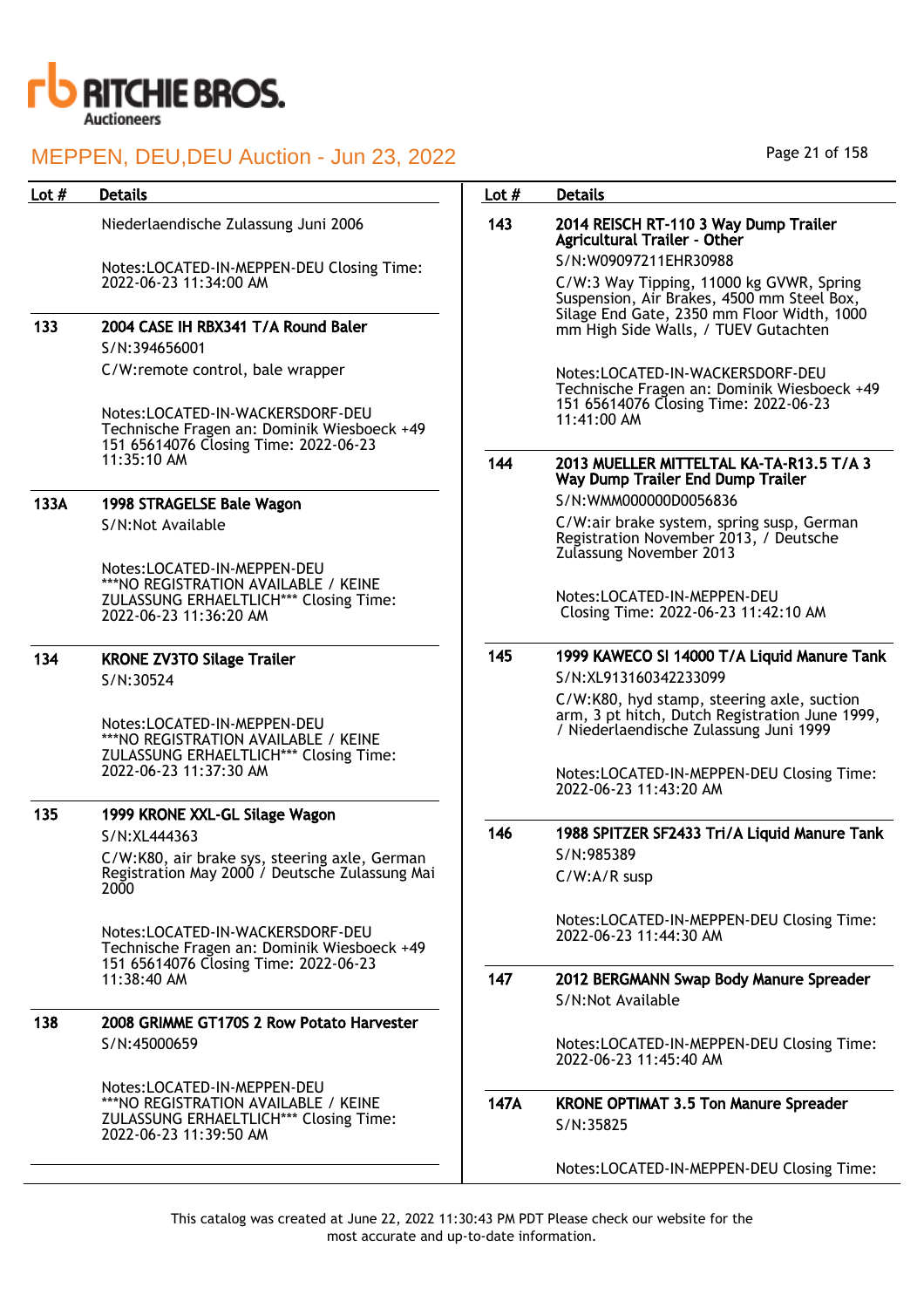| Lot # | Details |
|---|---|
| | Niederlaendische Zulassung Juni 2006<br><br>Notes:LOCATED-IN-MEPPEN-DEU Closing Time: 2022-06-23 11:34:00 AM |
| 133 | **2004 CASE IH RBX341 T/A Round Baler**<br>S/N:394656001<br>C/W:remote control, bale wrapper<br><br>Notes:LOCATED-IN-WACKERSDORF-DEU Technische Fragen an: Dominik Wiesboeck +49 151 65614076 Closing Time: 2022-06-23 11:35:10 AM |
| 133A | **1998 STRAGELSE Bale Wagon**<br>S/N:Not Available<br><br>Notes:LOCATED-IN-MEPPEN-DEU ***NO REGISTRATION AVAILABLE / KEINE ZULASSUNG ERHAELTLICH*** Closing Time: 2022-06-23 11:36:20 AM |
| 134 | **KRONE ZV3TO Silage Trailer**<br>S/N:30524<br><br>Notes:LOCATED-IN-MEPPEN-DEU ***NO REGISTRATION AVAILABLE / KEINE ZULASSUNG ERHAELTLICH*** Closing Time: 2022-06-23 11:37:30 AM |
| 135 | **1999 KRONE XXL-GL Silage Wagon**<br>S/N:XL444363<br>C/W:K80, air brake sys, steering axle, German Registration May 2000 / Deutsche Zulassung Mai 2000<br><br>Notes:LOCATED-IN-WACKERSDORF-DEU Technische Fragen an: Dominik Wiesboeck +49 151 65614076 Closing Time: 2022-06-23 11:38:40 AM |
| 138 | **2008 GRIMME GT170S 2 Row Potato Harvester**<br>S/N:45000659<br><br>Notes:LOCATED-IN-MEPPEN-DEU ***NO REGISTRATION AVAILABLE / KEINE ZULASSUNG ERHAELTLICH*** Closing Time: 2022-06-23 11:39:50 AM |
| 143 | **2014 REISCH RT-110 3 Way Dump Trailer Agricultural Trailer - Other**<br>S/N:W09097211EHR30988<br>C/W:3 Way Tipping, 11000 kg GVWR, Spring Suspension, Air Brakes, 4500 mm Steel Box, Silage End Gate, 2350 mm Floor Width, 1000 mm High Side Walls, / TUEV Gutachten<br><br>Notes:LOCATED-IN-WACKERSDORF-DEU Technische Fragen an: Dominik Wiesboeck +49 151 65614076 Closing Time: 2022-06-23 11:41:00 AM |
| 144 | **2013 MUELLER MITTELTAL KA-TA-R13.5 T/A 3 Way Dump Trailer End Dump Trailer**<br>S/N:WMM000000D0056836<br>C/W:air brake system, spring susp, German Registration November 2013, / Deutsche Zulassung November 2013<br><br>Notes:LOCATED-IN-MEPPEN-DEU Closing Time: 2022-06-23 11:42:10 AM |
| 145 | **1999 KAWECO SI 14000 T/A Liquid Manure Tank**<br>S/N:XL913160342233099<br>C/W:K80, hyd stamp, steering axle, suction arm, 3 pt hitch, Dutch Registration June 1999, / Niederlaendische Zulassung Juni 1999<br><br>Notes:LOCATED-IN-MEPPEN-DEU Closing Time: 2022-06-23 11:43:20 AM |
| 146 | **1988 SPITZER SF2433 Tri/A Liquid Manure Tank**<br>S/N:985389<br>C/W:A/R susp<br><br>Notes:LOCATED-IN-MEPPEN-DEU Closing Time: 2022-06-23 11:44:30 AM |
| 147 | **2012 BERGMANN Swap Body Manure Spreader**<br>S/N:Not Available<br><br>Notes:LOCATED-IN-MEPPEN-DEU Closing Time: 2022-06-23 11:45:40 AM |
| 147A | **KRONE OPTIMAT 3.5 Ton Manure Spreader**<br>S/N:35825<br><br>Notes:LOCATED-IN-MEPPEN-DEU Closing Time: |

This catalog was created at June 22, 2022 11:30:43 PM PDT Please check our website for the most accurate and up-to-date information.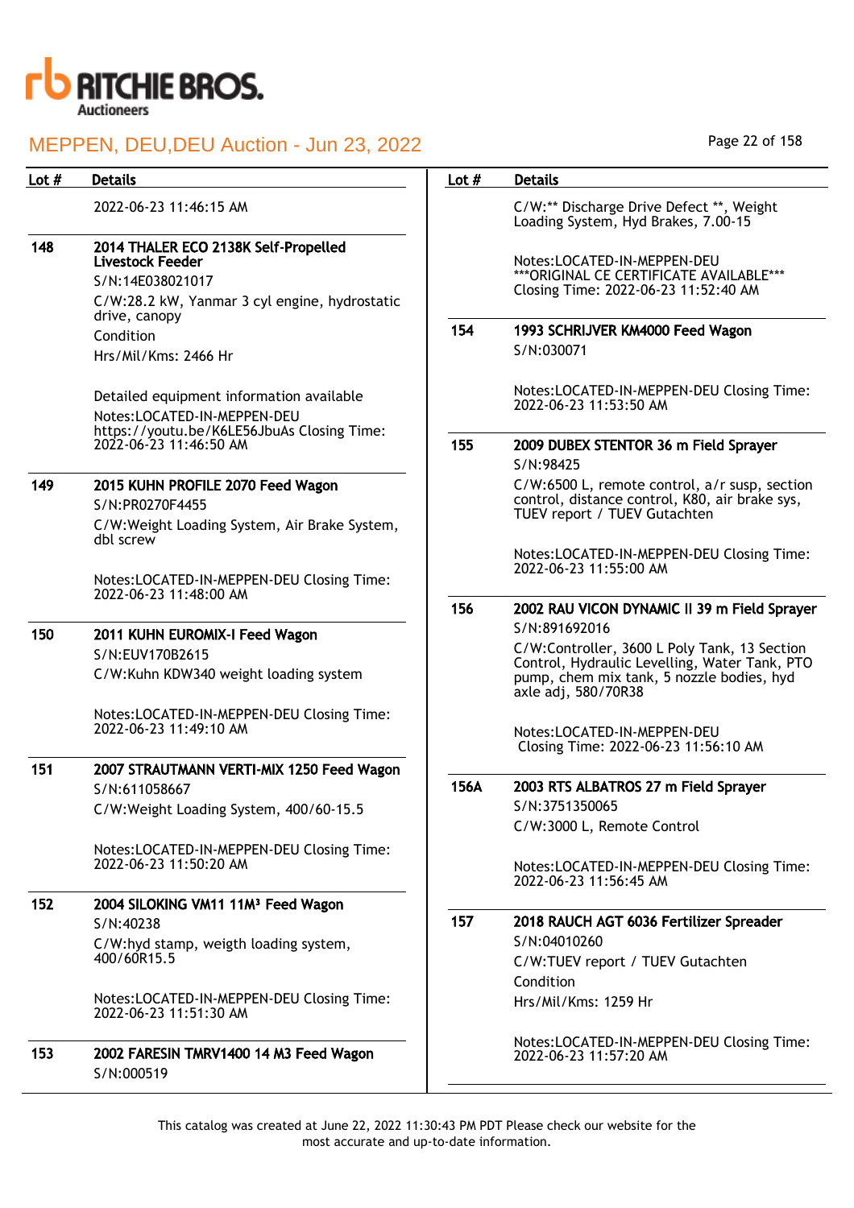| Lot # | Details |
|---|---|
| | 2022-06-23 11:46:15 AM |
| **148** | **2014 THALER ECO 2138K Self-Propelled Livestock Feeder**<br>S/N:14E038021017<br>C/W:28.2 kW, Yanmar 3 cyl engine, hydrostatic drive, canopy<br>Condition<br>Hrs/Mil/Kms: 2466 Hr<br><br>Detailed equipment information available<br>Notes:LOCATED-IN-MEPPEN-DEU<br>https://youtu.be/K6LE56JbuAs Closing Time: 2022-06-23 11:46:50 AM |
| **149** | **2015 KUHN PROFILE 2070 Feed Wagon**<br>S/N:PR0270F4455<br>C/W:Weight Loading System, Air Brake System, dbl screw<br><br>Notes:LOCATED-IN-MEPPEN-DEU Closing Time: 2022-06-23 11:48:00 AM |
| **150** | **2011 KUHN EUROMIX-I Feed Wagon**<br>S/N:EUV170B2615<br>C/W:Kuhn KDW340 weight loading system<br><br>Notes:LOCATED-IN-MEPPEN-DEU Closing Time: 2022-06-23 11:49:10 AM |
| **151** | **2007 STRAUTMANN VERTI-MIX 1250 Feed Wagon**<br>S/N:611058667<br>C/W:Weight Loading System, 400/60-15.5<br><br>Notes:LOCATED-IN-MEPPEN-DEU Closing Time: 2022-06-23 11:50:20 AM |
| **152** | **2004 SILOKING VM11 11M³ Feed Wagon**<br>S/N:40238<br>C/W:hyd stamp, weigth loading system, 400/60R15.5<br><br>Notes:LOCATED-IN-MEPPEN-DEU Closing Time: 2022-06-23 11:51:30 AM |
| **153** | **2002 FARESIN TMRV1400 14 M3 Feed Wagon**<br>S/N:000519<br>C/W:** Discharge Drive Defect **, Weight Loading System, Hyd Brakes, 7.00-15<br><br>Notes:LOCATED-IN-MEPPEN-DEU<br>***ORIGINAL CE CERTIFICATE AVAILABLE***<br>Closing Time: 2022-06-23 11:52:40 AM |
| **154** | **1993 SCHRIJVER KM4000 Feed Wagon**<br>S/N:030071<br><br>Notes:LOCATED-IN-MEPPEN-DEU Closing Time: 2022-06-23 11:53:50 AM |
| **155** | **2009 DUBEX STENTOR 36 m Field Sprayer**<br>S/N:98425<br>C/W:6500 L, remote control, a/r susp, section control, distance control, K80, air brake sys, TUEV report / TUEV Gutachten<br><br>Notes:LOCATED-IN-MEPPEN-DEU Closing Time: 2022-06-23 11:55:00 AM |
| **156** | **2002 RAU VICON DYNAMIC II 39 m Field Sprayer**<br>S/N:891692016<br>C/W:Controller, 3600 L Poly Tank, 13 Section Control, Hydraulic Levelling, Water Tank, PTO pump, chem mix tank, 5 nozzle bodies, hyd axle adj, 580/70R38<br><br>Notes:LOCATED-IN-MEPPEN-DEU<br>Closing Time: 2022-06-23 11:56:10 AM |
| **156A** | **2003 RTS ALBATROS 27 m Field Sprayer**<br>S/N:3751350065<br>C/W:3000 L, Remote Control<br><br>Notes:LOCATED-IN-MEPPEN-DEU Closing Time: 2022-06-23 11:56:45 AM |
| **157** | **2018 RAUCH AGT 6036 Fertilizer Spreader**<br>S/N:04010260<br>C/W:TUEV report / TUEV Gutachten<br>Condition<br>Hrs/Mil/Kms: 1259 Hr<br><br>Notes:LOCATED-IN-MEPPEN-DEU Closing Time: 2022-06-23 11:57:20 AM |

This catalog was created at June 22, 2022 11:30:43 PM PDT Please check our website for the most accurate and up-to-date information.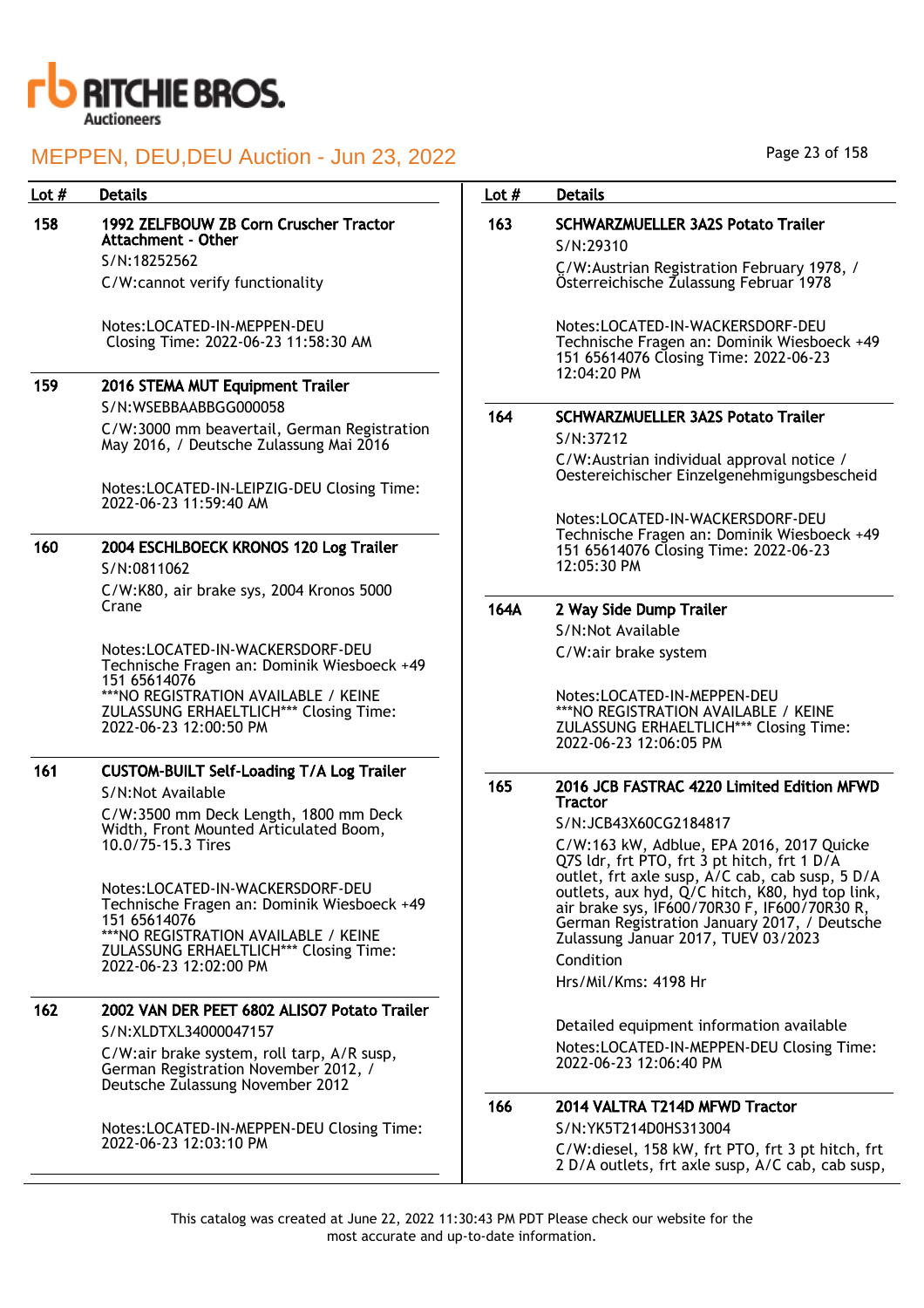RITCHIE BROS. Auctioneers

# MEPPEN, DEU,DEU Auction - Jun 23, 2022

| Lot # | Details |
|---|---|
| 158 | **1992 ZELFBOUW ZB Corn Cruscher Tractor Attachment - Other**<br>S/N:18252562<br>C/W:cannot verify functionality<br><br>Notes:LOCATED-IN-MEPPEN-DEU Closing Time: 2022-06-23 11:58:30 AM |
| 159 | **2016 STEMA MUT Equipment Trailer**<br>S/N:WSEBBAABBGG000058<br>C/W:3000 mm beavertail, German Registration May 2016, / Deutsche Zulassung Mai 2016<br><br>Notes:LOCATED-IN-LEIPZIG-DEU Closing Time: 2022-06-23 11:59:40 AM |
| 160 | **2004 ESCHLBOECK KRONOS 120 Log Trailer**<br>S/N:0811062<br>C/W:K80, air brake sys, 2004 Kronos 5000 Crane<br><br>Notes:LOCATED-IN-WACKERSDORF-DEU Technische Fragen an: Dominik Wiesboeck +49 151 65614076<br>***NO REGISTRATION AVAILABLE / KEINE ZULASSUNG ERHAELTLICH*** Closing Time: 2022-06-23 12:00:50 PM |
| 161 | **CUSTOM-BUILT Self-Loading T/A Log Trailer**<br>S/N:Not Available<br>C/W:3500 mm Deck Length, 1800 mm Deck Width, Front Mounted Articulated Boom, 10.0/75-15.3 Tires<br><br>Notes:LOCATED-IN-WACKERSDORF-DEU Technische Fragen an: Dominik Wiesboeck +49 151 65614076<br>***NO REGISTRATION AVAILABLE / KEINE ZULASSUNG ERHAELTLICH*** Closing Time: 2022-06-23 12:02:00 PM |
| 162 | **2002 VAN DER PEET 6802 ALISO7 Potato Trailer**<br>S/N:XLDTXL34000047157<br>C/W:air brake system, roll tarp, A/R susp, German Registration November 2012, / Deutsche Zulassung November 2012<br><br>Notes:LOCATED-IN-MEPPEN-DEU Closing Time: 2022-06-23 12:03:10 PM |
| 163 | **SCHWARZMUELLER 3A2S Potato Trailer**<br>S/N:29310<br>C/W:Austrian Registration February 1978, / Österreichische Zulassung Februar 1978<br><br>Notes:LOCATED-IN-WACKERSDORF-DEU Technische Fragen an: Dominik Wiesboeck +49 151 65614076 Closing Time: 2022-06-23 12:04:20 PM |
| 164 | **SCHWARZMUELLER 3A2S Potato Trailer**<br>S/N:37212<br>C/W:Austrian individual approval notice / Oestereichischer Einzelgenehmigungsbescheid<br><br>Notes:LOCATED-IN-WACKERSDORF-DEU Technische Fragen an: Dominik Wiesboeck +49 151 65614076 Closing Time: 2022-06-23 12:05:30 PM |
| 164A | **2 Way Side Dump Trailer**<br>S/N:Not Available<br>C/W:air brake system<br><br>Notes:LOCATED-IN-MEPPEN-DEU<br>***NO REGISTRATION AVAILABLE / KEINE ZULASSUNG ERHAELTLICH*** Closing Time: 2022-06-23 12:06:05 PM |
| 165 | **2016 JCB FASTRAC 4220 Limited Edition MFWD Tractor**<br>S/N:JCB43X60CG2184817<br>C/W:163 kW, Adblue, EPA 2016, 2017 Quicke Q7S ldr, frt PTO, frt 3 pt hitch, frt 1 D/A outlet, frt axle susp, A/C cab, cab susp, 5 D/A outlets, aux hyd, Q/C hitch, K80, hyd top link, air brake sys, IF600/70R30 F, IF600/70R30 R, German Registration January 2017, / Deutsche Zulassung Januar 2017, TUEV 03/2023<br>Condition<br>Hrs/Mil/Kms: 4198 Hr<br><br>Detailed equipment information available<br>Notes:LOCATED-IN-MEPPEN-DEU Closing Time: 2022-06-23 12:06:40 PM |
| 166 | **2014 VALTRA T214D MFWD Tractor**<br>S/N:YK5T214D0HS313004<br>C/W:diesel, 158 kW, frt PTO, frt 3 pt hitch, frt 2 D/A outlets, frt axle susp, A/C cab, cab susp, |

This catalog was created at June 22, 2022 11:30:43 PM PDT Please check our website for the most accurate and up-to-date information.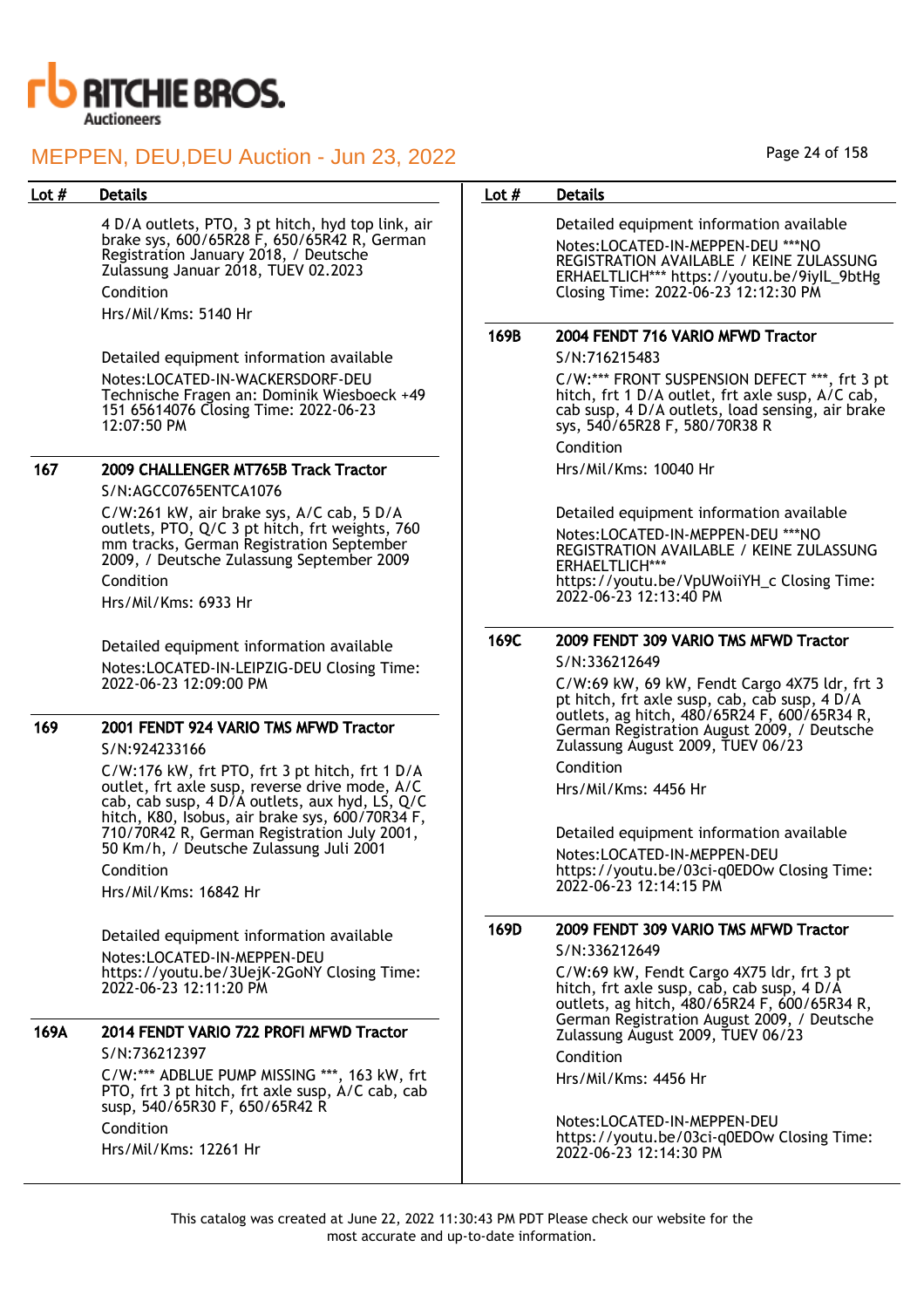4 D/A outlets, PTO, 3 pt hitch, hyd top link, air brake sys, 600/65R28 F, 650/65R42 R, German Registration January 2018, / Deutsche Zulassung Januar 2018, TUEV 02.2023

Condition

Hrs/Mil/Kms: 5140 Hr

Detailed equipment information available

Notes:LOCATED-IN-WACKERSDORF-DEU Technische Fragen an: Dominik Wiesboeck +49 151 65614076 Closing Time: 2022-06-23 12:07:50 PM

| Lot # | Details |
|---|---|
| 167 | **2009 CHALLENGER MT765B Track Tractor** |

S/N:AGCC0765ENTCA1076

C/W:261 kW, air brake sys, A/C cab, 5 D/A outlets, PTO, Q/C 3 pt hitch, frt weights, 760 mm tracks, German Registration September 2009, / Deutsche Zulassung September 2009

Condition

Hrs/Mil/Kms: 6933 Hr

Detailed equipment information available

Notes:LOCATED-IN-LEIPZIG-DEU Closing Time: 2022-06-23 12:09:00 PM

| Lot # | Details |
|---|---|
| 169 | **2001 FENDT 924 VARIO TMS MFWD Tractor** |

S/N:924233166

C/W:176 kW, frt PTO, frt 3 pt hitch, frt 1 D/A outlet, frt axle susp, reverse drive mode, A/C cab, cab susp, 4 D/A outlets, aux hyd, LS, Q/C hitch, K80, Isobus, air brake sys, 600/70R34 F, 710/70R42 R, German Registration July 2001, 50 Km/h, / Deutsche Zulassung Juli 2001

Condition

Hrs/Mil/Kms: 16842 Hr

Detailed equipment information available

Notes:LOCATED-IN-MEPPEN-DEU https://youtu.be/3UejK-2GoNY Closing Time: 2022-06-23 12:11:20 PM

| Lot # | Details |
|---|---|
| 169A | **2014 FENDT VARIO 722 PROFI MFWD Tractor** |

S/N:736212397

C/W:*** ADBLUE PUMP MISSING ***, 163 kW, frt PTO, frt 3 pt hitch, frt axle susp, A/C cab, cab susp, 540/65R30 F, 650/65R42 R

Condition

Hrs/Mil/Kms: 12261 Hr

Detailed equipment information available

Notes:LOCATED-IN-MEPPEN-DEU ***NO REGISTRATION AVAILABLE / KEINE ZULASSUNG ERHAELTLICH*** https://youtu.be/9iyIL_9btHg Closing Time: 2022-06-23 12:12:30 PM

| Lot # | Details |
|---|---|
| 169B | **2004 FENDT 716 VARIO MFWD Tractor** |

S/N:716215483

C/W:*** FRONT SUSPENSION DEFECT ***, frt 3 pt hitch, frt 1 D/A outlet, frt axle susp, A/C cab, cab susp, 4 D/A outlets, load sensing, air brake sys, 540/65R28 F, 580/70R38 R

Condition

Hrs/Mil/Kms: 10040 Hr

Detailed equipment information available

Notes:LOCATED-IN-MEPPEN-DEU ***NO REGISTRATION AVAILABLE / KEINE ZULASSUNG ERHAELTLICH*** https://youtu.be/VpUWoiiYH_c Closing Time: 2022-06-23 12:13:40 PM

| Lot # | Details |
|---|---|
| 169C | **2009 FENDT 309 VARIO TMS MFWD Tractor** |

S/N:336212649

C/W:69 kW, 69 kW, Fendt Cargo 4X75 ldr, frt 3 pt hitch, frt axle susp, cab, cab susp, 4 D/A outlets, ag hitch, 480/65R24 F, 600/65R34 R, German Registration August 2009, / Deutsche Zulassung August 2009, TUEV 06/23

Condition

Hrs/Mil/Kms: 4456 Hr

Detailed equipment information available

Notes:LOCATED-IN-MEPPEN-DEU https://youtu.be/03ci-q0EDOw Closing Time: 2022-06-23 12:14:15 PM

| Lot # | Details |
|---|---|
| 169D | **2009 FENDT 309 VARIO TMS MFWD Tractor** |

S/N:336212649

C/W:69 kW, Fendt Cargo 4X75 ldr, frt 3 pt hitch, frt axle susp, cab, cab susp, 4 D/A outlets, ag hitch, 480/65R24 F, 600/65R34 R, German Registration August 2009, / Deutsche Zulassung August 2009, TUEV 06/23

Condition

Hrs/Mil/Kms: 4456 Hr

Notes:LOCATED-IN-MEPPEN-DEU https://youtu.be/03ci-q0EDOw Closing Time: 2022-06-23 12:14:30 PM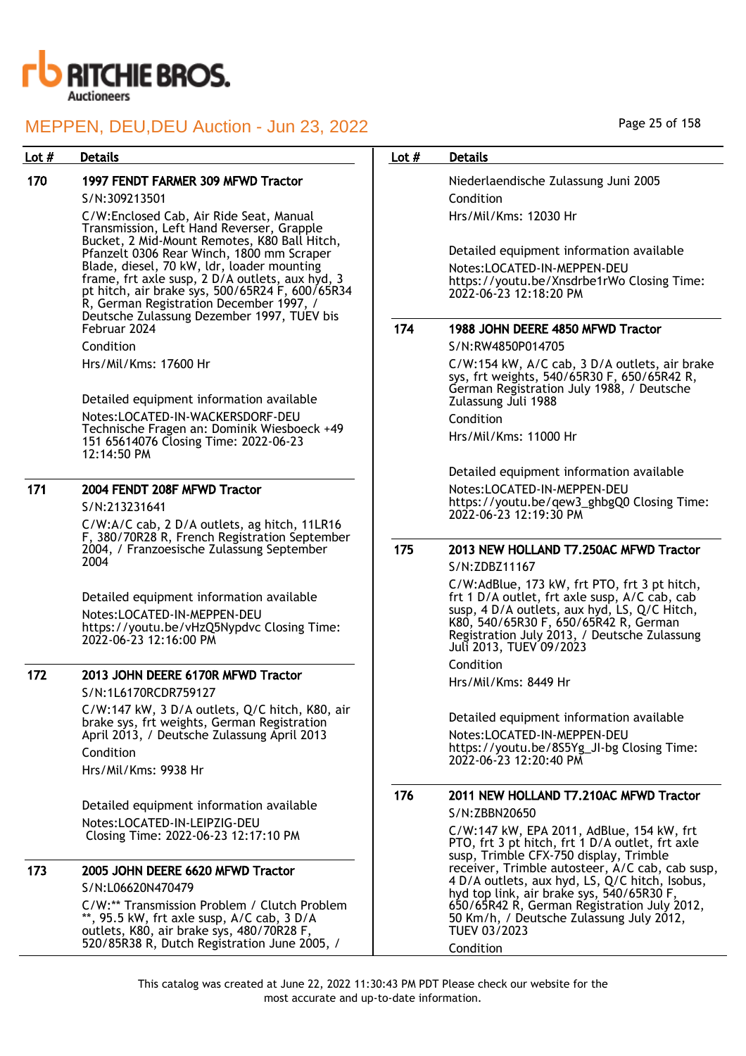| Lot # | Details |
|---|---|
| 170 | **1997 FENDT FARMER 309 MFWD Tractor**<br>S/N:309213501<br>C/W:Enclosed Cab, Air Ride Seat, Manual Transmission, Left Hand Reverser, Grapple Bucket, 2 Mid-Mount Remotes, K80 Ball Hitch, Pfanzelt 0306 Rear Winch, 1800 mm Scraper Blade, diesel, 70 kW, ldr, loader mounting frame, frt axle susp, 2 D/A outlets, aux hyd, 3 pt hitch, air brake sys, 500/65R24 F, 600/65R34 R, German Registration December 1997, / Deutsche Zulassung Dezember 1997, TUEV bis Februar 2024<br>Condition<br>Hrs/Mil/Kms: 17600 Hr<br><br>Detailed equipment information available<br>Notes:LOCATED-IN-WACKERSDORF-DEU Technische Fragen an: Dominik Wiesboeck +49 151 65614076 Closing Time: 2022-06-23 12:14:50 PM |
| 171 | **2004 FENDT 208F MFWD Tractor**<br>S/N:213231641<br>C/W:A/C cab, 2 D/A outlets, ag hitch, 11LR16 F, 380/70R28 R, French Registration September 2004, / Franzoesische Zulassung September 2004<br><br>Detailed equipment information available<br>Notes:LOCATED-IN-MEPPEN-DEU https://youtu.be/vHzQ5Nypdvc Closing Time: 2022-06-23 12:16:00 PM |
| 172 | **2013 JOHN DEERE 6170R MFWD Tractor**<br>S/N:1L6170RCDR759127<br>C/W:147 kW, 3 D/A outlets, Q/C hitch, K80, air brake sys, frt weights, German Registration April 2013, / Deutsche Zulassung April 2013<br>Condition<br>Hrs/Mil/Kms: 9938 Hr<br><br>Detailed equipment information available<br>Notes:LOCATED-IN-LEIPZIG-DEU<br>Closing Time: 2022-06-23 12:17:10 PM |
| 173 | **2005 JOHN DEERE 6620 MFWD Tractor**<br>S/N:L06620N470479<br>C/W:** Transmission Problem / Clutch Problem **, 95.5 kW, frt axle susp, A/C cab, 3 D/A outlets, K80, air brake sys, 480/70R28 F, 520/85R38 R, Dutch Registration June 2005, / Niederlaendische Zulassung Juni 2005<br>Condition<br>Hrs/Mil/Kms: 12030 Hr<br><br>Detailed equipment information available<br>Notes:LOCATED-IN-MEPPEN-DEU https://youtu.be/Xnsdrbe1rWo Closing Time: 2022-06-23 12:18:20 PM |
| 174 | **1988 JOHN DEERE 4850 MFWD Tractor**<br>S/N:RW4850P014705<br>C/W:154 kW, A/C cab, 3 D/A outlets, air brake sys, frt weights, 540/65R30 F, 650/65R42 R, German Registration July 1988, / Deutsche Zulassung Juli 1988<br>Condition<br>Hrs/Mil/Kms: 11000 Hr<br><br>Detailed equipment information available<br>Notes:LOCATED-IN-MEPPEN-DEU https://youtu.be/qew3_ghbgQ0 Closing Time: 2022-06-23 12:19:30 PM |
| 175 | **2013 NEW HOLLAND T7.250AC MFWD Tractor**<br>S/N:ZDBZ11167<br>C/W:AdBlue, 173 kW, frt PTO, frt 3 pt hitch, frt 1 D/A outlet, frt axle susp, A/C cab, cab susp, 4 D/A outlets, aux hyd, LS, Q/C Hitch, K80, 540/65R30 F, 650/65R42 R, German Registration July 2013, / Deutsche Zulassung Juli 2013, TUEV 09/2023<br>Condition<br>Hrs/Mil/Kms: 8449 Hr<br><br>Detailed equipment information available<br>Notes:LOCATED-IN-MEPPEN-DEU https://youtu.be/8S5Yg_JI-bg Closing Time: 2022-06-23 12:20:40 PM |
| 176 | **2011 NEW HOLLAND T7.210AC MFWD Tractor**<br>S/N:ZBBN20650<br>C/W:147 kW, EPA 2011, AdBlue, 154 kW, frt PTO, frt 3 pt hitch, frt 1 D/A outlet, frt axle susp, Trimble CFX-750 display, Trimble receiver, Trimble autosteer, A/C cab, cab susp, 4 D/A outlets, aux hyd, LS, Q/C hitch, Isobus, hyd top link, air brake sys, 540/65R30 F, 650/65R42 R, German Registration July 2012, 50 Km/h, / Deutsche Zulassung July 2012, TUEV 03/2023<br>Condition |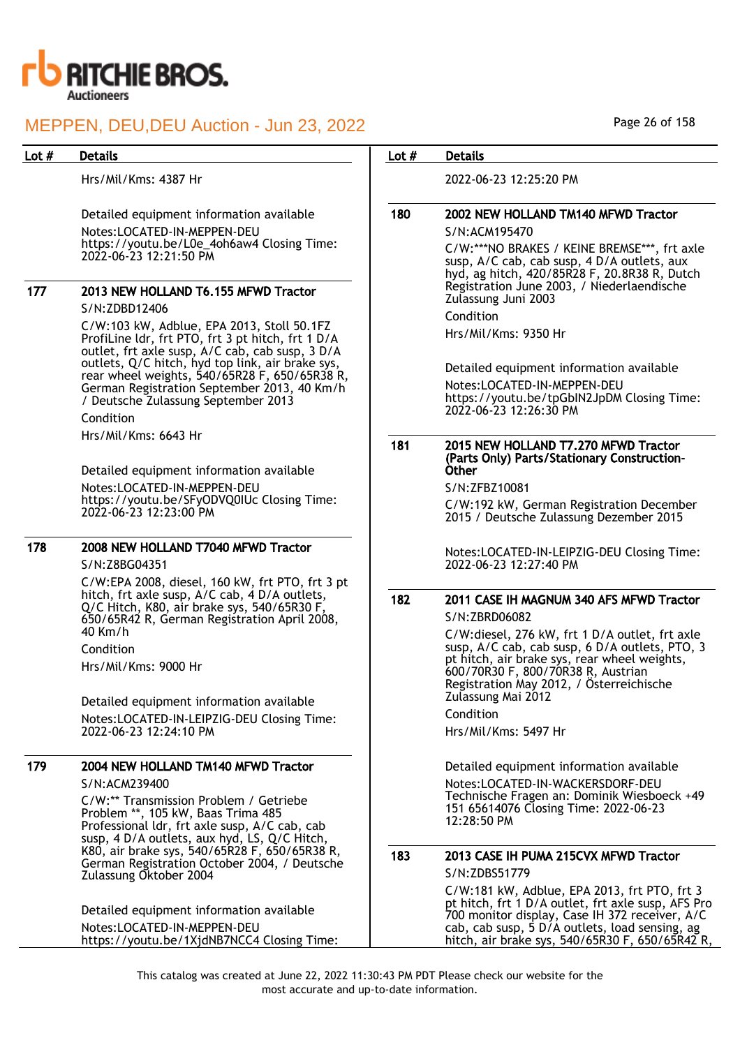| Lot # | Details |
|---|---|
| | Hrs/Mil/Kms: 4387 Hr<br><br>Detailed equipment information available<br>Notes:LOCATED-IN-MEPPEN-DEU https://youtu.be/L0e_4oh6aw4 Closing Time: 2022-06-23 12:21:50 PM |
| 177 | **2013 NEW HOLLAND T6.155 MFWD Tractor**<br>S/N:ZDBD12406<br>C/W:103 kW, Adblue, EPA 2013, Stoll 50.1FZ ProfiLine ldr, frt PTO, frt 3 pt hitch, frt 1 D/A outlet, frt axle susp, A/C cab, cab susp, 3 D/A outlets, Q/C hitch, hyd top link, air brake sys, rear wheel weights, 540/65R28 F, 650/65R38 R, German Registration September 2013, 40 Km/h / Deutsche Zulassung September 2013<br>Condition<br>Hrs/Mil/Kms: 6643 Hr<br><br>Detailed equipment information available<br>Notes:LOCATED-IN-MEPPEN-DEU https://youtu.be/SFyODVQ0IUc Closing Time: 2022-06-23 12:23:00 PM |
| 178 | **2008 NEW HOLLAND T7040 MFWD Tractor**<br>S/N:Z8BG04351<br>C/W:EPA 2008, diesel, 160 kW, frt PTO, frt 3 pt hitch, frt axle susp, A/C cab, 4 D/A outlets, Q/C Hitch, K80, air brake sys, 540/65R30 F, 650/65R42 R, German Registration April 2008, 40 Km/h<br>Condition<br>Hrs/Mil/Kms: 9000 Hr<br><br>Detailed equipment information available<br>Notes:LOCATED-IN-LEIPZIG-DEU Closing Time: 2022-06-23 12:24:10 PM |
| 179 | **2004 NEW HOLLAND TM140 MFWD Tractor**<br>S/N:ACM239400<br>C/W:** Transmission Problem / Getriebe Problem **, 105 kW, Baas Trima 485 Professional ldr, frt axle susp, A/C cab, cab susp, 4 D/A outlets, aux hyd, LS, Q/C Hitch, K80, air brake sys, 540/65R28 F, 650/65R38 R, German Registration October 2004, / Deutsche Zulassung Oktober 2004<br><br>Detailed equipment information available<br>Notes:LOCATED-IN-MEPPEN-DEU https://youtu.be/1XjdNB7NCC4 Closing Time: 2022-06-23 12:25:20 PM |
| 180 | **2002 NEW HOLLAND TM140 MFWD Tractor**<br>S/N:ACM195470<br>C/W:***NO BRAKES / KEINE BREMSE***, frt axle susp, A/C cab, cab susp, 4 D/A outlets, aux hyd, ag hitch, 420/85R28 F, 20.8R38 R, Dutch Registration June 2003, / Niederlaendische Zulassung Juni 2003<br>Condition<br>Hrs/Mil/Kms: 9350 Hr<br><br>Detailed equipment information available<br>Notes:LOCATED-IN-MEPPEN-DEU https://youtu.be/tpGbIN2JpDM Closing Time: 2022-06-23 12:26:30 PM |
| 181 | **2015 NEW HOLLAND T7.270 MFWD Tractor (Parts Only) Parts/Stationary Construction-Other**<br>S/N:ZFBZ10081<br>C/W:192 kW, German Registration December 2015 / Deutsche Zulassung Dezember 2015<br><br>Notes:LOCATED-IN-LEIPZIG-DEU Closing Time: 2022-06-23 12:27:40 PM |
| 182 | **2011 CASE IH MAGNUM 340 AFS MFWD Tractor**<br>S/N:ZBRD06082<br>C/W:diesel, 276 kW, frt 1 D/A outlet, frt axle susp, A/C cab, cab susp, 6 D/A outlets, PTO, 3 pt hitch, air brake sys, rear wheel weights, 600/70R30 F, 800/70R38 R, Austrian Registration May 2012, / Österreichische Zulassung Mai 2012<br>Condition<br>Hrs/Mil/Kms: 5497 Hr<br><br>Detailed equipment information available<br>Notes:LOCATED-IN-WACKERSDORF-DEU Technische Fragen an: Dominik Wiesboeck +49 151 65614076 Closing Time: 2022-06-23 12:28:50 PM |
| 183 | **2013 CASE IH PUMA 215CVX MFWD Tractor**<br>S/N:ZDBS51779<br>C/W:181 kW, Adblue, EPA 2013, frt PTO, frt 3 pt hitch, frt 1 D/A outlet, frt axle susp, AFS Pro 700 monitor display, Case IH 372 receiver, A/C cab, cab susp, 5 D/A outlets, load sensing, ag hitch, air brake sys, 540/65R30 F, 650/65R42 R, |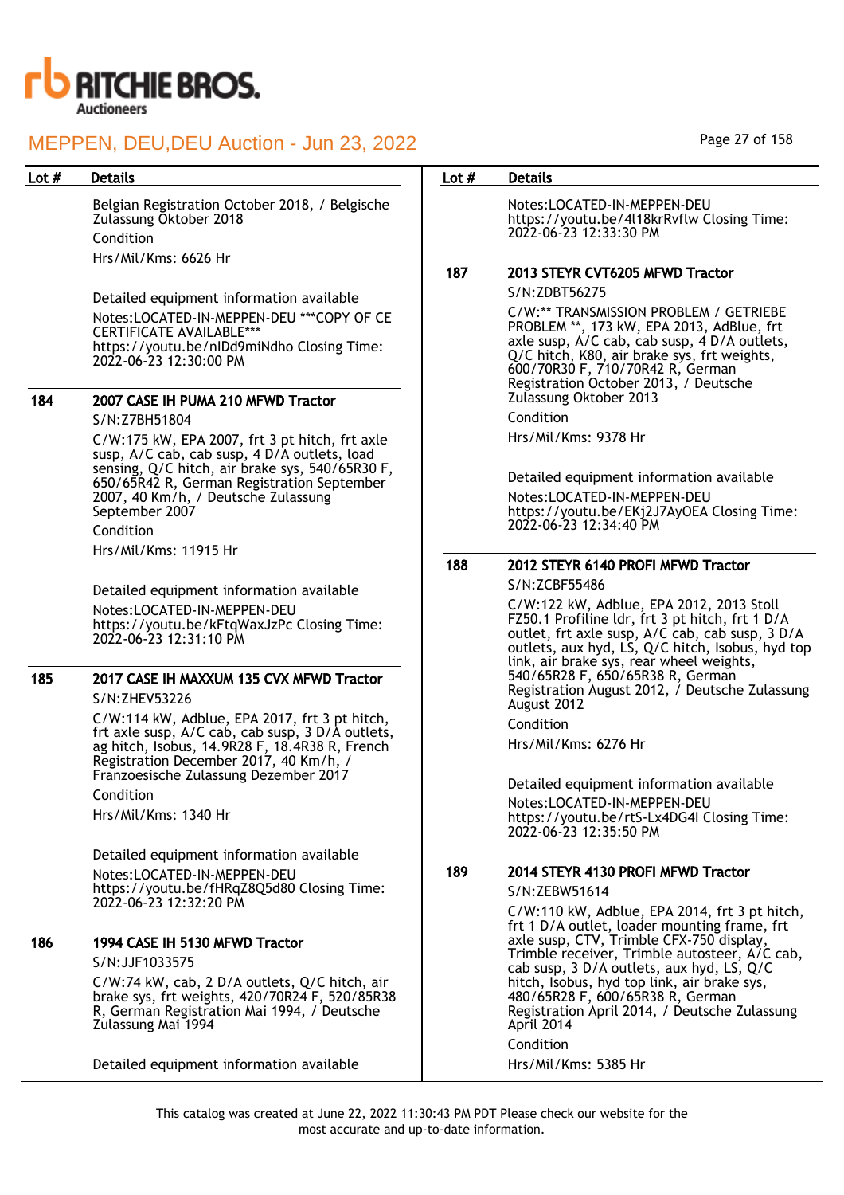| Lot # | Details |
|---|---|
| | Belgian Registration October 2018, / Belgische Zulassung Oktober 2018<br>Condition<br>Hrs/Mil/Kms: 6626 Hr<br><br>Detailed equipment information available<br>Notes:LOCATED-IN-MEPPEN-DEU ***COPY OF CE CERTIFICATE AVAILABLE*** https://youtu.be/nIDd9miNdho Closing Time: 2022-06-23 12:30:00 PM |
| 184 | **2007 CASE IH PUMA 210 MFWD Tractor**<br>S/N:Z7BH51804<br>C/W:175 kW, EPA 2007, frt 3 pt hitch, frt axle susp, A/C cab, cab susp, 4 D/A outlets, load sensing, Q/C hitch, air brake sys, 540/65R30 F, 650/65R42 R, German Registration September 2007, 40 Km/h, / Deutsche Zulassung September 2007<br>Condition<br>Hrs/Mil/Kms: 11915 Hr<br><br>Detailed equipment information available<br>Notes:LOCATED-IN-MEPPEN-DEU https://youtu.be/kFtqWaxJzPc Closing Time: 2022-06-23 12:31:10 PM |
| 185 | **2017 CASE IH MAXXUM 135 CVX MFWD Tractor**<br>S/N:ZHEV53226<br>C/W:114 kW, Adblue, EPA 2017, frt 3 pt hitch, frt axle susp, A/C cab, cab susp, 3 D/A outlets, ag hitch, Isobus, 14.9R28 F, 18.4R38 R, French Registration December 2017, 40 Km/h, / Franzoesische Zulassung Dezember 2017<br>Condition<br>Hrs/Mil/Kms: 1340 Hr<br><br>Detailed equipment information available<br>Notes:LOCATED-IN-MEPPEN-DEU https://youtu.be/fHRqZ8Q5d80 Closing Time: 2022-06-23 12:32:20 PM |
| 186 | **1994 CASE IH 5130 MFWD Tractor**<br>S/N:JJF1033575<br>C/W:74 kW, cab, 2 D/A outlets, Q/C hitch, air brake sys, frt weights, 420/70R24 F, 520/85R38 R, German Registration Mai 1994, / Deutsche Zulassung Mai 1994<br><br>Detailed equipment information available<br>Notes:LOCATED-IN-MEPPEN-DEU https://youtu.be/4l18krRvflw Closing Time: 2022-06-23 12:33:30 PM |
| 187 | **2013 STEYR CVT6205 MFWD Tractor**<br>S/N:ZDBT56275<br>C/W:** TRANSMISSION PROBLEM / GETRIEBE PROBLEM **, 173 kW, EPA 2013, AdBlue, frt axle susp, A/C cab, cab susp, 4 D/A outlets, Q/C hitch, K80, air brake sys, frt weights, 600/70R30 F, 710/70R42 R, German Registration October 2013, / Deutsche Zulassung Oktober 2013<br>Condition<br>Hrs/Mil/Kms: 9378 Hr<br><br>Detailed equipment information available<br>Notes:LOCATED-IN-MEPPEN-DEU https://youtu.be/EKj2J7AyOEA Closing Time: 2022-06-23 12:34:40 PM |
| 188 | **2012 STEYR 6140 PROFI MFWD Tractor**<br>S/N:ZCBF55486<br>C/W:122 kW, Adblue, EPA 2012, 2013 Stoll FZ50.1 Profiline ldr, frt 3 pt hitch, frt 1 D/A outlet, frt axle susp, A/C cab, cab susp, 3 D/A outlets, aux hyd, LS, Q/C hitch, Isobus, hyd top link, air brake sys, rear wheel weights, 540/65R28 F, 650/65R38 R, German Registration August 2012, / Deutsche Zulassung August 2012<br>Condition<br>Hrs/Mil/Kms: 6276 Hr<br><br>Detailed equipment information available<br>Notes:LOCATED-IN-MEPPEN-DEU https://youtu.be/rtS-Lx4DG4I Closing Time: 2022-06-23 12:35:50 PM |
| 189 | **2014 STEYR 4130 PROFI MFWD Tractor**<br>S/N:ZEBW51614<br>C/W:110 kW, Adblue, EPA 2014, frt 3 pt hitch, frt 1 D/A outlet, loader mounting frame, frt axle susp, CTV, Trimble CFX-750 display, Trimble receiver, Trimble autosteer, A/C cab, cab susp, 3 D/A outlets, aux hyd, LS, Q/C hitch, Isobus, hyd top link, air brake sys, 480/65R28 F, 600/65R38 R, German Registration April 2014, / Deutsche Zulassung April 2014<br>Condition<br>Hrs/Mil/Kms: 5385 Hr |

This catalog was created at June 22, 2022 11:30:43 PM PDT Please check our website for the most accurate and up-to-date information.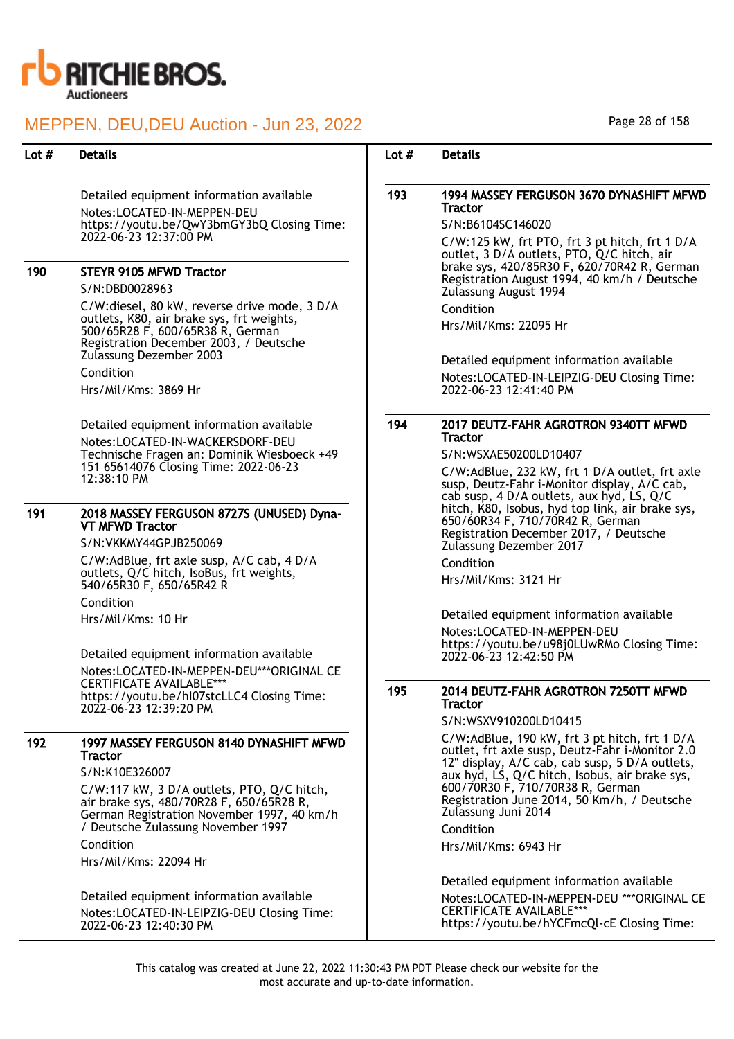Detailed equipment information available

Notes:LOCATED-IN-MEPPEN-DEU https://youtu.be/QwY3bmGY3bQ Closing Time: 2022-06-23 12:37:00 PM

| Lot # | Details |
|---|---|
| 190 | **STEYR 9105 MFWD Tractor** |

S/N:DBD0028963

C/W:diesel, 80 kW, reverse drive mode, 3 D/A outlets, K80, air brake sys, frt weights, 500/65R28 F, 600/65R38 R, German Registration December 2003, / Deutsche Zulassung Dezember 2003

Condition

Hrs/Mil/Kms: 3869 Hr

Detailed equipment information available

Notes:LOCATED-IN-WACKERSDORF-DEU Technische Fragen an: Dominik Wiesboeck +49 151 65614076 Closing Time: 2022-06-23 12:38:10 PM

| Lot # | Details |
|---|---|
| 191 | **2018 MASSEY FERGUSON 8727S (UNUSED) Dyna-VT MFWD Tractor** |

S/N:VKKMY44GPJB250069

C/W:AdBlue, frt axle susp, A/C cab, 4 D/A outlets, Q/C hitch, IsoBus, frt weights, 540/65R30 F, 650/65R42 R

Condition

Hrs/Mil/Kms: 10 Hr

Detailed equipment information available

Notes:LOCATED-IN-MEPPEN-DEU***ORIGINAL CE CERTIFICATE AVAILABLE*** https://youtu.be/hI07stcLLC4 Closing Time: 2022-06-23 12:39:20 PM

| Lot # | Details |
|---|---|
| 192 | **1997 MASSEY FERGUSON 8140 DYNASHIFT MFWD Tractor** |

S/N:K10E326007

C/W:117 kW, 3 D/A outlets, PTO, Q/C hitch, air brake sys, 480/70R28 F, 650/65R38 R, German Registration November 1997, 40 km/h / Deutsche Zulassung November 1997

Condition

Hrs/Mil/Kms: 22094 Hr

Detailed equipment information available

Notes:LOCATED-IN-LEIPZIG-DEU Closing Time: 2022-06-23 12:40:30 PM

| Lot # | Details |
|---|---|
| 193 | **1994 MASSEY FERGUSON 3670 DYNASHIFT MFWD Tractor** |

S/N:B6104SC146020

C/W:125 kW, frt PTO, frt 3 pt hitch, frt 1 D/A outlet, 3 D/A outlets, PTO, Q/C hitch, air brake sys, 420/85R30 F, 620/70R42 R, German Registration August 1994, 40 km/h / Deutsche Zulassung August 1994

Condition

Hrs/Mil/Kms: 22095 Hr

Detailed equipment information available

Notes:LOCATED-IN-LEIPZIG-DEU Closing Time: 2022-06-23 12:41:40 PM

| Lot # | Details |
|---|---|
| 194 | **2017 DEUTZ-FAHR AGROTRON 9340TT MFWD Tractor** |

S/N:WSXAE50200LD10407

C/W:AdBlue, 232 kW, frt 1 D/A outlet, frt axle susp, Deutz-Fahr i-Monitor display, A/C cab, cab susp, 4 D/A outlets, aux hyd, LS, Q/C hitch, K80, Isobus, hyd top link, air brake sys, 650/60R34 F, 710/70R42 R, German Registration December 2017, / Deutsche Zulassung Dezember 2017

Condition

Hrs/Mil/Kms: 3121 Hr

Detailed equipment information available

Notes:LOCATED-IN-MEPPEN-DEU https://youtu.be/u98j0LUwRMo Closing Time: 2022-06-23 12:42:50 PM

| Lot # | Details |
|---|---|
| 195 | **2014 DEUTZ-FAHR AGROTRON 7250TT MFWD Tractor** |

S/N:WSXV910200LD10415

C/W:AdBlue, 190 kW, frt 3 pt hitch, frt 1 D/A outlet, frt axle susp, Deutz-Fahr i-Monitor 2.0 12" display, A/C cab, cab susp, 5 D/A outlets, aux hyd, LS, Q/C hitch, Isobus, air brake sys, 600/70R30 F, 710/70R38 R, German Registration June 2014, 50 Km/h, / Deutsche Zulassung Juni 2014

Condition

Hrs/Mil/Kms: 6943 Hr

Detailed equipment information available

Notes:LOCATED-IN-MEPPEN-DEU ***ORIGINAL CE CERTIFICATE AVAILABLE*** https://youtu.be/hYCFmcQl-cE Closing Time:

This catalog was created at June 22, 2022 11:30:43 PM PDT Please check our website for the most accurate and up-to-date information.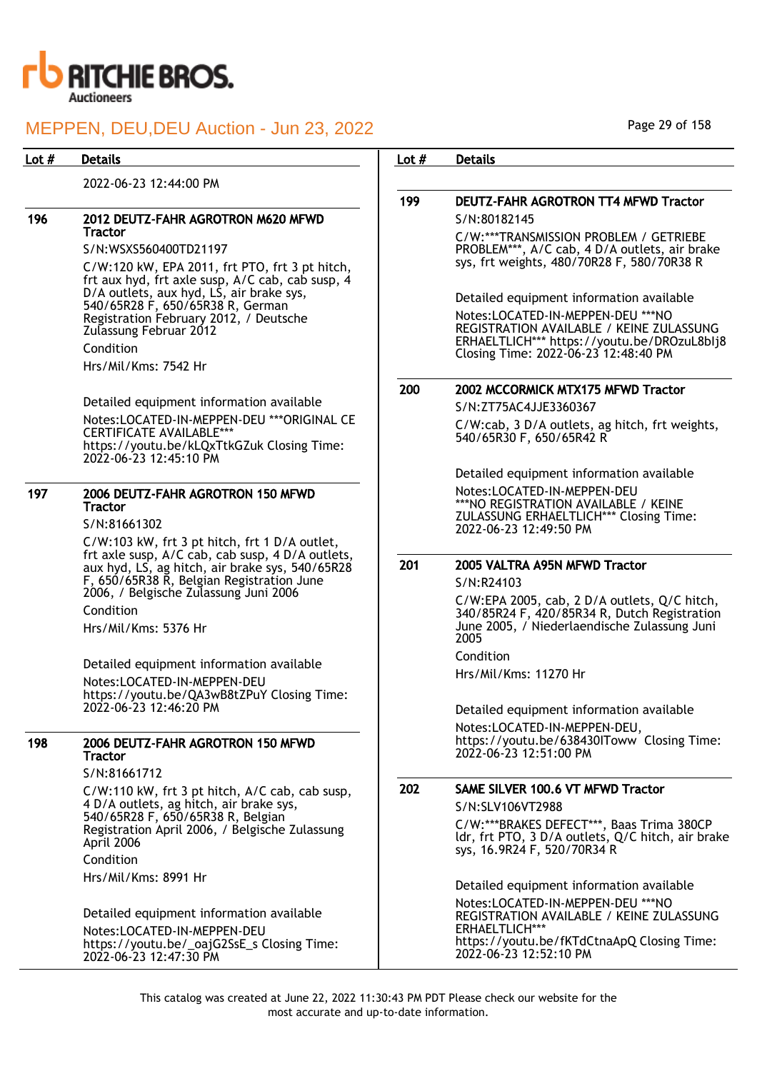| Lot # | Details |
|---|---|
| | 2022-06-23 12:44:00 PM |
| 196 | **2012 DEUTZ-FAHR AGROTRON M620 MFWD Tractor**<br>S/N:WSXS560400TD21197<br>C/W:120 kW, EPA 2011, frt PTO, frt 3 pt hitch, frt aux hyd, frt axle susp, A/C cab, cab susp, 4 D/A outlets, aux hyd, LS, air brake sys, 540/65R28 F, 650/65R38 R, German Registration February 2012, / Deutsche Zulassung Februar 2012<br>Condition<br>Hrs/Mil/Kms: 7542 Hr<br><br>Detailed equipment information available<br>Notes:LOCATED-IN-MEPPEN-DEU ***ORIGINAL CE CERTIFICATE AVAILABLE*** https://youtu.be/kLQxTtkGZuk Closing Time: 2022-06-23 12:45:10 PM |
| 197 | **2006 DEUTZ-FAHR AGROTRON 150 MFWD Tractor**<br>S/N:81661302<br>C/W:103 kW, frt 3 pt hitch, frt 1 D/A outlet, frt axle susp, A/C cab, cab susp, 4 D/A outlets, aux hyd, LS, ag hitch, air brake sys, 540/65R28 F, 650/65R38 R, Belgian Registration June 2006, / Belgische Zulassung Juni 2006<br>Condition<br>Hrs/Mil/Kms: 5376 Hr<br><br>Detailed equipment information available<br>Notes:LOCATED-IN-MEPPEN-DEU https://youtu.be/QA3wB8tZPuY Closing Time: 2022-06-23 12:46:20 PM |
| 198 | **2006 DEUTZ-FAHR AGROTRON 150 MFWD Tractor**<br>S/N:81661712<br>C/W:110 kW, frt 3 pt hitch, A/C cab, cab susp, 4 D/A outlets, ag hitch, air brake sys, 540/65R28 F, 650/65R38 R, Belgian Registration April 2006, / Belgische Zulassung April 2006<br>Condition<br>Hrs/Mil/Kms: 8991 Hr<br><br>Detailed equipment information available<br>Notes:LOCATED-IN-MEPPEN-DEU https://youtu.be/_oajG2SsE_s Closing Time: 2022-06-23 12:47:30 PM |
| 199 | **DEUTZ-FAHR AGROTRON TT4 MFWD Tractor**<br>S/N:80182145<br>C/W:***TRANSMISSION PROBLEM / GETRIEBE PROBLEM***, A/C cab, 4 D/A outlets, air brake sys, frt weights, 480/70R28 F, 580/70R38 R<br><br>Detailed equipment information available<br>Notes:LOCATED-IN-MEPPEN-DEU ***NO REGISTRATION AVAILABLE / KEINE ZULASSUNG ERHAELTLICH*** https://youtu.be/DROzuL8blj8 Closing Time: 2022-06-23 12:48:40 PM |
| 200 | **2002 MCCORMICK MTX175 MFWD Tractor**<br>S/N:ZT75AC4JJE3360367<br>C/W:cab, 3 D/A outlets, ag hitch, frt weights, 540/65R30 F, 650/65R42 R<br><br>Detailed equipment information available<br>Notes:LOCATED-IN-MEPPEN-DEU ***NO REGISTRATION AVAILABLE / KEINE ZULASSUNG ERHAELTLICH*** Closing Time: 2022-06-23 12:49:50 PM |
| 201 | **2005 VALTRA A95N MFWD Tractor**<br>S/N:R24103<br>C/W:EPA 2005, cab, 2 D/A outlets, Q/C hitch, 340/85R24 F, 420/85R34 R, Dutch Registration June 2005, / Niederlaendische Zulassung Juni 2005<br>Condition<br>Hrs/Mil/Kms: 11270 Hr<br><br>Detailed equipment information available<br>Notes:LOCATED-IN-MEPPEN-DEU, https://youtu.be/638430ITowww Closing Time: 2022-06-23 12:51:00 PM |
| 202 | **SAME SILVER 100.6 VT MFWD Tractor**<br>S/N:SLV106VT2988<br>C/W:***BRAKES DEFECT***, Baas Trima 380CP ldr, frt PTO, 3 D/A outlets, Q/C hitch, air brake sys, 16.9R24 F, 520/70R34 R<br><br>Detailed equipment information available<br>Notes:LOCATED-IN-MEPPEN-DEU ***NO REGISTRATION AVAILABLE / KEINE ZULASSUNG ERHAELTLICH*** https://youtu.be/fKTdCtnaApQ Closing Time: 2022-06-23 12:52:10 PM |

This catalog was created at June 22, 2022 11:30:43 PM PDT Please check our website for the most accurate and up-to-date information.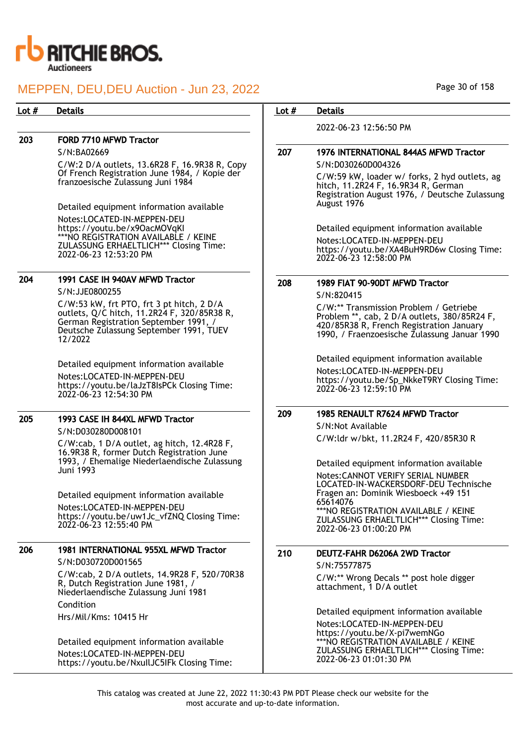MEPPEN, DEU,DEU Auction - Jun 23, 2022

| Lot # | Details |
| --- | --- |
| 203 | **FORD 7710 MFWD Tractor**<br>S/N:BA02669<br>C/W:2 D/A outlets, 13.6R28 F, 16.9R38 R, Copy Of French Registration June 1984, / Kopie der franzoesische Zulassung Juni 1984<br><br>Detailed equipment information available<br>Notes:LOCATED-IN-MEPPEN-DEU https://youtu.be/x9OacMOVqKI ***NO REGISTRATION AVAILABLE / KEINE ZULASSUNG ERHAELTLICH*** Closing Time: 2022-06-23 12:53:20 PM |
| 204 | **1991 CASE IH 940AV MFWD Tractor**<br>S/N:JJE0800255<br>C/W:53 kW, frt PTO, frt 3 pt hitch, 2 D/A outlets, Q/C hitch, 11.2R24 F, 320/85R38 R, German Registration September 1991, / Deutsche Zulassung September 1991, TUEV 12/2022<br><br>Detailed equipment information available<br>Notes:LOCATED-IN-MEPPEN-DEU https://youtu.be/laJzT8IsPCk Closing Time: 2022-06-23 12:54:30 PM |
| 205 | **1993 CASE IH 844XL MFWD Tractor**<br>S/N:D030280D008101<br>C/W:cab, 1 D/A outlet, ag hitch, 12.4R28 F, 16.9R38 R, former Dutch Registration June 1993, / Ehemalige Niederlaendische Zulassung Juni 1993<br><br>Detailed equipment information available<br>Notes:LOCATED-IN-MEPPEN-DEU https://youtu.be/uw1Jc_vfZNQ Closing Time: 2022-06-23 12:55:40 PM |
| 206 | **1981 INTERNATIONAL 955XL MFWD Tractor**<br>S/N:D030720D001565<br>C/W:cab, 2 D/A outlets, 14.9R28 F, 520/70R38 R, Dutch Registration June 1981, / Niederlaendische Zulassung Juni 1981<br>Condition<br>Hrs/Mil/Kms: 10415 Hr<br><br>Detailed equipment information available<br>Notes:LOCATED-IN-MEPPEN-DEU https://youtu.be/NxulIJC5IFk Closing Time: 2022-06-23 12:56:50 PM |
| 207 | **1976 INTERNATIONAL 844AS MFWD Tractor**<br>S/N:D030260D004326<br>C/W:59 kW, loader w/ forks, 2 hyd outlets, ag hitch, 11.2R24 F, 16.9R34 R, German Registration August 1976, / Deutsche Zulassung August 1976<br><br>Detailed equipment information available<br>Notes:LOCATED-IN-MEPPEN-DEU https://youtu.be/XA4BuH9RD6w Closing Time: 2022-06-23 12:58:00 PM |
| 208 | **1989 FIAT 90-90DT MFWD Tractor**<br>S/N:820415<br>C/W:** Transmission Problem / Getriebe Problem **, cab, 2 D/A outlets, 380/85R24 F, 420/85R38 R, French Registration January 1990, / Fraenzoesische Zulassung Januar 1990<br><br>Detailed equipment information available<br>Notes:LOCATED-IN-MEPPEN-DEU https://youtu.be/Sp_NkkeT9RY Closing Time: 2022-06-23 12:59:10 PM |
| 209 | **1985 RENAULT R7624 MFWD Tractor**<br>S/N:Not Available<br>C/W:ldr w/bkt, 11.2R24 F, 420/85R30 R<br><br>Detailed equipment information available<br>Notes:CANNOT VERIFY SERIAL NUMBER LOCATED-IN-WACKERSDORF-DEU Technische Fragen an: Dominik Wiesboeck +49 151 65614076<br>***NO REGISTRATION AVAILABLE / KEINE ZULASSUNG ERHAELTLICH*** Closing Time: 2022-06-23 01:00:20 PM |
| 210 | **DEUTZ-FAHR D6206A 2WD Tractor**<br>S/N:75577875<br>C/W:** Wrong Decals ** post hole digger attachment, 1 D/A outlet<br><br>Detailed equipment information available<br>Notes:LOCATED-IN-MEPPEN-DEU https://youtu.be/X-pi7wemNGo ***NO REGISTRATION AVAILABLE / KEINE ZULASSUNG ERHAELTLICH*** Closing Time: 2022-06-23 01:01:30 PM |

This catalog was created at June 22, 2022 11:30:43 PM PDT Please check our website for the most accurate and up-to-date information.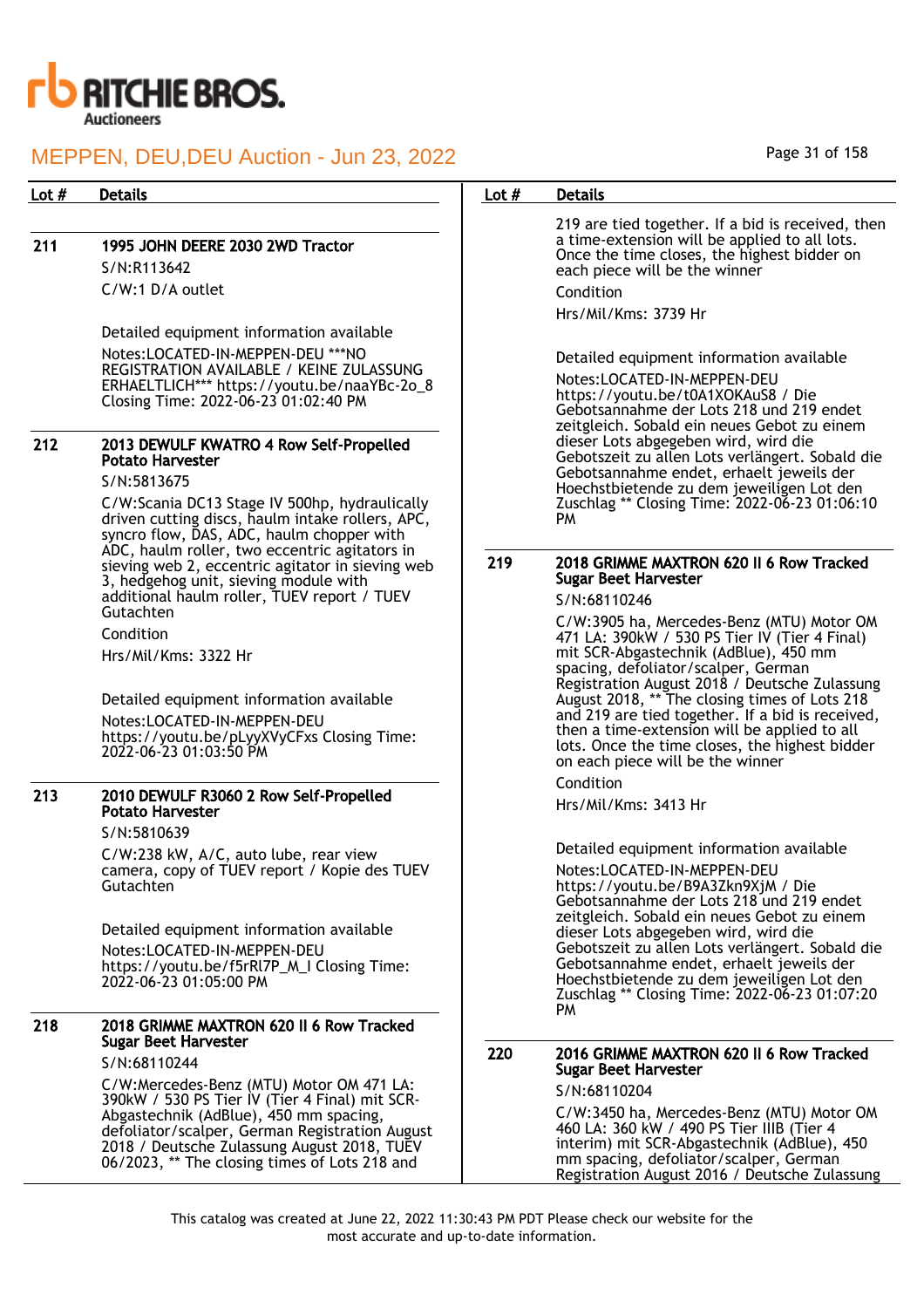# MEPPEN, DEU,DEU Auction - Jun 23, 2022

| Lot # | Details |
|---|---|

**211** **1995 JOHN DEERE 2030 2WD Tractor**

S/N:R113642

C/W:1 D/A outlet

Detailed equipment information available

Notes:LOCATED-IN-MEPPEN-DEU ***NO REGISTRATION AVAILABLE / KEINE ZULASSUNG ERHAELTLICH*** https://youtu.be/naaYBc-2o_8 Closing Time: 2022-06-23 01:02:40 PM

**212** **2013 DEWULF KWATRO 4 Row Self-Propelled Potato Harvester**

S/N:5813675

C/W:Scania DC13 Stage IV 500hp, hydraulically driven cutting discs, haulm intake rollers, APC, syncro flow, DAS, ADC, haulm chopper with ADC, haulm roller, two eccentric agitators in sieving web 2, eccentric agitator in sieving web 3, hedgehog unit, sieving module with additional haulm roller, TUEV report / TUEV Gutachten

Condition

Hrs/Mil/Kms: 3322 Hr

Detailed equipment information available

Notes:LOCATED-IN-MEPPEN-DEU https://youtu.be/pLyyXVyCFxs Closing Time: 2022-06-23 01:03:50 PM

**213** **2010 DEWULF R3060 2 Row Self-Propelled Potato Harvester**

S/N:5810639

C/W:238 kW, A/C, auto lube, rear view camera, copy of TUEV report / Kopie des TUEV Gutachten

Detailed equipment information available

Notes:LOCATED-IN-MEPPEN-DEU https://youtu.be/f5rRl7P_M_I Closing Time: 2022-06-23 01:05:00 PM

**218** **2018 GRIMME MAXTRON 620 II 6 Row Tracked Sugar Beet Harvester**

S/N:68110244

C/W:Mercedes-Benz (MTU) Motor OM 471 LA: 390kW / 530 PS Tier IV (Tier 4 Final) mit SCR-Abgastechnik (AdBlue), 450 mm spacing, defoliator/scalper, German Registration August 2018 / Deutsche Zulassung August 2018, TUEV 06/2023, ** The closing times of Lots 218 and 219 are tied together. If a bid is received, then a time-extension will be applied to all lots. Once the time closes, the highest bidder on each piece will be the winner

Condition

Hrs/Mil/Kms: 3739 Hr

Detailed equipment information available

Notes:LOCATED-IN-MEPPEN-DEU https://youtu.be/t0A1XOKAuS8 / Die Gebotsannahme der Lots 218 und 219 endet zeitgleich. Sobald ein neues Gebot zu einem dieser Lots abgegeben wird, wird die Gebotszeit zu allen Lots verlängert. Sobald die Gebotsannahme endet, erhaelt jeweils der Hoechstbietende zu dem jeweiligen Lot den Zuschlag ** Closing Time: 2022-06-23 01:06:10 PM

**219** **2018 GRIMME MAXTRON 620 II 6 Row Tracked Sugar Beet Harvester**

S/N:68110246

C/W:3905 ha, Mercedes-Benz (MTU) Motor OM 471 LA: 390kW / 530 PS Tier IV (Tier 4 Final) mit SCR-Abgastechnik (AdBlue), 450 mm spacing, defoliator/scalper, German Registration August 2018 / Deutsche Zulassung August 2018, ** The closing times of Lots 218 and 219 are tied together. If a bid is received, then a time-extension will be applied to all lots. Once the time closes, the highest bidder on each piece will be the winner

Condition

Hrs/Mil/Kms: 3413 Hr

Detailed equipment information available

Notes:LOCATED-IN-MEPPEN-DEU https://youtu.be/B9A3Zkn9XjM / Die Gebotsannahme der Lots 218 und 219 endet zeitgleich. Sobald ein neues Gebot zu einem dieser Lots abgegeben wird, wird die Gebotszeit zu allen Lots verlängert. Sobald die Gebotsannahme endet, erhaelt jeweils der Hoechstbietende zu dem jeweiligen Lot den Zuschlag ** Closing Time: 2022-06-23 01:07:20 PM

**220** **2016 GRIMME MAXTRON 620 II 6 Row Tracked Sugar Beet Harvester**

S/N:68110204

C/W:3450 ha, Mercedes-Benz (MTU) Motor OM 460 LA: 360 kW / 490 PS Tier IIIB (Tier 4 interim) mit SCR-Abgastechnik (AdBlue), 450 mm spacing, defoliator/scalper, German Registration August 2016 / Deutsche Zulassung

This catalog was created at June 22, 2022 11:30:43 PM PDT Please check our website for the most accurate and up-to-date information.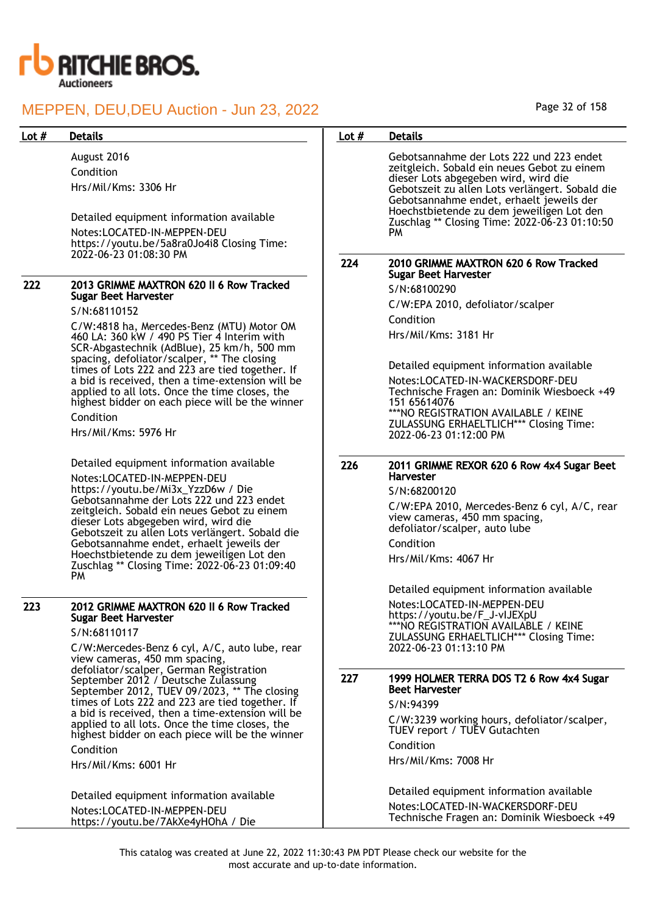| Lot # | Details |
|---|---|
| | August 2016<br>Condition<br>Hrs/Mil/Kms: 3306 Hr<br><br>Detailed equipment information available<br>Notes:LOCATED-IN-MEPPEN-DEU https://youtu.be/5a8ra0Jo4i8 Closing Time: 2022-06-23 01:08:30 PM |
| 222 | **2013 GRIMME MAXTRON 620 II 6 Row Tracked Sugar Beet Harvester**<br>S/N:68110152<br>C/W:4818 ha, Mercedes-Benz (MTU) Motor OM 460 LA: 360 kW / 490 PS Tier 4 Interim with SCR-Abgastechnik (AdBlue), 25 km/h, 500 mm spacing, defoliator/scalper, ** The closing times of Lots 222 and 223 are tied together. If a bid is received, then a time-extension will be applied to all lots. Once the time closes, the highest bidder on each piece will be the winner<br>Condition<br>Hrs/Mil/Kms: 5976 Hr<br><br>Detailed equipment information available<br>Notes:LOCATED-IN-MEPPEN-DEU https://youtu.be/Mi3x_YzzD6w / Die Gebotsannahme der Lots 222 und 223 endet zeitgleich. Sobald ein neues Gebot zu einem dieser Lots abgegeben wird, wird die Gebotszeit zu allen Lots verlängert. Sobald die Gebotsannahme endet, erhaelt jeweils der Hoechstbietende zu dem jeweiligen Lot den Zuschlag ** Closing Time: 2022-06-23 01:09:40 PM |
| 223 | **2012 GRIMME MAXTRON 620 II 6 Row Tracked Sugar Beet Harvester**<br>S/N:68110117<br>C/W:Mercedes-Benz 6 cyl, A/C, auto lube, rear view cameras, 450 mm spacing, defoliator/scalper, German Registration September 2012 / Deutsche Zulassung September 2012, TUEV 09/2023, ** The closing times of Lots 222 and 223 are tied together. If a bid is received, then a time-extension will be applied to all lots. Once the time closes, the highest bidder on each piece will be the winner<br>Condition<br>Hrs/Mil/Kms: 6001 Hr<br><br>Detailed equipment information available<br>Notes:LOCATED-IN-MEPPEN-DEU https://youtu.be/7AkXe4yHOhA / Die Gebotsannahme der Lots 222 und 223 endet zeitgleich. Sobald ein neues Gebot zu einem dieser Lots abgegeben wird, wird die Gebotszeit zu allen Lots verlängert. Sobald die Gebotsannahme endet, erhaelt jeweils der Hoechstbietende zu dem jeweiligen Lot den Zuschlag ** Closing Time: 2022-06-23 01:10:50 PM |
| 224 | **2010 GRIMME MAXTRON 620 6 Row Tracked Sugar Beet Harvester**<br>S/N:68100290<br>C/W:EPA 2010, defoliator/scalper<br>Condition<br>Hrs/Mil/Kms: 3181 Hr<br><br>Detailed equipment information available<br>Notes:LOCATED-IN-WACKERSDORF-DEU Technische Fragen an: Dominik Wiesboeck +49 151 65614076 \*\*\*NO REGISTRATION AVAILABLE / KEINE ZULASSUNG ERHAELTLICH\*\*\* Closing Time: 2022-06-23 01:12:00 PM |
| 226 | **2011 GRIMME REXOR 620 6 Row 4x4 Sugar Beet Harvester**<br>S/N:68200120<br>C/W:EPA 2010, Mercedes-Benz 6 cyl, A/C, rear view cameras, 450 mm spacing, defoliator/scalper, auto lube<br>Condition<br>Hrs/Mil/Kms: 4067 Hr<br><br>Detailed equipment information available<br>Notes:LOCATED-IN-MEPPEN-DEU https://youtu.be/F_J-vIJEXpU \*\*\*NO REGISTRATION AVAILABLE / KEINE ZULASSUNG ERHAELTLICH\*\*\* Closing Time: 2022-06-23 01:13:10 PM |
| 227 | **1999 HOLMER TERRA DOS T2 6 Row 4x4 Sugar Beet Harvester**<br>S/N:94399<br>C/W:3239 working hours, defoliator/scalper, TUEV report / TUEV Gutachten<br>Condition<br>Hrs/Mil/Kms: 7008 Hr<br><br>Detailed equipment information available<br>Notes:LOCATED-IN-WACKERSDORF-DEU Technische Fragen an: Dominik Wiesboeck +49 |

This catalog was created at June 22, 2022 11:30:43 PM PDT Please check our website for the most accurate and up-to-date information.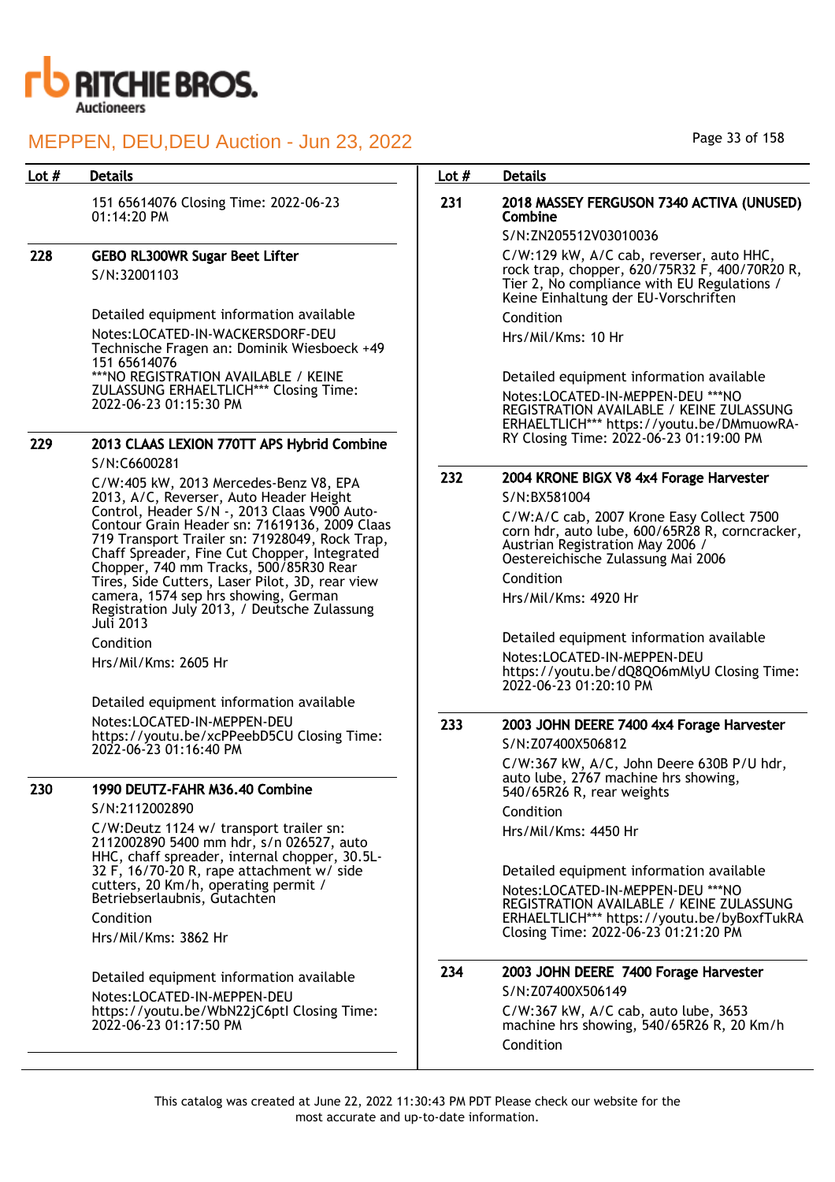# MEPPEN, DEU,DEU Auction - Jun 23, 2022

| Lot # | Details |
|---|---|
| | 151 65614076 Closing Time: 2022-06-23 01:14:20 PM |
| 228 | **GEBO RL300WR Sugar Beet Lifter**<br>S/N:32001103<br><br>Detailed equipment information available<br>Notes:LOCATED-IN-WACKERSDORF-DEU Technische Fragen an: Dominik Wiesboeck +49 151 65614076 ***NO REGISTRATION AVAILABLE / KEINE ZULASSUNG ERHAELTLICH*** Closing Time: 2022-06-23 01:15:30 PM |
| 229 | **2013 CLAAS LEXION 770TT APS Hybrid Combine**<br>S/N:C6600281<br>C/W:405 kW, 2013 Mercedes-Benz V8, EPA 2013, A/C, Reverser, Auto Header Height Control, Header S/N -, 2013 Claas V900 Auto-Contour Grain Header sn: 71619136, 2009 Claas 719 Transport Trailer sn: 71928049, Rock Trap, Chaff Spreader, Fine Cut Chopper, Integrated Chopper, 740 mm Tracks, 500/85R30 Rear Tires, Side Cutters, Laser Pilot, 3D, rear view camera, 1574 sep hrs showing, German Registration July 2013, / Deutsche Zulassung Juli 2013<br>Condition<br>Hrs/Mil/Kms: 2605 Hr<br><br>Detailed equipment information available<br>Notes:LOCATED-IN-MEPPEN-DEU https://youtu.be/xcPPeebD5CU Closing Time: 2022-06-23 01:16:40 PM |
| 230 | **1990 DEUTZ-FAHR M36.40 Combine**<br>S/N:2112002890<br>C/W:Deutz 1124 w/ transport trailer sn: 2112002890 5400 mm hdr, s/n 026527, auto HHC, chaff spreader, internal chopper, 30.5L-32 F, 16/70-20 R, rape attachment w/ side cutters, 20 Km/h, operating permit / Betriebserlaubnis, Gutachten<br>Condition<br>Hrs/Mil/Kms: 3862 Hr<br><br>Detailed equipment information available<br>Notes:LOCATED-IN-MEPPEN-DEU https://youtu.be/WbN22jC6ptI Closing Time: 2022-06-23 01:17:50 PM |
| 231 | **2018 MASSEY FERGUSON 7340 ACTIVA (UNUSED) Combine**<br>S/N:ZN205512V03010036<br>C/W:129 kW, A/C cab, reverser, auto HHC, rock trap, chopper, 620/75R32 F, 400/70R20 R, Tier 2, No compliance with EU Regulations / Keine Einhaltung der EU-Vorschriften<br>Condition<br>Hrs/Mil/Kms: 10 Hr<br><br>Detailed equipment information available<br>Notes:LOCATED-IN-MEPPEN-DEU ***NO REGISTRATION AVAILABLE / KEINE ZULASSUNG ERHAELTLICH*** https://youtu.be/DMmuowRA-RY Closing Time: 2022-06-23 01:19:00 PM |
| 232 | **2004 KRONE BIGX V8 4x4 Forage Harvester**<br>S/N:BX581004<br>C/W:A/C cab, 2007 Krone Easy Collect 7500 corn hdr, auto lube, 600/65R28 R, corncracker, Austrian Registration May 2006 / Oestereichische Zulassung Mai 2006<br>Condition<br>Hrs/Mil/Kms: 4920 Hr<br><br>Detailed equipment information available<br>Notes:LOCATED-IN-MEPPEN-DEU https://youtu.be/dQ8QO6mMlyU Closing Time: 2022-06-23 01:20:10 PM |
| 233 | **2003 JOHN DEERE 7400 4x4 Forage Harvester**<br>S/N:Z07400X506812<br>C/W:367 kW, A/C, John Deere 630B P/U hdr, auto lube, 2767 machine hrs showing, 540/65R26 R, rear weights<br>Condition<br>Hrs/Mil/Kms: 4450 Hr<br><br>Detailed equipment information available<br>Notes:LOCATED-IN-MEPPEN-DEU ***NO REGISTRATION AVAILABLE / KEINE ZULASSUNG ERHAELTLICH*** https://youtu.be/byBoxfTukRA Closing Time: 2022-06-23 01:21:20 PM |
| 234 | **2003 JOHN DEERE 7400 Forage Harvester**<br>S/N:Z07400X506149<br>C/W:367 kW, A/C cab, auto lube, 3653 machine hrs showing, 540/65R26 R, 20 Km/h<br>Condition |

This catalog was created at June 22, 2022 11:30:43 PM PDT Please check our website for the most accurate and up-to-date information.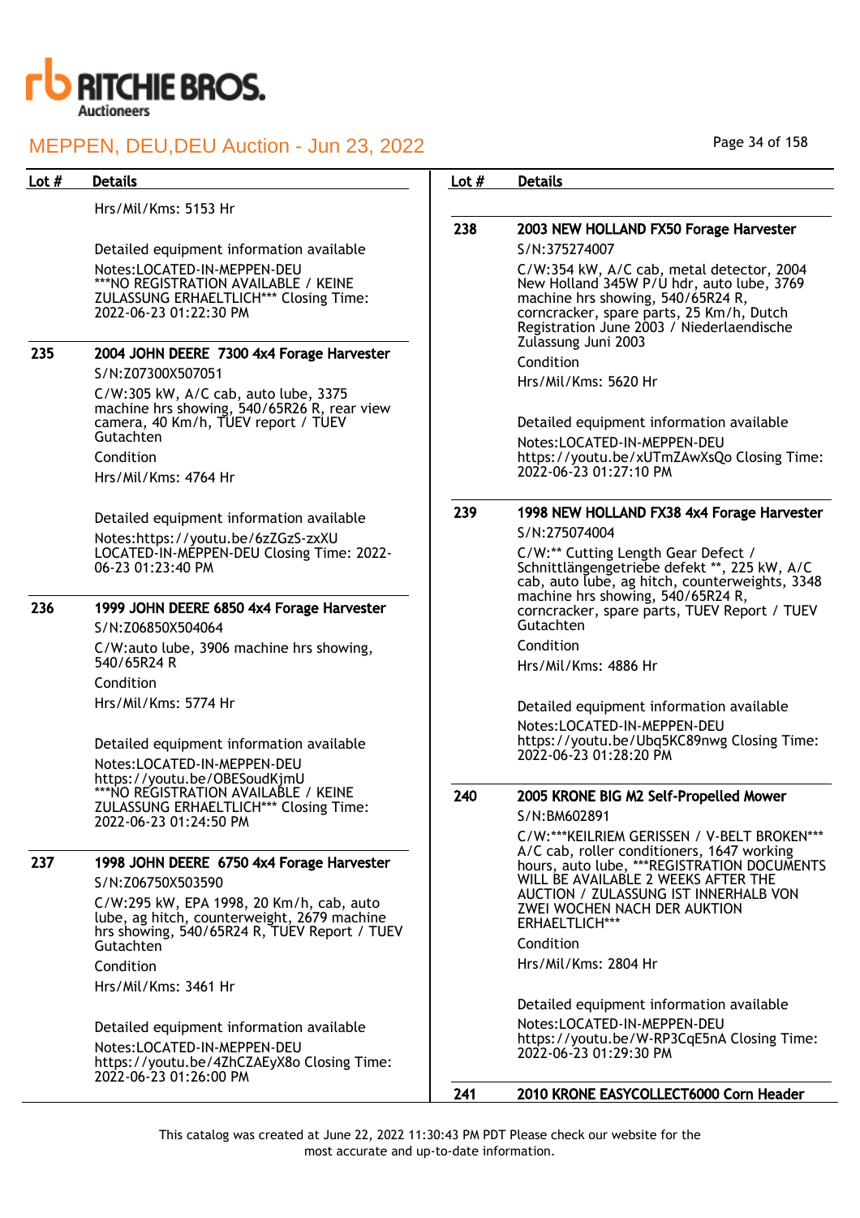Hrs/Mil/Kms: 5153 Hr

Detailed equipment information available

Notes:LOCATED-IN-MEPPEN-DEU
***NO REGISTRATION AVAILABLE / KEINE ZULASSUNG ERHAELTLICH*** Closing Time: 2022-06-23 01:22:30 PM

| Lot # | Details |
|---|---|
| 235 | **2004 JOHN DEERE 7300 4x4 Forage Harvester**<br>S/N:Z07300X507051<br>C/W:305 kW, A/C cab, auto lube, 3375 machine hrs showing, 540/65R26 R, rear view camera, 40 Km/h, TUEV report / TUEV Gutachten<br>Condition<br>Hrs/Mil/Kms: 4764 Hr<br><br>Detailed equipment information available<br>Notes:https://youtu.be/6zZGzS-zxXU LOCATED-IN-MEPPEN-DEU Closing Time: 2022-06-23 01:23:40 PM |
| 236 | **1999 JOHN DEERE 6850 4x4 Forage Harvester**<br>S/N:Z06850X504064<br>C/W:auto lube, 3906 machine hrs showing, 540/65R24 R<br>Condition<br>Hrs/Mil/Kms: 5774 Hr<br><br>Detailed equipment information available<br>Notes:LOCATED-IN-MEPPEN-DEU https://youtu.be/OBESoudKjmU ***NO REGISTRATION AVAILABLE / KEINE ZULASSUNG ERHAELTLICH*** Closing Time: 2022-06-23 01:24:50 PM |
| 237 | **1998 JOHN DEERE 6750 4x4 Forage Harvester**<br>S/N:Z06750X503590<br>C/W:295 kW, EPA 1998, 20 Km/h, cab, auto lube, ag hitch, counterweight, 2679 machine hrs showing, 540/65R24 R, TUEV Report / TUEV Gutachten<br>Condition<br>Hrs/Mil/Kms: 3461 Hr<br><br>Detailed equipment information available<br>Notes:LOCATED-IN-MEPPEN-DEU https://youtu.be/4ZhCZAEyX8o Closing Time: 2022-06-23 01:26:00 PM |
| 238 | **2003 NEW HOLLAND FX50 Forage Harvester**<br>S/N:375274007<br>C/W:354 kW, A/C cab, metal detector, 2004 New Holland 345W P/U hdr, auto lube, 3769 machine hrs showing, 540/65R24 R, corncracker, spare parts, 25 Km/h, Dutch Registration June 2003 / Niederlaendische Zulassung Juni 2003<br>Condition<br>Hrs/Mil/Kms: 5620 Hr<br><br>Detailed equipment information available<br>Notes:LOCATED-IN-MEPPEN-DEU https://youtu.be/xUTmZAwXsQo Closing Time: 2022-06-23 01:27:10 PM |
| 239 | **1998 NEW HOLLAND FX38 4x4 Forage Harvester**<br>S/N:275074004<br>C/W:** Cutting Length Gear Defect / Schnittlängengetriebe defekt **, 225 kW, A/C cab, auto lube, ag hitch, counterweights, 3348 machine hrs showing, 540/65R24 R, corncracker, spare parts, TUEV Report / TUEV Gutachten<br>Condition<br>Hrs/Mil/Kms: 4886 Hr<br><br>Detailed equipment information available<br>Notes:LOCATED-IN-MEPPEN-DEU https://youtu.be/Ubq5KC89nwg Closing Time: 2022-06-23 01:28:20 PM |
| 240 | **2005 KRONE BIG M2 Self-Propelled Mower**<br>S/N:BM602891<br>C/W:***KEILRIEM GERISSEN / V-BELT BROKEN*** A/C cab, roller conditioners, 1647 working hours, auto lube, ***REGISTRATION DOCUMENTS WILL BE AVAILABLE 2 WEEKS AFTER THE AUCTION / ZULASSUNG IST INNERHALB VON ZWEI WOCHEN NACH DER AUKTION ERHAELTLICH***<br>Condition<br>Hrs/Mil/Kms: 2804 Hr<br><br>Detailed equipment information available<br>Notes:LOCATED-IN-MEPPEN-DEU https://youtu.be/W-RP3CqE5nA Closing Time: 2022-06-23 01:29:30 PM |
| 241 | **2010 KRONE EASYCOLLECT6000 Corn Header** |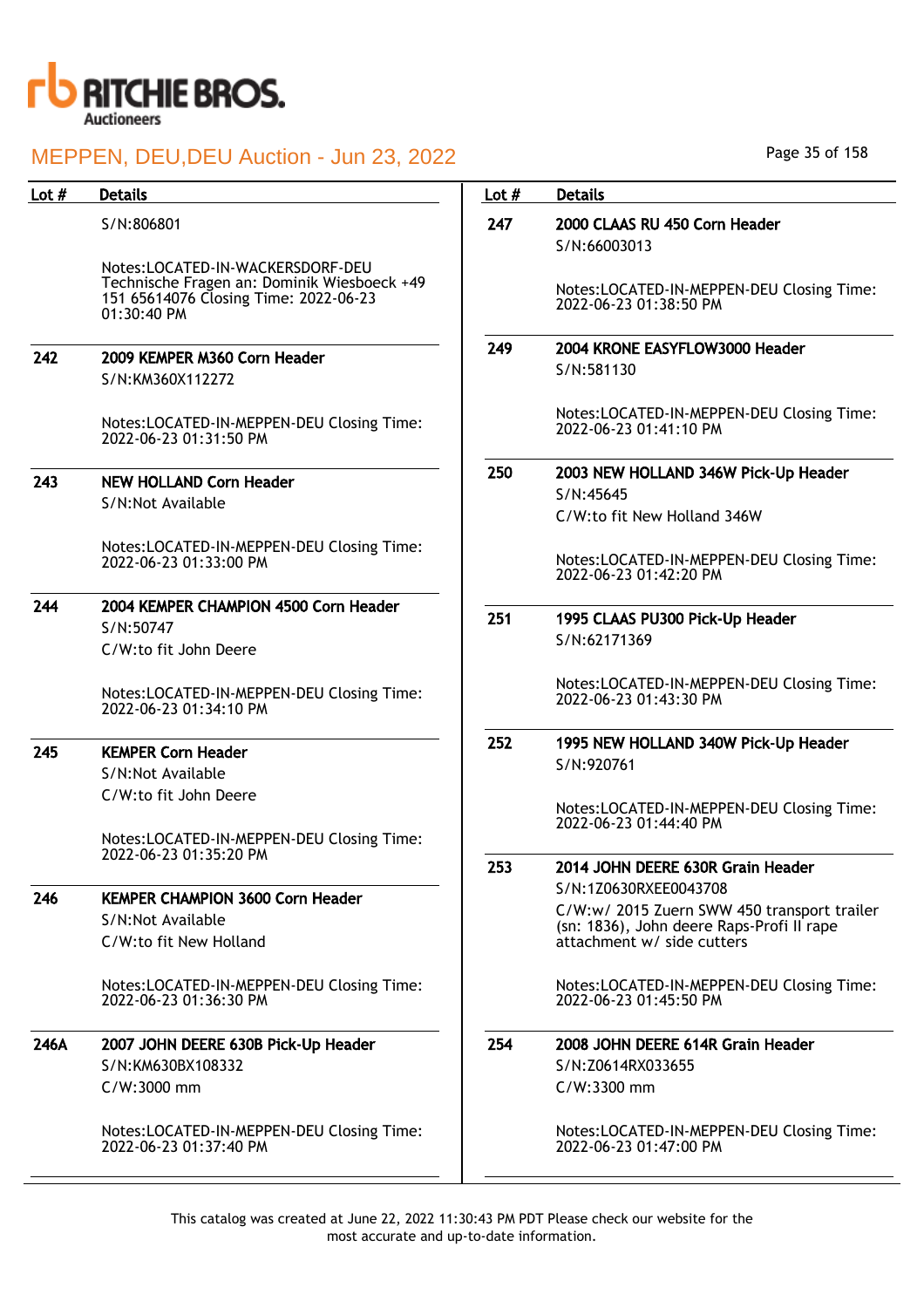| Lot # | Details |
|---|---|
| | S/N:806801<br><br>Notes:LOCATED-IN-WACKERSDORF-DEU Technische Fragen an: Dominik Wiesboeck +49 151 65614076 Closing Time: 2022-06-23 01:30:40 PM |
| **242** | **2009 KEMPER M360 Corn Header**<br>S/N:KM360X112272<br><br>Notes:LOCATED-IN-MEPPEN-DEU Closing Time: 2022-06-23 01:31:50 PM |
| **243** | **NEW HOLLAND Corn Header**<br>S/N:Not Available<br><br>Notes:LOCATED-IN-MEPPEN-DEU Closing Time: 2022-06-23 01:33:00 PM |
| **244** | **2004 KEMPER CHAMPION 4500 Corn Header**<br>S/N:50747<br>C/W:to fit John Deere<br><br>Notes:LOCATED-IN-MEPPEN-DEU Closing Time: 2022-06-23 01:34:10 PM |
| **245** | **KEMPER Corn Header**<br>S/N:Not Available<br>C/W:to fit John Deere<br><br>Notes:LOCATED-IN-MEPPEN-DEU Closing Time: 2022-06-23 01:35:20 PM |
| **246** | **KEMPER CHAMPION 3600 Corn Header**<br>S/N:Not Available<br>C/W:to fit New Holland<br><br>Notes:LOCATED-IN-MEPPEN-DEU Closing Time: 2022-06-23 01:36:30 PM |
| **246A** | **2007 JOHN DEERE 630B Pick-Up Header**<br>S/N:KM630BX108332<br>C/W:3000 mm<br><br>Notes:LOCATED-IN-MEPPEN-DEU Closing Time: 2022-06-23 01:37:40 PM |
| **247** | **2000 CLAAS RU 450 Corn Header**<br>S/N:66003013<br><br>Notes:LOCATED-IN-MEPPEN-DEU Closing Time: 2022-06-23 01:38:50 PM |
| **249** | **2004 KRONE EASYFLOW3000 Header**<br>S/N:581130<br><br>Notes:LOCATED-IN-MEPPEN-DEU Closing Time: 2022-06-23 01:41:10 PM |
| **250** | **2003 NEW HOLLAND 346W Pick-Up Header**<br>S/N:45645<br>C/W:to fit New Holland 346W<br><br>Notes:LOCATED-IN-MEPPEN-DEU Closing Time: 2022-06-23 01:42:20 PM |
| **251** | **1995 CLAAS PU300 Pick-Up Header**<br>S/N:62171369<br><br>Notes:LOCATED-IN-MEPPEN-DEU Closing Time: 2022-06-23 01:43:30 PM |
| **252** | **1995 NEW HOLLAND 340W Pick-Up Header**<br>S/N:920761<br><br>Notes:LOCATED-IN-MEPPEN-DEU Closing Time: 2022-06-23 01:44:40 PM |
| **253** | **2014 JOHN DEERE 630R Grain Header**<br>S/N:1Z0630RXEE0043708<br>C/W:w/ 2015 Zuern SWW 450 transport trailer (sn: 1836), John deere Raps-Profi II rape attachment w/ side cutters<br><br>Notes:LOCATED-IN-MEPPEN-DEU Closing Time: 2022-06-23 01:45:50 PM |
| **254** | **2008 JOHN DEERE 614R Grain Header**<br>S/N:Z0614RX033655<br>C/W:3300 mm<br><br>Notes:LOCATED-IN-MEPPEN-DEU Closing Time: 2022-06-23 01:47:00 PM |

This catalog was created at June 22, 2022 11:30:43 PM PDT Please check our website for the most accurate and up-to-date information.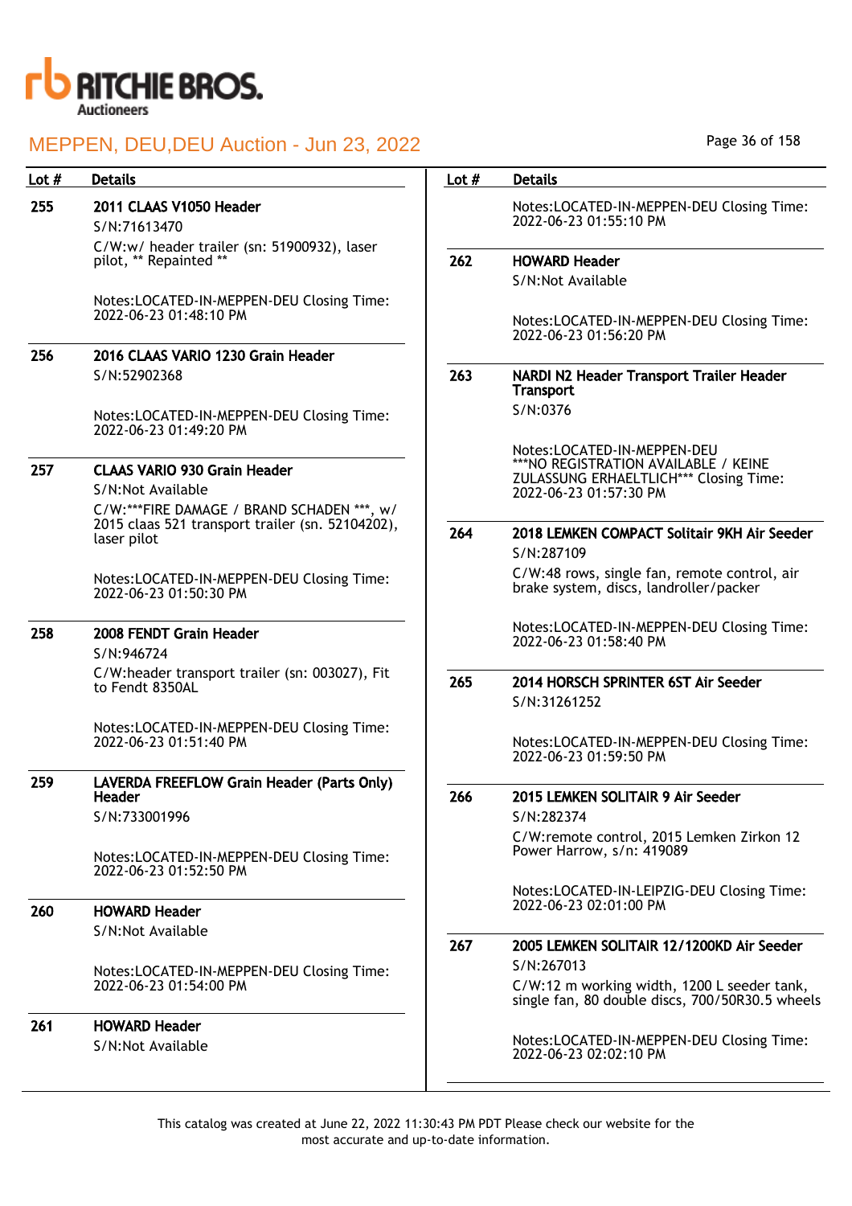# MEPPEN, DEU,DEU Auction - Jun 23, 2022

| Lot # | Details |
|---|---|
| 255 | **2011 CLAAS V1050 Header**<br>S/N:71613470<br>C/W:w/ header trailer (sn: 51900932), laser pilot, ** Repainted **<br><br>Notes:LOCATED-IN-MEPPEN-DEU Closing Time: 2022-06-23 01:48:10 PM |
| 256 | **2016 CLAAS VARIO 1230 Grain Header**<br>S/N:52902368<br><br>Notes:LOCATED-IN-MEPPEN-DEU Closing Time: 2022-06-23 01:49:20 PM |
| 257 | **CLAAS VARIO 930 Grain Header**<br>S/N:Not Available<br>C/W:***FIRE DAMAGE / BRAND SCHADEN ***, w/ 2015 claas 521 transport trailer (sn. 52104202), laser pilot<br><br>Notes:LOCATED-IN-MEPPEN-DEU Closing Time: 2022-06-23 01:50:30 PM |
| 258 | **2008 FENDT Grain Header**<br>S/N:946724<br>C/W:header transport trailer (sn: 003027), Fit to Fendt 8350AL<br><br>Notes:LOCATED-IN-MEPPEN-DEU Closing Time: 2022-06-23 01:51:40 PM |
| 259 | **LAVERDA FREEFLOW Grain Header (Parts Only) Header**<br>S/N:733001996<br><br>Notes:LOCATED-IN-MEPPEN-DEU Closing Time: 2022-06-23 01:52:50 PM |
| 260 | **HOWARD Header**<br>S/N:Not Available<br><br>Notes:LOCATED-IN-MEPPEN-DEU Closing Time: 2022-06-23 01:54:00 PM |
| 261 | **HOWARD Header**<br>S/N:Not Available<br><br>Notes:LOCATED-IN-MEPPEN-DEU Closing Time: 2022-06-23 01:55:10 PM |
| 262 | **HOWARD Header**<br>S/N:Not Available<br><br>Notes:LOCATED-IN-MEPPEN-DEU Closing Time: 2022-06-23 01:56:20 PM |
| 263 | **NARDI N2 Header Transport Trailer Header Transport**<br>S/N:0376<br><br>Notes:LOCATED-IN-MEPPEN-DEU ***NO REGISTRATION AVAILABLE / KEINE ZULASSUNG ERHAELTLICH*** Closing Time: 2022-06-23 01:57:30 PM |
| 264 | **2018 LEMKEN COMPACT Solitair 9KH Air Seeder**<br>S/N:287109<br>C/W:48 rows, single fan, remote control, air brake system, discs, landroller/packer<br><br>Notes:LOCATED-IN-MEPPEN-DEU Closing Time: 2022-06-23 01:58:40 PM |
| 265 | **2014 HORSCH SPRINTER 6ST Air Seeder**<br>S/N:31261252<br><br>Notes:LOCATED-IN-MEPPEN-DEU Closing Time: 2022-06-23 01:59:50 PM |
| 266 | **2015 LEMKEN SOLITAIR 9 Air Seeder**<br>S/N:282374<br>C/W:remote control, 2015 Lemken Zirkon 12 Power Harrow, s/n: 419089<br><br>Notes:LOCATED-IN-LEIPZIG-DEU Closing Time: 2022-06-23 02:01:00 PM |
| 267 | **2005 LEMKEN SOLITAIR 12/1200KD Air Seeder**<br>S/N:267013<br>C/W:12 m working width, 1200 L seeder tank, single fan, 80 double discs, 700/50R30.5 wheels<br><br>Notes:LOCATED-IN-MEPPEN-DEU Closing Time: 2022-06-23 02:02:10 PM |

This catalog was created at June 22, 2022 11:30:43 PM PDT Please check our website for the most accurate and up-to-date information.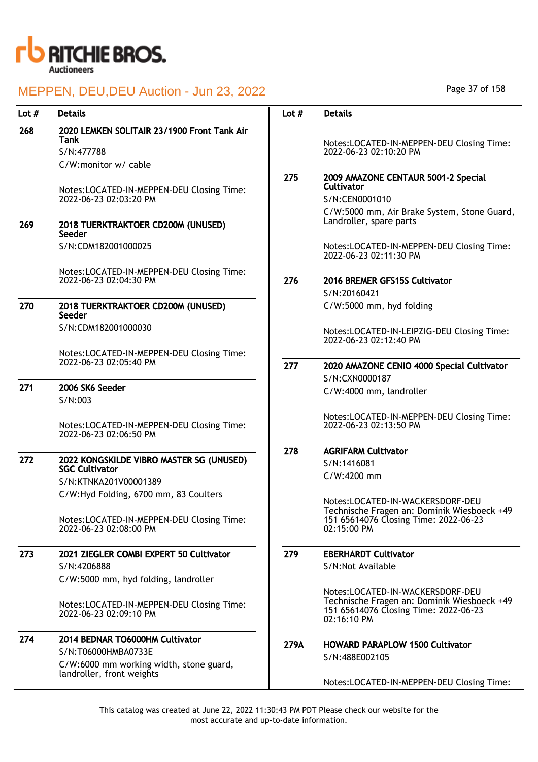| Lot # | Details |
|---|---|
| 268 | **2020 LEMKEN SOLITAIR 23/1900 Front Tank Air Tank**<br>S/N:477788<br>C/W:monitor w/ cable<br><br>Notes:LOCATED-IN-MEPPEN-DEU Closing Time: 2022-06-23 02:03:20 PM |
| 269 | **2018 TUERKTRAKTOER CD200M (UNUSED) Seeder**<br>S/N:CDM182001000025<br><br>Notes:LOCATED-IN-MEPPEN-DEU Closing Time: 2022-06-23 02:04:30 PM |
| 270 | **2018 TUERKTRAKTOER CD200M (UNUSED) Seeder**<br>S/N:CDM182001000030<br><br>Notes:LOCATED-IN-MEPPEN-DEU Closing Time: 2022-06-23 02:05:40 PM |
| 271 | **2006 SK6 Seeder**<br>S/N:003<br><br>Notes:LOCATED-IN-MEPPEN-DEU Closing Time: 2022-06-23 02:06:50 PM |
| 272 | **2022 KONGSKILDE VIBRO MASTER SG (UNUSED) SGC Cultivator**<br>S/N:KTNKA201V00001389<br>C/W:Hyd Folding, 6700 mm, 83 Coulters<br><br>Notes:LOCATED-IN-MEPPEN-DEU Closing Time: 2022-06-23 02:08:00 PM |
| 273 | **2021 ZIEGLER COMBI EXPERT 50 Cultivator**<br>S/N:4206888<br>C/W:5000 mm, hyd folding, landroller<br><br>Notes:LOCATED-IN-MEPPEN-DEU Closing Time: 2022-06-23 02:09:10 PM |
| 274 | **2014 BEDNAR TO6000HM Cultivator**<br>S/N:T06000HMBA0733E<br>C/W:6000 mm working width, stone guard, landroller, front weights<br><br>Notes:LOCATED-IN-MEPPEN-DEU Closing Time: 2022-06-23 02:10:20 PM |
| 275 | **2009 AMAZONE CENTAUR 5001-2 Special Cultivator**<br>S/N:CEN0001010<br>C/W:5000 mm, Air Brake System, Stone Guard, Landroller, spare parts<br><br>Notes:LOCATED-IN-MEPPEN-DEU Closing Time: 2022-06-23 02:11:30 PM |
| 276 | **2016 BREMER GFS15S Cultivator**<br>S/N:20160421<br>C/W:5000 mm, hyd folding<br><br>Notes:LOCATED-IN-LEIPZIG-DEU Closing Time: 2022-06-23 02:12:40 PM |
| 277 | **2020 AMAZONE CENIO 4000 Special Cultivator**<br>S/N:CXN0000187<br>C/W:4000 mm, landroller<br><br>Notes:LOCATED-IN-MEPPEN-DEU Closing Time: 2022-06-23 02:13:50 PM |
| 278 | **AGRIFARM Cultivator**<br>S/N:1416081<br>C/W:4200 mm<br><br>Notes:LOCATED-IN-WACKERSDORF-DEU Technische Fragen an: Dominik Wiesboeck +49 151 65614076 Closing Time: 2022-06-23 02:15:00 PM |
| 279 | **EBERHARDT Cultivator**<br>S/N:Not Available<br><br>Notes:LOCATED-IN-WACKERSDORF-DEU Technische Fragen an: Dominik Wiesboeck +49 151 65614076 Closing Time: 2022-06-23 02:16:10 PM |
| 279A | **HOWARD PARAPLOW 1500 Cultivator**<br>S/N:488E002105<br><br>Notes:LOCATED-IN-MEPPEN-DEU Closing Time: |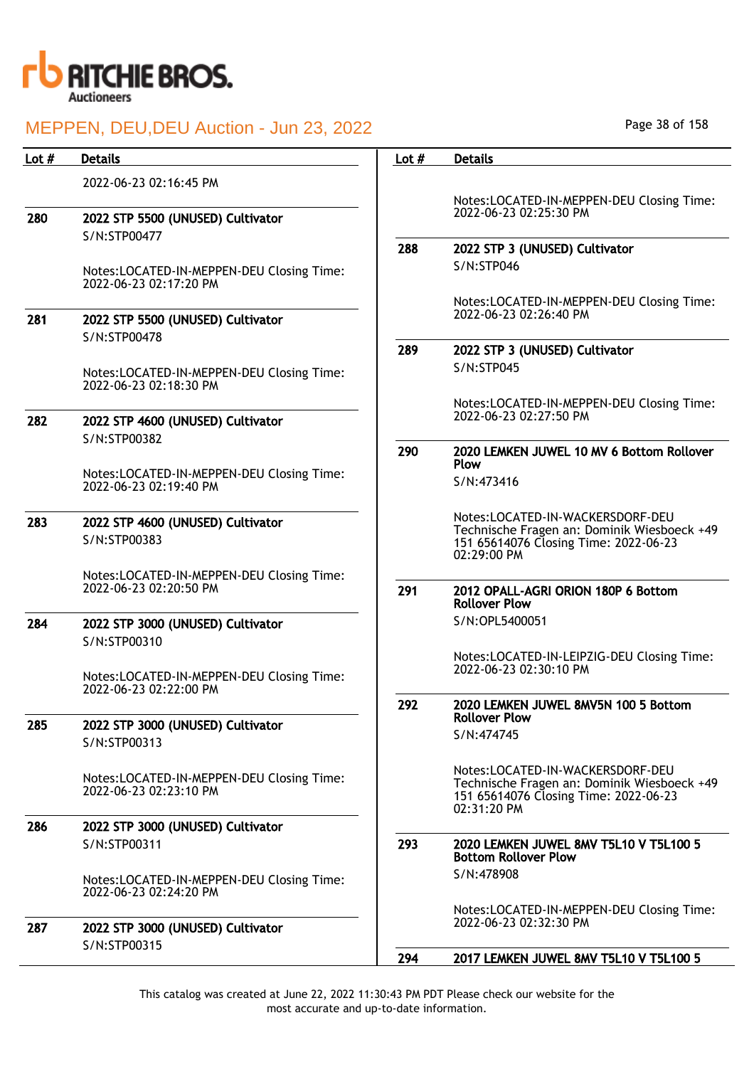| Lot # | Details |
|---|---|
| | 2022-06-23 02:16:45 PM |
| 280 | **2022 STP 5500 (UNUSED) Cultivator**<br>S/N:STP00477<br><br>Notes:LOCATED-IN-MEPPEN-DEU Closing Time: 2022-06-23 02:17:20 PM |
| 281 | **2022 STP 5500 (UNUSED) Cultivator**<br>S/N:STP00478<br><br>Notes:LOCATED-IN-MEPPEN-DEU Closing Time: 2022-06-23 02:18:30 PM |
| 282 | **2022 STP 4600 (UNUSED) Cultivator**<br>S/N:STP00382<br><br>Notes:LOCATED-IN-MEPPEN-DEU Closing Time: 2022-06-23 02:19:40 PM |
| 283 | **2022 STP 4600 (UNUSED) Cultivator**<br>S/N:STP00383<br><br>Notes:LOCATED-IN-MEPPEN-DEU Closing Time: 2022-06-23 02:20:50 PM |
| 284 | **2022 STP 3000 (UNUSED) Cultivator**<br>S/N:STP00310<br><br>Notes:LOCATED-IN-MEPPEN-DEU Closing Time: 2022-06-23 02:22:00 PM |
| 285 | **2022 STP 3000 (UNUSED) Cultivator**<br>S/N:STP00313<br><br>Notes:LOCATED-IN-MEPPEN-DEU Closing Time: 2022-06-23 02:23:10 PM |
| 286 | **2022 STP 3000 (UNUSED) Cultivator**<br>S/N:STP00311<br><br>Notes:LOCATED-IN-MEPPEN-DEU Closing Time: 2022-06-23 02:24:20 PM |
| 287 | **2022 STP 3000 (UNUSED) Cultivator**<br>S/N:STP00315<br><br>Notes:LOCATED-IN-MEPPEN-DEU Closing Time: 2022-06-23 02:25:30 PM |
| 288 | **2022 STP 3 (UNUSED) Cultivator**<br>S/N:STP046<br><br>Notes:LOCATED-IN-MEPPEN-DEU Closing Time: 2022-06-23 02:26:40 PM |
| 289 | **2022 STP 3 (UNUSED) Cultivator**<br>S/N:STP045<br><br>Notes:LOCATED-IN-MEPPEN-DEU Closing Time: 2022-06-23 02:27:50 PM |
| 290 | **2020 LEMKEN JUWEL 10 MV 6 Bottom Rollover Plow**<br>S/N:473416<br><br>Notes:LOCATED-IN-WACKERSDORF-DEU Technische Fragen an: Dominik Wiesboeck +49 151 65614076 Closing Time: 2022-06-23 02:29:00 PM |
| 291 | **2012 OPALL-AGRI ORION 180P 6 Bottom Rollover Plow**<br>S/N:OPL5400051<br><br>Notes:LOCATED-IN-LEIPZIG-DEU Closing Time: 2022-06-23 02:30:10 PM |
| 292 | **2020 LEMKEN JUWEL 8MV5N 100 5 Bottom Rollover Plow**<br>S/N:474745<br><br>Notes:LOCATED-IN-WACKERSDORF-DEU Technische Fragen an: Dominik Wiesboeck +49 151 65614076 Closing Time: 2022-06-23 02:31:20 PM |
| 293 | **2020 LEMKEN JUWEL 8MV T5L10 V T5L100 5 Bottom Rollover Plow**<br>S/N:478908<br><br>Notes:LOCATED-IN-MEPPEN-DEU Closing Time: 2022-06-23 02:32:30 PM |
| 294 | **2017 LEMKEN JUWEL 8MV T5L10 V T5L100 5** |

This catalog was created at June 22, 2022 11:30:43 PM PDT Please check our website for the most accurate and up-to-date information.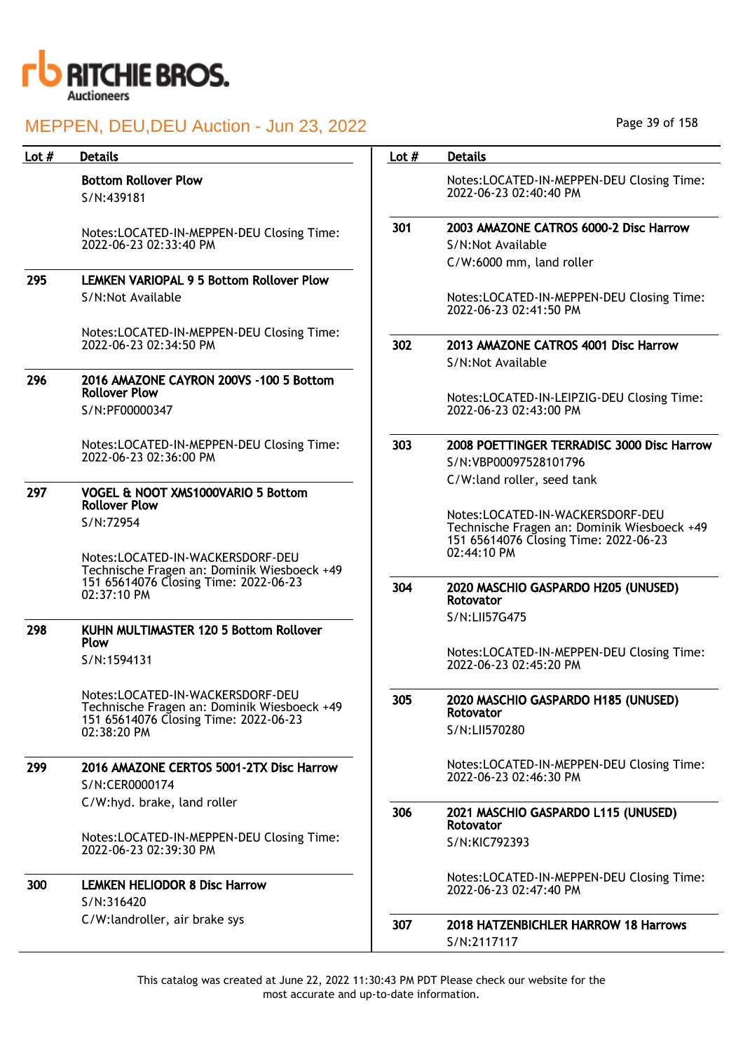# MEPPEN, DEU,DEU Auction - Jun 23, 2022

| Lot # | Details |
|---|---|
| | **Bottom Rollover Plow**<br>S/N:439181<br><br>Notes:LOCATED-IN-MEPPEN-DEU Closing Time: 2022-06-23 02:33:40 PM |
| 295 | **LEMKEN VARIOPAL 9 5 Bottom Rollover Plow**<br>S/N:Not Available<br><br>Notes:LOCATED-IN-MEPPEN-DEU Closing Time: 2022-06-23 02:34:50 PM |
| 296 | **2016 AMAZONE CAYRON 200VS -100 5 Bottom Rollover Plow**<br>S/N:PF00000347<br><br>Notes:LOCATED-IN-MEPPEN-DEU Closing Time: 2022-06-23 02:36:00 PM |
| 297 | **VOGEL & NOOT XMS1000VARIO 5 Bottom Rollover Plow**<br>S/N:72954<br><br>Notes:LOCATED-IN-WACKERSDORF-DEU Technische Fragen an: Dominik Wiesboeck +49 151 65614076 Closing Time: 2022-06-23 02:37:10 PM |
| 298 | **KUHN MULTIMASTER 120 5 Bottom Rollover Plow**<br>S/N:1594131<br><br>Notes:LOCATED-IN-WACKERSDORF-DEU Technische Fragen an: Dominik Wiesboeck +49 151 65614076 Closing Time: 2022-06-23 02:38:20 PM |
| 299 | **2016 AMAZONE CERTOS 5001-2TX Disc Harrow**<br>S/N:CER0000174<br>C/W:hyd. brake, land roller<br><br>Notes:LOCATED-IN-MEPPEN-DEU Closing Time: 2022-06-23 02:39:30 PM |
| 300 | **LEMKEN HELIODOR 8 Disc Harrow**<br>S/N:316420<br>C/W:landroller, air brake sys<br><br>Notes:LOCATED-IN-MEPPEN-DEU Closing Time: 2022-06-23 02:40:40 PM |
| 301 | **2003 AMAZONE CATROS 6000-2 Disc Harrow**<br>S/N:Not Available<br>C/W:6000 mm, land roller<br><br>Notes:LOCATED-IN-MEPPEN-DEU Closing Time: 2022-06-23 02:41:50 PM |
| 302 | **2013 AMAZONE CATROS 4001 Disc Harrow**<br>S/N:Not Available<br><br>Notes:LOCATED-IN-LEIPZIG-DEU Closing Time: 2022-06-23 02:43:00 PM |
| 303 | **2008 POETTINGER TERRADISC 3000 Disc Harrow**<br>S/N:VBP00097528101796<br>C/W:land roller, seed tank<br><br>Notes:LOCATED-IN-WACKERSDORF-DEU Technische Fragen an: Dominik Wiesboeck +49 151 65614076 Closing Time: 2022-06-23 02:44:10 PM |
| 304 | **2020 MASCHIO GASPARDO H205 (UNUSED) Rotovator**<br>S/N:LII57G475<br><br>Notes:LOCATED-IN-MEPPEN-DEU Closing Time: 2022-06-23 02:45:20 PM |
| 305 | **2020 MASCHIO GASPARDO H185 (UNUSED) Rotovator**<br>S/N:LII570280<br><br>Notes:LOCATED-IN-MEPPEN-DEU Closing Time: 2022-06-23 02:46:30 PM |
| 306 | **2021 MASCHIO GASPARDO L115 (UNUSED) Rotovator**<br>S/N:KIC792393<br><br>Notes:LOCATED-IN-MEPPEN-DEU Closing Time: 2022-06-23 02:47:40 PM |
| 307 | **2018 HATZENBICHLER HARROW 18 Harrows**<br>S/N:2117117 |

This catalog was created at June 22, 2022 11:30:43 PM PDT Please check our website for the most accurate and up-to-date information.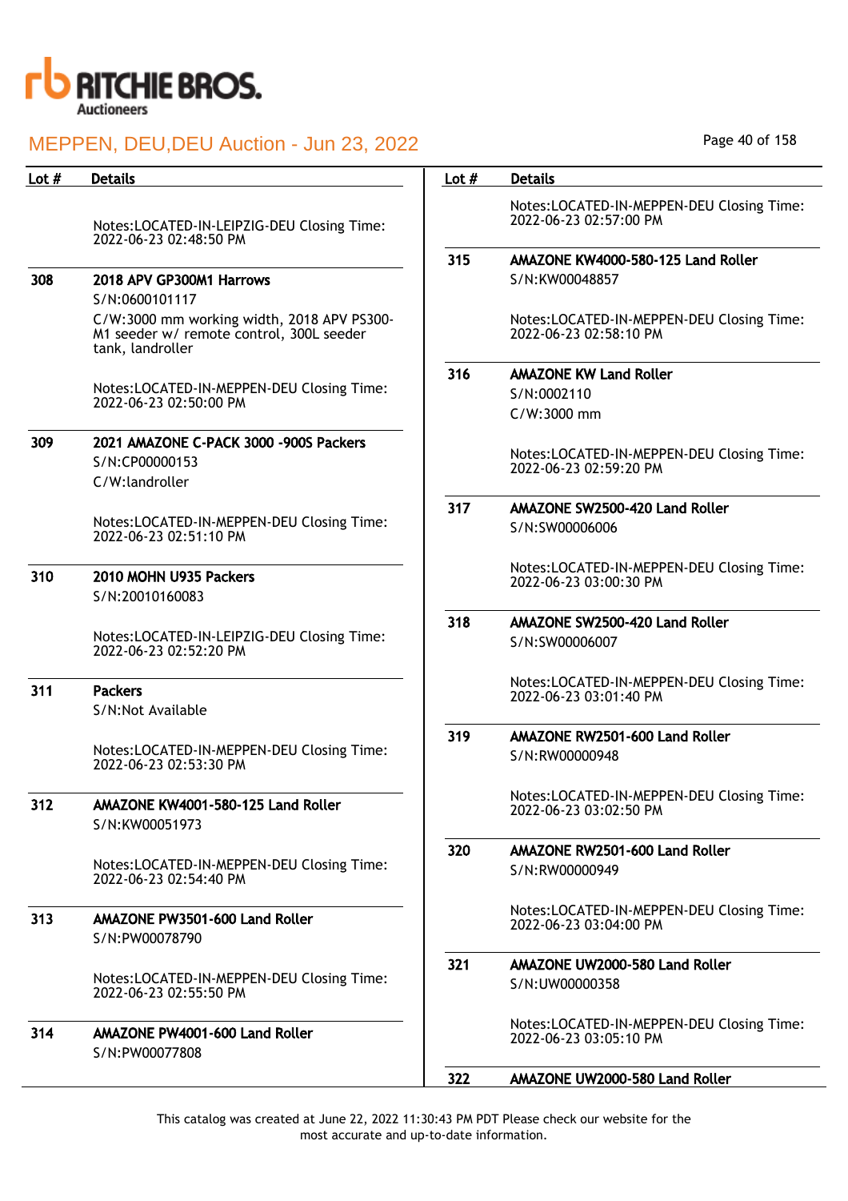| Lot # | Details |
|---|---|
| | Notes:LOCATED-IN-LEIPZIG-DEU Closing Time: 2022-06-23 02:48:50 PM |
| 308 | **2018 APV GP300M1 Harrows**<br>S/N:0600101117<br>C/W:3000 mm working width, 2018 APV PS300-M1 seeder w/ remote control, 300L seeder tank, landroller<br><br>Notes:LOCATED-IN-MEPPEN-DEU Closing Time: 2022-06-23 02:50:00 PM |
| 309 | **2021 AMAZONE C-PACK 3000 -900S Packers**<br>S/N:CP00000153<br>C/W:landroller<br><br>Notes:LOCATED-IN-MEPPEN-DEU Closing Time: 2022-06-23 02:51:10 PM |
| 310 | **2010 MOHN U935 Packers**<br>S/N:20010160083<br><br>Notes:LOCATED-IN-LEIPZIG-DEU Closing Time: 2022-06-23 02:52:20 PM |
| 311 | **Packers**<br>S/N:Not Available<br><br>Notes:LOCATED-IN-MEPPEN-DEU Closing Time: 2022-06-23 02:53:30 PM |
| 312 | **AMAZONE KW4001-580-125 Land Roller**<br>S/N:KW00051973<br><br>Notes:LOCATED-IN-MEPPEN-DEU Closing Time: 2022-06-23 02:54:40 PM |
| 313 | **AMAZONE PW3501-600 Land Roller**<br>S/N:PW00078790<br><br>Notes:LOCATED-IN-MEPPEN-DEU Closing Time: 2022-06-23 02:55:50 PM |
| 314 | **AMAZONE PW4001-600 Land Roller**<br>S/N:PW00077808<br><br>Notes:LOCATED-IN-MEPPEN-DEU Closing Time: 2022-06-23 02:57:00 PM |
| 315 | **AMAZONE KW4000-580-125 Land Roller**<br>S/N:KW00048857<br><br>Notes:LOCATED-IN-MEPPEN-DEU Closing Time: 2022-06-23 02:58:10 PM |
| 316 | **AMAZONE KW Land Roller**<br>S/N:0002110<br>C/W:3000 mm<br><br>Notes:LOCATED-IN-MEPPEN-DEU Closing Time: 2022-06-23 02:59:20 PM |
| 317 | **AMAZONE SW2500-420 Land Roller**<br>S/N:SW00006006<br><br>Notes:LOCATED-IN-MEPPEN-DEU Closing Time: 2022-06-23 03:00:30 PM |
| 318 | **AMAZONE SW2500-420 Land Roller**<br>S/N:SW00006007<br><br>Notes:LOCATED-IN-MEPPEN-DEU Closing Time: 2022-06-23 03:01:40 PM |
| 319 | **AMAZONE RW2501-600 Land Roller**<br>S/N:RW00000948<br><br>Notes:LOCATED-IN-MEPPEN-DEU Closing Time: 2022-06-23 03:02:50 PM |
| 320 | **AMAZONE RW2501-600 Land Roller**<br>S/N:RW00000949<br><br>Notes:LOCATED-IN-MEPPEN-DEU Closing Time: 2022-06-23 03:04:00 PM |
| 321 | **AMAZONE UW2000-580 Land Roller**<br>S/N:UW00000358<br><br>Notes:LOCATED-IN-MEPPEN-DEU Closing Time: 2022-06-23 03:05:10 PM |
| 322 | **AMAZONE UW2000-580 Land Roller** |

This catalog was created at June 22, 2022 11:30:43 PM PDT Please check our website for the most accurate and up-to-date information.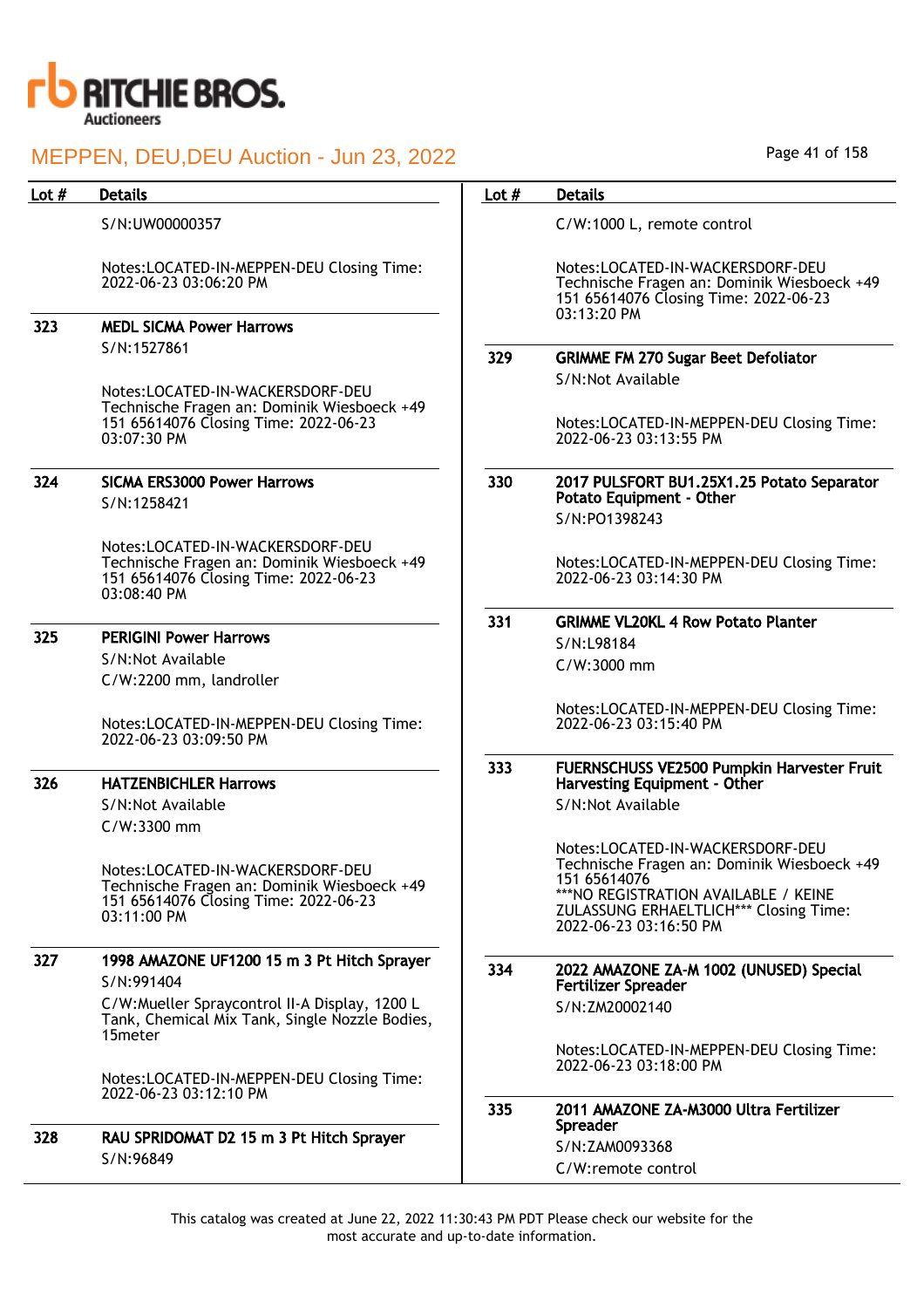| Lot # | Details |
|---|---|
| | S/N:UW00000357<br><br>Notes:LOCATED-IN-MEPPEN-DEU Closing Time: 2022-06-23 03:06:20 PM |
| 323 | **MEDL SICMA Power Harrows**<br>S/N:1527861<br><br>Notes:LOCATED-IN-WACKERSDORF-DEU Technische Fragen an: Dominik Wiesboeck +49 151 65614076 Closing Time: 2022-06-23 03:07:30 PM |
| 324 | **SICMA ERS3000 Power Harrows**<br>S/N:1258421<br><br>Notes:LOCATED-IN-WACKERSDORF-DEU Technische Fragen an: Dominik Wiesboeck +49 151 65614076 Closing Time: 2022-06-23 03:08:40 PM |
| 325 | **PERIGINI Power Harrows**<br>S/N:Not Available<br>C/W:2200 mm, landroller<br><br>Notes:LOCATED-IN-MEPPEN-DEU Closing Time: 2022-06-23 03:09:50 PM |
| 326 | **HATZENBICHLER Harrows**<br>S/N:Not Available<br>C/W:3300 mm<br><br>Notes:LOCATED-IN-WACKERSDORF-DEU Technische Fragen an: Dominik Wiesboeck +49 151 65614076 Closing Time: 2022-06-23 03:11:00 PM |
| 327 | **1998 AMAZONE UF1200 15 m 3 Pt Hitch Sprayer**<br>S/N:991404<br>C/W:Mueller Spraycontrol II-A Display, 1200 L Tank, Chemical Mix Tank, Single Nozzle Bodies, 15meter<br><br>Notes:LOCATED-IN-MEPPEN-DEU Closing Time: 2022-06-23 03:12:10 PM |
| 328 | **RAU SPRIDOMAT D2 15 m 3 Pt Hitch Sprayer**<br>S/N:96849<br>C/W:1000 L, remote control<br><br>Notes:LOCATED-IN-WACKERSDORF-DEU Technische Fragen an: Dominik Wiesboeck +49 151 65614076 Closing Time: 2022-06-23 03:13:20 PM |
| 329 | **GRIMME FM 270 Sugar Beet Defoliator**<br>S/N:Not Available<br><br>Notes:LOCATED-IN-MEPPEN-DEU Closing Time: 2022-06-23 03:13:55 PM |
| 330 | **2017 PULSFORT BU1.25X1.25 Potato Separator Potato Equipment - Other**<br>S/N:PO1398243<br><br>Notes:LOCATED-IN-MEPPEN-DEU Closing Time: 2022-06-23 03:14:30 PM |
| 331 | **GRIMME VL20KL 4 Row Potato Planter**<br>S/N:L98184<br>C/W:3000 mm<br><br>Notes:LOCATED-IN-MEPPEN-DEU Closing Time: 2022-06-23 03:15:40 PM |
| 333 | **FUERNSCHUSS VE2500 Pumpkin Harvester Fruit Harvesting Equipment - Other**<br>S/N:Not Available<br><br>Notes:LOCATED-IN-WACKERSDORF-DEU Technische Fragen an: Dominik Wiesboeck +49 151 65614076<br>***NO REGISTRATION AVAILABLE / KEINE ZULASSUNG ERHAELTLICH*** Closing Time: 2022-06-23 03:16:50 PM |
| 334 | **2022 AMAZONE ZA-M 1002 (UNUSED) Special Fertilizer Spreader**<br>S/N:ZM20002140<br><br>Notes:LOCATED-IN-MEPPEN-DEU Closing Time: 2022-06-23 03:18:00 PM |
| 335 | **2011 AMAZONE ZA-M3000 Ultra Fertilizer Spreader**<br>S/N:ZAM0093368<br>C/W:remote control |

This catalog was created at June 22, 2022 11:30:43 PM PDT Please check our website for the most accurate and up-to-date information.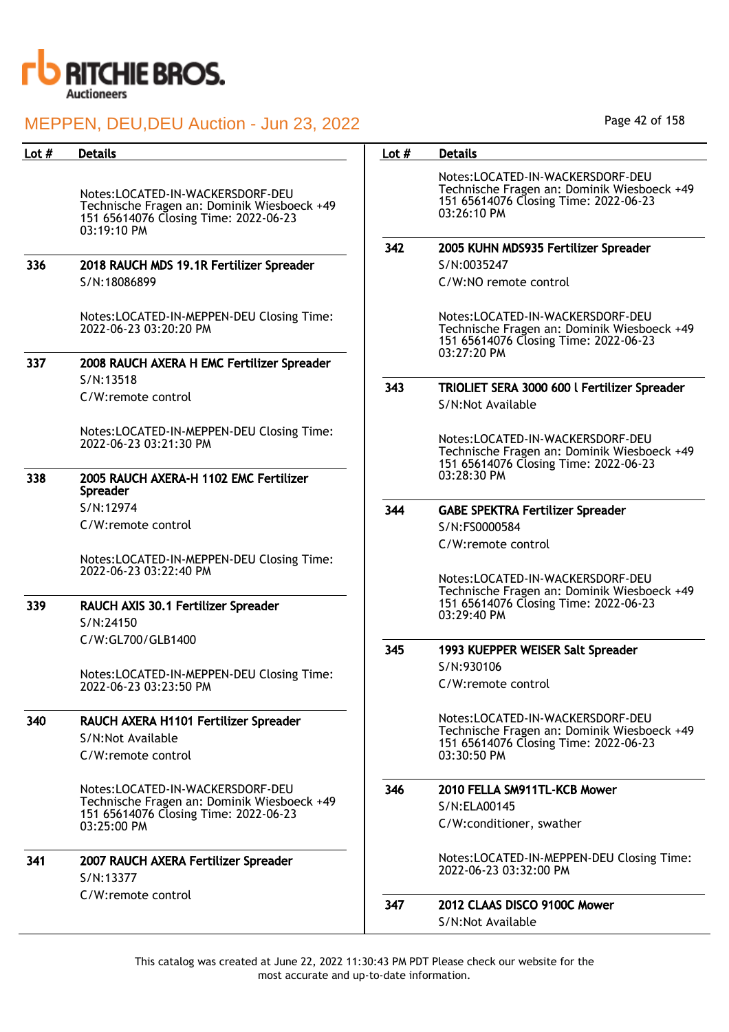| Lot # | Details |
| --- | --- |
| | Notes:LOCATED-IN-WACKERSDORF-DEU Technische Fragen an: Dominik Wiesboeck +49 151 65614076 Closing Time: 2022-06-23 03:19:10 PM |
| 336 | **2018 RAUCH MDS 19.1R Fertilizer Spreader**<br>S/N:18086899<br><br>Notes:LOCATED-IN-MEPPEN-DEU Closing Time: 2022-06-23 03:20:20 PM |
| 337 | **2008 RAUCH AXERA H EMC Fertilizer Spreader**<br>S/N:13518<br>C/W:remote control<br><br>Notes:LOCATED-IN-MEPPEN-DEU Closing Time: 2022-06-23 03:21:30 PM |
| 338 | **2005 RAUCH AXERA-H 1102 EMC Fertilizer Spreader**<br>S/N:12974<br>C/W:remote control<br><br>Notes:LOCATED-IN-MEPPEN-DEU Closing Time: 2022-06-23 03:22:40 PM |
| 339 | **RAUCH AXIS 30.1 Fertilizer Spreader**<br>S/N:24150<br>C/W:GL700/GLB1400<br><br>Notes:LOCATED-IN-MEPPEN-DEU Closing Time: 2022-06-23 03:23:50 PM |
| 340 | **RAUCH AXERA H1101 Fertilizer Spreader**<br>S/N:Not Available<br>C/W:remote control<br><br>Notes:LOCATED-IN-WACKERSDORF-DEU Technische Fragen an: Dominik Wiesboeck +49 151 65614076 Closing Time: 2022-06-23 03:25:00 PM |
| 341 | **2007 RAUCH AXERA Fertilizer Spreader**<br>S/N:13377<br>C/W:remote control<br><br>Notes:LOCATED-IN-WACKERSDORF-DEU Technische Fragen an: Dominik Wiesboeck +49 151 65614076 Closing Time: 2022-06-23 03:26:10 PM |
| 342 | **2005 KUHN MDS935 Fertilizer Spreader**<br>S/N:0035247<br>C/W:NO remote control<br><br>Notes:LOCATED-IN-WACKERSDORF-DEU Technische Fragen an: Dominik Wiesboeck +49 151 65614076 Closing Time: 2022-06-23 03:27:20 PM |
| 343 | **TRIOLIET SERA 3000 600 l Fertilizer Spreader**<br>S/N:Not Available<br><br>Notes:LOCATED-IN-WACKERSDORF-DEU Technische Fragen an: Dominik Wiesboeck +49 151 65614076 Closing Time: 2022-06-23 03:28:30 PM |
| 344 | **GABE SPEKTRA Fertilizer Spreader**<br>S/N:FS0000584<br>C/W:remote control<br><br>Notes:LOCATED-IN-WACKERSDORF-DEU Technische Fragen an: Dominik Wiesboeck +49 151 65614076 Closing Time: 2022-06-23 03:29:40 PM |
| 345 | **1993 KUEPPER WEISER Salt Spreader**<br>S/N:930106<br>C/W:remote control<br><br>Notes:LOCATED-IN-WACKERSDORF-DEU Technische Fragen an: Dominik Wiesboeck +49 151 65614076 Closing Time: 2022-06-23 03:30:50 PM |
| 346 | **2010 FELLA SM911TL-KCB Mower**<br>S/N:ELA00145<br>C/W:conditioner, swather<br><br>Notes:LOCATED-IN-MEPPEN-DEU Closing Time: 2022-06-23 03:32:00 PM |
| 347 | **2012 CLAAS DISCO 9100C Mower**<br>S/N:Not Available |

This catalog was created at June 22, 2022 11:30:43 PM PDT Please check our website for the most accurate and up-to-date information.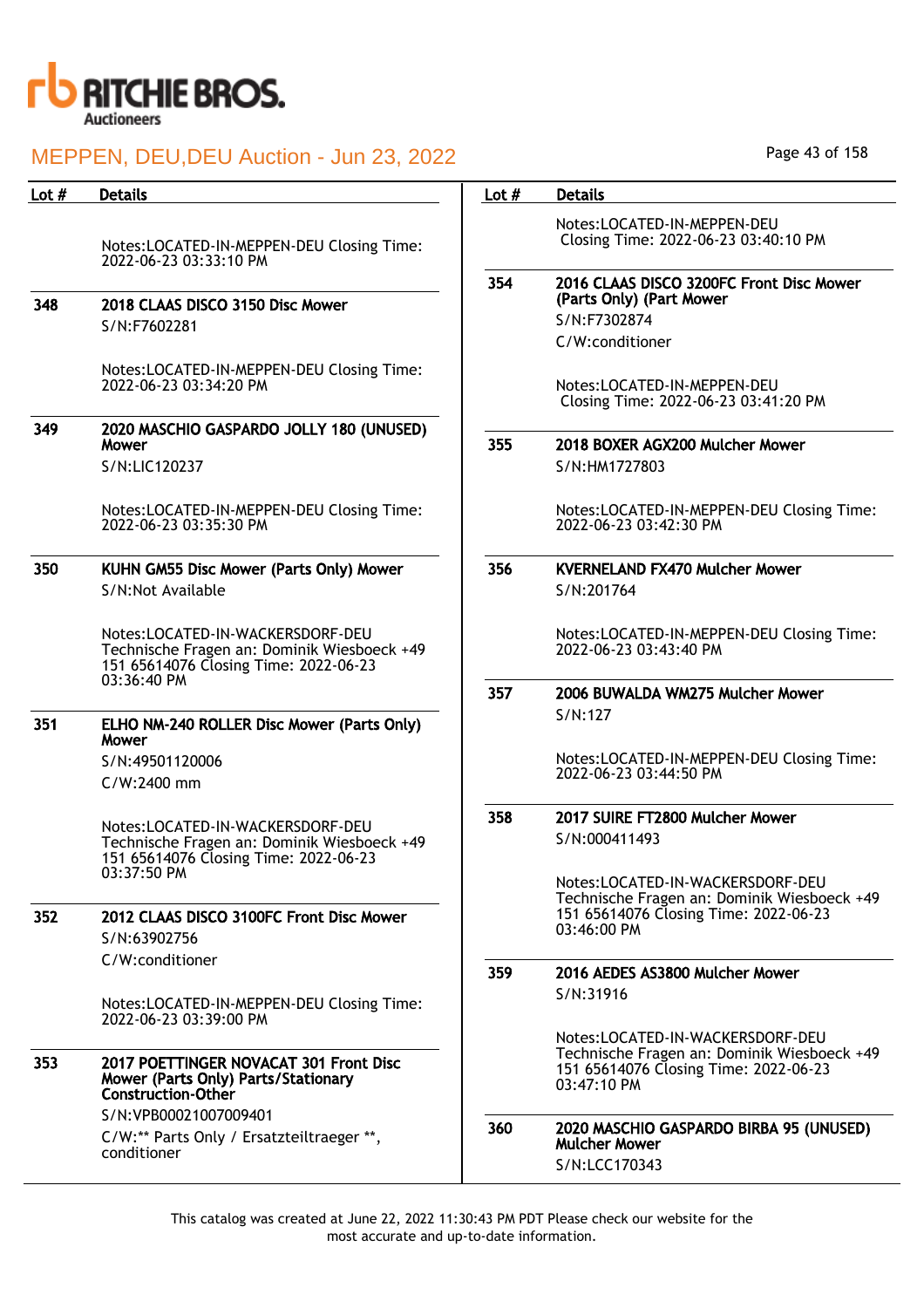# MEPPEN, DEU,DEU Auction - Jun 23, 2022

| Lot # | Details |
|---|---|
| | Notes:LOCATED-IN-MEPPEN-DEU Closing Time: 2022-06-23 03:33:10 PM |
| 348 | **2018 CLAAS DISCO 3150 Disc Mower**<br>S/N:F7602281<br><br>Notes:LOCATED-IN-MEPPEN-DEU Closing Time: 2022-06-23 03:34:20 PM |
| 349 | **2020 MASCHIO GASPARDO JOLLY 180 (UNUSED) Mower**<br>S/N:LIC120237<br><br>Notes:LOCATED-IN-MEPPEN-DEU Closing Time: 2022-06-23 03:35:30 PM |
| 350 | **KUHN GM55 Disc Mower (Parts Only) Mower**<br>S/N:Not Available<br><br>Notes:LOCATED-IN-WACKERSDORF-DEU Technische Fragen an: Dominik Wiesboeck +49 151 65614076 Closing Time: 2022-06-23 03:36:40 PM |
| 351 | **ELHO NM-240 ROLLER Disc Mower (Parts Only) Mower**<br>S/N:49501120006<br>C/W:2400 mm<br><br>Notes:LOCATED-IN-WACKERSDORF-DEU Technische Fragen an: Dominik Wiesboeck +49 151 65614076 Closing Time: 2022-06-23 03:37:50 PM |
| 352 | **2012 CLAAS DISCO 3100FC Front Disc Mower**<br>S/N:63902756<br>C/W:conditioner<br><br>Notes:LOCATED-IN-MEPPEN-DEU Closing Time: 2022-06-23 03:39:00 PM |
| 353 | **2017 POETTINGER NOVACAT 301 Front Disc Mower (Parts Only) Parts/Stationary Construction-Other**<br>S/N:VPB00021007009401<br>C/W:** Parts Only / Ersatzteiltraeger **, conditioner<br><br>Notes:LOCATED-IN-MEPPEN-DEU Closing Time: 2022-06-23 03:40:10 PM |
| 354 | **2016 CLAAS DISCO 3200FC Front Disc Mower (Parts Only) (Part Mower**<br>S/N:F7302874<br>C/W:conditioner<br><br>Notes:LOCATED-IN-MEPPEN-DEU Closing Time: 2022-06-23 03:41:20 PM |
| 355 | **2018 BOXER AGX200 Mulcher Mower**<br>S/N:HM1727803<br><br>Notes:LOCATED-IN-MEPPEN-DEU Closing Time: 2022-06-23 03:42:30 PM |
| 356 | **KVERNELAND FX470 Mulcher Mower**<br>S/N:201764<br><br>Notes:LOCATED-IN-MEPPEN-DEU Closing Time: 2022-06-23 03:43:40 PM |
| 357 | **2006 BUWALDA WM275 Mulcher Mower**<br>S/N:127<br><br>Notes:LOCATED-IN-MEPPEN-DEU Closing Time: 2022-06-23 03:44:50 PM |
| 358 | **2017 SUIRE FT2800 Mulcher Mower**<br>S/N:000411493<br><br>Notes:LOCATED-IN-WACKERSDORF-DEU Technische Fragen an: Dominik Wiesboeck +49 151 65614076 Closing Time: 2022-06-23 03:46:00 PM |
| 359 | **2016 AEDES AS3800 Mulcher Mower**<br>S/N:31916<br><br>Notes:LOCATED-IN-WACKERSDORF-DEU Technische Fragen an: Dominik Wiesboeck +49 151 65614076 Closing Time: 2022-06-23 03:47:10 PM |
| 360 | **2020 MASCHIO GASPARDO BIRBA 95 (UNUSED) Mulcher Mower**<br>S/N:LCC170343 |

This catalog was created at June 22, 2022 11:30:43 PM PDT Please check our website for the most accurate and up-to-date information.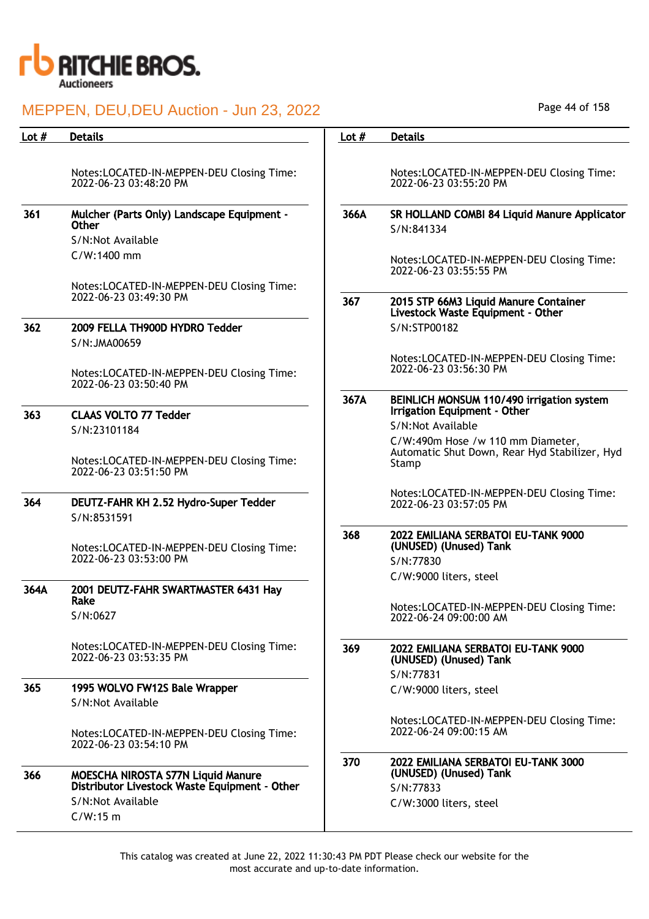# MEPPEN, DEU,DEU Auction - Jun 23, 2022

| Lot # | Details |
|---|---|
| | Notes:LOCATED-IN-MEPPEN-DEU Closing Time: 2022-06-23 03:48:20 PM |
| 361 | **Mulcher (Parts Only) Landscape Equipment - Other**<br>S/N:Not Available<br>C/W:1400 mm<br><br>Notes:LOCATED-IN-MEPPEN-DEU Closing Time: 2022-06-23 03:49:30 PM |
| 362 | **2009 FELLA TH900D HYDRO Tedder**<br>S/N:JMA00659<br><br>Notes:LOCATED-IN-MEPPEN-DEU Closing Time: 2022-06-23 03:50:40 PM |
| 363 | **CLAAS VOLTO 77 Tedder**<br>S/N:23101184<br><br>Notes:LOCATED-IN-MEPPEN-DEU Closing Time: 2022-06-23 03:51:50 PM |
| 364 | **DEUTZ-FAHR KH 2.52 Hydro-Super Tedder**<br>S/N:8531591<br><br>Notes:LOCATED-IN-MEPPEN-DEU Closing Time: 2022-06-23 03:53:00 PM |
| 364A | **2001 DEUTZ-FAHR SWARTMASTER 6431 Hay Rake**<br>S/N:0627<br><br>Notes:LOCATED-IN-MEPPEN-DEU Closing Time: 2022-06-23 03:53:35 PM |
| 365 | **1995 WOLVO FW12S Bale Wrapper**<br>S/N:Not Available<br><br>Notes:LOCATED-IN-MEPPEN-DEU Closing Time: 2022-06-23 03:54:10 PM |
| 366 | **MOESCHA NIROSTA S77N Liquid Manure Distributor Livestock Waste Equipment - Other**<br>S/N:Not Available<br>C/W:15 m |
| | Notes:LOCATED-IN-MEPPEN-DEU Closing Time: 2022-06-23 03:55:20 PM |
| 366A | **SR HOLLAND COMBI 84 Liquid Manure Applicator**<br>S/N:841334<br><br>Notes:LOCATED-IN-MEPPEN-DEU Closing Time: 2022-06-23 03:55:55 PM |
| 367 | **2015 STP 66M3 Liquid Manure Container Livestock Waste Equipment - Other**<br>S/N:STP00182<br><br>Notes:LOCATED-IN-MEPPEN-DEU Closing Time: 2022-06-23 03:56:30 PM |
| 367A | **BEINLICH MONSUM 110/490 irrigation system Irrigation Equipment - Other**<br>S/N:Not Available<br>C/W:490m Hose /w 110 mm Diameter, Automatic Shut Down, Rear Hyd Stabilizer, Hyd Stamp<br><br>Notes:LOCATED-IN-MEPPEN-DEU Closing Time: 2022-06-23 03:57:05 PM |
| 368 | **2022 EMILIANA SERBATOI EU-TANK 9000 (UNUSED) (Unused) Tank**<br>S/N:77830<br>C/W:9000 liters, steel<br><br>Notes:LOCATED-IN-MEPPEN-DEU Closing Time: 2022-06-24 09:00:00 AM |
| 369 | **2022 EMILIANA SERBATOI EU-TANK 9000 (UNUSED) (Unused) Tank**<br>S/N:77831<br>C/W:9000 liters, steel<br><br>Notes:LOCATED-IN-MEPPEN-DEU Closing Time: 2022-06-24 09:00:15 AM |
| 370 | **2022 EMILIANA SERBATOI EU-TANK 3000 (UNUSED) (Unused) Tank**<br>S/N:77833<br>C/W:3000 liters, steel |

This catalog was created at June 22, 2022 11:30:43 PM PDT Please check our website for the most accurate and up-to-date information.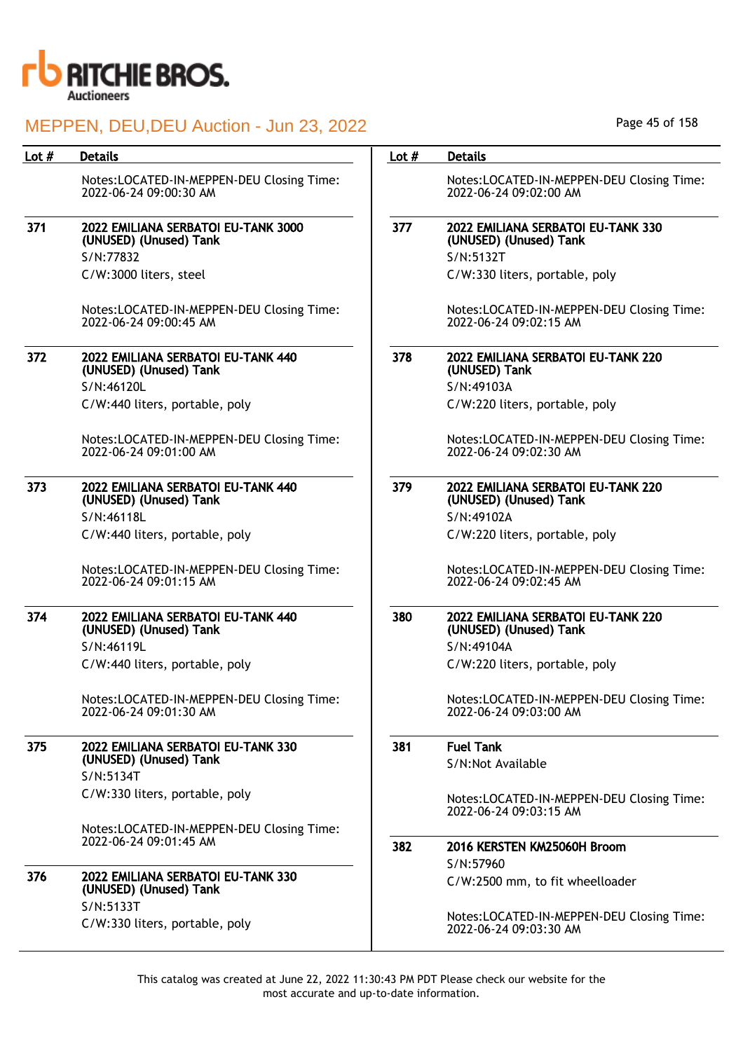| Lot # | Details |
|---|---|
| | Notes:LOCATED-IN-MEPPEN-DEU Closing Time: 2022-06-24 09:00:30 AM |
| 371 | **2022 EMILIANA SERBATOI EU-TANK 3000 (UNUSED) (Unused) Tank**<br>S/N:77832<br>C/W:3000 liters, steel<br><br>Notes:LOCATED-IN-MEPPEN-DEU Closing Time: 2022-06-24 09:00:45 AM |
| 372 | **2022 EMILIANA SERBATOI EU-TANK 440 (UNUSED) (Unused) Tank**<br>S/N:46120L<br>C/W:440 liters, portable, poly<br><br>Notes:LOCATED-IN-MEPPEN-DEU Closing Time: 2022-06-24 09:01:00 AM |
| 373 | **2022 EMILIANA SERBATOI EU-TANK 440 (UNUSED) (Unused) Tank**<br>S/N:46118L<br>C/W:440 liters, portable, poly<br><br>Notes:LOCATED-IN-MEPPEN-DEU Closing Time: 2022-06-24 09:01:15 AM |
| 374 | **2022 EMILIANA SERBATOI EU-TANK 440 (UNUSED) (Unused) Tank**<br>S/N:46119L<br>C/W:440 liters, portable, poly<br><br>Notes:LOCATED-IN-MEPPEN-DEU Closing Time: 2022-06-24 09:01:30 AM |
| 375 | **2022 EMILIANA SERBATOI EU-TANK 330 (UNUSED) (Unused) Tank**<br>S/N:5134T<br>C/W:330 liters, portable, poly<br><br>Notes:LOCATED-IN-MEPPEN-DEU Closing Time: 2022-06-24 09:01:45 AM |
| 376 | **2022 EMILIANA SERBATOI EU-TANK 330 (UNUSED) (Unused) Tank**<br>S/N:5133T<br>C/W:330 liters, portable, poly |
| | Notes:LOCATED-IN-MEPPEN-DEU Closing Time: 2022-06-24 09:02:00 AM |
| 377 | **2022 EMILIANA SERBATOI EU-TANK 330 (UNUSED) (Unused) Tank**<br>S/N:5132T<br>C/W:330 liters, portable, poly<br><br>Notes:LOCATED-IN-MEPPEN-DEU Closing Time: 2022-06-24 09:02:15 AM |
| 378 | **2022 EMILIANA SERBATOI EU-TANK 220 (UNUSED) Tank**<br>S/N:49103A<br>C/W:220 liters, portable, poly<br><br>Notes:LOCATED-IN-MEPPEN-DEU Closing Time: 2022-06-24 09:02:30 AM |
| 379 | **2022 EMILIANA SERBATOI EU-TANK 220 (UNUSED) (Unused) Tank**<br>S/N:49102A<br>C/W:220 liters, portable, poly<br><br>Notes:LOCATED-IN-MEPPEN-DEU Closing Time: 2022-06-24 09:02:45 AM |
| 380 | **2022 EMILIANA SERBATOI EU-TANK 220 (UNUSED) (Unused) Tank**<br>S/N:49104A<br>C/W:220 liters, portable, poly<br><br>Notes:LOCATED-IN-MEPPEN-DEU Closing Time: 2022-06-24 09:03:00 AM |
| 381 | **Fuel Tank**<br>S/N:Not Available<br><br>Notes:LOCATED-IN-MEPPEN-DEU Closing Time: 2022-06-24 09:03:15 AM |
| 382 | **2016 KERSTEN KM25060H Broom**<br>S/N:57960<br>C/W:2500 mm, to fit wheelloader<br><br>Notes:LOCATED-IN-MEPPEN-DEU Closing Time: 2022-06-24 09:03:30 AM |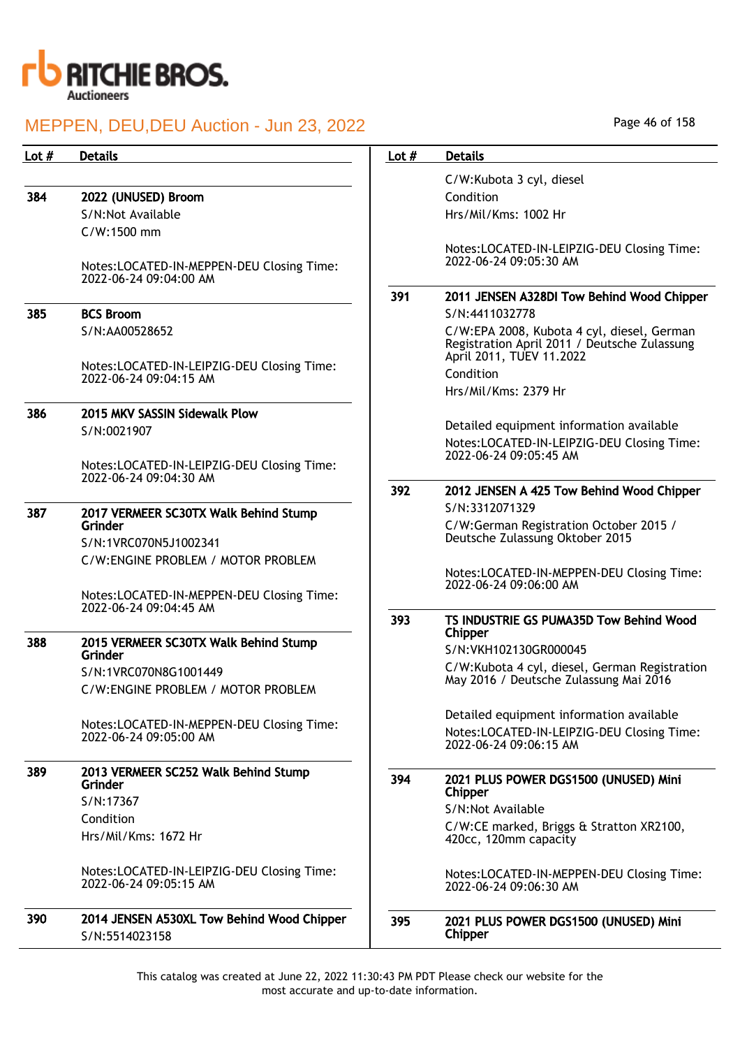| Lot # | Details |
|---|---|
| 384 | **2022 (UNUSED) Broom**<br>S/N:Not Available<br>C/W:1500 mm<br><br>Notes:LOCATED-IN-MEPPEN-DEU Closing Time: 2022-06-24 09:04:00 AM |
| 385 | **BCS Broom**<br>S/N:AA00528652<br><br>Notes:LOCATED-IN-LEIPZIG-DEU Closing Time: 2022-06-24 09:04:15 AM |
| 386 | **2015 MKV SASSIN Sidewalk Plow**<br>S/N:0021907<br><br>Notes:LOCATED-IN-LEIPZIG-DEU Closing Time: 2022-06-24 09:04:30 AM |
| 387 | **2017 VERMEER SC30TX Walk Behind Stump Grinder**<br>S/N:1VRC070N5J1002341<br>C/W:ENGINE PROBLEM / MOTOR PROBLEM<br><br>Notes:LOCATED-IN-MEPPEN-DEU Closing Time: 2022-06-24 09:04:45 AM |
| 388 | **2015 VERMEER SC30TX Walk Behind Stump Grinder**<br>S/N:1VRC070N8G1001449<br>C/W:ENGINE PROBLEM / MOTOR PROBLEM<br><br>Notes:LOCATED-IN-MEPPEN-DEU Closing Time: 2022-06-24 09:05:00 AM |
| 389 | **2013 VERMEER SC252 Walk Behind Stump Grinder**<br>S/N:17367<br>Condition<br>Hrs/Mil/Kms: 1672 Hr<br><br>Notes:LOCATED-IN-LEIPZIG-DEU Closing Time: 2022-06-24 09:05:15 AM |
| 390 | **2014 JENSEN A530XL Tow Behind Wood Chipper**<br>S/N:5514023158<br>C/W:Kubota 3 cyl, diesel<br>Condition<br>Hrs/Mil/Kms: 1002 Hr<br><br>Notes:LOCATED-IN-LEIPZIG-DEU Closing Time: 2022-06-24 09:05:30 AM |
| 391 | **2011 JENSEN A328DI Tow Behind Wood Chipper**<br>S/N:4411032778<br>C/W:EPA 2008, Kubota 4 cyl, diesel, German Registration April 2011 / Deutsche Zulassung April 2011, TUEV 11.2022<br>Condition<br>Hrs/Mil/Kms: 2379 Hr<br><br>Detailed equipment information available<br>Notes:LOCATED-IN-LEIPZIG-DEU Closing Time: 2022-06-24 09:05:45 AM |
| 392 | **2012 JENSEN A 425 Tow Behind Wood Chipper**<br>S/N:3312071329<br>C/W:German Registration October 2015 / Deutsche Zulassung Oktober 2015<br><br>Notes:LOCATED-IN-MEPPEN-DEU Closing Time: 2022-06-24 09:06:00 AM |
| 393 | **TS INDUSTRIE GS PUMA35D Tow Behind Wood Chipper**<br>S/N:VKH102130GR000045<br>C/W:Kubota 4 cyl, diesel, German Registration May 2016 / Deutsche Zulassung Mai 2016<br><br>Detailed equipment information available<br>Notes:LOCATED-IN-LEIPZIG-DEU Closing Time: 2022-06-24 09:06:15 AM |
| 394 | **2021 PLUS POWER DGS1500 (UNUSED) Mini Chipper**<br>S/N:Not Available<br>C/W:CE marked, Briggs & Stratton XR2100, 420cc, 120mm capacity<br><br>Notes:LOCATED-IN-MEPPEN-DEU Closing Time: 2022-06-24 09:06:30 AM |
| 395 | **2021 PLUS POWER DGS1500 (UNUSED) Mini Chipper** |

This catalog was created at June 22, 2022 11:30:43 PM PDT Please check our website for the most accurate and up-to-date information.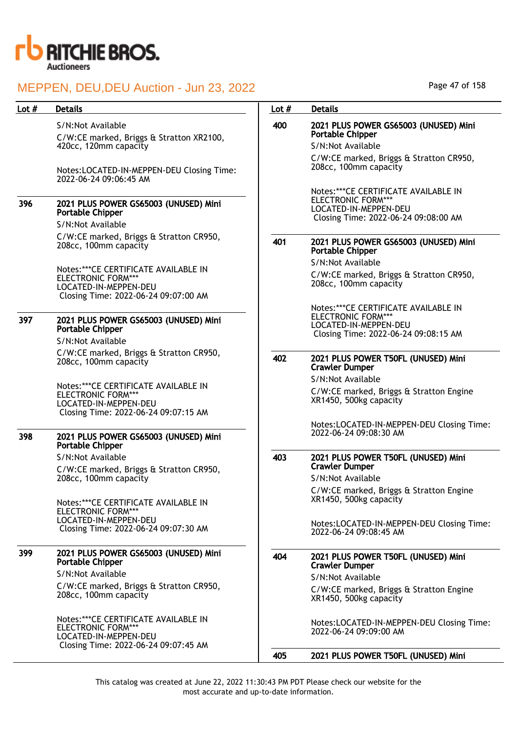# MEPPEN, DEU,DEU Auction - Jun 23, 2022

| Lot # | Details |
|---|---|
| | S/N:Not Available<br>C/W:CE marked, Briggs & Stratton XR2100, 420cc, 120mm capacity<br><br>Notes:LOCATED-IN-MEPPEN-DEU Closing Time: 2022-06-24 09:06:45 AM |
| 396 | **2021 PLUS POWER GS65003 (UNUSED) Mini Portable Chipper**<br>S/N:Not Available<br>C/W:CE marked, Briggs & Stratton CR950, 208cc, 100mm capacity<br><br>Notes:***CE CERTIFICATE AVAILABLE IN ELECTRONIC FORM***<br>LOCATED-IN-MEPPEN-DEU<br>Closing Time: 2022-06-24 09:07:00 AM |
| 397 | **2021 PLUS POWER GS65003 (UNUSED) Mini Portable Chipper**<br>S/N:Not Available<br>C/W:CE marked, Briggs & Stratton CR950, 208cc, 100mm capacity<br><br>Notes:***CE CERTIFICATE AVAILABLE IN ELECTRONIC FORM***<br>LOCATED-IN-MEPPEN-DEU<br>Closing Time: 2022-06-24 09:07:15 AM |
| 398 | **2021 PLUS POWER GS65003 (UNUSED) Mini Portable Chipper**<br>S/N:Not Available<br>C/W:CE marked, Briggs & Stratton CR950, 208cc, 100mm capacity<br><br>Notes:***CE CERTIFICATE AVAILABLE IN ELECTRONIC FORM***<br>LOCATED-IN-MEPPEN-DEU<br>Closing Time: 2022-06-24 09:07:30 AM |
| 399 | **2021 PLUS POWER GS65003 (UNUSED) Mini Portable Chipper**<br>S/N:Not Available<br>C/W:CE marked, Briggs & Stratton CR950, 208cc, 100mm capacity<br><br>Notes:***CE CERTIFICATE AVAILABLE IN ELECTRONIC FORM***<br>LOCATED-IN-MEPPEN-DEU<br>Closing Time: 2022-06-24 09:07:45 AM |
| 400 | **2021 PLUS POWER GS65003 (UNUSED) Mini Portable Chipper**<br>S/N:Not Available<br>C/W:CE marked, Briggs & Stratton CR950, 208cc, 100mm capacity<br><br>Notes:***CE CERTIFICATE AVAILABLE IN ELECTRONIC FORM***<br>LOCATED-IN-MEPPEN-DEU<br>Closing Time: 2022-06-24 09:08:00 AM |
| 401 | **2021 PLUS POWER GS65003 (UNUSED) Mini Portable Chipper**<br>S/N:Not Available<br>C/W:CE marked, Briggs & Stratton CR950, 208cc, 100mm capacity<br><br>Notes:***CE CERTIFICATE AVAILABLE IN ELECTRONIC FORM***<br>LOCATED-IN-MEPPEN-DEU<br>Closing Time: 2022-06-24 09:08:15 AM |
| 402 | **2021 PLUS POWER T50FL (UNUSED) Mini Crawler Dumper**<br>S/N:Not Available<br>C/W:CE marked, Briggs & Stratton Engine XR1450, 500kg capacity<br><br>Notes:LOCATED-IN-MEPPEN-DEU Closing Time: 2022-06-24 09:08:30 AM |
| 403 | **2021 PLUS POWER T50FL (UNUSED) Mini Crawler Dumper**<br>S/N:Not Available<br>C/W:CE marked, Briggs & Stratton Engine XR1450, 500kg capacity<br><br>Notes:LOCATED-IN-MEPPEN-DEU Closing Time: 2022-06-24 09:08:45 AM |
| 404 | **2021 PLUS POWER T50FL (UNUSED) Mini Crawler Dumper**<br>S/N:Not Available<br>C/W:CE marked, Briggs & Stratton Engine XR1450, 500kg capacity<br><br>Notes:LOCATED-IN-MEPPEN-DEU Closing Time: 2022-06-24 09:09:00 AM |
| 405 | **2021 PLUS POWER T50FL (UNUSED) Mini** |

This catalog was created at June 22, 2022 11:30:43 PM PDT Please check our website for the most accurate and up-to-date information.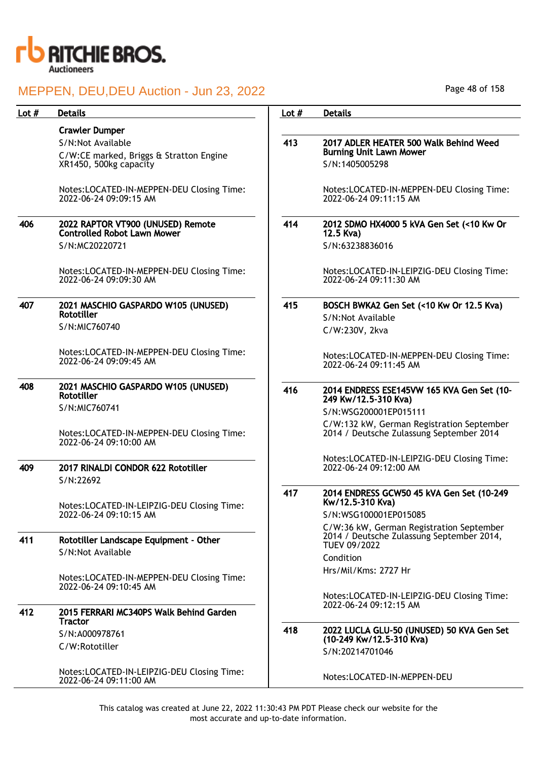| Lot # | Details |
|---|---|
| | **Crawler Dumper**<br>S/N:Not Available<br>C/W:CE marked, Briggs & Stratton Engine XR1450, 500kg capacity<br><br>Notes:LOCATED-IN-MEPPEN-DEU Closing Time: 2022-06-24 09:09:15 AM |
| 406 | **2022 RAPTOR VT900 (UNUSED) Remote Controlled Robot Lawn Mower**<br>S/N:MC20220721<br><br>Notes:LOCATED-IN-MEPPEN-DEU Closing Time: 2022-06-24 09:09:30 AM |
| 407 | **2021 MASCHIO GASPARDO W105 (UNUSED) Rototiller**<br>S/N:MIC760740<br><br>Notes:LOCATED-IN-MEPPEN-DEU Closing Time: 2022-06-24 09:09:45 AM |
| 408 | **2021 MASCHIO GASPARDO W105 (UNUSED) Rototiller**<br>S/N:MIC760741<br><br>Notes:LOCATED-IN-MEPPEN-DEU Closing Time: 2022-06-24 09:10:00 AM |
| 409 | **2017 RINALDI CONDOR 622 Rototiller**<br>S/N:22692<br><br>Notes:LOCATED-IN-LEIPZIG-DEU Closing Time: 2022-06-24 09:10:15 AM |
| 411 | **Rototiller Landscape Equipment - Other**<br>S/N:Not Available<br><br>Notes:LOCATED-IN-MEPPEN-DEU Closing Time: 2022-06-24 09:10:45 AM |
| 412 | **2015 FERRARI MC340PS Walk Behind Garden Tractor**<br>S/N:A000978761<br>C/W:Rototiller<br><br>Notes:LOCATED-IN-LEIPZIG-DEU Closing Time: 2022-06-24 09:11:00 AM |
| 413 | **2017 ADLER HEATER 500 Walk Behind Weed Burning Unit Lawn Mower**<br>S/N:1405005298<br><br>Notes:LOCATED-IN-MEPPEN-DEU Closing Time: 2022-06-24 09:11:15 AM |
| 414 | **2012 SDMO HX4000 5 kVA Gen Set (<10 Kw Or 12.5 Kva)**<br>S/N:63238836016<br><br>Notes:LOCATED-IN-LEIPZIG-DEU Closing Time: 2022-06-24 09:11:30 AM |
| 415 | **BOSCH BWKA2 Gen Set (<10 Kw Or 12.5 Kva)**<br>S/N:Not Available<br>C/W:230V, 2kva<br><br>Notes:LOCATED-IN-MEPPEN-DEU Closing Time: 2022-06-24 09:11:45 AM |
| 416 | **2014 ENDRESS ESE145VW 165 KVA Gen Set (10-249 Kw/12.5-310 Kva)**<br>S/N:WSG200001EP015111<br>C/W:132 kW, German Registration September 2014 / Deutsche Zulassung September 2014<br><br>Notes:LOCATED-IN-LEIPZIG-DEU Closing Time: 2022-06-24 09:12:00 AM |
| 417 | **2014 ENDRESS GCW50 45 kVA Gen Set (10-249 Kw/12.5-310 Kva)**<br>S/N:WSG100001EP015085<br>C/W:36 kW, German Registration September 2014 / Deutsche Zulassung September 2014, TUEV 09/2022<br>Condition<br>Hrs/Mil/Kms: 2727 Hr<br><br>Notes:LOCATED-IN-LEIPZIG-DEU Closing Time: 2022-06-24 09:12:15 AM |
| 418 | **2022 LUCLA GLU-50 (UNUSED) 50 KVA Gen Set (10-249 Kw/12.5-310 Kva)**<br>S/N:20214701046<br><br>Notes:LOCATED-IN-MEPPEN-DEU |

This catalog was created at June 22, 2022 11:30:43 PM PDT Please check our website for the most accurate and up-to-date information.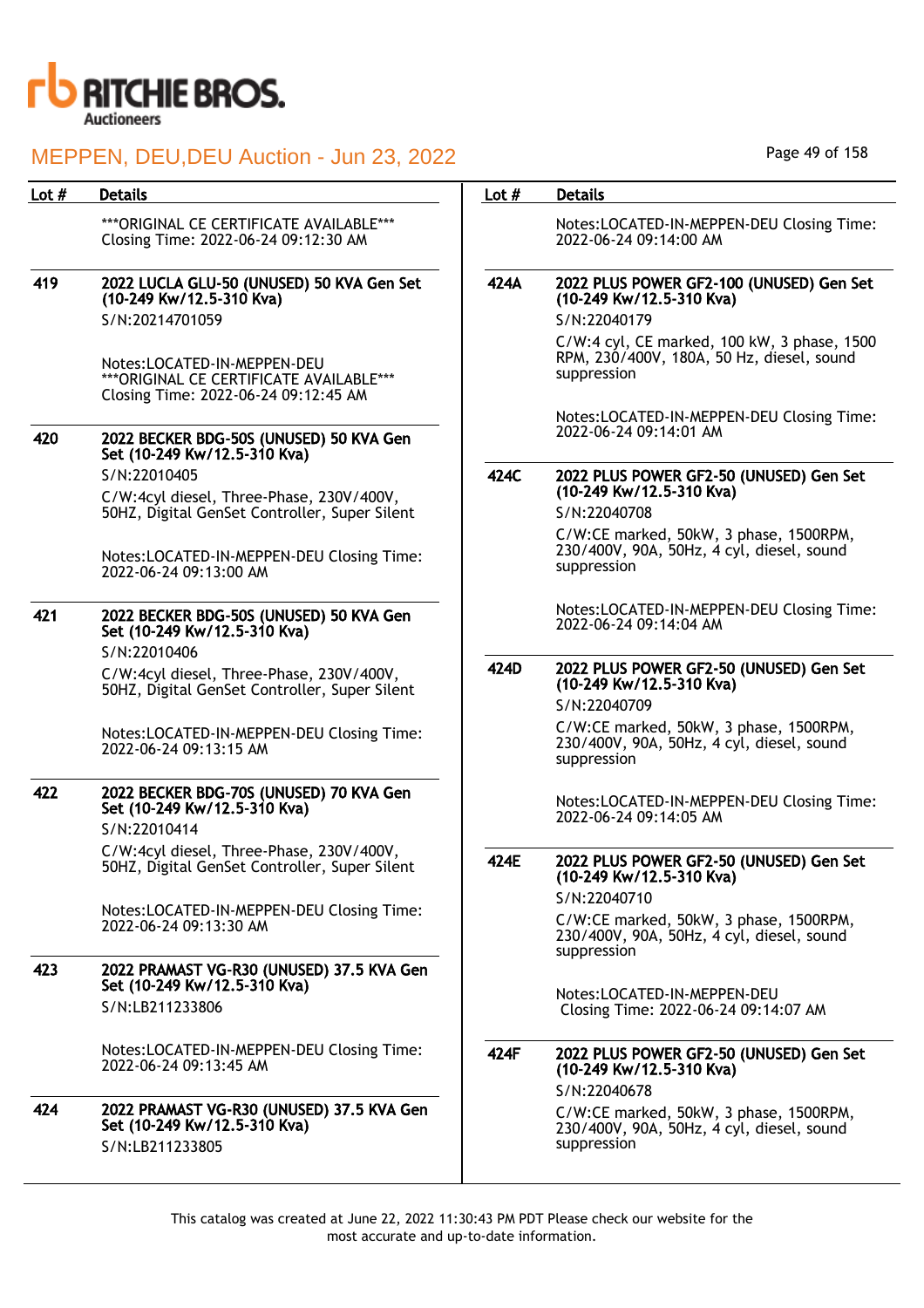| Lot # | Details |
|---|---|
| | ***ORIGINAL CE CERTIFICATE AVAILABLE*** Closing Time: 2022-06-24 09:12:30 AM |
| 419 | **2022 LUCLA GLU-50 (UNUSED) 50 KVA Gen Set (10-249 Kw/12.5-310 Kva)**<br>S/N:20214701059<br>Notes:LOCATED-IN-MEPPEN-DEU ***ORIGINAL CE CERTIFICATE AVAILABLE*** Closing Time: 2022-06-24 09:12:45 AM |
| 420 | **2022 BECKER BDG-50S (UNUSED) 50 KVA Gen Set (10-249 Kw/12.5-310 Kva)**<br>S/N:22010405<br>C/W:4cyl diesel, Three-Phase, 230V/400V, 50HZ, Digital GenSet Controller, Super Silent<br>Notes:LOCATED-IN-MEPPEN-DEU Closing Time: 2022-06-24 09:13:00 AM |
| 421 | **2022 BECKER BDG-50S (UNUSED) 50 KVA Gen Set (10-249 Kw/12.5-310 Kva)**<br>S/N:22010406<br>C/W:4cyl diesel, Three-Phase, 230V/400V, 50HZ, Digital GenSet Controller, Super Silent<br>Notes:LOCATED-IN-MEPPEN-DEU Closing Time: 2022-06-24 09:13:15 AM |
| 422 | **2022 BECKER BDG-70S (UNUSED) 70 KVA Gen Set (10-249 Kw/12.5-310 Kva)**<br>S/N:22010414<br>C/W:4cyl diesel, Three-Phase, 230V/400V, 50HZ, Digital GenSet Controller, Super Silent<br>Notes:LOCATED-IN-MEPPEN-DEU Closing Time: 2022-06-24 09:13:30 AM |
| 423 | **2022 PRAMAST VG-R30 (UNUSED) 37.5 KVA Gen Set (10-249 Kw/12.5-310 Kva)**<br>S/N:LB211233806<br>Notes:LOCATED-IN-MEPPEN-DEU Closing Time: 2022-06-24 09:13:45 AM |
| 424 | **2022 PRAMAST VG-R30 (UNUSED) 37.5 KVA Gen Set (10-249 Kw/12.5-310 Kva)**<br>S/N:LB211233805 |
| | Notes:LOCATED-IN-MEPPEN-DEU Closing Time: 2022-06-24 09:14:00 AM |
| 424A | **2022 PLUS POWER GF2-100 (UNUSED) Gen Set (10-249 Kw/12.5-310 Kva)**<br>S/N:22040179<br>C/W:4 cyl, CE marked, 100 kW, 3 phase, 1500 RPM, 230/400V, 180A, 50 Hz, diesel, sound suppression<br>Notes:LOCATED-IN-MEPPEN-DEU Closing Time: 2022-06-24 09:14:01 AM |
| 424C | **2022 PLUS POWER GF2-50 (UNUSED) Gen Set (10-249 Kw/12.5-310 Kva)**<br>S/N:22040708<br>C/W:CE marked, 50kW, 3 phase, 1500RPM, 230/400V, 90A, 50Hz, 4 cyl, diesel, sound suppression<br>Notes:LOCATED-IN-MEPPEN-DEU Closing Time: 2022-06-24 09:14:04 AM |
| 424D | **2022 PLUS POWER GF2-50 (UNUSED) Gen Set (10-249 Kw/12.5-310 Kva)**<br>S/N:22040709<br>C/W:CE marked, 50kW, 3 phase, 1500RPM, 230/400V, 90A, 50Hz, 4 cyl, diesel, sound suppression<br>Notes:LOCATED-IN-MEPPEN-DEU Closing Time: 2022-06-24 09:14:05 AM |
| 424E | **2022 PLUS POWER GF2-50 (UNUSED) Gen Set (10-249 Kw/12.5-310 Kva)**<br>S/N:22040710<br>C/W:CE marked, 50kW, 3 phase, 1500RPM, 230/400V, 90A, 50Hz, 4 cyl, diesel, sound suppression<br>Notes:LOCATED-IN-MEPPEN-DEU Closing Time: 2022-06-24 09:14:07 AM |
| 424F | **2022 PLUS POWER GF2-50 (UNUSED) Gen Set (10-249 Kw/12.5-310 Kva)**<br>S/N:22040678<br>C/W:CE marked, 50kW, 3 phase, 1500RPM, 230/400V, 90A, 50Hz, 4 cyl, diesel, sound suppression |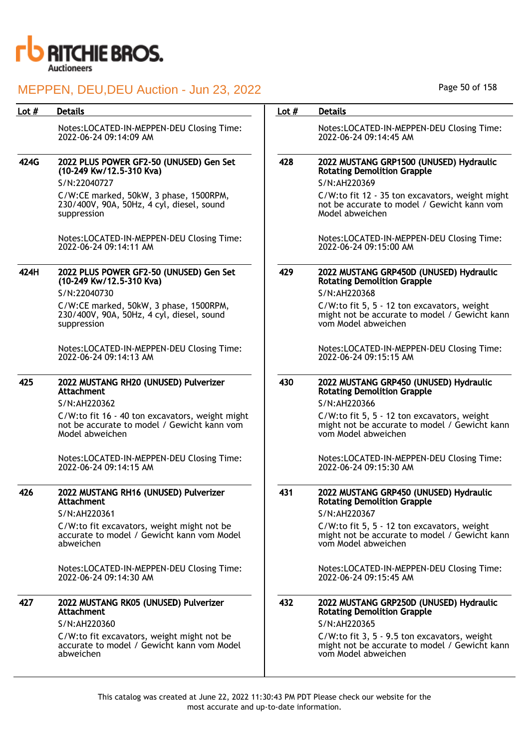# MEPPEN, DEU,DEU Auction - Jun 23, 2022

| Lot # | Details |
|---|---|
| | Notes:LOCATED-IN-MEPPEN-DEU Closing Time: 2022-06-24 09:14:09 AM |
| 424G | **2022 PLUS POWER GF2-50 (UNUSED) Gen Set (10-249 Kw/12.5-310 Kva)**<br>S/N:22040727<br>C/W:CE marked, 50kW, 3 phase, 1500RPM, 230/400V, 90A, 50Hz, 4 cyl, diesel, sound suppression<br><br>Notes:LOCATED-IN-MEPPEN-DEU Closing Time: 2022-06-24 09:14:11 AM |
| 424H | **2022 PLUS POWER GF2-50 (UNUSED) Gen Set (10-249 Kw/12.5-310 Kva)**<br>S/N:22040730<br>C/W:CE marked, 50kW, 3 phase, 1500RPM, 230/400V, 90A, 50Hz, 4 cyl, diesel, sound suppression<br><br>Notes:LOCATED-IN-MEPPEN-DEU Closing Time: 2022-06-24 09:14:13 AM |
| 425 | **2022 MUSTANG RH20 (UNUSED) Pulverizer Attachment**<br>S/N:AH220362<br>C/W:to fit 16 - 40 ton excavators, weight might not be accurate to model / Gewicht kann vom Model abweichen<br><br>Notes:LOCATED-IN-MEPPEN-DEU Closing Time: 2022-06-24 09:14:15 AM |
| 426 | **2022 MUSTANG RH16 (UNUSED) Pulverizer Attachment**<br>S/N:AH220361<br>C/W:to fit excavators, weight might not be accurate to model / Gewicht kann vom Model abweichen<br><br>Notes:LOCATED-IN-MEPPEN-DEU Closing Time: 2022-06-24 09:14:30 AM |
| 427 | **2022 MUSTANG RK05 (UNUSED) Pulverizer Attachment**<br>S/N:AH220360<br>C/W:to fit excavators, weight might not be accurate to model / Gewicht kann vom Model abweichen |

| Lot # | Details |
|---|---|
| | Notes:LOCATED-IN-MEPPEN-DEU Closing Time: 2022-06-24 09:14:45 AM |
| 428 | **2022 MUSTANG GRP1500 (UNUSED) Hydraulic Rotating Demolition Grapple**<br>S/N:AH220369<br>C/W:to fit 12 - 35 ton excavators, weight might not be accurate to model / Gewicht kann vom Model abweichen<br><br>Notes:LOCATED-IN-MEPPEN-DEU Closing Time: 2022-06-24 09:15:00 AM |
| 429 | **2022 MUSTANG GRP450D (UNUSED) Hydraulic Rotating Demolition Grapple**<br>S/N:AH220368<br>C/W:to fit 5, 5 - 12 ton excavators, weight might not be accurate to model / Gewicht kann vom Model abweichen<br><br>Notes:LOCATED-IN-MEPPEN-DEU Closing Time: 2022-06-24 09:15:15 AM |
| 430 | **2022 MUSTANG GRP450 (UNUSED) Hydraulic Rotating Demolition Grapple**<br>S/N:AH220366<br>C/W:to fit 5, 5 - 12 ton excavators, weight might not be accurate to model / Gewicht kann vom Model abweichen<br><br>Notes:LOCATED-IN-MEPPEN-DEU Closing Time: 2022-06-24 09:15:30 AM |
| 431 | **2022 MUSTANG GRP450 (UNUSED) Hydraulic Rotating Demolition Grapple**<br>S/N:AH220367<br>C/W:to fit 5, 5 - 12 ton excavators, weight might not be accurate to model / Gewicht kann vom Model abweichen<br><br>Notes:LOCATED-IN-MEPPEN-DEU Closing Time: 2022-06-24 09:15:45 AM |
| 432 | **2022 MUSTANG GRP250D (UNUSED) Hydraulic Rotating Demolition Grapple**<br>S/N:AH220365<br>C/W:to fit 3, 5 - 9.5 ton excavators, weight might not be accurate to model / Gewicht kann vom Model abweichen |

This catalog was created at June 22, 2022 11:30:43 PM PDT Please check our website for the most accurate and up-to-date information.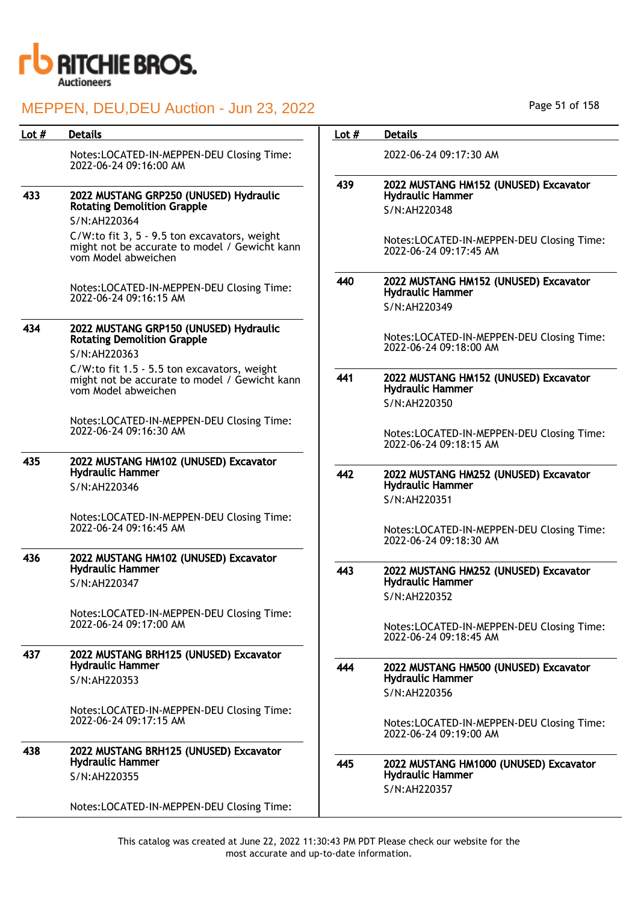| Lot # | Details |
|---|---|
| | Notes:LOCATED-IN-MEPPEN-DEU Closing Time: 2022-06-24 09:16:00 AM |
| 433 | **2022 MUSTANG GRP250 (UNUSED) Hydraulic Rotating Demolition Grapple**<br>S/N:AH220364<br>C/W:to fit 3, 5 - 9.5 ton excavators, weight might not be accurate to model / Gewicht kann vom Model abweichen<br>Notes:LOCATED-IN-MEPPEN-DEU Closing Time: 2022-06-24 09:16:15 AM |
| 434 | **2022 MUSTANG GRP150 (UNUSED) Hydraulic Rotating Demolition Grapple**<br>S/N:AH220363<br>C/W:to fit 1.5 - 5.5 ton excavators, weight might not be accurate to model / Gewicht kann vom Model abweichen<br>Notes:LOCATED-IN-MEPPEN-DEU Closing Time: 2022-06-24 09:16:30 AM |
| 435 | **2022 MUSTANG HM102 (UNUSED) Excavator Hydraulic Hammer**<br>S/N:AH220346<br>Notes:LOCATED-IN-MEPPEN-DEU Closing Time: 2022-06-24 09:16:45 AM |
| 436 | **2022 MUSTANG HM102 (UNUSED) Excavator Hydraulic Hammer**<br>S/N:AH220347<br>Notes:LOCATED-IN-MEPPEN-DEU Closing Time: 2022-06-24 09:17:00 AM |
| 437 | **2022 MUSTANG BRH125 (UNUSED) Excavator Hydraulic Hammer**<br>S/N:AH220353<br>Notes:LOCATED-IN-MEPPEN-DEU Closing Time: 2022-06-24 09:17:15 AM |
| 438 | **2022 MUSTANG BRH125 (UNUSED) Excavator Hydraulic Hammer**<br>S/N:AH220355<br>Notes:LOCATED-IN-MEPPEN-DEU Closing Time: 2022-06-24 09:17:30 AM |
| 439 | **2022 MUSTANG HM152 (UNUSED) Excavator Hydraulic Hammer**<br>S/N:AH220348<br>Notes:LOCATED-IN-MEPPEN-DEU Closing Time: 2022-06-24 09:17:45 AM |
| 440 | **2022 MUSTANG HM152 (UNUSED) Excavator Hydraulic Hammer**<br>S/N:AH220349<br>Notes:LOCATED-IN-MEPPEN-DEU Closing Time: 2022-06-24 09:18:00 AM |
| 441 | **2022 MUSTANG HM152 (UNUSED) Excavator Hydraulic Hammer**<br>S/N:AH220350<br>Notes:LOCATED-IN-MEPPEN-DEU Closing Time: 2022-06-24 09:18:15 AM |
| 442 | **2022 MUSTANG HM252 (UNUSED) Excavator Hydraulic Hammer**<br>S/N:AH220351<br>Notes:LOCATED-IN-MEPPEN-DEU Closing Time: 2022-06-24 09:18:30 AM |
| 443 | **2022 MUSTANG HM252 (UNUSED) Excavator Hydraulic Hammer**<br>S/N:AH220352<br>Notes:LOCATED-IN-MEPPEN-DEU Closing Time: 2022-06-24 09:18:45 AM |
| 444 | **2022 MUSTANG HM500 (UNUSED) Excavator Hydraulic Hammer**<br>S/N:AH220356<br>Notes:LOCATED-IN-MEPPEN-DEU Closing Time: 2022-06-24 09:19:00 AM |
| 445 | **2022 MUSTANG HM1000 (UNUSED) Excavator Hydraulic Hammer**<br>S/N:AH220357 |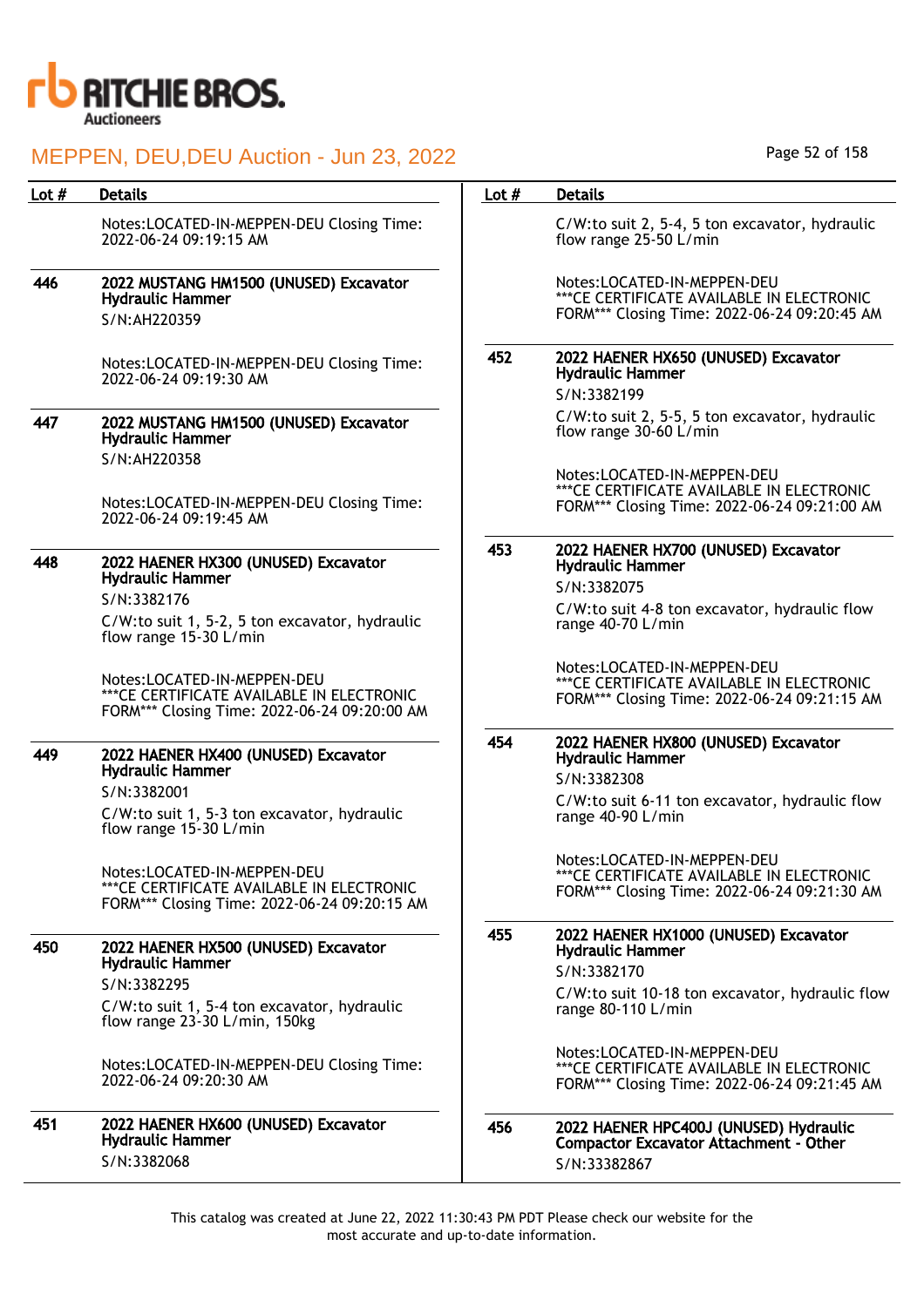| Lot # | Details |
|---|---|
| | Notes:LOCATED-IN-MEPPEN-DEU Closing Time: 2022-06-24 09:19:15 AM |
| 446 | **2022 MUSTANG HM1500 (UNUSED) Excavator Hydraulic Hammer**<br>S/N:AH220359<br><br>Notes:LOCATED-IN-MEPPEN-DEU Closing Time: 2022-06-24 09:19:30 AM |
| 447 | **2022 MUSTANG HM1500 (UNUSED) Excavator Hydraulic Hammer**<br>S/N:AH220358<br><br>Notes:LOCATED-IN-MEPPEN-DEU Closing Time: 2022-06-24 09:19:45 AM |
| 448 | **2022 HAENER HX300 (UNUSED) Excavator Hydraulic Hammer**<br>S/N:3382176<br>C/W:to suit 1, 5-2, 5 ton excavator, hydraulic flow range 15-30 L/min<br><br>Notes:LOCATED-IN-MEPPEN-DEU ***CE CERTIFICATE AVAILABLE IN ELECTRONIC FORM*** Closing Time: 2022-06-24 09:20:00 AM |
| 449 | **2022 HAENER HX400 (UNUSED) Excavator Hydraulic Hammer**<br>S/N:3382001<br>C/W:to suit 1, 5-3 ton excavator, hydraulic flow range 15-30 L/min<br><br>Notes:LOCATED-IN-MEPPEN-DEU ***CE CERTIFICATE AVAILABLE IN ELECTRONIC FORM*** Closing Time: 2022-06-24 09:20:15 AM |
| 450 | **2022 HAENER HX500 (UNUSED) Excavator Hydraulic Hammer**<br>S/N:3382295<br>C/W:to suit 1, 5-4 ton excavator, hydraulic flow range 23-30 L/min, 150kg<br><br>Notes:LOCATED-IN-MEPPEN-DEU Closing Time: 2022-06-24 09:20:30 AM |
| 451 | **2022 HAENER HX600 (UNUSED) Excavator Hydraulic Hammer**<br>S/N:3382068<br>C/W:to suit 2, 5-4, 5 ton excavator, hydraulic flow range 25-50 L/min<br><br>Notes:LOCATED-IN-MEPPEN-DEU ***CE CERTIFICATE AVAILABLE IN ELECTRONIC FORM*** Closing Time: 2022-06-24 09:20:45 AM |
| 452 | **2022 HAENER HX650 (UNUSED) Excavator Hydraulic Hammer**<br>S/N:3382199<br>C/W:to suit 2, 5-5, 5 ton excavator, hydraulic flow range 30-60 L/min<br><br>Notes:LOCATED-IN-MEPPEN-DEU ***CE CERTIFICATE AVAILABLE IN ELECTRONIC FORM*** Closing Time: 2022-06-24 09:21:00 AM |
| 453 | **2022 HAENER HX700 (UNUSED) Excavator Hydraulic Hammer**<br>S/N:3382075<br>C/W:to suit 4-8 ton excavator, hydraulic flow range 40-70 L/min<br><br>Notes:LOCATED-IN-MEPPEN-DEU ***CE CERTIFICATE AVAILABLE IN ELECTRONIC FORM*** Closing Time: 2022-06-24 09:21:15 AM |
| 454 | **2022 HAENER HX800 (UNUSED) Excavator Hydraulic Hammer**<br>S/N:3382308<br>C/W:to suit 6-11 ton excavator, hydraulic flow range 40-90 L/min<br><br>Notes:LOCATED-IN-MEPPEN-DEU ***CE CERTIFICATE AVAILABLE IN ELECTRONIC FORM*** Closing Time: 2022-06-24 09:21:30 AM |
| 455 | **2022 HAENER HX1000 (UNUSED) Excavator Hydraulic Hammer**<br>S/N:3382170<br>C/W:to suit 10-18 ton excavator, hydraulic flow range 80-110 L/min<br><br>Notes:LOCATED-IN-MEPPEN-DEU ***CE CERTIFICATE AVAILABLE IN ELECTRONIC FORM*** Closing Time: 2022-06-24 09:21:45 AM |
| 456 | **2022 HAENER HPC400J (UNUSED) Hydraulic Compactor Excavator Attachment - Other**<br>S/N:33382867 |

This catalog was created at June 22, 2022 11:30:43 PM PDT Please check our website for the most accurate and up-to-date information.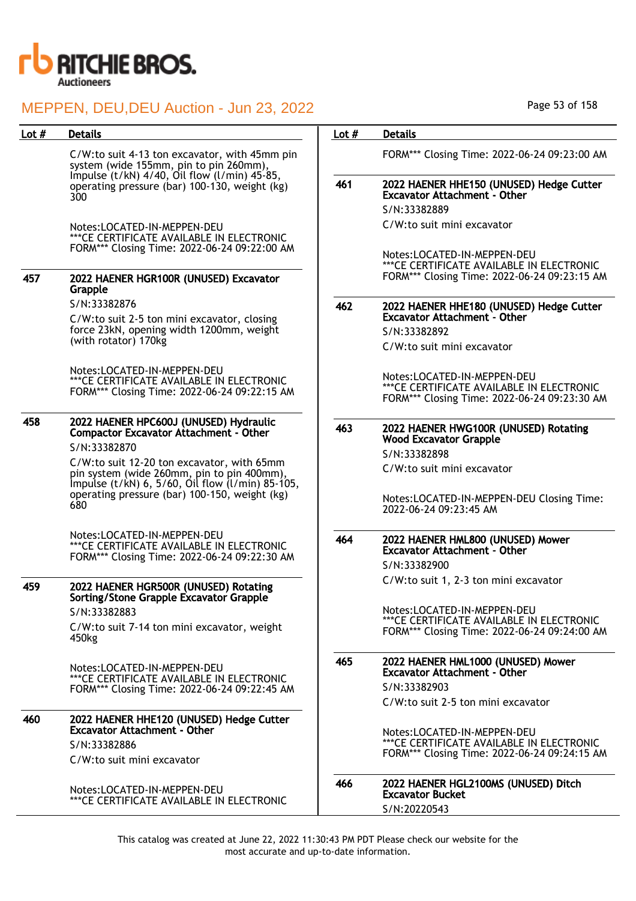| Lot # | Details |
|---|---|
| | C/W:to suit 4-13 ton excavator, with 45mm pin system (wide 155mm, pin to pin 260mm), Impulse (t/kN) 4/40, Oil flow (l/min) 45-85, operating pressure (bar) 100-130, weight (kg) 300<br><br>Notes:LOCATED-IN-MEPPEN-DEU ***CE CERTIFICATE AVAILABLE IN ELECTRONIC FORM*** Closing Time: 2022-06-24 09:22:00 AM |
| 457 | **2022 HAENER HGR100R (UNUSED) Excavator Grapple**<br>S/N:33382876<br>C/W:to suit 2-5 ton mini excavator, closing force 23kN, opening width 1200mm, weight (with rotator) 170kg<br><br>Notes:LOCATED-IN-MEPPEN-DEU ***CE CERTIFICATE AVAILABLE IN ELECTRONIC FORM*** Closing Time: 2022-06-24 09:22:15 AM |
| 458 | **2022 HAENER HPC600J (UNUSED) Hydraulic Compactor Excavator Attachment - Other**<br>S/N:33382870<br>C/W:to suit 12-20 ton excavator, with 65mm pin system (wide 260mm, pin to pin 400mm), Impulse (t/kN) 6, 5/60, Oil flow (l/min) 85-105, operating pressure (bar) 100-150, weight (kg) 680<br><br>Notes:LOCATED-IN-MEPPEN-DEU ***CE CERTIFICATE AVAILABLE IN ELECTRONIC FORM*** Closing Time: 2022-06-24 09:22:30 AM |
| 459 | **2022 HAENER HGR500R (UNUSED) Rotating Sorting/Stone Grapple Excavator Grapple**<br>S/N:33382883<br>C/W:to suit 7-14 ton mini excavator, weight 450kg<br><br>Notes:LOCATED-IN-MEPPEN-DEU ***CE CERTIFICATE AVAILABLE IN ELECTRONIC FORM*** Closing Time: 2022-06-24 09:22:45 AM |
| 460 | **2022 HAENER HHE120 (UNUSED) Hedge Cutter Excavator Attachment - Other**<br>S/N:33382886<br>C/W:to suit mini excavator<br><br>Notes:LOCATED-IN-MEPPEN-DEU ***CE CERTIFICATE AVAILABLE IN ELECTRONIC FORM*** Closing Time: 2022-06-24 09:23:00 AM |
| 461 | **2022 HAENER HHE150 (UNUSED) Hedge Cutter Excavator Attachment - Other**<br>S/N:33382889<br>C/W:to suit mini excavator<br><br>Notes:LOCATED-IN-MEPPEN-DEU ***CE CERTIFICATE AVAILABLE IN ELECTRONIC FORM*** Closing Time: 2022-06-24 09:23:15 AM |
| 462 | **2022 HAENER HHE180 (UNUSED) Hedge Cutter Excavator Attachment - Other**<br>S/N:33382892<br>C/W:to suit mini excavator<br><br>Notes:LOCATED-IN-MEPPEN-DEU ***CE CERTIFICATE AVAILABLE IN ELECTRONIC FORM*** Closing Time: 2022-06-24 09:23:30 AM |
| 463 | **2022 HAENER HWG100R (UNUSED) Rotating Wood Excavator Grapple**<br>S/N:33382898<br>C/W:to suit mini excavator<br><br>Notes:LOCATED-IN-MEPPEN-DEU Closing Time: 2022-06-24 09:23:45 AM |
| 464 | **2022 HAENER HML800 (UNUSED) Mower Excavator Attachment - Other**<br>S/N:33382900<br>C/W:to suit 1, 2-3 ton mini excavator<br><br>Notes:LOCATED-IN-MEPPEN-DEU ***CE CERTIFICATE AVAILABLE IN ELECTRONIC FORM*** Closing Time: 2022-06-24 09:24:00 AM |
| 465 | **2022 HAENER HML1000 (UNUSED) Mower Excavator Attachment - Other**<br>S/N:33382903<br>C/W:to suit 2-5 ton mini excavator<br><br>Notes:LOCATED-IN-MEPPEN-DEU ***CE CERTIFICATE AVAILABLE IN ELECTRONIC FORM*** Closing Time: 2022-06-24 09:24:15 AM |
| 466 | **2022 HAENER HGL2100MS (UNUSED) Ditch Excavator Bucket**<br>S/N:20220543 |

This catalog was created at June 22, 2022 11:30:43 PM PDT Please check our website for the most accurate and up-to-date information.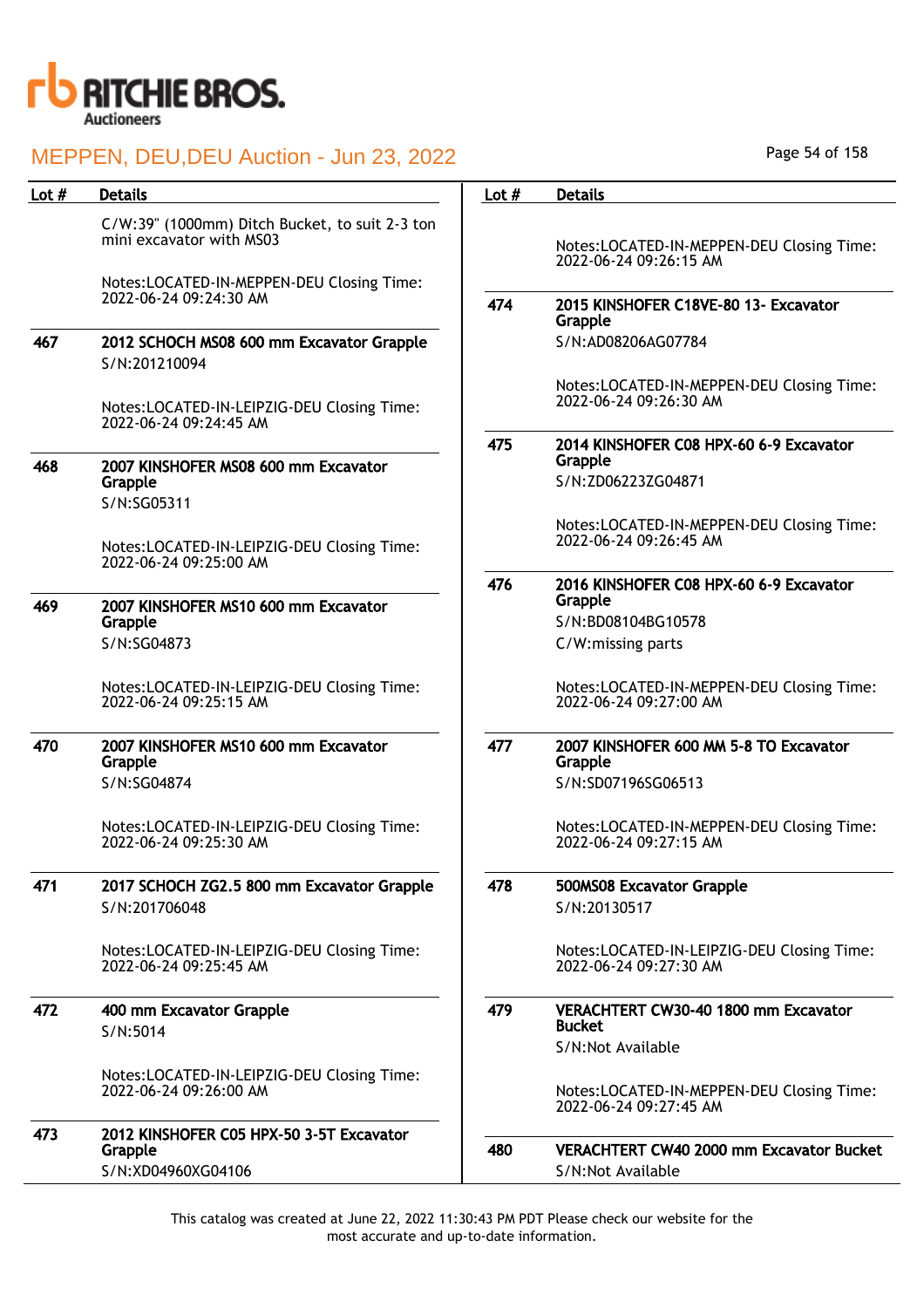# MEPPEN, DEU,DEU Auction - Jun 23, 2022

| Lot # | Details |
|---|---|
| | C/W:39" (1000mm) Ditch Bucket, to suit 2-3 ton mini excavator with MS03<br><br>Notes:LOCATED-IN-MEPPEN-DEU Closing Time: 2022-06-24 09:24:30 AM |
| 467 | **2012 SCHOCH MS08 600 mm Excavator Grapple**<br>S/N:201210094<br><br>Notes:LOCATED-IN-LEIPZIG-DEU Closing Time: 2022-06-24 09:24:45 AM |
| 468 | **2007 KINSHOFER MS08 600 mm Excavator Grapple**<br>S/N:SG05311<br><br>Notes:LOCATED-IN-LEIPZIG-DEU Closing Time: 2022-06-24 09:25:00 AM |
| 469 | **2007 KINSHOFER MS10 600 mm Excavator Grapple**<br>S/N:SG04873<br><br>Notes:LOCATED-IN-LEIPZIG-DEU Closing Time: 2022-06-24 09:25:15 AM |
| 470 | **2007 KINSHOFER MS10 600 mm Excavator Grapple**<br>S/N:SG04874<br><br>Notes:LOCATED-IN-LEIPZIG-DEU Closing Time: 2022-06-24 09:25:30 AM |
| 471 | **2017 SCHOCH ZG2.5 800 mm Excavator Grapple**<br>S/N:201706048<br><br>Notes:LOCATED-IN-LEIPZIG-DEU Closing Time: 2022-06-24 09:25:45 AM |
| 472 | **400 mm Excavator Grapple**<br>S/N:5014<br><br>Notes:LOCATED-IN-LEIPZIG-DEU Closing Time: 2022-06-24 09:26:00 AM |
| 473 | **2012 KINSHOFER C05 HPX-50 3-5T Excavator Grapple**<br>S/N:XD04960XG04106<br><br>Notes:LOCATED-IN-MEPPEN-DEU Closing Time: 2022-06-24 09:26:15 AM |
| 474 | **2015 KINSHOFER C18VE-80 13- Excavator Grapple**<br>S/N:AD08206AG07784<br><br>Notes:LOCATED-IN-MEPPEN-DEU Closing Time: 2022-06-24 09:26:30 AM |
| 475 | **2014 KINSHOFER C08 HPX-60 6-9 Excavator Grapple**<br>S/N:ZD06223ZG04871<br><br>Notes:LOCATED-IN-MEPPEN-DEU Closing Time: 2022-06-24 09:26:45 AM |
| 476 | **2016 KINSHOFER C08 HPX-60 6-9 Excavator Grapple**<br>S/N:BD08104BG10578<br>C/W:missing parts<br><br>Notes:LOCATED-IN-MEPPEN-DEU Closing Time: 2022-06-24 09:27:00 AM |
| 477 | **2007 KINSHOFER 600 MM 5-8 TO Excavator Grapple**<br>S/N:SD07196SG06513<br><br>Notes:LOCATED-IN-MEPPEN-DEU Closing Time: 2022-06-24 09:27:15 AM |
| 478 | **500MS08 Excavator Grapple**<br>S/N:20130517<br><br>Notes:LOCATED-IN-LEIPZIG-DEU Closing Time: 2022-06-24 09:27:30 AM |
| 479 | **VERACHTERT CW30-40 1800 mm Excavator Bucket**<br>S/N:Not Available<br><br>Notes:LOCATED-IN-MEPPEN-DEU Closing Time: 2022-06-24 09:27:45 AM |
| 480 | **VERACHTERT CW40 2000 mm Excavator Bucket**<br>S/N:Not Available |

This catalog was created at June 22, 2022 11:30:43 PM PDT Please check our website for the most accurate and up-to-date information.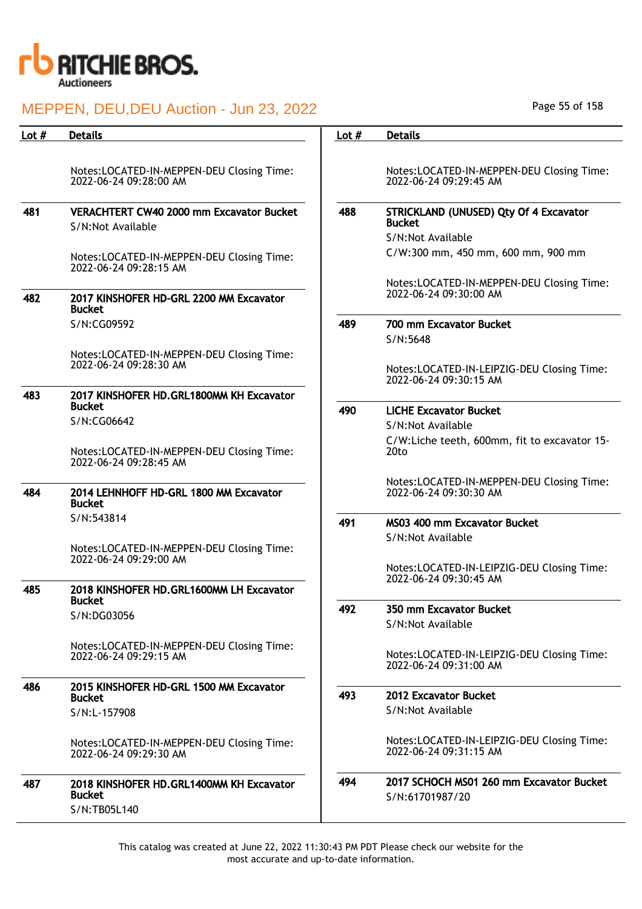| Lot # | Details |
|---|---|
| | Notes:LOCATED-IN-MEPPEN-DEU Closing Time: 2022-06-24 09:28:00 AM |
| 481 | **VERACHTERT CW40 2000 mm Excavator Bucket**<br>S/N:Not Available<br><br>Notes:LOCATED-IN-MEPPEN-DEU Closing Time: 2022-06-24 09:28:15 AM |
| 482 | **2017 KINSHOFER HD-GRL 2200 MM Excavator Bucket**<br>S/N:CG09592<br><br>Notes:LOCATED-IN-MEPPEN-DEU Closing Time: 2022-06-24 09:28:30 AM |
| 483 | **2017 KINSHOFER HD.GRL1800MM KH Excavator Bucket**<br>S/N:CG06642<br><br>Notes:LOCATED-IN-MEPPEN-DEU Closing Time: 2022-06-24 09:28:45 AM |
| 484 | **2014 LEHNHOFF HD-GRL 1800 MM Excavator Bucket**<br>S/N:543814<br><br>Notes:LOCATED-IN-MEPPEN-DEU Closing Time: 2022-06-24 09:29:00 AM |
| 485 | **2018 KINSHOFER HD.GRL1600MM LH Excavator Bucket**<br>S/N:DG03056<br><br>Notes:LOCATED-IN-MEPPEN-DEU Closing Time: 2022-06-24 09:29:15 AM |
| 486 | **2015 KINSHOFER HD-GRL 1500 MM Excavator Bucket**<br>S/N:L-157908<br><br>Notes:LOCATED-IN-MEPPEN-DEU Closing Time: 2022-06-24 09:29:30 AM |
| 487 | **2018 KINSHOFER HD.GRL1400MM KH Excavator Bucket**<br>S/N:TB05L140 |
| | Notes:LOCATED-IN-MEPPEN-DEU Closing Time: 2022-06-24 09:29:45 AM |
| 488 | **STRICKLAND (UNUSED) Qty Of 4 Excavator Bucket**<br>S/N:Not Available<br>C/W:300 mm, 450 mm, 600 mm, 900 mm<br><br>Notes:LOCATED-IN-MEPPEN-DEU Closing Time: 2022-06-24 09:30:00 AM |
| 489 | **700 mm Excavator Bucket**<br>S/N:5648<br><br>Notes:LOCATED-IN-LEIPZIG-DEU Closing Time: 2022-06-24 09:30:15 AM |
| 490 | **LICHE Excavator Bucket**<br>S/N:Not Available<br>C/W:Liche teeth, 600mm, fit to excavator 15-20to<br><br>Notes:LOCATED-IN-MEPPEN-DEU Closing Time: 2022-06-24 09:30:30 AM |
| 491 | **MS03 400 mm Excavator Bucket**<br>S/N:Not Available<br><br>Notes:LOCATED-IN-LEIPZIG-DEU Closing Time: 2022-06-24 09:30:45 AM |
| 492 | **350 mm Excavator Bucket**<br>S/N:Not Available<br><br>Notes:LOCATED-IN-LEIPZIG-DEU Closing Time: 2022-06-24 09:31:00 AM |
| 493 | **2012 Excavator Bucket**<br>S/N:Not Available<br><br>Notes:LOCATED-IN-LEIPZIG-DEU Closing Time: 2022-06-24 09:31:15 AM |
| 494 | **2017 SCHOCH MS01 260 mm Excavator Bucket**<br>S/N:61701987/20 |

This catalog was created at June 22, 2022 11:30:43 PM PDT Please check our website for the most accurate and up-to-date information.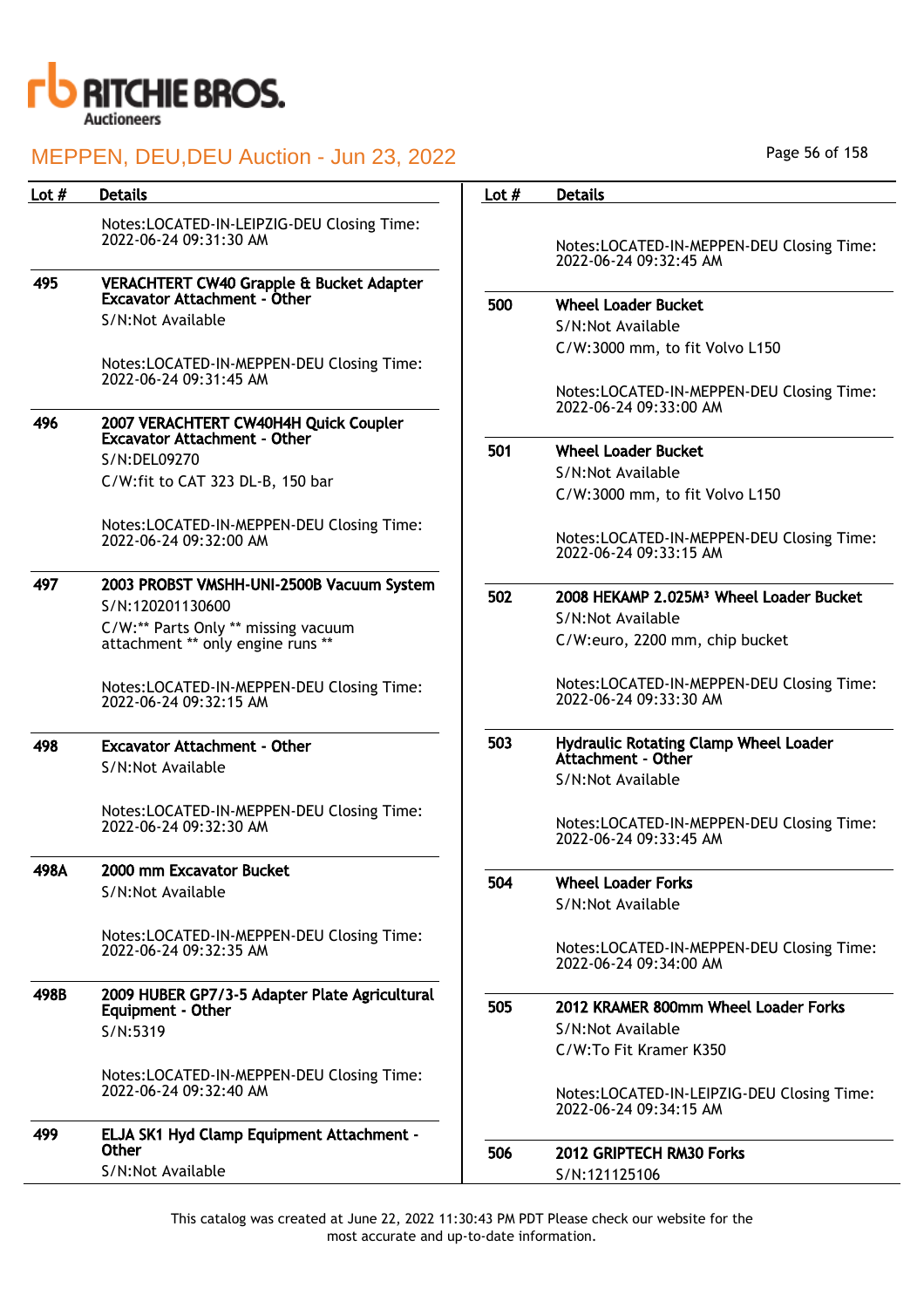| Lot # | Details |
|---|---|
| | Notes:LOCATED-IN-LEIPZIG-DEU Closing Time: 2022-06-24 09:31:30 AM |
| 495 | **VERACHTERT CW40 Grapple & Bucket Adapter Excavator Attachment - Other**<br>S/N:Not Available<br><br>Notes:LOCATED-IN-MEPPEN-DEU Closing Time: 2022-06-24 09:31:45 AM |
| 496 | **2007 VERACHTERT CW40H4H Quick Coupler Excavator Attachment - Other**<br>S/N:DEL09270<br>C/W:fit to CAT 323 DL-B, 150 bar<br><br>Notes:LOCATED-IN-MEPPEN-DEU Closing Time: 2022-06-24 09:32:00 AM |
| 497 | **2003 PROBST VMSHH-UNI-2500B Vacuum System**<br>S/N:120201130600<br>C/W:** Parts Only ** missing vacuum attachment ** only engine runs **<br><br>Notes:LOCATED-IN-MEPPEN-DEU Closing Time: 2022-06-24 09:32:15 AM |
| 498 | **Excavator Attachment - Other**<br>S/N:Not Available<br><br>Notes:LOCATED-IN-MEPPEN-DEU Closing Time: 2022-06-24 09:32:30 AM |
| 498A | **2000 mm Excavator Bucket**<br>S/N:Not Available<br><br>Notes:LOCATED-IN-MEPPEN-DEU Closing Time: 2022-06-24 09:32:35 AM |
| 498B | **2009 HUBER GP7/3-5 Adapter Plate Agricultural Equipment - Other**<br>S/N:5319<br><br>Notes:LOCATED-IN-MEPPEN-DEU Closing Time: 2022-06-24 09:32:40 AM |
| 499 | **ELJA SK1 Hyd Clamp Equipment Attachment - Other**<br>S/N:Not Available<br><br>Notes:LOCATED-IN-MEPPEN-DEU Closing Time: 2022-06-24 09:32:45 AM |
| 500 | **Wheel Loader Bucket**<br>S/N:Not Available<br>C/W:3000 mm, to fit Volvo L150<br><br>Notes:LOCATED-IN-MEPPEN-DEU Closing Time: 2022-06-24 09:33:00 AM |
| 501 | **Wheel Loader Bucket**<br>S/N:Not Available<br>C/W:3000 mm, to fit Volvo L150<br><br>Notes:LOCATED-IN-MEPPEN-DEU Closing Time: 2022-06-24 09:33:15 AM |
| 502 | **2008 HEKAMP 2.025M³ Wheel Loader Bucket**<br>S/N:Not Available<br>C/W:euro, 2200 mm, chip bucket<br><br>Notes:LOCATED-IN-MEPPEN-DEU Closing Time: 2022-06-24 09:33:30 AM |
| 503 | **Hydraulic Rotating Clamp Wheel Loader Attachment - Other**<br>S/N:Not Available<br><br>Notes:LOCATED-IN-MEPPEN-DEU Closing Time: 2022-06-24 09:33:45 AM |
| 504 | **Wheel Loader Forks**<br>S/N:Not Available<br><br>Notes:LOCATED-IN-MEPPEN-DEU Closing Time: 2022-06-24 09:34:00 AM |
| 505 | **2012 KRAMER 800mm Wheel Loader Forks**<br>S/N:Not Available<br>C/W:To Fit Kramer K350<br><br>Notes:LOCATED-IN-LEIPZIG-DEU Closing Time: 2022-06-24 09:34:15 AM |
| 506 | **2012 GRIPTECH RM30 Forks**<br>S/N:121125106 |

This catalog was created at June 22, 2022 11:30:43 PM PDT Please check our website for the most accurate and up-to-date information.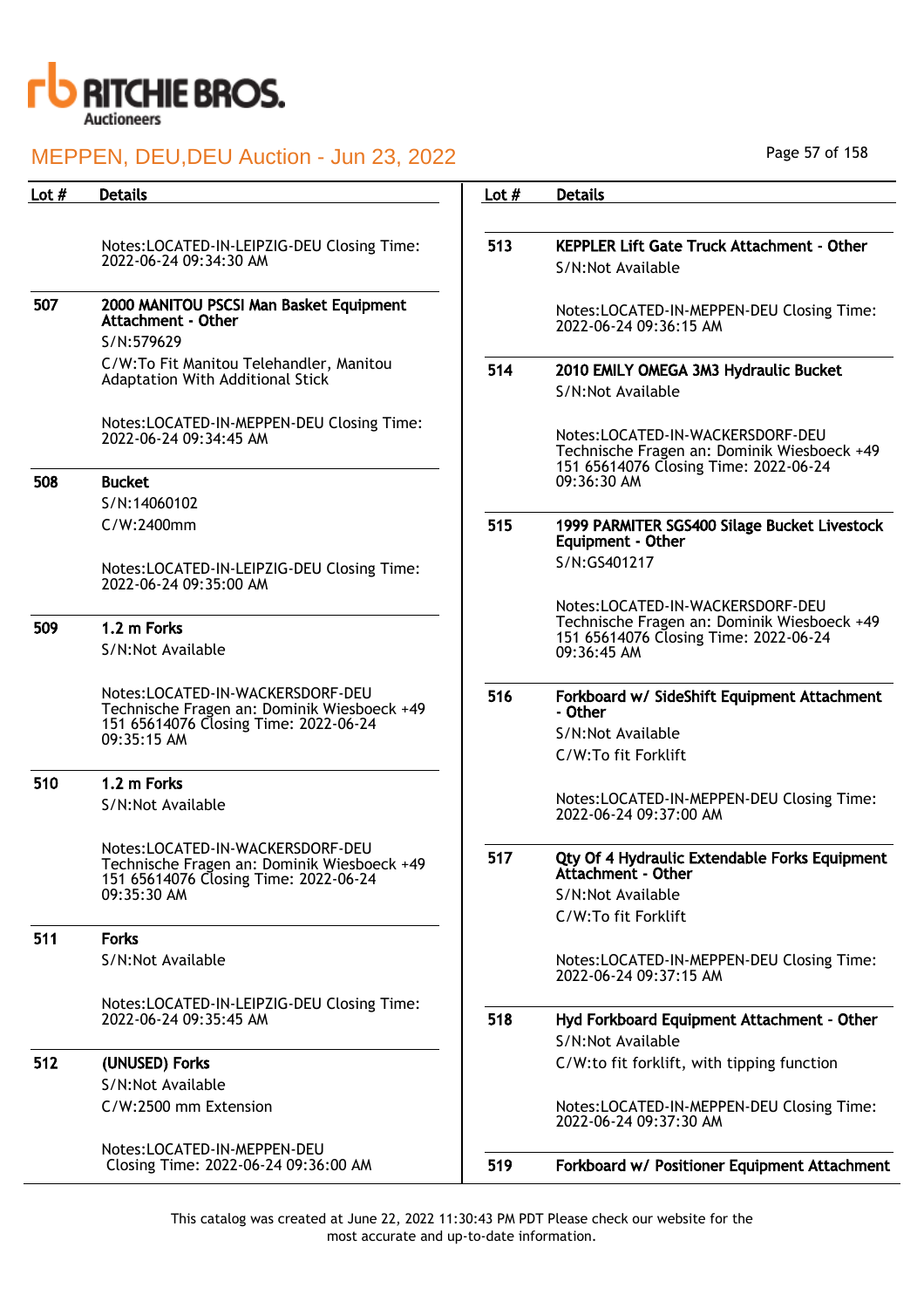# MEPPEN, DEU,DEU Auction - Jun 23, 2022

| Lot # | Details |
|---|---|
| | Notes:LOCATED-IN-LEIPZIG-DEU Closing Time: 2022-06-24 09:34:30 AM |
| 507 | **2000 MANITOU PSCSI Man Basket Equipment Attachment - Other**<br>S/N:579629<br>C/W:To Fit Manitou Telehandler, Manitou Adaptation With Additional Stick<br><br>Notes:LOCATED-IN-MEPPEN-DEU Closing Time: 2022-06-24 09:34:45 AM |
| 508 | **Bucket**<br>S/N:14060102<br>C/W:2400mm<br><br>Notes:LOCATED-IN-LEIPZIG-DEU Closing Time: 2022-06-24 09:35:00 AM |
| 509 | **1.2 m Forks**<br>S/N:Not Available<br><br>Notes:LOCATED-IN-WACKERSDORF-DEU Technische Fragen an: Dominik Wiesboeck +49 151 65614076 Closing Time: 2022-06-24 09:35:15 AM |
| 510 | **1.2 m Forks**<br>S/N:Not Available<br><br>Notes:LOCATED-IN-WACKERSDORF-DEU Technische Fragen an: Dominik Wiesboeck +49 151 65614076 Closing Time: 2022-06-24 09:35:30 AM |
| 511 | **Forks**<br>S/N:Not Available<br><br>Notes:LOCATED-IN-LEIPZIG-DEU Closing Time: 2022-06-24 09:35:45 AM |
| 512 | **(UNUSED) Forks**<br>S/N:Not Available<br>C/W:2500 mm Extension<br><br>Notes:LOCATED-IN-MEPPEN-DEU Closing Time: 2022-06-24 09:36:00 AM |
| 513 | **KEPPLER Lift Gate Truck Attachment - Other**<br>S/N:Not Available<br><br>Notes:LOCATED-IN-MEPPEN-DEU Closing Time: 2022-06-24 09:36:15 AM |
| 514 | **2010 EMILY OMEGA 3M3 Hydraulic Bucket**<br>S/N:Not Available<br><br>Notes:LOCATED-IN-WACKERSDORF-DEU Technische Fragen an: Dominik Wiesboeck +49 151 65614076 Closing Time: 2022-06-24 09:36:30 AM |
| 515 | **1999 PARMITER SGS400 Silage Bucket Livestock Equipment - Other**<br>S/N:GS401217<br><br>Notes:LOCATED-IN-WACKERSDORF-DEU Technische Fragen an: Dominik Wiesboeck +49 151 65614076 Closing Time: 2022-06-24 09:36:45 AM |
| 516 | **Forkboard w/ SideShift Equipment Attachment - Other**<br>S/N:Not Available<br>C/W:To fit Forklift<br><br>Notes:LOCATED-IN-MEPPEN-DEU Closing Time: 2022-06-24 09:37:00 AM |
| 517 | **Qty Of 4 Hydraulic Extendable Forks Equipment Attachment - Other**<br>S/N:Not Available<br>C/W:To fit Forklift<br><br>Notes:LOCATED-IN-MEPPEN-DEU Closing Time: 2022-06-24 09:37:15 AM |
| 518 | **Hyd Forkboard Equipment Attachment - Other**<br>S/N:Not Available<br>C/W:to fit forklift, with tipping function<br><br>Notes:LOCATED-IN-MEPPEN-DEU Closing Time: 2022-06-24 09:37:30 AM |
| 519 | **Forkboard w/ Positioner Equipment Attachment** |

This catalog was created at June 22, 2022 11:30:43 PM PDT Please check our website for the most accurate and up-to-date information.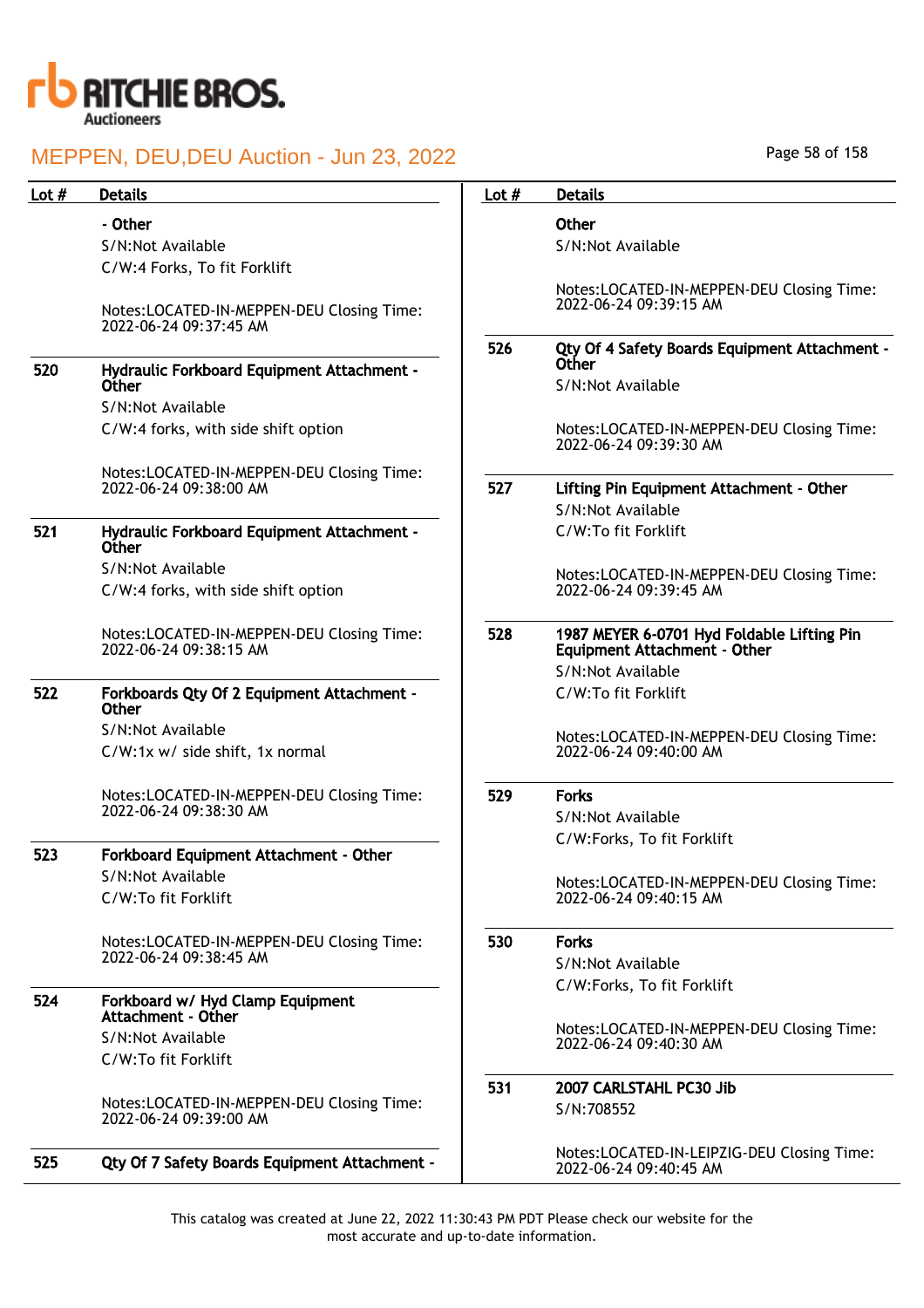| Lot # | Details |
|---|---|
| | **- Other**<br>S/N:Not Available<br>C/W:4 Forks, To fit Forklift<br><br>Notes:LOCATED-IN-MEPPEN-DEU Closing Time: 2022-06-24 09:37:45 AM |
| **520** | **Hydraulic Forkboard Equipment Attachment - Other**<br>S/N:Not Available<br>C/W:4 forks, with side shift option<br><br>Notes:LOCATED-IN-MEPPEN-DEU Closing Time: 2022-06-24 09:38:00 AM |
| **521** | **Hydraulic Forkboard Equipment Attachment - Other**<br>S/N:Not Available<br>C/W:4 forks, with side shift option<br><br>Notes:LOCATED-IN-MEPPEN-DEU Closing Time: 2022-06-24 09:38:15 AM |
| **522** | **Forkboards Qty Of 2 Equipment Attachment - Other**<br>S/N:Not Available<br>C/W:1x w/ side shift, 1x normal<br><br>Notes:LOCATED-IN-MEPPEN-DEU Closing Time: 2022-06-24 09:38:30 AM |
| **523** | **Forkboard Equipment Attachment - Other**<br>S/N:Not Available<br>C/W:To fit Forklift<br><br>Notes:LOCATED-IN-MEPPEN-DEU Closing Time: 2022-06-24 09:38:45 AM |
| **524** | **Forkboard w/ Hyd Clamp Equipment Attachment - Other**<br>S/N:Not Available<br>C/W:To fit Forklift<br><br>Notes:LOCATED-IN-MEPPEN-DEU Closing Time: 2022-06-24 09:39:00 AM |
| **525** | **Qty Of 7 Safety Boards Equipment Attachment - Other**<br>S/N:Not Available<br><br>Notes:LOCATED-IN-MEPPEN-DEU Closing Time: 2022-06-24 09:39:15 AM |
| **526** | **Qty Of 4 Safety Boards Equipment Attachment - Other**<br>S/N:Not Available<br><br>Notes:LOCATED-IN-MEPPEN-DEU Closing Time: 2022-06-24 09:39:30 AM |
| **527** | **Lifting Pin Equipment Attachment - Other**<br>S/N:Not Available<br>C/W:To fit Forklift<br><br>Notes:LOCATED-IN-MEPPEN-DEU Closing Time: 2022-06-24 09:39:45 AM |
| **528** | **1987 MEYER 6-0701 Hyd Foldable Lifting Pin Equipment Attachment - Other**<br>S/N:Not Available<br>C/W:To fit Forklift<br><br>Notes:LOCATED-IN-MEPPEN-DEU Closing Time: 2022-06-24 09:40:00 AM |
| **529** | **Forks**<br>S/N:Not Available<br>C/W:Forks, To fit Forklift<br><br>Notes:LOCATED-IN-MEPPEN-DEU Closing Time: 2022-06-24 09:40:15 AM |
| **530** | **Forks**<br>S/N:Not Available<br>C/W:Forks, To fit Forklift<br><br>Notes:LOCATED-IN-MEPPEN-DEU Closing Time: 2022-06-24 09:40:30 AM |
| **531** | **2007 CARLSTAHL PC30 Jib**<br>S/N:708552<br><br>Notes:LOCATED-IN-LEIPZIG-DEU Closing Time: 2022-06-24 09:40:45 AM |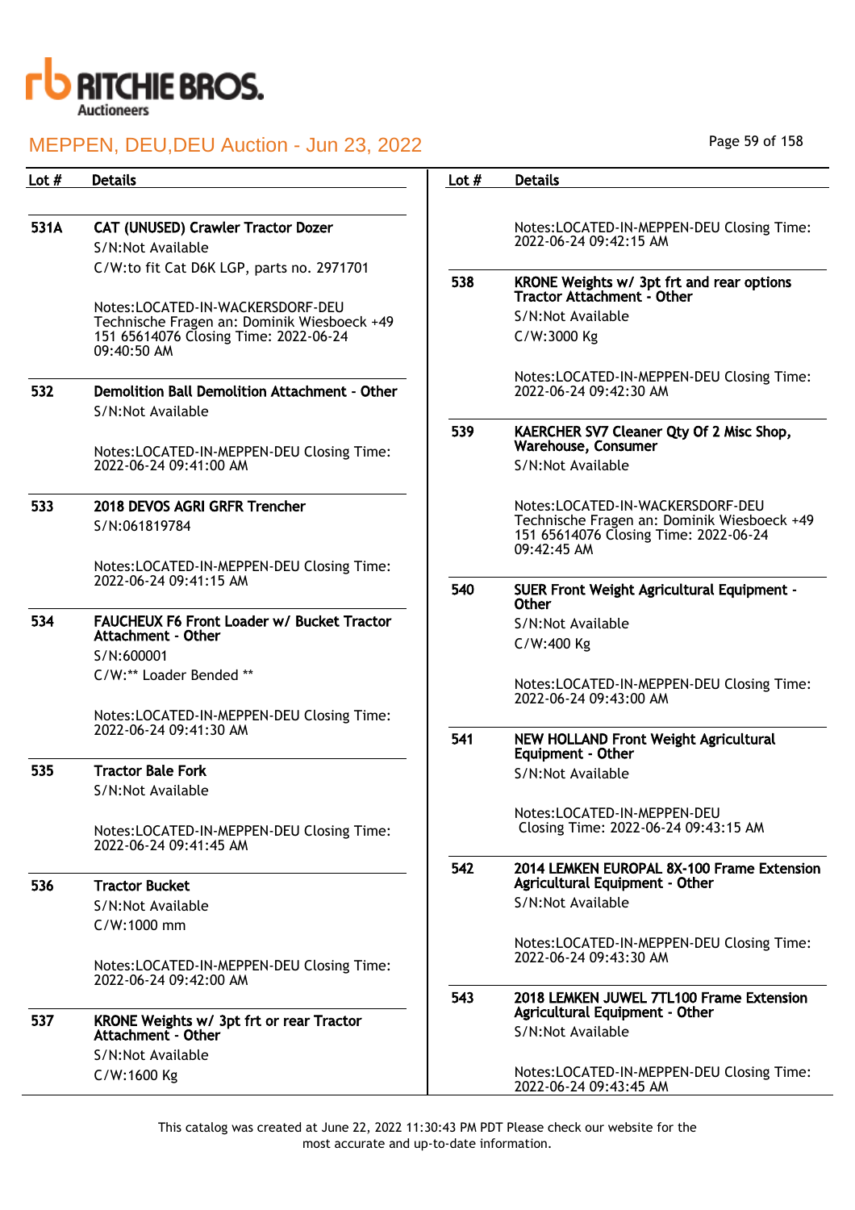| Lot # | Details |
|---|---|
| 531A | **CAT (UNUSED) Crawler Tractor Dozer**<br>S/N:Not Available<br>C/W:to fit Cat D6K LGP, parts no. 2971701<br>Notes:LOCATED-IN-WACKERSDORF-DEU Technische Fragen an: Dominik Wiesboeck +49 151 65614076 Closing Time: 2022-06-24 09:40:50 AM |
| 532 | **Demolition Ball Demolition Attachment - Other**<br>S/N:Not Available<br>Notes:LOCATED-IN-MEPPEN-DEU Closing Time: 2022-06-24 09:41:00 AM |
| 533 | **2018 DEVOS AGRI GRFR Trencher**<br>S/N:061819784<br>Notes:LOCATED-IN-MEPPEN-DEU Closing Time: 2022-06-24 09:41:15 AM |
| 534 | **FAUCHEUX F6 Front Loader w/ Bucket Tractor Attachment - Other**<br>S/N:600001<br>C/W:** Loader Bended **<br>Notes:LOCATED-IN-MEPPEN-DEU Closing Time: 2022-06-24 09:41:30 AM |
| 535 | **Tractor Bale Fork**<br>S/N:Not Available<br>Notes:LOCATED-IN-MEPPEN-DEU Closing Time: 2022-06-24 09:41:45 AM |
| 536 | **Tractor Bucket**<br>S/N:Not Available<br>C/W:1000 mm<br>Notes:LOCATED-IN-MEPPEN-DEU Closing Time: 2022-06-24 09:42:00 AM |
| 537 | **KRONE Weights w/ 3pt frt or rear Tractor Attachment - Other**<br>S/N:Not Available<br>C/W:1600 Kg<br>Notes:LOCATED-IN-MEPPEN-DEU Closing Time: 2022-06-24 09:42:15 AM |
| 538 | **KRONE Weights w/ 3pt frt and rear options Tractor Attachment - Other**<br>S/N:Not Available<br>C/W:3000 Kg<br>Notes:LOCATED-IN-MEPPEN-DEU Closing Time: 2022-06-24 09:42:30 AM |
| 539 | **KAERCHER SV7 Cleaner Qty Of 2 Misc Shop, Warehouse, Consumer**<br>S/N:Not Available<br>Notes:LOCATED-IN-WACKERSDORF-DEU Technische Fragen an: Dominik Wiesboeck +49 151 65614076 Closing Time: 2022-06-24 09:42:45 AM |
| 540 | **SUER Front Weight Agricultural Equipment - Other**<br>S/N:Not Available<br>C/W:400 Kg<br>Notes:LOCATED-IN-MEPPEN-DEU Closing Time: 2022-06-24 09:43:00 AM |
| 541 | **NEW HOLLAND Front Weight Agricultural Equipment - Other**<br>S/N:Not Available<br>Notes:LOCATED-IN-MEPPEN-DEU Closing Time: 2022-06-24 09:43:15 AM |
| 542 | **2014 LEMKEN EUROPAL 8X-100 Frame Extension Agricultural Equipment - Other**<br>S/N:Not Available<br>Notes:LOCATED-IN-MEPPEN-DEU Closing Time: 2022-06-24 09:43:30 AM |
| 543 | **2018 LEMKEN JUWEL 7TL100 Frame Extension Agricultural Equipment - Other**<br>S/N:Not Available<br>Notes:LOCATED-IN-MEPPEN-DEU Closing Time: 2022-06-24 09:43:45 AM |

This catalog was created at June 22, 2022 11:30:43 PM PDT Please check our website for the most accurate and up-to-date information.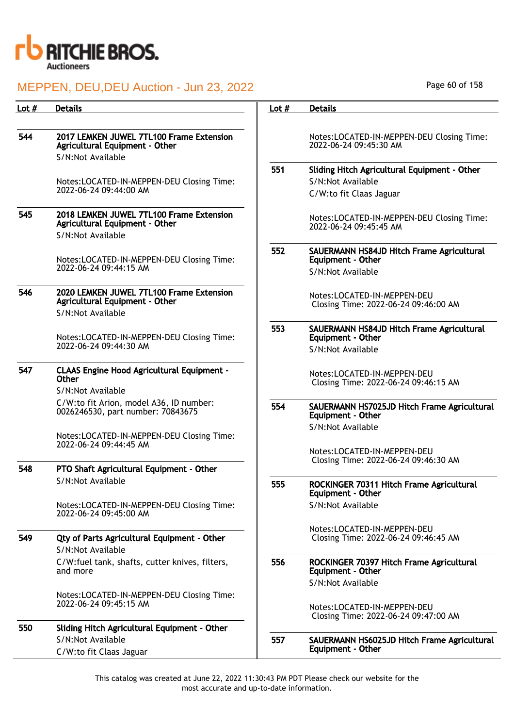| Lot # | Details |
| --- | --- |
| 544 | **2017 LEMKEN JUWEL 7TL100 Frame Extension Agricultural Equipment - Other**<br>S/N:Not Available<br><br>Notes:LOCATED-IN-MEPPEN-DEU Closing Time: 2022-06-24 09:44:00 AM |
| 545 | **2018 LEMKEN JUWEL 7TL100 Frame Extension Agricultural Equipment - Other**<br>S/N:Not Available<br><br>Notes:LOCATED-IN-MEPPEN-DEU Closing Time: 2022-06-24 09:44:15 AM |
| 546 | **2020 LEMKEN JUWEL 7TL100 Frame Extension Agricultural Equipment - Other**<br>S/N:Not Available<br><br>Notes:LOCATED-IN-MEPPEN-DEU Closing Time: 2022-06-24 09:44:30 AM |
| 547 | **CLAAS Engine Hood Agricultural Equipment - Other**<br>S/N:Not Available<br>C/W:to fit Arion, model A36, ID number: 0026246530, part number: 70843675<br><br>Notes:LOCATED-IN-MEPPEN-DEU Closing Time: 2022-06-24 09:44:45 AM |
| 548 | **PTO Shaft Agricultural Equipment - Other**<br>S/N:Not Available<br><br>Notes:LOCATED-IN-MEPPEN-DEU Closing Time: 2022-06-24 09:45:00 AM |
| 549 | **Qty of Parts Agricultural Equipment - Other**<br>S/N:Not Available<br>C/W:fuel tank, shafts, cutter knives, filters, and more<br><br>Notes:LOCATED-IN-MEPPEN-DEU Closing Time: 2022-06-24 09:45:15 AM |
| 550 | **Sliding Hitch Agricultural Equipment - Other**<br>S/N:Not Available<br>C/W:to fit Claas Jaguar<br><br>Notes:LOCATED-IN-MEPPEN-DEU Closing Time: 2022-06-24 09:45:30 AM |
| 551 | **Sliding Hitch Agricultural Equipment - Other**<br>S/N:Not Available<br>C/W:to fit Claas Jaguar<br><br>Notes:LOCATED-IN-MEPPEN-DEU Closing Time: 2022-06-24 09:45:45 AM |
| 552 | **SAUERMANN HS84JD Hitch Frame Agricultural Equipment - Other**<br>S/N:Not Available<br><br>Notes:LOCATED-IN-MEPPEN-DEU Closing Time: 2022-06-24 09:46:00 AM |
| 553 | **SAUERMANN HS84JD Hitch Frame Agricultural Equipment - Other**<br>S/N:Not Available<br><br>Notes:LOCATED-IN-MEPPEN-DEU Closing Time: 2022-06-24 09:46:15 AM |
| 554 | **SAUERMANN HS7025JD Hitch Frame Agricultural Equipment - Other**<br>S/N:Not Available<br><br>Notes:LOCATED-IN-MEPPEN-DEU Closing Time: 2022-06-24 09:46:30 AM |
| 555 | **ROCKINGER 70311 Hitch Frame Agricultural Equipment - Other**<br>S/N:Not Available<br><br>Notes:LOCATED-IN-MEPPEN-DEU Closing Time: 2022-06-24 09:46:45 AM |
| 556 | **ROCKINGER 70397 Hitch Frame Agricultural Equipment - Other**<br>S/N:Not Available<br><br>Notes:LOCATED-IN-MEPPEN-DEU Closing Time: 2022-06-24 09:47:00 AM |
| 557 | **SAUERMANN HS6025JD Hitch Frame Agricultural Equipment - Other** |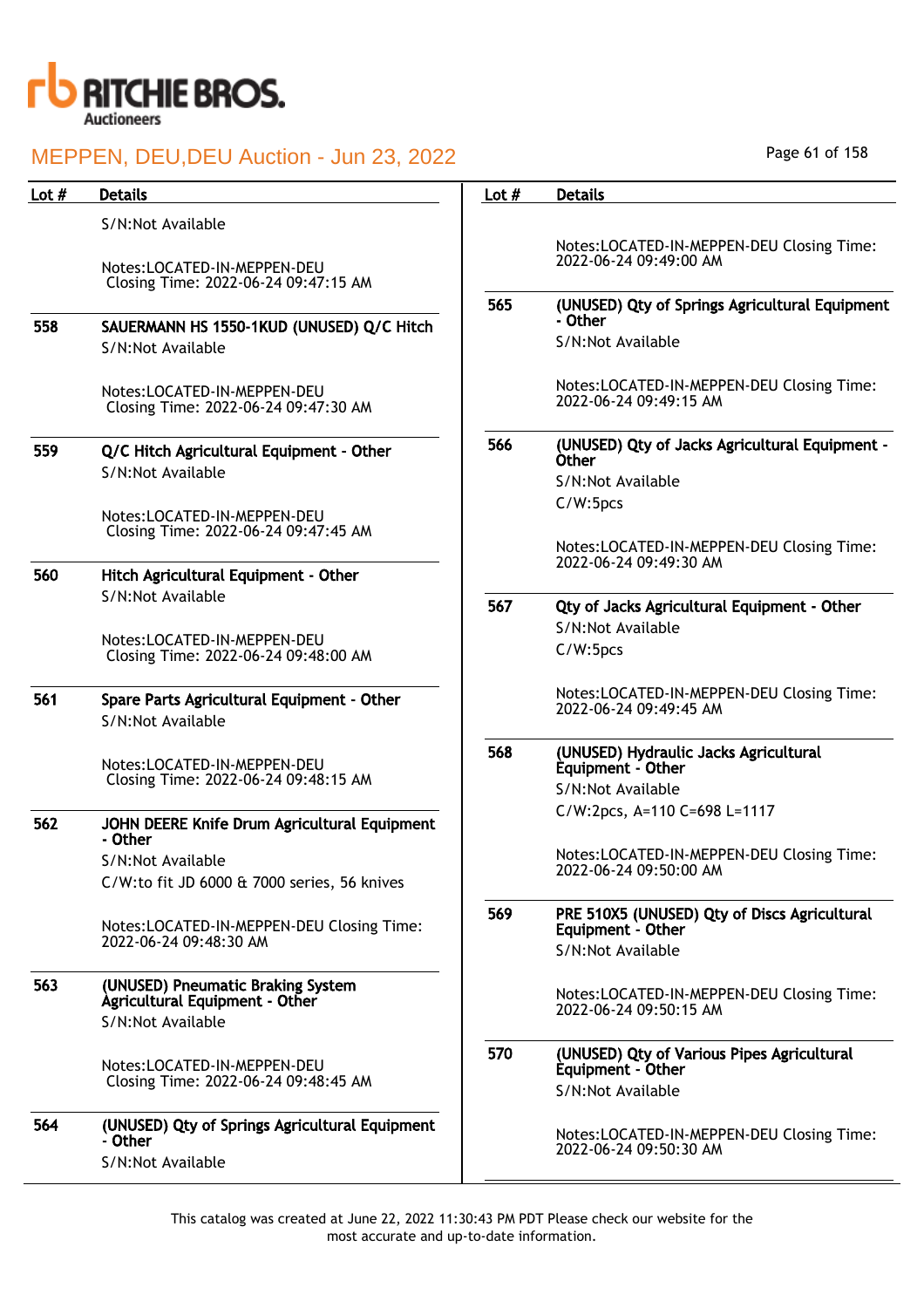# MEPPEN, DEU,DEU Auction - Jun 23, 2022

| Lot # | Details |
|---|---|
| | S/N:Not Available<br><br>Notes:LOCATED-IN-MEPPEN-DEU Closing Time: 2022-06-24 09:47:15 AM |
| 558 | **SAUERMANN HS 1550-1KUD (UNUSED) Q/C Hitch**<br>S/N:Not Available<br><br>Notes:LOCATED-IN-MEPPEN-DEU Closing Time: 2022-06-24 09:47:30 AM |
| 559 | **Q/C Hitch Agricultural Equipment - Other**<br>S/N:Not Available<br><br>Notes:LOCATED-IN-MEPPEN-DEU Closing Time: 2022-06-24 09:47:45 AM |
| 560 | **Hitch Agricultural Equipment - Other**<br>S/N:Not Available<br><br>Notes:LOCATED-IN-MEPPEN-DEU Closing Time: 2022-06-24 09:48:00 AM |
| 561 | **Spare Parts Agricultural Equipment - Other**<br>S/N:Not Available<br><br>Notes:LOCATED-IN-MEPPEN-DEU Closing Time: 2022-06-24 09:48:15 AM |
| 562 | **JOHN DEERE Knife Drum Agricultural Equipment - Other**<br>S/N:Not Available<br>C/W:to fit JD 6000 & 7000 series, 56 knives<br><br>Notes:LOCATED-IN-MEPPEN-DEU Closing Time: 2022-06-24 09:48:30 AM |
| 563 | **(UNUSED) Pneumatic Braking System Agricultural Equipment - Other**<br>S/N:Not Available<br><br>Notes:LOCATED-IN-MEPPEN-DEU Closing Time: 2022-06-24 09:48:45 AM |
| 564 | **(UNUSED) Qty of Springs Agricultural Equipment - Other**<br>S/N:Not Available<br><br>Notes:LOCATED-IN-MEPPEN-DEU Closing Time: 2022-06-24 09:49:00 AM |
| 565 | **(UNUSED) Qty of Springs Agricultural Equipment - Other**<br>S/N:Not Available<br><br>Notes:LOCATED-IN-MEPPEN-DEU Closing Time: 2022-06-24 09:49:15 AM |
| 566 | **(UNUSED) Qty of Jacks Agricultural Equipment - Other**<br>S/N:Not Available<br>C/W:5pcs<br><br>Notes:LOCATED-IN-MEPPEN-DEU Closing Time: 2022-06-24 09:49:30 AM |
| 567 | **Qty of Jacks Agricultural Equipment - Other**<br>S/N:Not Available<br>C/W:5pcs<br><br>Notes:LOCATED-IN-MEPPEN-DEU Closing Time: 2022-06-24 09:49:45 AM |
| 568 | **(UNUSED) Hydraulic Jacks Agricultural Equipment - Other**<br>S/N:Not Available<br>C/W:2pcs, A=110 C=698 L=1117<br><br>Notes:LOCATED-IN-MEPPEN-DEU Closing Time: 2022-06-24 09:50:00 AM |
| 569 | **PRE 510X5 (UNUSED) Qty of Discs Agricultural Equipment - Other**<br>S/N:Not Available<br><br>Notes:LOCATED-IN-MEPPEN-DEU Closing Time: 2022-06-24 09:50:15 AM |
| 570 | **(UNUSED) Qty of Various Pipes Agricultural Equipment - Other**<br>S/N:Not Available<br><br>Notes:LOCATED-IN-MEPPEN-DEU Closing Time: 2022-06-24 09:50:30 AM |

This catalog was created at June 22, 2022 11:30:43 PM PDT Please check our website for the most accurate and up-to-date information.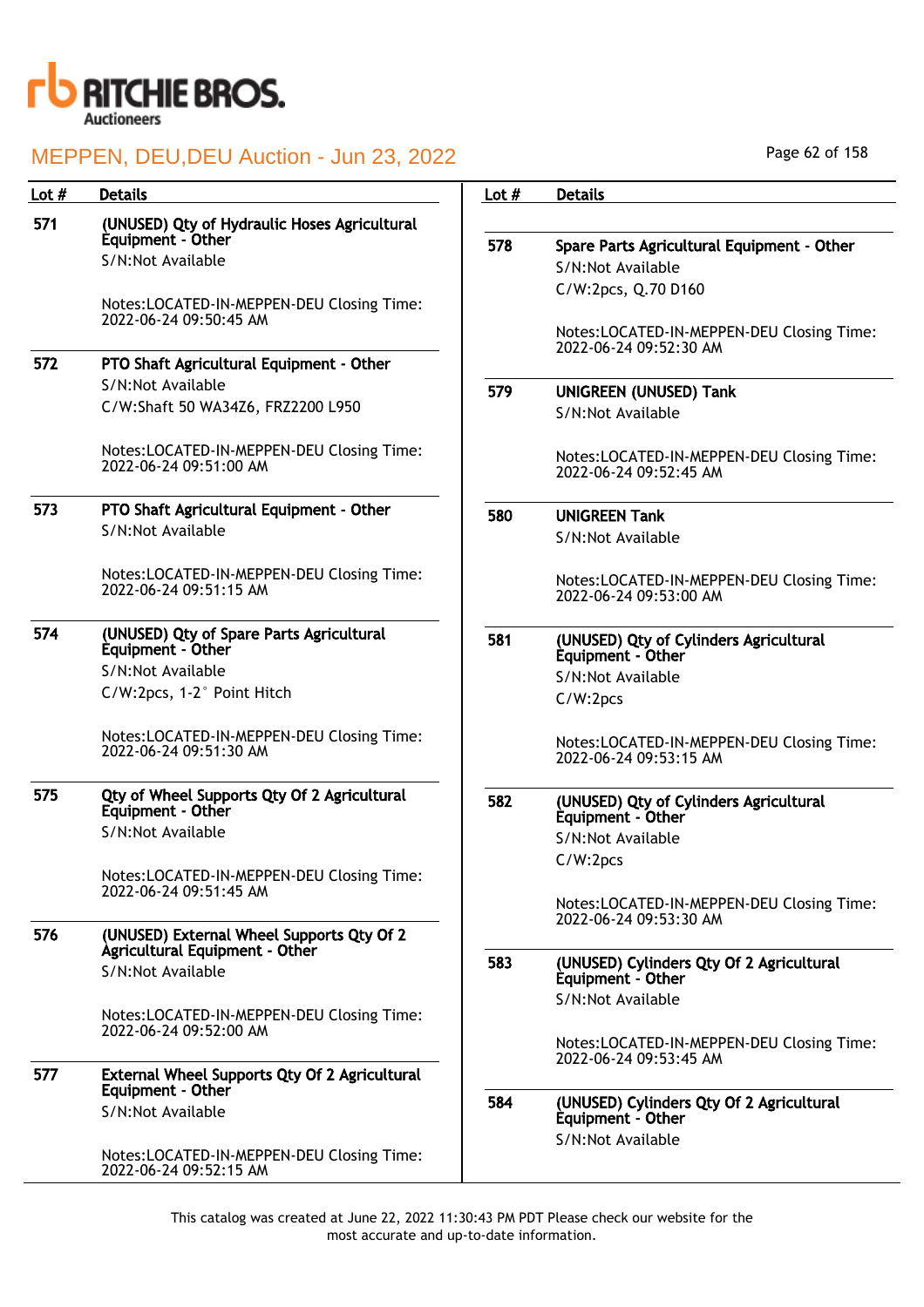# MEPPEN, DEU,DEU Auction - Jun 23, 2022

| Lot # | Details |
|---|---|
| 571 | **(UNUSED) Qty of Hydraulic Hoses Agricultural Equipment - Other**<br>S/N:Not Available<br><br>Notes:LOCATED-IN-MEPPEN-DEU Closing Time: 2022-06-24 09:50:45 AM |
| 572 | **PTO Shaft Agricultural Equipment - Other**<br>S/N:Not Available<br>C/W:Shaft 50 WA34Z6, FRZ2200 L950<br><br>Notes:LOCATED-IN-MEPPEN-DEU Closing Time: 2022-06-24 09:51:00 AM |
| 573 | **PTO Shaft Agricultural Equipment - Other**<br>S/N:Not Available<br><br>Notes:LOCATED-IN-MEPPEN-DEU Closing Time: 2022-06-24 09:51:15 AM |
| 574 | **(UNUSED) Qty of Spare Parts Agricultural Equipment - Other**<br>S/N:Not Available<br>C/W:2pcs, 1-2° Point Hitch<br><br>Notes:LOCATED-IN-MEPPEN-DEU Closing Time: 2022-06-24 09:51:30 AM |
| 575 | **Qty of Wheel Supports Qty Of 2 Agricultural Equipment - Other**<br>S/N:Not Available<br><br>Notes:LOCATED-IN-MEPPEN-DEU Closing Time: 2022-06-24 09:51:45 AM |
| 576 | **(UNUSED) External Wheel Supports Qty Of 2 Agricultural Equipment - Other**<br>S/N:Not Available<br><br>Notes:LOCATED-IN-MEPPEN-DEU Closing Time: 2022-06-24 09:52:00 AM |
| 577 | **External Wheel Supports Qty Of 2 Agricultural Equipment - Other**<br>S/N:Not Available<br><br>Notes:LOCATED-IN-MEPPEN-DEU Closing Time: 2022-06-24 09:52:15 AM |
| 578 | **Spare Parts Agricultural Equipment - Other**<br>S/N:Not Available<br>C/W:2pcs, Q.70 D160<br><br>Notes:LOCATED-IN-MEPPEN-DEU Closing Time: 2022-06-24 09:52:30 AM |
| 579 | **UNIGREEN (UNUSED) Tank**<br>S/N:Not Available<br><br>Notes:LOCATED-IN-MEPPEN-DEU Closing Time: 2022-06-24 09:52:45 AM |
| 580 | **UNIGREEN Tank**<br>S/N:Not Available<br><br>Notes:LOCATED-IN-MEPPEN-DEU Closing Time: 2022-06-24 09:53:00 AM |
| 581 | **(UNUSED) Qty of Cylinders Agricultural Equipment - Other**<br>S/N:Not Available<br>C/W:2pcs<br><br>Notes:LOCATED-IN-MEPPEN-DEU Closing Time: 2022-06-24 09:53:15 AM |
| 582 | **(UNUSED) Qty of Cylinders Agricultural Equipment - Other**<br>S/N:Not Available<br>C/W:2pcs<br><br>Notes:LOCATED-IN-MEPPEN-DEU Closing Time: 2022-06-24 09:53:30 AM |
| 583 | **(UNUSED) Cylinders Qty Of 2 Agricultural Equipment - Other**<br>S/N:Not Available<br><br>Notes:LOCATED-IN-MEPPEN-DEU Closing Time: 2022-06-24 09:53:45 AM |
| 584 | **(UNUSED) Cylinders Qty Of 2 Agricultural Equipment - Other**<br>S/N:Not Available |

This catalog was created at June 22, 2022 11:30:43 PM PDT Please check our website for the most accurate and up-to-date information.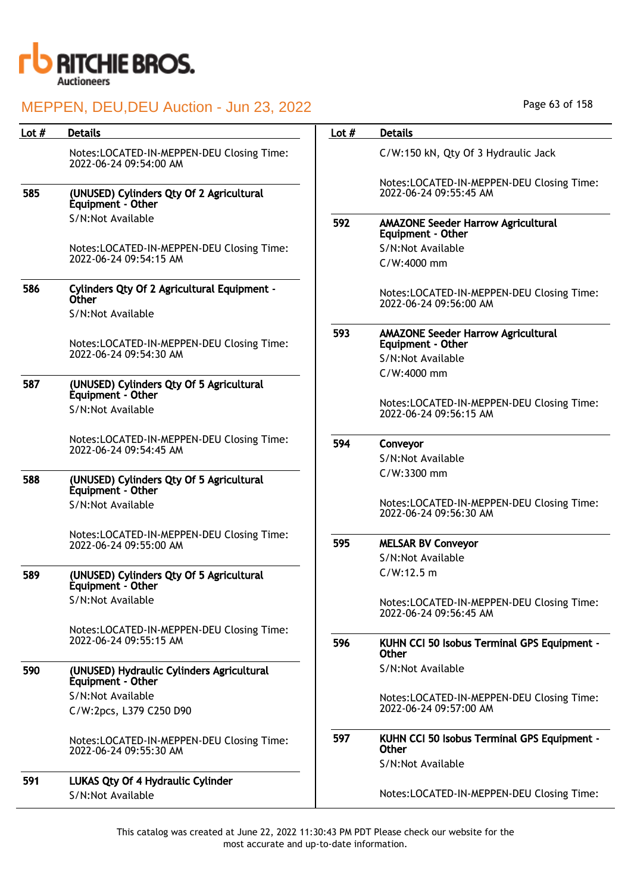| Lot # | Details |
|---|---|
| | Notes:LOCATED-IN-MEPPEN-DEU Closing Time: 2022-06-24 09:54:00 AM |
| 585 | **(UNUSED) Cylinders Qty Of 2 Agricultural Equipment - Other**<br>S/N:Not Available<br><br>Notes:LOCATED-IN-MEPPEN-DEU Closing Time: 2022-06-24 09:54:15 AM |
| 586 | **Cylinders Qty Of 2 Agricultural Equipment - Other**<br>S/N:Not Available<br><br>Notes:LOCATED-IN-MEPPEN-DEU Closing Time: 2022-06-24 09:54:30 AM |
| 587 | **(UNUSED) Cylinders Qty Of 5 Agricultural Equipment - Other**<br>S/N:Not Available<br><br>Notes:LOCATED-IN-MEPPEN-DEU Closing Time: 2022-06-24 09:54:45 AM |
| 588 | **(UNUSED) Cylinders Qty Of 5 Agricultural Equipment - Other**<br>S/N:Not Available<br><br>Notes:LOCATED-IN-MEPPEN-DEU Closing Time: 2022-06-24 09:55:00 AM |
| 589 | **(UNUSED) Cylinders Qty Of 5 Agricultural Equipment - Other**<br>S/N:Not Available<br><br>Notes:LOCATED-IN-MEPPEN-DEU Closing Time: 2022-06-24 09:55:15 AM |
| 590 | **(UNUSED) Hydraulic Cylinders Agricultural Equipment - Other**<br>S/N:Not Available<br>C/W:2pcs, L379 C250 D90<br><br>Notes:LOCATED-IN-MEPPEN-DEU Closing Time: 2022-06-24 09:55:30 AM |
| 591 | **LUKAS Qty Of 4 Hydraulic Cylinder**<br>S/N:Not Available<br>C/W:150 kN, Qty Of 3 Hydraulic Jack<br><br>Notes:LOCATED-IN-MEPPEN-DEU Closing Time: 2022-06-24 09:55:45 AM |
| 592 | **AMAZONE Seeder Harrow Agricultural Equipment - Other**<br>S/N:Not Available<br>C/W:4000 mm<br><br>Notes:LOCATED-IN-MEPPEN-DEU Closing Time: 2022-06-24 09:56:00 AM |
| 593 | **AMAZONE Seeder Harrow Agricultural Equipment - Other**<br>S/N:Not Available<br>C/W:4000 mm<br><br>Notes:LOCATED-IN-MEPPEN-DEU Closing Time: 2022-06-24 09:56:15 AM |
| 594 | **Conveyor**<br>S/N:Not Available<br>C/W:3300 mm<br><br>Notes:LOCATED-IN-MEPPEN-DEU Closing Time: 2022-06-24 09:56:30 AM |
| 595 | **MELSAR BV Conveyor**<br>S/N:Not Available<br>C/W:12.5 m<br><br>Notes:LOCATED-IN-MEPPEN-DEU Closing Time: 2022-06-24 09:56:45 AM |
| 596 | **KUHN CCI 50 Isobus Terminal GPS Equipment - Other**<br>S/N:Not Available<br><br>Notes:LOCATED-IN-MEPPEN-DEU Closing Time: 2022-06-24 09:57:00 AM |
| 597 | **KUHN CCI 50 Isobus Terminal GPS Equipment - Other**<br>S/N:Not Available<br><br>Notes:LOCATED-IN-MEPPEN-DEU Closing Time: |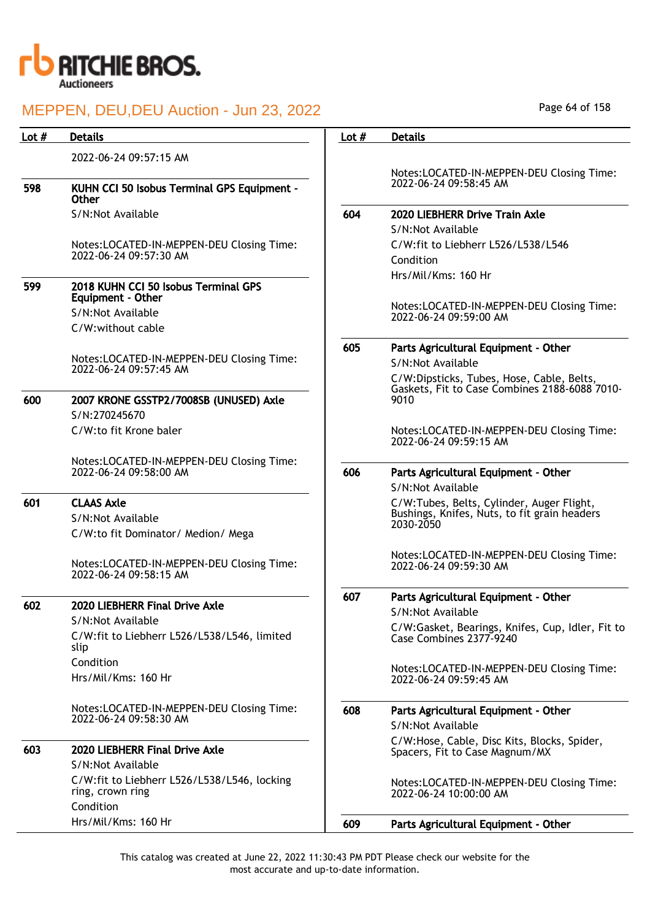| Lot # | Details |
|---|---|
| | 2022-06-24 09:57:15 AM |
| **598** | **KUHN CCI 50 Isobus Terminal GPS Equipment - Other**<br>S/N:Not Available<br><br>Notes:LOCATED-IN-MEPPEN-DEU Closing Time: 2022-06-24 09:57:30 AM |
| **599** | **2018 KUHN CCI 50 Isobus Terminal GPS Equipment - Other**<br>S/N:Not Available<br>C/W:without cable<br><br>Notes:LOCATED-IN-MEPPEN-DEU Closing Time: 2022-06-24 09:57:45 AM |
| **600** | **2007 KRONE GSSTP2/7008SB (UNUSED) Axle**<br>S/N:270245670<br>C/W:to fit Krone baler<br><br>Notes:LOCATED-IN-MEPPEN-DEU Closing Time: 2022-06-24 09:58:00 AM |
| **601** | **CLAAS Axle**<br>S/N:Not Available<br>C/W:to fit Dominator/ Medion/ Mega<br><br>Notes:LOCATED-IN-MEPPEN-DEU Closing Time: 2022-06-24 09:58:15 AM |
| **602** | **2020 LIEBHERR Final Drive Axle**<br>S/N:Not Available<br>C/W:fit to Liebherr L526/L538/L546, limited slip<br>Condition<br>Hrs/Mil/Kms: 160 Hr<br><br>Notes:LOCATED-IN-MEPPEN-DEU Closing Time: 2022-06-24 09:58:30 AM |
| **603** | **2020 LIEBHERR Final Drive Axle**<br>S/N:Not Available<br>C/W:fit to Liebherr L526/L538/L546, locking ring, crown ring<br>Condition<br>Hrs/Mil/Kms: 160 Hr<br><br>Notes:LOCATED-IN-MEPPEN-DEU Closing Time: 2022-06-24 09:58:45 AM |
| **604** | **2020 LIEBHERR Drive Train Axle**<br>S/N:Not Available<br>C/W:fit to Liebherr L526/L538/L546<br>Condition<br>Hrs/Mil/Kms: 160 Hr<br><br>Notes:LOCATED-IN-MEPPEN-DEU Closing Time: 2022-06-24 09:59:00 AM |
| **605** | **Parts Agricultural Equipment - Other**<br>S/N:Not Available<br>C/W:Dipsticks, Tubes, Hose, Cable, Belts, Gaskets, Fit to Case Combines 2188-6088 7010-9010<br><br>Notes:LOCATED-IN-MEPPEN-DEU Closing Time: 2022-06-24 09:59:15 AM |
| **606** | **Parts Agricultural Equipment - Other**<br>S/N:Not Available<br>C/W:Tubes, Belts, Cylinder, Auger Flight, Bushings, Knifes, Nuts, to fit grain headers 2030-2050<br><br>Notes:LOCATED-IN-MEPPEN-DEU Closing Time: 2022-06-24 09:59:30 AM |
| **607** | **Parts Agricultural Equipment - Other**<br>S/N:Not Available<br>C/W:Gasket, Bearings, Knifes, Cup, Idler, Fit to Case Combines 2377-9240<br><br>Notes:LOCATED-IN-MEPPEN-DEU Closing Time: 2022-06-24 09:59:45 AM |
| **608** | **Parts Agricultural Equipment - Other**<br>S/N:Not Available<br>C/W:Hose, Cable, Disc Kits, Blocks, Spider, Spacers, Fit to Case Magnum/MX<br><br>Notes:LOCATED-IN-MEPPEN-DEU Closing Time: 2022-06-24 10:00:00 AM |
| **609** | **Parts Agricultural Equipment - Other** |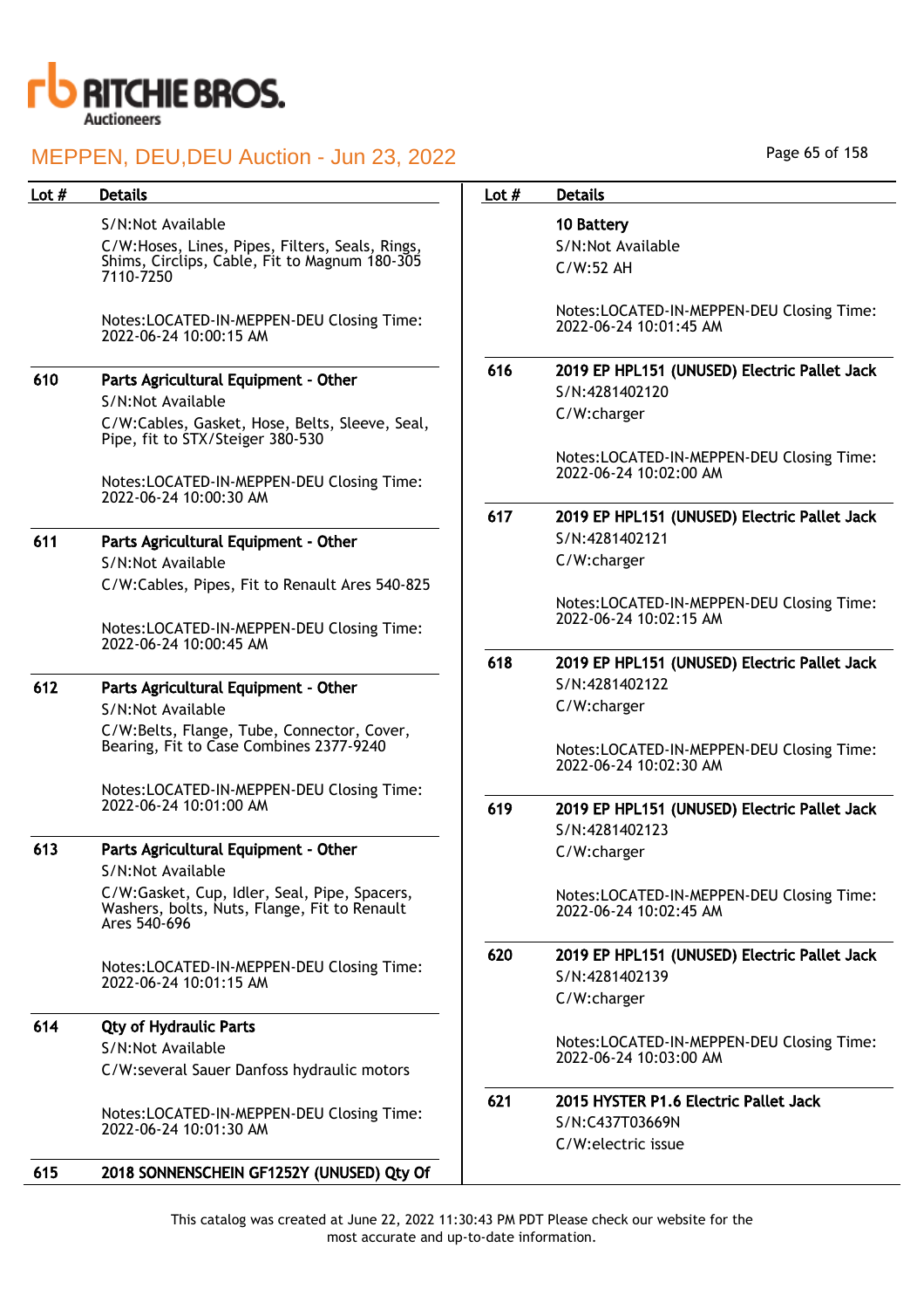| Lot # | Details |
|---|---|
| | S/N:Not Available<br>C/W:Hoses, Lines, Pipes, Filters, Seals, Rings, Shims, Circlips, Cable, Fit to Magnum 180-305 7110-7250<br><br>Notes:LOCATED-IN-MEPPEN-DEU Closing Time: 2022-06-24 10:00:15 AM |
| 610 | **Parts Agricultural Equipment - Other**<br>S/N:Not Available<br>C/W:Cables, Gasket, Hose, Belts, Sleeve, Seal, Pipe, fit to STX/Steiger 380-530<br><br>Notes:LOCATED-IN-MEPPEN-DEU Closing Time: 2022-06-24 10:00:30 AM |
| 611 | **Parts Agricultural Equipment - Other**<br>S/N:Not Available<br>C/W:Cables, Pipes, Fit to Renault Ares 540-825<br><br>Notes:LOCATED-IN-MEPPEN-DEU Closing Time: 2022-06-24 10:00:45 AM |
| 612 | **Parts Agricultural Equipment - Other**<br>S/N:Not Available<br>C/W:Belts, Flange, Tube, Connector, Cover, Bearing, Fit to Case Combines 2377-9240<br><br>Notes:LOCATED-IN-MEPPEN-DEU Closing Time: 2022-06-24 10:01:00 AM |
| 613 | **Parts Agricultural Equipment - Other**<br>S/N:Not Available<br>C/W:Gasket, Cup, Idler, Seal, Pipe, Spacers, Washers, bolts, Nuts, Flange, Fit to Renault Ares 540-696<br><br>Notes:LOCATED-IN-MEPPEN-DEU Closing Time: 2022-06-24 10:01:15 AM |
| 614 | **Qty of Hydraulic Parts**<br>S/N:Not Available<br>C/W:several Sauer Danfoss hydraulic motors<br><br>Notes:LOCATED-IN-MEPPEN-DEU Closing Time: 2022-06-24 10:01:30 AM |
| 615 | **2018 SONNENSCHEIN GF1252Y (UNUSED) Qty Of 10 Battery**<br>S/N:Not Available<br>C/W:52 AH<br><br>Notes:LOCATED-IN-MEPPEN-DEU Closing Time: 2022-06-24 10:01:45 AM |
| 616 | **2019 EP HPL151 (UNUSED) Electric Pallet Jack**<br>S/N:4281402120<br>C/W:charger<br><br>Notes:LOCATED-IN-MEPPEN-DEU Closing Time: 2022-06-24 10:02:00 AM |
| 617 | **2019 EP HPL151 (UNUSED) Electric Pallet Jack**<br>S/N:4281402121<br>C/W:charger<br><br>Notes:LOCATED-IN-MEPPEN-DEU Closing Time: 2022-06-24 10:02:15 AM |
| 618 | **2019 EP HPL151 (UNUSED) Electric Pallet Jack**<br>S/N:4281402122<br>C/W:charger<br><br>Notes:LOCATED-IN-MEPPEN-DEU Closing Time: 2022-06-24 10:02:30 AM |
| 619 | **2019 EP HPL151 (UNUSED) Electric Pallet Jack**<br>S/N:4281402123<br>C/W:charger<br><br>Notes:LOCATED-IN-MEPPEN-DEU Closing Time: 2022-06-24 10:02:45 AM |
| 620 | **2019 EP HPL151 (UNUSED) Electric Pallet Jack**<br>S/N:4281402139<br>C/W:charger<br><br>Notes:LOCATED-IN-MEPPEN-DEU Closing Time: 2022-06-24 10:03:00 AM |
| 621 | **2015 HYSTER P1.6 Electric Pallet Jack**<br>S/N:C437T03669N<br>C/W:electric issue |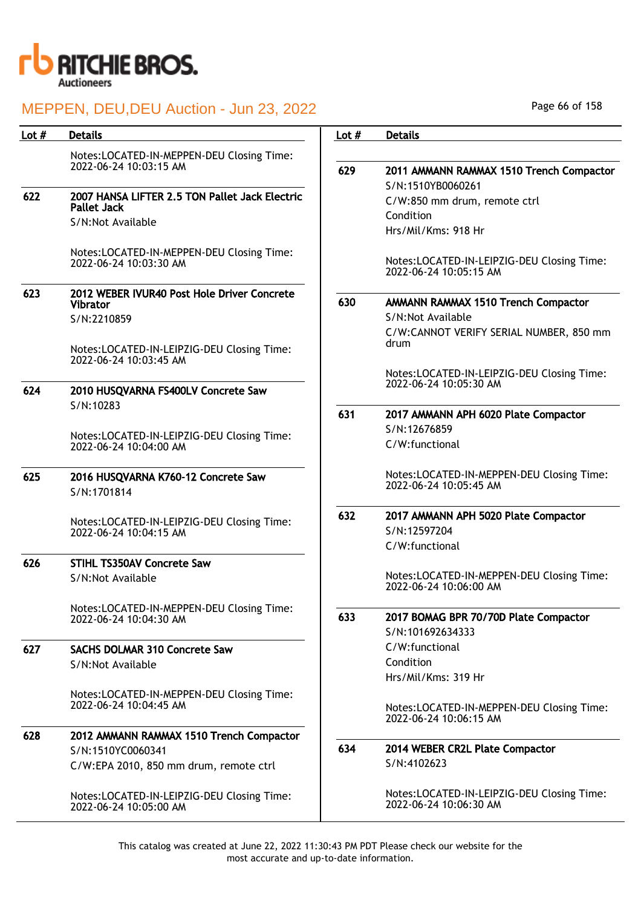| Lot # | Details |
|---|---|
| | Notes:LOCATED-IN-MEPPEN-DEU Closing Time: 2022-06-24 10:03:15 AM |
| 622 | **2007 HANSA LIFTER 2.5 TON Pallet Jack Electric Pallet Jack**<br>S/N:Not Available<br><br>Notes:LOCATED-IN-MEPPEN-DEU Closing Time: 2022-06-24 10:03:30 AM |
| 623 | **2012 WEBER IVUR40 Post Hole Driver Concrete Vibrator**<br>S/N:2210859<br><br>Notes:LOCATED-IN-LEIPZIG-DEU Closing Time: 2022-06-24 10:03:45 AM |
| 624 | **2010 HUSQVARNA FS400LV Concrete Saw**<br>S/N:10283<br><br>Notes:LOCATED-IN-LEIPZIG-DEU Closing Time: 2022-06-24 10:04:00 AM |
| 625 | **2016 HUSQVARNA K760-12 Concrete Saw**<br>S/N:1701814<br><br>Notes:LOCATED-IN-LEIPZIG-DEU Closing Time: 2022-06-24 10:04:15 AM |
| 626 | **STIHL TS350AV Concrete Saw**<br>S/N:Not Available<br><br>Notes:LOCATED-IN-MEPPEN-DEU Closing Time: 2022-06-24 10:04:30 AM |
| 627 | **SACHS DOLMAR 310 Concrete Saw**<br>S/N:Not Available<br><br>Notes:LOCATED-IN-MEPPEN-DEU Closing Time: 2022-06-24 10:04:45 AM |
| 628 | **2012 AMMANN RAMMAX 1510 Trench Compactor**<br>S/N:1510YC0060341<br>C/W:EPA 2010, 850 mm drum, remote ctrl<br><br>Notes:LOCATED-IN-LEIPZIG-DEU Closing Time: 2022-06-24 10:05:00 AM |
| 629 | **2011 AMMANN RAMMAX 1510 Trench Compactor**<br>S/N:1510YB0060261<br>C/W:850 mm drum, remote ctrl<br>Condition<br>Hrs/Mil/Kms: 918 Hr<br><br>Notes:LOCATED-IN-LEIPZIG-DEU Closing Time: 2022-06-24 10:05:15 AM |
| 630 | **AMMANN RAMMAX 1510 Trench Compactor**<br>S/N:Not Available<br>C/W:CANNOT VERIFY SERIAL NUMBER, 850 mm drum<br><br>Notes:LOCATED-IN-LEIPZIG-DEU Closing Time: 2022-06-24 10:05:30 AM |
| 631 | **2017 AMMANN APH 6020 Plate Compactor**<br>S/N:12676859<br>C/W:functional<br><br>Notes:LOCATED-IN-MEPPEN-DEU Closing Time: 2022-06-24 10:05:45 AM |
| 632 | **2017 AMMANN APH 5020 Plate Compactor**<br>S/N:12597204<br>C/W:functional<br><br>Notes:LOCATED-IN-MEPPEN-DEU Closing Time: 2022-06-24 10:06:00 AM |
| 633 | **2017 BOMAG BPR 70/70D Plate Compactor**<br>S/N:101692634333<br>C/W:functional<br>Condition<br>Hrs/Mil/Kms: 319 Hr<br><br>Notes:LOCATED-IN-MEPPEN-DEU Closing Time: 2022-06-24 10:06:15 AM |
| 634 | **2014 WEBER CR2L Plate Compactor**<br>S/N:4102623<br><br>Notes:LOCATED-IN-LEIPZIG-DEU Closing Time: 2022-06-24 10:06:30 AM |

This catalog was created at June 22, 2022 11:30:43 PM PDT Please check our website for the most accurate and up-to-date information.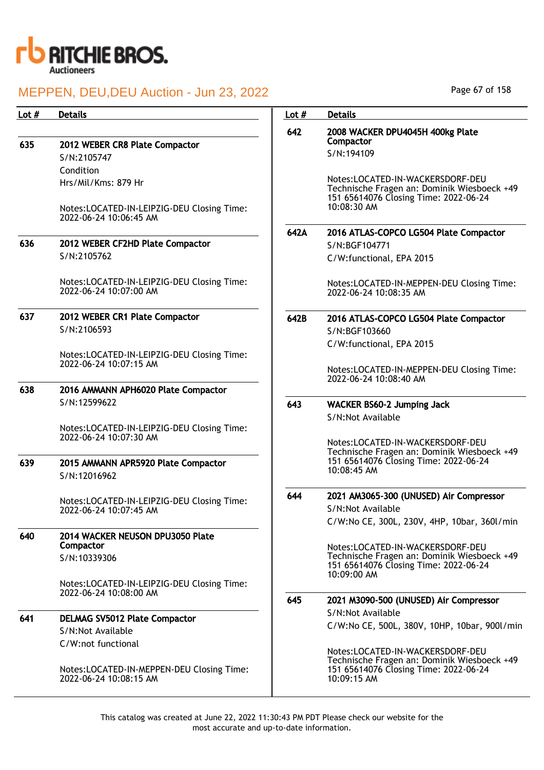| Lot # | Details |
|---|---|
| 635 | **2012 WEBER CR8 Plate Compactor**<br>S/N:2105747<br>Condition<br>Hrs/Mil/Kms: 879 Hr<br><br>Notes:LOCATED-IN-LEIPZIG-DEU Closing Time: 2022-06-24 10:06:45 AM |
| 636 | **2012 WEBER CF2HD Plate Compactor**<br>S/N:2105762<br><br>Notes:LOCATED-IN-LEIPZIG-DEU Closing Time: 2022-06-24 10:07:00 AM |
| 637 | **2012 WEBER CR1 Plate Compactor**<br>S/N:2106593<br><br>Notes:LOCATED-IN-LEIPZIG-DEU Closing Time: 2022-06-24 10:07:15 AM |
| 638 | **2016 AMMANN APH6020 Plate Compactor**<br>S/N:12599622<br><br>Notes:LOCATED-IN-LEIPZIG-DEU Closing Time: 2022-06-24 10:07:30 AM |
| 639 | **2015 AMMANN APR5920 Plate Compactor**<br>S/N:12016962<br><br>Notes:LOCATED-IN-LEIPZIG-DEU Closing Time: 2022-06-24 10:07:45 AM |
| 640 | **2014 WACKER NEUSON DPU3050 Plate Compactor**<br>S/N:10339306<br><br>Notes:LOCATED-IN-LEIPZIG-DEU Closing Time: 2022-06-24 10:08:00 AM |
| 641 | **DELMAG SV5012 Plate Compactor**<br>S/N:Not Available<br>C/W:not functional<br><br>Notes:LOCATED-IN-MEPPEN-DEU Closing Time: 2022-06-24 10:08:15 AM |
| 642 | **2008 WACKER DPU4045H 400kg Plate Compactor**<br>S/N:194109<br><br>Notes:LOCATED-IN-WACKERSDORF-DEU Technische Fragen an: Dominik Wiesboeck +49 151 65614076 Closing Time: 2022-06-24 10:08:30 AM |
| 642A | **2016 ATLAS-COPCO LG504 Plate Compactor**<br>S/N:BGF104771<br>C/W:functional, EPA 2015<br><br>Notes:LOCATED-IN-MEPPEN-DEU Closing Time: 2022-06-24 10:08:35 AM |
| 642B | **2016 ATLAS-COPCO LG504 Plate Compactor**<br>S/N:BGF103660<br>C/W:functional, EPA 2015<br><br>Notes:LOCATED-IN-MEPPEN-DEU Closing Time: 2022-06-24 10:08:40 AM |
| 643 | **WACKER BS60-2 Jumping Jack**<br>S/N:Not Available<br><br>Notes:LOCATED-IN-WACKERSDORF-DEU Technische Fragen an: Dominik Wiesboeck +49 151 65614076 Closing Time: 2022-06-24 10:08:45 AM |
| 644 | **2021 AM3065-300 (UNUSED) Air Compressor**<br>S/N:Not Available<br>C/W:No CE, 300L, 230V, 4HP, 10bar, 360l/min<br><br>Notes:LOCATED-IN-WACKERSDORF-DEU Technische Fragen an: Dominik Wiesboeck +49 151 65614076 Closing Time: 2022-06-24 10:09:00 AM |
| 645 | **2021 M3090-500 (UNUSED) Air Compressor**<br>S/N:Not Available<br>C/W:No CE, 500L, 380V, 10HP, 10bar, 900l/min<br><br>Notes:LOCATED-IN-WACKERSDORF-DEU Technische Fragen an: Dominik Wiesboeck +49 151 65614076 Closing Time: 2022-06-24 10:09:15 AM |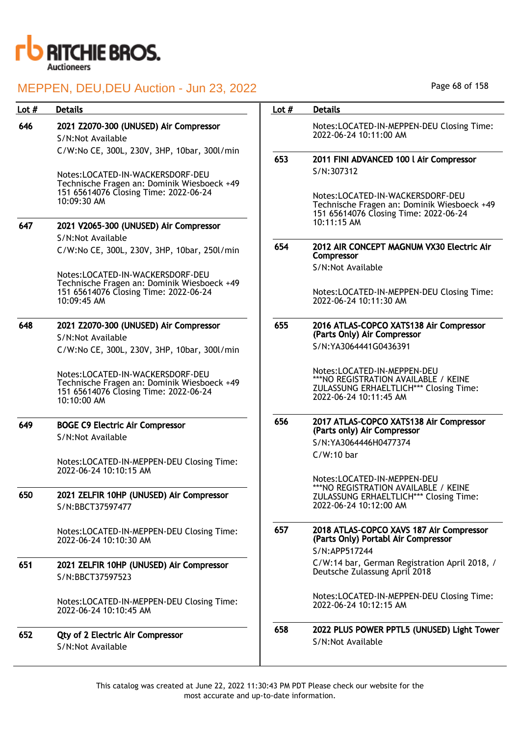| Lot # | Details |
|---|---|
| 646 | **2021 Z2070-300 (UNUSED) Air Compressor**<br>S/N:Not Available<br>C/W:No CE, 300L, 230V, 3HP, 10bar, 300l/min<br><br>Notes:LOCATED-IN-WACKERSDORF-DEU Technische Fragen an: Dominik Wiesboeck +49 151 65614076 Closing Time: 2022-06-24 10:09:30 AM |
| 647 | **2021 V2065-300 (UNUSED) Air Compressor**<br>S/N:Not Available<br>C/W:No CE, 300L, 230V, 3HP, 10bar, 250l/min<br><br>Notes:LOCATED-IN-WACKERSDORF-DEU Technische Fragen an: Dominik Wiesboeck +49 151 65614076 Closing Time: 2022-06-24 10:09:45 AM |
| 648 | **2021 Z2070-300 (UNUSED) Air Compressor**<br>S/N:Not Available<br>C/W:No CE, 300L, 230V, 3HP, 10bar, 300l/min<br><br>Notes:LOCATED-IN-WACKERSDORF-DEU Technische Fragen an: Dominik Wiesboeck +49 151 65614076 Closing Time: 2022-06-24 10:10:00 AM |
| 649 | **BOGE C9 Electric Air Compressor**<br>S/N:Not Available<br><br>Notes:LOCATED-IN-MEPPEN-DEU Closing Time: 2022-06-24 10:10:15 AM |
| 650 | **2021 ZELFIR 10HP (UNUSED) Air Compressor**<br>S/N:BBCT37597477<br><br>Notes:LOCATED-IN-MEPPEN-DEU Closing Time: 2022-06-24 10:10:30 AM |
| 651 | **2021 ZELFIR 10HP (UNUSED) Air Compressor**<br>S/N:BBCT37597523<br><br>Notes:LOCATED-IN-MEPPEN-DEU Closing Time: 2022-06-24 10:10:45 AM |
| 652 | **Qty of 2 Electric Air Compressor**<br>S/N:Not Available<br><br>Notes:LOCATED-IN-MEPPEN-DEU Closing Time: 2022-06-24 10:11:00 AM |
| 653 | **2011 FINI ADVANCED 100 l Air Compressor**<br>S/N:307312<br><br>Notes:LOCATED-IN-WACKERSDORF-DEU Technische Fragen an: Dominik Wiesboeck +49 151 65614076 Closing Time: 2022-06-24 10:11:15 AM |
| 654 | **2012 AIR CONCEPT MAGNUM VX30 Electric Air Compressor**<br>S/N:Not Available<br><br>Notes:LOCATED-IN-MEPPEN-DEU Closing Time: 2022-06-24 10:11:30 AM |
| 655 | **2016 ATLAS-COPCO XATS138 Air Compressor (Parts Only) Air Compressor**<br>S/N:YA3064441G0436391<br><br>Notes:LOCATED-IN-MEPPEN-DEU ***NO REGISTRATION AVAILABLE / KEINE ZULASSUNG ERHAELTLICH*** Closing Time: 2022-06-24 10:11:45 AM |
| 656 | **2017 ATLAS-COPCO XATS138 Air Compressor (Parts only) Air Compressor**<br>S/N:YA3064446H0477374<br>C/W:10 bar<br><br>Notes:LOCATED-IN-MEPPEN-DEU ***NO REGISTRATION AVAILABLE / KEINE ZULASSUNG ERHAELTLICH*** Closing Time: 2022-06-24 10:12:00 AM |
| 657 | **2018 ATLAS-COPCO XAVS 187 Air Compressor (Parts Only) Portabl Air Compressor**<br>S/N:APP517244<br>C/W:14 bar, German Registration April 2018, / Deutsche Zulassung April 2018<br><br>Notes:LOCATED-IN-MEPPEN-DEU Closing Time: 2022-06-24 10:12:15 AM |
| 658 | **2022 PLUS POWER PPTL5 (UNUSED) Light Tower**<br>S/N:Not Available |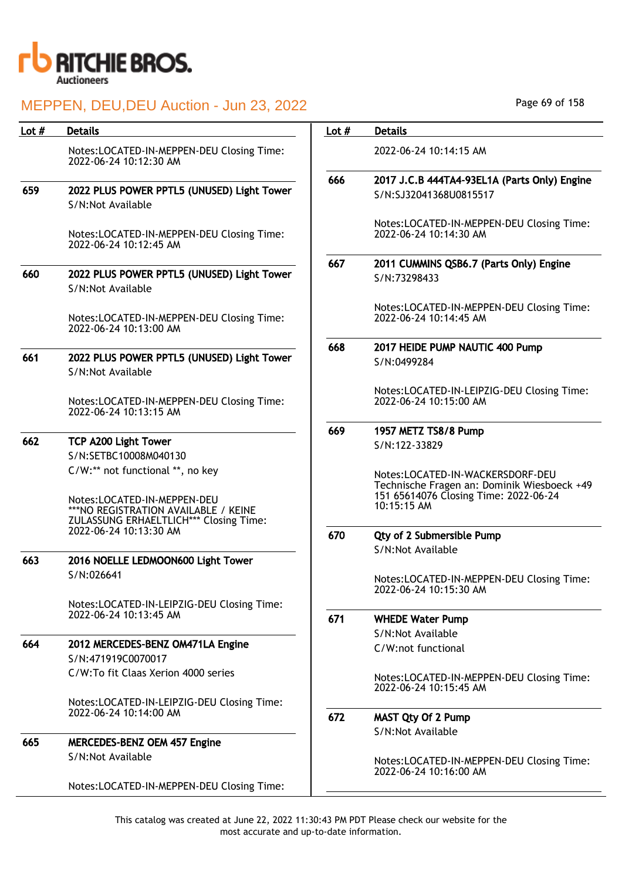| Lot # | Details |
|---|---|
| | Notes:LOCATED-IN-MEPPEN-DEU Closing Time: 2022-06-24 10:12:30 AM |
| 659 | **2022 PLUS POWER PPTL5 (UNUSED) Light Tower**<br>S/N:Not Available<br><br>Notes:LOCATED-IN-MEPPEN-DEU Closing Time: 2022-06-24 10:12:45 AM |
| 660 | **2022 PLUS POWER PPTL5 (UNUSED) Light Tower**<br>S/N:Not Available<br><br>Notes:LOCATED-IN-MEPPEN-DEU Closing Time: 2022-06-24 10:13:00 AM |
| 661 | **2022 PLUS POWER PPTL5 (UNUSED) Light Tower**<br>S/N:Not Available<br><br>Notes:LOCATED-IN-MEPPEN-DEU Closing Time: 2022-06-24 10:13:15 AM |
| 662 | **TCP A200 Light Tower**<br>S/N:SETBC10008M040130<br>C/W:** not functional **, no key<br><br>Notes:LOCATED-IN-MEPPEN-DEU ***NO REGISTRATION AVAILABLE / KEINE ZULASSUNG ERHAELTLICH*** Closing Time: 2022-06-24 10:13:30 AM |
| 663 | **2016 NOELLE LEDMOON600 Light Tower**<br>S/N:026641<br><br>Notes:LOCATED-IN-LEIPZIG-DEU Closing Time: 2022-06-24 10:13:45 AM |
| 664 | **2012 MERCEDES-BENZ OM471LA Engine**<br>S/N:471919C0070017<br>C/W:To fit Claas Xerion 4000 series<br><br>Notes:LOCATED-IN-LEIPZIG-DEU Closing Time: 2022-06-24 10:14:00 AM |
| 665 | **MERCEDES-BENZ OEM 457 Engine**<br>S/N:Not Available<br><br>Notes:LOCATED-IN-MEPPEN-DEU Closing Time: 2022-06-24 10:14:15 AM |
| 666 | **2017 J.C.B 444TA4-93EL1A (Parts Only) Engine**<br>S/N:SJ32041368U0815517<br><br>Notes:LOCATED-IN-MEPPEN-DEU Closing Time: 2022-06-24 10:14:30 AM |
| 667 | **2011 CUMMINS QSB6.7 (Parts Only) Engine**<br>S/N:73298433<br><br>Notes:LOCATED-IN-MEPPEN-DEU Closing Time: 2022-06-24 10:14:45 AM |
| 668 | **2017 HEIDE PUMP NAUTIC 400 Pump**<br>S/N:0499284<br><br>Notes:LOCATED-IN-LEIPZIG-DEU Closing Time: 2022-06-24 10:15:00 AM |
| 669 | **1957 METZ TS8/8 Pump**<br>S/N:122-33829<br><br>Notes:LOCATED-IN-WACKERSDORF-DEU Technische Fragen an: Dominik Wiesboeck +49 151 65614076 Closing Time: 2022-06-24 10:15:15 AM |
| 670 | **Qty of 2 Submersible Pump**<br>S/N:Not Available<br><br>Notes:LOCATED-IN-MEPPEN-DEU Closing Time: 2022-06-24 10:15:30 AM |
| 671 | **WHEDE Water Pump**<br>S/N:Not Available<br>C/W:not functional<br><br>Notes:LOCATED-IN-MEPPEN-DEU Closing Time: 2022-06-24 10:15:45 AM |
| 672 | **MAST Qty Of 2 Pump**<br>S/N:Not Available<br><br>Notes:LOCATED-IN-MEPPEN-DEU Closing Time: 2022-06-24 10:16:00 AM |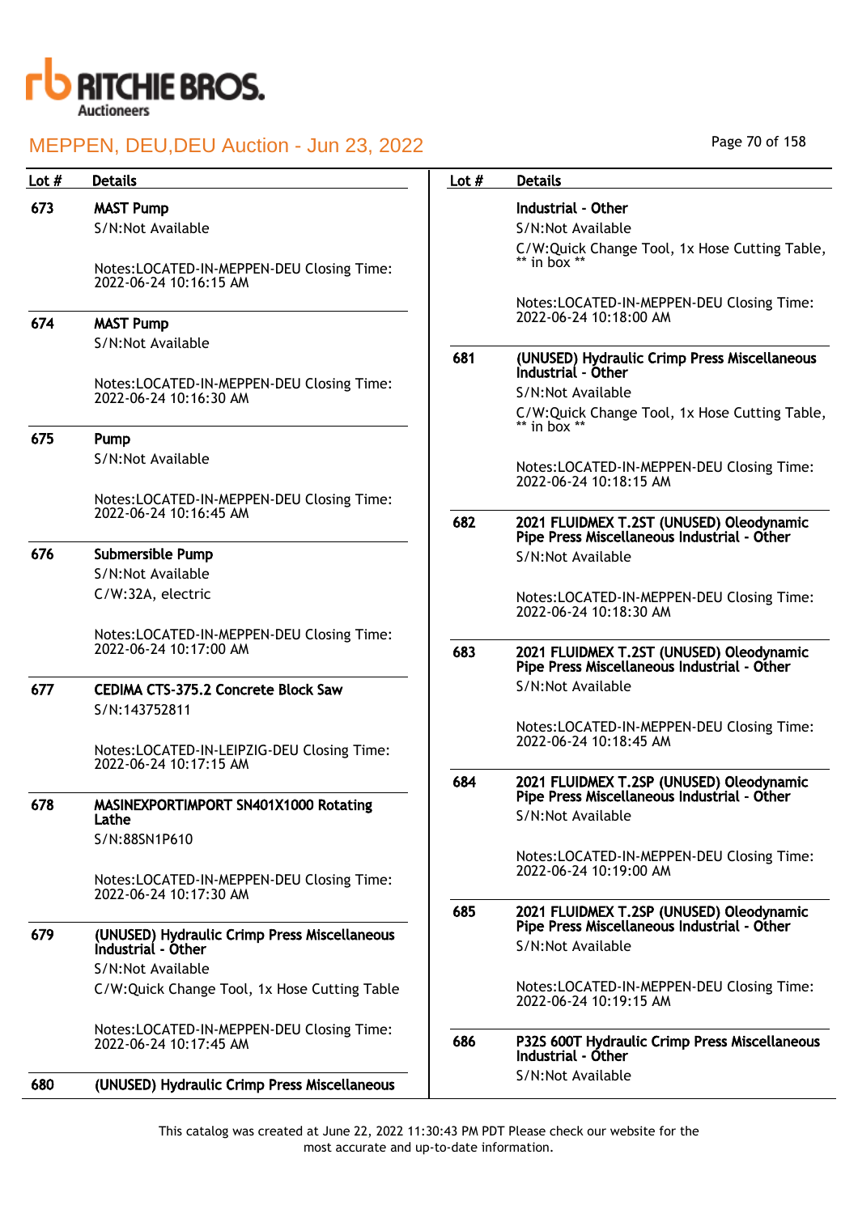# MEPPEN, DEU,DEU Auction - Jun 23, 2022

| Lot # | Details |
|---|---|
| 673 | **MAST Pump**<br>S/N:Not Available<br><br>Notes:LOCATED-IN-MEPPEN-DEU Closing Time: 2022-06-24 10:16:15 AM |
| 674 | **MAST Pump**<br>S/N:Not Available<br><br>Notes:LOCATED-IN-MEPPEN-DEU Closing Time: 2022-06-24 10:16:30 AM |
| 675 | **Pump**<br>S/N:Not Available<br><br>Notes:LOCATED-IN-MEPPEN-DEU Closing Time: 2022-06-24 10:16:45 AM |
| 676 | **Submersible Pump**<br>S/N:Not Available<br>C/W:32A, electric<br><br>Notes:LOCATED-IN-MEPPEN-DEU Closing Time: 2022-06-24 10:17:00 AM |
| 677 | **CEDIMA CTS-375.2 Concrete Block Saw**<br>S/N:143752811<br><br>Notes:LOCATED-IN-LEIPZIG-DEU Closing Time: 2022-06-24 10:17:15 AM |
| 678 | **MASINEXPORTIMPORT SN401X1000 Rotating Lathe**<br>S/N:88SN1P610<br><br>Notes:LOCATED-IN-MEPPEN-DEU Closing Time: 2022-06-24 10:17:30 AM |
| 679 | **(UNUSED) Hydraulic Crimp Press Miscellaneous Industrial - Other**<br>S/N:Not Available<br>C/W:Quick Change Tool, 1x Hose Cutting Table<br><br>Notes:LOCATED-IN-MEPPEN-DEU Closing Time: 2022-06-24 10:17:45 AM |
| 680 | **(UNUSED) Hydraulic Crimp Press Miscellaneous Industrial - Other**<br>S/N:Not Available<br>C/W:Quick Change Tool, 1x Hose Cutting Table, ** in box **<br><br>Notes:LOCATED-IN-MEPPEN-DEU Closing Time: 2022-06-24 10:18:00 AM |
| 681 | **(UNUSED) Hydraulic Crimp Press Miscellaneous Industrial - Other**<br>S/N:Not Available<br>C/W:Quick Change Tool, 1x Hose Cutting Table, ** in box **<br><br>Notes:LOCATED-IN-MEPPEN-DEU Closing Time: 2022-06-24 10:18:15 AM |
| 682 | **2021 FLUIDMEX T.2ST (UNUSED) Oleodynamic Pipe Press Miscellaneous Industrial - Other**<br>S/N:Not Available<br><br>Notes:LOCATED-IN-MEPPEN-DEU Closing Time: 2022-06-24 10:18:30 AM |
| 683 | **2021 FLUIDMEX T.2ST (UNUSED) Oleodynamic Pipe Press Miscellaneous Industrial - Other**<br>S/N:Not Available<br><br>Notes:LOCATED-IN-MEPPEN-DEU Closing Time: 2022-06-24 10:18:45 AM |
| 684 | **2021 FLUIDMEX T.2SP (UNUSED) Oleodynamic Pipe Press Miscellaneous Industrial - Other**<br>S/N:Not Available<br><br>Notes:LOCATED-IN-MEPPEN-DEU Closing Time: 2022-06-24 10:19:00 AM |
| 685 | **2021 FLUIDMEX T.2SP (UNUSED) Oleodynamic Pipe Press Miscellaneous Industrial - Other**<br>S/N:Not Available<br><br>Notes:LOCATED-IN-MEPPEN-DEU Closing Time: 2022-06-24 10:19:15 AM |
| 686 | **P32S 600T Hydraulic Crimp Press Miscellaneous Industrial - Other**<br>S/N:Not Available |

This catalog was created at June 22, 2022 11:30:43 PM PDT Please check our website for the most accurate and up-to-date information.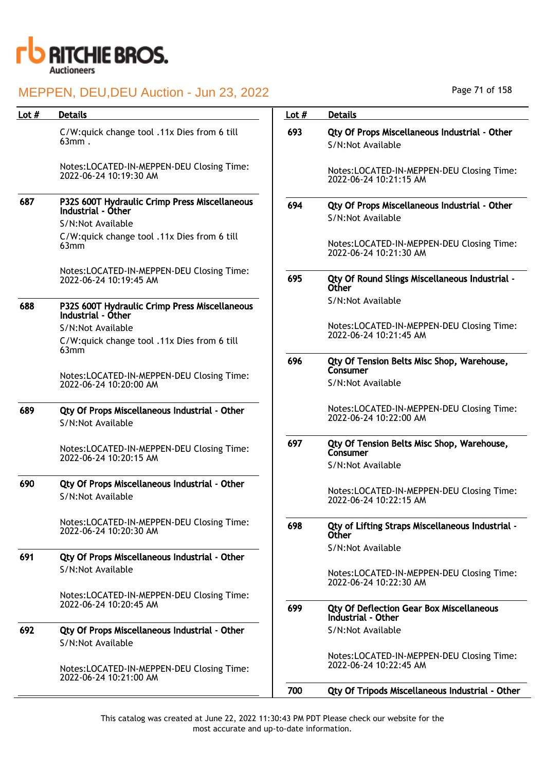| Lot # | Details |
|---|---|
| | C/W:quick change tool .11x Dies from 6 till 63mm .<br><br>Notes:LOCATED-IN-MEPPEN-DEU Closing Time: 2022-06-24 10:19:30 AM |
| 687 | **P32S 600T Hydraulic Crimp Press Miscellaneous Industrial - Other**<br>S/N:Not Available<br>C/W:quick change tool .11x Dies from 6 till 63mm<br><br>Notes:LOCATED-IN-MEPPEN-DEU Closing Time: 2022-06-24 10:19:45 AM |
| 688 | **P32S 600T Hydraulic Crimp Press Miscellaneous Industrial - Other**<br>S/N:Not Available<br>C/W:quick change tool .11x Dies from 6 till 63mm<br><br>Notes:LOCATED-IN-MEPPEN-DEU Closing Time: 2022-06-24 10:20:00 AM |
| 689 | **Qty Of Props Miscellaneous Industrial - Other**<br>S/N:Not Available<br><br>Notes:LOCATED-IN-MEPPEN-DEU Closing Time: 2022-06-24 10:20:15 AM |
| 690 | **Qty Of Props Miscellaneous Industrial - Other**<br>S/N:Not Available<br><br>Notes:LOCATED-IN-MEPPEN-DEU Closing Time: 2022-06-24 10:20:30 AM |
| 691 | **Qty Of Props Miscellaneous Industrial - Other**<br>S/N:Not Available<br><br>Notes:LOCATED-IN-MEPPEN-DEU Closing Time: 2022-06-24 10:20:45 AM |
| 692 | **Qty Of Props Miscellaneous Industrial - Other**<br>S/N:Not Available<br><br>Notes:LOCATED-IN-MEPPEN-DEU Closing Time: 2022-06-24 10:21:00 AM |
| 693 | **Qty Of Props Miscellaneous Industrial - Other**<br>S/N:Not Available<br><br>Notes:LOCATED-IN-MEPPEN-DEU Closing Time: 2022-06-24 10:21:15 AM |
| 694 | **Qty Of Props Miscellaneous Industrial - Other**<br>S/N:Not Available<br><br>Notes:LOCATED-IN-MEPPEN-DEU Closing Time: 2022-06-24 10:21:30 AM |
| 695 | **Qty Of Round Slings Miscellaneous Industrial - Other**<br>S/N:Not Available<br><br>Notes:LOCATED-IN-MEPPEN-DEU Closing Time: 2022-06-24 10:21:45 AM |
| 696 | **Qty Of Tension Belts Misc Shop, Warehouse, Consumer**<br>S/N:Not Available<br><br>Notes:LOCATED-IN-MEPPEN-DEU Closing Time: 2022-06-24 10:22:00 AM |
| 697 | **Qty Of Tension Belts Misc Shop, Warehouse, Consumer**<br>S/N:Not Available<br><br>Notes:LOCATED-IN-MEPPEN-DEU Closing Time: 2022-06-24 10:22:15 AM |
| 698 | **Qty of Lifting Straps Miscellaneous Industrial - Other**<br>S/N:Not Available<br><br>Notes:LOCATED-IN-MEPPEN-DEU Closing Time: 2022-06-24 10:22:30 AM |
| 699 | **Qty Of Deflection Gear Box Miscellaneous Industrial - Other**<br>S/N:Not Available<br><br>Notes:LOCATED-IN-MEPPEN-DEU Closing Time: 2022-06-24 10:22:45 AM |
| 700 | **Qty Of Tripods Miscellaneous Industrial - Other** |

This catalog was created at June 22, 2022 11:30:43 PM PDT Please check our website for the most accurate and up-to-date information.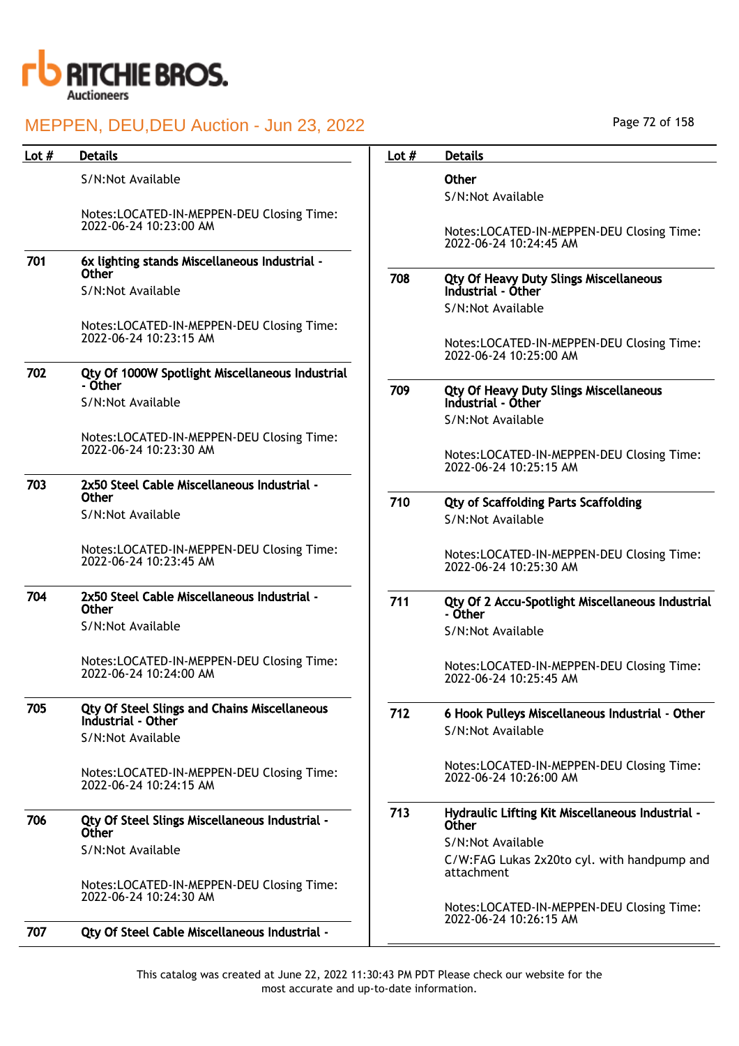| Lot # | Details |
|---|---|
| | S/N:Not Available<br><br>Notes:LOCATED-IN-MEPPEN-DEU Closing Time: 2022-06-24 10:23:00 AM |
| 701 | **6x lighting stands Miscellaneous Industrial - Other**<br>S/N:Not Available<br><br>Notes:LOCATED-IN-MEPPEN-DEU Closing Time: 2022-06-24 10:23:15 AM |
| 702 | **Qty Of 1000W Spotlight Miscellaneous Industrial - Other**<br>S/N:Not Available<br><br>Notes:LOCATED-IN-MEPPEN-DEU Closing Time: 2022-06-24 10:23:30 AM |
| 703 | **2x50 Steel Cable Miscellaneous Industrial - Other**<br>S/N:Not Available<br><br>Notes:LOCATED-IN-MEPPEN-DEU Closing Time: 2022-06-24 10:23:45 AM |
| 704 | **2x50 Steel Cable Miscellaneous Industrial - Other**<br>S/N:Not Available<br><br>Notes:LOCATED-IN-MEPPEN-DEU Closing Time: 2022-06-24 10:24:00 AM |
| 705 | **Qty Of Steel Slings and Chains Miscellaneous Industrial - Other**<br>S/N:Not Available<br><br>Notes:LOCATED-IN-MEPPEN-DEU Closing Time: 2022-06-24 10:24:15 AM |
| 706 | **Qty Of Steel Slings Miscellaneous Industrial - Other**<br>S/N:Not Available<br><br>Notes:LOCATED-IN-MEPPEN-DEU Closing Time: 2022-06-24 10:24:30 AM |
| 707 | **Qty Of Steel Cable Miscellaneous Industrial - Other**<br>S/N:Not Available<br><br>Notes:LOCATED-IN-MEPPEN-DEU Closing Time: 2022-06-24 10:24:45 AM |
| 708 | **Qty Of Heavy Duty Slings Miscellaneous Industrial - Other**<br>S/N:Not Available<br><br>Notes:LOCATED-IN-MEPPEN-DEU Closing Time: 2022-06-24 10:25:00 AM |
| 709 | **Qty Of Heavy Duty Slings Miscellaneous Industrial - Other**<br>S/N:Not Available<br><br>Notes:LOCATED-IN-MEPPEN-DEU Closing Time: 2022-06-24 10:25:15 AM |
| 710 | **Qty of Scaffolding Parts Scaffolding**<br>S/N:Not Available<br><br>Notes:LOCATED-IN-MEPPEN-DEU Closing Time: 2022-06-24 10:25:30 AM |
| 711 | **Qty Of 2 Accu-Spotlight Miscellaneous Industrial - Other**<br>S/N:Not Available<br><br>Notes:LOCATED-IN-MEPPEN-DEU Closing Time: 2022-06-24 10:25:45 AM |
| 712 | **6 Hook Pulleys Miscellaneous Industrial - Other**<br>S/N:Not Available<br><br>Notes:LOCATED-IN-MEPPEN-DEU Closing Time: 2022-06-24 10:26:00 AM |
| 713 | **Hydraulic Lifting Kit Miscellaneous Industrial - Other**<br>S/N:Not Available<br>C/W:FAG Lukas 2x20to cyl. with handpump and attachment<br><br>Notes:LOCATED-IN-MEPPEN-DEU Closing Time: 2022-06-24 10:26:15 AM |

This catalog was created at June 22, 2022 11:30:43 PM PDT Please check our website for the most accurate and up-to-date information.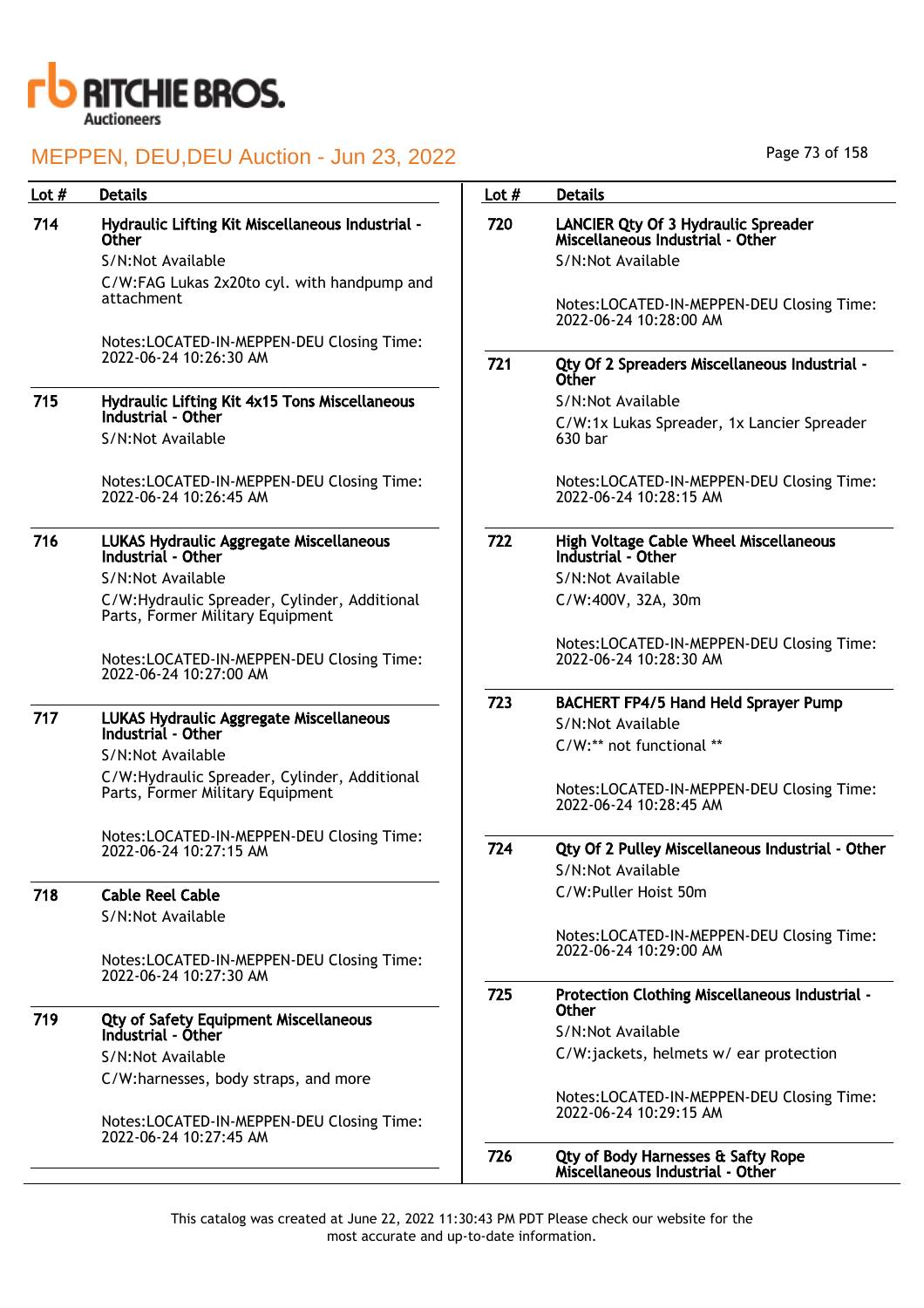RITCHIE BROS. Auctioneers

MEPPEN, DEU,DEU Auction - Jun 23, 2022

| Lot # | Details |
|---|---|
| 714 | **Hydraulic Lifting Kit Miscellaneous Industrial - Other**<br>S/N:Not Available<br>C/W:FAG Lukas 2x20to cyl. with handpump and attachment<br>Notes:LOCATED-IN-MEPPEN-DEU Closing Time: 2022-06-24 10:26:30 AM |
| 715 | **Hydraulic Lifting Kit 4x15 Tons Miscellaneous Industrial - Other**<br>S/N:Not Available<br>Notes:LOCATED-IN-MEPPEN-DEU Closing Time: 2022-06-24 10:26:45 AM |
| 716 | **LUKAS Hydraulic Aggregate Miscellaneous Industrial - Other**<br>S/N:Not Available<br>C/W:Hydraulic Spreader, Cylinder, Additional Parts, Former Military Equipment<br>Notes:LOCATED-IN-MEPPEN-DEU Closing Time: 2022-06-24 10:27:00 AM |
| 717 | **LUKAS Hydraulic Aggregate Miscellaneous Industrial - Other**<br>S/N:Not Available<br>C/W:Hydraulic Spreader, Cylinder, Additional Parts, Former Military Equipment<br>Notes:LOCATED-IN-MEPPEN-DEU Closing Time: 2022-06-24 10:27:15 AM |
| 718 | **Cable Reel Cable**<br>S/N:Not Available<br>Notes:LOCATED-IN-MEPPEN-DEU Closing Time: 2022-06-24 10:27:30 AM |
| 719 | **Qty of Safety Equipment Miscellaneous Industrial - Other**<br>S/N:Not Available<br>C/W:harnesses, body straps, and more<br>Notes:LOCATED-IN-MEPPEN-DEU Closing Time: 2022-06-24 10:27:45 AM |
| 720 | **LANCIER Qty Of 3 Hydraulic Spreader Miscellaneous Industrial - Other**<br>S/N:Not Available<br>Notes:LOCATED-IN-MEPPEN-DEU Closing Time: 2022-06-24 10:28:00 AM |
| 721 | **Qty Of 2 Spreaders Miscellaneous Industrial - Other**<br>S/N:Not Available<br>C/W:1x Lukas Spreader, 1x Lancier Spreader 630 bar<br>Notes:LOCATED-IN-MEPPEN-DEU Closing Time: 2022-06-24 10:28:15 AM |
| 722 | **High Voltage Cable Wheel Miscellaneous Industrial - Other**<br>S/N:Not Available<br>C/W:400V, 32A, 30m<br>Notes:LOCATED-IN-MEPPEN-DEU Closing Time: 2022-06-24 10:28:30 AM |
| 723 | **BACHERT FP4/5 Hand Held Sprayer Pump**<br>S/N:Not Available<br>C/W:** not functional **<br>Notes:LOCATED-IN-MEPPEN-DEU Closing Time: 2022-06-24 10:28:45 AM |
| 724 | **Qty Of 2 Pulley Miscellaneous Industrial - Other**<br>S/N:Not Available<br>C/W:Puller Hoist 50m<br>Notes:LOCATED-IN-MEPPEN-DEU Closing Time: 2022-06-24 10:29:00 AM |
| 725 | **Protection Clothing Miscellaneous Industrial - Other**<br>S/N:Not Available<br>C/W:jackets, helmets w/ ear protection<br>Notes:LOCATED-IN-MEPPEN-DEU Closing Time: 2022-06-24 10:29:15 AM |
| 726 | **Qty of Body Harnesses & Safty Rope Miscellaneous Industrial - Other** |

This catalog was created at June 22, 2022 11:30:43 PM PDT Please check our website for the most accurate and up-to-date information.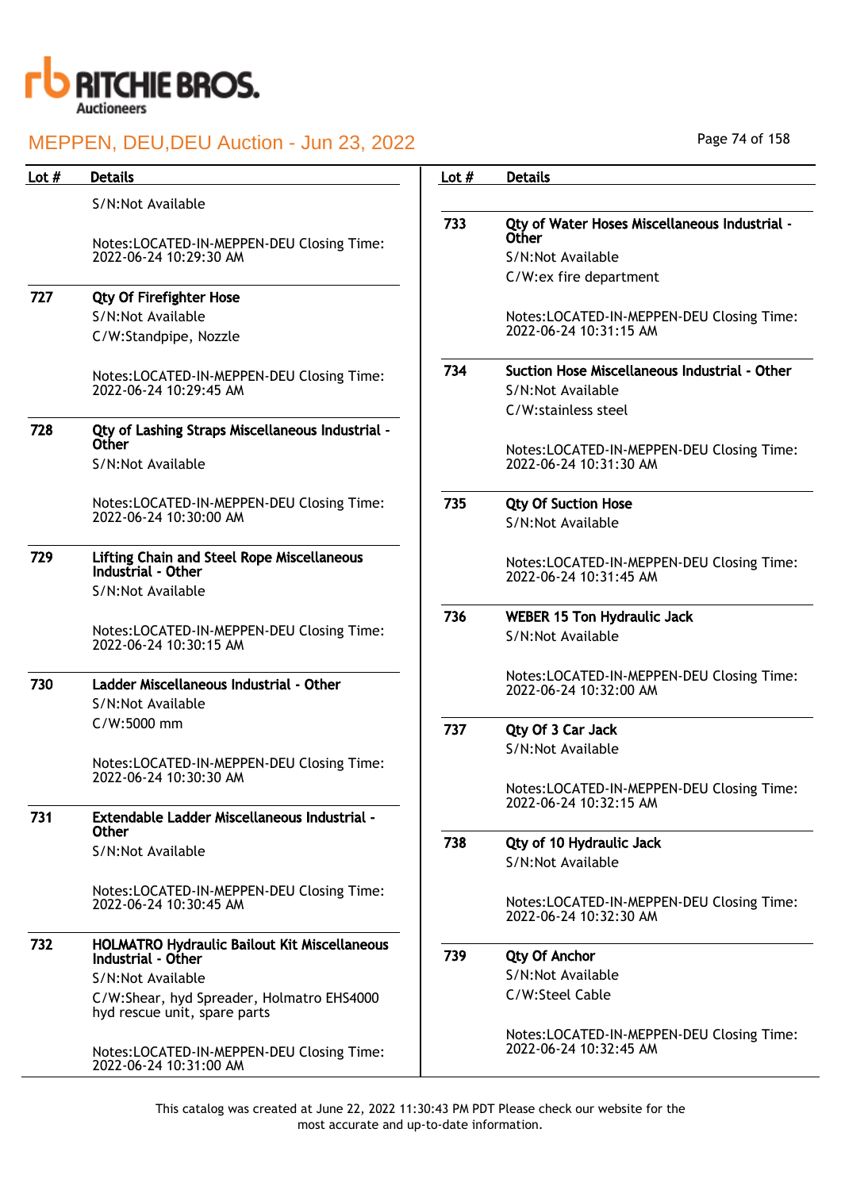| Lot # | Details |
|---|---|
| | S/N:Not Available<br><br>Notes:LOCATED-IN-MEPPEN-DEU Closing Time: 2022-06-24 10:29:30 AM |
| 727 | **Qty Of Firefighter Hose**<br>S/N:Not Available<br>C/W:Standpipe, Nozzle<br><br>Notes:LOCATED-IN-MEPPEN-DEU Closing Time: 2022-06-24 10:29:45 AM |
| 728 | **Qty of Lashing Straps Miscellaneous Industrial - Other**<br>S/N:Not Available<br><br>Notes:LOCATED-IN-MEPPEN-DEU Closing Time: 2022-06-24 10:30:00 AM |
| 729 | **Lifting Chain and Steel Rope Miscellaneous Industrial - Other**<br>S/N:Not Available<br><br>Notes:LOCATED-IN-MEPPEN-DEU Closing Time: 2022-06-24 10:30:15 AM |
| 730 | **Ladder Miscellaneous Industrial - Other**<br>S/N:Not Available<br>C/W:5000 mm<br><br>Notes:LOCATED-IN-MEPPEN-DEU Closing Time: 2022-06-24 10:30:30 AM |
| 731 | **Extendable Ladder Miscellaneous Industrial - Other**<br>S/N:Not Available<br><br>Notes:LOCATED-IN-MEPPEN-DEU Closing Time: 2022-06-24 10:30:45 AM |
| 732 | **HOLMATRO Hydraulic Bailout Kit Miscellaneous Industrial - Other**<br>S/N:Not Available<br>C/W:Shear, hyd Spreader, Holmatro EHS4000 hyd rescue unit, spare parts<br><br>Notes:LOCATED-IN-MEPPEN-DEU Closing Time: 2022-06-24 10:31:00 AM |
| 733 | **Qty of Water Hoses Miscellaneous Industrial - Other**<br>S/N:Not Available<br>C/W:ex fire department<br><br>Notes:LOCATED-IN-MEPPEN-DEU Closing Time: 2022-06-24 10:31:15 AM |
| 734 | **Suction Hose Miscellaneous Industrial - Other**<br>S/N:Not Available<br>C/W:stainless steel<br><br>Notes:LOCATED-IN-MEPPEN-DEU Closing Time: 2022-06-24 10:31:30 AM |
| 735 | **Qty Of Suction Hose**<br>S/N:Not Available<br><br>Notes:LOCATED-IN-MEPPEN-DEU Closing Time: 2022-06-24 10:31:45 AM |
| 736 | **WEBER 15 Ton Hydraulic Jack**<br>S/N:Not Available<br><br>Notes:LOCATED-IN-MEPPEN-DEU Closing Time: 2022-06-24 10:32:00 AM |
| 737 | **Qty Of 3 Car Jack**<br>S/N:Not Available<br><br>Notes:LOCATED-IN-MEPPEN-DEU Closing Time: 2022-06-24 10:32:15 AM |
| 738 | **Qty of 10 Hydraulic Jack**<br>S/N:Not Available<br><br>Notes:LOCATED-IN-MEPPEN-DEU Closing Time: 2022-06-24 10:32:30 AM |
| 739 | **Qty Of Anchor**<br>S/N:Not Available<br>C/W:Steel Cable<br><br>Notes:LOCATED-IN-MEPPEN-DEU Closing Time: 2022-06-24 10:32:45 AM |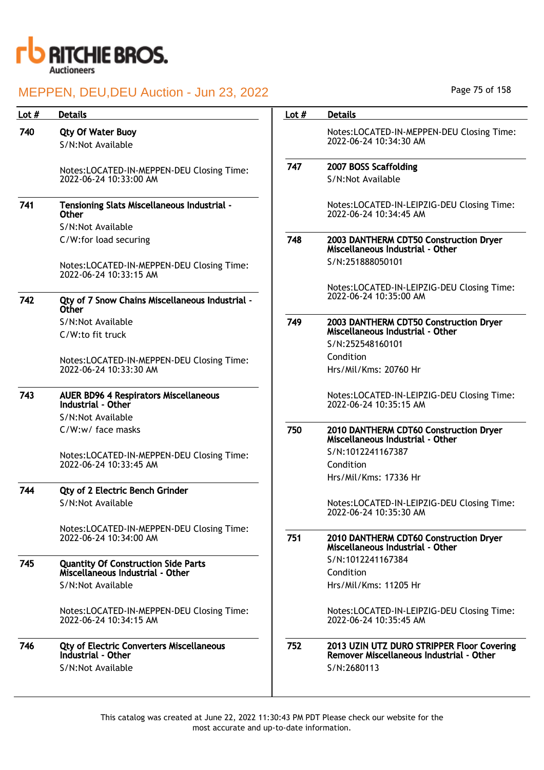RITCHIE BROS. Auctioneers

# MEPPEN, DEU,DEU Auction - Jun 23, 2022

| Lot # | Details |
|---|---|
| 740 | **Qty Of Water Buoy**<br>S/N:Not Available<br><br>Notes:LOCATED-IN-MEPPEN-DEU Closing Time: 2022-06-24 10:33:00 AM |
| 741 | **Tensioning Slats Miscellaneous Industrial - Other**<br>S/N:Not Available<br>C/W:for load securing<br><br>Notes:LOCATED-IN-MEPPEN-DEU Closing Time: 2022-06-24 10:33:15 AM |
| 742 | **Qty of 7 Snow Chains Miscellaneous Industrial - Other**<br>S/N:Not Available<br>C/W:to fit truck<br><br>Notes:LOCATED-IN-MEPPEN-DEU Closing Time: 2022-06-24 10:33:30 AM |
| 743 | **AUER BD96 4 Respirators Miscellaneous Industrial - Other**<br>S/N:Not Available<br>C/W:w/ face masks<br><br>Notes:LOCATED-IN-MEPPEN-DEU Closing Time: 2022-06-24 10:33:45 AM |
| 744 | **Qty of 2 Electric Bench Grinder**<br>S/N:Not Available<br><br>Notes:LOCATED-IN-MEPPEN-DEU Closing Time: 2022-06-24 10:34:00 AM |
| 745 | **Quantity Of Construction Side Parts Miscellaneous Industrial - Other**<br>S/N:Not Available<br><br>Notes:LOCATED-IN-MEPPEN-DEU Closing Time: 2022-06-24 10:34:15 AM |
| 746 | **Qty of Electric Converters Miscellaneous Industrial - Other**<br>S/N:Not Available<br><br>Notes:LOCATED-IN-MEPPEN-DEU Closing Time: 2022-06-24 10:34:30 AM |
| 747 | **2007 BOSS Scaffolding**<br>S/N:Not Available<br><br>Notes:LOCATED-IN-LEIPZIG-DEU Closing Time: 2022-06-24 10:34:45 AM |
| 748 | **2003 DANTHERM CDT50 Construction Dryer Miscellaneous Industrial - Other**<br>S/N:251888050101<br><br>Notes:LOCATED-IN-LEIPZIG-DEU Closing Time: 2022-06-24 10:35:00 AM |
| 749 | **2003 DANTHERM CDT50 Construction Dryer Miscellaneous Industrial - Other**<br>S/N:252548160101<br>Condition<br>Hrs/Mil/Kms: 20760 Hr<br><br>Notes:LOCATED-IN-LEIPZIG-DEU Closing Time: 2022-06-24 10:35:15 AM |
| 750 | **2010 DANTHERM CDT60 Construction Dryer Miscellaneous Industrial - Other**<br>S/N:1012241167387<br>Condition<br>Hrs/Mil/Kms: 17336 Hr<br><br>Notes:LOCATED-IN-LEIPZIG-DEU Closing Time: 2022-06-24 10:35:30 AM |
| 751 | **2010 DANTHERM CDT60 Construction Dryer Miscellaneous Industrial - Other**<br>S/N:1012241167384<br>Condition<br>Hrs/Mil/Kms: 11205 Hr<br><br>Notes:LOCATED-IN-LEIPZIG-DEU Closing Time: 2022-06-24 10:35:45 AM |
| 752 | **2013 UZIN UTZ DURO STRIPPER Floor Covering Remover Miscellaneous Industrial - Other**<br>S/N:2680113 |

This catalog was created at June 22, 2022 11:30:43 PM PDT Please check our website for the most accurate and up-to-date information.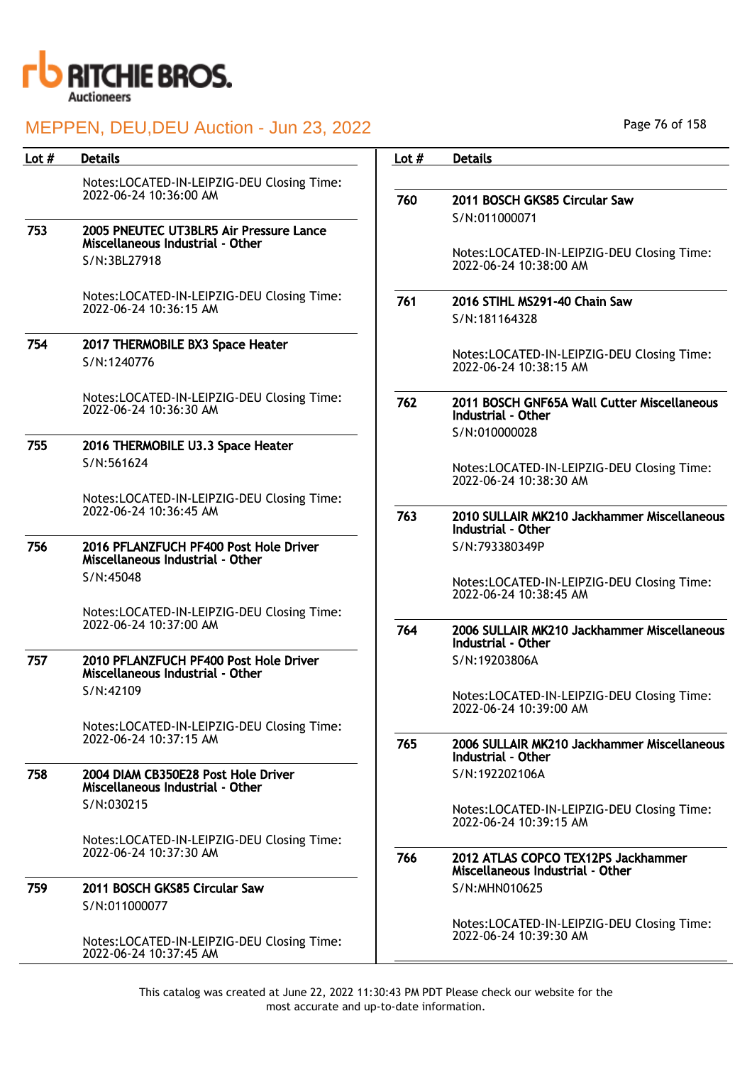| Lot # | Details |
|---|---|
| | Notes:LOCATED-IN-LEIPZIG-DEU Closing Time: 2022-06-24 10:36:00 AM |
| 753 | **2005 PNEUTEC UT3BLR5 Air Pressure Lance Miscellaneous Industrial - Other**<br>S/N:3BL27918<br><br>Notes:LOCATED-IN-LEIPZIG-DEU Closing Time: 2022-06-24 10:36:15 AM |
| 754 | **2017 THERMOBILE BX3 Space Heater**<br>S/N:1240776<br><br>Notes:LOCATED-IN-LEIPZIG-DEU Closing Time: 2022-06-24 10:36:30 AM |
| 755 | **2016 THERMOBILE U3.3 Space Heater**<br>S/N:561624<br><br>Notes:LOCATED-IN-LEIPZIG-DEU Closing Time: 2022-06-24 10:36:45 AM |
| 756 | **2016 PFLANZFUCH PF400 Post Hole Driver Miscellaneous Industrial - Other**<br>S/N:45048<br><br>Notes:LOCATED-IN-LEIPZIG-DEU Closing Time: 2022-06-24 10:37:00 AM |
| 757 | **2010 PFLANZFUCH PF400 Post Hole Driver Miscellaneous Industrial - Other**<br>S/N:42109<br><br>Notes:LOCATED-IN-LEIPZIG-DEU Closing Time: 2022-06-24 10:37:15 AM |
| 758 | **2004 DIAM CB350E28 Post Hole Driver Miscellaneous Industrial - Other**<br>S/N:030215<br><br>Notes:LOCATED-IN-LEIPZIG-DEU Closing Time: 2022-06-24 10:37:30 AM |
| 759 | **2011 BOSCH GKS85 Circular Saw**<br>S/N:011000077<br><br>Notes:LOCATED-IN-LEIPZIG-DEU Closing Time: 2022-06-24 10:37:45 AM |
| 760 | **2011 BOSCH GKS85 Circular Saw**<br>S/N:011000071<br><br>Notes:LOCATED-IN-LEIPZIG-DEU Closing Time: 2022-06-24 10:38:00 AM |
| 761 | **2016 STIHL MS291-40 Chain Saw**<br>S/N:181164328<br><br>Notes:LOCATED-IN-LEIPZIG-DEU Closing Time: 2022-06-24 10:38:15 AM |
| 762 | **2011 BOSCH GNF65A Wall Cutter Miscellaneous Industrial - Other**<br>S/N:010000028<br><br>Notes:LOCATED-IN-LEIPZIG-DEU Closing Time: 2022-06-24 10:38:30 AM |
| 763 | **2010 SULLAIR MK210 Jackhammer Miscellaneous Industrial - Other**<br>S/N:793380349P<br><br>Notes:LOCATED-IN-LEIPZIG-DEU Closing Time: 2022-06-24 10:38:45 AM |
| 764 | **2006 SULLAIR MK210 Jackhammer Miscellaneous Industrial - Other**<br>S/N:19203806A<br><br>Notes:LOCATED-IN-LEIPZIG-DEU Closing Time: 2022-06-24 10:39:00 AM |
| 765 | **2006 SULLAIR MK210 Jackhammer Miscellaneous Industrial - Other**<br>S/N:192202106A<br><br>Notes:LOCATED-IN-LEIPZIG-DEU Closing Time: 2022-06-24 10:39:15 AM |
| 766 | **2012 ATLAS COPCO TEX12PS Jackhammer Miscellaneous Industrial - Other**<br>S/N:MHN010625<br><br>Notes:LOCATED-IN-LEIPZIG-DEU Closing Time: 2022-06-24 10:39:30 AM |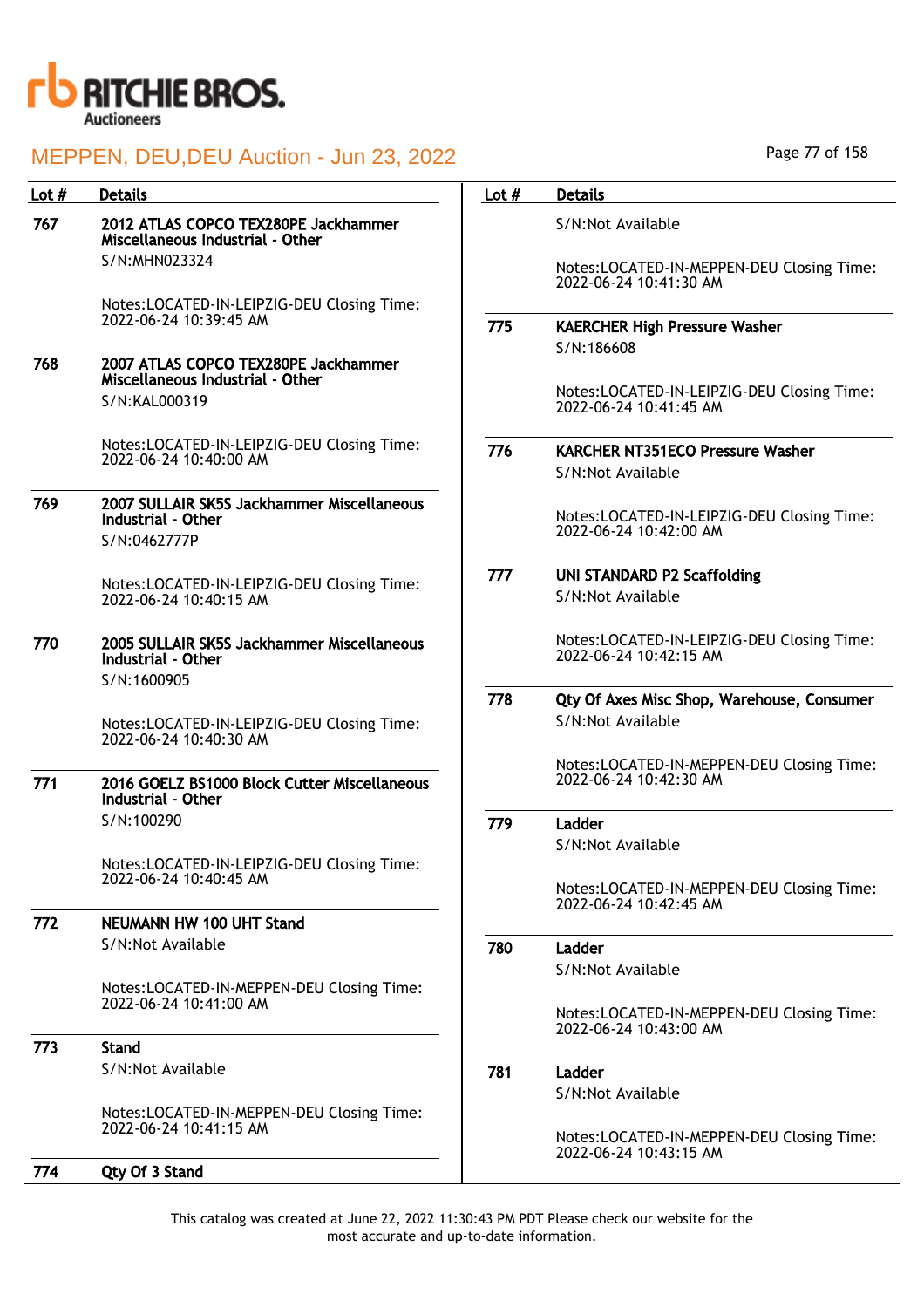| Lot # | Details |
| --- | --- |
| 767 | **2012 ATLAS COPCO TEX280PE Jackhammer Miscellaneous Industrial - Other**<br>S/N:MHN023324<br><br>Notes:LOCATED-IN-LEIPZIG-DEU Closing Time: 2022-06-24 10:39:45 AM |
| 768 | **2007 ATLAS COPCO TEX280PE Jackhammer Miscellaneous Industrial - Other**<br>S/N:KAL000319<br><br>Notes:LOCATED-IN-LEIPZIG-DEU Closing Time: 2022-06-24 10:40:00 AM |
| 769 | **2007 SULLAIR SK5S Jackhammer Miscellaneous Industrial - Other**<br>S/N:0462777P<br><br>Notes:LOCATED-IN-LEIPZIG-DEU Closing Time: 2022-06-24 10:40:15 AM |
| 770 | **2005 SULLAIR SK5S Jackhammer Miscellaneous Industrial - Other**<br>S/N:1600905<br><br>Notes:LOCATED-IN-LEIPZIG-DEU Closing Time: 2022-06-24 10:40:30 AM |
| 771 | **2016 GOELZ BS1000 Block Cutter Miscellaneous Industrial - Other**<br>S/N:100290<br><br>Notes:LOCATED-IN-LEIPZIG-DEU Closing Time: 2022-06-24 10:40:45 AM |
| 772 | **NEUMANN HW 100 UHT Stand**<br>S/N:Not Available<br><br>Notes:LOCATED-IN-MEPPEN-DEU Closing Time: 2022-06-24 10:41:00 AM |
| 773 | **Stand**<br>S/N:Not Available<br><br>Notes:LOCATED-IN-MEPPEN-DEU Closing Time: 2022-06-24 10:41:15 AM |
| 774 | **Qty Of 3 Stand**<br>S/N:Not Available<br><br>Notes:LOCATED-IN-MEPPEN-DEU Closing Time: 2022-06-24 10:41:30 AM |
| 775 | **KAERCHER High Pressure Washer**<br>S/N:186608<br><br>Notes:LOCATED-IN-LEIPZIG-DEU Closing Time: 2022-06-24 10:41:45 AM |
| 776 | **KARCHER NT351ECO Pressure Washer**<br>S/N:Not Available<br><br>Notes:LOCATED-IN-LEIPZIG-DEU Closing Time: 2022-06-24 10:42:00 AM |
| 777 | **UNI STANDARD P2 Scaffolding**<br>S/N:Not Available<br><br>Notes:LOCATED-IN-LEIPZIG-DEU Closing Time: 2022-06-24 10:42:15 AM |
| 778 | **Qty Of Axes Misc Shop, Warehouse, Consumer**<br>S/N:Not Available<br><br>Notes:LOCATED-IN-MEPPEN-DEU Closing Time: 2022-06-24 10:42:30 AM |
| 779 | **Ladder**<br>S/N:Not Available<br><br>Notes:LOCATED-IN-MEPPEN-DEU Closing Time: 2022-06-24 10:42:45 AM |
| 780 | **Ladder**<br>S/N:Not Available<br><br>Notes:LOCATED-IN-MEPPEN-DEU Closing Time: 2022-06-24 10:43:00 AM |
| 781 | **Ladder**<br>S/N:Not Available<br><br>Notes:LOCATED-IN-MEPPEN-DEU Closing Time: 2022-06-24 10:43:15 AM |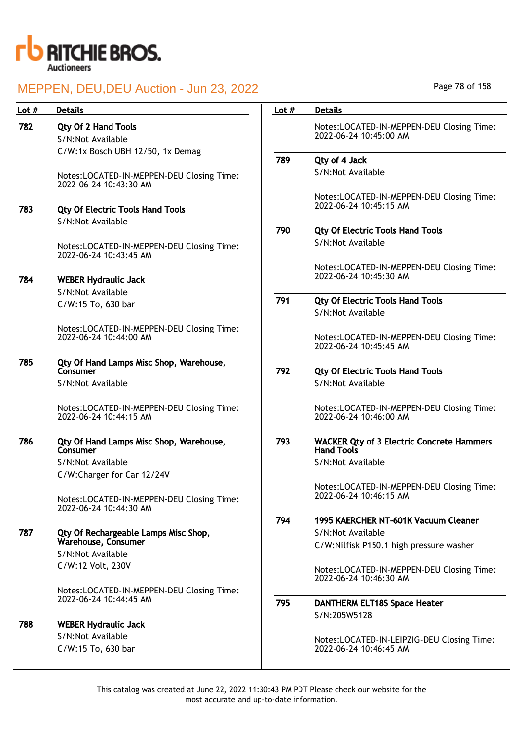# MEPPEN, DEU,DEU Auction - Jun 23, 2022

| Lot # | Details |
|---|---|
| 782 | **Qty Of 2 Hand Tools**<br>S/N:Not Available<br>C/W:1x Bosch UBH 12/50, 1x Demag<br><br>Notes:LOCATED-IN-MEPPEN-DEU Closing Time: 2022-06-24 10:43:30 AM |
| 783 | **Qty Of Electric Tools Hand Tools**<br>S/N:Not Available<br><br>Notes:LOCATED-IN-MEPPEN-DEU Closing Time: 2022-06-24 10:43:45 AM |
| 784 | **WEBER Hydraulic Jack**<br>S/N:Not Available<br>C/W:15 To, 630 bar<br><br>Notes:LOCATED-IN-MEPPEN-DEU Closing Time: 2022-06-24 10:44:00 AM |
| 785 | **Qty Of Hand Lamps Misc Shop, Warehouse, Consumer**<br>S/N:Not Available<br><br>Notes:LOCATED-IN-MEPPEN-DEU Closing Time: 2022-06-24 10:44:15 AM |
| 786 | **Qty Of Hand Lamps Misc Shop, Warehouse, Consumer**<br>S/N:Not Available<br>C/W:Charger for Car 12/24V<br><br>Notes:LOCATED-IN-MEPPEN-DEU Closing Time: 2022-06-24 10:44:30 AM |
| 787 | **Qty Of Rechargeable Lamps Misc Shop, Warehouse, Consumer**<br>S/N:Not Available<br>C/W:12 Volt, 230V<br><br>Notes:LOCATED-IN-MEPPEN-DEU Closing Time: 2022-06-24 10:44:45 AM |
| 788 | **WEBER Hydraulic Jack**<br>S/N:Not Available<br>C/W:15 To, 630 bar<br><br>Notes:LOCATED-IN-MEPPEN-DEU Closing Time: 2022-06-24 10:45:00 AM |
| 789 | **Qty of 4 Jack**<br>S/N:Not Available<br><br>Notes:LOCATED-IN-MEPPEN-DEU Closing Time: 2022-06-24 10:45:15 AM |
| 790 | **Qty Of Electric Tools Hand Tools**<br>S/N:Not Available<br><br>Notes:LOCATED-IN-MEPPEN-DEU Closing Time: 2022-06-24 10:45:30 AM |
| 791 | **Qty Of Electric Tools Hand Tools**<br>S/N:Not Available<br><br>Notes:LOCATED-IN-MEPPEN-DEU Closing Time: 2022-06-24 10:45:45 AM |
| 792 | **Qty Of Electric Tools Hand Tools**<br>S/N:Not Available<br><br>Notes:LOCATED-IN-MEPPEN-DEU Closing Time: 2022-06-24 10:46:00 AM |
| 793 | **WACKER Qty of 3 Electric Concrete Hammers Hand Tools**<br>S/N:Not Available<br><br>Notes:LOCATED-IN-MEPPEN-DEU Closing Time: 2022-06-24 10:46:15 AM |
| 794 | **1995 KAERCHER NT-601K Vacuum Cleaner**<br>S/N:Not Available<br>C/W:Nilfisk P150.1 high pressure washer<br><br>Notes:LOCATED-IN-MEPPEN-DEU Closing Time: 2022-06-24 10:46:30 AM |
| 795 | **DANTHERM ELT18S Space Heater**<br>S/N:205W5128<br><br>Notes:LOCATED-IN-LEIPZIG-DEU Closing Time: 2022-06-24 10:46:45 AM |

This catalog was created at June 22, 2022 11:30:43 PM PDT Please check our website for the most accurate and up-to-date information.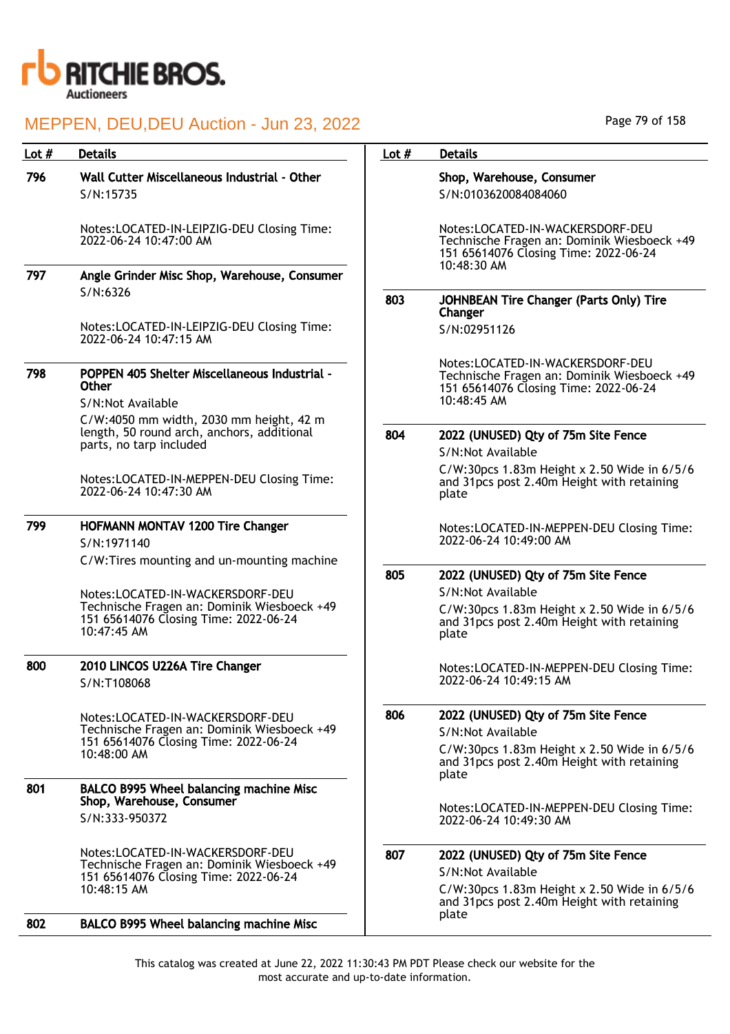| Lot # | Details |
|---|---|
| 796 | **Wall Cutter Miscellaneous Industrial - Other**<br>S/N:15735<br><br>Notes:LOCATED-IN-LEIPZIG-DEU Closing Time: 2022-06-24 10:47:00 AM |
| 797 | **Angle Grinder Misc Shop, Warehouse, Consumer**<br>S/N:6326<br><br>Notes:LOCATED-IN-LEIPZIG-DEU Closing Time: 2022-06-24 10:47:15 AM |
| 798 | **POPPEN 405 Shelter Miscellaneous Industrial - Other**<br>S/N:Not Available<br>C/W:4050 mm width, 2030 mm height, 42 m length, 50 round arch, anchors, additional parts, no tarp included<br><br>Notes:LOCATED-IN-MEPPEN-DEU Closing Time: 2022-06-24 10:47:30 AM |
| 799 | **HOFMANN MONTAV 1200 Tire Changer**<br>S/N:1971140<br>C/W:Tires mounting and un-mounting machine<br><br>Notes:LOCATED-IN-WACKERSDORF-DEU Technische Fragen an: Dominik Wiesboeck +49 151 65614076 Closing Time: 2022-06-24 10:47:45 AM |
| 800 | **2010 LINCOS U226A Tire Changer**<br>S/N:T108068<br><br>Notes:LOCATED-IN-WACKERSDORF-DEU Technische Fragen an: Dominik Wiesboeck +49 151 65614076 Closing Time: 2022-06-24 10:48:00 AM |
| 801 | **BALCO B995 Wheel balancing machine Misc Shop, Warehouse, Consumer**<br>S/N:333-950372<br><br>Notes:LOCATED-IN-WACKERSDORF-DEU Technische Fragen an: Dominik Wiesboeck +49 151 65614076 Closing Time: 2022-06-24 10:48:15 AM |
| 802 | **BALCO B995 Wheel balancing machine Misc Shop, Warehouse, Consumer**<br>S/N:0103620084084060<br><br>Notes:LOCATED-IN-WACKERSDORF-DEU Technische Fragen an: Dominik Wiesboeck +49 151 65614076 Closing Time: 2022-06-24 10:48:30 AM |
| 803 | **JOHNBEAN Tire Changer (Parts Only) Tire Changer**<br>S/N:02951126<br><br>Notes:LOCATED-IN-WACKERSDORF-DEU Technische Fragen an: Dominik Wiesboeck +49 151 65614076 Closing Time: 2022-06-24 10:48:45 AM |
| 804 | **2022 (UNUSED) Qty of 75m Site Fence**<br>S/N:Not Available<br>C/W:30pcs 1.83m Height x 2.50 Wide in 6/5/6 and 31pcs post 2.40m Height with retaining plate<br><br>Notes:LOCATED-IN-MEPPEN-DEU Closing Time: 2022-06-24 10:49:00 AM |
| 805 | **2022 (UNUSED) Qty of 75m Site Fence**<br>S/N:Not Available<br>C/W:30pcs 1.83m Height x 2.50 Wide in 6/5/6 and 31pcs post 2.40m Height with retaining plate<br><br>Notes:LOCATED-IN-MEPPEN-DEU Closing Time: 2022-06-24 10:49:15 AM |
| 806 | **2022 (UNUSED) Qty of 75m Site Fence**<br>S/N:Not Available<br>C/W:30pcs 1.83m Height x 2.50 Wide in 6/5/6 and 31pcs post 2.40m Height with retaining plate<br><br>Notes:LOCATED-IN-MEPPEN-DEU Closing Time: 2022-06-24 10:49:30 AM |
| 807 | **2022 (UNUSED) Qty of 75m Site Fence**<br>S/N:Not Available<br>C/W:30pcs 1.83m Height x 2.50 Wide in 6/5/6 and 31pcs post 2.40m Height with retaining plate |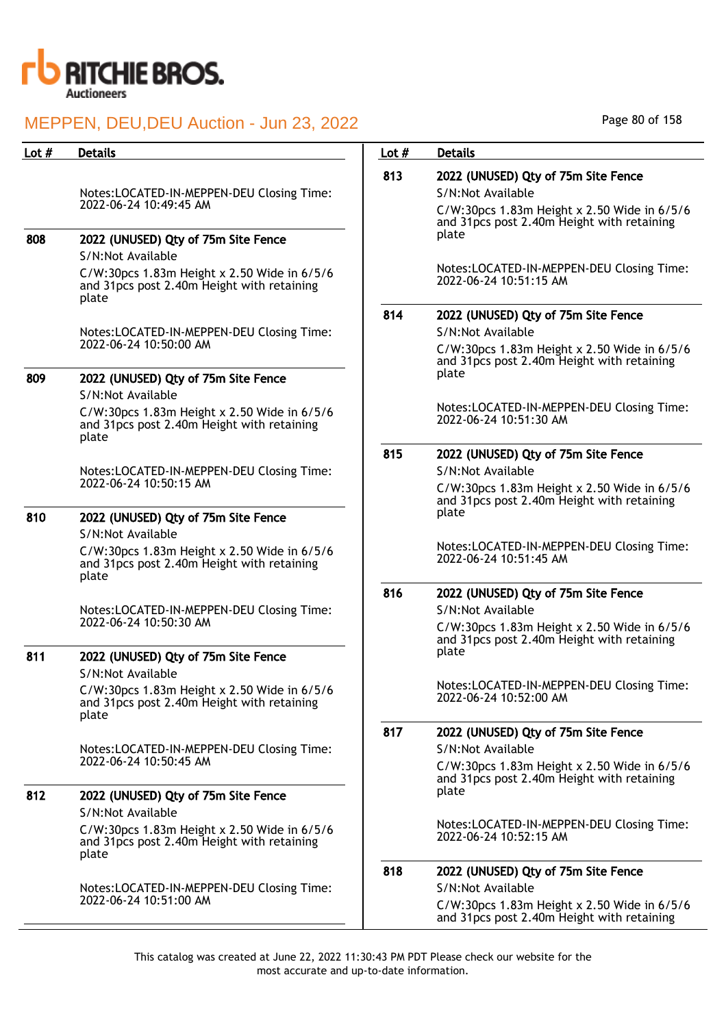| Lot # | Details |
|---|---|
| | Notes:LOCATED-IN-MEPPEN-DEU Closing Time: 2022-06-24 10:49:45 AM |
| 808 | **2022 (UNUSED) Qty of 75m Site Fence**<br>S/N:Not Available<br>C/W:30pcs 1.83m Height x 2.50 Wide in 6/5/6 and 31pcs post 2.40m Height with retaining plate<br><br>Notes:LOCATED-IN-MEPPEN-DEU Closing Time: 2022-06-24 10:50:00 AM |
| 809 | **2022 (UNUSED) Qty of 75m Site Fence**<br>S/N:Not Available<br>C/W:30pcs 1.83m Height x 2.50 Wide in 6/5/6 and 31pcs post 2.40m Height with retaining plate<br><br>Notes:LOCATED-IN-MEPPEN-DEU Closing Time: 2022-06-24 10:50:15 AM |
| 810 | **2022 (UNUSED) Qty of 75m Site Fence**<br>S/N:Not Available<br>C/W:30pcs 1.83m Height x 2.50 Wide in 6/5/6 and 31pcs post 2.40m Height with retaining plate<br><br>Notes:LOCATED-IN-MEPPEN-DEU Closing Time: 2022-06-24 10:50:30 AM |
| 811 | **2022 (UNUSED) Qty of 75m Site Fence**<br>S/N:Not Available<br>C/W:30pcs 1.83m Height x 2.50 Wide in 6/5/6 and 31pcs post 2.40m Height with retaining plate<br><br>Notes:LOCATED-IN-MEPPEN-DEU Closing Time: 2022-06-24 10:50:45 AM |
| 812 | **2022 (UNUSED) Qty of 75m Site Fence**<br>S/N:Not Available<br>C/W:30pcs 1.83m Height x 2.50 Wide in 6/5/6 and 31pcs post 2.40m Height with retaining plate<br><br>Notes:LOCATED-IN-MEPPEN-DEU Closing Time: 2022-06-24 10:51:00 AM |
| 813 | **2022 (UNUSED) Qty of 75m Site Fence**<br>S/N:Not Available<br>C/W:30pcs 1.83m Height x 2.50 Wide in 6/5/6 and 31pcs post 2.40m Height with retaining plate<br><br>Notes:LOCATED-IN-MEPPEN-DEU Closing Time: 2022-06-24 10:51:15 AM |
| 814 | **2022 (UNUSED) Qty of 75m Site Fence**<br>S/N:Not Available<br>C/W:30pcs 1.83m Height x 2.50 Wide in 6/5/6 and 31pcs post 2.40m Height with retaining plate<br><br>Notes:LOCATED-IN-MEPPEN-DEU Closing Time: 2022-06-24 10:51:30 AM |
| 815 | **2022 (UNUSED) Qty of 75m Site Fence**<br>S/N:Not Available<br>C/W:30pcs 1.83m Height x 2.50 Wide in 6/5/6 and 31pcs post 2.40m Height with retaining plate<br><br>Notes:LOCATED-IN-MEPPEN-DEU Closing Time: 2022-06-24 10:51:45 AM |
| 816 | **2022 (UNUSED) Qty of 75m Site Fence**<br>S/N:Not Available<br>C/W:30pcs 1.83m Height x 2.50 Wide in 6/5/6 and 31pcs post 2.40m Height with retaining plate<br><br>Notes:LOCATED-IN-MEPPEN-DEU Closing Time: 2022-06-24 10:52:00 AM |
| 817 | **2022 (UNUSED) Qty of 75m Site Fence**<br>S/N:Not Available<br>C/W:30pcs 1.83m Height x 2.50 Wide in 6/5/6 and 31pcs post 2.40m Height with retaining plate<br><br>Notes:LOCATED-IN-MEPPEN-DEU Closing Time: 2022-06-24 10:52:15 AM |
| 818 | **2022 (UNUSED) Qty of 75m Site Fence**<br>S/N:Not Available<br>C/W:30pcs 1.83m Height x 2.50 Wide in 6/5/6 and 31pcs post 2.40m Height with retaining |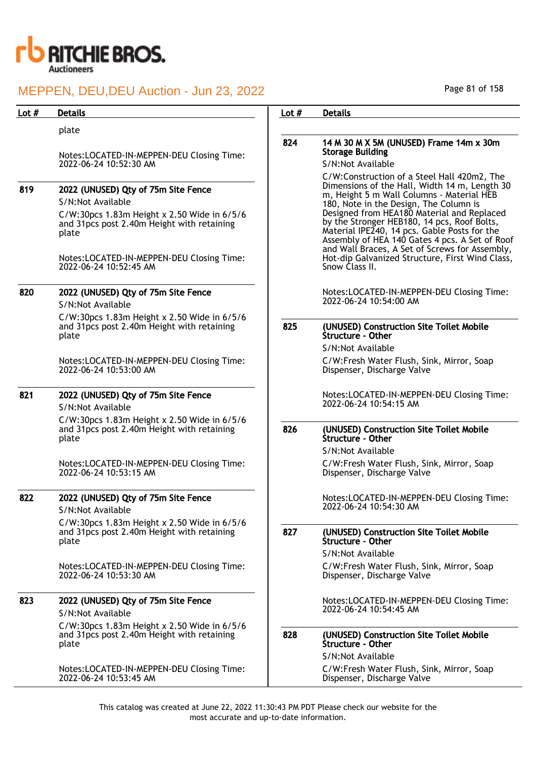| Lot # | Details |
|---|---|
| | plate<br><br>Notes:LOCATED-IN-MEPPEN-DEU Closing Time: 2022-06-24 10:52:30 AM |
| 819 | **2022 (UNUSED) Qty of 75m Site Fence**<br>S/N:Not Available<br>C/W:30pcs 1.83m Height x 2.50 Wide in 6/5/6 and 31pcs post 2.40m Height with retaining plate<br><br>Notes:LOCATED-IN-MEPPEN-DEU Closing Time: 2022-06-24 10:52:45 AM |
| 820 | **2022 (UNUSED) Qty of 75m Site Fence**<br>S/N:Not Available<br>C/W:30pcs 1.83m Height x 2.50 Wide in 6/5/6 and 31pcs post 2.40m Height with retaining plate<br><br>Notes:LOCATED-IN-MEPPEN-DEU Closing Time: 2022-06-24 10:53:00 AM |
| 821 | **2022 (UNUSED) Qty of 75m Site Fence**<br>S/N:Not Available<br>C/W:30pcs 1.83m Height x 2.50 Wide in 6/5/6 and 31pcs post 2.40m Height with retaining plate<br><br>Notes:LOCATED-IN-MEPPEN-DEU Closing Time: 2022-06-24 10:53:15 AM |
| 822 | **2022 (UNUSED) Qty of 75m Site Fence**<br>S/N:Not Available<br>C/W:30pcs 1.83m Height x 2.50 Wide in 6/5/6 and 31pcs post 2.40m Height with retaining plate<br><br>Notes:LOCATED-IN-MEPPEN-DEU Closing Time: 2022-06-24 10:53:30 AM |
| 823 | **2022 (UNUSED) Qty of 75m Site Fence**<br>S/N:Not Available<br>C/W:30pcs 1.83m Height x 2.50 Wide in 6/5/6 and 31pcs post 2.40m Height with retaining plate<br><br>Notes:LOCATED-IN-MEPPEN-DEU Closing Time: 2022-06-24 10:53:45 AM |
| 824 | **14 M 30 M X 5M (UNUSED) Frame 14m x 30m Storage Building**<br>S/N:Not Available<br>C/W:Construction of a Steel Hall 420m2, The Dimensions of the Hall, Width 14 m, Length 30 m, Height 5 m Wall Columns - Material HEB 180, Note in the Design, The Column is Designed from HEA180 Material and Replaced by the Stronger HEB180, 14 pcs, Roof Bolts, Material IPE240, 14 pcs. Gable Posts for the Assembly of HEA 140 Gates 4 pcs. A Set of Roof and Wall Braces, A Set of Screws for Assembly, Hot-dip Galvanized Structure, First Wind Class, Snow Class II.<br><br>Notes:LOCATED-IN-MEPPEN-DEU Closing Time: 2022-06-24 10:54:00 AM |
| 825 | **(UNUSED) Construction Site Toilet Mobile Structure - Other**<br>S/N:Not Available<br>C/W:Fresh Water Flush, Sink, Mirror, Soap Dispenser, Discharge Valve<br><br>Notes:LOCATED-IN-MEPPEN-DEU Closing Time: 2022-06-24 10:54:15 AM |
| 826 | **(UNUSED) Construction Site Toilet Mobile Structure - Other**<br>S/N:Not Available<br>C/W:Fresh Water Flush, Sink, Mirror, Soap Dispenser, Discharge Valve<br><br>Notes:LOCATED-IN-MEPPEN-DEU Closing Time: 2022-06-24 10:54:30 AM |
| 827 | **(UNUSED) Construction Site Toilet Mobile Structure - Other**<br>S/N:Not Available<br>C/W:Fresh Water Flush, Sink, Mirror, Soap Dispenser, Discharge Valve<br><br>Notes:LOCATED-IN-MEPPEN-DEU Closing Time: 2022-06-24 10:54:45 AM |
| 828 | **(UNUSED) Construction Site Toilet Mobile Structure - Other**<br>S/N:Not Available<br>C/W:Fresh Water Flush, Sink, Mirror, Soap Dispenser, Discharge Valve |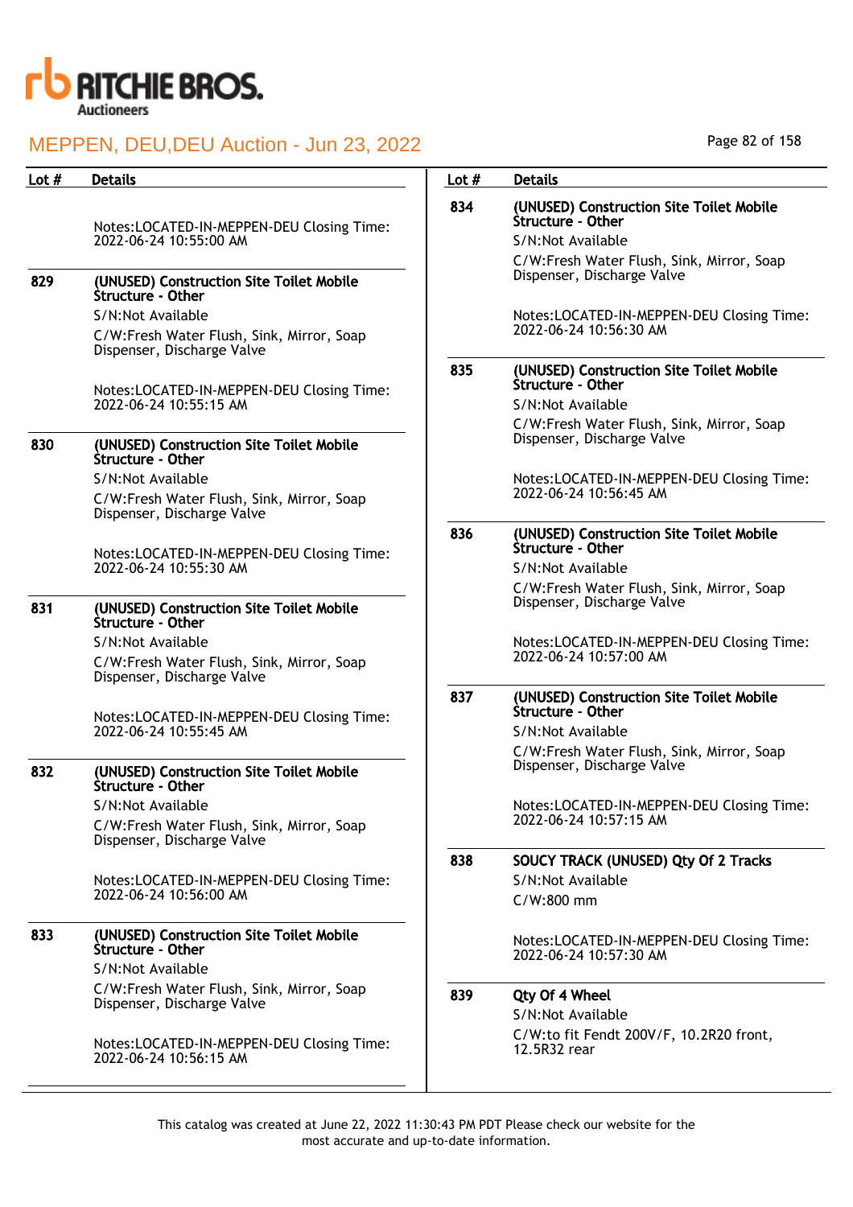| Lot # | Details |
|---|---|
| | Notes:LOCATED-IN-MEPPEN-DEU Closing Time: 2022-06-24 10:55:00 AM |
| 829 | **(UNUSED) Construction Site Toilet Mobile Structure - Other**<br>S/N:Not Available<br>C/W:Fresh Water Flush, Sink, Mirror, Soap Dispenser, Discharge Valve<br><br>Notes:LOCATED-IN-MEPPEN-DEU Closing Time: 2022-06-24 10:55:15 AM |
| 830 | **(UNUSED) Construction Site Toilet Mobile Structure - Other**<br>S/N:Not Available<br>C/W:Fresh Water Flush, Sink, Mirror, Soap Dispenser, Discharge Valve<br><br>Notes:LOCATED-IN-MEPPEN-DEU Closing Time: 2022-06-24 10:55:30 AM |
| 831 | **(UNUSED) Construction Site Toilet Mobile Structure - Other**<br>S/N:Not Available<br>C/W:Fresh Water Flush, Sink, Mirror, Soap Dispenser, Discharge Valve<br><br>Notes:LOCATED-IN-MEPPEN-DEU Closing Time: 2022-06-24 10:55:45 AM |
| 832 | **(UNUSED) Construction Site Toilet Mobile Structure - Other**<br>S/N:Not Available<br>C/W:Fresh Water Flush, Sink, Mirror, Soap Dispenser, Discharge Valve<br><br>Notes:LOCATED-IN-MEPPEN-DEU Closing Time: 2022-06-24 10:56:00 AM |
| 833 | **(UNUSED) Construction Site Toilet Mobile Structure - Other**<br>S/N:Not Available<br>C/W:Fresh Water Flush, Sink, Mirror, Soap Dispenser, Discharge Valve<br><br>Notes:LOCATED-IN-MEPPEN-DEU Closing Time: 2022-06-24 10:56:15 AM |
| 834 | **(UNUSED) Construction Site Toilet Mobile Structure - Other**<br>S/N:Not Available<br>C/W:Fresh Water Flush, Sink, Mirror, Soap Dispenser, Discharge Valve<br><br>Notes:LOCATED-IN-MEPPEN-DEU Closing Time: 2022-06-24 10:56:30 AM |
| 835 | **(UNUSED) Construction Site Toilet Mobile Structure - Other**<br>S/N:Not Available<br>C/W:Fresh Water Flush, Sink, Mirror, Soap Dispenser, Discharge Valve<br><br>Notes:LOCATED-IN-MEPPEN-DEU Closing Time: 2022-06-24 10:56:45 AM |
| 836 | **(UNUSED) Construction Site Toilet Mobile Structure - Other**<br>S/N:Not Available<br>C/W:Fresh Water Flush, Sink, Mirror, Soap Dispenser, Discharge Valve<br><br>Notes:LOCATED-IN-MEPPEN-DEU Closing Time: 2022-06-24 10:57:00 AM |
| 837 | **(UNUSED) Construction Site Toilet Mobile Structure - Other**<br>S/N:Not Available<br>C/W:Fresh Water Flush, Sink, Mirror, Soap Dispenser, Discharge Valve<br><br>Notes:LOCATED-IN-MEPPEN-DEU Closing Time: 2022-06-24 10:57:15 AM |
| 838 | **SOUCY TRACK (UNUSED) Qty Of 2 Tracks**<br>S/N:Not Available<br>C/W:800 mm<br><br>Notes:LOCATED-IN-MEPPEN-DEU Closing Time: 2022-06-24 10:57:30 AM |
| 839 | **Qty Of 4 Wheel**<br>S/N:Not Available<br>C/W:to fit Fendt 200V/F, 10.2R20 front, 12.5R32 rear |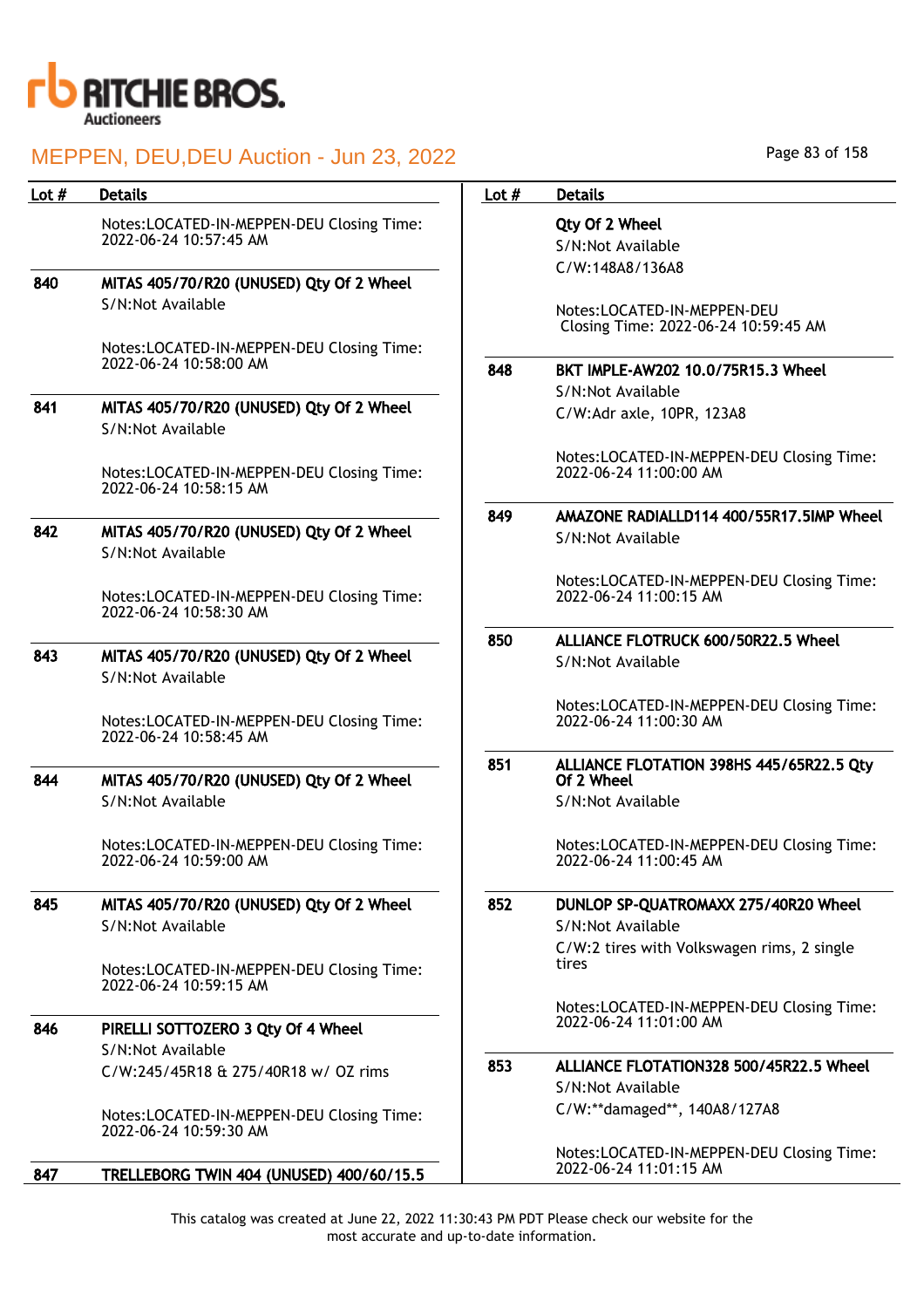| Lot # | Details |
| --- | --- |
| | Notes:LOCATED-IN-MEPPEN-DEU Closing Time: 2022-06-24 10:57:45 AM |
| 840 | **MITAS 405/70/R20 (UNUSED) Qty Of 2 Wheel**<br>S/N:Not Available<br><br>Notes:LOCATED-IN-MEPPEN-DEU Closing Time: 2022-06-24 10:58:00 AM |
| 841 | **MITAS 405/70/R20 (UNUSED) Qty Of 2 Wheel**<br>S/N:Not Available<br><br>Notes:LOCATED-IN-MEPPEN-DEU Closing Time: 2022-06-24 10:58:15 AM |
| 842 | **MITAS 405/70/R20 (UNUSED) Qty Of 2 Wheel**<br>S/N:Not Available<br><br>Notes:LOCATED-IN-MEPPEN-DEU Closing Time: 2022-06-24 10:58:30 AM |
| 843 | **MITAS 405/70/R20 (UNUSED) Qty Of 2 Wheel**<br>S/N:Not Available<br><br>Notes:LOCATED-IN-MEPPEN-DEU Closing Time: 2022-06-24 10:58:45 AM |
| 844 | **MITAS 405/70/R20 (UNUSED) Qty Of 2 Wheel**<br>S/N:Not Available<br><br>Notes:LOCATED-IN-MEPPEN-DEU Closing Time: 2022-06-24 10:59:00 AM |
| 845 | **MITAS 405/70/R20 (UNUSED) Qty Of 2 Wheel**<br>S/N:Not Available<br><br>Notes:LOCATED-IN-MEPPEN-DEU Closing Time: 2022-06-24 10:59:15 AM |
| 846 | **PIRELLI SOTTOZERO 3 Qty Of 4 Wheel**<br>S/N:Not Available<br>C/W:245/45R18 & 275/40R18 w/ OZ rims<br><br>Notes:LOCATED-IN-MEPPEN-DEU Closing Time: 2022-06-24 10:59:30 AM |
| 847 | **TRELLEBORG TWIN 404 (UNUSED) 400/60/15.5 Qty Of 2 Wheel**<br>S/N:Not Available<br>C/W:148A8/136A8<br><br>Notes:LOCATED-IN-MEPPEN-DEU Closing Time: 2022-06-24 10:59:45 AM |
| 848 | **BKT IMPLE-AW202 10.0/75R15.3 Wheel**<br>S/N:Not Available<br>C/W:Adr axle, 10PR, 123A8<br><br>Notes:LOCATED-IN-MEPPEN-DEU Closing Time: 2022-06-24 11:00:00 AM |
| 849 | **AMAZONE RADIALLD114 400/55R17.5IMP Wheel**<br>S/N:Not Available<br><br>Notes:LOCATED-IN-MEPPEN-DEU Closing Time: 2022-06-24 11:00:15 AM |
| 850 | **ALLIANCE FLOTRUCK 600/50R22.5 Wheel**<br>S/N:Not Available<br><br>Notes:LOCATED-IN-MEPPEN-DEU Closing Time: 2022-06-24 11:00:30 AM |
| 851 | **ALLIANCE FLOTATION 398HS 445/65R22.5 Qty Of 2 Wheel**<br>S/N:Not Available<br><br>Notes:LOCATED-IN-MEPPEN-DEU Closing Time: 2022-06-24 11:00:45 AM |
| 852 | **DUNLOP SP-QUATROMAXX 275/40R20 Wheel**<br>S/N:Not Available<br>C/W:2 tires with Volkswagen rims, 2 single tires<br><br>Notes:LOCATED-IN-MEPPEN-DEU Closing Time: 2022-06-24 11:01:00 AM |
| 853 | **ALLIANCE FLOTATION328 500/45R22.5 Wheel**<br>S/N:Not Available<br>C/W:**damaged**, 140A8/127A8<br><br>Notes:LOCATED-IN-MEPPEN-DEU Closing Time: 2022-06-24 11:01:15 AM |

This catalog was created at June 22, 2022 11:30:43 PM PDT Please check our website for the most accurate and up-to-date information.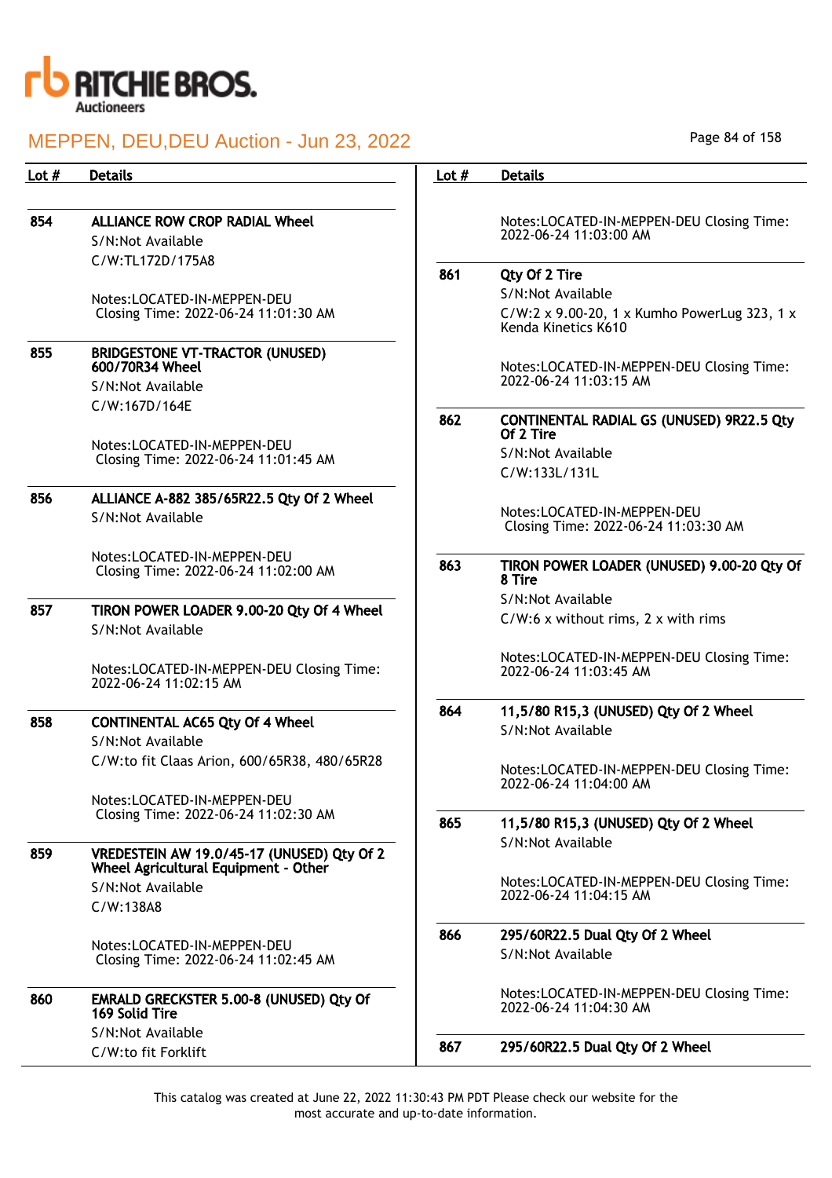MEPPEN, DEU,DEU Auction - Jun 23, 2022

| Lot # | Details |
|---|---|
| 854 | **ALLIANCE ROW CROP RADIAL Wheel**<br>S/N:Not Available<br>C/W:TL172D/175A8<br><br>Notes:LOCATED-IN-MEPPEN-DEU<br>Closing Time: 2022-06-24 11:01:30 AM |
| 855 | **BRIDGESTONE VT-TRACTOR (UNUSED) 600/70R34 Wheel**<br>S/N:Not Available<br>C/W:167D/164E<br><br>Notes:LOCATED-IN-MEPPEN-DEU<br>Closing Time: 2022-06-24 11:01:45 AM |
| 856 | **ALLIANCE A-882 385/65R22.5 Qty Of 2 Wheel**<br>S/N:Not Available<br><br>Notes:LOCATED-IN-MEPPEN-DEU<br>Closing Time: 2022-06-24 11:02:00 AM |
| 857 | **TIRON POWER LOADER 9.00-20 Qty Of 4 Wheel**<br>S/N:Not Available<br><br>Notes:LOCATED-IN-MEPPEN-DEU Closing Time: 2022-06-24 11:02:15 AM |
| 858 | **CONTINENTAL AC65 Qty Of 4 Wheel**<br>S/N:Not Available<br>C/W:to fit Claas Arion, 600/65R38, 480/65R28<br><br>Notes:LOCATED-IN-MEPPEN-DEU<br>Closing Time: 2022-06-24 11:02:30 AM |
| 859 | **VREDESTEIN AW 19.0/45-17 (UNUSED) Qty Of 2 Wheel Agricultural Equipment - Other**<br>S/N:Not Available<br>C/W:138A8<br><br>Notes:LOCATED-IN-MEPPEN-DEU<br>Closing Time: 2022-06-24 11:02:45 AM |
| 860 | **EMRALD GRECKSTER 5.00-8 (UNUSED) Qty Of 169 Solid Tire**<br>S/N:Not Available<br>C/W:to fit Forklift<br><br>Notes:LOCATED-IN-MEPPEN-DEU Closing Time: 2022-06-24 11:03:00 AM |
| 861 | **Qty Of 2 Tire**<br>S/N:Not Available<br>C/W:2 x 9.00-20, 1 x Kumho PowerLug 323, 1 x Kenda Kinetics K610<br><br>Notes:LOCATED-IN-MEPPEN-DEU Closing Time: 2022-06-24 11:03:15 AM |
| 862 | **CONTINENTAL RADIAL GS (UNUSED) 9R22.5 Qty Of 2 Tire**<br>S/N:Not Available<br>C/W:133L/131L<br><br>Notes:LOCATED-IN-MEPPEN-DEU<br>Closing Time: 2022-06-24 11:03:30 AM |
| 863 | **TIRON POWER LOADER (UNUSED) 9.00-20 Qty Of 8 Tire**<br>S/N:Not Available<br>C/W:6 x without rims, 2 x with rims<br><br>Notes:LOCATED-IN-MEPPEN-DEU Closing Time: 2022-06-24 11:03:45 AM |
| 864 | **11,5/80 R15,3 (UNUSED) Qty Of 2 Wheel**<br>S/N:Not Available<br><br>Notes:LOCATED-IN-MEPPEN-DEU Closing Time: 2022-06-24 11:04:00 AM |
| 865 | **11,5/80 R15,3 (UNUSED) Qty Of 2 Wheel**<br>S/N:Not Available<br><br>Notes:LOCATED-IN-MEPPEN-DEU Closing Time: 2022-06-24 11:04:15 AM |
| 866 | **295/60R22.5 Dual Qty Of 2 Wheel**<br>S/N:Not Available<br><br>Notes:LOCATED-IN-MEPPEN-DEU Closing Time: 2022-06-24 11:04:30 AM |
| 867 | **295/60R22.5 Dual Qty Of 2 Wheel** |

This catalog was created at June 22, 2022 11:30:43 PM PDT Please check our website for the most accurate and up-to-date information.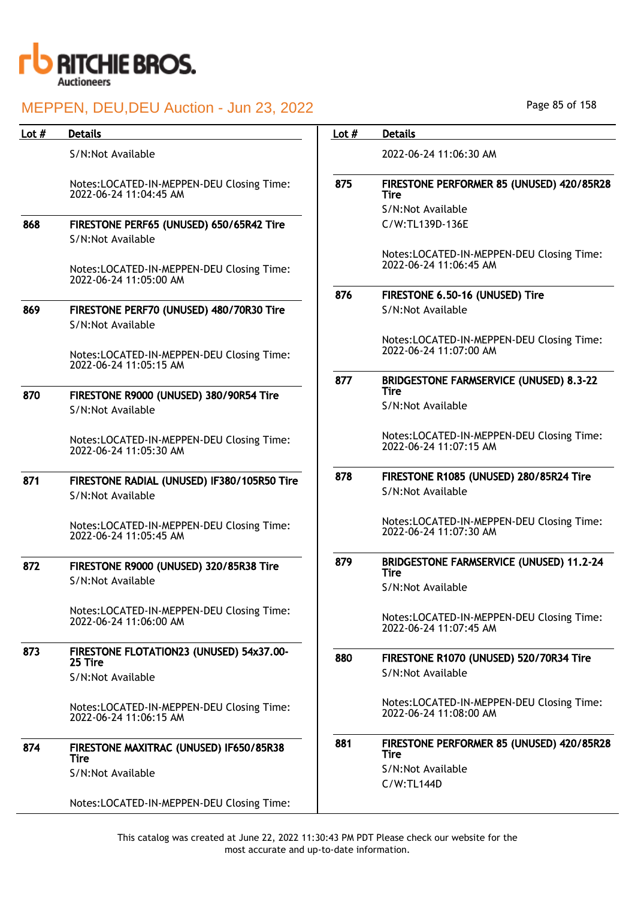| Lot # | Details |
|---|---|
| | S/N:Not Available<br><br>Notes:LOCATED-IN-MEPPEN-DEU Closing Time: 2022-06-24 11:04:45 AM |
| 868 | **FIRESTONE PERF65 (UNUSED) 650/65R42 Tire**<br>S/N:Not Available<br><br>Notes:LOCATED-IN-MEPPEN-DEU Closing Time: 2022-06-24 11:05:00 AM |
| 869 | **FIRESTONE PERF70 (UNUSED) 480/70R30 Tire**<br>S/N:Not Available<br><br>Notes:LOCATED-IN-MEPPEN-DEU Closing Time: 2022-06-24 11:05:15 AM |
| 870 | **FIRESTONE R9000 (UNUSED) 380/90R54 Tire**<br>S/N:Not Available<br><br>Notes:LOCATED-IN-MEPPEN-DEU Closing Time: 2022-06-24 11:05:30 AM |
| 871 | **FIRESTONE RADIAL (UNUSED) IF380/105R50 Tire**<br>S/N:Not Available<br><br>Notes:LOCATED-IN-MEPPEN-DEU Closing Time: 2022-06-24 11:05:45 AM |
| 872 | **FIRESTONE R9000 (UNUSED) 320/85R38 Tire**<br>S/N:Not Available<br><br>Notes:LOCATED-IN-MEPPEN-DEU Closing Time: 2022-06-24 11:06:00 AM |
| 873 | **FIRESTONE FLOTATION23 (UNUSED) 54x37.00-25 Tire**<br>S/N:Not Available<br><br>Notes:LOCATED-IN-MEPPEN-DEU Closing Time: 2022-06-24 11:06:15 AM |
| 874 | **FIRESTONE MAXITRAC (UNUSED) IF650/85R38 Tire**<br>S/N:Not Available<br><br>Notes:LOCATED-IN-MEPPEN-DEU Closing Time: 2022-06-24 11:06:30 AM |
| 875 | **FIRESTONE PERFORMER 85 (UNUSED) 420/85R28 Tire**<br>S/N:Not Available<br>C/W:TL139D-136E<br><br>Notes:LOCATED-IN-MEPPEN-DEU Closing Time: 2022-06-24 11:06:45 AM |
| 876 | **FIRESTONE 6.50-16 (UNUSED) Tire**<br>S/N:Not Available<br><br>Notes:LOCATED-IN-MEPPEN-DEU Closing Time: 2022-06-24 11:07:00 AM |
| 877 | **BRIDGESTONE FARMSERVICE (UNUSED) 8.3-22 Tire**<br>S/N:Not Available<br><br>Notes:LOCATED-IN-MEPPEN-DEU Closing Time: 2022-06-24 11:07:15 AM |
| 878 | **FIRESTONE R1085 (UNUSED) 280/85R24 Tire**<br>S/N:Not Available<br><br>Notes:LOCATED-IN-MEPPEN-DEU Closing Time: 2022-06-24 11:07:30 AM |
| 879 | **BRIDGESTONE FARMSERVICE (UNUSED) 11.2-24 Tire**<br>S/N:Not Available<br><br>Notes:LOCATED-IN-MEPPEN-DEU Closing Time: 2022-06-24 11:07:45 AM |
| 880 | **FIRESTONE R1070 (UNUSED) 520/70R34 Tire**<br>S/N:Not Available<br><br>Notes:LOCATED-IN-MEPPEN-DEU Closing Time: 2022-06-24 11:08:00 AM |
| 881 | **FIRESTONE PERFORMER 85 (UNUSED) 420/85R28 Tire**<br>S/N:Not Available<br>C/W:TL144D |

This catalog was created at June 22, 2022 11:30:43 PM PDT Please check our website for the most accurate and up-to-date information.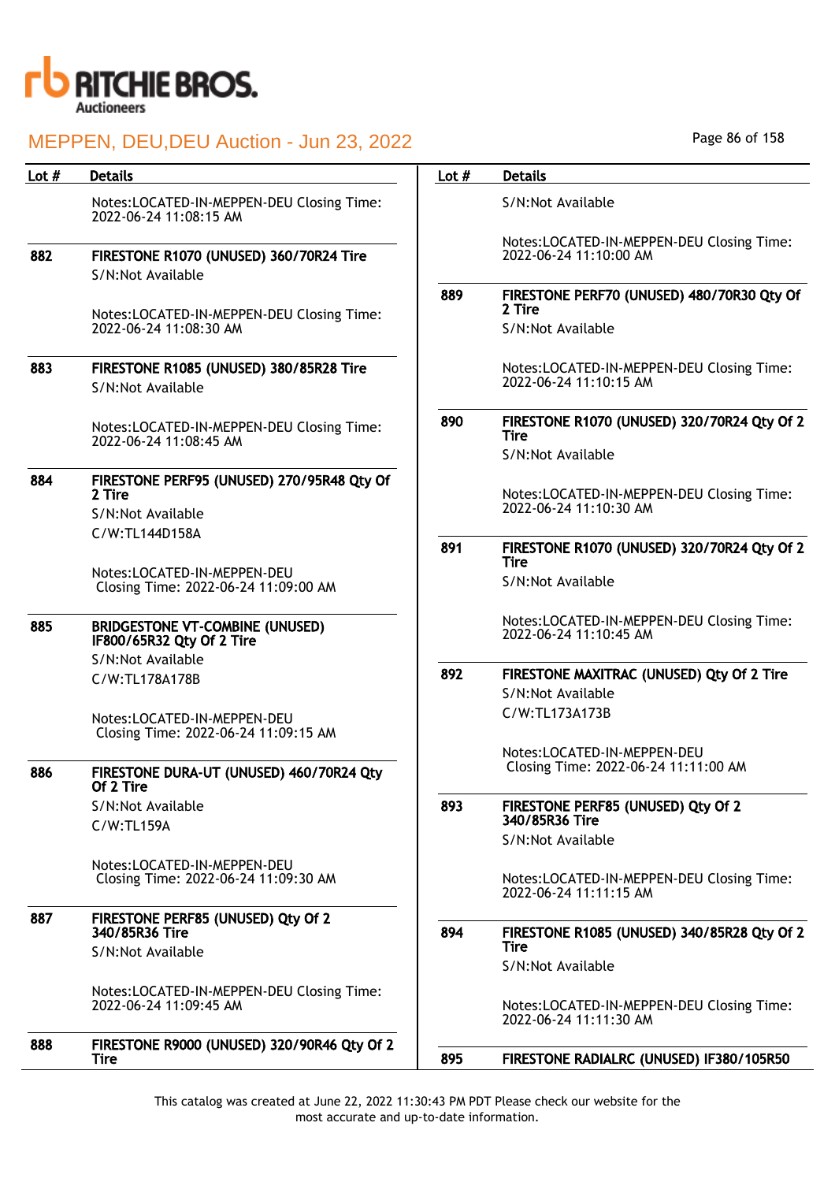| Lot # | Details |
|---|---|
| | Notes:LOCATED-IN-MEPPEN-DEU Closing Time: 2022-06-24 11:08:15 AM |
| 882 | **FIRESTONE R1070 (UNUSED) 360/70R24 Tire**<br>S/N:Not Available<br><br>Notes:LOCATED-IN-MEPPEN-DEU Closing Time: 2022-06-24 11:08:30 AM |
| 883 | **FIRESTONE R1085 (UNUSED) 380/85R28 Tire**<br>S/N:Not Available<br><br>Notes:LOCATED-IN-MEPPEN-DEU Closing Time: 2022-06-24 11:08:45 AM |
| 884 | **FIRESTONE PERF95 (UNUSED) 270/95R48 Qty Of 2 Tire**<br>S/N:Not Available<br>C/W:TL144D158A<br><br>Notes:LOCATED-IN-MEPPEN-DEU<br>Closing Time: 2022-06-24 11:09:00 AM |
| 885 | **BRIDGESTONE VT-COMBINE (UNUSED) IF800/65R32 Qty Of 2 Tire**<br>S/N:Not Available<br>C/W:TL178A178B<br><br>Notes:LOCATED-IN-MEPPEN-DEU<br>Closing Time: 2022-06-24 11:09:15 AM |
| 886 | **FIRESTONE DURA-UT (UNUSED) 460/70R24 Qty Of 2 Tire**<br>S/N:Not Available<br>C/W:TL159A<br><br>Notes:LOCATED-IN-MEPPEN-DEU<br>Closing Time: 2022-06-24 11:09:30 AM |
| 887 | **FIRESTONE PERF85 (UNUSED) Qty Of 2 340/85R36 Tire**<br>S/N:Not Available<br><br>Notes:LOCATED-IN-MEPPEN-DEU Closing Time: 2022-06-24 11:09:45 AM |
| 888 | **FIRESTONE R9000 (UNUSED) 320/90R46 Qty Of 2 Tire**<br>S/N:Not Available<br><br>Notes:LOCATED-IN-MEPPEN-DEU Closing Time: 2022-06-24 11:10:00 AM |
| 889 | **FIRESTONE PERF70 (UNUSED) 480/70R30 Qty Of 2 Tire**<br>S/N:Not Available<br><br>Notes:LOCATED-IN-MEPPEN-DEU Closing Time: 2022-06-24 11:10:15 AM |
| 890 | **FIRESTONE R1070 (UNUSED) 320/70R24 Qty Of 2 Tire**<br>S/N:Not Available<br><br>Notes:LOCATED-IN-MEPPEN-DEU Closing Time: 2022-06-24 11:10:30 AM |
| 891 | **FIRESTONE R1070 (UNUSED) 320/70R24 Qty Of 2 Tire**<br>S/N:Not Available<br><br>Notes:LOCATED-IN-MEPPEN-DEU Closing Time: 2022-06-24 11:10:45 AM |
| 892 | **FIRESTONE MAXITRAC (UNUSED) Qty Of 2 Tire**<br>S/N:Not Available<br>C/W:TL173A173B<br><br>Notes:LOCATED-IN-MEPPEN-DEU<br>Closing Time: 2022-06-24 11:11:00 AM |
| 893 | **FIRESTONE PERF85 (UNUSED) Qty Of 2 340/85R36 Tire**<br>S/N:Not Available<br><br>Notes:LOCATED-IN-MEPPEN-DEU Closing Time: 2022-06-24 11:11:15 AM |
| 894 | **FIRESTONE R1085 (UNUSED) 340/85R28 Qty Of 2 Tire**<br>S/N:Not Available<br><br>Notes:LOCATED-IN-MEPPEN-DEU Closing Time: 2022-06-24 11:11:30 AM |
| 895 | **FIRESTONE RADIALRC (UNUSED) IF380/105R50** |

This catalog was created at June 22, 2022 11:30:43 PM PDT Please check our website for the most accurate and up-to-date information.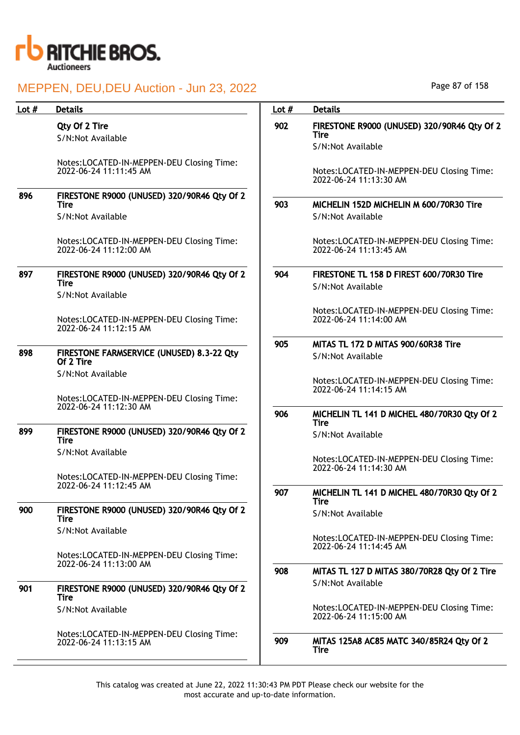| Lot # | Details |
|---|---|
| | **Qty Of 2 Tire**<br>S/N:Not Available<br><br>Notes:LOCATED-IN-MEPPEN-DEU Closing Time: 2022-06-24 11:11:45 AM |
| 896 | **FIRESTONE R9000 (UNUSED) 320/90R46 Qty Of 2 Tire**<br>S/N:Not Available<br><br>Notes:LOCATED-IN-MEPPEN-DEU Closing Time: 2022-06-24 11:12:00 AM |
| 897 | **FIRESTONE R9000 (UNUSED) 320/90R46 Qty Of 2 Tire**<br>S/N:Not Available<br><br>Notes:LOCATED-IN-MEPPEN-DEU Closing Time: 2022-06-24 11:12:15 AM |
| 898 | **FIRESTONE FARMSERVICE (UNUSED) 8.3-22 Qty Of 2 Tire**<br>S/N:Not Available<br><br>Notes:LOCATED-IN-MEPPEN-DEU Closing Time: 2022-06-24 11:12:30 AM |
| 899 | **FIRESTONE R9000 (UNUSED) 320/90R46 Qty Of 2 Tire**<br>S/N:Not Available<br><br>Notes:LOCATED-IN-MEPPEN-DEU Closing Time: 2022-06-24 11:12:45 AM |
| 900 | **FIRESTONE R9000 (UNUSED) 320/90R46 Qty Of 2 Tire**<br>S/N:Not Available<br><br>Notes:LOCATED-IN-MEPPEN-DEU Closing Time: 2022-06-24 11:13:00 AM |
| 901 | **FIRESTONE R9000 (UNUSED) 320/90R46 Qty Of 2 Tire**<br>S/N:Not Available<br><br>Notes:LOCATED-IN-MEPPEN-DEU Closing Time: 2022-06-24 11:13:15 AM |
| 902 | **FIRESTONE R9000 (UNUSED) 320/90R46 Qty Of 2 Tire**<br>S/N:Not Available<br><br>Notes:LOCATED-IN-MEPPEN-DEU Closing Time: 2022-06-24 11:13:30 AM |
| 903 | **MICHELIN 152D MICHELIN M 600/70R30 Tire**<br>S/N:Not Available<br><br>Notes:LOCATED-IN-MEPPEN-DEU Closing Time: 2022-06-24 11:13:45 AM |
| 904 | **FIRESTONE TL 158 D FIREST 600/70R30 Tire**<br>S/N:Not Available<br><br>Notes:LOCATED-IN-MEPPEN-DEU Closing Time: 2022-06-24 11:14:00 AM |
| 905 | **MITAS TL 172 D MITAS 900/60R38 Tire**<br>S/N:Not Available<br><br>Notes:LOCATED-IN-MEPPEN-DEU Closing Time: 2022-06-24 11:14:15 AM |
| 906 | **MICHELIN TL 141 D MICHEL 480/70R30 Qty Of 2 Tire**<br>S/N:Not Available<br><br>Notes:LOCATED-IN-MEPPEN-DEU Closing Time: 2022-06-24 11:14:30 AM |
| 907 | **MICHELIN TL 141 D MICHEL 480/70R30 Qty Of 2 Tire**<br>S/N:Not Available<br><br>Notes:LOCATED-IN-MEPPEN-DEU Closing Time: 2022-06-24 11:14:45 AM |
| 908 | **MITAS TL 127 D MITAS 380/70R28 Qty Of 2 Tire**<br>S/N:Not Available<br><br>Notes:LOCATED-IN-MEPPEN-DEU Closing Time: 2022-06-24 11:15:00 AM |
| 909 | **MITAS 125A8 AC85 MATC 340/85R24 Qty Of 2 Tire** |

This catalog was created at June 22, 2022 11:30:43 PM PDT Please check our website for the most accurate and up-to-date information.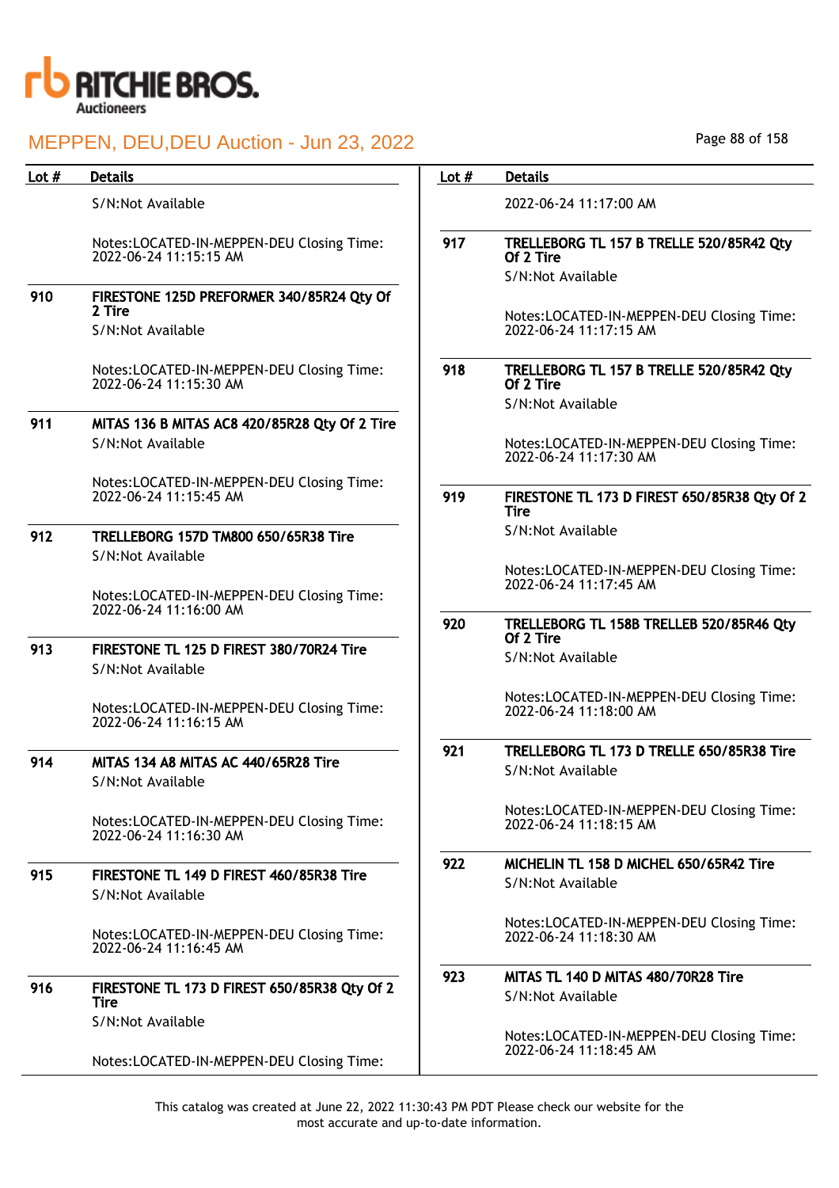| Lot # | Details |
|---|---|
| | S/N:Not Available<br><br>Notes:LOCATED-IN-MEPPEN-DEU Closing Time: 2022-06-24 11:15:15 AM |
| 910 | **FIRESTONE 125D PREFORMER 340/85R24 Qty Of 2 Tire**<br>S/N:Not Available<br><br>Notes:LOCATED-IN-MEPPEN-DEU Closing Time: 2022-06-24 11:15:30 AM |
| 911 | **MITAS 136 B MITAS AC8 420/85R28 Qty Of 2 Tire**<br>S/N:Not Available<br><br>Notes:LOCATED-IN-MEPPEN-DEU Closing Time: 2022-06-24 11:15:45 AM |
| 912 | **TRELLEBORG 157D TM800 650/65R38 Tire**<br>S/N:Not Available<br><br>Notes:LOCATED-IN-MEPPEN-DEU Closing Time: 2022-06-24 11:16:00 AM |
| 913 | **FIRESTONE TL 125 D FIREST 380/70R24 Tire**<br>S/N:Not Available<br><br>Notes:LOCATED-IN-MEPPEN-DEU Closing Time: 2022-06-24 11:16:15 AM |
| 914 | **MITAS 134 A8 MITAS AC 440/65R28 Tire**<br>S/N:Not Available<br><br>Notes:LOCATED-IN-MEPPEN-DEU Closing Time: 2022-06-24 11:16:30 AM |
| 915 | **FIRESTONE TL 149 D FIREST 460/85R38 Tire**<br>S/N:Not Available<br><br>Notes:LOCATED-IN-MEPPEN-DEU Closing Time: 2022-06-24 11:16:45 AM |
| 916 | **FIRESTONE TL 173 D FIREST 650/85R38 Qty Of 2 Tire**<br>S/N:Not Available<br><br>Notes:LOCATED-IN-MEPPEN-DEU Closing Time: 2022-06-24 11:17:00 AM |
| 917 | **TRELLEBORG TL 157 B TRELLE 520/85R42 Qty Of 2 Tire**<br>S/N:Not Available<br><br>Notes:LOCATED-IN-MEPPEN-DEU Closing Time: 2022-06-24 11:17:15 AM |
| 918 | **TRELLEBORG TL 157 B TRELLE 520/85R42 Qty Of 2 Tire**<br>S/N:Not Available<br><br>Notes:LOCATED-IN-MEPPEN-DEU Closing Time: 2022-06-24 11:17:30 AM |
| 919 | **FIRESTONE TL 173 D FIREST 650/85R38 Qty Of 2 Tire**<br>S/N:Not Available<br><br>Notes:LOCATED-IN-MEPPEN-DEU Closing Time: 2022-06-24 11:17:45 AM |
| 920 | **TRELLEBORG TL 158B TRELLEB 520/85R46 Qty Of 2 Tire**<br>S/N:Not Available<br><br>Notes:LOCATED-IN-MEPPEN-DEU Closing Time: 2022-06-24 11:18:00 AM |
| 921 | **TRELLEBORG TL 173 D TRELLE 650/85R38 Tire**<br>S/N:Not Available<br><br>Notes:LOCATED-IN-MEPPEN-DEU Closing Time: 2022-06-24 11:18:15 AM |
| 922 | **MICHELIN TL 158 D MICHEL 650/65R42 Tire**<br>S/N:Not Available<br><br>Notes:LOCATED-IN-MEPPEN-DEU Closing Time: 2022-06-24 11:18:30 AM |
| 923 | **MITAS TL 140 D MITAS 480/70R28 Tire**<br>S/N:Not Available<br><br>Notes:LOCATED-IN-MEPPEN-DEU Closing Time: 2022-06-24 11:18:45 AM |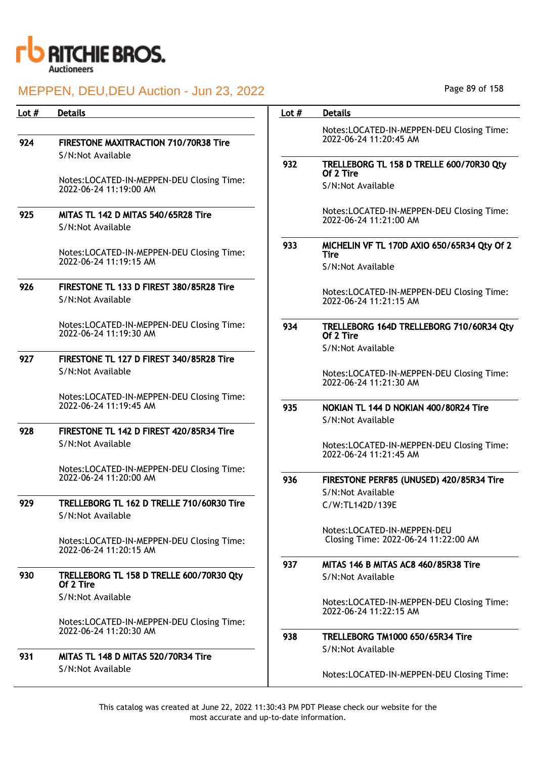| Lot # | Details |
|---|---|
| 924 | **FIRESTONE MAXITRACTION 710/70R38 Tire**<br>S/N:Not Available<br><br>Notes:LOCATED-IN-MEPPEN-DEU Closing Time: 2022-06-24 11:19:00 AM |
| 925 | **MITAS TL 142 D MITAS 540/65R28 Tire**<br>S/N:Not Available<br><br>Notes:LOCATED-IN-MEPPEN-DEU Closing Time: 2022-06-24 11:19:15 AM |
| 926 | **FIRESTONE TL 133 D FIREST 380/85R28 Tire**<br>S/N:Not Available<br><br>Notes:LOCATED-IN-MEPPEN-DEU Closing Time: 2022-06-24 11:19:30 AM |
| 927 | **FIRESTONE TL 127 D FIREST 340/85R28 Tire**<br>S/N:Not Available<br><br>Notes:LOCATED-IN-MEPPEN-DEU Closing Time: 2022-06-24 11:19:45 AM |
| 928 | **FIRESTONE TL 142 D FIREST 420/85R34 Tire**<br>S/N:Not Available<br><br>Notes:LOCATED-IN-MEPPEN-DEU Closing Time: 2022-06-24 11:20:00 AM |
| 929 | **TRELLEBORG TL 162 D TRELLE 710/60R30 Tire**<br>S/N:Not Available<br><br>Notes:LOCATED-IN-MEPPEN-DEU Closing Time: 2022-06-24 11:20:15 AM |
| 930 | **TRELLEBORG TL 158 D TRELLE 600/70R30 Qty Of 2 Tire**<br>S/N:Not Available<br><br>Notes:LOCATED-IN-MEPPEN-DEU Closing Time: 2022-06-24 11:20:30 AM |
| 931 | **MITAS TL 148 D MITAS 520/70R34 Tire**<br>S/N:Not Available<br><br>Notes:LOCATED-IN-MEPPEN-DEU Closing Time: 2022-06-24 11:20:45 AM |
| 932 | **TRELLEBORG TL 158 D TRELLE 600/70R30 Qty Of 2 Tire**<br>S/N:Not Available<br><br>Notes:LOCATED-IN-MEPPEN-DEU Closing Time: 2022-06-24 11:21:00 AM |
| 933 | **MICHELIN VF TL 170D AXIO 650/65R34 Qty Of 2 Tire**<br>S/N:Not Available<br><br>Notes:LOCATED-IN-MEPPEN-DEU Closing Time: 2022-06-24 11:21:15 AM |
| 934 | **TRELLEBORG 164D TRELLEBORG 710/60R34 Qty Of 2 Tire**<br>S/N:Not Available<br><br>Notes:LOCATED-IN-MEPPEN-DEU Closing Time: 2022-06-24 11:21:30 AM |
| 935 | **NOKIAN TL 144 D NOKIAN 400/80R24 Tire**<br>S/N:Not Available<br><br>Notes:LOCATED-IN-MEPPEN-DEU Closing Time: 2022-06-24 11:21:45 AM |
| 936 | **FIRESTONE PERF85 (UNUSED) 420/85R34 Tire**<br>S/N:Not Available<br>C/W:TL142D/139E<br><br>Notes:LOCATED-IN-MEPPEN-DEU<br>Closing Time: 2022-06-24 11:22:00 AM |
| 937 | **MITAS 146 B MITAS AC8 460/85R38 Tire**<br>S/N:Not Available<br><br>Notes:LOCATED-IN-MEPPEN-DEU Closing Time: 2022-06-24 11:22:15 AM |
| 938 | **TRELLEBORG TM1000 650/65R34 Tire**<br>S/N:Not Available<br><br>Notes:LOCATED-IN-MEPPEN-DEU Closing Time: |

This catalog was created at June 22, 2022 11:30:43 PM PDT Please check our website for the most accurate and up-to-date information.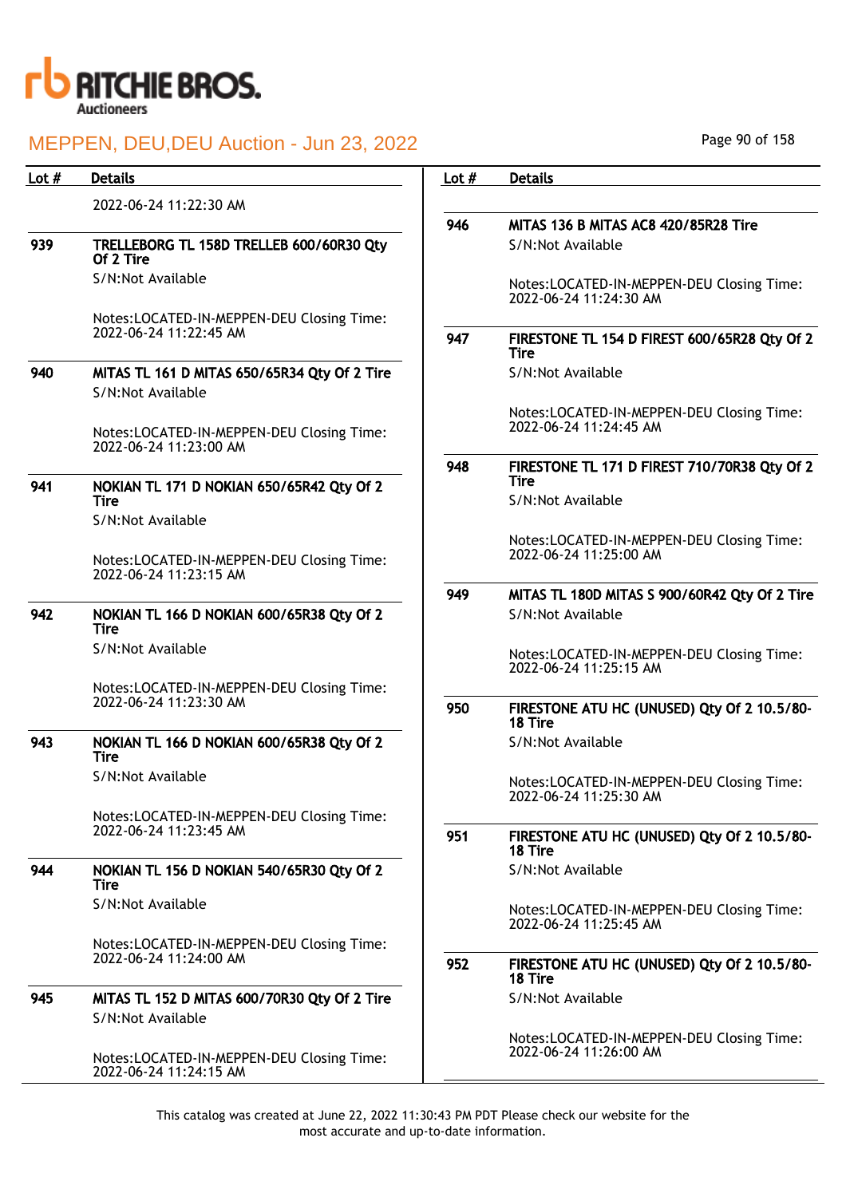| Lot # | Details |
|---|---|
| | 2022-06-24 11:22:30 AM |
| 939 | **TRELLEBORG TL 158D TRELLEB 600/60R30 Qty Of 2 Tire**<br>S/N:Not Available<br><br>Notes:LOCATED-IN-MEPPEN-DEU Closing Time: 2022-06-24 11:22:45 AM |
| 940 | **MITAS TL 161 D MITAS 650/65R34 Qty Of 2 Tire**<br>S/N:Not Available<br><br>Notes:LOCATED-IN-MEPPEN-DEU Closing Time: 2022-06-24 11:23:00 AM |
| 941 | **NOKIAN TL 171 D NOKIAN 650/65R42 Qty Of 2 Tire**<br>S/N:Not Available<br><br>Notes:LOCATED-IN-MEPPEN-DEU Closing Time: 2022-06-24 11:23:15 AM |
| 942 | **NOKIAN TL 166 D NOKIAN 600/65R38 Qty Of 2 Tire**<br>S/N:Not Available<br><br>Notes:LOCATED-IN-MEPPEN-DEU Closing Time: 2022-06-24 11:23:30 AM |
| 943 | **NOKIAN TL 166 D NOKIAN 600/65R38 Qty Of 2 Tire**<br>S/N:Not Available<br><br>Notes:LOCATED-IN-MEPPEN-DEU Closing Time: 2022-06-24 11:23:45 AM |
| 944 | **NOKIAN TL 156 D NOKIAN 540/65R30 Qty Of 2 Tire**<br>S/N:Not Available<br><br>Notes:LOCATED-IN-MEPPEN-DEU Closing Time: 2022-06-24 11:24:00 AM |
| 945 | **MITAS TL 152 D MITAS 600/70R30 Qty Of 2 Tire**<br>S/N:Not Available<br><br>Notes:LOCATED-IN-MEPPEN-DEU Closing Time: 2022-06-24 11:24:15 AM |
| 946 | **MITAS 136 B MITAS AC8 420/85R28 Tire**<br>S/N:Not Available<br><br>Notes:LOCATED-IN-MEPPEN-DEU Closing Time: 2022-06-24 11:24:30 AM |
| 947 | **FIRESTONE TL 154 D FIREST 600/65R28 Qty Of 2 Tire**<br>S/N:Not Available<br><br>Notes:LOCATED-IN-MEPPEN-DEU Closing Time: 2022-06-24 11:24:45 AM |
| 948 | **FIRESTONE TL 171 D FIREST 710/70R38 Qty Of 2 Tire**<br>S/N:Not Available<br><br>Notes:LOCATED-IN-MEPPEN-DEU Closing Time: 2022-06-24 11:25:00 AM |
| 949 | **MITAS TL 180D MITAS S 900/60R42 Qty Of 2 Tire**<br>S/N:Not Available<br><br>Notes:LOCATED-IN-MEPPEN-DEU Closing Time: 2022-06-24 11:25:15 AM |
| 950 | **FIRESTONE ATU HC (UNUSED) Qty Of 2 10.5/80-18 Tire**<br>S/N:Not Available<br><br>Notes:LOCATED-IN-MEPPEN-DEU Closing Time: 2022-06-24 11:25:30 AM |
| 951 | **FIRESTONE ATU HC (UNUSED) Qty Of 2 10.5/80-18 Tire**<br>S/N:Not Available<br><br>Notes:LOCATED-IN-MEPPEN-DEU Closing Time: 2022-06-24 11:25:45 AM |
| 952 | **FIRESTONE ATU HC (UNUSED) Qty Of 2 10.5/80-18 Tire**<br>S/N:Not Available<br><br>Notes:LOCATED-IN-MEPPEN-DEU Closing Time: 2022-06-24 11:26:00 AM |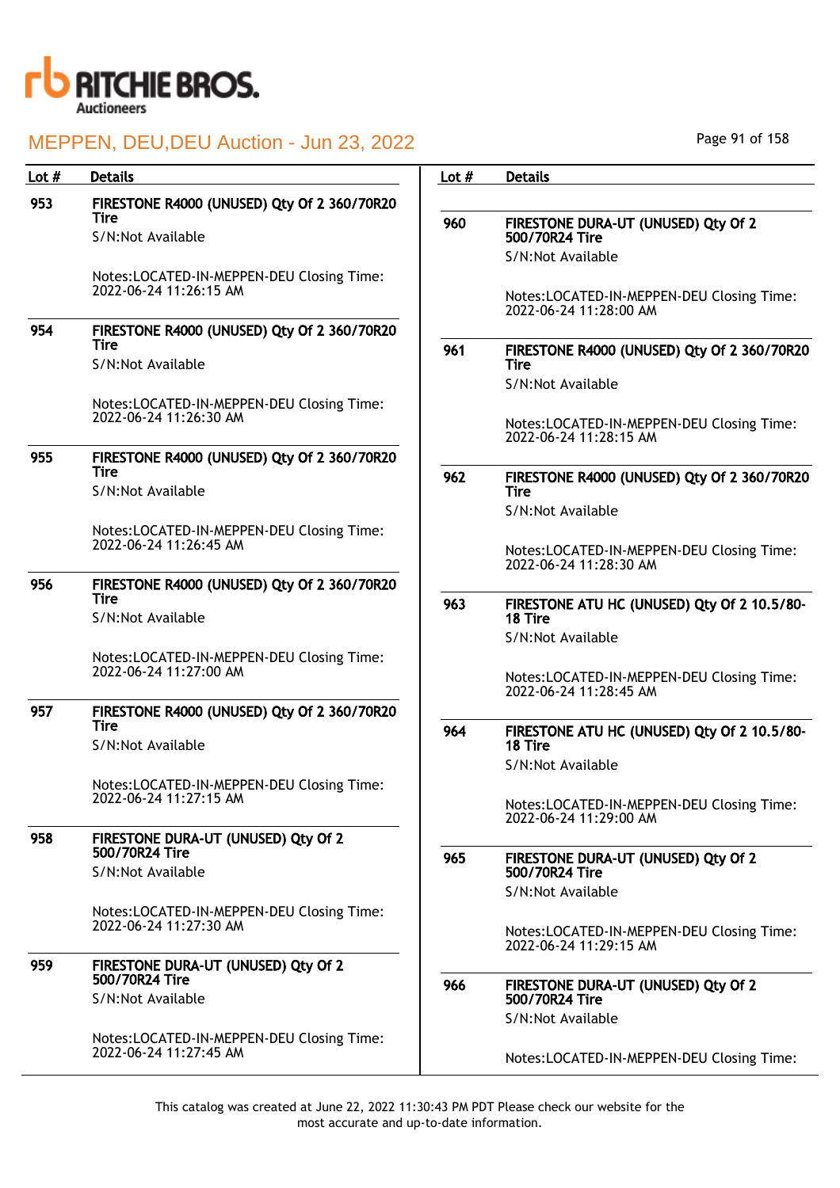| Lot # | Details |
|---|---|
| 953 | **FIRESTONE R4000 (UNUSED) Qty Of 2 360/70R20 Tire**<br>S/N:Not Available<br><br>Notes:LOCATED-IN-MEPPEN-DEU Closing Time: 2022-06-24 11:26:15 AM |
| 954 | **FIRESTONE R4000 (UNUSED) Qty Of 2 360/70R20 Tire**<br>S/N:Not Available<br><br>Notes:LOCATED-IN-MEPPEN-DEU Closing Time: 2022-06-24 11:26:30 AM |
| 955 | **FIRESTONE R4000 (UNUSED) Qty Of 2 360/70R20 Tire**<br>S/N:Not Available<br><br>Notes:LOCATED-IN-MEPPEN-DEU Closing Time: 2022-06-24 11:26:45 AM |
| 956 | **FIRESTONE R4000 (UNUSED) Qty Of 2 360/70R20 Tire**<br>S/N:Not Available<br><br>Notes:LOCATED-IN-MEPPEN-DEU Closing Time: 2022-06-24 11:27:00 AM |
| 957 | **FIRESTONE R4000 (UNUSED) Qty Of 2 360/70R20 Tire**<br>S/N:Not Available<br><br>Notes:LOCATED-IN-MEPPEN-DEU Closing Time: 2022-06-24 11:27:15 AM |
| 958 | **FIRESTONE DURA-UT (UNUSED) Qty Of 2 500/70R24 Tire**<br>S/N:Not Available<br><br>Notes:LOCATED-IN-MEPPEN-DEU Closing Time: 2022-06-24 11:27:30 AM |
| 959 | **FIRESTONE DURA-UT (UNUSED) Qty Of 2 500/70R24 Tire**<br>S/N:Not Available<br><br>Notes:LOCATED-IN-MEPPEN-DEU Closing Time: 2022-06-24 11:27:45 AM |
| 960 | **FIRESTONE DURA-UT (UNUSED) Qty Of 2 500/70R24 Tire**<br>S/N:Not Available<br><br>Notes:LOCATED-IN-MEPPEN-DEU Closing Time: 2022-06-24 11:28:00 AM |
| 961 | **FIRESTONE R4000 (UNUSED) Qty Of 2 360/70R20 Tire**<br>S/N:Not Available<br><br>Notes:LOCATED-IN-MEPPEN-DEU Closing Time: 2022-06-24 11:28:15 AM |
| 962 | **FIRESTONE R4000 (UNUSED) Qty Of 2 360/70R20 Tire**<br>S/N:Not Available<br><br>Notes:LOCATED-IN-MEPPEN-DEU Closing Time: 2022-06-24 11:28:30 AM |
| 963 | **FIRESTONE ATU HC (UNUSED) Qty Of 2 10.5/80-18 Tire**<br>S/N:Not Available<br><br>Notes:LOCATED-IN-MEPPEN-DEU Closing Time: 2022-06-24 11:28:45 AM |
| 964 | **FIRESTONE ATU HC (UNUSED) Qty Of 2 10.5/80-18 Tire**<br>S/N:Not Available<br><br>Notes:LOCATED-IN-MEPPEN-DEU Closing Time: 2022-06-24 11:29:00 AM |
| 965 | **FIRESTONE DURA-UT (UNUSED) Qty Of 2 500/70R24 Tire**<br>S/N:Not Available<br><br>Notes:LOCATED-IN-MEPPEN-DEU Closing Time: 2022-06-24 11:29:15 AM |
| 966 | **FIRESTONE DURA-UT (UNUSED) Qty Of 2 500/70R24 Tire**<br>S/N:Not Available<br><br>Notes:LOCATED-IN-MEPPEN-DEU Closing Time: |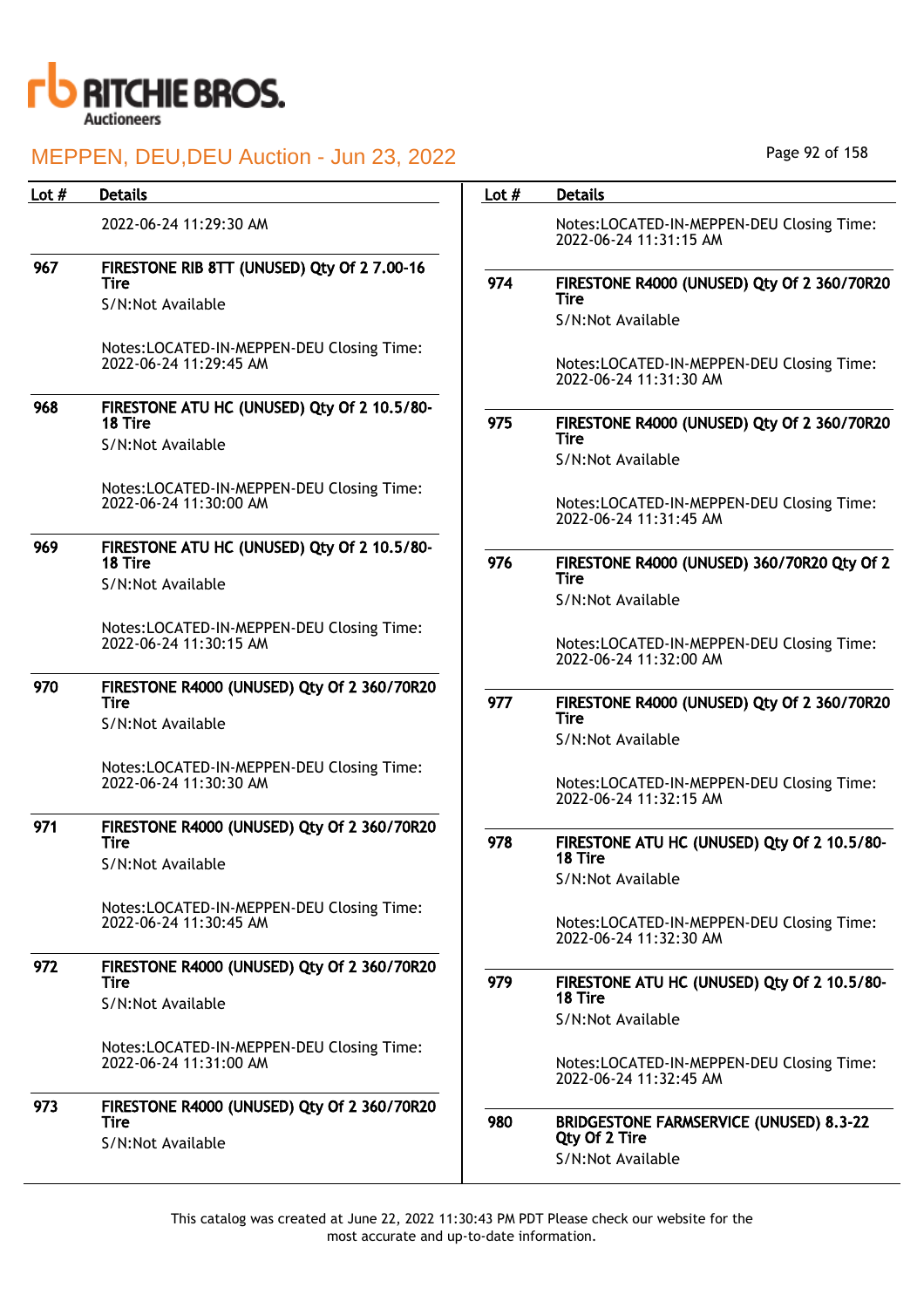| Lot # | Details |
|---|---|
| | 2022-06-24 11:29:30 AM |
| 967 | **FIRESTONE RIB 8TT (UNUSED) Qty Of 2 7.00-16 Tire**<br>S/N:Not Available<br><br>Notes:LOCATED-IN-MEPPEN-DEU Closing Time: 2022-06-24 11:29:45 AM |
| 968 | **FIRESTONE ATU HC (UNUSED) Qty Of 2 10.5/80-18 Tire**<br>S/N:Not Available<br><br>Notes:LOCATED-IN-MEPPEN-DEU Closing Time: 2022-06-24 11:30:00 AM |
| 969 | **FIRESTONE ATU HC (UNUSED) Qty Of 2 10.5/80-18 Tire**<br>S/N:Not Available<br><br>Notes:LOCATED-IN-MEPPEN-DEU Closing Time: 2022-06-24 11:30:15 AM |
| 970 | **FIRESTONE R4000 (UNUSED) Qty Of 2 360/70R20 Tire**<br>S/N:Not Available<br><br>Notes:LOCATED-IN-MEPPEN-DEU Closing Time: 2022-06-24 11:30:30 AM |
| 971 | **FIRESTONE R4000 (UNUSED) Qty Of 2 360/70R20 Tire**<br>S/N:Not Available<br><br>Notes:LOCATED-IN-MEPPEN-DEU Closing Time: 2022-06-24 11:30:45 AM |
| 972 | **FIRESTONE R4000 (UNUSED) Qty Of 2 360/70R20 Tire**<br>S/N:Not Available<br><br>Notes:LOCATED-IN-MEPPEN-DEU Closing Time: 2022-06-24 11:31:00 AM |
| 973 | **FIRESTONE R4000 (UNUSED) Qty Of 2 360/70R20 Tire**<br>S/N:Not Available<br><br>Notes:LOCATED-IN-MEPPEN-DEU Closing Time: 2022-06-24 11:31:15 AM |
| 974 | **FIRESTONE R4000 (UNUSED) Qty Of 2 360/70R20 Tire**<br>S/N:Not Available<br><br>Notes:LOCATED-IN-MEPPEN-DEU Closing Time: 2022-06-24 11:31:30 AM |
| 975 | **FIRESTONE R4000 (UNUSED) Qty Of 2 360/70R20 Tire**<br>S/N:Not Available<br><br>Notes:LOCATED-IN-MEPPEN-DEU Closing Time: 2022-06-24 11:31:45 AM |
| 976 | **FIRESTONE R4000 (UNUSED) 360/70R20 Qty Of 2 Tire**<br>S/N:Not Available<br><br>Notes:LOCATED-IN-MEPPEN-DEU Closing Time: 2022-06-24 11:32:00 AM |
| 977 | **FIRESTONE R4000 (UNUSED) Qty Of 2 360/70R20 Tire**<br>S/N:Not Available<br><br>Notes:LOCATED-IN-MEPPEN-DEU Closing Time: 2022-06-24 11:32:15 AM |
| 978 | **FIRESTONE ATU HC (UNUSED) Qty Of 2 10.5/80-18 Tire**<br>S/N:Not Available<br><br>Notes:LOCATED-IN-MEPPEN-DEU Closing Time: 2022-06-24 11:32:30 AM |
| 979 | **FIRESTONE ATU HC (UNUSED) Qty Of 2 10.5/80-18 Tire**<br>S/N:Not Available<br><br>Notes:LOCATED-IN-MEPPEN-DEU Closing Time: 2022-06-24 11:32:45 AM |
| 980 | **BRIDGESTONE FARMSERVICE (UNUSED) 8.3-22 Qty Of 2 Tire**<br>S/N:Not Available |

This catalog was created at June 22, 2022 11:30:43 PM PDT Please check our website for the most accurate and up-to-date information.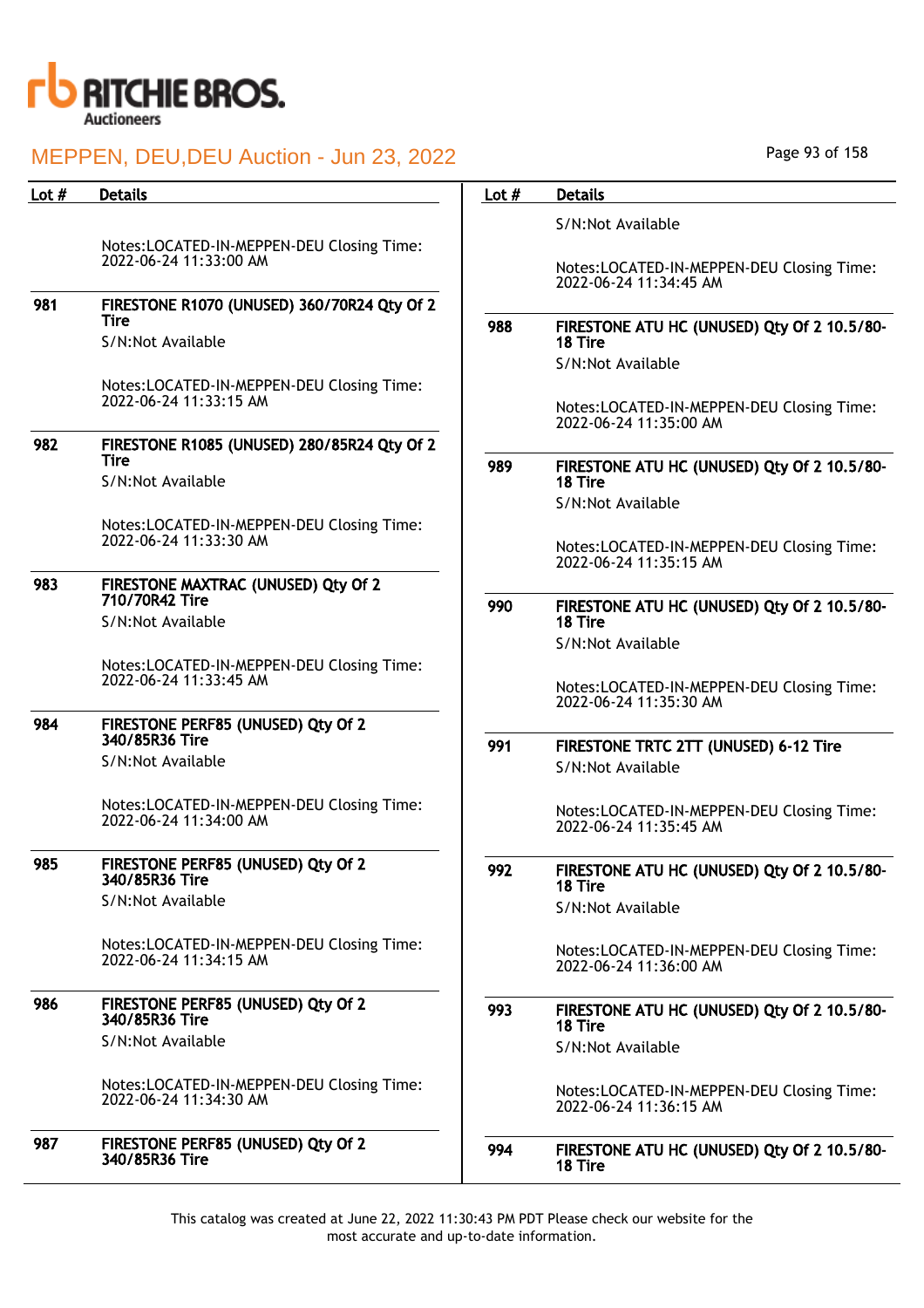| Lot # | Details |
|---|---|
| | Notes:LOCATED-IN-MEPPEN-DEU Closing Time: 2022-06-24 11:33:00 AM |
| 981 | **FIRESTONE R1070 (UNUSED) 360/70R24 Qty Of 2 Tire**<br>S/N:Not Available<br><br>Notes:LOCATED-IN-MEPPEN-DEU Closing Time: 2022-06-24 11:33:15 AM |
| 982 | **FIRESTONE R1085 (UNUSED) 280/85R24 Qty Of 2 Tire**<br>S/N:Not Available<br><br>Notes:LOCATED-IN-MEPPEN-DEU Closing Time: 2022-06-24 11:33:30 AM |
| 983 | **FIRESTONE MAXTRAC (UNUSED) Qty Of 2 710/70R42 Tire**<br>S/N:Not Available<br><br>Notes:LOCATED-IN-MEPPEN-DEU Closing Time: 2022-06-24 11:33:45 AM |
| 984 | **FIRESTONE PERF85 (UNUSED) Qty Of 2 340/85R36 Tire**<br>S/N:Not Available<br><br>Notes:LOCATED-IN-MEPPEN-DEU Closing Time: 2022-06-24 11:34:00 AM |
| 985 | **FIRESTONE PERF85 (UNUSED) Qty Of 2 340/85R36 Tire**<br>S/N:Not Available<br><br>Notes:LOCATED-IN-MEPPEN-DEU Closing Time: 2022-06-24 11:34:15 AM |
| 986 | **FIRESTONE PERF85 (UNUSED) Qty Of 2 340/85R36 Tire**<br>S/N:Not Available<br><br>Notes:LOCATED-IN-MEPPEN-DEU Closing Time: 2022-06-24 11:34:30 AM |
| 987 | **FIRESTONE PERF85 (UNUSED) Qty Of 2 340/85R36 Tire**<br>S/N:Not Available<br><br>Notes:LOCATED-IN-MEPPEN-DEU Closing Time: 2022-06-24 11:34:45 AM |
| 988 | **FIRESTONE ATU HC (UNUSED) Qty Of 2 10.5/80-18 Tire**<br>S/N:Not Available<br><br>Notes:LOCATED-IN-MEPPEN-DEU Closing Time: 2022-06-24 11:35:00 AM |
| 989 | **FIRESTONE ATU HC (UNUSED) Qty Of 2 10.5/80-18 Tire**<br>S/N:Not Available<br><br>Notes:LOCATED-IN-MEPPEN-DEU Closing Time: 2022-06-24 11:35:15 AM |
| 990 | **FIRESTONE ATU HC (UNUSED) Qty Of 2 10.5/80-18 Tire**<br>S/N:Not Available<br><br>Notes:LOCATED-IN-MEPPEN-DEU Closing Time: 2022-06-24 11:35:30 AM |
| 991 | **FIRESTONE TRTC 2TT (UNUSED) 6-12 Tire**<br>S/N:Not Available<br><br>Notes:LOCATED-IN-MEPPEN-DEU Closing Time: 2022-06-24 11:35:45 AM |
| 992 | **FIRESTONE ATU HC (UNUSED) Qty Of 2 10.5/80-18 Tire**<br>S/N:Not Available<br><br>Notes:LOCATED-IN-MEPPEN-DEU Closing Time: 2022-06-24 11:36:00 AM |
| 993 | **FIRESTONE ATU HC (UNUSED) Qty Of 2 10.5/80-18 Tire**<br>S/N:Not Available<br><br>Notes:LOCATED-IN-MEPPEN-DEU Closing Time: 2022-06-24 11:36:15 AM |
| 994 | **FIRESTONE ATU HC (UNUSED) Qty Of 2 10.5/80-18 Tire** |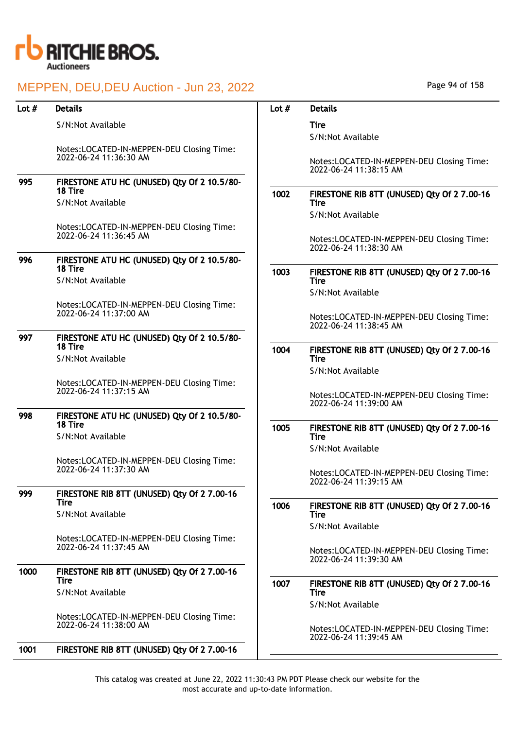# MEPPEN, DEU,DEU Auction - Jun 23, 2022

| Lot # | Details |
|---|---|
| | S/N:Not Available<br><br>Notes:LOCATED-IN-MEPPEN-DEU Closing Time: 2022-06-24 11:36:30 AM |
| 995 | **FIRESTONE ATU HC (UNUSED) Qty Of 2 10.5/80-18 Tire**<br>S/N:Not Available<br><br>Notes:LOCATED-IN-MEPPEN-DEU Closing Time: 2022-06-24 11:36:45 AM |
| 996 | **FIRESTONE ATU HC (UNUSED) Qty Of 2 10.5/80-18 Tire**<br>S/N:Not Available<br><br>Notes:LOCATED-IN-MEPPEN-DEU Closing Time: 2022-06-24 11:37:00 AM |
| 997 | **FIRESTONE ATU HC (UNUSED) Qty Of 2 10.5/80-18 Tire**<br>S/N:Not Available<br><br>Notes:LOCATED-IN-MEPPEN-DEU Closing Time: 2022-06-24 11:37:15 AM |
| 998 | **FIRESTONE ATU HC (UNUSED) Qty Of 2 10.5/80-18 Tire**<br>S/N:Not Available<br><br>Notes:LOCATED-IN-MEPPEN-DEU Closing Time: 2022-06-24 11:37:30 AM |
| 999 | **FIRESTONE RIB 8TT (UNUSED) Qty Of 2 7.00-16 Tire**<br>S/N:Not Available<br><br>Notes:LOCATED-IN-MEPPEN-DEU Closing Time: 2022-06-24 11:37:45 AM |
| 1000 | **FIRESTONE RIB 8TT (UNUSED) Qty Of 2 7.00-16 Tire**<br>S/N:Not Available<br><br>Notes:LOCATED-IN-MEPPEN-DEU Closing Time: 2022-06-24 11:38:00 AM |
| 1001 | **FIRESTONE RIB 8TT (UNUSED) Qty Of 2 7.00-16 Tire**<br>S/N:Not Available<br><br>Notes:LOCATED-IN-MEPPEN-DEU Closing Time: 2022-06-24 11:38:15 AM |
| 1002 | **FIRESTONE RIB 8TT (UNUSED) Qty Of 2 7.00-16 Tire**<br>S/N:Not Available<br><br>Notes:LOCATED-IN-MEPPEN-DEU Closing Time: 2022-06-24 11:38:30 AM |
| 1003 | **FIRESTONE RIB 8TT (UNUSED) Qty Of 2 7.00-16 Tire**<br>S/N:Not Available<br><br>Notes:LOCATED-IN-MEPPEN-DEU Closing Time: 2022-06-24 11:38:45 AM |
| 1004 | **FIRESTONE RIB 8TT (UNUSED) Qty Of 2 7.00-16 Tire**<br>S/N:Not Available<br><br>Notes:LOCATED-IN-MEPPEN-DEU Closing Time: 2022-06-24 11:39:00 AM |
| 1005 | **FIRESTONE RIB 8TT (UNUSED) Qty Of 2 7.00-16 Tire**<br>S/N:Not Available<br><br>Notes:LOCATED-IN-MEPPEN-DEU Closing Time: 2022-06-24 11:39:15 AM |
| 1006 | **FIRESTONE RIB 8TT (UNUSED) Qty Of 2 7.00-16 Tire**<br>S/N:Not Available<br><br>Notes:LOCATED-IN-MEPPEN-DEU Closing Time: 2022-06-24 11:39:30 AM |
| 1007 | **FIRESTONE RIB 8TT (UNUSED) Qty Of 2 7.00-16 Tire**<br>S/N:Not Available<br><br>Notes:LOCATED-IN-MEPPEN-DEU Closing Time: 2022-06-24 11:39:45 AM |

This catalog was created at June 22, 2022 11:30:43 PM PDT Please check our website for the most accurate and up-to-date information.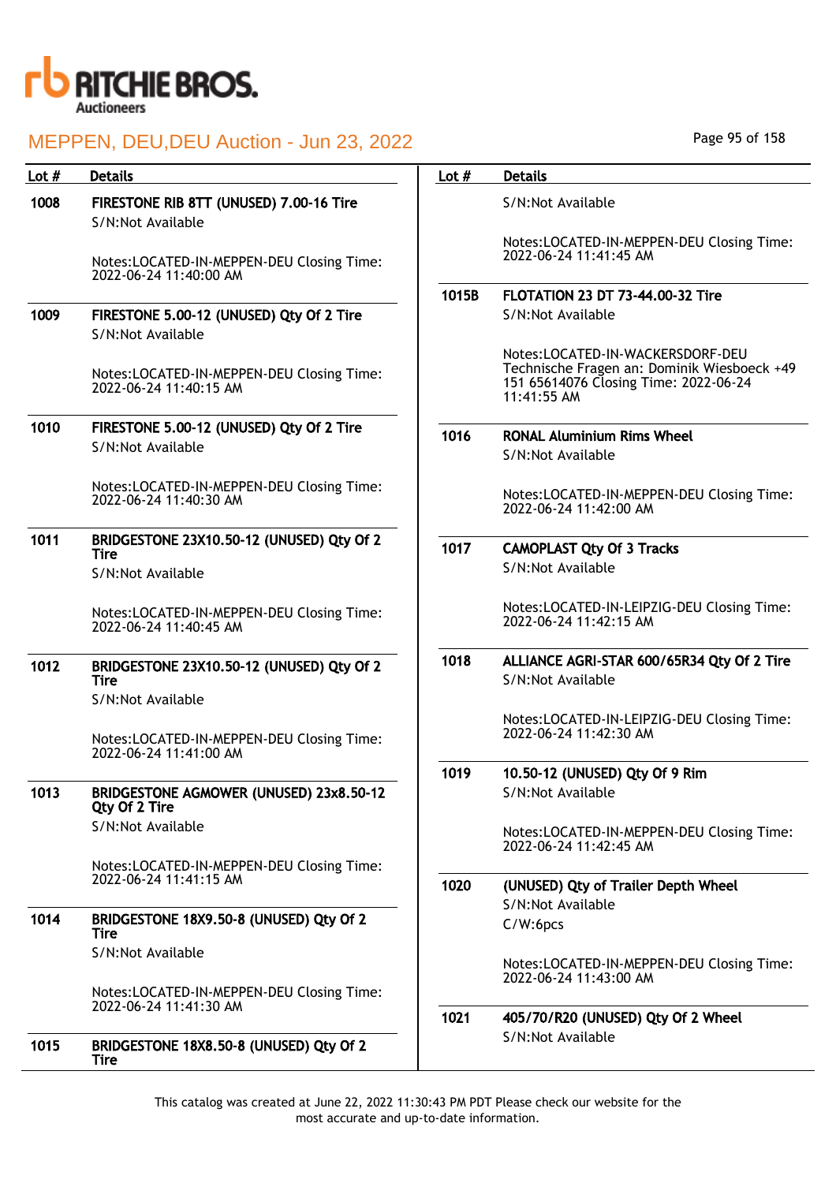| Lot # | Details |
|---|---|
| 1008 | **FIRESTONE RIB 8TT (UNUSED) 7.00-16 Tire**<br>S/N:Not Available<br><br>Notes:LOCATED-IN-MEPPEN-DEU Closing Time: 2022-06-24 11:40:00 AM |
| 1009 | **FIRESTONE 5.00-12 (UNUSED) Qty Of 2 Tire**<br>S/N:Not Available<br><br>Notes:LOCATED-IN-MEPPEN-DEU Closing Time: 2022-06-24 11:40:15 AM |
| 1010 | **FIRESTONE 5.00-12 (UNUSED) Qty Of 2 Tire**<br>S/N:Not Available<br><br>Notes:LOCATED-IN-MEPPEN-DEU Closing Time: 2022-06-24 11:40:30 AM |
| 1011 | **BRIDGESTONE 23X10.50-12 (UNUSED) Qty Of 2 Tire**<br>S/N:Not Available<br><br>Notes:LOCATED-IN-MEPPEN-DEU Closing Time: 2022-06-24 11:40:45 AM |
| 1012 | **BRIDGESTONE 23X10.50-12 (UNUSED) Qty Of 2 Tire**<br>S/N:Not Available<br><br>Notes:LOCATED-IN-MEPPEN-DEU Closing Time: 2022-06-24 11:41:00 AM |
| 1013 | **BRIDGESTONE AGMOWER (UNUSED) 23x8.50-12 Qty Of 2 Tire**<br>S/N:Not Available<br><br>Notes:LOCATED-IN-MEPPEN-DEU Closing Time: 2022-06-24 11:41:15 AM |
| 1014 | **BRIDGESTONE 18X9.50-8 (UNUSED) Qty Of 2 Tire**<br>S/N:Not Available<br><br>Notes:LOCATED-IN-MEPPEN-DEU Closing Time: 2022-06-24 11:41:30 AM |
| 1015 | **BRIDGESTONE 18X8.50-8 (UNUSED) Qty Of 2 Tire**<br>S/N:Not Available<br><br>Notes:LOCATED-IN-MEPPEN-DEU Closing Time: 2022-06-24 11:41:45 AM |
| 1015B | **FLOTATION 23 DT 73-44.00-32 Tire**<br>S/N:Not Available<br><br>Notes:LOCATED-IN-WACKERSDORF-DEU Technische Fragen an: Dominik Wiesboeck +49 151 65614076 Closing Time: 2022-06-24 11:41:55 AM |
| 1016 | **RONAL Aluminium Rims Wheel**<br>S/N:Not Available<br><br>Notes:LOCATED-IN-MEPPEN-DEU Closing Time: 2022-06-24 11:42:00 AM |
| 1017 | **CAMOPLAST Qty Of 3 Tracks**<br>S/N:Not Available<br><br>Notes:LOCATED-IN-LEIPZIG-DEU Closing Time: 2022-06-24 11:42:15 AM |
| 1018 | **ALLIANCE AGRI-STAR 600/65R34 Qty Of 2 Tire**<br>S/N:Not Available<br><br>Notes:LOCATED-IN-LEIPZIG-DEU Closing Time: 2022-06-24 11:42:30 AM |
| 1019 | **10.50-12 (UNUSED) Qty Of 9 Rim**<br>S/N:Not Available<br><br>Notes:LOCATED-IN-MEPPEN-DEU Closing Time: 2022-06-24 11:42:45 AM |
| 1020 | **(UNUSED) Qty of Trailer Depth Wheel**<br>S/N:Not Available<br>C/W:6pcs<br><br>Notes:LOCATED-IN-MEPPEN-DEU Closing Time: 2022-06-24 11:43:00 AM |
| 1021 | **405/70/R20 (UNUSED) Qty Of 2 Wheel**<br>S/N:Not Available |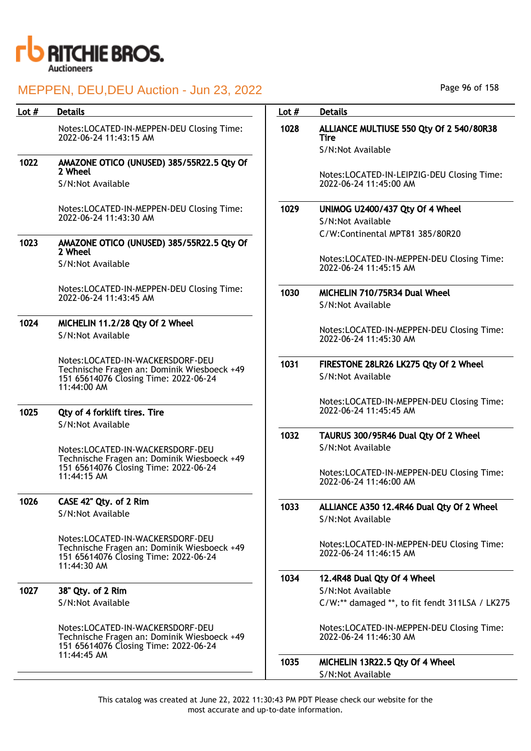| Lot # | Details |
|---|---|
| | Notes:LOCATED-IN-MEPPEN-DEU Closing Time: 2022-06-24 11:43:15 AM |
| 1022 | **AMAZONE OTICO (UNUSED) 385/55R22.5 Qty Of 2 Wheel**<br>S/N:Not Available<br><br>Notes:LOCATED-IN-MEPPEN-DEU Closing Time: 2022-06-24 11:43:30 AM |
| 1023 | **AMAZONE OTICO (UNUSED) 385/55R22.5 Qty Of 2 Wheel**<br>S/N:Not Available<br><br>Notes:LOCATED-IN-MEPPEN-DEU Closing Time: 2022-06-24 11:43:45 AM |
| 1024 | **MICHELIN 11.2/28 Qty Of 2 Wheel**<br>S/N:Not Available<br><br>Notes:LOCATED-IN-WACKERSDORF-DEU Technische Fragen an: Dominik Wiesboeck +49 151 65614076 Closing Time: 2022-06-24 11:44:00 AM |
| 1025 | **Qty of 4 forklift tires. Tire**<br>S/N:Not Available<br><br>Notes:LOCATED-IN-WACKERSDORF-DEU Technische Fragen an: Dominik Wiesboeck +49 151 65614076 Closing Time: 2022-06-24 11:44:15 AM |
| 1026 | **CASE 42" Qty. of 2 Rim**<br>S/N:Not Available<br><br>Notes:LOCATED-IN-WACKERSDORF-DEU Technische Fragen an: Dominik Wiesboeck +49 151 65614076 Closing Time: 2022-06-24 11:44:30 AM |
| 1027 | **38" Qty. of 2 Rim**<br>S/N:Not Available<br><br>Notes:LOCATED-IN-WACKERSDORF-DEU Technische Fragen an: Dominik Wiesboeck +49 151 65614076 Closing Time: 2022-06-24 11:44:45 AM |
| 1028 | **ALLIANCE MULTIUSE 550 Qty Of 2 540/80R38 Tire**<br>S/N:Not Available<br><br>Notes:LOCATED-IN-LEIPZIG-DEU Closing Time: 2022-06-24 11:45:00 AM |
| 1029 | **UNIMOG U2400/437 Qty Of 4 Wheel**<br>S/N:Not Available<br>C/W:Continental MPT81 385/80R20<br><br>Notes:LOCATED-IN-MEPPEN-DEU Closing Time: 2022-06-24 11:45:15 AM |
| 1030 | **MICHELIN 710/75R34 Dual Wheel**<br>S/N:Not Available<br><br>Notes:LOCATED-IN-MEPPEN-DEU Closing Time: 2022-06-24 11:45:30 AM |
| 1031 | **FIRESTONE 28LR26 LK275 Qty Of 2 Wheel**<br>S/N:Not Available<br><br>Notes:LOCATED-IN-MEPPEN-DEU Closing Time: 2022-06-24 11:45:45 AM |
| 1032 | **TAURUS 300/95R46 Dual Qty Of 2 Wheel**<br>S/N:Not Available<br><br>Notes:LOCATED-IN-MEPPEN-DEU Closing Time: 2022-06-24 11:46:00 AM |
| 1033 | **ALLIANCE A350 12.4R46 Dual Qty Of 2 Wheel**<br>S/N:Not Available<br><br>Notes:LOCATED-IN-MEPPEN-DEU Closing Time: 2022-06-24 11:46:15 AM |
| 1034 | **12.4R48 Dual Qty Of 4 Wheel**<br>S/N:Not Available<br>C/W:** damaged **, to fit fendt 311LSA / LK275<br><br>Notes:LOCATED-IN-MEPPEN-DEU Closing Time: 2022-06-24 11:46:30 AM |
| 1035 | **MICHELIN 13R22.5 Qty Of 4 Wheel**<br>S/N:Not Available |

This catalog was created at June 22, 2022 11:30:43 PM PDT Please check our website for the most accurate and up-to-date information.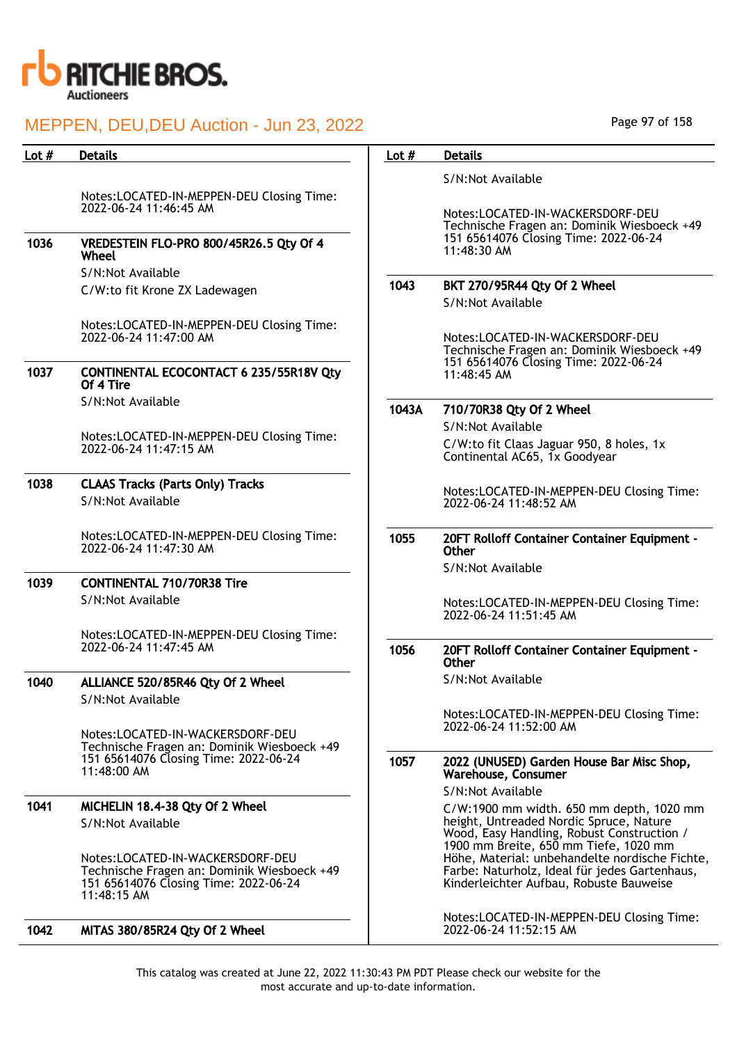| Lot # | Details |
|---|---|
| | Notes:LOCATED-IN-MEPPEN-DEU Closing Time: 2022-06-24 11:46:45 AM |
| 1036 | **VREDESTEIN FLO-PRO 800/45R26.5 Qty Of 4 Wheel**<br>S/N:Not Available<br>C/W:to fit Krone ZX Ladewagen<br><br>Notes:LOCATED-IN-MEPPEN-DEU Closing Time: 2022-06-24 11:47:00 AM |
| 1037 | **CONTINENTAL ECOCONTACT 6 235/55R18V Qty Of 4 Tire**<br>S/N:Not Available<br><br>Notes:LOCATED-IN-MEPPEN-DEU Closing Time: 2022-06-24 11:47:15 AM |
| 1038 | **CLAAS Tracks (Parts Only) Tracks**<br>S/N:Not Available<br><br>Notes:LOCATED-IN-MEPPEN-DEU Closing Time: 2022-06-24 11:47:30 AM |
| 1039 | **CONTINENTAL 710/70R38 Tire**<br>S/N:Not Available<br><br>Notes:LOCATED-IN-MEPPEN-DEU Closing Time: 2022-06-24 11:47:45 AM |
| 1040 | **ALLIANCE 520/85R46 Qty Of 2 Wheel**<br>S/N:Not Available<br><br>Notes:LOCATED-IN-WACKERSDORF-DEU Technische Fragen an: Dominik Wiesboeck +49 151 65614076 Closing Time: 2022-06-24 11:48:00 AM |
| 1041 | **MICHELIN 18.4-38 Qty Of 2 Wheel**<br>S/N:Not Available<br><br>Notes:LOCATED-IN-WACKERSDORF-DEU Technische Fragen an: Dominik Wiesboeck +49 151 65614076 Closing Time: 2022-06-24 11:48:15 AM |
| 1042 | **MITAS 380/85R24 Qty Of 2 Wheel**<br>S/N:Not Available<br><br>Notes:LOCATED-IN-WACKERSDORF-DEU Technische Fragen an: Dominik Wiesboeck +49 151 65614076 Closing Time: 2022-06-24 11:48:30 AM |
| 1043 | **BKT 270/95R44 Qty Of 2 Wheel**<br>S/N:Not Available<br><br>Notes:LOCATED-IN-WACKERSDORF-DEU Technische Fragen an: Dominik Wiesboeck +49 151 65614076 Closing Time: 2022-06-24 11:48:45 AM |
| 1043A | **710/70R38 Qty Of 2 Wheel**<br>S/N:Not Available<br>C/W:to fit Claas Jaguar 950, 8 holes, 1x Continental AC65, 1x Goodyear<br><br>Notes:LOCATED-IN-MEPPEN-DEU Closing Time: 2022-06-24 11:48:52 AM |
| 1055 | **20FT Rolloff Container Container Equipment - Other**<br>S/N:Not Available<br><br>Notes:LOCATED-IN-MEPPEN-DEU Closing Time: 2022-06-24 11:51:45 AM |
| 1056 | **20FT Rolloff Container Container Equipment - Other**<br>S/N:Not Available<br><br>Notes:LOCATED-IN-MEPPEN-DEU Closing Time: 2022-06-24 11:52:00 AM |
| 1057 | **2022 (UNUSED) Garden House Bar Misc Shop, Warehouse, Consumer**<br>S/N:Not Available<br>C/W:1900 mm width. 650 mm depth, 1020 mm height, Untreaded Nordic Spruce, Nature Wood, Easy Handling, Robust Construction / 1900 mm Breite, 650 mm Tiefe, 1020 mm Höhe, Material: unbehandelte nordische Fichte, Farbe: Naturholz, Ideal für jedes Gartenhaus, Kinderleichter Aufbau, Robuste Bauweise<br><br>Notes:LOCATED-IN-MEPPEN-DEU Closing Time: 2022-06-24 11:52:15 AM |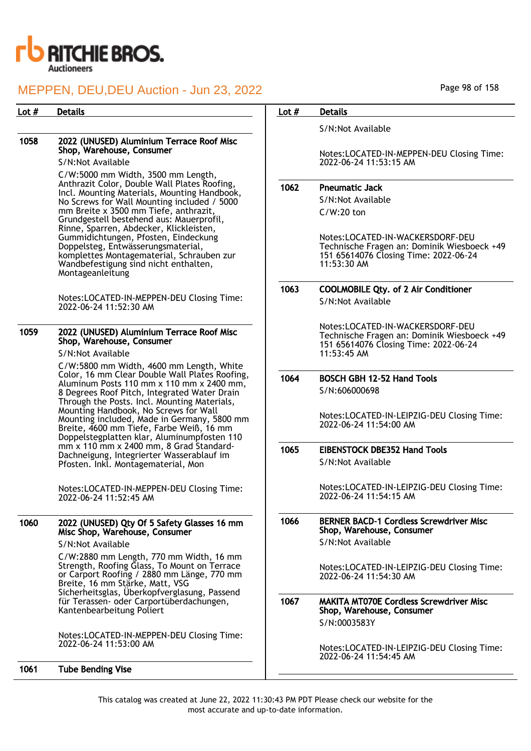| Lot # | Details |
|---|---|
| 1058 | **2022 (UNUSED) Aluminium Terrace Roof Misc Shop, Warehouse, Consumer**<br>S/N:Not Available<br>C/W:5000 mm Width, 3500 mm Length, Anthrazit Color, Double Wall Plates Roofing, Incl. Mounting Materials, Mounting Handbook, No Screws for Wall Mounting included / 5000 mm Breite x 3500 mm Tiefe, anthrazit, Grundgestell bestehend aus: Mauerprofil, Rinne, Sparren, Abdecker, Klickleisten, Gummidichtungen, Pfosten, Eindeckung Doppelsteg, Entwässerungsmaterial, komplettes Montagematerial, Schrauben zur Wandbefestigung sind nicht enthalten, Montageanleitung<br><br>Notes:LOCATED-IN-MEPPEN-DEU Closing Time: 2022-06-24 11:52:30 AM |
| 1059 | **2022 (UNUSED) Aluminium Terrace Roof Misc Shop, Warehouse, Consumer**<br>S/N:Not Available<br>C/W:5800 mm Width, 4600 mm Length, White Color, 16 mm Clear Double Wall Plates Roofing, Aluminum Posts 110 mm x 110 mm x 2400 mm, 8 Degrees Roof Pitch, Integrated Water Drain Through the Posts. Incl. Mounting Materials, Mounting Handbook, No Screws for Wall Mounting included, Made in Germany, 5800 mm Breite, 4600 mm Tiefe, Farbe Weiß, 16 mm Doppelstegplatten klar, Aluminumpfosten 110 mm x 110 mm x 2400 mm, 8 Grad Standard-Dachneigung, Integrierter Wasserablauf im Pfosten. Inkl. Montagematerial, Mon<br><br>Notes:LOCATED-IN-MEPPEN-DEU Closing Time: 2022-06-24 11:52:45 AM |
| 1060 | **2022 (UNUSED) Qty Of 5 Safety Glasses 16 mm Misc Shop, Warehouse, Consumer**<br>S/N:Not Available<br>C/W:2880 mm Length, 770 mm Width, 16 mm Strength, Roofing Glass, To Mount on Terrace or Carport Roofing / 2880 mm Länge, 770 mm Breite, 16 mm Stärke, Matt, VSG Sicherheitsglas, Überkopfverglasung, Passend für Terassen- oder Carportüberdachungen, Kantenbearbeitung Poliert<br><br>Notes:LOCATED-IN-MEPPEN-DEU Closing Time: 2022-06-24 11:53:00 AM |
| 1061 | **Tube Bending Vise**<br>S/N:Not Available<br><br>Notes:LOCATED-IN-MEPPEN-DEU Closing Time: 2022-06-24 11:53:15 AM |
| 1062 | **Pneumatic Jack**<br>S/N:Not Available<br>C/W:20 ton<br><br>Notes:LOCATED-IN-WACKERSDORF-DEU Technische Fragen an: Dominik Wiesboeck +49 151 65614076 Closing Time: 2022-06-24 11:53:30 AM |
| 1063 | **COOLMOBILE Qty. of 2 Air Conditioner**<br>S/N:Not Available<br><br>Notes:LOCATED-IN-WACKERSDORF-DEU Technische Fragen an: Dominik Wiesboeck +49 151 65614076 Closing Time: 2022-06-24 11:53:45 AM |
| 1064 | **BOSCH GBH 12-52 Hand Tools**<br>S/N:606000698<br><br>Notes:LOCATED-IN-LEIPZIG-DEU Closing Time: 2022-06-24 11:54:00 AM |
| 1065 | **EIBENSTOCK DBE352 Hand Tools**<br>S/N:Not Available<br><br>Notes:LOCATED-IN-LEIPZIG-DEU Closing Time: 2022-06-24 11:54:15 AM |
| 1066 | **BERNER BACD-1 Cordless Screwdriver Misc Shop, Warehouse, Consumer**<br>S/N:Not Available<br><br>Notes:LOCATED-IN-LEIPZIG-DEU Closing Time: 2022-06-24 11:54:30 AM |
| 1067 | **MAKITA MT070E Cordless Screwdriver Misc Shop, Warehouse, Consumer**<br>S/N:0003583Y<br><br>Notes:LOCATED-IN-LEIPZIG-DEU Closing Time: 2022-06-24 11:54:45 AM |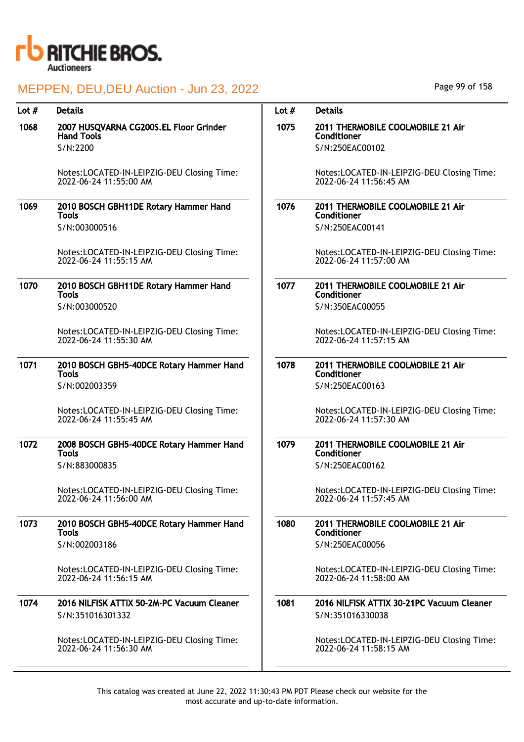| Lot # | Details |
|---|---|
| 1068 | **2007 HUSQVARNA CG200S.EL Floor Grinder Hand Tools**<br>S/N:2200<br><br>Notes:LOCATED-IN-LEIPZIG-DEU Closing Time: 2022-06-24 11:55:00 AM |
| 1069 | **2010 BOSCH GBH11DE Rotary Hammer Hand Tools**<br>S/N:003000516<br><br>Notes:LOCATED-IN-LEIPZIG-DEU Closing Time: 2022-06-24 11:55:15 AM |
| 1070 | **2010 BOSCH GBH11DE Rotary Hammer Hand Tools**<br>S/N:003000520<br><br>Notes:LOCATED-IN-LEIPZIG-DEU Closing Time: 2022-06-24 11:55:30 AM |
| 1071 | **2010 BOSCH GBH5-40DCE Rotary Hammer Hand Tools**<br>S/N:002003359<br><br>Notes:LOCATED-IN-LEIPZIG-DEU Closing Time: 2022-06-24 11:55:45 AM |
| 1072 | **2008 BOSCH GBH5-40DCE Rotary Hammer Hand Tools**<br>S/N:883000835<br><br>Notes:LOCATED-IN-LEIPZIG-DEU Closing Time: 2022-06-24 11:56:00 AM |
| 1073 | **2010 BOSCH GBH5-40DCE Rotary Hammer Hand Tools**<br>S/N:002003186<br><br>Notes:LOCATED-IN-LEIPZIG-DEU Closing Time: 2022-06-24 11:56:15 AM |
| 1074 | **2016 NILFISK ATTIX 50-2M-PC Vacuum Cleaner**<br>S/N:351016301332<br><br>Notes:LOCATED-IN-LEIPZIG-DEU Closing Time: 2022-06-24 11:56:30 AM |
| 1075 | **2011 THERMOBILE COOLMOBILE 21 Air Conditioner**<br>S/N:250EAC00102<br><br>Notes:LOCATED-IN-LEIPZIG-DEU Closing Time: 2022-06-24 11:56:45 AM |
| 1076 | **2011 THERMOBILE COOLMOBILE 21 Air Conditioner**<br>S/N:250EAC00141<br><br>Notes:LOCATED-IN-LEIPZIG-DEU Closing Time: 2022-06-24 11:57:00 AM |
| 1077 | **2011 THERMOBILE COOLMOBILE 21 Air Conditioner**<br>S/N:350EAC00055<br><br>Notes:LOCATED-IN-LEIPZIG-DEU Closing Time: 2022-06-24 11:57:15 AM |
| 1078 | **2011 THERMOBILE COOLMOBILE 21 Air Conditioner**<br>S/N:250EAC00163<br><br>Notes:LOCATED-IN-LEIPZIG-DEU Closing Time: 2022-06-24 11:57:30 AM |
| 1079 | **2011 THERMOBILE COOLMOBILE 21 Air Conditioner**<br>S/N:250EAC00162<br><br>Notes:LOCATED-IN-LEIPZIG-DEU Closing Time: 2022-06-24 11:57:45 AM |
| 1080 | **2011 THERMOBILE COOLMOBILE 21 Air Conditioner**<br>S/N:250EAC00056<br><br>Notes:LOCATED-IN-LEIPZIG-DEU Closing Time: 2022-06-24 11:58:00 AM |
| 1081 | **2016 NILFISK ATTIX 30-21PC Vacuum Cleaner**<br>S/N:351016330038<br><br>Notes:LOCATED-IN-LEIPZIG-DEU Closing Time: 2022-06-24 11:58:15 AM |

This catalog was created at June 22, 2022 11:30:43 PM PDT Please check our website for the most accurate and up-to-date information.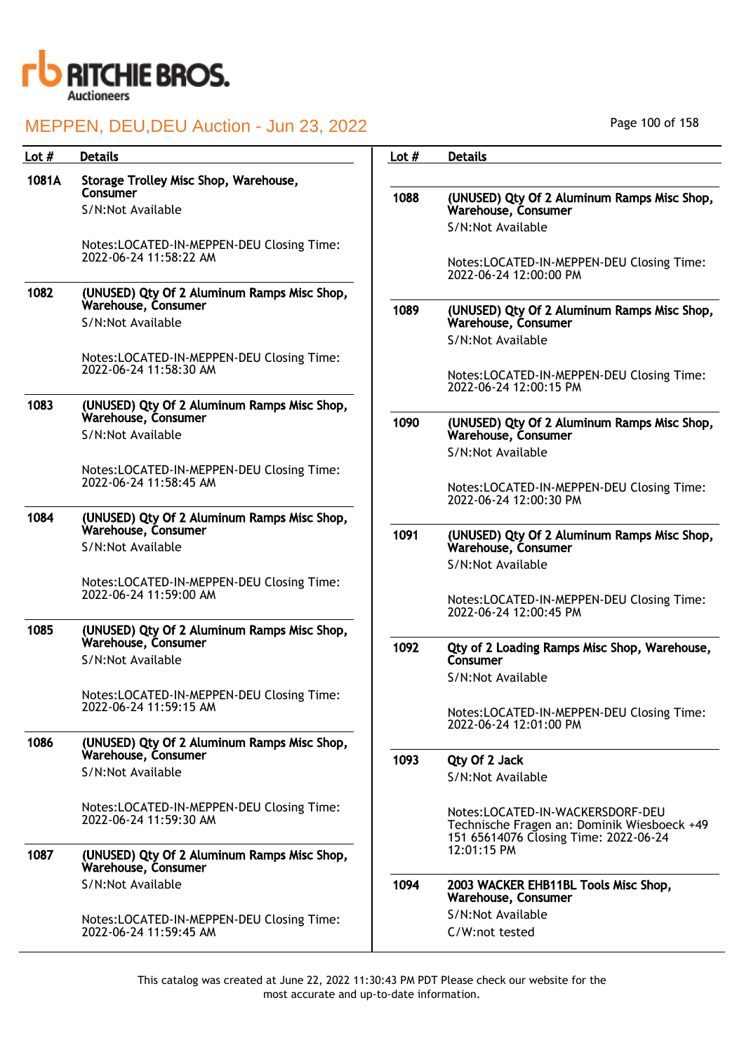![RITCHIE BROS. Auctioneers]

## MEPPEN, DEU,DEU Auction - Jun 23, 2022

| Lot # | Details |
|---|---|
| 1081A | **Storage Trolley Misc Shop, Warehouse, Consumer**<br>S/N:Not Available<br><br>Notes:LOCATED-IN-MEPPEN-DEU Closing Time: 2022-06-24 11:58:22 AM |
| 1082 | **(UNUSED) Qty Of 2 Aluminum Ramps Misc Shop, Warehouse, Consumer**<br>S/N:Not Available<br><br>Notes:LOCATED-IN-MEPPEN-DEU Closing Time: 2022-06-24 11:58:30 AM |
| 1083 | **(UNUSED) Qty Of 2 Aluminum Ramps Misc Shop, Warehouse, Consumer**<br>S/N:Not Available<br><br>Notes:LOCATED-IN-MEPPEN-DEU Closing Time: 2022-06-24 11:58:45 AM |
| 1084 | **(UNUSED) Qty Of 2 Aluminum Ramps Misc Shop, Warehouse, Consumer**<br>S/N:Not Available<br><br>Notes:LOCATED-IN-MEPPEN-DEU Closing Time: 2022-06-24 11:59:00 AM |
| 1085 | **(UNUSED) Qty Of 2 Aluminum Ramps Misc Shop, Warehouse, Consumer**<br>S/N:Not Available<br><br>Notes:LOCATED-IN-MEPPEN-DEU Closing Time: 2022-06-24 11:59:15 AM |
| 1086 | **(UNUSED) Qty Of 2 Aluminum Ramps Misc Shop, Warehouse, Consumer**<br>S/N:Not Available<br><br>Notes:LOCATED-IN-MEPPEN-DEU Closing Time: 2022-06-24 11:59:30 AM |
| 1087 | **(UNUSED) Qty Of 2 Aluminum Ramps Misc Shop, Warehouse, Consumer**<br>S/N:Not Available<br><br>Notes:LOCATED-IN-MEPPEN-DEU Closing Time: 2022-06-24 11:59:45 AM |
| 1088 | **(UNUSED) Qty Of 2 Aluminum Ramps Misc Shop, Warehouse, Consumer**<br>S/N:Not Available<br><br>Notes:LOCATED-IN-MEPPEN-DEU Closing Time: 2022-06-24 12:00:00 PM |
| 1089 | **(UNUSED) Qty Of 2 Aluminum Ramps Misc Shop, Warehouse, Consumer**<br>S/N:Not Available<br><br>Notes:LOCATED-IN-MEPPEN-DEU Closing Time: 2022-06-24 12:00:15 PM |
| 1090 | **(UNUSED) Qty Of 2 Aluminum Ramps Misc Shop, Warehouse, Consumer**<br>S/N:Not Available<br><br>Notes:LOCATED-IN-MEPPEN-DEU Closing Time: 2022-06-24 12:00:30 PM |
| 1091 | **(UNUSED) Qty Of 2 Aluminum Ramps Misc Shop, Warehouse, Consumer**<br>S/N:Not Available<br><br>Notes:LOCATED-IN-MEPPEN-DEU Closing Time: 2022-06-24 12:00:45 PM |
| 1092 | **Qty of 2 Loading Ramps Misc Shop, Warehouse, Consumer**<br>S/N:Not Available<br><br>Notes:LOCATED-IN-MEPPEN-DEU Closing Time: 2022-06-24 12:01:00 PM |
| 1093 | **Qty Of 2 Jack**<br>S/N:Not Available<br><br>Notes:LOCATED-IN-WACKERSDORF-DEU Technische Fragen an: Dominik Wiesboeck +49 151 65614076 Closing Time: 2022-06-24 12:01:15 PM |
| 1094 | **2003 WACKER EHB11BL Tools Misc Shop, Warehouse, Consumer**<br>S/N:Not Available<br>C/W:not tested |

This catalog was created at June 22, 2022 11:30:43 PM PDT Please check our website for the most accurate and up-to-date information.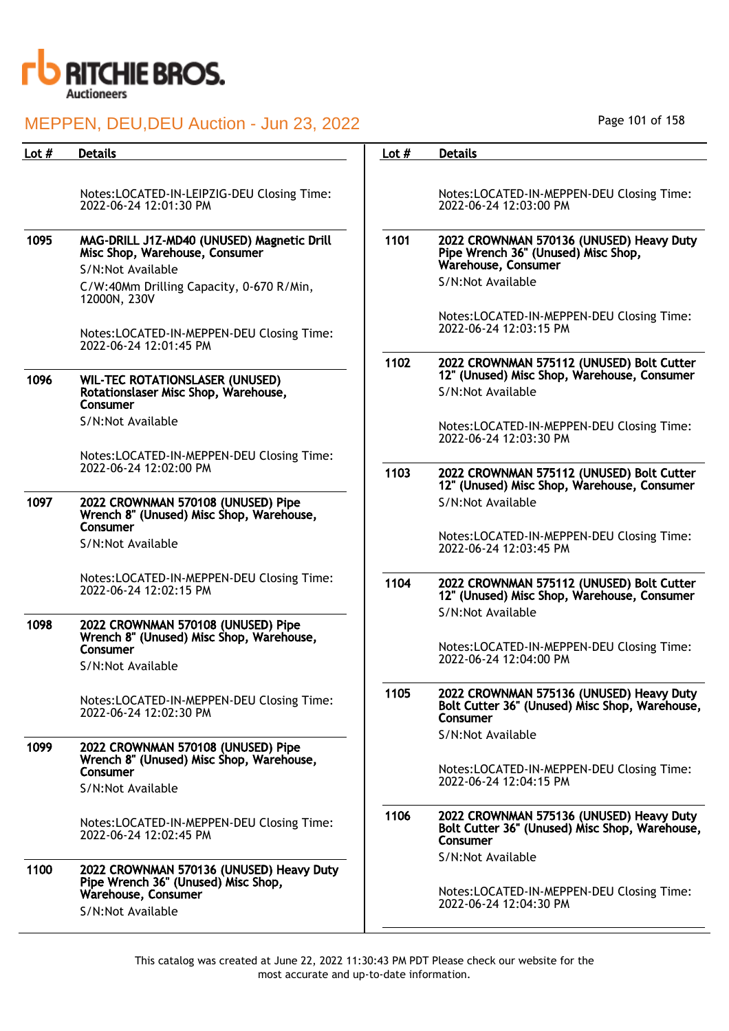| Lot # | Details |
|---|---|
| | Notes:LOCATED-IN-LEIPZIG-DEU Closing Time: 2022-06-24 12:01:30 PM |
| 1095 | **MAG-DRILL J1Z-MD40 (UNUSED) Magnetic Drill Misc Shop, Warehouse, Consumer**<br>S/N:Not Available<br>C/W:40Mm Drilling Capacity, 0-670 R/Min, 12000N, 230V<br>Notes:LOCATED-IN-MEPPEN-DEU Closing Time: 2022-06-24 12:01:45 PM |
| 1096 | **WIL-TEC ROTATIONSLASER (UNUSED) Rotationslaser Misc Shop, Warehouse, Consumer**<br>S/N:Not Available<br>Notes:LOCATED-IN-MEPPEN-DEU Closing Time: 2022-06-24 12:02:00 PM |
| 1097 | **2022 CROWNMAN 570108 (UNUSED) Pipe Wrench 8" (Unused) Misc Shop, Warehouse, Consumer**<br>S/N:Not Available<br>Notes:LOCATED-IN-MEPPEN-DEU Closing Time: 2022-06-24 12:02:15 PM |
| 1098 | **2022 CROWNMAN 570108 (UNUSED) Pipe Wrench 8" (Unused) Misc Shop, Warehouse, Consumer**<br>S/N:Not Available<br>Notes:LOCATED-IN-MEPPEN-DEU Closing Time: 2022-06-24 12:02:30 PM |
| 1099 | **2022 CROWNMAN 570108 (UNUSED) Pipe Wrench 8" (Unused) Misc Shop, Warehouse, Consumer**<br>S/N:Not Available<br>Notes:LOCATED-IN-MEPPEN-DEU Closing Time: 2022-06-24 12:02:45 PM |
| 1100 | **2022 CROWNMAN 570136 (UNUSED) Heavy Duty Pipe Wrench 36" (Unused) Misc Shop, Warehouse, Consumer**<br>S/N:Not Available<br>Notes:LOCATED-IN-MEPPEN-DEU Closing Time: 2022-06-24 12:03:00 PM |
| 1101 | **2022 CROWNMAN 570136 (UNUSED) Heavy Duty Pipe Wrench 36" (Unused) Misc Shop, Warehouse, Consumer**<br>S/N:Not Available<br>Notes:LOCATED-IN-MEPPEN-DEU Closing Time: 2022-06-24 12:03:15 PM |
| 1102 | **2022 CROWNMAN 575112 (UNUSED) Bolt Cutter 12" (Unused) Misc Shop, Warehouse, Consumer**<br>S/N:Not Available<br>Notes:LOCATED-IN-MEPPEN-DEU Closing Time: 2022-06-24 12:03:30 PM |
| 1103 | **2022 CROWNMAN 575112 (UNUSED) Bolt Cutter 12" (Unused) Misc Shop, Warehouse, Consumer**<br>S/N:Not Available<br>Notes:LOCATED-IN-MEPPEN-DEU Closing Time: 2022-06-24 12:03:45 PM |
| 1104 | **2022 CROWNMAN 575112 (UNUSED) Bolt Cutter 12" (Unused) Misc Shop, Warehouse, Consumer**<br>S/N:Not Available<br>Notes:LOCATED-IN-MEPPEN-DEU Closing Time: 2022-06-24 12:04:00 PM |
| 1105 | **2022 CROWNMAN 575136 (UNUSED) Heavy Duty Bolt Cutter 36" (Unused) Misc Shop, Warehouse, Consumer**<br>S/N:Not Available<br>Notes:LOCATED-IN-MEPPEN-DEU Closing Time: 2022-06-24 12:04:15 PM |
| 1106 | **2022 CROWNMAN 575136 (UNUSED) Heavy Duty Bolt Cutter 36" (Unused) Misc Shop, Warehouse, Consumer**<br>S/N:Not Available<br>Notes:LOCATED-IN-MEPPEN-DEU Closing Time: 2022-06-24 12:04:30 PM |

This catalog was created at June 22, 2022 11:30:43 PM PDT Please check our website for the most accurate and up-to-date information.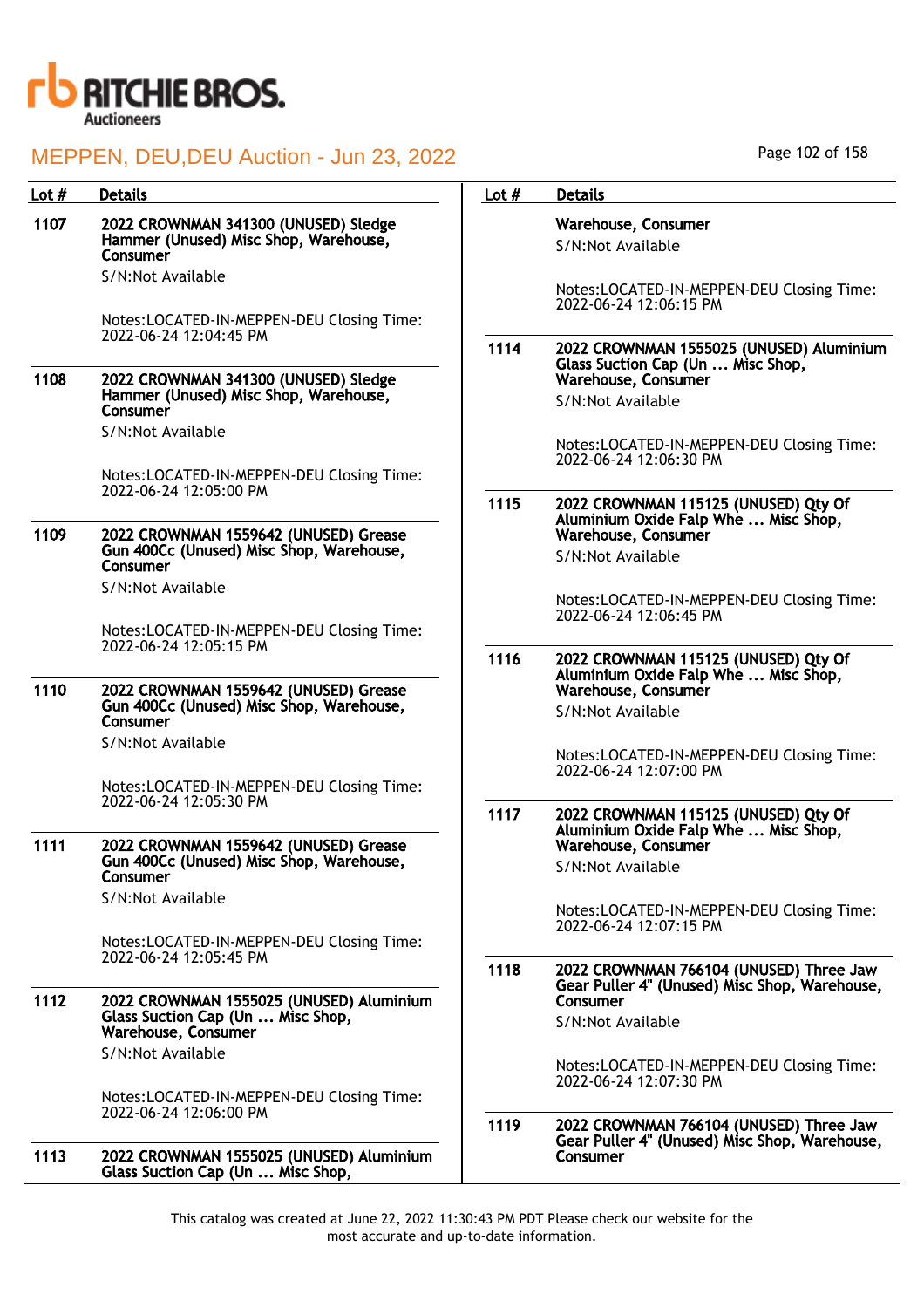# MEPPEN, DEU,DEU Auction - Jun 23, 2022

| Lot # | Details |
| --- | --- |
| 1107 | **2022 CROWNMAN 341300 (UNUSED) Sledge Hammer (Unused) Misc Shop, Warehouse, Consumer**<br>S/N:Not Available<br><br>Notes:LOCATED-IN-MEPPEN-DEU Closing Time: 2022-06-24 12:04:45 PM |
| 1108 | **2022 CROWNMAN 341300 (UNUSED) Sledge Hammer (Unused) Misc Shop, Warehouse, Consumer**<br>S/N:Not Available<br><br>Notes:LOCATED-IN-MEPPEN-DEU Closing Time: 2022-06-24 12:05:00 PM |
| 1109 | **2022 CROWNMAN 1559642 (UNUSED) Grease Gun 400Cc (Unused) Misc Shop, Warehouse, Consumer**<br>S/N:Not Available<br><br>Notes:LOCATED-IN-MEPPEN-DEU Closing Time: 2022-06-24 12:05:15 PM |
| 1110 | **2022 CROWNMAN 1559642 (UNUSED) Grease Gun 400Cc (Unused) Misc Shop, Warehouse, Consumer**<br>S/N:Not Available<br><br>Notes:LOCATED-IN-MEPPEN-DEU Closing Time: 2022-06-24 12:05:30 PM |
| 1111 | **2022 CROWNMAN 1559642 (UNUSED) Grease Gun 400Cc (Unused) Misc Shop, Warehouse, Consumer**<br>S/N:Not Available<br><br>Notes:LOCATED-IN-MEPPEN-DEU Closing Time: 2022-06-24 12:05:45 PM |
| 1112 | **2022 CROWNMAN 1555025 (UNUSED) Aluminium Glass Suction Cap (Un ... Misc Shop, Warehouse, Consumer**<br>S/N:Not Available<br><br>Notes:LOCATED-IN-MEPPEN-DEU Closing Time: 2022-06-24 12:06:00 PM |
| 1113 | **2022 CROWNMAN 1555025 (UNUSED) Aluminium Glass Suction Cap (Un ... Misc Shop, Warehouse, Consumer**<br>S/N:Not Available<br><br>Notes:LOCATED-IN-MEPPEN-DEU Closing Time: 2022-06-24 12:06:15 PM |
| 1114 | **2022 CROWNMAN 1555025 (UNUSED) Aluminium Glass Suction Cap (Un ... Misc Shop, Warehouse, Consumer**<br>S/N:Not Available<br><br>Notes:LOCATED-IN-MEPPEN-DEU Closing Time: 2022-06-24 12:06:30 PM |
| 1115 | **2022 CROWNMAN 115125 (UNUSED) Qty Of Aluminium Oxide Falp Whe ... Misc Shop, Warehouse, Consumer**<br>S/N:Not Available<br><br>Notes:LOCATED-IN-MEPPEN-DEU Closing Time: 2022-06-24 12:06:45 PM |
| 1116 | **2022 CROWNMAN 115125 (UNUSED) Qty Of Aluminium Oxide Falp Whe ... Misc Shop, Warehouse, Consumer**<br>S/N:Not Available<br><br>Notes:LOCATED-IN-MEPPEN-DEU Closing Time: 2022-06-24 12:07:00 PM |
| 1117 | **2022 CROWNMAN 115125 (UNUSED) Qty Of Aluminium Oxide Falp Whe ... Misc Shop, Warehouse, Consumer**<br>S/N:Not Available<br><br>Notes:LOCATED-IN-MEPPEN-DEU Closing Time: 2022-06-24 12:07:15 PM |
| 1118 | **2022 CROWNMAN 766104 (UNUSED) Three Jaw Gear Puller 4" (Unused) Misc Shop, Warehouse, Consumer**<br>S/N:Not Available<br><br>Notes:LOCATED-IN-MEPPEN-DEU Closing Time: 2022-06-24 12:07:30 PM |
| 1119 | **2022 CROWNMAN 766104 (UNUSED) Three Jaw Gear Puller 4" (Unused) Misc Shop, Warehouse, Consumer** |

This catalog was created at June 22, 2022 11:30:43 PM PDT Please check our website for the most accurate and up-to-date information.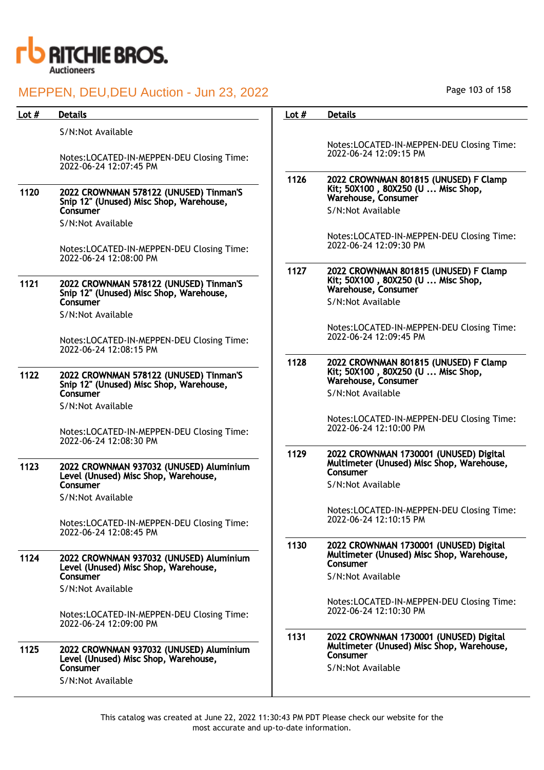MEPPEN, DEU,DEU Auction - Jun 23, 2022

| Lot # | Details |
|---|---|
| | S/N:Not Available<br><br>Notes:LOCATED-IN-MEPPEN-DEU Closing Time: 2022-06-24 12:07:45 PM |
| 1120 | **2022 CROWNMAN 578122 (UNUSED) Tinman'S Snip 12" (Unused) Misc Shop, Warehouse, Consumer**<br>S/N:Not Available<br><br>Notes:LOCATED-IN-MEPPEN-DEU Closing Time: 2022-06-24 12:08:00 PM |
| 1121 | **2022 CROWNMAN 578122 (UNUSED) Tinman'S Snip 12" (Unused) Misc Shop, Warehouse, Consumer**<br>S/N:Not Available<br><br>Notes:LOCATED-IN-MEPPEN-DEU Closing Time: 2022-06-24 12:08:15 PM |
| 1122 | **2022 CROWNMAN 578122 (UNUSED) Tinman'S Snip 12" (Unused) Misc Shop, Warehouse, Consumer**<br>S/N:Not Available<br><br>Notes:LOCATED-IN-MEPPEN-DEU Closing Time: 2022-06-24 12:08:30 PM |
| 1123 | **2022 CROWNMAN 937032 (UNUSED) Aluminium Level (Unused) Misc Shop, Warehouse, Consumer**<br>S/N:Not Available<br><br>Notes:LOCATED-IN-MEPPEN-DEU Closing Time: 2022-06-24 12:08:45 PM |
| 1124 | **2022 CROWNMAN 937032 (UNUSED) Aluminium Level (Unused) Misc Shop, Warehouse, Consumer**<br>S/N:Not Available<br><br>Notes:LOCATED-IN-MEPPEN-DEU Closing Time: 2022-06-24 12:09:00 PM |
| 1125 | **2022 CROWNMAN 937032 (UNUSED) Aluminium Level (Unused) Misc Shop, Warehouse, Consumer**<br>S/N:Not Available<br><br>Notes:LOCATED-IN-MEPPEN-DEU Closing Time: 2022-06-24 12:09:15 PM |
| 1126 | **2022 CROWNMAN 801815 (UNUSED) F Clamp Kit; 50X100 , 80X250 (U ... Misc Shop, Warehouse, Consumer**<br>S/N:Not Available<br><br>Notes:LOCATED-IN-MEPPEN-DEU Closing Time: 2022-06-24 12:09:30 PM |
| 1127 | **2022 CROWNMAN 801815 (UNUSED) F Clamp Kit; 50X100 , 80X250 (U ... Misc Shop, Warehouse, Consumer**<br>S/N:Not Available<br><br>Notes:LOCATED-IN-MEPPEN-DEU Closing Time: 2022-06-24 12:09:45 PM |
| 1128 | **2022 CROWNMAN 801815 (UNUSED) F Clamp Kit; 50X100 , 80X250 (U ... Misc Shop, Warehouse, Consumer**<br>S/N:Not Available<br><br>Notes:LOCATED-IN-MEPPEN-DEU Closing Time: 2022-06-24 12:10:00 PM |
| 1129 | **2022 CROWNMAN 1730001 (UNUSED) Digital Multimeter (Unused) Misc Shop, Warehouse, Consumer**<br>S/N:Not Available<br><br>Notes:LOCATED-IN-MEPPEN-DEU Closing Time: 2022-06-24 12:10:15 PM |
| 1130 | **2022 CROWNMAN 1730001 (UNUSED) Digital Multimeter (Unused) Misc Shop, Warehouse, Consumer**<br>S/N:Not Available<br><br>Notes:LOCATED-IN-MEPPEN-DEU Closing Time: 2022-06-24 12:10:30 PM |
| 1131 | **2022 CROWNMAN 1730001 (UNUSED) Digital Multimeter (Unused) Misc Shop, Warehouse, Consumer**<br>S/N:Not Available |

This catalog was created at June 22, 2022 11:30:43 PM PDT Please check our website for the most accurate and up-to-date information.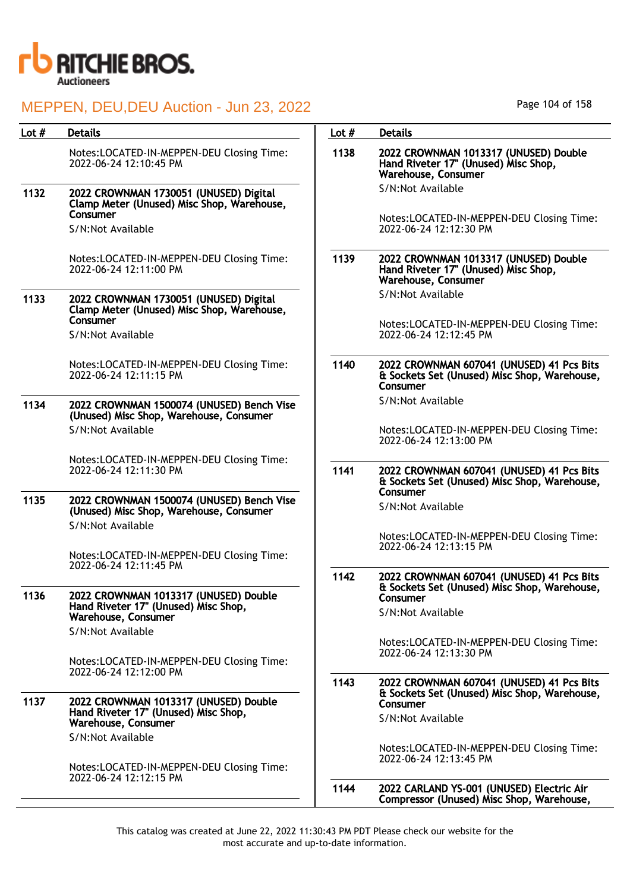| Lot # | Details |
|---|---|
| | Notes:LOCATED-IN-MEPPEN-DEU Closing Time: 2022-06-24 12:10:45 PM |
| 1132 | **2022 CROWNMAN 1730051 (UNUSED) Digital Clamp Meter (Unused) Misc Shop, Warehouse, Consumer**<br>S/N:Not Available<br><br>Notes:LOCATED-IN-MEPPEN-DEU Closing Time: 2022-06-24 12:11:00 PM |
| 1133 | **2022 CROWNMAN 1730051 (UNUSED) Digital Clamp Meter (Unused) Misc Shop, Warehouse, Consumer**<br>S/N:Not Available<br><br>Notes:LOCATED-IN-MEPPEN-DEU Closing Time: 2022-06-24 12:11:15 PM |
| 1134 | **2022 CROWNMAN 1500074 (UNUSED) Bench Vise (Unused) Misc Shop, Warehouse, Consumer**<br>S/N:Not Available<br><br>Notes:LOCATED-IN-MEPPEN-DEU Closing Time: 2022-06-24 12:11:30 PM |
| 1135 | **2022 CROWNMAN 1500074 (UNUSED) Bench Vise (Unused) Misc Shop, Warehouse, Consumer**<br>S/N:Not Available<br><br>Notes:LOCATED-IN-MEPPEN-DEU Closing Time: 2022-06-24 12:11:45 PM |
| 1136 | **2022 CROWNMAN 1013317 (UNUSED) Double Hand Riveter 17" (Unused) Misc Shop, Warehouse, Consumer**<br>S/N:Not Available<br><br>Notes:LOCATED-IN-MEPPEN-DEU Closing Time: 2022-06-24 12:12:00 PM |
| 1137 | **2022 CROWNMAN 1013317 (UNUSED) Double Hand Riveter 17" (Unused) Misc Shop, Warehouse, Consumer**<br>S/N:Not Available<br><br>Notes:LOCATED-IN-MEPPEN-DEU Closing Time: 2022-06-24 12:12:15 PM |
| 1138 | **2022 CROWNMAN 1013317 (UNUSED) Double Hand Riveter 17" (Unused) Misc Shop, Warehouse, Consumer**<br>S/N:Not Available<br><br>Notes:LOCATED-IN-MEPPEN-DEU Closing Time: 2022-06-24 12:12:30 PM |
| 1139 | **2022 CROWNMAN 1013317 (UNUSED) Double Hand Riveter 17" (Unused) Misc Shop, Warehouse, Consumer**<br>S/N:Not Available<br><br>Notes:LOCATED-IN-MEPPEN-DEU Closing Time: 2022-06-24 12:12:45 PM |
| 1140 | **2022 CROWNMAN 607041 (UNUSED) 41 Pcs Bits & Sockets Set (Unused) Misc Shop, Warehouse, Consumer**<br>S/N:Not Available<br><br>Notes:LOCATED-IN-MEPPEN-DEU Closing Time: 2022-06-24 12:13:00 PM |
| 1141 | **2022 CROWNMAN 607041 (UNUSED) 41 Pcs Bits & Sockets Set (Unused) Misc Shop, Warehouse, Consumer**<br>S/N:Not Available<br><br>Notes:LOCATED-IN-MEPPEN-DEU Closing Time: 2022-06-24 12:13:15 PM |
| 1142 | **2022 CROWNMAN 607041 (UNUSED) 41 Pcs Bits & Sockets Set (Unused) Misc Shop, Warehouse, Consumer**<br>S/N:Not Available<br><br>Notes:LOCATED-IN-MEPPEN-DEU Closing Time: 2022-06-24 12:13:30 PM |
| 1143 | **2022 CROWNMAN 607041 (UNUSED) 41 Pcs Bits & Sockets Set (Unused) Misc Shop, Warehouse, Consumer**<br>S/N:Not Available<br><br>Notes:LOCATED-IN-MEPPEN-DEU Closing Time: 2022-06-24 12:13:45 PM |
| 1144 | **2022 CARLAND YS-001 (UNUSED) Electric Air Compressor (Unused) Misc Shop, Warehouse,** |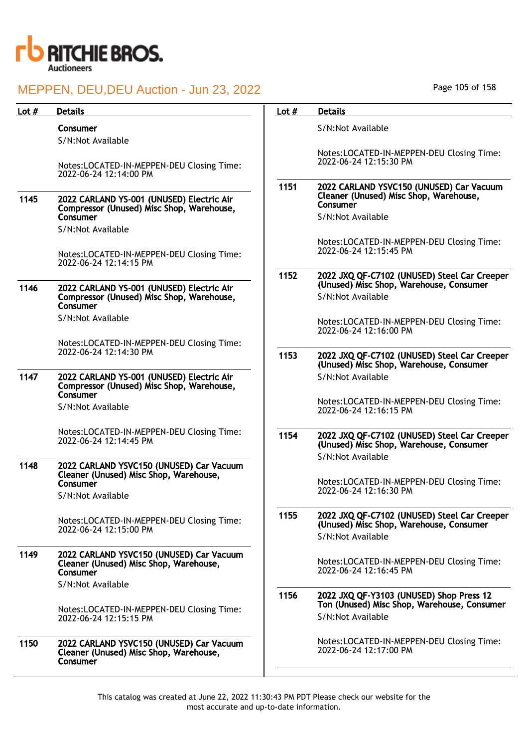| Lot # | Details |
| --- | --- |
| | Consumer<br>S/N:Not Available<br><br>Notes:LOCATED-IN-MEPPEN-DEU Closing Time: 2022-06-24 12:14:00 PM |
| 1145 | **2022 CARLAND YS-001 (UNUSED) Electric Air Compressor (Unused) Misc Shop, Warehouse, Consumer**<br>S/N:Not Available<br><br>Notes:LOCATED-IN-MEPPEN-DEU Closing Time: 2022-06-24 12:14:15 PM |
| 1146 | **2022 CARLAND YS-001 (UNUSED) Electric Air Compressor (Unused) Misc Shop, Warehouse, Consumer**<br>S/N:Not Available<br><br>Notes:LOCATED-IN-MEPPEN-DEU Closing Time: 2022-06-24 12:14:30 PM |
| 1147 | **2022 CARLAND YS-001 (UNUSED) Electric Air Compressor (Unused) Misc Shop, Warehouse, Consumer**<br>S/N:Not Available<br><br>Notes:LOCATED-IN-MEPPEN-DEU Closing Time: 2022-06-24 12:14:45 PM |
| 1148 | **2022 CARLAND YSVC150 (UNUSED) Car Vacuum Cleaner (Unused) Misc Shop, Warehouse, Consumer**<br>S/N:Not Available<br><br>Notes:LOCATED-IN-MEPPEN-DEU Closing Time: 2022-06-24 12:15:00 PM |
| 1149 | **2022 CARLAND YSVC150 (UNUSED) Car Vacuum Cleaner (Unused) Misc Shop, Warehouse, Consumer**<br>S/N:Not Available<br><br>Notes:LOCATED-IN-MEPPEN-DEU Closing Time: 2022-06-24 12:15:15 PM |
| 1150 | **2022 CARLAND YSVC150 (UNUSED) Car Vacuum Cleaner (Unused) Misc Shop, Warehouse, Consumer**<br>S/N:Not Available<br><br>Notes:LOCATED-IN-MEPPEN-DEU Closing Time: 2022-06-24 12:15:30 PM |
| 1151 | **2022 CARLAND YSVC150 (UNUSED) Car Vacuum Cleaner (Unused) Misc Shop, Warehouse, Consumer**<br>S/N:Not Available<br><br>Notes:LOCATED-IN-MEPPEN-DEU Closing Time: 2022-06-24 12:15:45 PM |
| 1152 | **2022 JXQ QF-C7102 (UNUSED) Steel Car Creeper (Unused) Misc Shop, Warehouse, Consumer**<br>S/N:Not Available<br><br>Notes:LOCATED-IN-MEPPEN-DEU Closing Time: 2022-06-24 12:16:00 PM |
| 1153 | **2022 JXQ QF-C7102 (UNUSED) Steel Car Creeper (Unused) Misc Shop, Warehouse, Consumer**<br>S/N:Not Available<br><br>Notes:LOCATED-IN-MEPPEN-DEU Closing Time: 2022-06-24 12:16:15 PM |
| 1154 | **2022 JXQ QF-C7102 (UNUSED) Steel Car Creeper (Unused) Misc Shop, Warehouse, Consumer**<br>S/N:Not Available<br><br>Notes:LOCATED-IN-MEPPEN-DEU Closing Time: 2022-06-24 12:16:30 PM |
| 1155 | **2022 JXQ QF-C7102 (UNUSED) Steel Car Creeper (Unused) Misc Shop, Warehouse, Consumer**<br>S/N:Not Available<br><br>Notes:LOCATED-IN-MEPPEN-DEU Closing Time: 2022-06-24 12:16:45 PM |
| 1156 | **2022 JXQ QF-Y3103 (UNUSED) Shop Press 12 Ton (Unused) Misc Shop, Warehouse, Consumer**<br>S/N:Not Available<br><br>Notes:LOCATED-IN-MEPPEN-DEU Closing Time: 2022-06-24 12:17:00 PM |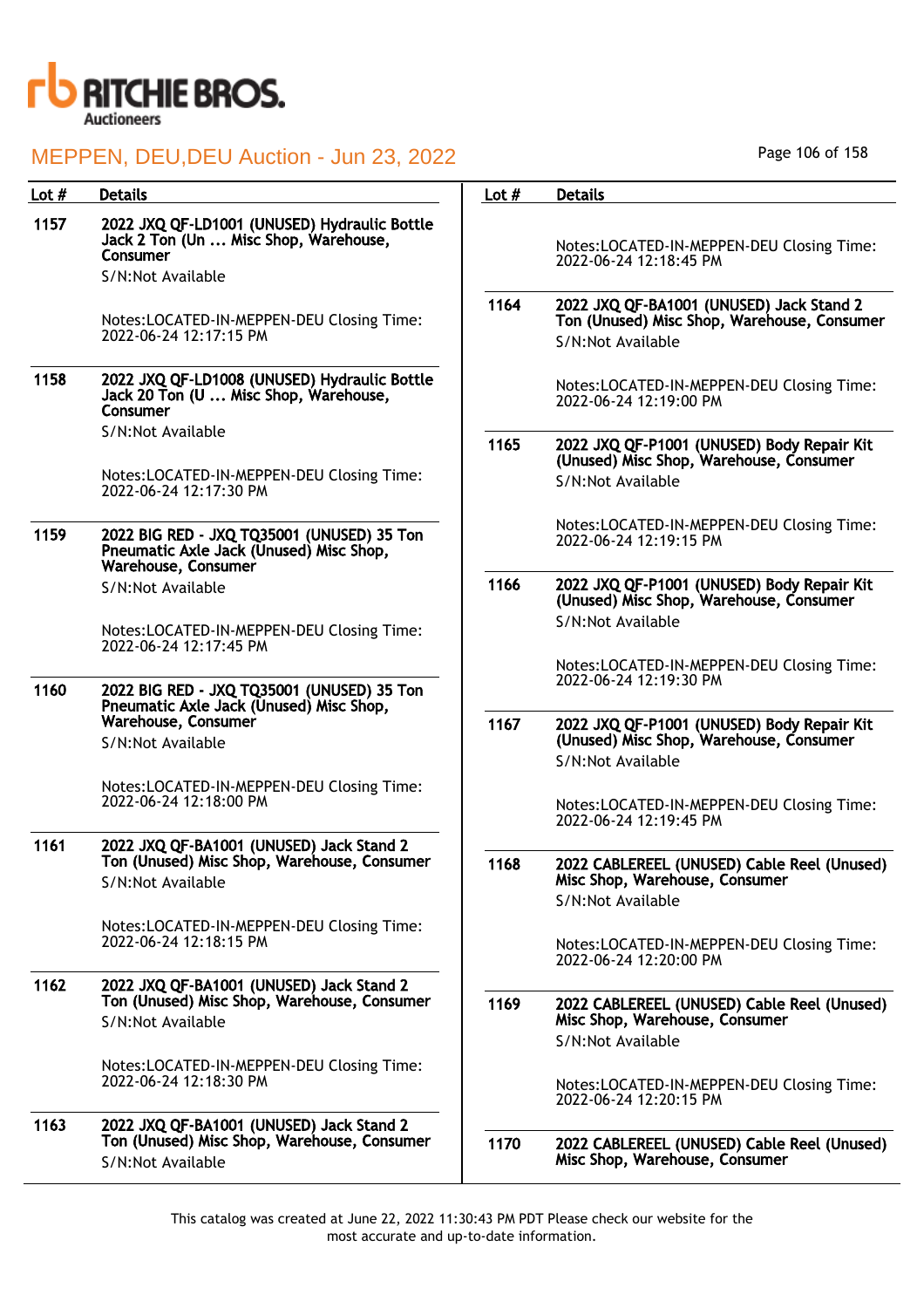| Lot # | Details |
|---|---|
| 1157 | **2022 JXQ QF-LD1001 (UNUSED) Hydraulic Bottle Jack 2 Ton (Un ... Misc Shop, Warehouse, Consumer**<br>S/N:Not Available<br><br>Notes:LOCATED-IN-MEPPEN-DEU Closing Time: 2022-06-24 12:17:15 PM |
| 1158 | **2022 JXQ QF-LD1008 (UNUSED) Hydraulic Bottle Jack 20 Ton (U ... Misc Shop, Warehouse, Consumer**<br>S/N:Not Available<br><br>Notes:LOCATED-IN-MEPPEN-DEU Closing Time: 2022-06-24 12:17:30 PM |
| 1159 | **2022 BIG RED - JXQ TQ35001 (UNUSED) 35 Ton Pneumatic Axle Jack (Unused) Misc Shop, Warehouse, Consumer**<br>S/N:Not Available<br><br>Notes:LOCATED-IN-MEPPEN-DEU Closing Time: 2022-06-24 12:17:45 PM |
| 1160 | **2022 BIG RED - JXQ TQ35001 (UNUSED) 35 Ton Pneumatic Axle Jack (Unused) Misc Shop, Warehouse, Consumer**<br>S/N:Not Available<br><br>Notes:LOCATED-IN-MEPPEN-DEU Closing Time: 2022-06-24 12:18:00 PM |
| 1161 | **2022 JXQ QF-BA1001 (UNUSED) Jack Stand 2 Ton (Unused) Misc Shop, Warehouse, Consumer**<br>S/N:Not Available<br><br>Notes:LOCATED-IN-MEPPEN-DEU Closing Time: 2022-06-24 12:18:15 PM |
| 1162 | **2022 JXQ QF-BA1001 (UNUSED) Jack Stand 2 Ton (Unused) Misc Shop, Warehouse, Consumer**<br>S/N:Not Available<br><br>Notes:LOCATED-IN-MEPPEN-DEU Closing Time: 2022-06-24 12:18:30 PM |
| 1163 | **2022 JXQ QF-BA1001 (UNUSED) Jack Stand 2 Ton (Unused) Misc Shop, Warehouse, Consumer**<br>S/N:Not Available<br><br>Notes:LOCATED-IN-MEPPEN-DEU Closing Time: 2022-06-24 12:18:45 PM |
| 1164 | **2022 JXQ QF-BA1001 (UNUSED) Jack Stand 2 Ton (Unused) Misc Shop, Warehouse, Consumer**<br>S/N:Not Available<br><br>Notes:LOCATED-IN-MEPPEN-DEU Closing Time: 2022-06-24 12:19:00 PM |
| 1165 | **2022 JXQ QF-P1001 (UNUSED) Body Repair Kit (Unused) Misc Shop, Warehouse, Consumer**<br>S/N:Not Available<br><br>Notes:LOCATED-IN-MEPPEN-DEU Closing Time: 2022-06-24 12:19:15 PM |
| 1166 | **2022 JXQ QF-P1001 (UNUSED) Body Repair Kit (Unused) Misc Shop, Warehouse, Consumer**<br>S/N:Not Available<br><br>Notes:LOCATED-IN-MEPPEN-DEU Closing Time: 2022-06-24 12:19:30 PM |
| 1167 | **2022 JXQ QF-P1001 (UNUSED) Body Repair Kit (Unused) Misc Shop, Warehouse, Consumer**<br>S/N:Not Available<br><br>Notes:LOCATED-IN-MEPPEN-DEU Closing Time: 2022-06-24 12:19:45 PM |
| 1168 | **2022 CABLEREEL (UNUSED) Cable Reel (Unused) Misc Shop, Warehouse, Consumer**<br>S/N:Not Available<br><br>Notes:LOCATED-IN-MEPPEN-DEU Closing Time: 2022-06-24 12:20:00 PM |
| 1169 | **2022 CABLEREEL (UNUSED) Cable Reel (Unused) Misc Shop, Warehouse, Consumer**<br>S/N:Not Available<br><br>Notes:LOCATED-IN-MEPPEN-DEU Closing Time: 2022-06-24 12:20:15 PM |
| 1170 | **2022 CABLEREEL (UNUSED) Cable Reel (Unused) Misc Shop, Warehouse, Consumer** |

This catalog was created at June 22, 2022 11:30:43 PM PDT Please check our website for the most accurate and up-to-date information.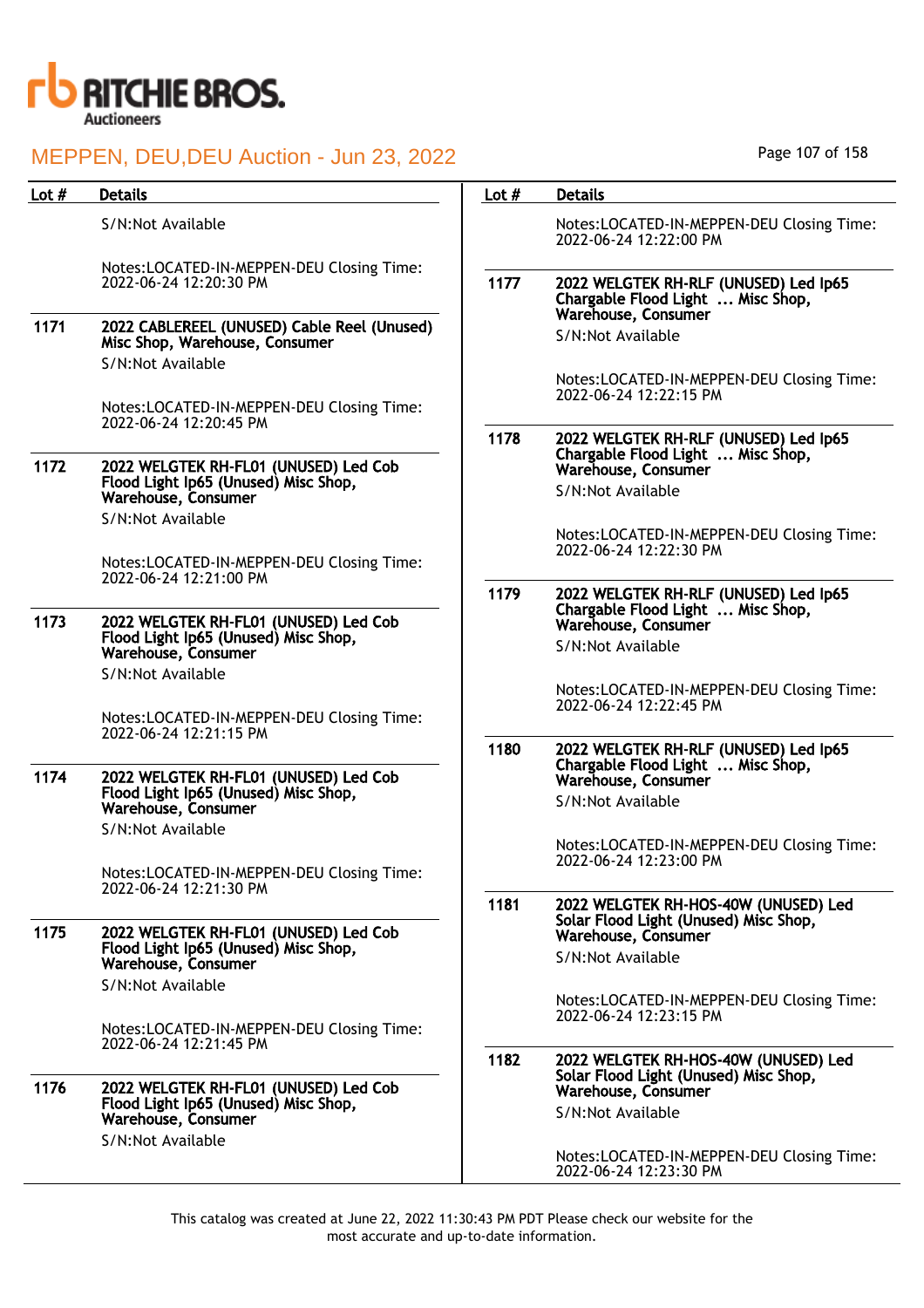| Lot # | Details |
|---|---|
| | S/N:Not Available<br><br>Notes:LOCATED-IN-MEPPEN-DEU Closing Time: 2022-06-24 12:20:30 PM |
| 1171 | **2022 CABLEREEL (UNUSED) Cable Reel (Unused) Misc Shop, Warehouse, Consumer**<br>S/N:Not Available<br><br>Notes:LOCATED-IN-MEPPEN-DEU Closing Time: 2022-06-24 12:20:45 PM |
| 1172 | **2022 WELGTEK RH-FL01 (UNUSED) Led Cob Flood Light Ip65 (Unused) Misc Shop, Warehouse, Consumer**<br>S/N:Not Available<br><br>Notes:LOCATED-IN-MEPPEN-DEU Closing Time: 2022-06-24 12:21:00 PM |
| 1173 | **2022 WELGTEK RH-FL01 (UNUSED) Led Cob Flood Light Ip65 (Unused) Misc Shop, Warehouse, Consumer**<br>S/N:Not Available<br><br>Notes:LOCATED-IN-MEPPEN-DEU Closing Time: 2022-06-24 12:21:15 PM |
| 1174 | **2022 WELGTEK RH-FL01 (UNUSED) Led Cob Flood Light Ip65 (Unused) Misc Shop, Warehouse, Consumer**<br>S/N:Not Available<br><br>Notes:LOCATED-IN-MEPPEN-DEU Closing Time: 2022-06-24 12:21:30 PM |
| 1175 | **2022 WELGTEK RH-FL01 (UNUSED) Led Cob Flood Light Ip65 (Unused) Misc Shop, Warehouse, Consumer**<br>S/N:Not Available<br><br>Notes:LOCATED-IN-MEPPEN-DEU Closing Time: 2022-06-24 12:21:45 PM |
| 1176 | **2022 WELGTEK RH-FL01 (UNUSED) Led Cob Flood Light Ip65 (Unused) Misc Shop, Warehouse, Consumer**<br>S/N:Not Available<br><br>Notes:LOCATED-IN-MEPPEN-DEU Closing Time: 2022-06-24 12:22:00 PM |
| 1177 | **2022 WELGTEK RH-RLF (UNUSED) Led Ip65 Chargable Flood Light ... Misc Shop, Warehouse, Consumer**<br>S/N:Not Available<br><br>Notes:LOCATED-IN-MEPPEN-DEU Closing Time: 2022-06-24 12:22:15 PM |
| 1178 | **2022 WELGTEK RH-RLF (UNUSED) Led Ip65 Chargable Flood Light ... Misc Shop, Warehouse, Consumer**<br>S/N:Not Available<br><br>Notes:LOCATED-IN-MEPPEN-DEU Closing Time: 2022-06-24 12:22:30 PM |
| 1179 | **2022 WELGTEK RH-RLF (UNUSED) Led Ip65 Chargable Flood Light ... Misc Shop, Warehouse, Consumer**<br>S/N:Not Available<br><br>Notes:LOCATED-IN-MEPPEN-DEU Closing Time: 2022-06-24 12:22:45 PM |
| 1180 | **2022 WELGTEK RH-RLF (UNUSED) Led Ip65 Chargable Flood Light ... Misc Shop, Warehouse, Consumer**<br>S/N:Not Available<br><br>Notes:LOCATED-IN-MEPPEN-DEU Closing Time: 2022-06-24 12:23:00 PM |
| 1181 | **2022 WELGTEK RH-HOS-40W (UNUSED) Led Solar Flood Light (Unused) Misc Shop, Warehouse, Consumer**<br>S/N:Not Available<br><br>Notes:LOCATED-IN-MEPPEN-DEU Closing Time: 2022-06-24 12:23:15 PM |
| 1182 | **2022 WELGTEK RH-HOS-40W (UNUSED) Led Solar Flood Light (Unused) Misc Shop, Warehouse, Consumer**<br>S/N:Not Available<br><br>Notes:LOCATED-IN-MEPPEN-DEU Closing Time: 2022-06-24 12:23:30 PM |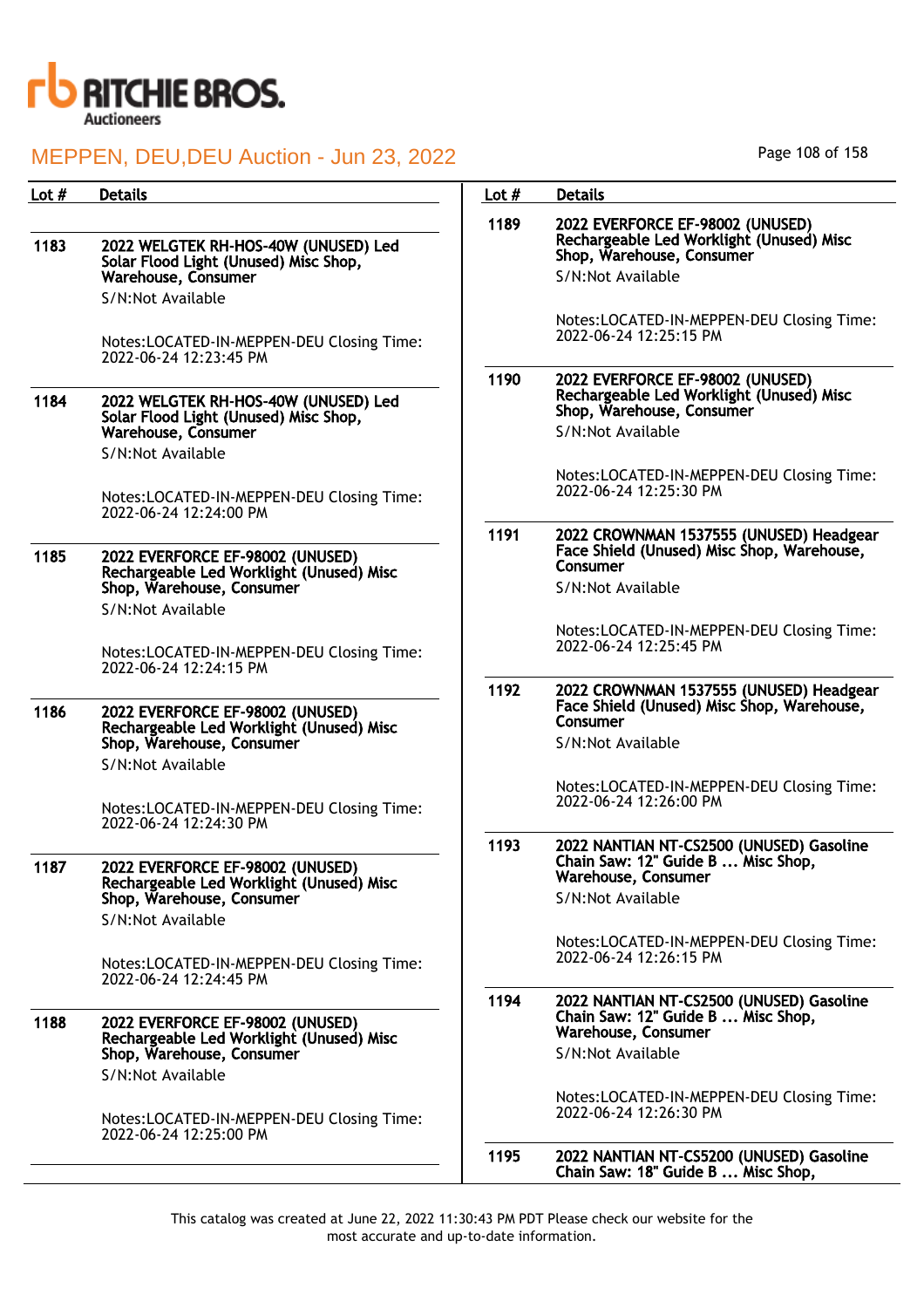# MEPPEN, DEU,DEU Auction - Jun 23, 2022

| Lot # | Details |
|---|---|
| 1183 | **2022 WELGTEK RH-HOS-40W (UNUSED) Led Solar Flood Light (Unused) Misc Shop, Warehouse, Consumer**<br>S/N:Not Available<br>Notes:LOCATED-IN-MEPPEN-DEU Closing Time: 2022-06-24 12:23:45 PM |
| 1184 | **2022 WELGTEK RH-HOS-40W (UNUSED) Led Solar Flood Light (Unused) Misc Shop, Warehouse, Consumer**<br>S/N:Not Available<br>Notes:LOCATED-IN-MEPPEN-DEU Closing Time: 2022-06-24 12:24:00 PM |
| 1185 | **2022 EVERFORCE EF-98002 (UNUSED) Rechargeable Led Worklight (Unused) Misc Shop, Warehouse, Consumer**<br>S/N:Not Available<br>Notes:LOCATED-IN-MEPPEN-DEU Closing Time: 2022-06-24 12:24:15 PM |
| 1186 | **2022 EVERFORCE EF-98002 (UNUSED) Rechargeable Led Worklight (Unused) Misc Shop, Warehouse, Consumer**<br>S/N:Not Available<br>Notes:LOCATED-IN-MEPPEN-DEU Closing Time: 2022-06-24 12:24:30 PM |
| 1187 | **2022 EVERFORCE EF-98002 (UNUSED) Rechargeable Led Worklight (Unused) Misc Shop, Warehouse, Consumer**<br>S/N:Not Available<br>Notes:LOCATED-IN-MEPPEN-DEU Closing Time: 2022-06-24 12:24:45 PM |
| 1188 | **2022 EVERFORCE EF-98002 (UNUSED) Rechargeable Led Worklight (Unused) Misc Shop, Warehouse, Consumer**<br>S/N:Not Available<br>Notes:LOCATED-IN-MEPPEN-DEU Closing Time: 2022-06-24 12:25:00 PM |
| 1189 | **2022 EVERFORCE EF-98002 (UNUSED) Rechargeable Led Worklight (Unused) Misc Shop, Warehouse, Consumer**<br>S/N:Not Available<br>Notes:LOCATED-IN-MEPPEN-DEU Closing Time: 2022-06-24 12:25:15 PM |
| 1190 | **2022 EVERFORCE EF-98002 (UNUSED) Rechargeable Led Worklight (Unused) Misc Shop, Warehouse, Consumer**<br>S/N:Not Available<br>Notes:LOCATED-IN-MEPPEN-DEU Closing Time: 2022-06-24 12:25:30 PM |
| 1191 | **2022 CROWNMAN 1537555 (UNUSED) Headgear Face Shield (Unused) Misc Shop, Warehouse, Consumer**<br>S/N:Not Available<br>Notes:LOCATED-IN-MEPPEN-DEU Closing Time: 2022-06-24 12:25:45 PM |
| 1192 | **2022 CROWNMAN 1537555 (UNUSED) Headgear Face Shield (Unused) Misc Shop, Warehouse, Consumer**<br>S/N:Not Available<br>Notes:LOCATED-IN-MEPPEN-DEU Closing Time: 2022-06-24 12:26:00 PM |
| 1193 | **2022 NANTIAN NT-CS2500 (UNUSED) Gasoline Chain Saw: 12" Guide B ... Misc Shop, Warehouse, Consumer**<br>S/N:Not Available<br>Notes:LOCATED-IN-MEPPEN-DEU Closing Time: 2022-06-24 12:26:15 PM |
| 1194 | **2022 NANTIAN NT-CS2500 (UNUSED) Gasoline Chain Saw: 12" Guide B ... Misc Shop, Warehouse, Consumer**<br>S/N:Not Available<br>Notes:LOCATED-IN-MEPPEN-DEU Closing Time: 2022-06-24 12:26:30 PM |
| 1195 | **2022 NANTIAN NT-CS5200 (UNUSED) Gasoline Chain Saw: 18" Guide B ... Misc Shop,** |

This catalog was created at June 22, 2022 11:30:43 PM PDT Please check our website for the most accurate and up-to-date information.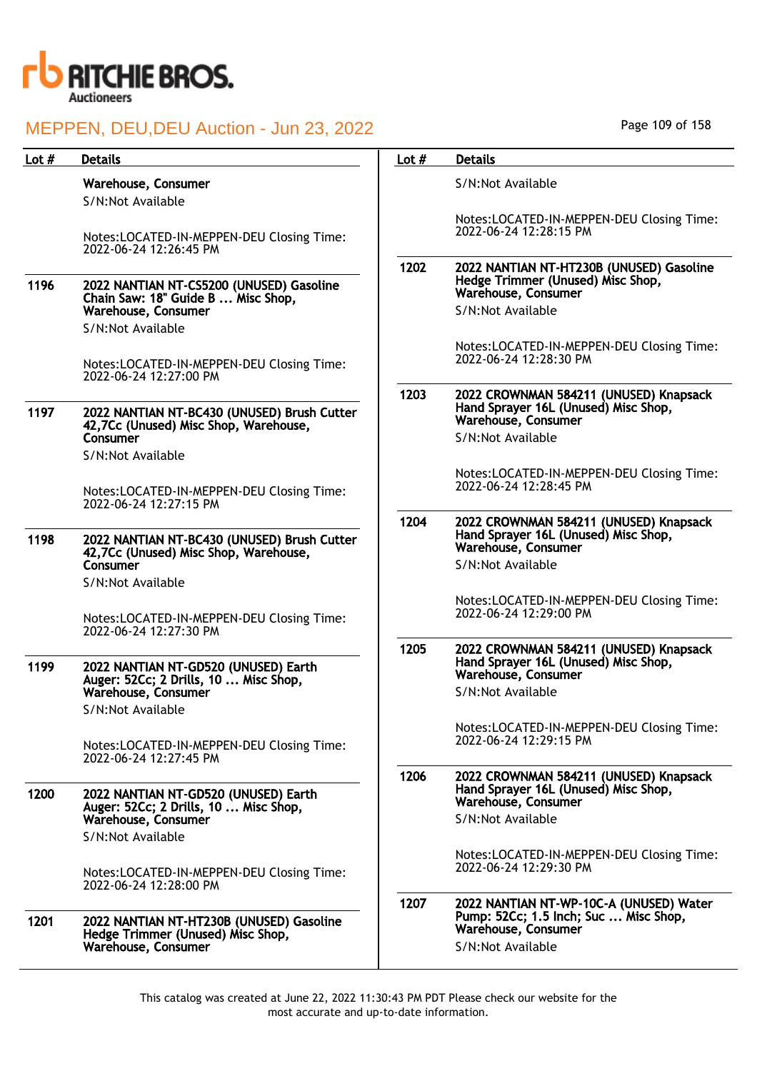| Lot # | Details |
|---|---|
| | **Warehouse, Consumer**<br>S/N:Not Available<br><br>Notes:LOCATED-IN-MEPPEN-DEU Closing Time: 2022-06-24 12:26:45 PM |
| 1196 | **2022 NANTIAN NT-CS5200 (UNUSED) Gasoline Chain Saw: 18" Guide B ... Misc Shop, Warehouse, Consumer**<br>S/N:Not Available<br><br>Notes:LOCATED-IN-MEPPEN-DEU Closing Time: 2022-06-24 12:27:00 PM |
| 1197 | **2022 NANTIAN NT-BC430 (UNUSED) Brush Cutter 42,7Cc (Unused) Misc Shop, Warehouse, Consumer**<br>S/N:Not Available<br><br>Notes:LOCATED-IN-MEPPEN-DEU Closing Time: 2022-06-24 12:27:15 PM |
| 1198 | **2022 NANTIAN NT-BC430 (UNUSED) Brush Cutter 42,7Cc (Unused) Misc Shop, Warehouse, Consumer**<br>S/N:Not Available<br><br>Notes:LOCATED-IN-MEPPEN-DEU Closing Time: 2022-06-24 12:27:30 PM |
| 1199 | **2022 NANTIAN NT-GD520 (UNUSED) Earth Auger: 52Cc; 2 Drills, 10 ... Misc Shop, Warehouse, Consumer**<br>S/N:Not Available<br><br>Notes:LOCATED-IN-MEPPEN-DEU Closing Time: 2022-06-24 12:27:45 PM |
| 1200 | **2022 NANTIAN NT-GD520 (UNUSED) Earth Auger: 52Cc; 2 Drills, 10 ... Misc Shop, Warehouse, Consumer**<br>S/N:Not Available<br><br>Notes:LOCATED-IN-MEPPEN-DEU Closing Time: 2022-06-24 12:28:00 PM |
| 1201 | **2022 NANTIAN NT-HT230B (UNUSED) Gasoline Hedge Trimmer (Unused) Misc Shop, Warehouse, Consumer**<br>S/N:Not Available<br><br>Notes:LOCATED-IN-MEPPEN-DEU Closing Time: 2022-06-24 12:28:15 PM |
| 1202 | **2022 NANTIAN NT-HT230B (UNUSED) Gasoline Hedge Trimmer (Unused) Misc Shop, Warehouse, Consumer**<br>S/N:Not Available<br><br>Notes:LOCATED-IN-MEPPEN-DEU Closing Time: 2022-06-24 12:28:30 PM |
| 1203 | **2022 CROWNMAN 584211 (UNUSED) Knapsack Hand Sprayer 16L (Unused) Misc Shop, Warehouse, Consumer**<br>S/N:Not Available<br><br>Notes:LOCATED-IN-MEPPEN-DEU Closing Time: 2022-06-24 12:28:45 PM |
| 1204 | **2022 CROWNMAN 584211 (UNUSED) Knapsack Hand Sprayer 16L (Unused) Misc Shop, Warehouse, Consumer**<br>S/N:Not Available<br><br>Notes:LOCATED-IN-MEPPEN-DEU Closing Time: 2022-06-24 12:29:00 PM |
| 1205 | **2022 CROWNMAN 584211 (UNUSED) Knapsack Hand Sprayer 16L (Unused) Misc Shop, Warehouse, Consumer**<br>S/N:Not Available<br><br>Notes:LOCATED-IN-MEPPEN-DEU Closing Time: 2022-06-24 12:29:15 PM |
| 1206 | **2022 CROWNMAN 584211 (UNUSED) Knapsack Hand Sprayer 16L (Unused) Misc Shop, Warehouse, Consumer**<br>S/N:Not Available<br><br>Notes:LOCATED-IN-MEPPEN-DEU Closing Time: 2022-06-24 12:29:30 PM |
| 1207 | **2022 NANTIAN NT-WP-10C-A (UNUSED) Water Pump: 52Cc; 1.5 Inch; Suc ... Misc Shop, Warehouse, Consumer**<br>S/N:Not Available |

This catalog was created at June 22, 2022 11:30:43 PM PDT Please check our website for the most accurate and up-to-date information.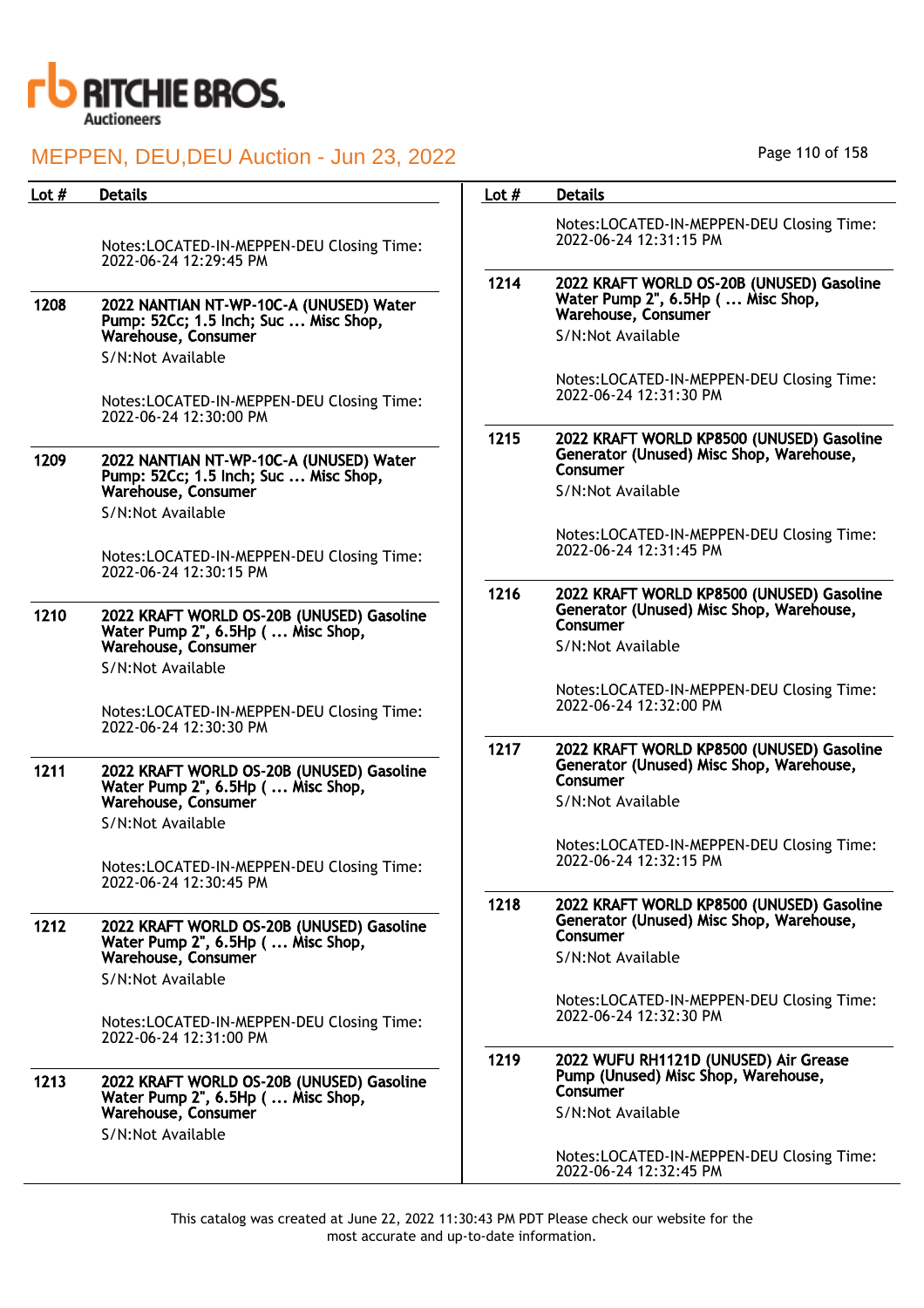| Lot # | Details |
|---|---|
| | Notes:LOCATED-IN-MEPPEN-DEU Closing Time: 2022-06-24 12:29:45 PM |
| 1208 | **2022 NANTIAN NT-WP-10C-A (UNUSED) Water Pump: 52Cc; 1.5 Inch; Suc ... Misc Shop, Warehouse, Consumer**<br>S/N:Not Available<br><br>Notes:LOCATED-IN-MEPPEN-DEU Closing Time: 2022-06-24 12:30:00 PM |
| 1209 | **2022 NANTIAN NT-WP-10C-A (UNUSED) Water Pump: 52Cc; 1.5 Inch; Suc ... Misc Shop, Warehouse, Consumer**<br>S/N:Not Available<br><br>Notes:LOCATED-IN-MEPPEN-DEU Closing Time: 2022-06-24 12:30:15 PM |
| 1210 | **2022 KRAFT WORLD OS-20B (UNUSED) Gasoline Water Pump 2", 6.5Hp ( ... Misc Shop, Warehouse, Consumer**<br>S/N:Not Available<br><br>Notes:LOCATED-IN-MEPPEN-DEU Closing Time: 2022-06-24 12:30:30 PM |
| 1211 | **2022 KRAFT WORLD OS-20B (UNUSED) Gasoline Water Pump 2", 6.5Hp ( ... Misc Shop, Warehouse, Consumer**<br>S/N:Not Available<br><br>Notes:LOCATED-IN-MEPPEN-DEU Closing Time: 2022-06-24 12:30:45 PM |
| 1212 | **2022 KRAFT WORLD OS-20B (UNUSED) Gasoline Water Pump 2", 6.5Hp ( ... Misc Shop, Warehouse, Consumer**<br>S/N:Not Available<br><br>Notes:LOCATED-IN-MEPPEN-DEU Closing Time: 2022-06-24 12:31:00 PM |
| 1213 | **2022 KRAFT WORLD OS-20B (UNUSED) Gasoline Water Pump 2", 6.5Hp ( ... Misc Shop, Warehouse, Consumer**<br>S/N:Not Available<br><br>Notes:LOCATED-IN-MEPPEN-DEU Closing Time: 2022-06-24 12:31:15 PM |
| 1214 | **2022 KRAFT WORLD OS-20B (UNUSED) Gasoline Water Pump 2", 6.5Hp ( ... Misc Shop, Warehouse, Consumer**<br>S/N:Not Available<br><br>Notes:LOCATED-IN-MEPPEN-DEU Closing Time: 2022-06-24 12:31:30 PM |
| 1215 | **2022 KRAFT WORLD KP8500 (UNUSED) Gasoline Generator (Unused) Misc Shop, Warehouse, Consumer**<br>S/N:Not Available<br><br>Notes:LOCATED-IN-MEPPEN-DEU Closing Time: 2022-06-24 12:31:45 PM |
| 1216 | **2022 KRAFT WORLD KP8500 (UNUSED) Gasoline Generator (Unused) Misc Shop, Warehouse, Consumer**<br>S/N:Not Available<br><br>Notes:LOCATED-IN-MEPPEN-DEU Closing Time: 2022-06-24 12:32:00 PM |
| 1217 | **2022 KRAFT WORLD KP8500 (UNUSED) Gasoline Generator (Unused) Misc Shop, Warehouse, Consumer**<br>S/N:Not Available<br><br>Notes:LOCATED-IN-MEPPEN-DEU Closing Time: 2022-06-24 12:32:15 PM |
| 1218 | **2022 KRAFT WORLD KP8500 (UNUSED) Gasoline Generator (Unused) Misc Shop, Warehouse, Consumer**<br>S/N:Not Available<br><br>Notes:LOCATED-IN-MEPPEN-DEU Closing Time: 2022-06-24 12:32:30 PM |
| 1219 | **2022 WUFU RH1121D (UNUSED) Air Grease Pump (Unused) Misc Shop, Warehouse, Consumer**<br>S/N:Not Available<br><br>Notes:LOCATED-IN-MEPPEN-DEU Closing Time: 2022-06-24 12:32:45 PM |

This catalog was created at June 22, 2022 11:30:43 PM PDT Please check our website for the most accurate and up-to-date information.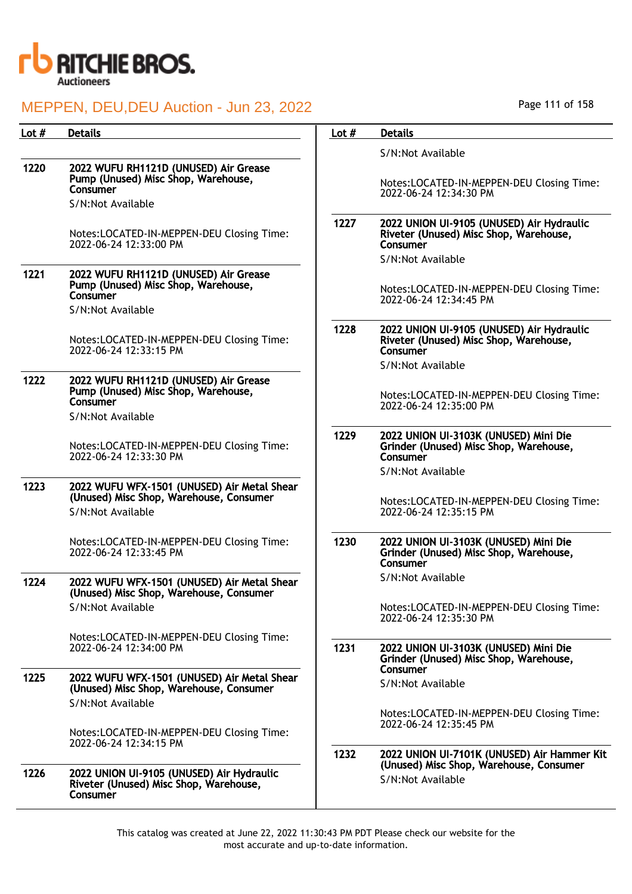# MEPPEN, DEU,DEU Auction - Jun 23, 2022

| Lot # | Details |
|---|---|
| 1220 | **2022 WUFU RH1121D (UNUSED) Air Grease Pump (Unused) Misc Shop, Warehouse, Consumer**<br>S/N:Not Available<br><br>Notes:LOCATED-IN-MEPPEN-DEU Closing Time: 2022-06-24 12:33:00 PM |
| 1221 | **2022 WUFU RH1121D (UNUSED) Air Grease Pump (Unused) Misc Shop, Warehouse, Consumer**<br>S/N:Not Available<br><br>Notes:LOCATED-IN-MEPPEN-DEU Closing Time: 2022-06-24 12:33:15 PM |
| 1222 | **2022 WUFU RH1121D (UNUSED) Air Grease Pump (Unused) Misc Shop, Warehouse, Consumer**<br>S/N:Not Available<br><br>Notes:LOCATED-IN-MEPPEN-DEU Closing Time: 2022-06-24 12:33:30 PM |
| 1223 | **2022 WUFU WFX-1501 (UNUSED) Air Metal Shear (Unused) Misc Shop, Warehouse, Consumer**<br>S/N:Not Available<br><br>Notes:LOCATED-IN-MEPPEN-DEU Closing Time: 2022-06-24 12:33:45 PM |
| 1224 | **2022 WUFU WFX-1501 (UNUSED) Air Metal Shear (Unused) Misc Shop, Warehouse, Consumer**<br>S/N:Not Available<br><br>Notes:LOCATED-IN-MEPPEN-DEU Closing Time: 2022-06-24 12:34:00 PM |
| 1225 | **2022 WUFU WFX-1501 (UNUSED) Air Metal Shear (Unused) Misc Shop, Warehouse, Consumer**<br>S/N:Not Available<br><br>Notes:LOCATED-IN-MEPPEN-DEU Closing Time: 2022-06-24 12:34:15 PM |
| 1226 | **2022 UNION UI-9105 (UNUSED) Air Hydraulic Riveter (Unused) Misc Shop, Warehouse, Consumer**<br>S/N:Not Available<br><br>Notes:LOCATED-IN-MEPPEN-DEU Closing Time: 2022-06-24 12:34:30 PM |
| 1227 | **2022 UNION UI-9105 (UNUSED) Air Hydraulic Riveter (Unused) Misc Shop, Warehouse, Consumer**<br>S/N:Not Available<br><br>Notes:LOCATED-IN-MEPPEN-DEU Closing Time: 2022-06-24 12:34:45 PM |
| 1228 | **2022 UNION UI-9105 (UNUSED) Air Hydraulic Riveter (Unused) Misc Shop, Warehouse, Consumer**<br>S/N:Not Available<br><br>Notes:LOCATED-IN-MEPPEN-DEU Closing Time: 2022-06-24 12:35:00 PM |
| 1229 | **2022 UNION UI-3103K (UNUSED) Mini Die Grinder (Unused) Misc Shop, Warehouse, Consumer**<br>S/N:Not Available<br><br>Notes:LOCATED-IN-MEPPEN-DEU Closing Time: 2022-06-24 12:35:15 PM |
| 1230 | **2022 UNION UI-3103K (UNUSED) Mini Die Grinder (Unused) Misc Shop, Warehouse, Consumer**<br>S/N:Not Available<br><br>Notes:LOCATED-IN-MEPPEN-DEU Closing Time: 2022-06-24 12:35:30 PM |
| 1231 | **2022 UNION UI-3103K (UNUSED) Mini Die Grinder (Unused) Misc Shop, Warehouse, Consumer**<br>S/N:Not Available<br><br>Notes:LOCATED-IN-MEPPEN-DEU Closing Time: 2022-06-24 12:35:45 PM |
| 1232 | **2022 UNION UI-7101K (UNUSED) Air Hammer Kit (Unused) Misc Shop, Warehouse, Consumer**<br>S/N:Not Available |

This catalog was created at June 22, 2022 11:30:43 PM PDT Please check our website for the most accurate and up-to-date information.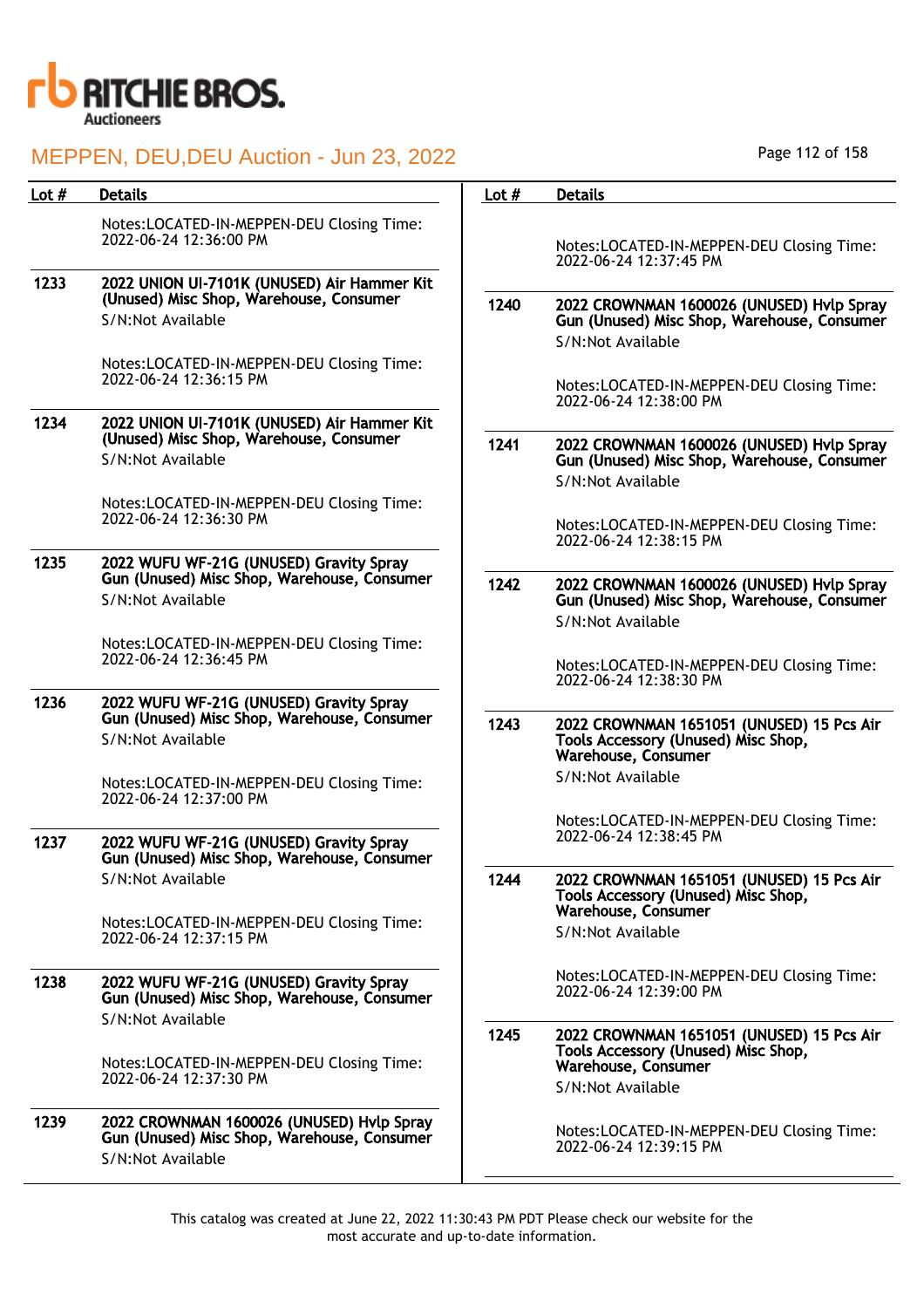| Lot # | Details |
|---|---|
| | Notes:LOCATED-IN-MEPPEN-DEU Closing Time: 2022-06-24 12:36:00 PM |
| 1233 | **2022 UNION UI-7101K (UNUSED) Air Hammer Kit (Unused) Misc Shop, Warehouse, Consumer**<br>S/N:Not Available<br><br>Notes:LOCATED-IN-MEPPEN-DEU Closing Time: 2022-06-24 12:36:15 PM |
| 1234 | **2022 UNION UI-7101K (UNUSED) Air Hammer Kit (Unused) Misc Shop, Warehouse, Consumer**<br>S/N:Not Available<br><br>Notes:LOCATED-IN-MEPPEN-DEU Closing Time: 2022-06-24 12:36:30 PM |
| 1235 | **2022 WUFU WF-21G (UNUSED) Gravity Spray Gun (Unused) Misc Shop, Warehouse, Consumer**<br>S/N:Not Available<br><br>Notes:LOCATED-IN-MEPPEN-DEU Closing Time: 2022-06-24 12:36:45 PM |
| 1236 | **2022 WUFU WF-21G (UNUSED) Gravity Spray Gun (Unused) Misc Shop, Warehouse, Consumer**<br>S/N:Not Available<br><br>Notes:LOCATED-IN-MEPPEN-DEU Closing Time: 2022-06-24 12:37:00 PM |
| 1237 | **2022 WUFU WF-21G (UNUSED) Gravity Spray Gun (Unused) Misc Shop, Warehouse, Consumer**<br>S/N:Not Available<br><br>Notes:LOCATED-IN-MEPPEN-DEU Closing Time: 2022-06-24 12:37:15 PM |
| 1238 | **2022 WUFU WF-21G (UNUSED) Gravity Spray Gun (Unused) Misc Shop, Warehouse, Consumer**<br>S/N:Not Available<br><br>Notes:LOCATED-IN-MEPPEN-DEU Closing Time: 2022-06-24 12:37:30 PM |
| 1239 | **2022 CROWNMAN 1600026 (UNUSED) Hvlp Spray Gun (Unused) Misc Shop, Warehouse, Consumer**<br>S/N:Not Available<br><br>Notes:LOCATED-IN-MEPPEN-DEU Closing Time: 2022-06-24 12:37:45 PM |
| 1240 | **2022 CROWNMAN 1600026 (UNUSED) Hvlp Spray Gun (Unused) Misc Shop, Warehouse, Consumer**<br>S/N:Not Available<br><br>Notes:LOCATED-IN-MEPPEN-DEU Closing Time: 2022-06-24 12:38:00 PM |
| 1241 | **2022 CROWNMAN 1600026 (UNUSED) Hvlp Spray Gun (Unused) Misc Shop, Warehouse, Consumer**<br>S/N:Not Available<br><br>Notes:LOCATED-IN-MEPPEN-DEU Closing Time: 2022-06-24 12:38:15 PM |
| 1242 | **2022 CROWNMAN 1600026 (UNUSED) Hvlp Spray Gun (Unused) Misc Shop, Warehouse, Consumer**<br>S/N:Not Available<br><br>Notes:LOCATED-IN-MEPPEN-DEU Closing Time: 2022-06-24 12:38:30 PM |
| 1243 | **2022 CROWNMAN 1651051 (UNUSED) 15 Pcs Air Tools Accessory (Unused) Misc Shop, Warehouse, Consumer**<br>S/N:Not Available<br><br>Notes:LOCATED-IN-MEPPEN-DEU Closing Time: 2022-06-24 12:38:45 PM |
| 1244 | **2022 CROWNMAN 1651051 (UNUSED) 15 Pcs Air Tools Accessory (Unused) Misc Shop, Warehouse, Consumer**<br>S/N:Not Available<br><br>Notes:LOCATED-IN-MEPPEN-DEU Closing Time: 2022-06-24 12:39:00 PM |
| 1245 | **2022 CROWNMAN 1651051 (UNUSED) 15 Pcs Air Tools Accessory (Unused) Misc Shop, Warehouse, Consumer**<br>S/N:Not Available<br><br>Notes:LOCATED-IN-MEPPEN-DEU Closing Time: 2022-06-24 12:39:15 PM |

This catalog was created at June 22, 2022 11:30:43 PM PDT Please check our website for the most accurate and up-to-date information.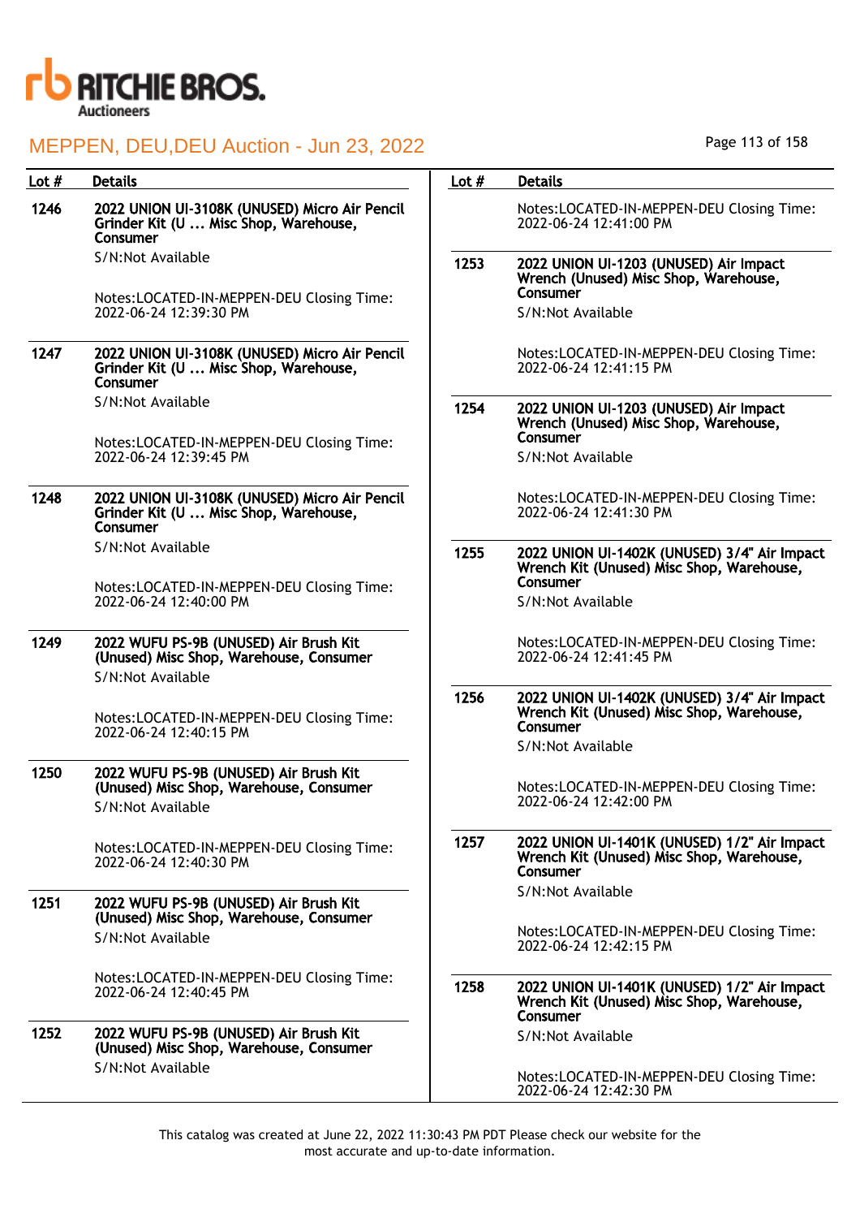# MEPPEN, DEU,DEU Auction - Jun 23, 2022

| Lot # | Details |
|---|---|
| 1246 | **2022 UNION UI-3108K (UNUSED) Micro Air Pencil Grinder Kit (U ... Misc Shop, Warehouse, Consumer**<br>S/N:Not Available<br>Notes:LOCATED-IN-MEPPEN-DEU Closing Time: 2022-06-24 12:39:30 PM |
| 1247 | **2022 UNION UI-3108K (UNUSED) Micro Air Pencil Grinder Kit (U ... Misc Shop, Warehouse, Consumer**<br>S/N:Not Available<br>Notes:LOCATED-IN-MEPPEN-DEU Closing Time: 2022-06-24 12:39:45 PM |
| 1248 | **2022 UNION UI-3108K (UNUSED) Micro Air Pencil Grinder Kit (U ... Misc Shop, Warehouse, Consumer**<br>S/N:Not Available<br>Notes:LOCATED-IN-MEPPEN-DEU Closing Time: 2022-06-24 12:40:00 PM |
| 1249 | **2022 WUFU PS-9B (UNUSED) Air Brush Kit (Unused) Misc Shop, Warehouse, Consumer**<br>S/N:Not Available<br>Notes:LOCATED-IN-MEPPEN-DEU Closing Time: 2022-06-24 12:40:15 PM |
| 1250 | **2022 WUFU PS-9B (UNUSED) Air Brush Kit (Unused) Misc Shop, Warehouse, Consumer**<br>S/N:Not Available<br>Notes:LOCATED-IN-MEPPEN-DEU Closing Time: 2022-06-24 12:40:30 PM |
| 1251 | **2022 WUFU PS-9B (UNUSED) Air Brush Kit (Unused) Misc Shop, Warehouse, Consumer**<br>S/N:Not Available<br>Notes:LOCATED-IN-MEPPEN-DEU Closing Time: 2022-06-24 12:40:45 PM |
| 1252 | **2022 WUFU PS-9B (UNUSED) Air Brush Kit (Unused) Misc Shop, Warehouse, Consumer**<br>S/N:Not Available<br>Notes:LOCATED-IN-MEPPEN-DEU Closing Time: 2022-06-24 12:41:00 PM |
| 1253 | **2022 UNION UI-1203 (UNUSED) Air Impact Wrench (Unused) Misc Shop, Warehouse, Consumer**<br>S/N:Not Available<br>Notes:LOCATED-IN-MEPPEN-DEU Closing Time: 2022-06-24 12:41:15 PM |
| 1254 | **2022 UNION UI-1203 (UNUSED) Air Impact Wrench (Unused) Misc Shop, Warehouse, Consumer**<br>S/N:Not Available<br>Notes:LOCATED-IN-MEPPEN-DEU Closing Time: 2022-06-24 12:41:30 PM |
| 1255 | **2022 UNION UI-1402K (UNUSED) 3/4" Air Impact Wrench Kit (Unused) Misc Shop, Warehouse, Consumer**<br>S/N:Not Available<br>Notes:LOCATED-IN-MEPPEN-DEU Closing Time: 2022-06-24 12:41:45 PM |
| 1256 | **2022 UNION UI-1402K (UNUSED) 3/4" Air Impact Wrench Kit (Unused) Misc Shop, Warehouse, Consumer**<br>S/N:Not Available<br>Notes:LOCATED-IN-MEPPEN-DEU Closing Time: 2022-06-24 12:42:00 PM |
| 1257 | **2022 UNION UI-1401K (UNUSED) 1/2" Air Impact Wrench Kit (Unused) Misc Shop, Warehouse, Consumer**<br>S/N:Not Available<br>Notes:LOCATED-IN-MEPPEN-DEU Closing Time: 2022-06-24 12:42:15 PM |
| 1258 | **2022 UNION UI-1401K (UNUSED) 1/2" Air Impact Wrench Kit (Unused) Misc Shop, Warehouse, Consumer**<br>S/N:Not Available<br>Notes:LOCATED-IN-MEPPEN-DEU Closing Time: 2022-06-24 12:42:30 PM |

This catalog was created at June 22, 2022 11:30:43 PM PDT Please check our website for the most accurate and up-to-date information.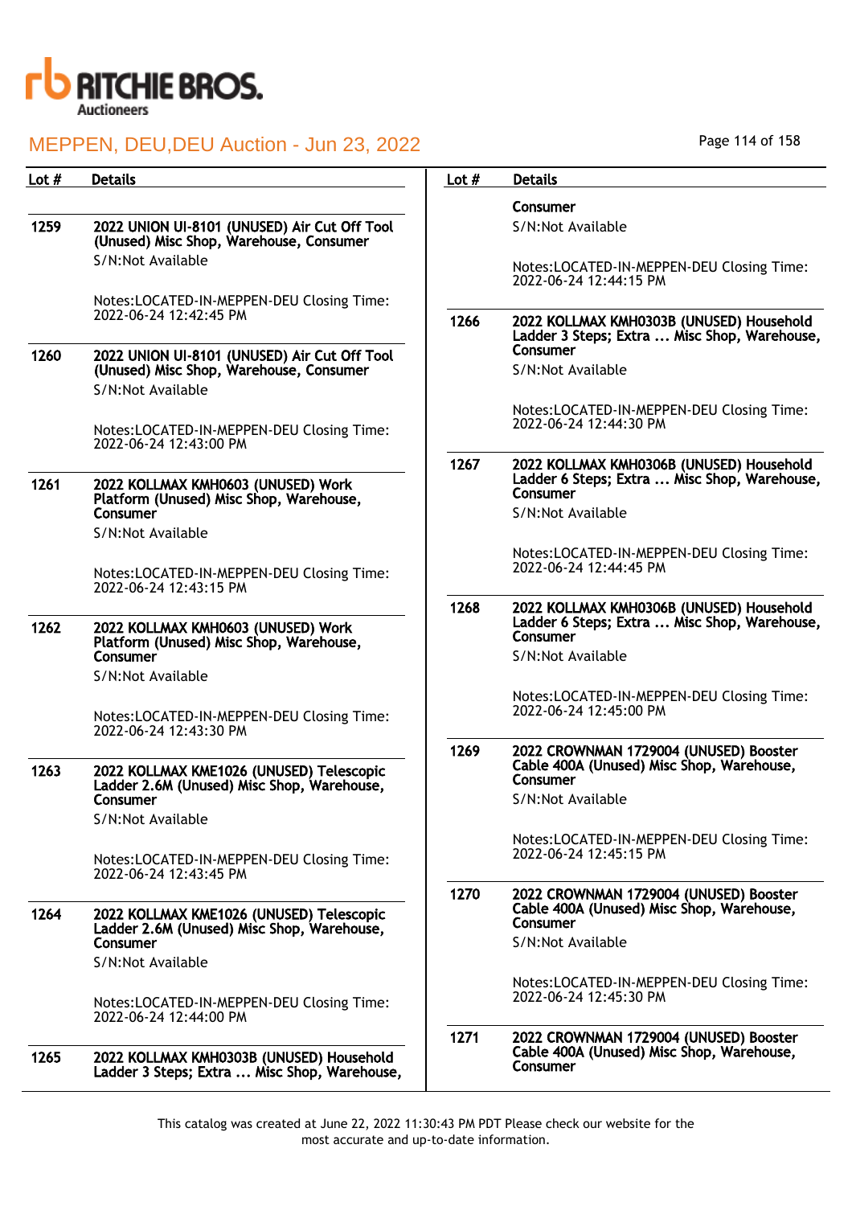RITCHIE BROS. Auctioneers

# MEPPEN, DEU,DEU Auction - Jun 23, 2022

| Lot # | Details |
|---|---|
| 1259 | **2022 UNION UI-8101 (UNUSED) Air Cut Off Tool (Unused) Misc Shop, Warehouse, Consumer**<br>S/N:Not Available<br>Notes:LOCATED-IN-MEPPEN-DEU Closing Time: 2022-06-24 12:42:45 PM |
| 1260 | **2022 UNION UI-8101 (UNUSED) Air Cut Off Tool (Unused) Misc Shop, Warehouse, Consumer**<br>S/N:Not Available<br>Notes:LOCATED-IN-MEPPEN-DEU Closing Time: 2022-06-24 12:43:00 PM |
| 1261 | **2022 KOLLMAX KMH0603 (UNUSED) Work Platform (Unused) Misc Shop, Warehouse, Consumer**<br>S/N:Not Available<br>Notes:LOCATED-IN-MEPPEN-DEU Closing Time: 2022-06-24 12:43:15 PM |
| 1262 | **2022 KOLLMAX KMH0603 (UNUSED) Work Platform (Unused) Misc Shop, Warehouse, Consumer**<br>S/N:Not Available<br>Notes:LOCATED-IN-MEPPEN-DEU Closing Time: 2022-06-24 12:43:30 PM |
| 1263 | **2022 KOLLMAX KME1026 (UNUSED) Telescopic Ladder 2.6M (Unused) Misc Shop, Warehouse, Consumer**<br>S/N:Not Available<br>Notes:LOCATED-IN-MEPPEN-DEU Closing Time: 2022-06-24 12:43:45 PM |
| 1264 | **2022 KOLLMAX KME1026 (UNUSED) Telescopic Ladder 2.6M (Unused) Misc Shop, Warehouse, Consumer**<br>S/N:Not Available<br>Notes:LOCATED-IN-MEPPEN-DEU Closing Time: 2022-06-24 12:44:00 PM |
| 1265 | **2022 KOLLMAX KMH0303B (UNUSED) Household Ladder 3 Steps; Extra ... Misc Shop, Warehouse, Consumer**<br>S/N:Not Available<br>Notes:LOCATED-IN-MEPPEN-DEU Closing Time: 2022-06-24 12:44:15 PM |
| 1266 | **2022 KOLLMAX KMH0303B (UNUSED) Household Ladder 3 Steps; Extra ... Misc Shop, Warehouse, Consumer**<br>S/N:Not Available<br>Notes:LOCATED-IN-MEPPEN-DEU Closing Time: 2022-06-24 12:44:30 PM |
| 1267 | **2022 KOLLMAX KMH0306B (UNUSED) Household Ladder 6 Steps; Extra ... Misc Shop, Warehouse, Consumer**<br>S/N:Not Available<br>Notes:LOCATED-IN-MEPPEN-DEU Closing Time: 2022-06-24 12:44:45 PM |
| 1268 | **2022 KOLLMAX KMH0306B (UNUSED) Household Ladder 6 Steps; Extra ... Misc Shop, Warehouse, Consumer**<br>S/N:Not Available<br>Notes:LOCATED-IN-MEPPEN-DEU Closing Time: 2022-06-24 12:45:00 PM |
| 1269 | **2022 CROWNMAN 1729004 (UNUSED) Booster Cable 400A (Unused) Misc Shop, Warehouse, Consumer**<br>S/N:Not Available<br>Notes:LOCATED-IN-MEPPEN-DEU Closing Time: 2022-06-24 12:45:15 PM |
| 1270 | **2022 CROWNMAN 1729004 (UNUSED) Booster Cable 400A (Unused) Misc Shop, Warehouse, Consumer**<br>S/N:Not Available<br>Notes:LOCATED-IN-MEPPEN-DEU Closing Time: 2022-06-24 12:45:30 PM |
| 1271 | **2022 CROWNMAN 1729004 (UNUSED) Booster Cable 400A (Unused) Misc Shop, Warehouse, Consumer** |

This catalog was created at June 22, 2022 11:30:43 PM PDT Please check our website for the most accurate and up-to-date information.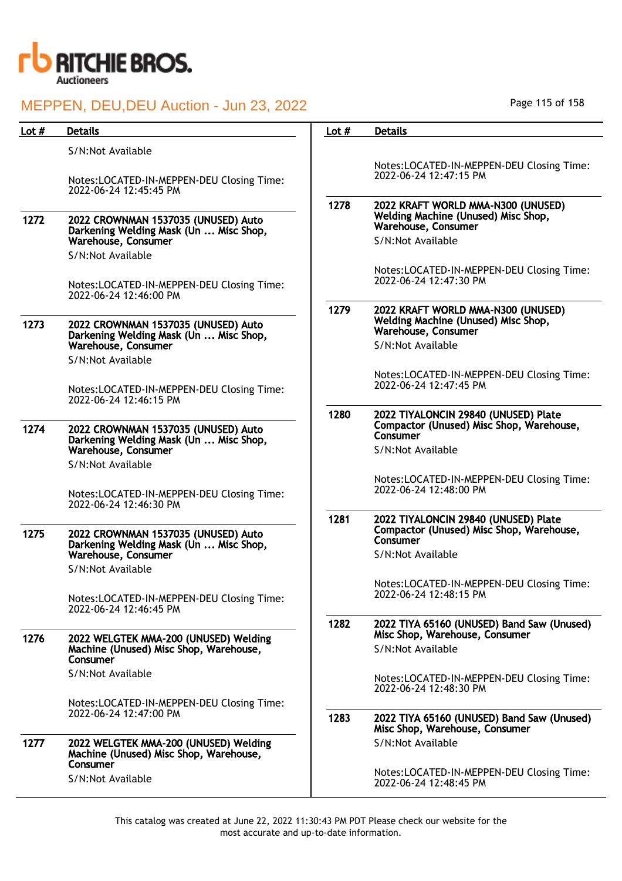| Lot # | Details |
|---|---|
| | S/N:Not Available<br><br>Notes:LOCATED-IN-MEPPEN-DEU Closing Time: 2022-06-24 12:45:45 PM |
| 1272 | **2022 CROWNMAN 1537035 (UNUSED) Auto Darkening Welding Mask (Un ... Misc Shop, Warehouse, Consumer**<br>S/N:Not Available<br><br>Notes:LOCATED-IN-MEPPEN-DEU Closing Time: 2022-06-24 12:46:00 PM |
| 1273 | **2022 CROWNMAN 1537035 (UNUSED) Auto Darkening Welding Mask (Un ... Misc Shop, Warehouse, Consumer**<br>S/N:Not Available<br><br>Notes:LOCATED-IN-MEPPEN-DEU Closing Time: 2022-06-24 12:46:15 PM |
| 1274 | **2022 CROWNMAN 1537035 (UNUSED) Auto Darkening Welding Mask (Un ... Misc Shop, Warehouse, Consumer**<br>S/N:Not Available<br><br>Notes:LOCATED-IN-MEPPEN-DEU Closing Time: 2022-06-24 12:46:30 PM |
| 1275 | **2022 CROWNMAN 1537035 (UNUSED) Auto Darkening Welding Mask (Un ... Misc Shop, Warehouse, Consumer**<br>S/N:Not Available<br><br>Notes:LOCATED-IN-MEPPEN-DEU Closing Time: 2022-06-24 12:46:45 PM |
| 1276 | **2022 WELGTEK MMA-200 (UNUSED) Welding Machine (Unused) Misc Shop, Warehouse, Consumer**<br>S/N:Not Available<br><br>Notes:LOCATED-IN-MEPPEN-DEU Closing Time: 2022-06-24 12:47:00 PM |
| 1277 | **2022 WELGTEK MMA-200 (UNUSED) Welding Machine (Unused) Misc Shop, Warehouse, Consumer**<br>S/N:Not Available<br><br>Notes:LOCATED-IN-MEPPEN-DEU Closing Time: 2022-06-24 12:47:15 PM |
| 1278 | **2022 KRAFT WORLD MMA-N300 (UNUSED) Welding Machine (Unused) Misc Shop, Warehouse, Consumer**<br>S/N:Not Available<br><br>Notes:LOCATED-IN-MEPPEN-DEU Closing Time: 2022-06-24 12:47:30 PM |
| 1279 | **2022 KRAFT WORLD MMA-N300 (UNUSED) Welding Machine (Unused) Misc Shop, Warehouse, Consumer**<br>S/N:Not Available<br><br>Notes:LOCATED-IN-MEPPEN-DEU Closing Time: 2022-06-24 12:47:45 PM |
| 1280 | **2022 TIYALONCIN 29840 (UNUSED) Plate Compactor (Unused) Misc Shop, Warehouse, Consumer**<br>S/N:Not Available<br><br>Notes:LOCATED-IN-MEPPEN-DEU Closing Time: 2022-06-24 12:48:00 PM |
| 1281 | **2022 TIYALONCIN 29840 (UNUSED) Plate Compactor (Unused) Misc Shop, Warehouse, Consumer**<br>S/N:Not Available<br><br>Notes:LOCATED-IN-MEPPEN-DEU Closing Time: 2022-06-24 12:48:15 PM |
| 1282 | **2022 TIYA 65160 (UNUSED) Band Saw (Unused) Misc Shop, Warehouse, Consumer**<br>S/N:Not Available<br><br>Notes:LOCATED-IN-MEPPEN-DEU Closing Time: 2022-06-24 12:48:30 PM |
| 1283 | **2022 TIYA 65160 (UNUSED) Band Saw (Unused) Misc Shop, Warehouse, Consumer**<br>S/N:Not Available<br><br>Notes:LOCATED-IN-MEPPEN-DEU Closing Time: 2022-06-24 12:48:45 PM |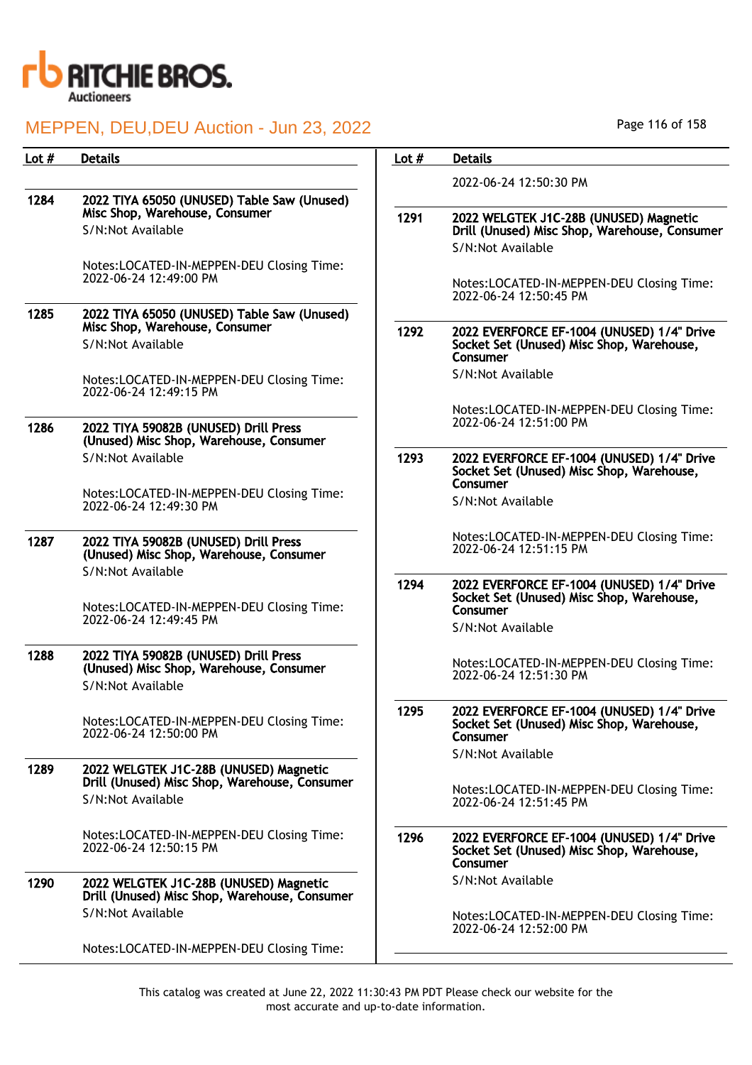| Lot # | Details |
|---|---|
| 1284 | **2022 TIYA 65050 (UNUSED) Table Saw (Unused) Misc Shop, Warehouse, Consumer**<br>S/N:Not Available<br><br>Notes:LOCATED-IN-MEPPEN-DEU Closing Time: 2022-06-24 12:49:00 PM |
| 1285 | **2022 TIYA 65050 (UNUSED) Table Saw (Unused) Misc Shop, Warehouse, Consumer**<br>S/N:Not Available<br><br>Notes:LOCATED-IN-MEPPEN-DEU Closing Time: 2022-06-24 12:49:15 PM |
| 1286 | **2022 TIYA 59082B (UNUSED) Drill Press (Unused) Misc Shop, Warehouse, Consumer**<br>S/N:Not Available<br><br>Notes:LOCATED-IN-MEPPEN-DEU Closing Time: 2022-06-24 12:49:30 PM |
| 1287 | **2022 TIYA 59082B (UNUSED) Drill Press (Unused) Misc Shop, Warehouse, Consumer**<br>S/N:Not Available<br><br>Notes:LOCATED-IN-MEPPEN-DEU Closing Time: 2022-06-24 12:49:45 PM |
| 1288 | **2022 TIYA 59082B (UNUSED) Drill Press (Unused) Misc Shop, Warehouse, Consumer**<br>S/N:Not Available<br><br>Notes:LOCATED-IN-MEPPEN-DEU Closing Time: 2022-06-24 12:50:00 PM |
| 1289 | **2022 WELGTEK J1C-28B (UNUSED) Magnetic Drill (Unused) Misc Shop, Warehouse, Consumer**<br>S/N:Not Available<br><br>Notes:LOCATED-IN-MEPPEN-DEU Closing Time: 2022-06-24 12:50:15 PM |
| 1290 | **2022 WELGTEK J1C-28B (UNUSED) Magnetic Drill (Unused) Misc Shop, Warehouse, Consumer**<br>S/N:Not Available<br><br>Notes:LOCATED-IN-MEPPEN-DEU Closing Time: 2022-06-24 12:50:30 PM |
| 1291 | **2022 WELGTEK J1C-28B (UNUSED) Magnetic Drill (Unused) Misc Shop, Warehouse, Consumer**<br>S/N:Not Available<br><br>Notes:LOCATED-IN-MEPPEN-DEU Closing Time: 2022-06-24 12:50:45 PM |
| 1292 | **2022 EVERFORCE EF-1004 (UNUSED) 1/4" Drive Socket Set (Unused) Misc Shop, Warehouse, Consumer**<br>S/N:Not Available<br><br>Notes:LOCATED-IN-MEPPEN-DEU Closing Time: 2022-06-24 12:51:00 PM |
| 1293 | **2022 EVERFORCE EF-1004 (UNUSED) 1/4" Drive Socket Set (Unused) Misc Shop, Warehouse, Consumer**<br>S/N:Not Available<br><br>Notes:LOCATED-IN-MEPPEN-DEU Closing Time: 2022-06-24 12:51:15 PM |
| 1294 | **2022 EVERFORCE EF-1004 (UNUSED) 1/4" Drive Socket Set (Unused) Misc Shop, Warehouse, Consumer**<br>S/N:Not Available<br><br>Notes:LOCATED-IN-MEPPEN-DEU Closing Time: 2022-06-24 12:51:30 PM |
| 1295 | **2022 EVERFORCE EF-1004 (UNUSED) 1/4" Drive Socket Set (Unused) Misc Shop, Warehouse, Consumer**<br>S/N:Not Available<br><br>Notes:LOCATED-IN-MEPPEN-DEU Closing Time: 2022-06-24 12:51:45 PM |
| 1296 | **2022 EVERFORCE EF-1004 (UNUSED) 1/4" Drive Socket Set (Unused) Misc Shop, Warehouse, Consumer**<br>S/N:Not Available<br><br>Notes:LOCATED-IN-MEPPEN-DEU Closing Time: 2022-06-24 12:52:00 PM |

This catalog was created at June 22, 2022 11:30:43 PM PDT Please check our website for the most accurate and up-to-date information.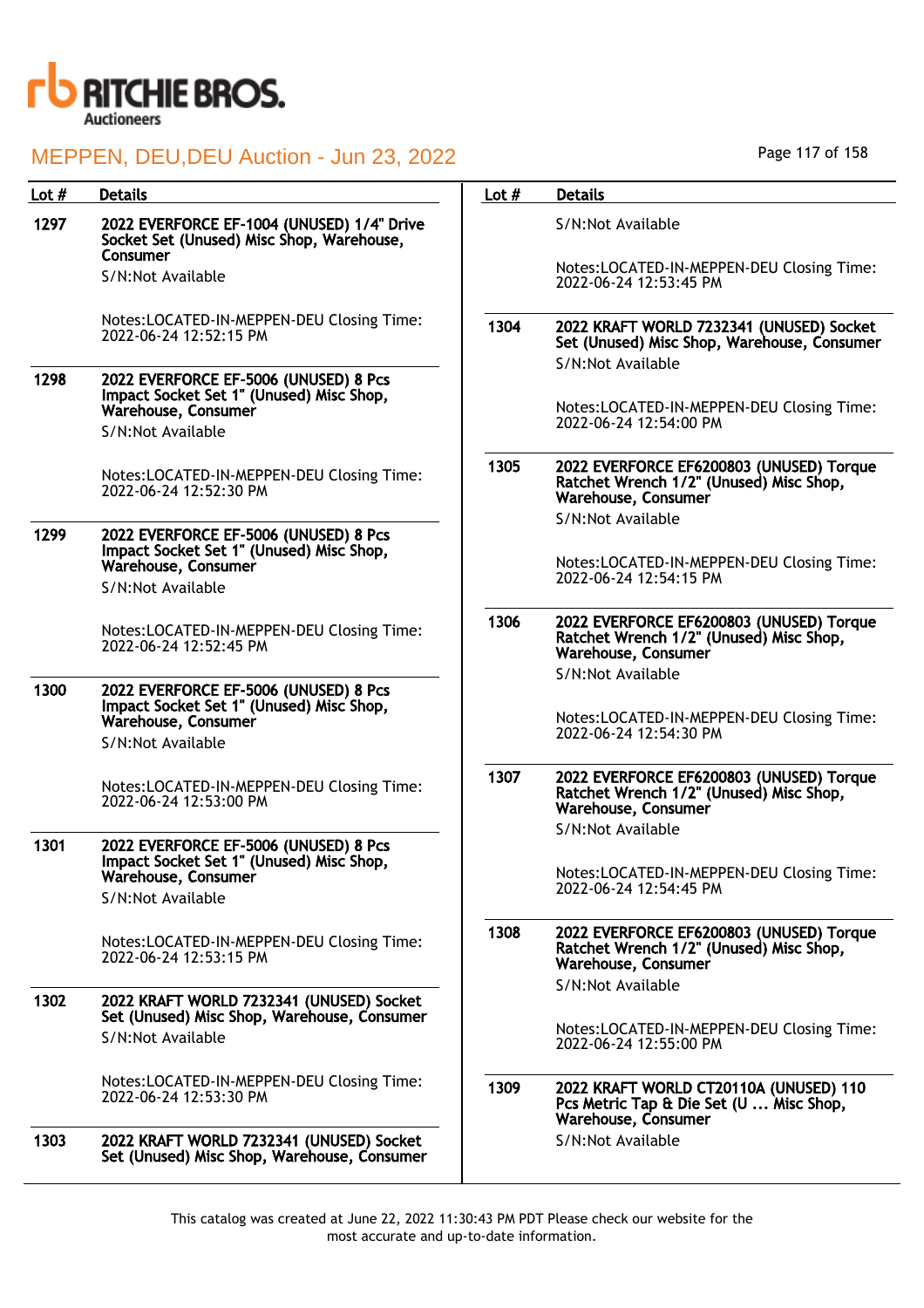# MEPPEN, DEU,DEU Auction - Jun 23, 2022

| Lot # | Details |
|---|---|
| 1297 | **2022 EVERFORCE EF-1004 (UNUSED) 1/4" Drive Socket Set (Unused) Misc Shop, Warehouse, Consumer**<br>S/N:Not Available<br><br>Notes:LOCATED-IN-MEPPEN-DEU Closing Time: 2022-06-24 12:52:15 PM |
| 1298 | **2022 EVERFORCE EF-5006 (UNUSED) 8 Pcs Impact Socket Set 1" (Unused) Misc Shop, Warehouse, Consumer**<br>S/N:Not Available<br><br>Notes:LOCATED-IN-MEPPEN-DEU Closing Time: 2022-06-24 12:52:30 PM |
| 1299 | **2022 EVERFORCE EF-5006 (UNUSED) 8 Pcs Impact Socket Set 1" (Unused) Misc Shop, Warehouse, Consumer**<br>S/N:Not Available<br><br>Notes:LOCATED-IN-MEPPEN-DEU Closing Time: 2022-06-24 12:52:45 PM |
| 1300 | **2022 EVERFORCE EF-5006 (UNUSED) 8 Pcs Impact Socket Set 1" (Unused) Misc Shop, Warehouse, Consumer**<br>S/N:Not Available<br><br>Notes:LOCATED-IN-MEPPEN-DEU Closing Time: 2022-06-24 12:53:00 PM |
| 1301 | **2022 EVERFORCE EF-5006 (UNUSED) 8 Pcs Impact Socket Set 1" (Unused) Misc Shop, Warehouse, Consumer**<br>S/N:Not Available<br><br>Notes:LOCATED-IN-MEPPEN-DEU Closing Time: 2022-06-24 12:53:15 PM |
| 1302 | **2022 KRAFT WORLD 7232341 (UNUSED) Socket Set (Unused) Misc Shop, Warehouse, Consumer**<br>S/N:Not Available<br><br>Notes:LOCATED-IN-MEPPEN-DEU Closing Time: 2022-06-24 12:53:30 PM |
| 1303 | **2022 KRAFT WORLD 7232341 (UNUSED) Socket Set (Unused) Misc Shop, Warehouse, Consumer**<br>S/N:Not Available<br><br>Notes:LOCATED-IN-MEPPEN-DEU Closing Time: 2022-06-24 12:53:45 PM |
| 1304 | **2022 KRAFT WORLD 7232341 (UNUSED) Socket Set (Unused) Misc Shop, Warehouse, Consumer**<br>S/N:Not Available<br><br>Notes:LOCATED-IN-MEPPEN-DEU Closing Time: 2022-06-24 12:54:00 PM |
| 1305 | **2022 EVERFORCE EF6200803 (UNUSED) Torque Ratchet Wrench 1/2" (Unused) Misc Shop, Warehouse, Consumer**<br>S/N:Not Available<br><br>Notes:LOCATED-IN-MEPPEN-DEU Closing Time: 2022-06-24 12:54:15 PM |
| 1306 | **2022 EVERFORCE EF6200803 (UNUSED) Torque Ratchet Wrench 1/2" (Unused) Misc Shop, Warehouse, Consumer**<br>S/N:Not Available<br><br>Notes:LOCATED-IN-MEPPEN-DEU Closing Time: 2022-06-24 12:54:30 PM |
| 1307 | **2022 EVERFORCE EF6200803 (UNUSED) Torque Ratchet Wrench 1/2" (Unused) Misc Shop, Warehouse, Consumer**<br>S/N:Not Available<br><br>Notes:LOCATED-IN-MEPPEN-DEU Closing Time: 2022-06-24 12:54:45 PM |
| 1308 | **2022 EVERFORCE EF6200803 (UNUSED) Torque Ratchet Wrench 1/2" (Unused) Misc Shop, Warehouse, Consumer**<br>S/N:Not Available<br><br>Notes:LOCATED-IN-MEPPEN-DEU Closing Time: 2022-06-24 12:55:00 PM |
| 1309 | **2022 KRAFT WORLD CT20110A (UNUSED) 110 Pcs Metric Tap & Die Set (U ... Misc Shop, Warehouse, Consumer**<br>S/N:Not Available |

This catalog was created at June 22, 2022 11:30:43 PM PDT Please check our website for the most accurate and up-to-date information.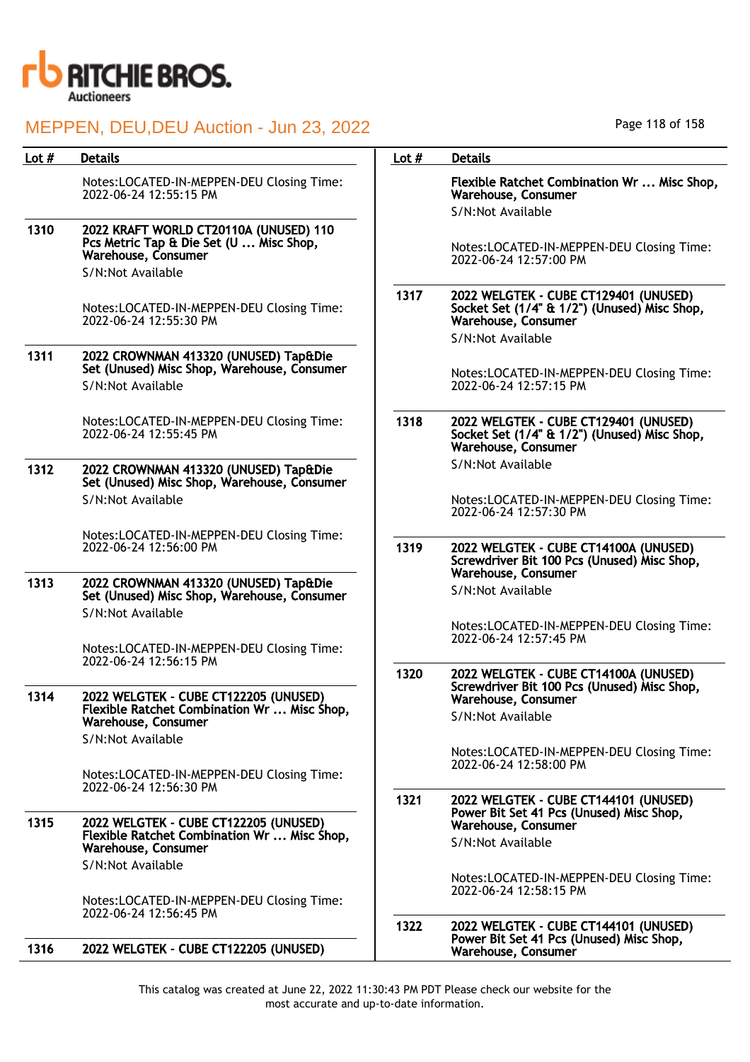# MEPPEN, DEU,DEU Auction - Jun 23, 2022

| Lot # | Details |
|---|---|
| | Notes:LOCATED-IN-MEPPEN-DEU Closing Time: 2022-06-24 12:55:15 PM |
| 1310 | **2022 KRAFT WORLD CT20110A (UNUSED) 110 Pcs Metric Tap & Die Set (U ... Misc Shop, Warehouse, Consumer**<br>S/N:Not Available<br><br>Notes:LOCATED-IN-MEPPEN-DEU Closing Time: 2022-06-24 12:55:30 PM |
| 1311 | **2022 CROWNMAN 413320 (UNUSED) Tap&Die Set (Unused) Misc Shop, Warehouse, Consumer**<br>S/N:Not Available<br><br>Notes:LOCATED-IN-MEPPEN-DEU Closing Time: 2022-06-24 12:55:45 PM |
| 1312 | **2022 CROWNMAN 413320 (UNUSED) Tap&Die Set (Unused) Misc Shop, Warehouse, Consumer**<br>S/N:Not Available<br><br>Notes:LOCATED-IN-MEPPEN-DEU Closing Time: 2022-06-24 12:56:00 PM |
| 1313 | **2022 CROWNMAN 413320 (UNUSED) Tap&Die Set (Unused) Misc Shop, Warehouse, Consumer**<br>S/N:Not Available<br><br>Notes:LOCATED-IN-MEPPEN-DEU Closing Time: 2022-06-24 12:56:15 PM |
| 1314 | **2022 WELGTEK - CUBE CT122205 (UNUSED) Flexible Ratchet Combination Wr ... Misc Shop, Warehouse, Consumer**<br>S/N:Not Available<br><br>Notes:LOCATED-IN-MEPPEN-DEU Closing Time: 2022-06-24 12:56:30 PM |
| 1315 | **2022 WELGTEK - CUBE CT122205 (UNUSED) Flexible Ratchet Combination Wr ... Misc Shop, Warehouse, Consumer**<br>S/N:Not Available<br><br>Notes:LOCATED-IN-MEPPEN-DEU Closing Time: 2022-06-24 12:56:45 PM |
| 1316 | **2022 WELGTEK - CUBE CT122205 (UNUSED) Flexible Ratchet Combination Wr ... Misc Shop, Warehouse, Consumer**<br>S/N:Not Available<br><br>Notes:LOCATED-IN-MEPPEN-DEU Closing Time: 2022-06-24 12:57:00 PM |
| 1317 | **2022 WELGTEK - CUBE CT129401 (UNUSED) Socket Set (1/4" & 1/2") (Unused) Misc Shop, Warehouse, Consumer**<br>S/N:Not Available<br><br>Notes:LOCATED-IN-MEPPEN-DEU Closing Time: 2022-06-24 12:57:15 PM |
| 1318 | **2022 WELGTEK - CUBE CT129401 (UNUSED) Socket Set (1/4" & 1/2") (Unused) Misc Shop, Warehouse, Consumer**<br>S/N:Not Available<br><br>Notes:LOCATED-IN-MEPPEN-DEU Closing Time: 2022-06-24 12:57:30 PM |
| 1319 | **2022 WELGTEK - CUBE CT14100A (UNUSED) Screwdriver Bit 100 Pcs (Unused) Misc Shop, Warehouse, Consumer**<br>S/N:Not Available<br><br>Notes:LOCATED-IN-MEPPEN-DEU Closing Time: 2022-06-24 12:57:45 PM |
| 1320 | **2022 WELGTEK - CUBE CT14100A (UNUSED) Screwdriver Bit 100 Pcs (Unused) Misc Shop, Warehouse, Consumer**<br>S/N:Not Available<br><br>Notes:LOCATED-IN-MEPPEN-DEU Closing Time: 2022-06-24 12:58:00 PM |
| 1321 | **2022 WELGTEK - CUBE CT144101 (UNUSED) Power Bit Set 41 Pcs (Unused) Misc Shop, Warehouse, Consumer**<br>S/N:Not Available<br><br>Notes:LOCATED-IN-MEPPEN-DEU Closing Time: 2022-06-24 12:58:15 PM |
| 1322 | **2022 WELGTEK - CUBE CT144101 (UNUSED) Power Bit Set 41 Pcs (Unused) Misc Shop, Warehouse, Consumer** |

This catalog was created at June 22, 2022 11:30:43 PM PDT Please check our website for the most accurate and up-to-date information.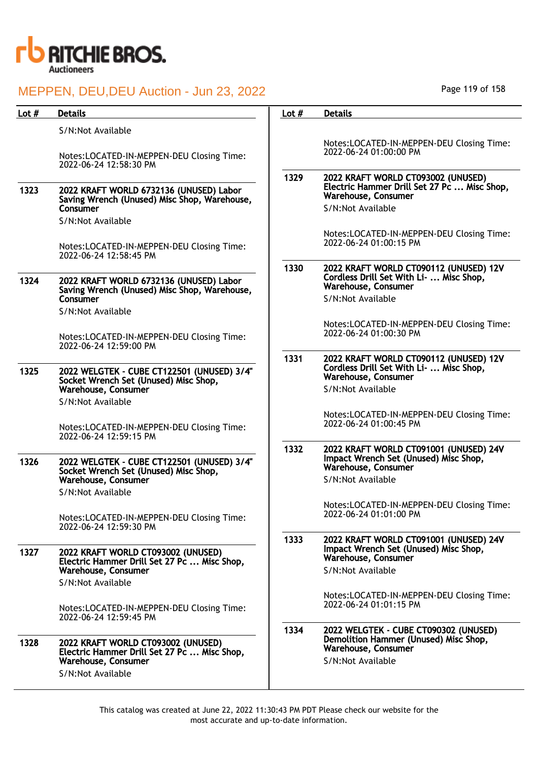| Lot # | Details |
|---|---|
| | S/N:Not Available<br><br>Notes:LOCATED-IN-MEPPEN-DEU Closing Time: 2022-06-24 12:58:30 PM |
| 1323 | **2022 KRAFT WORLD 6732136 (UNUSED) Labor Saving Wrench (Unused) Misc Shop, Warehouse, Consumer**<br>S/N:Not Available<br><br>Notes:LOCATED-IN-MEPPEN-DEU Closing Time: 2022-06-24 12:58:45 PM |
| 1324 | **2022 KRAFT WORLD 6732136 (UNUSED) Labor Saving Wrench (Unused) Misc Shop, Warehouse, Consumer**<br>S/N:Not Available<br><br>Notes:LOCATED-IN-MEPPEN-DEU Closing Time: 2022-06-24 12:59:00 PM |
| 1325 | **2022 WELGTEK - CUBE CT122501 (UNUSED) 3/4" Socket Wrench Set (Unused) Misc Shop, Warehouse, Consumer**<br>S/N:Not Available<br><br>Notes:LOCATED-IN-MEPPEN-DEU Closing Time: 2022-06-24 12:59:15 PM |
| 1326 | **2022 WELGTEK - CUBE CT122501 (UNUSED) 3/4" Socket Wrench Set (Unused) Misc Shop, Warehouse, Consumer**<br>S/N:Not Available<br><br>Notes:LOCATED-IN-MEPPEN-DEU Closing Time: 2022-06-24 12:59:30 PM |
| 1327 | **2022 KRAFT WORLD CT093002 (UNUSED) Electric Hammer Drill Set 27 Pc ... Misc Shop, Warehouse, Consumer**<br>S/N:Not Available<br><br>Notes:LOCATED-IN-MEPPEN-DEU Closing Time: 2022-06-24 12:59:45 PM |
| 1328 | **2022 KRAFT WORLD CT093002 (UNUSED) Electric Hammer Drill Set 27 Pc ... Misc Shop, Warehouse, Consumer**<br>S/N:Not Available<br><br>Notes:LOCATED-IN-MEPPEN-DEU Closing Time: 2022-06-24 01:00:00 PM |
| 1329 | **2022 KRAFT WORLD CT093002 (UNUSED) Electric Hammer Drill Set 27 Pc ... Misc Shop, Warehouse, Consumer**<br>S/N:Not Available<br><br>Notes:LOCATED-IN-MEPPEN-DEU Closing Time: 2022-06-24 01:00:15 PM |
| 1330 | **2022 KRAFT WORLD CT090112 (UNUSED) 12V Cordless Drill Set With Li- ... Misc Shop, Warehouse, Consumer**<br>S/N:Not Available<br><br>Notes:LOCATED-IN-MEPPEN-DEU Closing Time: 2022-06-24 01:00:30 PM |
| 1331 | **2022 KRAFT WORLD CT090112 (UNUSED) 12V Cordless Drill Set With Li- ... Misc Shop, Warehouse, Consumer**<br>S/N:Not Available<br><br>Notes:LOCATED-IN-MEPPEN-DEU Closing Time: 2022-06-24 01:00:45 PM |
| 1332 | **2022 KRAFT WORLD CT091001 (UNUSED) 24V Impact Wrench Set (Unused) Misc Shop, Warehouse, Consumer**<br>S/N:Not Available<br><br>Notes:LOCATED-IN-MEPPEN-DEU Closing Time: 2022-06-24 01:01:00 PM |
| 1333 | **2022 KRAFT WORLD CT091001 (UNUSED) 24V Impact Wrench Set (Unused) Misc Shop, Warehouse, Consumer**<br>S/N:Not Available<br><br>Notes:LOCATED-IN-MEPPEN-DEU Closing Time: 2022-06-24 01:01:15 PM |
| 1334 | **2022 WELGTEK - CUBE CT090302 (UNUSED) Demolition Hammer (Unused) Misc Shop, Warehouse, Consumer**<br>S/N:Not Available |

This catalog was created at June 22, 2022 11:30:43 PM PDT Please check our website for the most accurate and up-to-date information.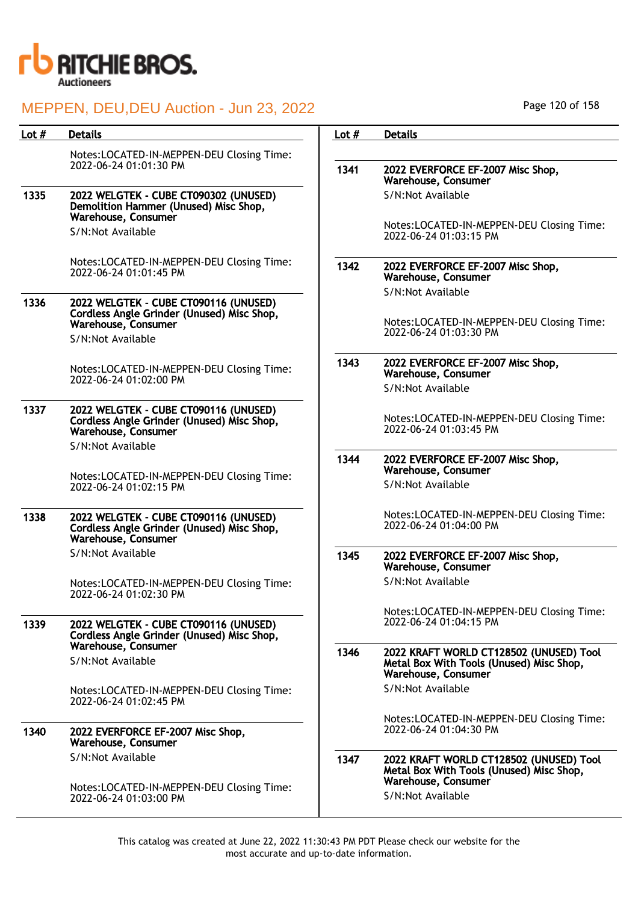| Lot # | Details |
|---|---|
| | Notes:LOCATED-IN-MEPPEN-DEU Closing Time: 2022-06-24 01:01:30 PM |
| 1335 | **2022 WELGTEK - CUBE CT090302 (UNUSED) Demolition Hammer (Unused) Misc Shop, Warehouse, Consumer**<br>S/N:Not Available<br><br>Notes:LOCATED-IN-MEPPEN-DEU Closing Time: 2022-06-24 01:01:45 PM |
| 1336 | **2022 WELGTEK - CUBE CT090116 (UNUSED) Cordless Angle Grinder (Unused) Misc Shop, Warehouse, Consumer**<br>S/N:Not Available<br><br>Notes:LOCATED-IN-MEPPEN-DEU Closing Time: 2022-06-24 01:02:00 PM |
| 1337 | **2022 WELGTEK - CUBE CT090116 (UNUSED) Cordless Angle Grinder (Unused) Misc Shop, Warehouse, Consumer**<br>S/N:Not Available<br><br>Notes:LOCATED-IN-MEPPEN-DEU Closing Time: 2022-06-24 01:02:15 PM |
| 1338 | **2022 WELGTEK - CUBE CT090116 (UNUSED) Cordless Angle Grinder (Unused) Misc Shop, Warehouse, Consumer**<br>S/N:Not Available<br><br>Notes:LOCATED-IN-MEPPEN-DEU Closing Time: 2022-06-24 01:02:30 PM |
| 1339 | **2022 WELGTEK - CUBE CT090116 (UNUSED) Cordless Angle Grinder (Unused) Misc Shop, Warehouse, Consumer**<br>S/N:Not Available<br><br>Notes:LOCATED-IN-MEPPEN-DEU Closing Time: 2022-06-24 01:02:45 PM |
| 1340 | **2022 EVERFORCE EF-2007 Misc Shop, Warehouse, Consumer**<br>S/N:Not Available<br><br>Notes:LOCATED-IN-MEPPEN-DEU Closing Time: 2022-06-24 01:03:00 PM |
| 1341 | **2022 EVERFORCE EF-2007 Misc Shop, Warehouse, Consumer**<br>S/N:Not Available<br><br>Notes:LOCATED-IN-MEPPEN-DEU Closing Time: 2022-06-24 01:03:15 PM |
| 1342 | **2022 EVERFORCE EF-2007 Misc Shop, Warehouse, Consumer**<br>S/N:Not Available<br><br>Notes:LOCATED-IN-MEPPEN-DEU Closing Time: 2022-06-24 01:03:30 PM |
| 1343 | **2022 EVERFORCE EF-2007 Misc Shop, Warehouse, Consumer**<br>S/N:Not Available<br><br>Notes:LOCATED-IN-MEPPEN-DEU Closing Time: 2022-06-24 01:03:45 PM |
| 1344 | **2022 EVERFORCE EF-2007 Misc Shop, Warehouse, Consumer**<br>S/N:Not Available<br><br>Notes:LOCATED-IN-MEPPEN-DEU Closing Time: 2022-06-24 01:04:00 PM |
| 1345 | **2022 EVERFORCE EF-2007 Misc Shop, Warehouse, Consumer**<br>S/N:Not Available<br><br>Notes:LOCATED-IN-MEPPEN-DEU Closing Time: 2022-06-24 01:04:15 PM |
| 1346 | **2022 KRAFT WORLD CT128502 (UNUSED) Tool Metal Box With Tools (Unused) Misc Shop, Warehouse, Consumer**<br>S/N:Not Available<br><br>Notes:LOCATED-IN-MEPPEN-DEU Closing Time: 2022-06-24 01:04:30 PM |
| 1347 | **2022 KRAFT WORLD CT128502 (UNUSED) Tool Metal Box With Tools (Unused) Misc Shop, Warehouse, Consumer**<br>S/N:Not Available |

This catalog was created at June 22, 2022 11:30:43 PM PDT Please check our website for the most accurate and up-to-date information.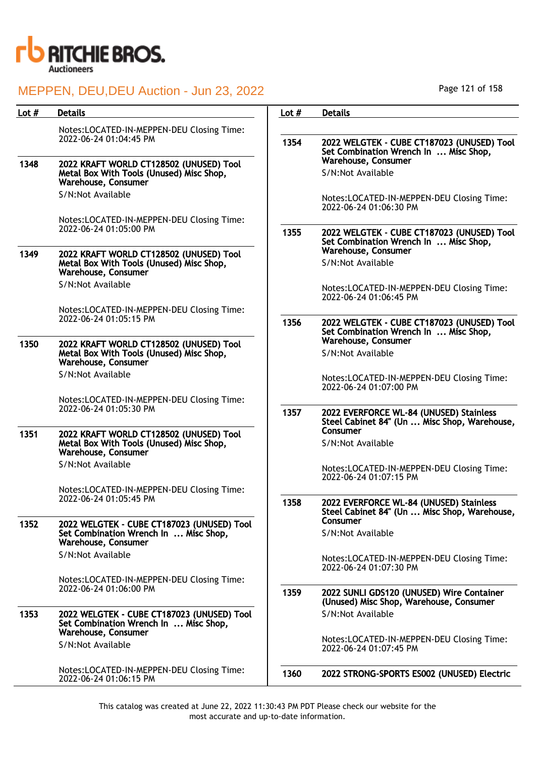| Lot # | Details |
|---|---|
| | Notes:LOCATED-IN-MEPPEN-DEU Closing Time: 2022-06-24 01:04:45 PM |
| 1348 | **2022 KRAFT WORLD CT128502 (UNUSED) Tool Metal Box With Tools (Unused) Misc Shop, Warehouse, Consumer**<br>S/N:Not Available<br><br>Notes:LOCATED-IN-MEPPEN-DEU Closing Time: 2022-06-24 01:05:00 PM |
| 1349 | **2022 KRAFT WORLD CT128502 (UNUSED) Tool Metal Box With Tools (Unused) Misc Shop, Warehouse, Consumer**<br>S/N:Not Available<br><br>Notes:LOCATED-IN-MEPPEN-DEU Closing Time: 2022-06-24 01:05:15 PM |
| 1350 | **2022 KRAFT WORLD CT128502 (UNUSED) Tool Metal Box With Tools (Unused) Misc Shop, Warehouse, Consumer**<br>S/N:Not Available<br><br>Notes:LOCATED-IN-MEPPEN-DEU Closing Time: 2022-06-24 01:05:30 PM |
| 1351 | **2022 KRAFT WORLD CT128502 (UNUSED) Tool Metal Box With Tools (Unused) Misc Shop, Warehouse, Consumer**<br>S/N:Not Available<br><br>Notes:LOCATED-IN-MEPPEN-DEU Closing Time: 2022-06-24 01:05:45 PM |
| 1352 | **2022 WELGTEK - CUBE CT187023 (UNUSED) Tool Set Combination Wrench In ... Misc Shop, Warehouse, Consumer**<br>S/N:Not Available<br><br>Notes:LOCATED-IN-MEPPEN-DEU Closing Time: 2022-06-24 01:06:00 PM |
| 1353 | **2022 WELGTEK - CUBE CT187023 (UNUSED) Tool Set Combination Wrench In ... Misc Shop, Warehouse, Consumer**<br>S/N:Not Available<br><br>Notes:LOCATED-IN-MEPPEN-DEU Closing Time: 2022-06-24 01:06:15 PM |
| 1354 | **2022 WELGTEK - CUBE CT187023 (UNUSED) Tool Set Combination Wrench In ... Misc Shop, Warehouse, Consumer**<br>S/N:Not Available<br><br>Notes:LOCATED-IN-MEPPEN-DEU Closing Time: 2022-06-24 01:06:30 PM |
| 1355 | **2022 WELGTEK - CUBE CT187023 (UNUSED) Tool Set Combination Wrench In ... Misc Shop, Warehouse, Consumer**<br>S/N:Not Available<br><br>Notes:LOCATED-IN-MEPPEN-DEU Closing Time: 2022-06-24 01:06:45 PM |
| 1356 | **2022 WELGTEK - CUBE CT187023 (UNUSED) Tool Set Combination Wrench In ... Misc Shop, Warehouse, Consumer**<br>S/N:Not Available<br><br>Notes:LOCATED-IN-MEPPEN-DEU Closing Time: 2022-06-24 01:07:00 PM |
| 1357 | **2022 EVERFORCE WL-84 (UNUSED) Stainless Steel Cabinet 84" (Un ... Misc Shop, Warehouse, Consumer**<br>S/N:Not Available<br><br>Notes:LOCATED-IN-MEPPEN-DEU Closing Time: 2022-06-24 01:07:15 PM |
| 1358 | **2022 EVERFORCE WL-84 (UNUSED) Stainless Steel Cabinet 84" (Un ... Misc Shop, Warehouse, Consumer**<br>S/N:Not Available<br><br>Notes:LOCATED-IN-MEPPEN-DEU Closing Time: 2022-06-24 01:07:30 PM |
| 1359 | **2022 SUNLI GDS120 (UNUSED) Wire Container (Unused) Misc Shop, Warehouse, Consumer**<br>S/N:Not Available<br><br>Notes:LOCATED-IN-MEPPEN-DEU Closing Time: 2022-06-24 01:07:45 PM |
| 1360 | **2022 STRONG-SPORTS ES002 (UNUSED) Electric** |

This catalog was created at June 22, 2022 11:30:43 PM PDT Please check our website for the most accurate and up-to-date information.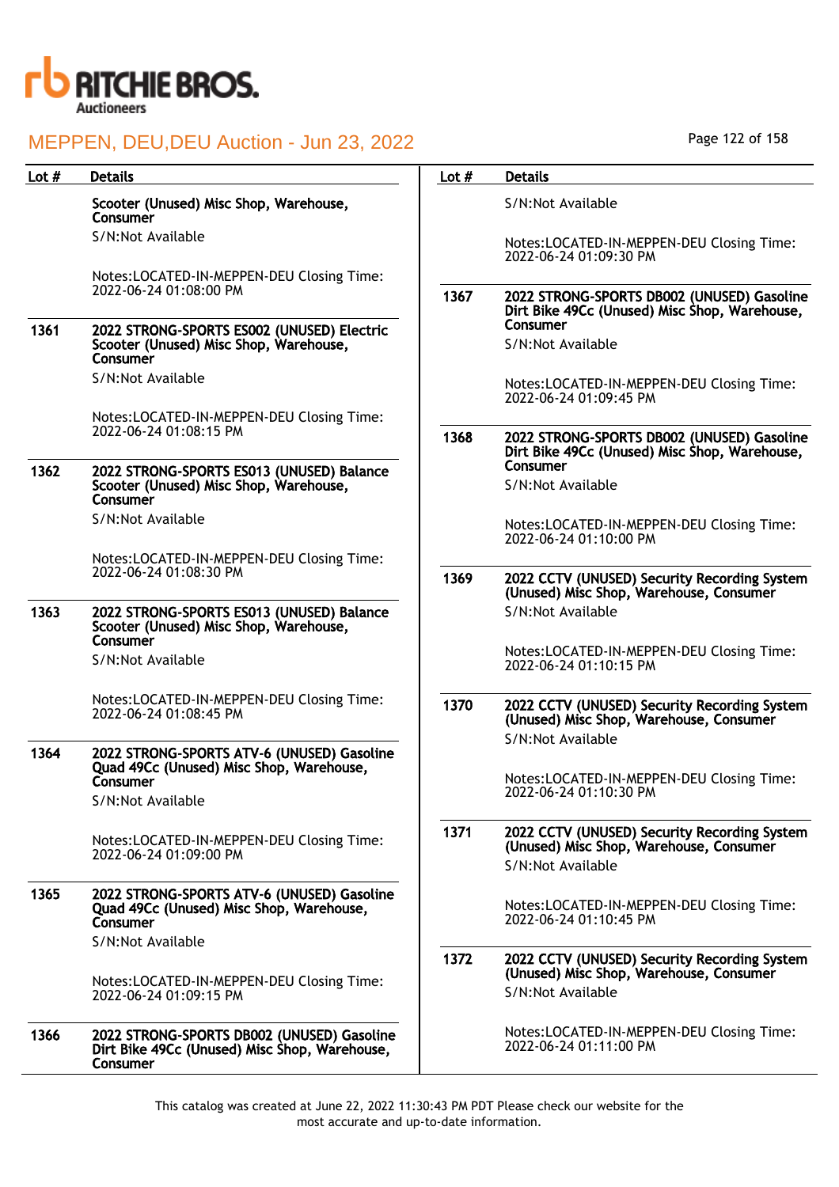MEPPEN, DEU,DEU Auction - Jun 23, 2022

| Lot # | Details |
|---|---|
| | **Scooter (Unused) Misc Shop, Warehouse, Consumer**<br>S/N:Not Available<br>Notes:LOCATED-IN-MEPPEN-DEU Closing Time: 2022-06-24 01:08:00 PM |
| 1361 | **2022 STRONG-SPORTS ES002 (UNUSED) Electric Scooter (Unused) Misc Shop, Warehouse, Consumer**<br>S/N:Not Available<br>Notes:LOCATED-IN-MEPPEN-DEU Closing Time: 2022-06-24 01:08:15 PM |
| 1362 | **2022 STRONG-SPORTS ES013 (UNUSED) Balance Scooter (Unused) Misc Shop, Warehouse, Consumer**<br>S/N:Not Available<br>Notes:LOCATED-IN-MEPPEN-DEU Closing Time: 2022-06-24 01:08:30 PM |
| 1363 | **2022 STRONG-SPORTS ES013 (UNUSED) Balance Scooter (Unused) Misc Shop, Warehouse, Consumer**<br>S/N:Not Available<br>Notes:LOCATED-IN-MEPPEN-DEU Closing Time: 2022-06-24 01:08:45 PM |
| 1364 | **2022 STRONG-SPORTS ATV-6 (UNUSED) Gasoline Quad 49Cc (Unused) Misc Shop, Warehouse, Consumer**<br>S/N:Not Available<br>Notes:LOCATED-IN-MEPPEN-DEU Closing Time: 2022-06-24 01:09:00 PM |
| 1365 | **2022 STRONG-SPORTS ATV-6 (UNUSED) Gasoline Quad 49Cc (Unused) Misc Shop, Warehouse, Consumer**<br>S/N:Not Available<br>Notes:LOCATED-IN-MEPPEN-DEU Closing Time: 2022-06-24 01:09:15 PM |
| 1366 | **2022 STRONG-SPORTS DB002 (UNUSED) Gasoline Dirt Bike 49Cc (Unused) Misc Shop, Warehouse, Consumer**<br>S/N:Not Available<br>Notes:LOCATED-IN-MEPPEN-DEU Closing Time: 2022-06-24 01:09:30 PM |
| 1367 | **2022 STRONG-SPORTS DB002 (UNUSED) Gasoline Dirt Bike 49Cc (Unused) Misc Shop, Warehouse, Consumer**<br>S/N:Not Available<br>Notes:LOCATED-IN-MEPPEN-DEU Closing Time: 2022-06-24 01:09:45 PM |
| 1368 | **2022 STRONG-SPORTS DB002 (UNUSED) Gasoline Dirt Bike 49Cc (Unused) Misc Shop, Warehouse, Consumer**<br>S/N:Not Available<br>Notes:LOCATED-IN-MEPPEN-DEU Closing Time: 2022-06-24 01:10:00 PM |
| 1369 | **2022 CCTV (UNUSED) Security Recording System (Unused) Misc Shop, Warehouse, Consumer**<br>S/N:Not Available<br>Notes:LOCATED-IN-MEPPEN-DEU Closing Time: 2022-06-24 01:10:15 PM |
| 1370 | **2022 CCTV (UNUSED) Security Recording System (Unused) Misc Shop, Warehouse, Consumer**<br>S/N:Not Available<br>Notes:LOCATED-IN-MEPPEN-DEU Closing Time: 2022-06-24 01:10:30 PM |
| 1371 | **2022 CCTV (UNUSED) Security Recording System (Unused) Misc Shop, Warehouse, Consumer**<br>S/N:Not Available<br>Notes:LOCATED-IN-MEPPEN-DEU Closing Time: 2022-06-24 01:10:45 PM |
| 1372 | **2022 CCTV (UNUSED) Security Recording System (Unused) Misc Shop, Warehouse, Consumer**<br>S/N:Not Available<br>Notes:LOCATED-IN-MEPPEN-DEU Closing Time: 2022-06-24 01:11:00 PM |

This catalog was created at June 22, 2022 11:30:43 PM PDT Please check our website for the most accurate and up-to-date information.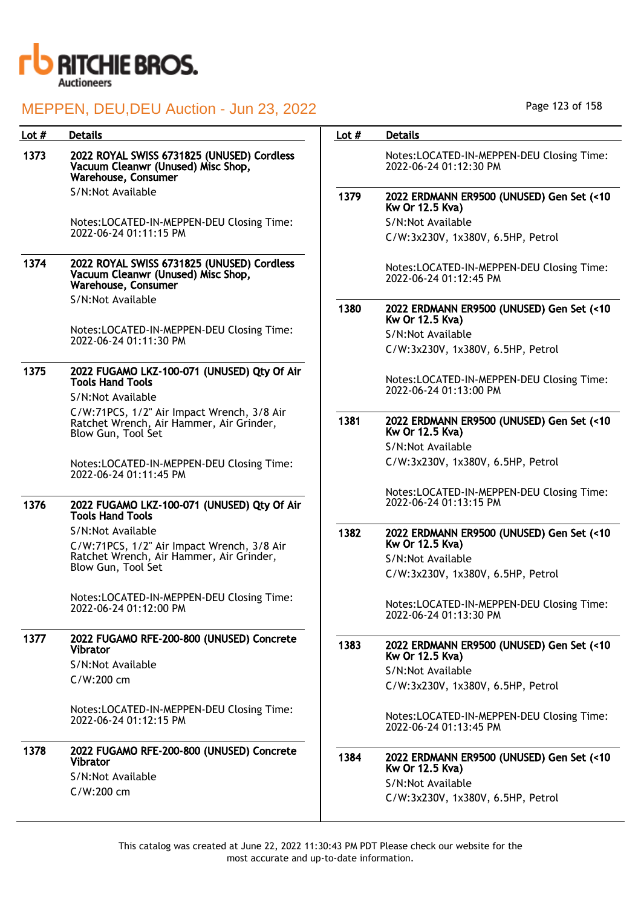| Lot # | Details |
|---|---|
| 1373 | **2022 ROYAL SWISS 6731825 (UNUSED) Cordless Vacuum Cleanwr (Unused) Misc Shop, Warehouse, Consumer**<br>S/N:Not Available<br><br>Notes:LOCATED-IN-MEPPEN-DEU Closing Time: 2022-06-24 01:11:15 PM |
| 1374 | **2022 ROYAL SWISS 6731825 (UNUSED) Cordless Vacuum Cleanwr (Unused) Misc Shop, Warehouse, Consumer**<br>S/N:Not Available<br><br>Notes:LOCATED-IN-MEPPEN-DEU Closing Time: 2022-06-24 01:11:30 PM |
| 1375 | **2022 FUGAMO LKZ-100-071 (UNUSED) Qty Of Air Tools Hand Tools**<br>S/N:Not Available<br>C/W:71PCS, 1/2" Air Impact Wrench, 3/8 Air Ratchet Wrench, Air Hammer, Air Grinder, Blow Gun, Tool Set<br><br>Notes:LOCATED-IN-MEPPEN-DEU Closing Time: 2022-06-24 01:11:45 PM |
| 1376 | **2022 FUGAMO LKZ-100-071 (UNUSED) Qty Of Air Tools Hand Tools**<br>S/N:Not Available<br>C/W:71PCS, 1/2" Air Impact Wrench, 3/8 Air Ratchet Wrench, Air Hammer, Air Grinder, Blow Gun, Tool Set<br><br>Notes:LOCATED-IN-MEPPEN-DEU Closing Time: 2022-06-24 01:12:00 PM |
| 1377 | **2022 FUGAMO RFE-200-800 (UNUSED) Concrete Vibrator**<br>S/N:Not Available<br>C/W:200 cm<br><br>Notes:LOCATED-IN-MEPPEN-DEU Closing Time: 2022-06-24 01:12:15 PM |
| 1378 | **2022 FUGAMO RFE-200-800 (UNUSED) Concrete Vibrator**<br>S/N:Not Available<br>C/W:200 cm<br><br>Notes:LOCATED-IN-MEPPEN-DEU Closing Time: 2022-06-24 01:12:30 PM |
| 1379 | **2022 ERDMANN ER9500 (UNUSED) Gen Set (<10 Kw Or 12.5 Kva)**<br>S/N:Not Available<br>C/W:3x230V, 1x380V, 6.5HP, Petrol<br><br>Notes:LOCATED-IN-MEPPEN-DEU Closing Time: 2022-06-24 01:12:45 PM |
| 1380 | **2022 ERDMANN ER9500 (UNUSED) Gen Set (<10 Kw Or 12.5 Kva)**<br>S/N:Not Available<br>C/W:3x230V, 1x380V, 6.5HP, Petrol<br><br>Notes:LOCATED-IN-MEPPEN-DEU Closing Time: 2022-06-24 01:13:00 PM |
| 1381 | **2022 ERDMANN ER9500 (UNUSED) Gen Set (<10 Kw Or 12.5 Kva)**<br>S/N:Not Available<br>C/W:3x230V, 1x380V, 6.5HP, Petrol<br><br>Notes:LOCATED-IN-MEPPEN-DEU Closing Time: 2022-06-24 01:13:15 PM |
| 1382 | **2022 ERDMANN ER9500 (UNUSED) Gen Set (<10 Kw Or 12.5 Kva)**<br>S/N:Not Available<br>C/W:3x230V, 1x380V, 6.5HP, Petrol<br><br>Notes:LOCATED-IN-MEPPEN-DEU Closing Time: 2022-06-24 01:13:30 PM |
| 1383 | **2022 ERDMANN ER9500 (UNUSED) Gen Set (<10 Kw Or 12.5 Kva)**<br>S/N:Not Available<br>C/W:3x230V, 1x380V, 6.5HP, Petrol<br><br>Notes:LOCATED-IN-MEPPEN-DEU Closing Time: 2022-06-24 01:13:45 PM |
| 1384 | **2022 ERDMANN ER9500 (UNUSED) Gen Set (<10 Kw Or 12.5 Kva)**<br>S/N:Not Available<br>C/W:3x230V, 1x380V, 6.5HP, Petrol |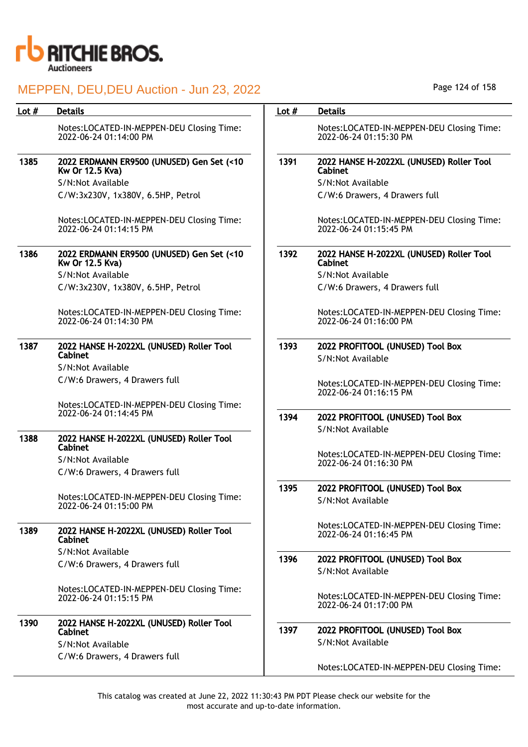| Lot # | Details |
|---|---|
| | Notes:LOCATED-IN-MEPPEN-DEU Closing Time: 2022-06-24 01:14:00 PM |
| 1385 | **2022 ERDMANN ER9500 (UNUSED) Gen Set (<10 Kw Or 12.5 Kva)**<br>S/N:Not Available<br>C/W:3x230V, 1x380V, 6.5HP, Petrol<br><br>Notes:LOCATED-IN-MEPPEN-DEU Closing Time: 2022-06-24 01:14:15 PM |
| 1386 | **2022 ERDMANN ER9500 (UNUSED) Gen Set (<10 Kw Or 12.5 Kva)**<br>S/N:Not Available<br>C/W:3x230V, 1x380V, 6.5HP, Petrol<br><br>Notes:LOCATED-IN-MEPPEN-DEU Closing Time: 2022-06-24 01:14:30 PM |
| 1387 | **2022 HANSE H-2022XL (UNUSED) Roller Tool Cabinet**<br>S/N:Not Available<br>C/W:6 Drawers, 4 Drawers full<br><br>Notes:LOCATED-IN-MEPPEN-DEU Closing Time: 2022-06-24 01:14:45 PM |
| 1388 | **2022 HANSE H-2022XL (UNUSED) Roller Tool Cabinet**<br>S/N:Not Available<br>C/W:6 Drawers, 4 Drawers full<br><br>Notes:LOCATED-IN-MEPPEN-DEU Closing Time: 2022-06-24 01:15:00 PM |
| 1389 | **2022 HANSE H-2022XL (UNUSED) Roller Tool Cabinet**<br>S/N:Not Available<br>C/W:6 Drawers, 4 Drawers full<br><br>Notes:LOCATED-IN-MEPPEN-DEU Closing Time: 2022-06-24 01:15:15 PM |
| 1390 | **2022 HANSE H-2022XL (UNUSED) Roller Tool Cabinet**<br>S/N:Not Available<br>C/W:6 Drawers, 4 Drawers full<br><br>Notes:LOCATED-IN-MEPPEN-DEU Closing Time: 2022-06-24 01:15:30 PM |
| 1391 | **2022 HANSE H-2022XL (UNUSED) Roller Tool Cabinet**<br>S/N:Not Available<br>C/W:6 Drawers, 4 Drawers full<br><br>Notes:LOCATED-IN-MEPPEN-DEU Closing Time: 2022-06-24 01:15:45 PM |
| 1392 | **2022 HANSE H-2022XL (UNUSED) Roller Tool Cabinet**<br>S/N:Not Available<br>C/W:6 Drawers, 4 Drawers full<br><br>Notes:LOCATED-IN-MEPPEN-DEU Closing Time: 2022-06-24 01:16:00 PM |
| 1393 | **2022 PROFITOOL (UNUSED) Tool Box**<br>S/N:Not Available<br><br>Notes:LOCATED-IN-MEPPEN-DEU Closing Time: 2022-06-24 01:16:15 PM |
| 1394 | **2022 PROFITOOL (UNUSED) Tool Box**<br>S/N:Not Available<br><br>Notes:LOCATED-IN-MEPPEN-DEU Closing Time: 2022-06-24 01:16:30 PM |
| 1395 | **2022 PROFITOOL (UNUSED) Tool Box**<br>S/N:Not Available<br><br>Notes:LOCATED-IN-MEPPEN-DEU Closing Time: 2022-06-24 01:16:45 PM |
| 1396 | **2022 PROFITOOL (UNUSED) Tool Box**<br>S/N:Not Available<br><br>Notes:LOCATED-IN-MEPPEN-DEU Closing Time: 2022-06-24 01:17:00 PM |
| 1397 | **2022 PROFITOOL (UNUSED) Tool Box**<br>S/N:Not Available<br><br>Notes:LOCATED-IN-MEPPEN-DEU Closing Time: |

This catalog was created at June 22, 2022 11:30:43 PM PDT Please check our website for the most accurate and up-to-date information.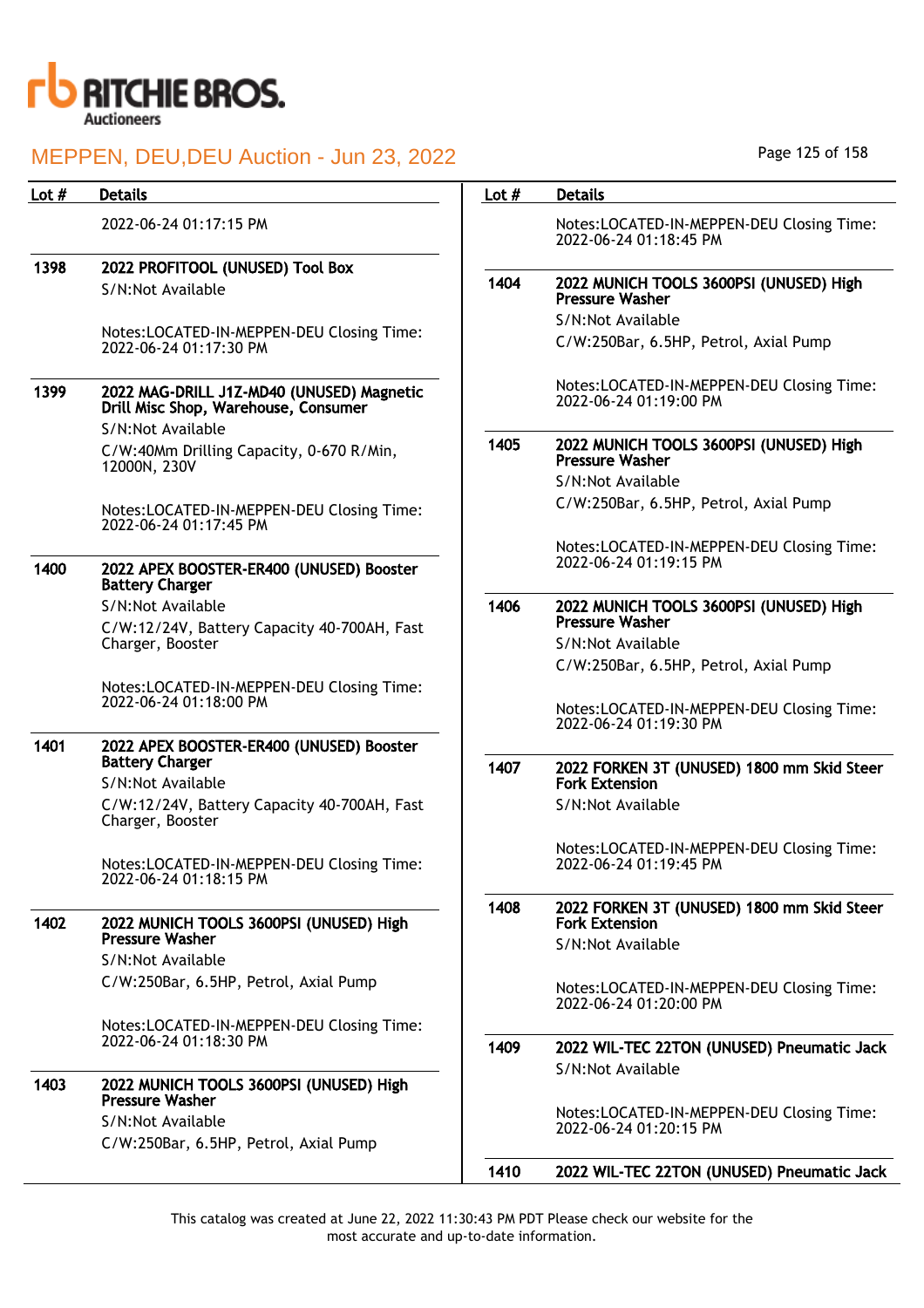| Lot # | Details |
|---|---|
| | 2022-06-24 01:17:15 PM |
| 1398 | **2022 PROFITOOL (UNUSED) Tool Box**<br>S/N:Not Available<br><br>Notes:LOCATED-IN-MEPPEN-DEU Closing Time: 2022-06-24 01:17:30 PM |
| 1399 | **2022 MAG-DRILL J1Z-MD40 (UNUSED) Magnetic Drill Misc Shop, Warehouse, Consumer**<br>S/N:Not Available<br>C/W:40Mm Drilling Capacity, 0-670 R/Min, 12000N, 230V<br><br>Notes:LOCATED-IN-MEPPEN-DEU Closing Time: 2022-06-24 01:17:45 PM |
| 1400 | **2022 APEX BOOSTER-ER400 (UNUSED) Booster Battery Charger**<br>S/N:Not Available<br>C/W:12/24V, Battery Capacity 40-700AH, Fast Charger, Booster<br><br>Notes:LOCATED-IN-MEPPEN-DEU Closing Time: 2022-06-24 01:18:00 PM |
| 1401 | **2022 APEX BOOSTER-ER400 (UNUSED) Booster Battery Charger**<br>S/N:Not Available<br>C/W:12/24V, Battery Capacity 40-700AH, Fast Charger, Booster<br><br>Notes:LOCATED-IN-MEPPEN-DEU Closing Time: 2022-06-24 01:18:15 PM |
| 1402 | **2022 MUNICH TOOLS 3600PSI (UNUSED) High Pressure Washer**<br>S/N:Not Available<br>C/W:250Bar, 6.5HP, Petrol, Axial Pump<br><br>Notes:LOCATED-IN-MEPPEN-DEU Closing Time: 2022-06-24 01:18:30 PM |
| 1403 | **2022 MUNICH TOOLS 3600PSI (UNUSED) High Pressure Washer**<br>S/N:Not Available<br>C/W:250Bar, 6.5HP, Petrol, Axial Pump<br><br>Notes:LOCATED-IN-MEPPEN-DEU Closing Time: 2022-06-24 01:18:45 PM |
| 1404 | **2022 MUNICH TOOLS 3600PSI (UNUSED) High Pressure Washer**<br>S/N:Not Available<br>C/W:250Bar, 6.5HP, Petrol, Axial Pump<br><br>Notes:LOCATED-IN-MEPPEN-DEU Closing Time: 2022-06-24 01:19:00 PM |
| 1405 | **2022 MUNICH TOOLS 3600PSI (UNUSED) High Pressure Washer**<br>S/N:Not Available<br>C/W:250Bar, 6.5HP, Petrol, Axial Pump<br><br>Notes:LOCATED-IN-MEPPEN-DEU Closing Time: 2022-06-24 01:19:15 PM |
| 1406 | **2022 MUNICH TOOLS 3600PSI (UNUSED) High Pressure Washer**<br>S/N:Not Available<br>C/W:250Bar, 6.5HP, Petrol, Axial Pump<br><br>Notes:LOCATED-IN-MEPPEN-DEU Closing Time: 2022-06-24 01:19:30 PM |
| 1407 | **2022 FORKEN 3T (UNUSED) 1800 mm Skid Steer Fork Extension**<br>S/N:Not Available<br><br>Notes:LOCATED-IN-MEPPEN-DEU Closing Time: 2022-06-24 01:19:45 PM |
| 1408 | **2022 FORKEN 3T (UNUSED) 1800 mm Skid Steer Fork Extension**<br>S/N:Not Available<br><br>Notes:LOCATED-IN-MEPPEN-DEU Closing Time: 2022-06-24 01:20:00 PM |
| 1409 | **2022 WIL-TEC 22TON (UNUSED) Pneumatic Jack**<br>S/N:Not Available<br><br>Notes:LOCATED-IN-MEPPEN-DEU Closing Time: 2022-06-24 01:20:15 PM |
| 1410 | **2022 WIL-TEC 22TON (UNUSED) Pneumatic Jack** |

This catalog was created at June 22, 2022 11:30:43 PM PDT Please check our website for the most accurate and up-to-date information.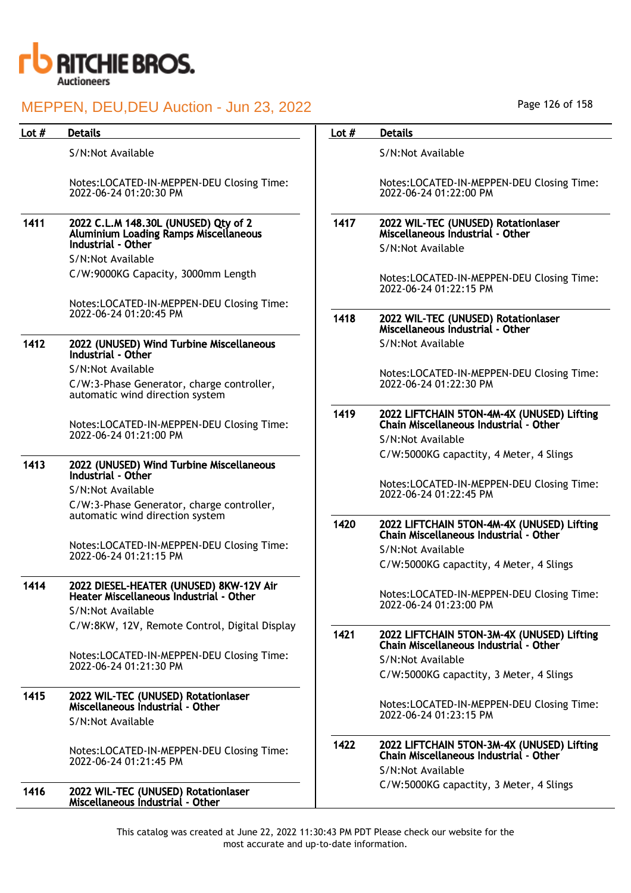# MEPPEN, DEU,DEU Auction - Jun 23, 2022

| Lot # | Details |
|---|---|
| | S/N:Not Available<br><br>Notes:LOCATED-IN-MEPPEN-DEU Closing Time: 2022-06-24 01:20:30 PM |
| 1411 | **2022 C.L.M 148.30L (UNUSED) Qty of 2 Aluminium Loading Ramps Miscellaneous Industrial - Other**<br>S/N:Not Available<br>C/W:9000KG Capacity, 3000mm Length<br><br>Notes:LOCATED-IN-MEPPEN-DEU Closing Time: 2022-06-24 01:20:45 PM |
| 1412 | **2022 (UNUSED) Wind Turbine Miscellaneous Industrial - Other**<br>S/N:Not Available<br>C/W:3-Phase Generator, charge controller, automatic wind direction system<br><br>Notes:LOCATED-IN-MEPPEN-DEU Closing Time: 2022-06-24 01:21:00 PM |
| 1413 | **2022 (UNUSED) Wind Turbine Miscellaneous Industrial - Other**<br>S/N:Not Available<br>C/W:3-Phase Generator, charge controller, automatic wind direction system<br><br>Notes:LOCATED-IN-MEPPEN-DEU Closing Time: 2022-06-24 01:21:15 PM |
| 1414 | **2022 DIESEL-HEATER (UNUSED) 8KW-12V Air Heater Miscellaneous Industrial - Other**<br>S/N:Not Available<br>C/W:8KW, 12V, Remote Control, Digital Display<br><br>Notes:LOCATED-IN-MEPPEN-DEU Closing Time: 2022-06-24 01:21:30 PM |
| 1415 | **2022 WIL-TEC (UNUSED) Rotationlaser Miscellaneous Industrial - Other**<br>S/N:Not Available<br><br>Notes:LOCATED-IN-MEPPEN-DEU Closing Time: 2022-06-24 01:21:45 PM |
| 1416 | **2022 WIL-TEC (UNUSED) Rotationlaser Miscellaneous Industrial - Other**<br>S/N:Not Available<br><br>Notes:LOCATED-IN-MEPPEN-DEU Closing Time: 2022-06-24 01:22:00 PM |
| 1417 | **2022 WIL-TEC (UNUSED) Rotationlaser Miscellaneous Industrial - Other**<br>S/N:Not Available<br><br>Notes:LOCATED-IN-MEPPEN-DEU Closing Time: 2022-06-24 01:22:15 PM |
| 1418 | **2022 WIL-TEC (UNUSED) Rotationlaser Miscellaneous Industrial - Other**<br>S/N:Not Available<br><br>Notes:LOCATED-IN-MEPPEN-DEU Closing Time: 2022-06-24 01:22:30 PM |
| 1419 | **2022 LIFTCHAIN 5TON-4M-4X (UNUSED) Lifting Chain Miscellaneous Industrial - Other**<br>S/N:Not Available<br>C/W:5000KG capactity, 4 Meter, 4 Slings<br><br>Notes:LOCATED-IN-MEPPEN-DEU Closing Time: 2022-06-24 01:22:45 PM |
| 1420 | **2022 LIFTCHAIN 5TON-4M-4X (UNUSED) Lifting Chain Miscellaneous Industrial - Other**<br>S/N:Not Available<br>C/W:5000KG capactity, 4 Meter, 4 Slings<br><br>Notes:LOCATED-IN-MEPPEN-DEU Closing Time: 2022-06-24 01:23:00 PM |
| 1421 | **2022 LIFTCHAIN 5TON-3M-4X (UNUSED) Lifting Chain Miscellaneous Industrial - Other**<br>S/N:Not Available<br>C/W:5000KG capactity, 3 Meter, 4 Slings<br><br>Notes:LOCATED-IN-MEPPEN-DEU Closing Time: 2022-06-24 01:23:15 PM |
| 1422 | **2022 LIFTCHAIN 5TON-3M-4X (UNUSED) Lifting Chain Miscellaneous Industrial - Other**<br>S/N:Not Available<br>C/W:5000KG capactity, 3 Meter, 4 Slings |

This catalog was created at June 22, 2022 11:30:43 PM PDT Please check our website for the most accurate and up-to-date information.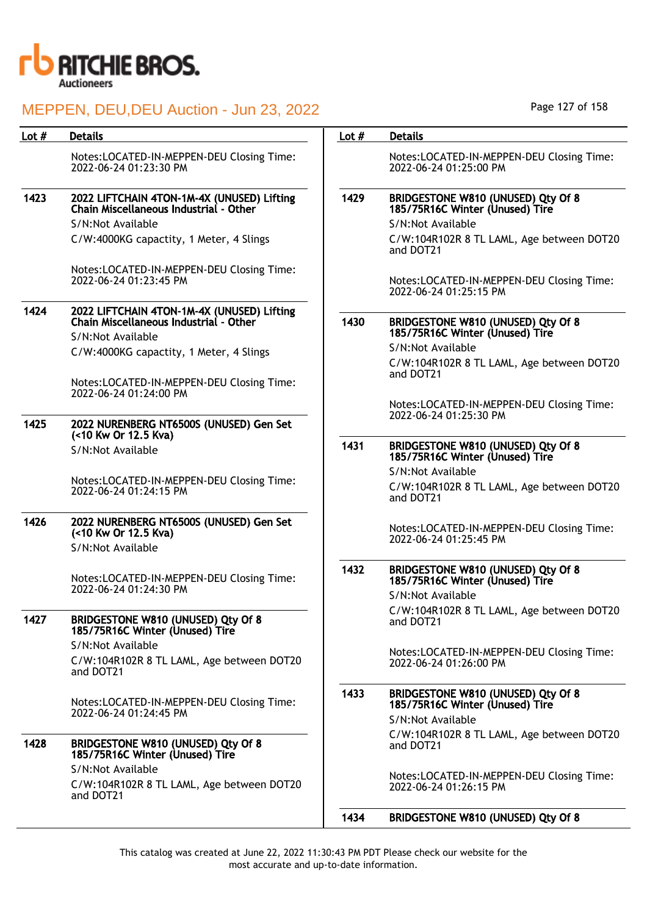| Lot # | Details |
| --- | --- |
| | Notes:LOCATED-IN-MEPPEN-DEU Closing Time: 2022-06-24 01:23:30 PM |
| 1423 | **2022 LIFTCHAIN 4TON-1M-4X (UNUSED) Lifting Chain Miscellaneous Industrial - Other**<br>S/N:Not Available<br>C/W:4000KG capactity, 1 Meter, 4 Slings<br>Notes:LOCATED-IN-MEPPEN-DEU Closing Time: 2022-06-24 01:23:45 PM |
| 1424 | **2022 LIFTCHAIN 4TON-1M-4X (UNUSED) Lifting Chain Miscellaneous Industrial - Other**<br>S/N:Not Available<br>C/W:4000KG capactity, 1 Meter, 4 Slings<br>Notes:LOCATED-IN-MEPPEN-DEU Closing Time: 2022-06-24 01:24:00 PM |
| 1425 | **2022 NURENBERG NT6500S (UNUSED) Gen Set (<10 Kw Or 12.5 Kva)**<br>S/N:Not Available<br>Notes:LOCATED-IN-MEPPEN-DEU Closing Time: 2022-06-24 01:24:15 PM |
| 1426 | **2022 NURENBERG NT6500S (UNUSED) Gen Set (<10 Kw Or 12.5 Kva)**<br>S/N:Not Available<br>Notes:LOCATED-IN-MEPPEN-DEU Closing Time: 2022-06-24 01:24:30 PM |
| 1427 | **BRIDGESTONE W810 (UNUSED) Qty Of 8 185/75R16C Winter (Unused) Tire**<br>S/N:Not Available<br>C/W:104R102R 8 TL LAML, Age between DOT20 and DOT21<br>Notes:LOCATED-IN-MEPPEN-DEU Closing Time: 2022-06-24 01:24:45 PM |
| 1428 | **BRIDGESTONE W810 (UNUSED) Qty Of 8 185/75R16C Winter (Unused) Tire**<br>S/N:Not Available<br>C/W:104R102R 8 TL LAML, Age between DOT20 and DOT21<br>Notes:LOCATED-IN-MEPPEN-DEU Closing Time: 2022-06-24 01:25:00 PM |
| 1429 | **BRIDGESTONE W810 (UNUSED) Qty Of 8 185/75R16C Winter (Unused) Tire**<br>S/N:Not Available<br>C/W:104R102R 8 TL LAML, Age between DOT20 and DOT21<br>Notes:LOCATED-IN-MEPPEN-DEU Closing Time: 2022-06-24 01:25:15 PM |
| 1430 | **BRIDGESTONE W810 (UNUSED) Qty Of 8 185/75R16C Winter (Unused) Tire**<br>S/N:Not Available<br>C/W:104R102R 8 TL LAML, Age between DOT20 and DOT21<br>Notes:LOCATED-IN-MEPPEN-DEU Closing Time: 2022-06-24 01:25:30 PM |
| 1431 | **BRIDGESTONE W810 (UNUSED) Qty Of 8 185/75R16C Winter (Unused) Tire**<br>S/N:Not Available<br>C/W:104R102R 8 TL LAML, Age between DOT20 and DOT21<br>Notes:LOCATED-IN-MEPPEN-DEU Closing Time: 2022-06-24 01:25:45 PM |
| 1432 | **BRIDGESTONE W810 (UNUSED) Qty Of 8 185/75R16C Winter (Unused) Tire**<br>S/N:Not Available<br>C/W:104R102R 8 TL LAML, Age between DOT20 and DOT21<br>Notes:LOCATED-IN-MEPPEN-DEU Closing Time: 2022-06-24 01:26:00 PM |
| 1433 | **BRIDGESTONE W810 (UNUSED) Qty Of 8 185/75R16C Winter (Unused) Tire**<br>S/N:Not Available<br>C/W:104R102R 8 TL LAML, Age between DOT20 and DOT21<br>Notes:LOCATED-IN-MEPPEN-DEU Closing Time: 2022-06-24 01:26:15 PM |
| 1434 | **BRIDGESTONE W810 (UNUSED) Qty Of 8** |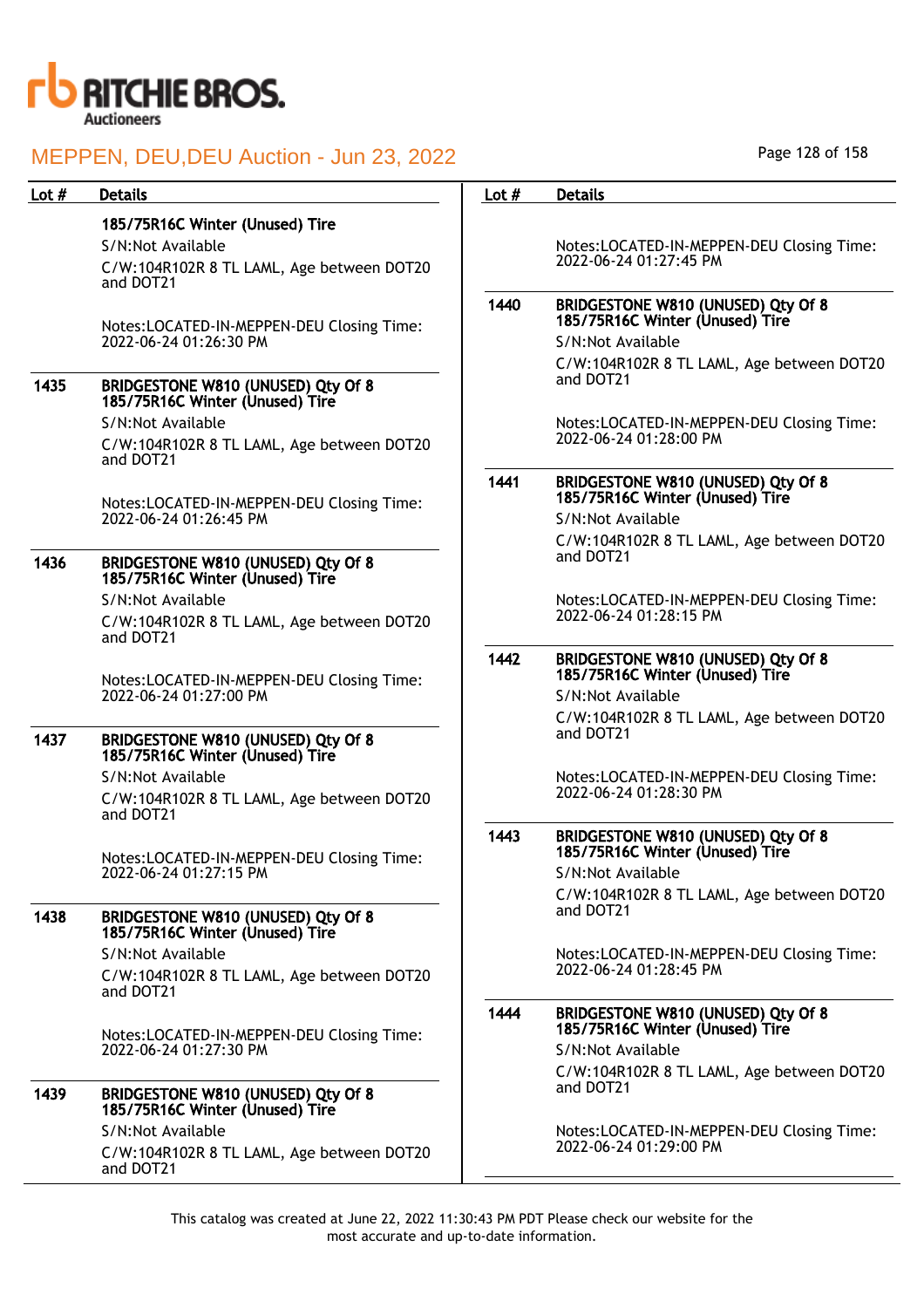| Lot # | Details |
|---|---|
| | **185/75R16C Winter (Unused) Tire**<br>S/N:Not Available<br>C/W:104R102R 8 TL LAML, Age between DOT20 and DOT21<br><br>Notes:LOCATED-IN-MEPPEN-DEU Closing Time: 2022-06-24 01:26:30 PM |
| 1435 | **BRIDGESTONE W810 (UNUSED) Qty Of 8 185/75R16C Winter (Unused) Tire**<br>S/N:Not Available<br>C/W:104R102R 8 TL LAML, Age between DOT20 and DOT21<br><br>Notes:LOCATED-IN-MEPPEN-DEU Closing Time: 2022-06-24 01:26:45 PM |
| 1436 | **BRIDGESTONE W810 (UNUSED) Qty Of 8 185/75R16C Winter (Unused) Tire**<br>S/N:Not Available<br>C/W:104R102R 8 TL LAML, Age between DOT20 and DOT21<br><br>Notes:LOCATED-IN-MEPPEN-DEU Closing Time: 2022-06-24 01:27:00 PM |
| 1437 | **BRIDGESTONE W810 (UNUSED) Qty Of 8 185/75R16C Winter (Unused) Tire**<br>S/N:Not Available<br>C/W:104R102R 8 TL LAML, Age between DOT20 and DOT21<br><br>Notes:LOCATED-IN-MEPPEN-DEU Closing Time: 2022-06-24 01:27:15 PM |
| 1438 | **BRIDGESTONE W810 (UNUSED) Qty Of 8 185/75R16C Winter (Unused) Tire**<br>S/N:Not Available<br>C/W:104R102R 8 TL LAML, Age between DOT20 and DOT21<br><br>Notes:LOCATED-IN-MEPPEN-DEU Closing Time: 2022-06-24 01:27:30 PM |
| 1439 | **BRIDGESTONE W810 (UNUSED) Qty Of 8 185/75R16C Winter (Unused) Tire**<br>S/N:Not Available<br>C/W:104R102R 8 TL LAML, Age between DOT20 and DOT21<br><br>Notes:LOCATED-IN-MEPPEN-DEU Closing Time: 2022-06-24 01:27:45 PM |
| 1440 | **BRIDGESTONE W810 (UNUSED) Qty Of 8 185/75R16C Winter (Unused) Tire**<br>S/N:Not Available<br>C/W:104R102R 8 TL LAML, Age between DOT20 and DOT21<br><br>Notes:LOCATED-IN-MEPPEN-DEU Closing Time: 2022-06-24 01:28:00 PM |
| 1441 | **BRIDGESTONE W810 (UNUSED) Qty Of 8 185/75R16C Winter (Unused) Tire**<br>S/N:Not Available<br>C/W:104R102R 8 TL LAML, Age between DOT20 and DOT21<br><br>Notes:LOCATED-IN-MEPPEN-DEU Closing Time: 2022-06-24 01:28:15 PM |
| 1442 | **BRIDGESTONE W810 (UNUSED) Qty Of 8 185/75R16C Winter (Unused) Tire**<br>S/N:Not Available<br>C/W:104R102R 8 TL LAML, Age between DOT20 and DOT21<br><br>Notes:LOCATED-IN-MEPPEN-DEU Closing Time: 2022-06-24 01:28:30 PM |
| 1443 | **BRIDGESTONE W810 (UNUSED) Qty Of 8 185/75R16C Winter (Unused) Tire**<br>S/N:Not Available<br>C/W:104R102R 8 TL LAML, Age between DOT20 and DOT21<br><br>Notes:LOCATED-IN-MEPPEN-DEU Closing Time: 2022-06-24 01:28:45 PM |
| 1444 | **BRIDGESTONE W810 (UNUSED) Qty Of 8 185/75R16C Winter (Unused) Tire**<br>S/N:Not Available<br>C/W:104R102R 8 TL LAML, Age between DOT20 and DOT21<br><br>Notes:LOCATED-IN-MEPPEN-DEU Closing Time: 2022-06-24 01:29:00 PM |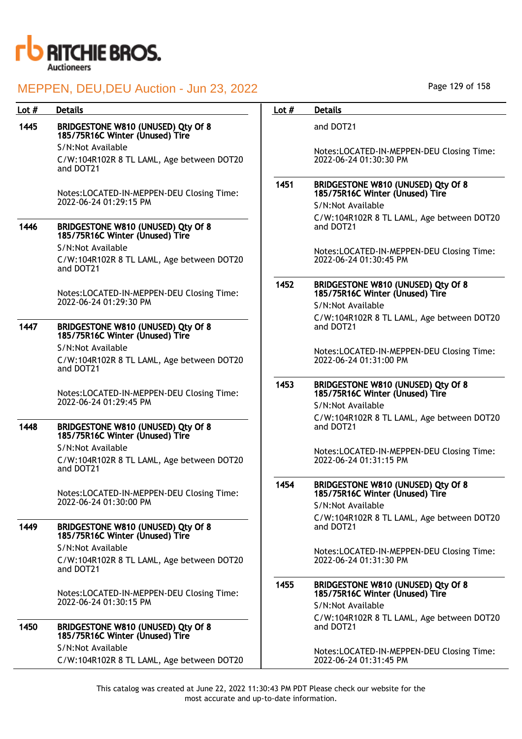| Lot # | Details |
|---|---|
| 1445 | **BRIDGESTONE W810 (UNUSED) Qty Of 8 185/75R16C Winter (Unused) Tire**<br>S/N:Not Available<br>C/W:104R102R 8 TL LAML, Age between DOT20 and DOT21<br><br>Notes:LOCATED-IN-MEPPEN-DEU Closing Time: 2022-06-24 01:29:15 PM |
| 1446 | **BRIDGESTONE W810 (UNUSED) Qty Of 8 185/75R16C Winter (Unused) Tire**<br>S/N:Not Available<br>C/W:104R102R 8 TL LAML, Age between DOT20 and DOT21<br><br>Notes:LOCATED-IN-MEPPEN-DEU Closing Time: 2022-06-24 01:29:30 PM |
| 1447 | **BRIDGESTONE W810 (UNUSED) Qty Of 8 185/75R16C Winter (Unused) Tire**<br>S/N:Not Available<br>C/W:104R102R 8 TL LAML, Age between DOT20 and DOT21<br><br>Notes:LOCATED-IN-MEPPEN-DEU Closing Time: 2022-06-24 01:29:45 PM |
| 1448 | **BRIDGESTONE W810 (UNUSED) Qty Of 8 185/75R16C Winter (Unused) Tire**<br>S/N:Not Available<br>C/W:104R102R 8 TL LAML, Age between DOT20 and DOT21<br><br>Notes:LOCATED-IN-MEPPEN-DEU Closing Time: 2022-06-24 01:30:00 PM |
| 1449 | **BRIDGESTONE W810 (UNUSED) Qty Of 8 185/75R16C Winter (Unused) Tire**<br>S/N:Not Available<br>C/W:104R102R 8 TL LAML, Age between DOT20 and DOT21<br><br>Notes:LOCATED-IN-MEPPEN-DEU Closing Time: 2022-06-24 01:30:15 PM |
| 1450 | **BRIDGESTONE W810 (UNUSED) Qty Of 8 185/75R16C Winter (Unused) Tire**<br>S/N:Not Available<br>C/W:104R102R 8 TL LAML, Age between DOT20 and DOT21<br><br>Notes:LOCATED-IN-MEPPEN-DEU Closing Time: 2022-06-24 01:30:30 PM |
| 1451 | **BRIDGESTONE W810 (UNUSED) Qty Of 8 185/75R16C Winter (Unused) Tire**<br>S/N:Not Available<br>C/W:104R102R 8 TL LAML, Age between DOT20 and DOT21<br><br>Notes:LOCATED-IN-MEPPEN-DEU Closing Time: 2022-06-24 01:30:45 PM |
| 1452 | **BRIDGESTONE W810 (UNUSED) Qty Of 8 185/75R16C Winter (Unused) Tire**<br>S/N:Not Available<br>C/W:104R102R 8 TL LAML, Age between DOT20 and DOT21<br><br>Notes:LOCATED-IN-MEPPEN-DEU Closing Time: 2022-06-24 01:31:00 PM |
| 1453 | **BRIDGESTONE W810 (UNUSED) Qty Of 8 185/75R16C Winter (Unused) Tire**<br>S/N:Not Available<br>C/W:104R102R 8 TL LAML, Age between DOT20 and DOT21<br><br>Notes:LOCATED-IN-MEPPEN-DEU Closing Time: 2022-06-24 01:31:15 PM |
| 1454 | **BRIDGESTONE W810 (UNUSED) Qty Of 8 185/75R16C Winter (Unused) Tire**<br>S/N:Not Available<br>C/W:104R102R 8 TL LAML, Age between DOT20 and DOT21<br><br>Notes:LOCATED-IN-MEPPEN-DEU Closing Time: 2022-06-24 01:31:30 PM |
| 1455 | **BRIDGESTONE W810 (UNUSED) Qty Of 8 185/75R16C Winter (Unused) Tire**<br>S/N:Not Available<br>C/W:104R102R 8 TL LAML, Age between DOT20 and DOT21<br><br>Notes:LOCATED-IN-MEPPEN-DEU Closing Time: 2022-06-24 01:31:45 PM |

This catalog was created at June 22, 2022 11:30:43 PM PDT Please check our website for the most accurate and up-to-date information.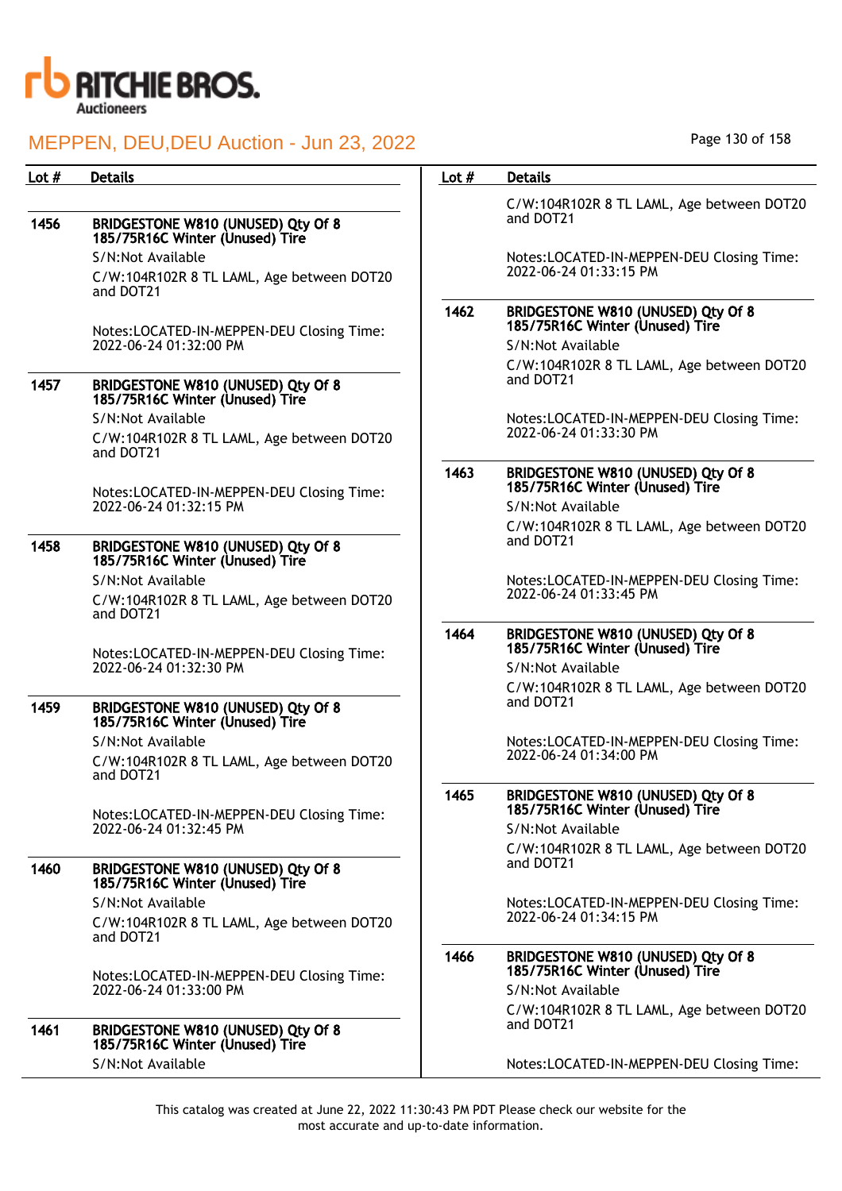| Lot # | Details |
|---|---|
| 1456 | **BRIDGESTONE W810 (UNUSED) Qty Of 8 185/75R16C Winter (Unused) Tire**<br>S/N:Not Available<br>C/W:104R102R 8 TL LAML, Age between DOT20 and DOT21<br><br>Notes:LOCATED-IN-MEPPEN-DEU Closing Time: 2022-06-24 01:32:00 PM |
| 1457 | **BRIDGESTONE W810 (UNUSED) Qty Of 8 185/75R16C Winter (Unused) Tire**<br>S/N:Not Available<br>C/W:104R102R 8 TL LAML, Age between DOT20 and DOT21<br><br>Notes:LOCATED-IN-MEPPEN-DEU Closing Time: 2022-06-24 01:32:15 PM |
| 1458 | **BRIDGESTONE W810 (UNUSED) Qty Of 8 185/75R16C Winter (Unused) Tire**<br>S/N:Not Available<br>C/W:104R102R 8 TL LAML, Age between DOT20 and DOT21<br><br>Notes:LOCATED-IN-MEPPEN-DEU Closing Time: 2022-06-24 01:32:30 PM |
| 1459 | **BRIDGESTONE W810 (UNUSED) Qty Of 8 185/75R16C Winter (Unused) Tire**<br>S/N:Not Available<br>C/W:104R102R 8 TL LAML, Age between DOT20 and DOT21<br><br>Notes:LOCATED-IN-MEPPEN-DEU Closing Time: 2022-06-24 01:32:45 PM |
| 1460 | **BRIDGESTONE W810 (UNUSED) Qty Of 8 185/75R16C Winter (Unused) Tire**<br>S/N:Not Available<br>C/W:104R102R 8 TL LAML, Age between DOT20 and DOT21<br><br>Notes:LOCATED-IN-MEPPEN-DEU Closing Time: 2022-06-24 01:33:00 PM |
| 1461 | **BRIDGESTONE W810 (UNUSED) Qty Of 8 185/75R16C Winter (Unused) Tire**<br>S/N:Not Available<br>C/W:104R102R 8 TL LAML, Age between DOT20 and DOT21<br><br>Notes:LOCATED-IN-MEPPEN-DEU Closing Time: 2022-06-24 01:33:15 PM |
| 1462 | **BRIDGESTONE W810 (UNUSED) Qty Of 8 185/75R16C Winter (Unused) Tire**<br>S/N:Not Available<br>C/W:104R102R 8 TL LAML, Age between DOT20 and DOT21<br><br>Notes:LOCATED-IN-MEPPEN-DEU Closing Time: 2022-06-24 01:33:30 PM |
| 1463 | **BRIDGESTONE W810 (UNUSED) Qty Of 8 185/75R16C Winter (Unused) Tire**<br>S/N:Not Available<br>C/W:104R102R 8 TL LAML, Age between DOT20 and DOT21<br><br>Notes:LOCATED-IN-MEPPEN-DEU Closing Time: 2022-06-24 01:33:45 PM |
| 1464 | **BRIDGESTONE W810 (UNUSED) Qty Of 8 185/75R16C Winter (Unused) Tire**<br>S/N:Not Available<br>C/W:104R102R 8 TL LAML, Age between DOT20 and DOT21<br><br>Notes:LOCATED-IN-MEPPEN-DEU Closing Time: 2022-06-24 01:34:00 PM |
| 1465 | **BRIDGESTONE W810 (UNUSED) Qty Of 8 185/75R16C Winter (Unused) Tire**<br>S/N:Not Available<br>C/W:104R102R 8 TL LAML, Age between DOT20 and DOT21<br><br>Notes:LOCATED-IN-MEPPEN-DEU Closing Time: 2022-06-24 01:34:15 PM |
| 1466 | **BRIDGESTONE W810 (UNUSED) Qty Of 8 185/75R16C Winter (Unused) Tire**<br>S/N:Not Available<br>C/W:104R102R 8 TL LAML, Age between DOT20 and DOT21<br><br>Notes:LOCATED-IN-MEPPEN-DEU Closing Time: |

This catalog was created at June 22, 2022 11:30:43 PM PDT Please check our website for the most accurate and up-to-date information.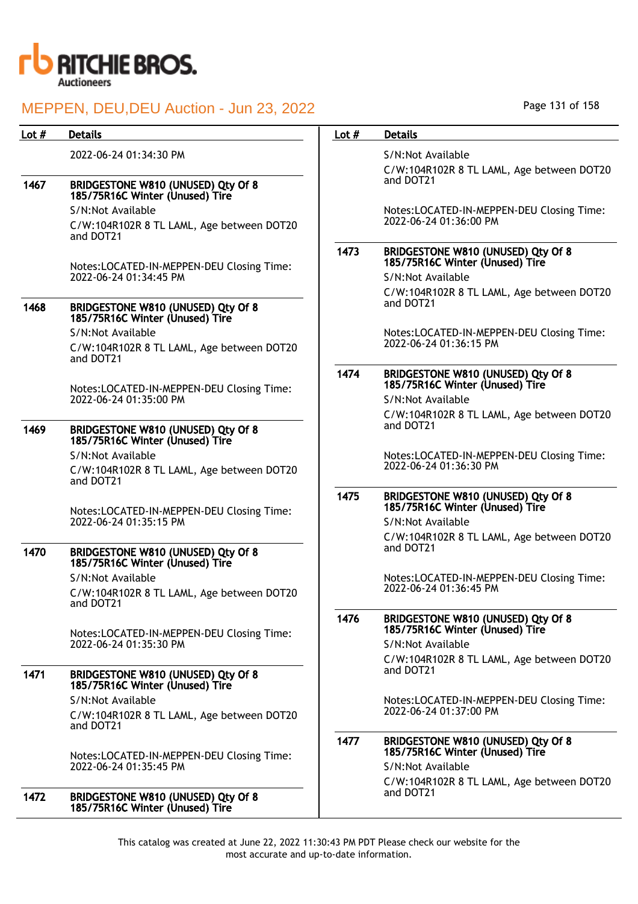| Lot # | Details |
|---|---|
| | 2022-06-24 01:34:30 PM |
| 1467 | **BRIDGESTONE W810 (UNUSED) Qty Of 8 185/75R16C Winter (Unused) Tire**<br>S/N:Not Available<br>C/W:104R102R 8 TL LAML, Age between DOT20 and DOT21<br><br>Notes:LOCATED-IN-MEPPEN-DEU Closing Time: 2022-06-24 01:34:45 PM |
| 1468 | **BRIDGESTONE W810 (UNUSED) Qty Of 8 185/75R16C Winter (Unused) Tire**<br>S/N:Not Available<br>C/W:104R102R 8 TL LAML, Age between DOT20 and DOT21<br><br>Notes:LOCATED-IN-MEPPEN-DEU Closing Time: 2022-06-24 01:35:00 PM |
| 1469 | **BRIDGESTONE W810 (UNUSED) Qty Of 8 185/75R16C Winter (Unused) Tire**<br>S/N:Not Available<br>C/W:104R102R 8 TL LAML, Age between DOT20 and DOT21<br><br>Notes:LOCATED-IN-MEPPEN-DEU Closing Time: 2022-06-24 01:35:15 PM |
| 1470 | **BRIDGESTONE W810 (UNUSED) Qty Of 8 185/75R16C Winter (Unused) Tire**<br>S/N:Not Available<br>C/W:104R102R 8 TL LAML, Age between DOT20 and DOT21<br><br>Notes:LOCATED-IN-MEPPEN-DEU Closing Time: 2022-06-24 01:35:30 PM |
| 1471 | **BRIDGESTONE W810 (UNUSED) Qty Of 8 185/75R16C Winter (Unused) Tire**<br>S/N:Not Available<br>C/W:104R102R 8 TL LAML, Age between DOT20 and DOT21<br><br>Notes:LOCATED-IN-MEPPEN-DEU Closing Time: 2022-06-24 01:35:45 PM |
| 1472 | **BRIDGESTONE W810 (UNUSED) Qty Of 8 185/75R16C Winter (Unused) Tire**<br>S/N:Not Available<br>C/W:104R102R 8 TL LAML, Age between DOT20 and DOT21<br><br>Notes:LOCATED-IN-MEPPEN-DEU Closing Time: 2022-06-24 01:36:00 PM |
| 1473 | **BRIDGESTONE W810 (UNUSED) Qty Of 8 185/75R16C Winter (Unused) Tire**<br>S/N:Not Available<br>C/W:104R102R 8 TL LAML, Age between DOT20 and DOT21<br><br>Notes:LOCATED-IN-MEPPEN-DEU Closing Time: 2022-06-24 01:36:15 PM |
| 1474 | **BRIDGESTONE W810 (UNUSED) Qty Of 8 185/75R16C Winter (Unused) Tire**<br>S/N:Not Available<br>C/W:104R102R 8 TL LAML, Age between DOT20 and DOT21<br><br>Notes:LOCATED-IN-MEPPEN-DEU Closing Time: 2022-06-24 01:36:30 PM |
| 1475 | **BRIDGESTONE W810 (UNUSED) Qty Of 8 185/75R16C Winter (Unused) Tire**<br>S/N:Not Available<br>C/W:104R102R 8 TL LAML, Age between DOT20 and DOT21<br><br>Notes:LOCATED-IN-MEPPEN-DEU Closing Time: 2022-06-24 01:36:45 PM |
| 1476 | **BRIDGESTONE W810 (UNUSED) Qty Of 8 185/75R16C Winter (Unused) Tire**<br>S/N:Not Available<br>C/W:104R102R 8 TL LAML, Age between DOT20 and DOT21<br><br>Notes:LOCATED-IN-MEPPEN-DEU Closing Time: 2022-06-24 01:37:00 PM |
| 1477 | **BRIDGESTONE W810 (UNUSED) Qty Of 8 185/75R16C Winter (Unused) Tire**<br>S/N:Not Available<br>C/W:104R102R 8 TL LAML, Age between DOT20 and DOT21 |

This catalog was created at June 22, 2022 11:30:43 PM PDT Please check our website for the most accurate and up-to-date information.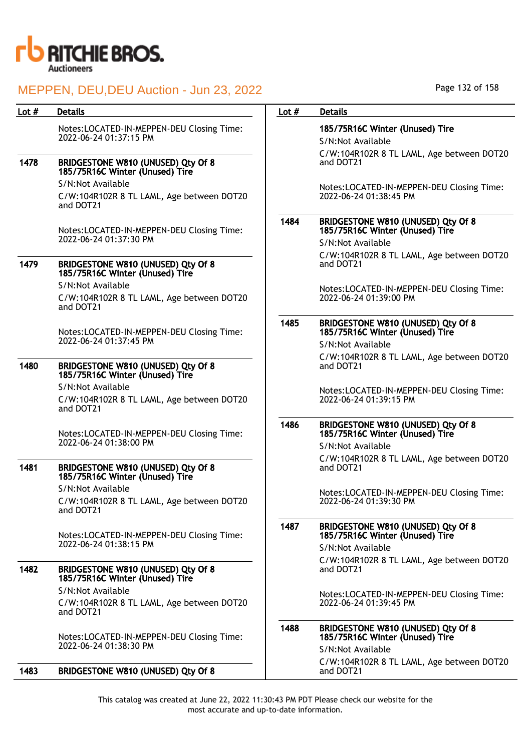| Lot # | Details |
|---|---|
| | Notes:LOCATED-IN-MEPPEN-DEU Closing Time: 2022-06-24 01:37:15 PM |
| 1478 | **BRIDGESTONE W810 (UNUSED) Qty Of 8 185/75R16C Winter (Unused) Tire**<br>S/N:Not Available<br>C/W:104R102R 8 TL LAML, Age between DOT20 and DOT21<br><br>Notes:LOCATED-IN-MEPPEN-DEU Closing Time: 2022-06-24 01:37:30 PM |
| 1479 | **BRIDGESTONE W810 (UNUSED) Qty Of 8 185/75R16C Winter (Unused) Tire**<br>S/N:Not Available<br>C/W:104R102R 8 TL LAML, Age between DOT20 and DOT21<br><br>Notes:LOCATED-IN-MEPPEN-DEU Closing Time: 2022-06-24 01:37:45 PM |
| 1480 | **BRIDGESTONE W810 (UNUSED) Qty Of 8 185/75R16C Winter (Unused) Tire**<br>S/N:Not Available<br>C/W:104R102R 8 TL LAML, Age between DOT20 and DOT21<br><br>Notes:LOCATED-IN-MEPPEN-DEU Closing Time: 2022-06-24 01:38:00 PM |
| 1481 | **BRIDGESTONE W810 (UNUSED) Qty Of 8 185/75R16C Winter (Unused) Tire**<br>S/N:Not Available<br>C/W:104R102R 8 TL LAML, Age between DOT20 and DOT21<br><br>Notes:LOCATED-IN-MEPPEN-DEU Closing Time: 2022-06-24 01:38:15 PM |
| 1482 | **BRIDGESTONE W810 (UNUSED) Qty Of 8 185/75R16C Winter (Unused) Tire**<br>S/N:Not Available<br>C/W:104R102R 8 TL LAML, Age between DOT20 and DOT21<br><br>Notes:LOCATED-IN-MEPPEN-DEU Closing Time: 2022-06-24 01:38:30 PM |
| 1483 | **BRIDGESTONE W810 (UNUSED) Qty Of 8 185/75R16C Winter (Unused) Tire**<br>S/N:Not Available<br>C/W:104R102R 8 TL LAML, Age between DOT20 and DOT21<br><br>Notes:LOCATED-IN-MEPPEN-DEU Closing Time: 2022-06-24 01:38:45 PM |
| 1484 | **BRIDGESTONE W810 (UNUSED) Qty Of 8 185/75R16C Winter (Unused) Tire**<br>S/N:Not Available<br>C/W:104R102R 8 TL LAML, Age between DOT20 and DOT21<br><br>Notes:LOCATED-IN-MEPPEN-DEU Closing Time: 2022-06-24 01:39:00 PM |
| 1485 | **BRIDGESTONE W810 (UNUSED) Qty Of 8 185/75R16C Winter (Unused) Tire**<br>S/N:Not Available<br>C/W:104R102R 8 TL LAML, Age between DOT20 and DOT21<br><br>Notes:LOCATED-IN-MEPPEN-DEU Closing Time: 2022-06-24 01:39:15 PM |
| 1486 | **BRIDGESTONE W810 (UNUSED) Qty Of 8 185/75R16C Winter (Unused) Tire**<br>S/N:Not Available<br>C/W:104R102R 8 TL LAML, Age between DOT20 and DOT21<br><br>Notes:LOCATED-IN-MEPPEN-DEU Closing Time: 2022-06-24 01:39:30 PM |
| 1487 | **BRIDGESTONE W810 (UNUSED) Qty Of 8 185/75R16C Winter (Unused) Tire**<br>S/N:Not Available<br>C/W:104R102R 8 TL LAML, Age between DOT20 and DOT21<br><br>Notes:LOCATED-IN-MEPPEN-DEU Closing Time: 2022-06-24 01:39:45 PM |
| 1488 | **BRIDGESTONE W810 (UNUSED) Qty Of 8 185/75R16C Winter (Unused) Tire**<br>S/N:Not Available<br>C/W:104R102R 8 TL LAML, Age between DOT20 and DOT21 |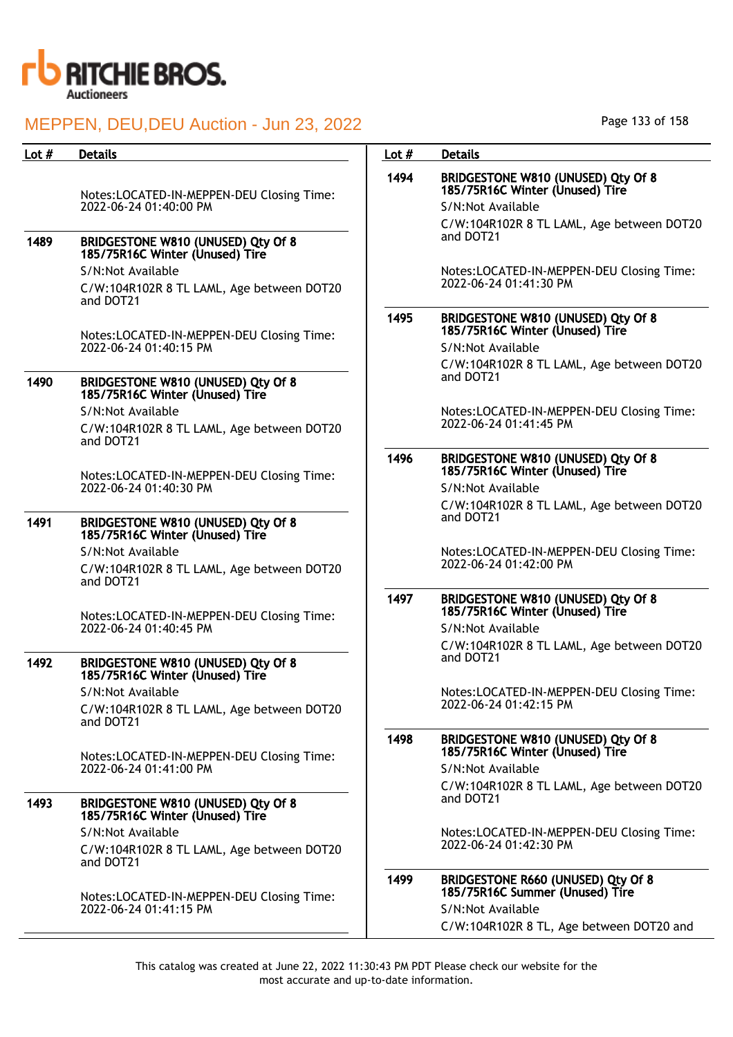| Lot # | Details |
|---|---|
| | Notes:LOCATED-IN-MEPPEN-DEU Closing Time: 2022-06-24 01:40:00 PM |
| 1489 | **BRIDGESTONE W810 (UNUSED) Qty Of 8 185/75R16C Winter (Unused) Tire**<br>S/N:Not Available<br>C/W:104R102R 8 TL LAML, Age between DOT20 and DOT21<br><br>Notes:LOCATED-IN-MEPPEN-DEU Closing Time: 2022-06-24 01:40:15 PM |
| 1490 | **BRIDGESTONE W810 (UNUSED) Qty Of 8 185/75R16C Winter (Unused) Tire**<br>S/N:Not Available<br>C/W:104R102R 8 TL LAML, Age between DOT20 and DOT21<br><br>Notes:LOCATED-IN-MEPPEN-DEU Closing Time: 2022-06-24 01:40:30 PM |
| 1491 | **BRIDGESTONE W810 (UNUSED) Qty Of 8 185/75R16C Winter (Unused) Tire**<br>S/N:Not Available<br>C/W:104R102R 8 TL LAML, Age between DOT20 and DOT21<br><br>Notes:LOCATED-IN-MEPPEN-DEU Closing Time: 2022-06-24 01:40:45 PM |
| 1492 | **BRIDGESTONE W810 (UNUSED) Qty Of 8 185/75R16C Winter (Unused) Tire**<br>S/N:Not Available<br>C/W:104R102R 8 TL LAML, Age between DOT20 and DOT21<br><br>Notes:LOCATED-IN-MEPPEN-DEU Closing Time: 2022-06-24 01:41:00 PM |
| 1493 | **BRIDGESTONE W810 (UNUSED) Qty Of 8 185/75R16C Winter (Unused) Tire**<br>S/N:Not Available<br>C/W:104R102R 8 TL LAML, Age between DOT20 and DOT21<br><br>Notes:LOCATED-IN-MEPPEN-DEU Closing Time: 2022-06-24 01:41:15 PM |
| 1494 | **BRIDGESTONE W810 (UNUSED) Qty Of 8 185/75R16C Winter (Unused) Tire**<br>S/N:Not Available<br>C/W:104R102R 8 TL LAML, Age between DOT20 and DOT21<br><br>Notes:LOCATED-IN-MEPPEN-DEU Closing Time: 2022-06-24 01:41:30 PM |
| 1495 | **BRIDGESTONE W810 (UNUSED) Qty Of 8 185/75R16C Winter (Unused) Tire**<br>S/N:Not Available<br>C/W:104R102R 8 TL LAML, Age between DOT20 and DOT21<br><br>Notes:LOCATED-IN-MEPPEN-DEU Closing Time: 2022-06-24 01:41:45 PM |
| 1496 | **BRIDGESTONE W810 (UNUSED) Qty Of 8 185/75R16C Winter (Unused) Tire**<br>S/N:Not Available<br>C/W:104R102R 8 TL LAML, Age between DOT20 and DOT21<br><br>Notes:LOCATED-IN-MEPPEN-DEU Closing Time: 2022-06-24 01:42:00 PM |
| 1497 | **BRIDGESTONE W810 (UNUSED) Qty Of 8 185/75R16C Winter (Unused) Tire**<br>S/N:Not Available<br>C/W:104R102R 8 TL LAML, Age between DOT20 and DOT21<br><br>Notes:LOCATED-IN-MEPPEN-DEU Closing Time: 2022-06-24 01:42:15 PM |
| 1498 | **BRIDGESTONE W810 (UNUSED) Qty Of 8 185/75R16C Winter (Unused) Tire**<br>S/N:Not Available<br>C/W:104R102R 8 TL LAML, Age between DOT20 and DOT21<br><br>Notes:LOCATED-IN-MEPPEN-DEU Closing Time: 2022-06-24 01:42:30 PM |
| 1499 | **BRIDGESTONE R660 (UNUSED) Qty Of 8 185/75R16C Summer (Unused) Tire**<br>S/N:Not Available<br>C/W:104R102R 8 TL, Age between DOT20 and |

This catalog was created at June 22, 2022 11:30:43 PM PDT Please check our website for the most accurate and up-to-date information.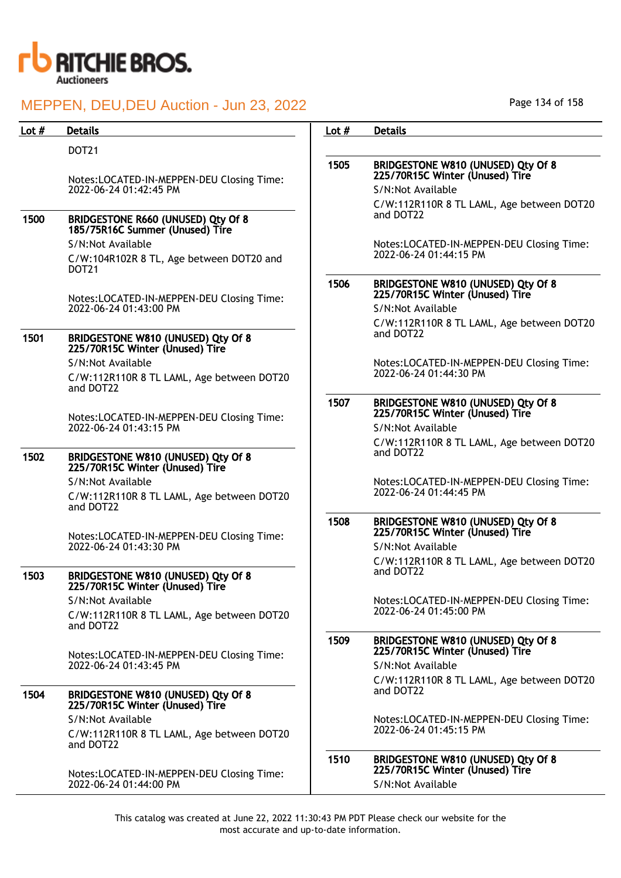| Lot # | Details |
|---|---|
| | DOT21<br><br>Notes:LOCATED-IN-MEPPEN-DEU Closing Time: 2022-06-24 01:42:45 PM |
| 1500 | **BRIDGESTONE R660 (UNUSED) Qty Of 8 185/75R16C Summer (Unused) Tire**<br>S/N:Not Available<br>C/W:104R102R 8 TL, Age between DOT20 and DOT21<br><br>Notes:LOCATED-IN-MEPPEN-DEU Closing Time: 2022-06-24 01:43:00 PM |
| 1501 | **BRIDGESTONE W810 (UNUSED) Qty Of 8 225/70R15C Winter (Unused) Tire**<br>S/N:Not Available<br>C/W:112R110R 8 TL LAML, Age between DOT20 and DOT22<br><br>Notes:LOCATED-IN-MEPPEN-DEU Closing Time: 2022-06-24 01:43:15 PM |
| 1502 | **BRIDGESTONE W810 (UNUSED) Qty Of 8 225/70R15C Winter (Unused) Tire**<br>S/N:Not Available<br>C/W:112R110R 8 TL LAML, Age between DOT20 and DOT22<br><br>Notes:LOCATED-IN-MEPPEN-DEU Closing Time: 2022-06-24 01:43:30 PM |
| 1503 | **BRIDGESTONE W810 (UNUSED) Qty Of 8 225/70R15C Winter (Unused) Tire**<br>S/N:Not Available<br>C/W:112R110R 8 TL LAML, Age between DOT20 and DOT22<br><br>Notes:LOCATED-IN-MEPPEN-DEU Closing Time: 2022-06-24 01:43:45 PM |
| 1504 | **BRIDGESTONE W810 (UNUSED) Qty Of 8 225/70R15C Winter (Unused) Tire**<br>S/N:Not Available<br>C/W:112R110R 8 TL LAML, Age between DOT20 and DOT22<br><br>Notes:LOCATED-IN-MEPPEN-DEU Closing Time: 2022-06-24 01:44:00 PM |
| 1505 | **BRIDGESTONE W810 (UNUSED) Qty Of 8 225/70R15C Winter (Unused) Tire**<br>S/N:Not Available<br>C/W:112R110R 8 TL LAML, Age between DOT20 and DOT22<br><br>Notes:LOCATED-IN-MEPPEN-DEU Closing Time: 2022-06-24 01:44:15 PM |
| 1506 | **BRIDGESTONE W810 (UNUSED) Qty Of 8 225/70R15C Winter (Unused) Tire**<br>S/N:Not Available<br>C/W:112R110R 8 TL LAML, Age between DOT20 and DOT22<br><br>Notes:LOCATED-IN-MEPPEN-DEU Closing Time: 2022-06-24 01:44:30 PM |
| 1507 | **BRIDGESTONE W810 (UNUSED) Qty Of 8 225/70R15C Winter (Unused) Tire**<br>S/N:Not Available<br>C/W:112R110R 8 TL LAML, Age between DOT20 and DOT22<br><br>Notes:LOCATED-IN-MEPPEN-DEU Closing Time: 2022-06-24 01:44:45 PM |
| 1508 | **BRIDGESTONE W810 (UNUSED) Qty Of 8 225/70R15C Winter (Unused) Tire**<br>S/N:Not Available<br>C/W:112R110R 8 TL LAML, Age between DOT20 and DOT22<br><br>Notes:LOCATED-IN-MEPPEN-DEU Closing Time: 2022-06-24 01:45:00 PM |
| 1509 | **BRIDGESTONE W810 (UNUSED) Qty Of 8 225/70R15C Winter (Unused) Tire**<br>S/N:Not Available<br>C/W:112R110R 8 TL LAML, Age between DOT20 and DOT22<br><br>Notes:LOCATED-IN-MEPPEN-DEU Closing Time: 2022-06-24 01:45:15 PM |
| 1510 | **BRIDGESTONE W810 (UNUSED) Qty Of 8 225/70R15C Winter (Unused) Tire**<br>S/N:Not Available |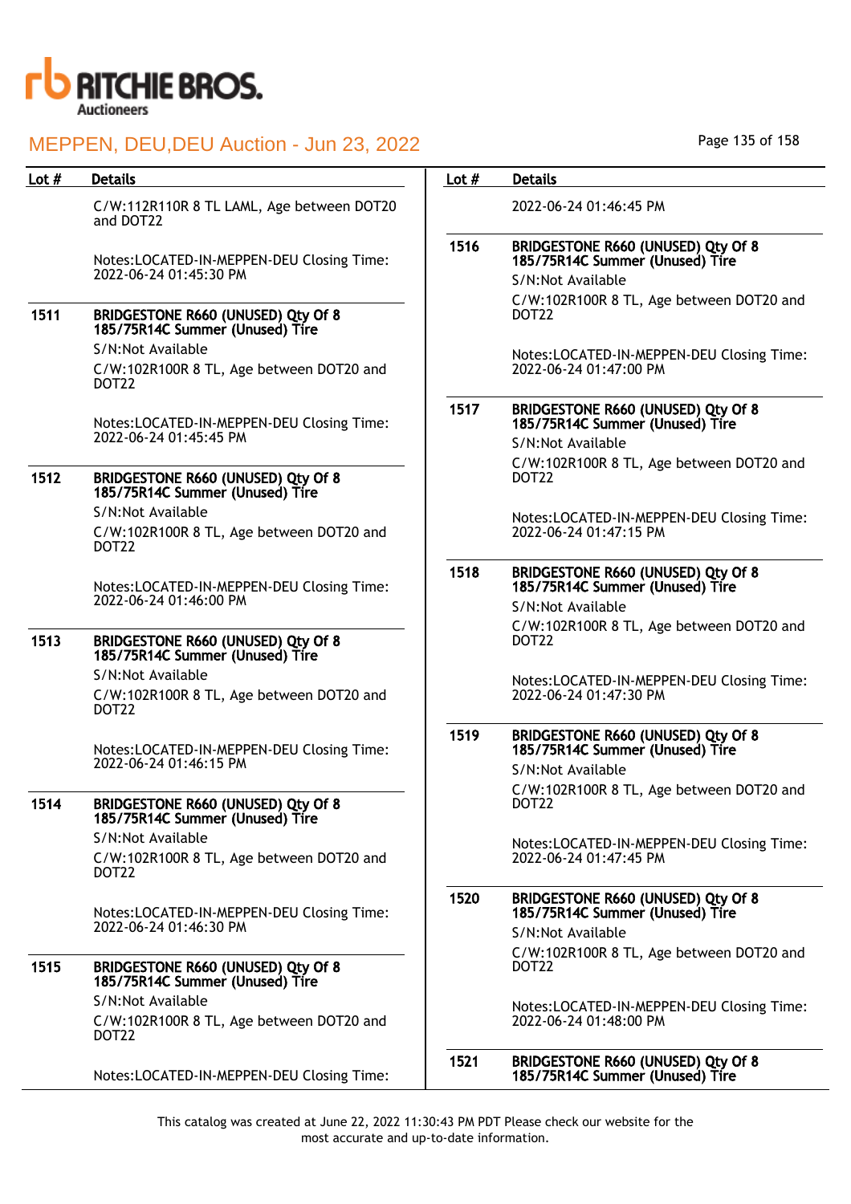| Lot # | Details |
|---|---|
| | C/W:112R110R 8 TL LAML, Age between DOT20 and DOT22<br><br>Notes:LOCATED-IN-MEPPEN-DEU Closing Time: 2022-06-24 01:45:30 PM |
| 1511 | **BRIDGESTONE R660 (UNUSED) Qty Of 8 185/75R14C Summer (Unused) Tire**<br>S/N:Not Available<br>C/W:102R100R 8 TL, Age between DOT20 and DOT22<br><br>Notes:LOCATED-IN-MEPPEN-DEU Closing Time: 2022-06-24 01:45:45 PM |
| 1512 | **BRIDGESTONE R660 (UNUSED) Qty Of 8 185/75R14C Summer (Unused) Tire**<br>S/N:Not Available<br>C/W:102R100R 8 TL, Age between DOT20 and DOT22<br><br>Notes:LOCATED-IN-MEPPEN-DEU Closing Time: 2022-06-24 01:46:00 PM |
| 1513 | **BRIDGESTONE R660 (UNUSED) Qty Of 8 185/75R14C Summer (Unused) Tire**<br>S/N:Not Available<br>C/W:102R100R 8 TL, Age between DOT20 and DOT22<br><br>Notes:LOCATED-IN-MEPPEN-DEU Closing Time: 2022-06-24 01:46:15 PM |
| 1514 | **BRIDGESTONE R660 (UNUSED) Qty Of 8 185/75R14C Summer (Unused) Tire**<br>S/N:Not Available<br>C/W:102R100R 8 TL, Age between DOT20 and DOT22<br><br>Notes:LOCATED-IN-MEPPEN-DEU Closing Time: 2022-06-24 01:46:30 PM |
| 1515 | **BRIDGESTONE R660 (UNUSED) Qty Of 8 185/75R14C Summer (Unused) Tire**<br>S/N:Not Available<br>C/W:102R100R 8 TL, Age between DOT20 and DOT22<br><br>Notes:LOCATED-IN-MEPPEN-DEU Closing Time: 2022-06-24 01:46:45 PM |
| 1516 | **BRIDGESTONE R660 (UNUSED) Qty Of 8 185/75R14C Summer (Unused) Tire**<br>S/N:Not Available<br>C/W:102R100R 8 TL, Age between DOT20 and DOT22<br><br>Notes:LOCATED-IN-MEPPEN-DEU Closing Time: 2022-06-24 01:47:00 PM |
| 1517 | **BRIDGESTONE R660 (UNUSED) Qty Of 8 185/75R14C Summer (Unused) Tire**<br>S/N:Not Available<br>C/W:102R100R 8 TL, Age between DOT20 and DOT22<br><br>Notes:LOCATED-IN-MEPPEN-DEU Closing Time: 2022-06-24 01:47:15 PM |
| 1518 | **BRIDGESTONE R660 (UNUSED) Qty Of 8 185/75R14C Summer (Unused) Tire**<br>S/N:Not Available<br>C/W:102R100R 8 TL, Age between DOT20 and DOT22<br><br>Notes:LOCATED-IN-MEPPEN-DEU Closing Time: 2022-06-24 01:47:30 PM |
| 1519 | **BRIDGESTONE R660 (UNUSED) Qty Of 8 185/75R14C Summer (Unused) Tire**<br>S/N:Not Available<br>C/W:102R100R 8 TL, Age between DOT20 and DOT22<br><br>Notes:LOCATED-IN-MEPPEN-DEU Closing Time: 2022-06-24 01:47:45 PM |
| 1520 | **BRIDGESTONE R660 (UNUSED) Qty Of 8 185/75R14C Summer (Unused) Tire**<br>S/N:Not Available<br>C/W:102R100R 8 TL, Age between DOT20 and DOT22<br><br>Notes:LOCATED-IN-MEPPEN-DEU Closing Time: 2022-06-24 01:48:00 PM |
| 1521 | **BRIDGESTONE R660 (UNUSED) Qty Of 8 185/75R14C Summer (Unused) Tire** |

This catalog was created at June 22, 2022 11:30:43 PM PDT Please check our website for the most accurate and up-to-date information.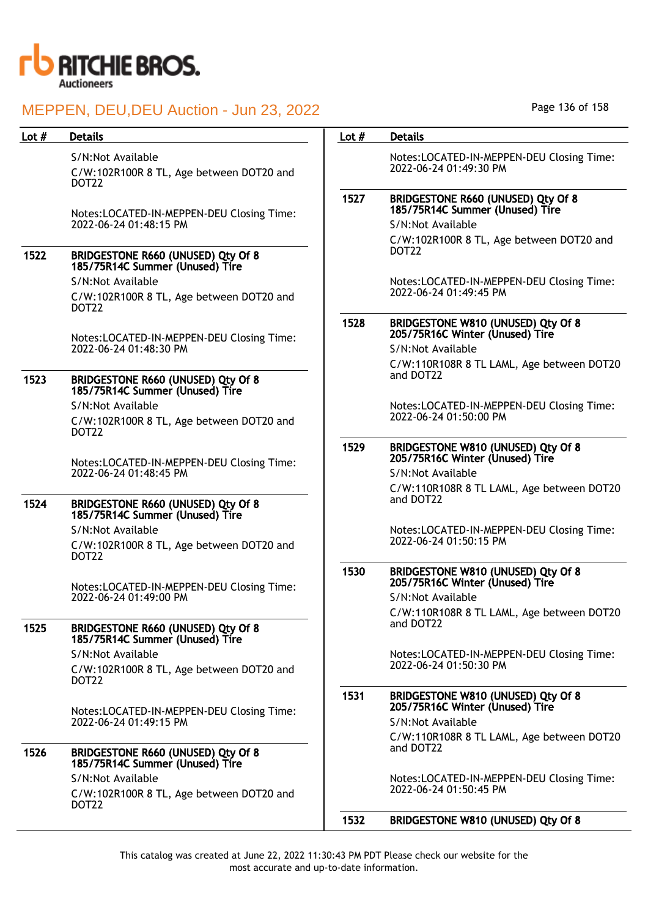# MEPPEN, DEU,DEU Auction - Jun 23, 2022

| Lot # | Details |
|---|---|
| | S/N:Not Available<br>C/W:102R100R 8 TL, Age between DOT20 and DOT22<br><br>Notes:LOCATED-IN-MEPPEN-DEU Closing Time: 2022-06-24 01:48:15 PM |
| 1522 | **BRIDGESTONE R660 (UNUSED) Qty Of 8 185/75R14C Summer (Unused) Tire**<br>S/N:Not Available<br>C/W:102R100R 8 TL, Age between DOT20 and DOT22<br><br>Notes:LOCATED-IN-MEPPEN-DEU Closing Time: 2022-06-24 01:48:30 PM |
| 1523 | **BRIDGESTONE R660 (UNUSED) Qty Of 8 185/75R14C Summer (Unused) Tire**<br>S/N:Not Available<br>C/W:102R100R 8 TL, Age between DOT20 and DOT22<br><br>Notes:LOCATED-IN-MEPPEN-DEU Closing Time: 2022-06-24 01:48:45 PM |
| 1524 | **BRIDGESTONE R660 (UNUSED) Qty Of 8 185/75R14C Summer (Unused) Tire**<br>S/N:Not Available<br>C/W:102R100R 8 TL, Age between DOT20 and DOT22<br><br>Notes:LOCATED-IN-MEPPEN-DEU Closing Time: 2022-06-24 01:49:00 PM |
| 1525 | **BRIDGESTONE R660 (UNUSED) Qty Of 8 185/75R14C Summer (Unused) Tire**<br>S/N:Not Available<br>C/W:102R100R 8 TL, Age between DOT20 and DOT22<br><br>Notes:LOCATED-IN-MEPPEN-DEU Closing Time: 2022-06-24 01:49:15 PM |
| 1526 | **BRIDGESTONE R660 (UNUSED) Qty Of 8 185/75R14C Summer (Unused) Tire**<br>S/N:Not Available<br>C/W:102R100R 8 TL, Age between DOT20 and DOT22<br><br>Notes:LOCATED-IN-MEPPEN-DEU Closing Time: 2022-06-24 01:49:30 PM |
| 1527 | **BRIDGESTONE R660 (UNUSED) Qty Of 8 185/75R14C Summer (Unused) Tire**<br>S/N:Not Available<br>C/W:102R100R 8 TL, Age between DOT20 and DOT22<br><br>Notes:LOCATED-IN-MEPPEN-DEU Closing Time: 2022-06-24 01:49:45 PM |
| 1528 | **BRIDGESTONE W810 (UNUSED) Qty Of 8 205/75R16C Winter (Unused) Tire**<br>S/N:Not Available<br>C/W:110R108R 8 TL LAML, Age between DOT20 and DOT22<br><br>Notes:LOCATED-IN-MEPPEN-DEU Closing Time: 2022-06-24 01:50:00 PM |
| 1529 | **BRIDGESTONE W810 (UNUSED) Qty Of 8 205/75R16C Winter (Unused) Tire**<br>S/N:Not Available<br>C/W:110R108R 8 TL LAML, Age between DOT20 and DOT22<br><br>Notes:LOCATED-IN-MEPPEN-DEU Closing Time: 2022-06-24 01:50:15 PM |
| 1530 | **BRIDGESTONE W810 (UNUSED) Qty Of 8 205/75R16C Winter (Unused) Tire**<br>S/N:Not Available<br>C/W:110R108R 8 TL LAML, Age between DOT20 and DOT22<br><br>Notes:LOCATED-IN-MEPPEN-DEU Closing Time: 2022-06-24 01:50:30 PM |
| 1531 | **BRIDGESTONE W810 (UNUSED) Qty Of 8 205/75R16C Winter (Unused) Tire**<br>S/N:Not Available<br>C/W:110R108R 8 TL LAML, Age between DOT20 and DOT22<br><br>Notes:LOCATED-IN-MEPPEN-DEU Closing Time: 2022-06-24 01:50:45 PM |
| 1532 | **BRIDGESTONE W810 (UNUSED) Qty Of 8** |

This catalog was created at June 22, 2022 11:30:43 PM PDT Please check our website for the most accurate and up-to-date information.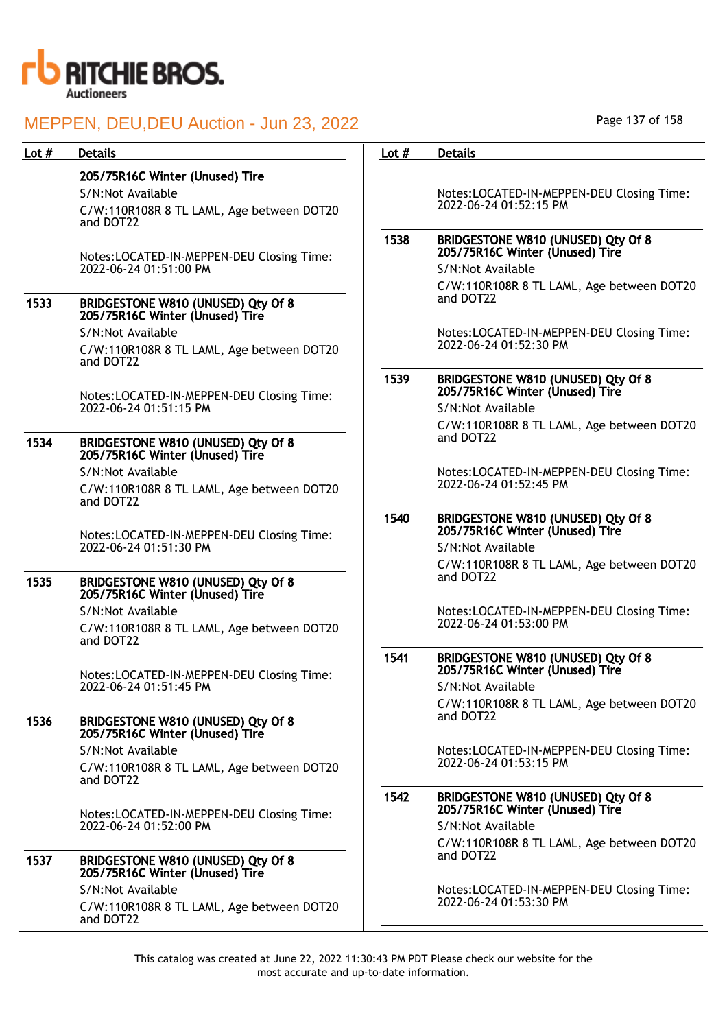| Lot # | Details |
| --- | --- |
| | **205/75R16C Winter (Unused) Tire**<br>S/N:Not Available<br>C/W:110R108R 8 TL LAML, Age between DOT20 and DOT22<br><br>Notes:LOCATED-IN-MEPPEN-DEU Closing Time: 2022-06-24 01:51:00 PM |
| 1533 | **BRIDGESTONE W810 (UNUSED) Qty Of 8 205/75R16C Winter (Unused) Tire**<br>S/N:Not Available<br>C/W:110R108R 8 TL LAML, Age between DOT20 and DOT22<br><br>Notes:LOCATED-IN-MEPPEN-DEU Closing Time: 2022-06-24 01:51:15 PM |
| 1534 | **BRIDGESTONE W810 (UNUSED) Qty Of 8 205/75R16C Winter (Unused) Tire**<br>S/N:Not Available<br>C/W:110R108R 8 TL LAML, Age between DOT20 and DOT22<br><br>Notes:LOCATED-IN-MEPPEN-DEU Closing Time: 2022-06-24 01:51:30 PM |
| 1535 | **BRIDGESTONE W810 (UNUSED) Qty Of 8 205/75R16C Winter (Unused) Tire**<br>S/N:Not Available<br>C/W:110R108R 8 TL LAML, Age between DOT20 and DOT22<br><br>Notes:LOCATED-IN-MEPPEN-DEU Closing Time: 2022-06-24 01:51:45 PM |
| 1536 | **BRIDGESTONE W810 (UNUSED) Qty Of 8 205/75R16C Winter (Unused) Tire**<br>S/N:Not Available<br>C/W:110R108R 8 TL LAML, Age between DOT20 and DOT22<br><br>Notes:LOCATED-IN-MEPPEN-DEU Closing Time: 2022-06-24 01:52:00 PM |
| 1537 | **BRIDGESTONE W810 (UNUSED) Qty Of 8 205/75R16C Winter (Unused) Tire**<br>S/N:Not Available<br>C/W:110R108R 8 TL LAML, Age between DOT20 and DOT22<br><br>Notes:LOCATED-IN-MEPPEN-DEU Closing Time: 2022-06-24 01:52:15 PM |
| 1538 | **BRIDGESTONE W810 (UNUSED) Qty Of 8 205/75R16C Winter (Unused) Tire**<br>S/N:Not Available<br>C/W:110R108R 8 TL LAML, Age between DOT20 and DOT22<br><br>Notes:LOCATED-IN-MEPPEN-DEU Closing Time: 2022-06-24 01:52:30 PM |
| 1539 | **BRIDGESTONE W810 (UNUSED) Qty Of 8 205/75R16C Winter (Unused) Tire**<br>S/N:Not Available<br>C/W:110R108R 8 TL LAML, Age between DOT20 and DOT22<br><br>Notes:LOCATED-IN-MEPPEN-DEU Closing Time: 2022-06-24 01:52:45 PM |
| 1540 | **BRIDGESTONE W810 (UNUSED) Qty Of 8 205/75R16C Winter (Unused) Tire**<br>S/N:Not Available<br>C/W:110R108R 8 TL LAML, Age between DOT20 and DOT22<br><br>Notes:LOCATED-IN-MEPPEN-DEU Closing Time: 2022-06-24 01:53:00 PM |
| 1541 | **BRIDGESTONE W810 (UNUSED) Qty Of 8 205/75R16C Winter (Unused) Tire**<br>S/N:Not Available<br>C/W:110R108R 8 TL LAML, Age between DOT20 and DOT22<br><br>Notes:LOCATED-IN-MEPPEN-DEU Closing Time: 2022-06-24 01:53:15 PM |
| 1542 | **BRIDGESTONE W810 (UNUSED) Qty Of 8 205/75R16C Winter (Unused) Tire**<br>S/N:Not Available<br>C/W:110R108R 8 TL LAML, Age between DOT20 and DOT22<br><br>Notes:LOCATED-IN-MEPPEN-DEU Closing Time: 2022-06-24 01:53:30 PM |

This catalog was created at June 22, 2022 11:30:43 PM PDT Please check our website for the most accurate and up-to-date information.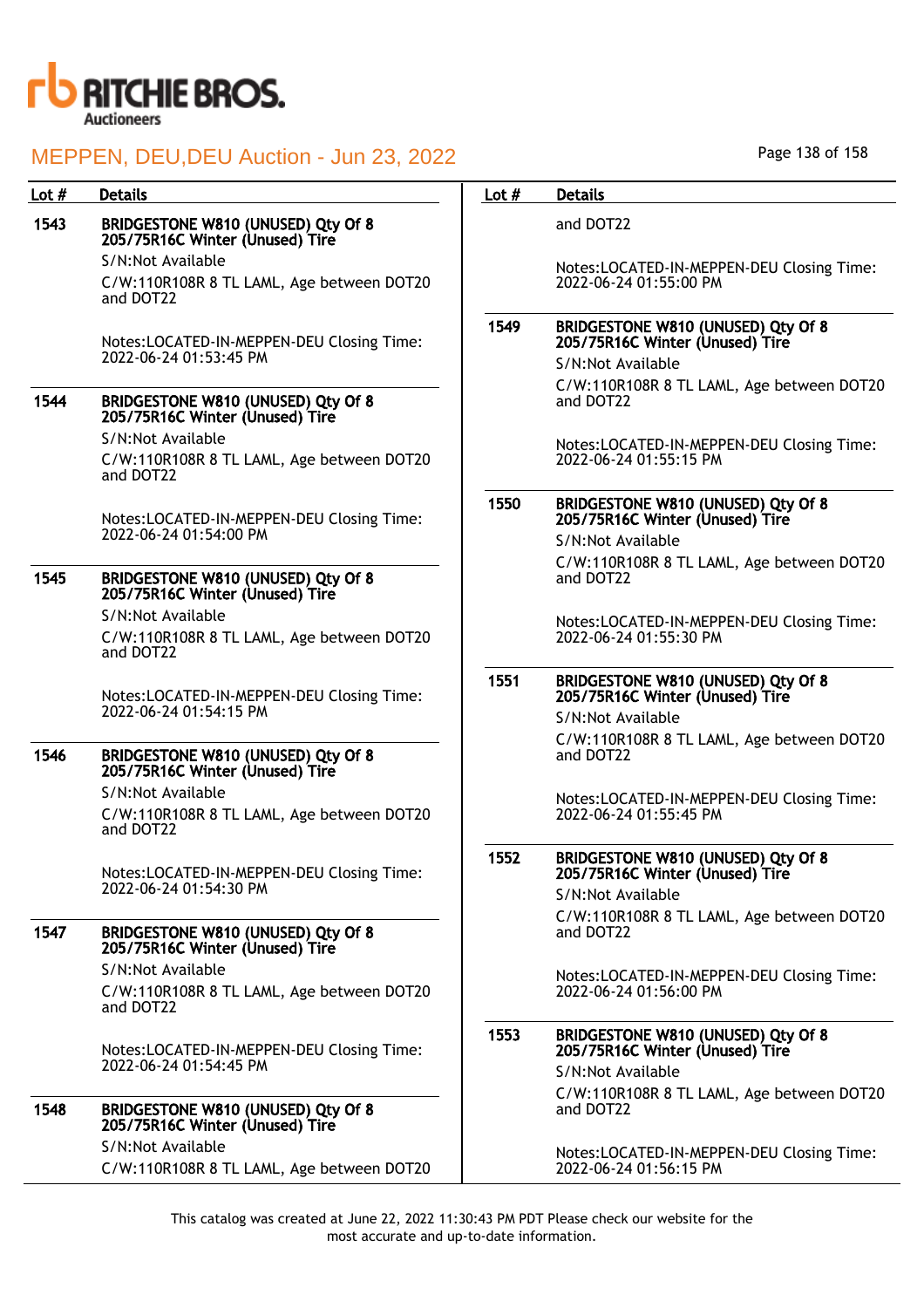| Lot # | Details |
|---|---|
| 1543 | **BRIDGESTONE W810 (UNUSED) Qty Of 8 205/75R16C Winter (Unused) Tire**<br>S/N:Not Available<br>C/W:110R108R 8 TL LAML, Age between DOT20 and DOT22<br><br>Notes:LOCATED-IN-MEPPEN-DEU Closing Time: 2022-06-24 01:53:45 PM |
| 1544 | **BRIDGESTONE W810 (UNUSED) Qty Of 8 205/75R16C Winter (Unused) Tire**<br>S/N:Not Available<br>C/W:110R108R 8 TL LAML, Age between DOT20 and DOT22<br><br>Notes:LOCATED-IN-MEPPEN-DEU Closing Time: 2022-06-24 01:54:00 PM |
| 1545 | **BRIDGESTONE W810 (UNUSED) Qty Of 8 205/75R16C Winter (Unused) Tire**<br>S/N:Not Available<br>C/W:110R108R 8 TL LAML, Age between DOT20 and DOT22<br><br>Notes:LOCATED-IN-MEPPEN-DEU Closing Time: 2022-06-24 01:54:15 PM |
| 1546 | **BRIDGESTONE W810 (UNUSED) Qty Of 8 205/75R16C Winter (Unused) Tire**<br>S/N:Not Available<br>C/W:110R108R 8 TL LAML, Age between DOT20 and DOT22<br><br>Notes:LOCATED-IN-MEPPEN-DEU Closing Time: 2022-06-24 01:54:30 PM |
| 1547 | **BRIDGESTONE W810 (UNUSED) Qty Of 8 205/75R16C Winter (Unused) Tire**<br>S/N:Not Available<br>C/W:110R108R 8 TL LAML, Age between DOT20 and DOT22<br><br>Notes:LOCATED-IN-MEPPEN-DEU Closing Time: 2022-06-24 01:54:45 PM |
| 1548 | **BRIDGESTONE W810 (UNUSED) Qty Of 8 205/75R16C Winter (Unused) Tire**<br>S/N:Not Available<br>C/W:110R108R 8 TL LAML, Age between DOT20 and DOT22<br><br>Notes:LOCATED-IN-MEPPEN-DEU Closing Time: 2022-06-24 01:55:00 PM |
| 1549 | **BRIDGESTONE W810 (UNUSED) Qty Of 8 205/75R16C Winter (Unused) Tire**<br>S/N:Not Available<br>C/W:110R108R 8 TL LAML, Age between DOT20 and DOT22<br><br>Notes:LOCATED-IN-MEPPEN-DEU Closing Time: 2022-06-24 01:55:15 PM |
| 1550 | **BRIDGESTONE W810 (UNUSED) Qty Of 8 205/75R16C Winter (Unused) Tire**<br>S/N:Not Available<br>C/W:110R108R 8 TL LAML, Age between DOT20 and DOT22<br><br>Notes:LOCATED-IN-MEPPEN-DEU Closing Time: 2022-06-24 01:55:30 PM |
| 1551 | **BRIDGESTONE W810 (UNUSED) Qty Of 8 205/75R16C Winter (Unused) Tire**<br>S/N:Not Available<br>C/W:110R108R 8 TL LAML, Age between DOT20 and DOT22<br><br>Notes:LOCATED-IN-MEPPEN-DEU Closing Time: 2022-06-24 01:55:45 PM |
| 1552 | **BRIDGESTONE W810 (UNUSED) Qty Of 8 205/75R16C Winter (Unused) Tire**<br>S/N:Not Available<br>C/W:110R108R 8 TL LAML, Age between DOT20 and DOT22<br><br>Notes:LOCATED-IN-MEPPEN-DEU Closing Time: 2022-06-24 01:56:00 PM |
| 1553 | **BRIDGESTONE W810 (UNUSED) Qty Of 8 205/75R16C Winter (Unused) Tire**<br>S/N:Not Available<br>C/W:110R108R 8 TL LAML, Age between DOT20 and DOT22<br><br>Notes:LOCATED-IN-MEPPEN-DEU Closing Time: 2022-06-24 01:56:15 PM |

This catalog was created at June 22, 2022 11:30:43 PM PDT Please check our website for the most accurate and up-to-date information.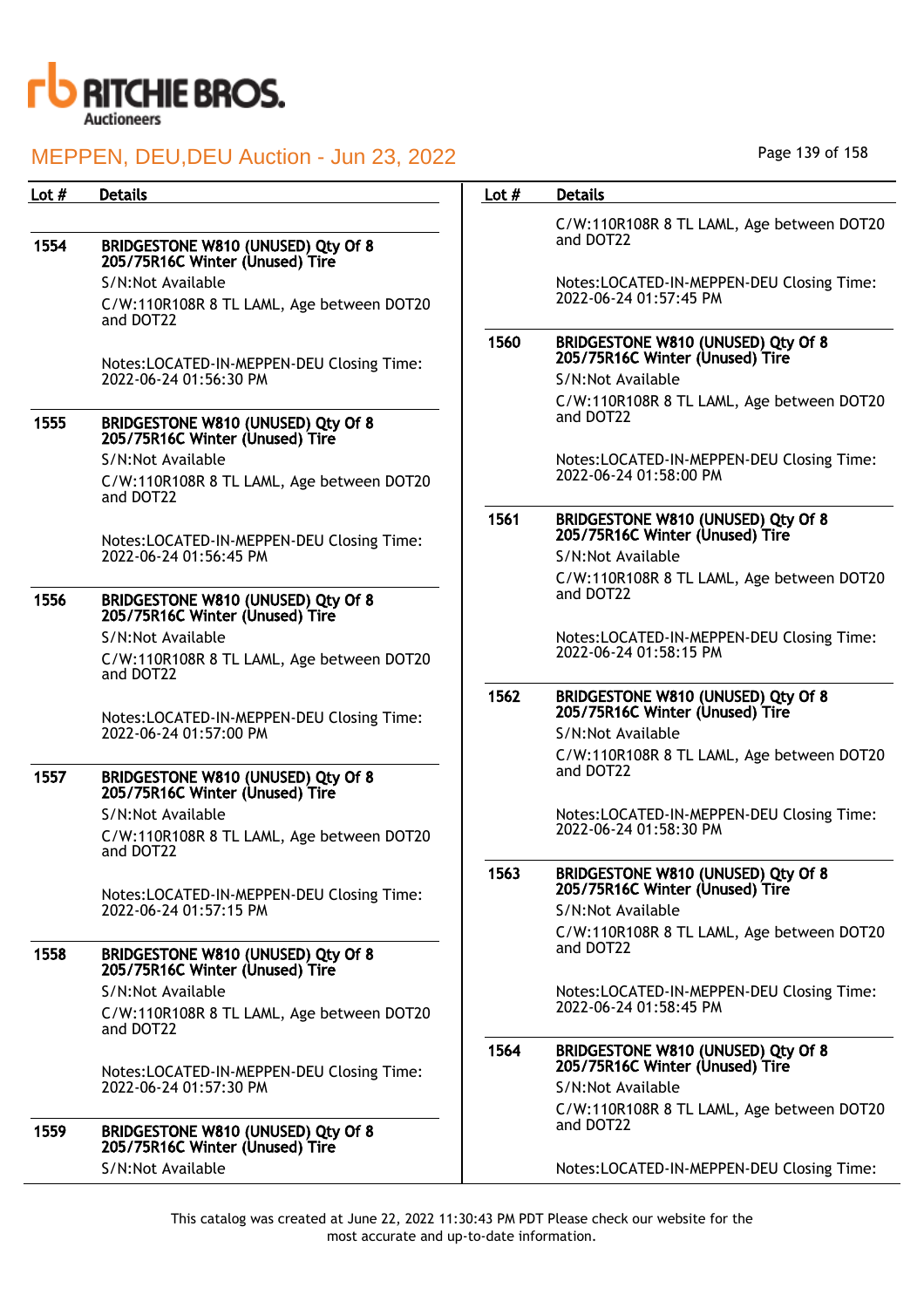# MEPPEN, DEU,DEU Auction - Jun 23, 2022

| Lot # | Details |
|---|---|
| 1554 | **BRIDGESTONE W810 (UNUSED) Qty Of 8 205/75R16C Winter (Unused) Tire**<br>S/N:Not Available<br>C/W:110R108R 8 TL LAML, Age between DOT20 and DOT22<br><br>Notes:LOCATED-IN-MEPPEN-DEU Closing Time: 2022-06-24 01:56:30 PM |
| 1555 | **BRIDGESTONE W810 (UNUSED) Qty Of 8 205/75R16C Winter (Unused) Tire**<br>S/N:Not Available<br>C/W:110R108R 8 TL LAML, Age between DOT20 and DOT22<br><br>Notes:LOCATED-IN-MEPPEN-DEU Closing Time: 2022-06-24 01:56:45 PM |
| 1556 | **BRIDGESTONE W810 (UNUSED) Qty Of 8 205/75R16C Winter (Unused) Tire**<br>S/N:Not Available<br>C/W:110R108R 8 TL LAML, Age between DOT20 and DOT22<br><br>Notes:LOCATED-IN-MEPPEN-DEU Closing Time: 2022-06-24 01:57:00 PM |
| 1557 | **BRIDGESTONE W810 (UNUSED) Qty Of 8 205/75R16C Winter (Unused) Tire**<br>S/N:Not Available<br>C/W:110R108R 8 TL LAML, Age between DOT20 and DOT22<br><br>Notes:LOCATED-IN-MEPPEN-DEU Closing Time: 2022-06-24 01:57:15 PM |
| 1558 | **BRIDGESTONE W810 (UNUSED) Qty Of 8 205/75R16C Winter (Unused) Tire**<br>S/N:Not Available<br>C/W:110R108R 8 TL LAML, Age between DOT20 and DOT22<br><br>Notes:LOCATED-IN-MEPPEN-DEU Closing Time: 2022-06-24 01:57:30 PM |
| 1559 | **BRIDGESTONE W810 (UNUSED) Qty Of 8 205/75R16C Winter (Unused) Tire**<br>S/N:Not Available<br>C/W:110R108R 8 TL LAML, Age between DOT20 and DOT22<br><br>Notes:LOCATED-IN-MEPPEN-DEU Closing Time: 2022-06-24 01:57:45 PM |
| 1560 | **BRIDGESTONE W810 (UNUSED) Qty Of 8 205/75R16C Winter (Unused) Tire**<br>S/N:Not Available<br>C/W:110R108R 8 TL LAML, Age between DOT20 and DOT22<br><br>Notes:LOCATED-IN-MEPPEN-DEU Closing Time: 2022-06-24 01:58:00 PM |
| 1561 | **BRIDGESTONE W810 (UNUSED) Qty Of 8 205/75R16C Winter (Unused) Tire**<br>S/N:Not Available<br>C/W:110R108R 8 TL LAML, Age between DOT20 and DOT22<br><br>Notes:LOCATED-IN-MEPPEN-DEU Closing Time: 2022-06-24 01:58:15 PM |
| 1562 | **BRIDGESTONE W810 (UNUSED) Qty Of 8 205/75R16C Winter (Unused) Tire**<br>S/N:Not Available<br>C/W:110R108R 8 TL LAML, Age between DOT20 and DOT22<br><br>Notes:LOCATED-IN-MEPPEN-DEU Closing Time: 2022-06-24 01:58:30 PM |
| 1563 | **BRIDGESTONE W810 (UNUSED) Qty Of 8 205/75R16C Winter (Unused) Tire**<br>S/N:Not Available<br>C/W:110R108R 8 TL LAML, Age between DOT20 and DOT22<br><br>Notes:LOCATED-IN-MEPPEN-DEU Closing Time: 2022-06-24 01:58:45 PM |
| 1564 | **BRIDGESTONE W810 (UNUSED) Qty Of 8 205/75R16C Winter (Unused) Tire**<br>S/N:Not Available<br>C/W:110R108R 8 TL LAML, Age between DOT20 and DOT22<br><br>Notes:LOCATED-IN-MEPPEN-DEU Closing Time: |

This catalog was created at June 22, 2022 11:30:43 PM PDT Please check our website for the most accurate and up-to-date information.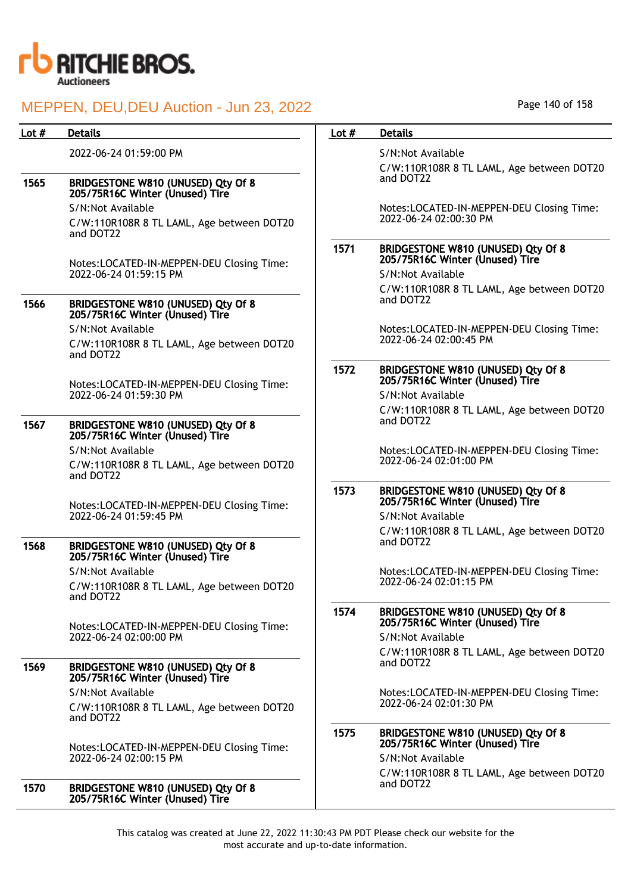| Lot # | Details |
|---|---|
| | 2022-06-24 01:59:00 PM |
| 1565 | **BRIDGESTONE W810 (UNUSED) Qty Of 8 205/75R16C Winter (Unused) Tire**<br>S/N:Not Available<br>C/W:110R108R 8 TL LAML, Age between DOT20 and DOT22<br><br>Notes:LOCATED-IN-MEPPEN-DEU Closing Time: 2022-06-24 01:59:15 PM |
| 1566 | **BRIDGESTONE W810 (UNUSED) Qty Of 8 205/75R16C Winter (Unused) Tire**<br>S/N:Not Available<br>C/W:110R108R 8 TL LAML, Age between DOT20 and DOT22<br><br>Notes:LOCATED-IN-MEPPEN-DEU Closing Time: 2022-06-24 01:59:30 PM |
| 1567 | **BRIDGESTONE W810 (UNUSED) Qty Of 8 205/75R16C Winter (Unused) Tire**<br>S/N:Not Available<br>C/W:110R108R 8 TL LAML, Age between DOT20 and DOT22<br><br>Notes:LOCATED-IN-MEPPEN-DEU Closing Time: 2022-06-24 01:59:45 PM |
| 1568 | **BRIDGESTONE W810 (UNUSED) Qty Of 8 205/75R16C Winter (Unused) Tire**<br>S/N:Not Available<br>C/W:110R108R 8 TL LAML, Age between DOT20 and DOT22<br><br>Notes:LOCATED-IN-MEPPEN-DEU Closing Time: 2022-06-24 02:00:00 PM |
| 1569 | **BRIDGESTONE W810 (UNUSED) Qty Of 8 205/75R16C Winter (Unused) Tire**<br>S/N:Not Available<br>C/W:110R108R 8 TL LAML, Age between DOT20 and DOT22<br><br>Notes:LOCATED-IN-MEPPEN-DEU Closing Time: 2022-06-24 02:00:15 PM |
| 1570 | **BRIDGESTONE W810 (UNUSED) Qty Of 8 205/75R16C Winter (Unused) Tire**<br>S/N:Not Available<br>C/W:110R108R 8 TL LAML, Age between DOT20 and DOT22<br><br>Notes:LOCATED-IN-MEPPEN-DEU Closing Time: 2022-06-24 02:00:30 PM |
| 1571 | **BRIDGESTONE W810 (UNUSED) Qty Of 8 205/75R16C Winter (Unused) Tire**<br>S/N:Not Available<br>C/W:110R108R 8 TL LAML, Age between DOT20 and DOT22<br><br>Notes:LOCATED-IN-MEPPEN-DEU Closing Time: 2022-06-24 02:00:45 PM |
| 1572 | **BRIDGESTONE W810 (UNUSED) Qty Of 8 205/75R16C Winter (Unused) Tire**<br>S/N:Not Available<br>C/W:110R108R 8 TL LAML, Age between DOT20 and DOT22<br><br>Notes:LOCATED-IN-MEPPEN-DEU Closing Time: 2022-06-24 02:01:00 PM |
| 1573 | **BRIDGESTONE W810 (UNUSED) Qty Of 8 205/75R16C Winter (Unused) Tire**<br>S/N:Not Available<br>C/W:110R108R 8 TL LAML, Age between DOT20 and DOT22<br><br>Notes:LOCATED-IN-MEPPEN-DEU Closing Time: 2022-06-24 02:01:15 PM |
| 1574 | **BRIDGESTONE W810 (UNUSED) Qty Of 8 205/75R16C Winter (Unused) Tire**<br>S/N:Not Available<br>C/W:110R108R 8 TL LAML, Age between DOT20 and DOT22<br><br>Notes:LOCATED-IN-MEPPEN-DEU Closing Time: 2022-06-24 02:01:30 PM |
| 1575 | **BRIDGESTONE W810 (UNUSED) Qty Of 8 205/75R16C Winter (Unused) Tire**<br>S/N:Not Available<br>C/W:110R108R 8 TL LAML, Age between DOT20 and DOT22 |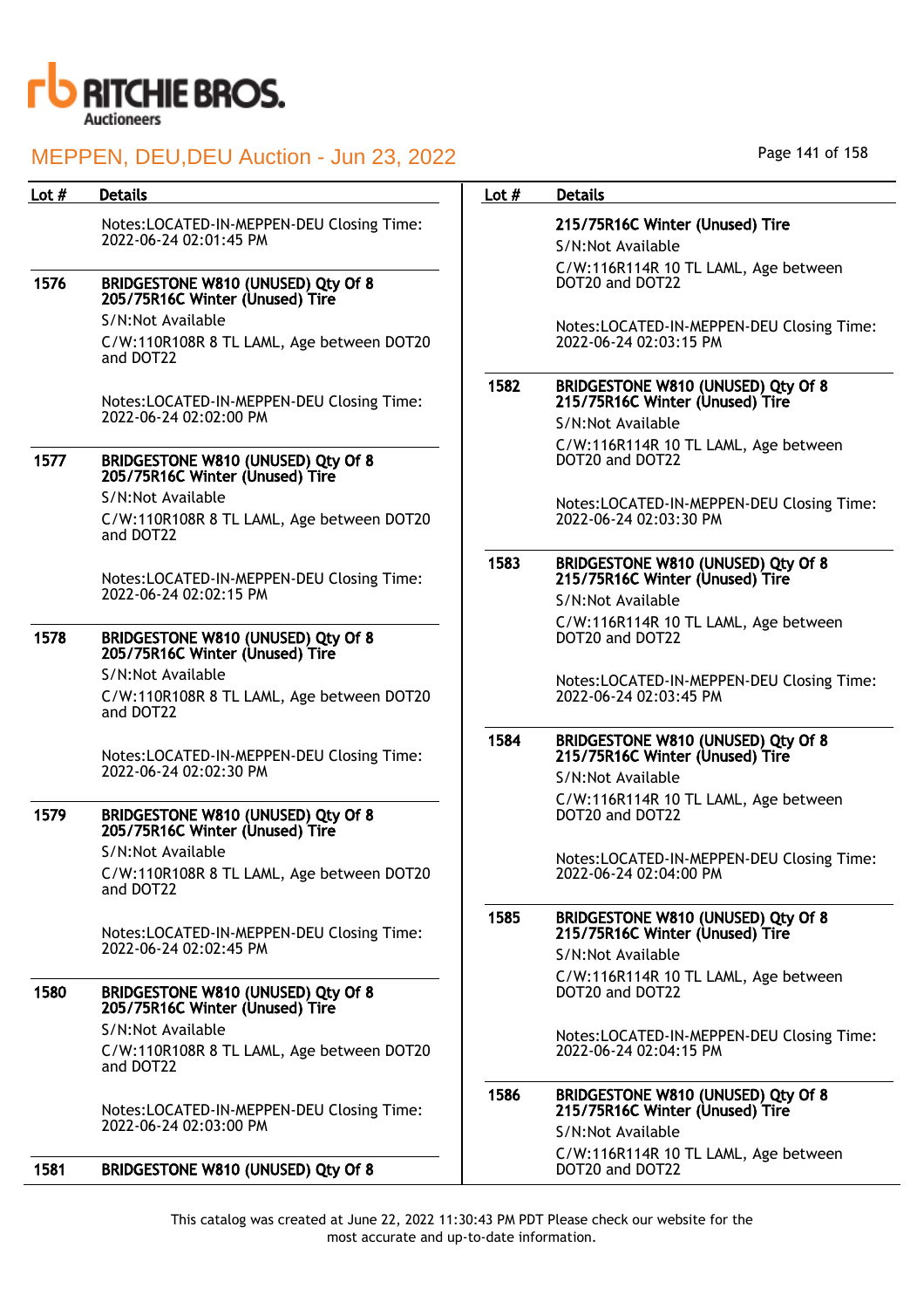| Lot # | Details |
|---|---|
| | Notes:LOCATED-IN-MEPPEN-DEU Closing Time: 2022-06-24 02:01:45 PM |
| 1576 | **BRIDGESTONE W810 (UNUSED) Qty Of 8 205/75R16C Winter (Unused) Tire**<br>S/N:Not Available<br>C/W:110R108R 8 TL LAML, Age between DOT20 and DOT22<br><br>Notes:LOCATED-IN-MEPPEN-DEU Closing Time: 2022-06-24 02:02:00 PM |
| 1577 | **BRIDGESTONE W810 (UNUSED) Qty Of 8 205/75R16C Winter (Unused) Tire**<br>S/N:Not Available<br>C/W:110R108R 8 TL LAML, Age between DOT20 and DOT22<br><br>Notes:LOCATED-IN-MEPPEN-DEU Closing Time: 2022-06-24 02:02:15 PM |
| 1578 | **BRIDGESTONE W810 (UNUSED) Qty Of 8 205/75R16C Winter (Unused) Tire**<br>S/N:Not Available<br>C/W:110R108R 8 TL LAML, Age between DOT20 and DOT22<br><br>Notes:LOCATED-IN-MEPPEN-DEU Closing Time: 2022-06-24 02:02:30 PM |
| 1579 | **BRIDGESTONE W810 (UNUSED) Qty Of 8 205/75R16C Winter (Unused) Tire**<br>S/N:Not Available<br>C/W:110R108R 8 TL LAML, Age between DOT20 and DOT22<br><br>Notes:LOCATED-IN-MEPPEN-DEU Closing Time: 2022-06-24 02:02:45 PM |
| 1580 | **BRIDGESTONE W810 (UNUSED) Qty Of 8 205/75R16C Winter (Unused) Tire**<br>S/N:Not Available<br>C/W:110R108R 8 TL LAML, Age between DOT20 and DOT22<br><br>Notes:LOCATED-IN-MEPPEN-DEU Closing Time: 2022-06-24 02:03:00 PM |
| 1581 | **BRIDGESTONE W810 (UNUSED) Qty Of 8 215/75R16C Winter (Unused) Tire**<br>S/N:Not Available<br>C/W:116R114R 10 TL LAML, Age between DOT20 and DOT22<br><br>Notes:LOCATED-IN-MEPPEN-DEU Closing Time: 2022-06-24 02:03:15 PM |
| 1582 | **BRIDGESTONE W810 (UNUSED) Qty Of 8 215/75R16C Winter (Unused) Tire**<br>S/N:Not Available<br>C/W:116R114R 10 TL LAML, Age between DOT20 and DOT22<br><br>Notes:LOCATED-IN-MEPPEN-DEU Closing Time: 2022-06-24 02:03:30 PM |
| 1583 | **BRIDGESTONE W810 (UNUSED) Qty Of 8 215/75R16C Winter (Unused) Tire**<br>S/N:Not Available<br>C/W:116R114R 10 TL LAML, Age between DOT20 and DOT22<br><br>Notes:LOCATED-IN-MEPPEN-DEU Closing Time: 2022-06-24 02:03:45 PM |
| 1584 | **BRIDGESTONE W810 (UNUSED) Qty Of 8 215/75R16C Winter (Unused) Tire**<br>S/N:Not Available<br>C/W:116R114R 10 TL LAML, Age between DOT20 and DOT22<br><br>Notes:LOCATED-IN-MEPPEN-DEU Closing Time: 2022-06-24 02:04:00 PM |
| 1585 | **BRIDGESTONE W810 (UNUSED) Qty Of 8 215/75R16C Winter (Unused) Tire**<br>S/N:Not Available<br>C/W:116R114R 10 TL LAML, Age between DOT20 and DOT22<br><br>Notes:LOCATED-IN-MEPPEN-DEU Closing Time: 2022-06-24 02:04:15 PM |
| 1586 | **BRIDGESTONE W810 (UNUSED) Qty Of 8 215/75R16C Winter (Unused) Tire**<br>S/N:Not Available<br>C/W:116R114R 10 TL LAML, Age between DOT20 and DOT22 |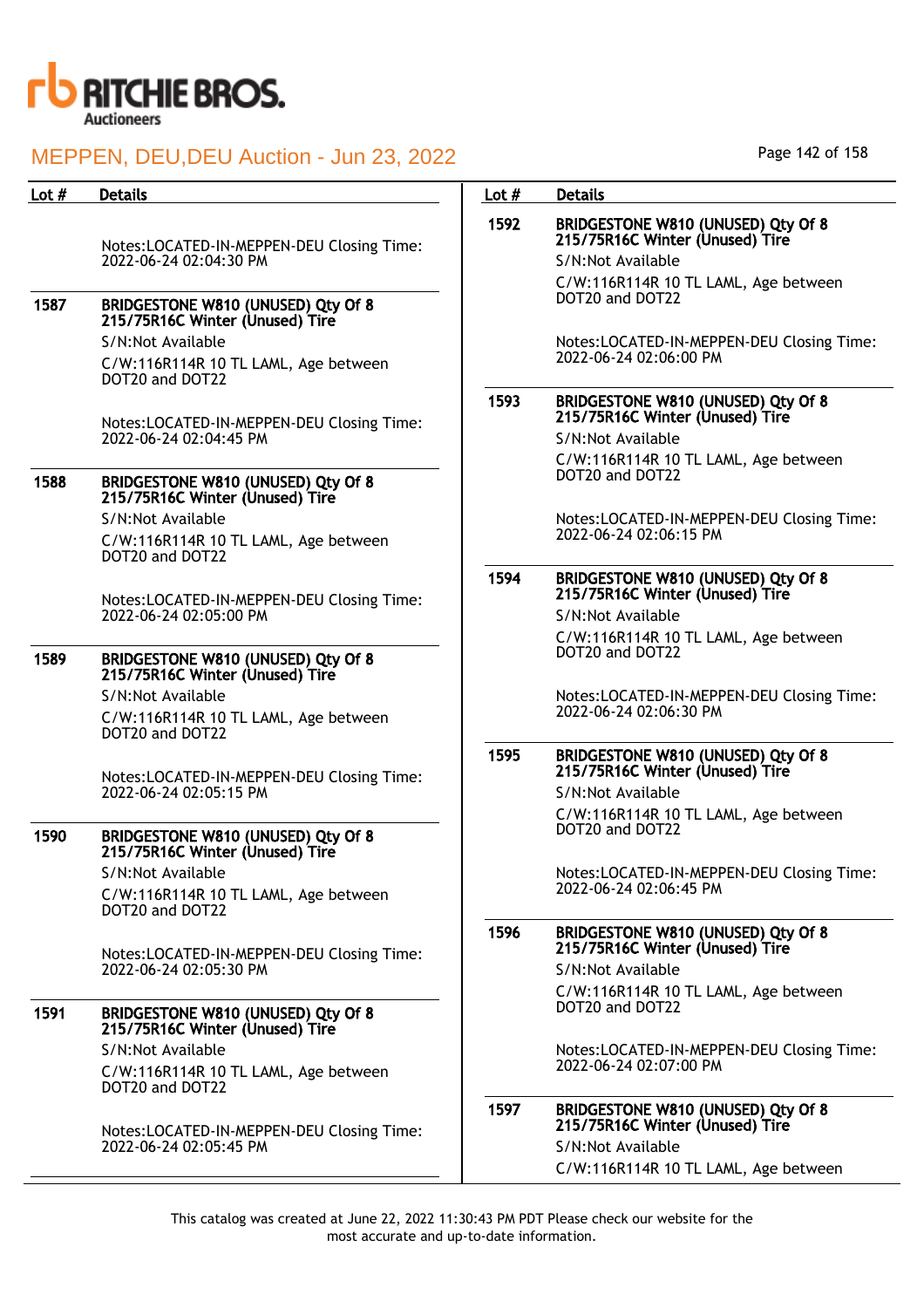| Lot # | Details |
|---|---|
| | Notes:LOCATED-IN-MEPPEN-DEU Closing Time: 2022-06-24 02:04:30 PM |
| 1587 | **BRIDGESTONE W810 (UNUSED) Qty Of 8 215/75R16C Winter (Unused) Tire**<br>S/N:Not Available<br>C/W:116R114R 10 TL LAML, Age between DOT20 and DOT22<br><br>Notes:LOCATED-IN-MEPPEN-DEU Closing Time: 2022-06-24 02:04:45 PM |
| 1588 | **BRIDGESTONE W810 (UNUSED) Qty Of 8 215/75R16C Winter (Unused) Tire**<br>S/N:Not Available<br>C/W:116R114R 10 TL LAML, Age between DOT20 and DOT22<br><br>Notes:LOCATED-IN-MEPPEN-DEU Closing Time: 2022-06-24 02:05:00 PM |
| 1589 | **BRIDGESTONE W810 (UNUSED) Qty Of 8 215/75R16C Winter (Unused) Tire**<br>S/N:Not Available<br>C/W:116R114R 10 TL LAML, Age between DOT20 and DOT22<br><br>Notes:LOCATED-IN-MEPPEN-DEU Closing Time: 2022-06-24 02:05:15 PM |
| 1590 | **BRIDGESTONE W810 (UNUSED) Qty Of 8 215/75R16C Winter (Unused) Tire**<br>S/N:Not Available<br>C/W:116R114R 10 TL LAML, Age between DOT20 and DOT22<br><br>Notes:LOCATED-IN-MEPPEN-DEU Closing Time: 2022-06-24 02:05:30 PM |
| 1591 | **BRIDGESTONE W810 (UNUSED) Qty Of 8 215/75R16C Winter (Unused) Tire**<br>S/N:Not Available<br>C/W:116R114R 10 TL LAML, Age between DOT20 and DOT22<br><br>Notes:LOCATED-IN-MEPPEN-DEU Closing Time: 2022-06-24 02:05:45 PM |
| 1592 | **BRIDGESTONE W810 (UNUSED) Qty Of 8 215/75R16C Winter (Unused) Tire**<br>S/N:Not Available<br>C/W:116R114R 10 TL LAML, Age between DOT20 and DOT22<br><br>Notes:LOCATED-IN-MEPPEN-DEU Closing Time: 2022-06-24 02:06:00 PM |
| 1593 | **BRIDGESTONE W810 (UNUSED) Qty Of 8 215/75R16C Winter (Unused) Tire**<br>S/N:Not Available<br>C/W:116R114R 10 TL LAML, Age between DOT20 and DOT22<br><br>Notes:LOCATED-IN-MEPPEN-DEU Closing Time: 2022-06-24 02:06:15 PM |
| 1594 | **BRIDGESTONE W810 (UNUSED) Qty Of 8 215/75R16C Winter (Unused) Tire**<br>S/N:Not Available<br>C/W:116R114R 10 TL LAML, Age between DOT20 and DOT22<br><br>Notes:LOCATED-IN-MEPPEN-DEU Closing Time: 2022-06-24 02:06:30 PM |
| 1595 | **BRIDGESTONE W810 (UNUSED) Qty Of 8 215/75R16C Winter (Unused) Tire**<br>S/N:Not Available<br>C/W:116R114R 10 TL LAML, Age between DOT20 and DOT22<br><br>Notes:LOCATED-IN-MEPPEN-DEU Closing Time: 2022-06-24 02:06:45 PM |
| 1596 | **BRIDGESTONE W810 (UNUSED) Qty Of 8 215/75R16C Winter (Unused) Tire**<br>S/N:Not Available<br>C/W:116R114R 10 TL LAML, Age between DOT20 and DOT22<br><br>Notes:LOCATED-IN-MEPPEN-DEU Closing Time: 2022-06-24 02:07:00 PM |
| 1597 | **BRIDGESTONE W810 (UNUSED) Qty Of 8 215/75R16C Winter (Unused) Tire**<br>S/N:Not Available<br>C/W:116R114R 10 TL LAML, Age between |

This catalog was created at June 22, 2022 11:30:43 PM PDT Please check our website for the most accurate and up-to-date information.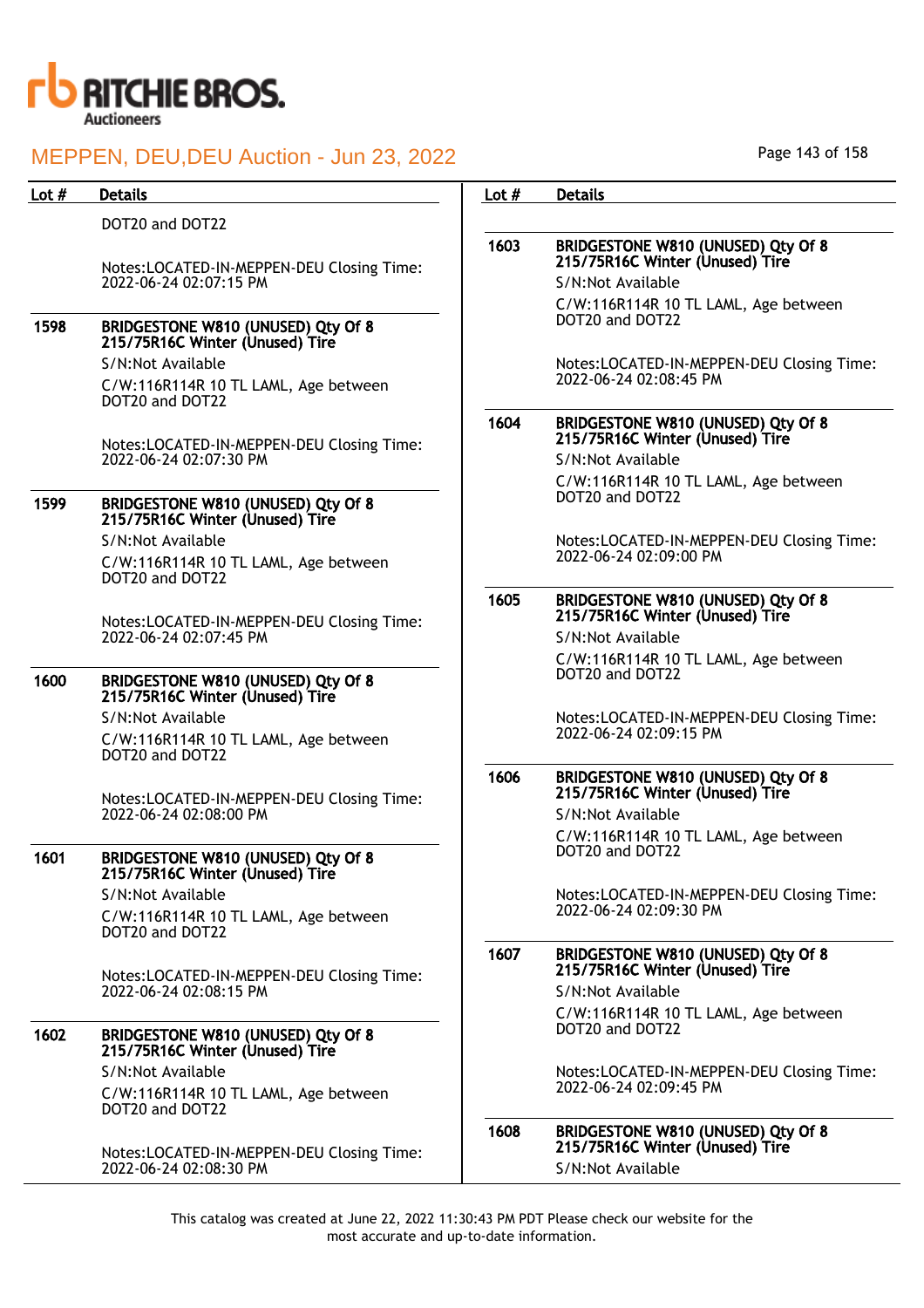# MEPPEN, DEU,DEU Auction - Jun 23, 2022

| Lot # | Details |
|---|---|
| | DOT20 and DOT22<br><br>Notes:LOCATED-IN-MEPPEN-DEU Closing Time: 2022-06-24 02:07:15 PM |
| 1598 | **BRIDGESTONE W810 (UNUSED) Qty Of 8 215/75R16C Winter (Unused) Tire**<br>S/N:Not Available<br>C/W:116R114R 10 TL LAML, Age between DOT20 and DOT22<br><br>Notes:LOCATED-IN-MEPPEN-DEU Closing Time: 2022-06-24 02:07:30 PM |
| 1599 | **BRIDGESTONE W810 (UNUSED) Qty Of 8 215/75R16C Winter (Unused) Tire**<br>S/N:Not Available<br>C/W:116R114R 10 TL LAML, Age between DOT20 and DOT22<br><br>Notes:LOCATED-IN-MEPPEN-DEU Closing Time: 2022-06-24 02:07:45 PM |
| 1600 | **BRIDGESTONE W810 (UNUSED) Qty Of 8 215/75R16C Winter (Unused) Tire**<br>S/N:Not Available<br>C/W:116R114R 10 TL LAML, Age between DOT20 and DOT22<br><br>Notes:LOCATED-IN-MEPPEN-DEU Closing Time: 2022-06-24 02:08:00 PM |
| 1601 | **BRIDGESTONE W810 (UNUSED) Qty Of 8 215/75R16C Winter (Unused) Tire**<br>S/N:Not Available<br>C/W:116R114R 10 TL LAML, Age between DOT20 and DOT22<br><br>Notes:LOCATED-IN-MEPPEN-DEU Closing Time: 2022-06-24 02:08:15 PM |
| 1602 | **BRIDGESTONE W810 (UNUSED) Qty Of 8 215/75R16C Winter (Unused) Tire**<br>S/N:Not Available<br>C/W:116R114R 10 TL LAML, Age between DOT20 and DOT22<br><br>Notes:LOCATED-IN-MEPPEN-DEU Closing Time: 2022-06-24 02:08:30 PM |
| 1603 | **BRIDGESTONE W810 (UNUSED) Qty Of 8 215/75R16C Winter (Unused) Tire**<br>S/N:Not Available<br>C/W:116R114R 10 TL LAML, Age between DOT20 and DOT22<br><br>Notes:LOCATED-IN-MEPPEN-DEU Closing Time: 2022-06-24 02:08:45 PM |
| 1604 | **BRIDGESTONE W810 (UNUSED) Qty Of 8 215/75R16C Winter (Unused) Tire**<br>S/N:Not Available<br>C/W:116R114R 10 TL LAML, Age between DOT20 and DOT22<br><br>Notes:LOCATED-IN-MEPPEN-DEU Closing Time: 2022-06-24 02:09:00 PM |
| 1605 | **BRIDGESTONE W810 (UNUSED) Qty Of 8 215/75R16C Winter (Unused) Tire**<br>S/N:Not Available<br>C/W:116R114R 10 TL LAML, Age between DOT20 and DOT22<br><br>Notes:LOCATED-IN-MEPPEN-DEU Closing Time: 2022-06-24 02:09:15 PM |
| 1606 | **BRIDGESTONE W810 (UNUSED) Qty Of 8 215/75R16C Winter (Unused) Tire**<br>S/N:Not Available<br>C/W:116R114R 10 TL LAML, Age between DOT20 and DOT22<br><br>Notes:LOCATED-IN-MEPPEN-DEU Closing Time: 2022-06-24 02:09:30 PM |
| 1607 | **BRIDGESTONE W810 (UNUSED) Qty Of 8 215/75R16C Winter (Unused) Tire**<br>S/N:Not Available<br>C/W:116R114R 10 TL LAML, Age between DOT20 and DOT22<br><br>Notes:LOCATED-IN-MEPPEN-DEU Closing Time: 2022-06-24 02:09:45 PM |
| 1608 | **BRIDGESTONE W810 (UNUSED) Qty Of 8 215/75R16C Winter (Unused) Tire**<br>S/N:Not Available |

This catalog was created at June 22, 2022 11:30:43 PM PDT Please check our website for the most accurate and up-to-date information.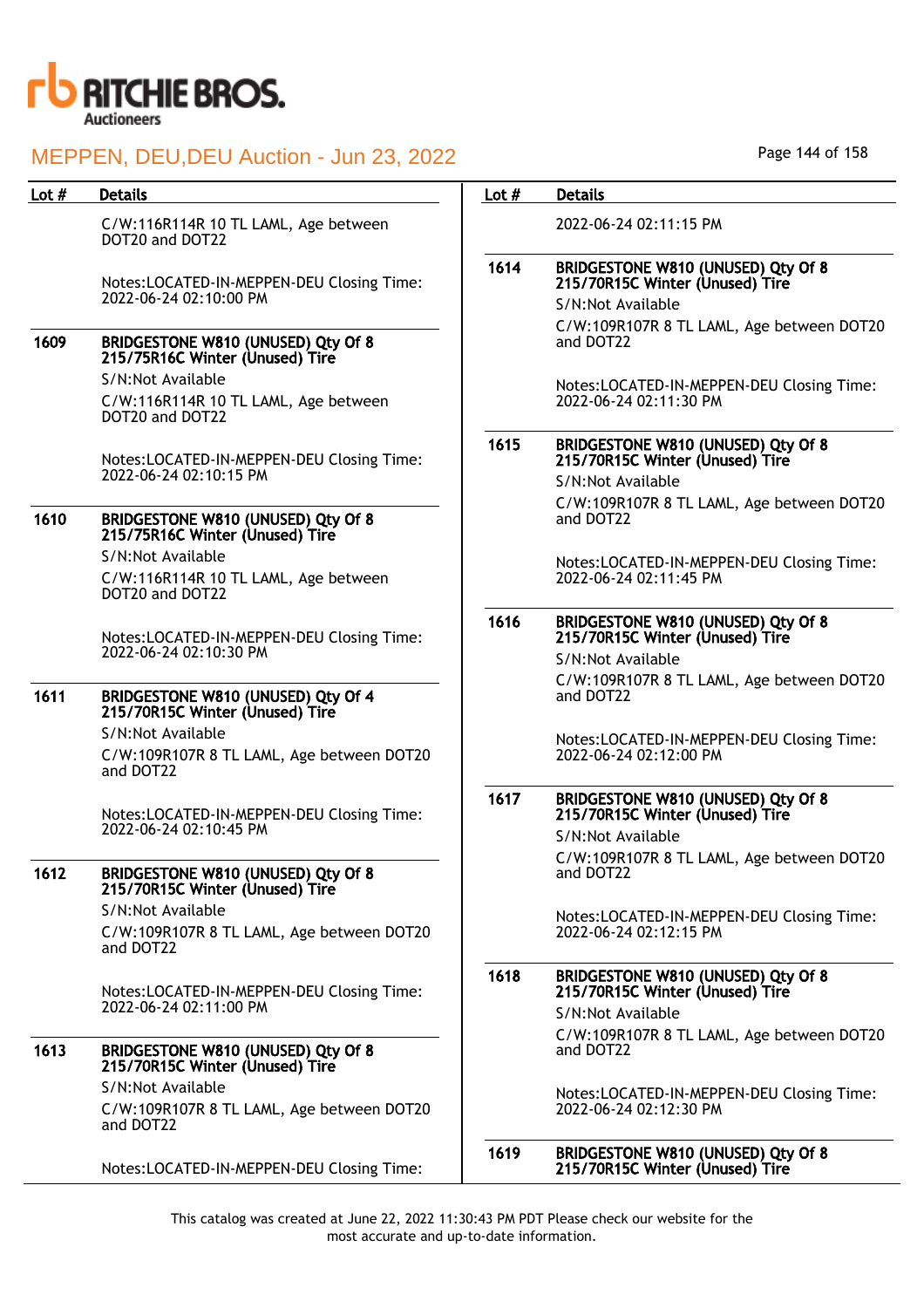| Lot # | Details |
|---|---|
| | C/W:116R114R 10 TL LAML, Age between DOT20 and DOT22<br><br>Notes:LOCATED-IN-MEPPEN-DEU Closing Time: 2022-06-24 02:10:00 PM |
| 1609 | **BRIDGESTONE W810 (UNUSED) Qty Of 8 215/75R16C Winter (Unused) Tire**<br>S/N:Not Available<br>C/W:116R114R 10 TL LAML, Age between DOT20 and DOT22<br><br>Notes:LOCATED-IN-MEPPEN-DEU Closing Time: 2022-06-24 02:10:15 PM |
| 1610 | **BRIDGESTONE W810 (UNUSED) Qty Of 8 215/75R16C Winter (Unused) Tire**<br>S/N:Not Available<br>C/W:116R114R 10 TL LAML, Age between DOT20 and DOT22<br><br>Notes:LOCATED-IN-MEPPEN-DEU Closing Time: 2022-06-24 02:10:30 PM |
| 1611 | **BRIDGESTONE W810 (UNUSED) Qty Of 4 215/70R15C Winter (Unused) Tire**<br>S/N:Not Available<br>C/W:109R107R 8 TL LAML, Age between DOT20 and DOT22<br><br>Notes:LOCATED-IN-MEPPEN-DEU Closing Time: 2022-06-24 02:10:45 PM |
| 1612 | **BRIDGESTONE W810 (UNUSED) Qty Of 8 215/70R15C Winter (Unused) Tire**<br>S/N:Not Available<br>C/W:109R107R 8 TL LAML, Age between DOT20 and DOT22<br><br>Notes:LOCATED-IN-MEPPEN-DEU Closing Time: 2022-06-24 02:11:00 PM |
| 1613 | **BRIDGESTONE W810 (UNUSED) Qty Of 8 215/70R15C Winter (Unused) Tire**<br>S/N:Not Available<br>C/W:109R107R 8 TL LAML, Age between DOT20 and DOT22<br><br>Notes:LOCATED-IN-MEPPEN-DEU Closing Time: 2022-06-24 02:11:15 PM |
| 1614 | **BRIDGESTONE W810 (UNUSED) Qty Of 8 215/70R15C Winter (Unused) Tire**<br>S/N:Not Available<br>C/W:109R107R 8 TL LAML, Age between DOT20 and DOT22<br><br>Notes:LOCATED-IN-MEPPEN-DEU Closing Time: 2022-06-24 02:11:30 PM |
| 1615 | **BRIDGESTONE W810 (UNUSED) Qty Of 8 215/70R15C Winter (Unused) Tire**<br>S/N:Not Available<br>C/W:109R107R 8 TL LAML, Age between DOT20 and DOT22<br><br>Notes:LOCATED-IN-MEPPEN-DEU Closing Time: 2022-06-24 02:11:45 PM |
| 1616 | **BRIDGESTONE W810 (UNUSED) Qty Of 8 215/70R15C Winter (Unused) Tire**<br>S/N:Not Available<br>C/W:109R107R 8 TL LAML, Age between DOT20 and DOT22<br><br>Notes:LOCATED-IN-MEPPEN-DEU Closing Time: 2022-06-24 02:12:00 PM |
| 1617 | **BRIDGESTONE W810 (UNUSED) Qty Of 8 215/70R15C Winter (Unused) Tire**<br>S/N:Not Available<br>C/W:109R107R 8 TL LAML, Age between DOT20 and DOT22<br><br>Notes:LOCATED-IN-MEPPEN-DEU Closing Time: 2022-06-24 02:12:15 PM |
| 1618 | **BRIDGESTONE W810 (UNUSED) Qty Of 8 215/70R15C Winter (Unused) Tire**<br>S/N:Not Available<br>C/W:109R107R 8 TL LAML, Age between DOT20 and DOT22<br><br>Notes:LOCATED-IN-MEPPEN-DEU Closing Time: 2022-06-24 02:12:30 PM |
| 1619 | **BRIDGESTONE W810 (UNUSED) Qty Of 8 215/70R15C Winter (Unused) Tire** |

This catalog was created at June 22, 2022 11:30:43 PM PDT Please check our website for the most accurate and up-to-date information.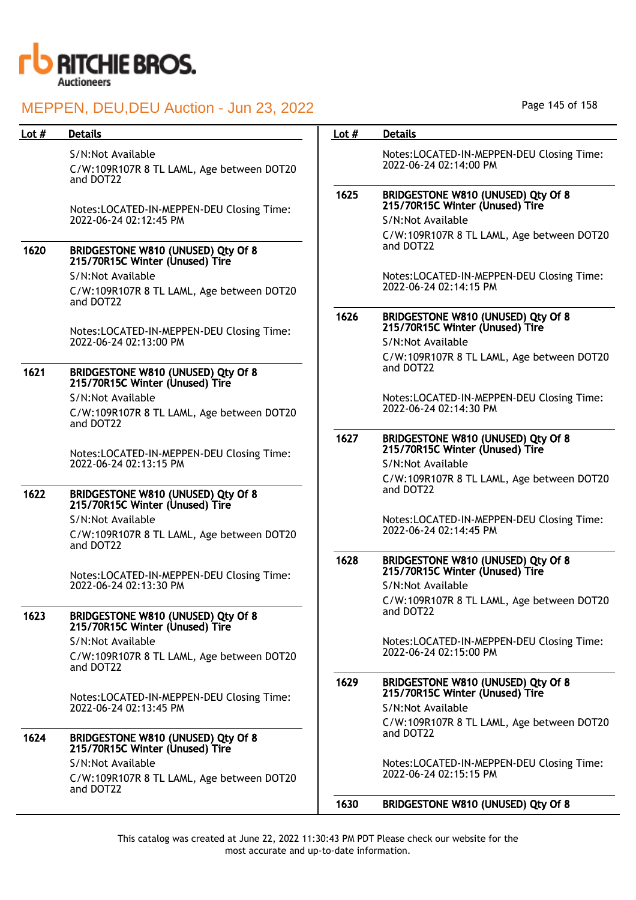| Lot # | Details |
|---|---|
| | S/N:Not Available<br>C/W:109R107R 8 TL LAML, Age between DOT20 and DOT22<br><br>Notes:LOCATED-IN-MEPPEN-DEU Closing Time: 2022-06-24 02:12:45 PM |
| 1620 | **BRIDGESTONE W810 (UNUSED) Qty Of 8 215/70R15C Winter (Unused) Tire**<br>S/N:Not Available<br>C/W:109R107R 8 TL LAML, Age between DOT20 and DOT22<br><br>Notes:LOCATED-IN-MEPPEN-DEU Closing Time: 2022-06-24 02:13:00 PM |
| 1621 | **BRIDGESTONE W810 (UNUSED) Qty Of 8 215/70R15C Winter (Unused) Tire**<br>S/N:Not Available<br>C/W:109R107R 8 TL LAML, Age between DOT20 and DOT22<br><br>Notes:LOCATED-IN-MEPPEN-DEU Closing Time: 2022-06-24 02:13:15 PM |
| 1622 | **BRIDGESTONE W810 (UNUSED) Qty Of 8 215/70R15C Winter (Unused) Tire**<br>S/N:Not Available<br>C/W:109R107R 8 TL LAML, Age between DOT20 and DOT22<br><br>Notes:LOCATED-IN-MEPPEN-DEU Closing Time: 2022-06-24 02:13:30 PM |
| 1623 | **BRIDGESTONE W810 (UNUSED) Qty Of 8 215/70R15C Winter (Unused) Tire**<br>S/N:Not Available<br>C/W:109R107R 8 TL LAML, Age between DOT20 and DOT22<br><br>Notes:LOCATED-IN-MEPPEN-DEU Closing Time: 2022-06-24 02:13:45 PM |
| 1624 | **BRIDGESTONE W810 (UNUSED) Qty Of 8 215/70R15C Winter (Unused) Tire**<br>S/N:Not Available<br>C/W:109R107R 8 TL LAML, Age between DOT20 and DOT22<br><br>Notes:LOCATED-IN-MEPPEN-DEU Closing Time: 2022-06-24 02:14:00 PM |
| 1625 | **BRIDGESTONE W810 (UNUSED) Qty Of 8 215/70R15C Winter (Unused) Tire**<br>S/N:Not Available<br>C/W:109R107R 8 TL LAML, Age between DOT20 and DOT22<br><br>Notes:LOCATED-IN-MEPPEN-DEU Closing Time: 2022-06-24 02:14:15 PM |
| 1626 | **BRIDGESTONE W810 (UNUSED) Qty Of 8 215/70R15C Winter (Unused) Tire**<br>S/N:Not Available<br>C/W:109R107R 8 TL LAML, Age between DOT20 and DOT22<br><br>Notes:LOCATED-IN-MEPPEN-DEU Closing Time: 2022-06-24 02:14:30 PM |
| 1627 | **BRIDGESTONE W810 (UNUSED) Qty Of 8 215/70R15C Winter (Unused) Tire**<br>S/N:Not Available<br>C/W:109R107R 8 TL LAML, Age between DOT20 and DOT22<br><br>Notes:LOCATED-IN-MEPPEN-DEU Closing Time: 2022-06-24 02:14:45 PM |
| 1628 | **BRIDGESTONE W810 (UNUSED) Qty Of 8 215/70R15C Winter (Unused) Tire**<br>S/N:Not Available<br>C/W:109R107R 8 TL LAML, Age between DOT20 and DOT22<br><br>Notes:LOCATED-IN-MEPPEN-DEU Closing Time: 2022-06-24 02:15:00 PM |
| 1629 | **BRIDGESTONE W810 (UNUSED) Qty Of 8 215/70R15C Winter (Unused) Tire**<br>S/N:Not Available<br>C/W:109R107R 8 TL LAML, Age between DOT20 and DOT22<br><br>Notes:LOCATED-IN-MEPPEN-DEU Closing Time: 2022-06-24 02:15:15 PM |
| 1630 | **BRIDGESTONE W810 (UNUSED) Qty Of 8** |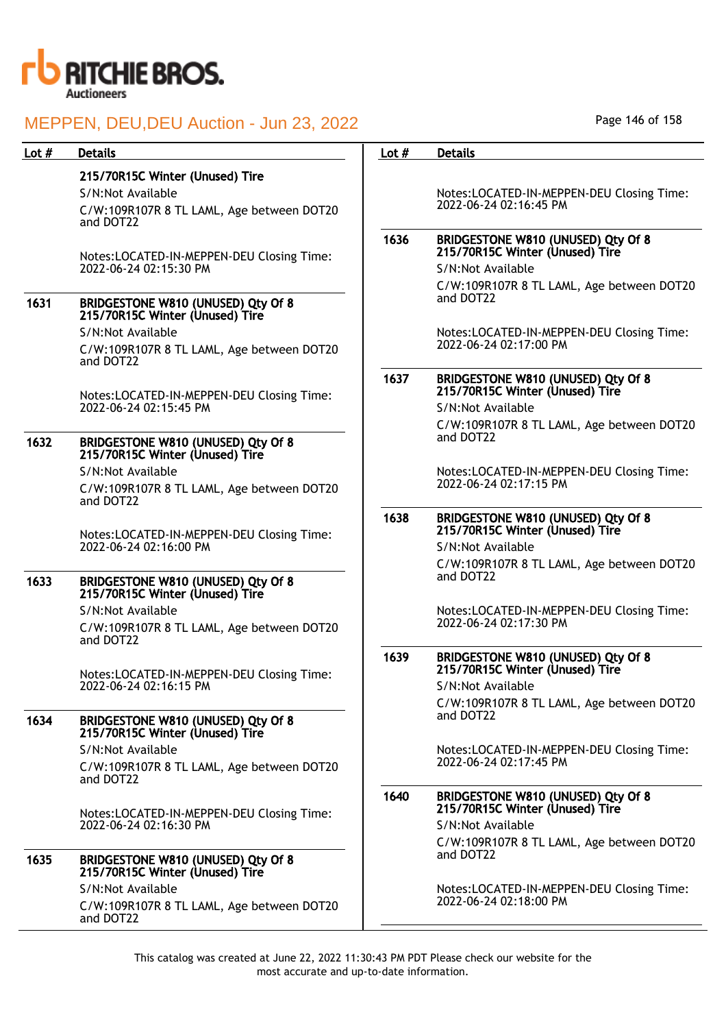# MEPPEN, DEU,DEU Auction - Jun 23, 2022

| Lot # | Details |
|---|---|
| | **215/70R15C Winter (Unused) Tire**<br>S/N:Not Available<br>C/W:109R107R 8 TL LAML, Age between DOT20 and DOT22<br><br>Notes:LOCATED-IN-MEPPEN-DEU Closing Time: 2022-06-24 02:15:30 PM |
| 1631 | **BRIDGESTONE W810 (UNUSED) Qty Of 8 215/70R15C Winter (Unused) Tire**<br>S/N:Not Available<br>C/W:109R107R 8 TL LAML, Age between DOT20 and DOT22<br><br>Notes:LOCATED-IN-MEPPEN-DEU Closing Time: 2022-06-24 02:15:45 PM |
| 1632 | **BRIDGESTONE W810 (UNUSED) Qty Of 8 215/70R15C Winter (Unused) Tire**<br>S/N:Not Available<br>C/W:109R107R 8 TL LAML, Age between DOT20 and DOT22<br><br>Notes:LOCATED-IN-MEPPEN-DEU Closing Time: 2022-06-24 02:16:00 PM |
| 1633 | **BRIDGESTONE W810 (UNUSED) Qty Of 8 215/70R15C Winter (Unused) Tire**<br>S/N:Not Available<br>C/W:109R107R 8 TL LAML, Age between DOT20 and DOT22<br><br>Notes:LOCATED-IN-MEPPEN-DEU Closing Time: 2022-06-24 02:16:15 PM |
| 1634 | **BRIDGESTONE W810 (UNUSED) Qty Of 8 215/70R15C Winter (Unused) Tire**<br>S/N:Not Available<br>C/W:109R107R 8 TL LAML, Age between DOT20 and DOT22<br><br>Notes:LOCATED-IN-MEPPEN-DEU Closing Time: 2022-06-24 02:16:30 PM |
| 1635 | **BRIDGESTONE W810 (UNUSED) Qty Of 8 215/70R15C Winter (Unused) Tire**<br>S/N:Not Available<br>C/W:109R107R 8 TL LAML, Age between DOT20 and DOT22<br><br>Notes:LOCATED-IN-MEPPEN-DEU Closing Time: 2022-06-24 02:16:45 PM |
| 1636 | **BRIDGESTONE W810 (UNUSED) Qty Of 8 215/70R15C Winter (Unused) Tire**<br>S/N:Not Available<br>C/W:109R107R 8 TL LAML, Age between DOT20 and DOT22<br><br>Notes:LOCATED-IN-MEPPEN-DEU Closing Time: 2022-06-24 02:17:00 PM |
| 1637 | **BRIDGESTONE W810 (UNUSED) Qty Of 8 215/70R15C Winter (Unused) Tire**<br>S/N:Not Available<br>C/W:109R107R 8 TL LAML, Age between DOT20 and DOT22<br><br>Notes:LOCATED-IN-MEPPEN-DEU Closing Time: 2022-06-24 02:17:15 PM |
| 1638 | **BRIDGESTONE W810 (UNUSED) Qty Of 8 215/70R15C Winter (Unused) Tire**<br>S/N:Not Available<br>C/W:109R107R 8 TL LAML, Age between DOT20 and DOT22<br><br>Notes:LOCATED-IN-MEPPEN-DEU Closing Time: 2022-06-24 02:17:30 PM |
| 1639 | **BRIDGESTONE W810 (UNUSED) Qty Of 8 215/70R15C Winter (Unused) Tire**<br>S/N:Not Available<br>C/W:109R107R 8 TL LAML, Age between DOT20 and DOT22<br><br>Notes:LOCATED-IN-MEPPEN-DEU Closing Time: 2022-06-24 02:17:45 PM |
| 1640 | **BRIDGESTONE W810 (UNUSED) Qty Of 8 215/70R15C Winter (Unused) Tire**<br>S/N:Not Available<br>C/W:109R107R 8 TL LAML, Age between DOT20 and DOT22<br><br>Notes:LOCATED-IN-MEPPEN-DEU Closing Time: 2022-06-24 02:18:00 PM |

This catalog was created at June 22, 2022 11:30:43 PM PDT Please check our website for the most accurate and up-to-date information.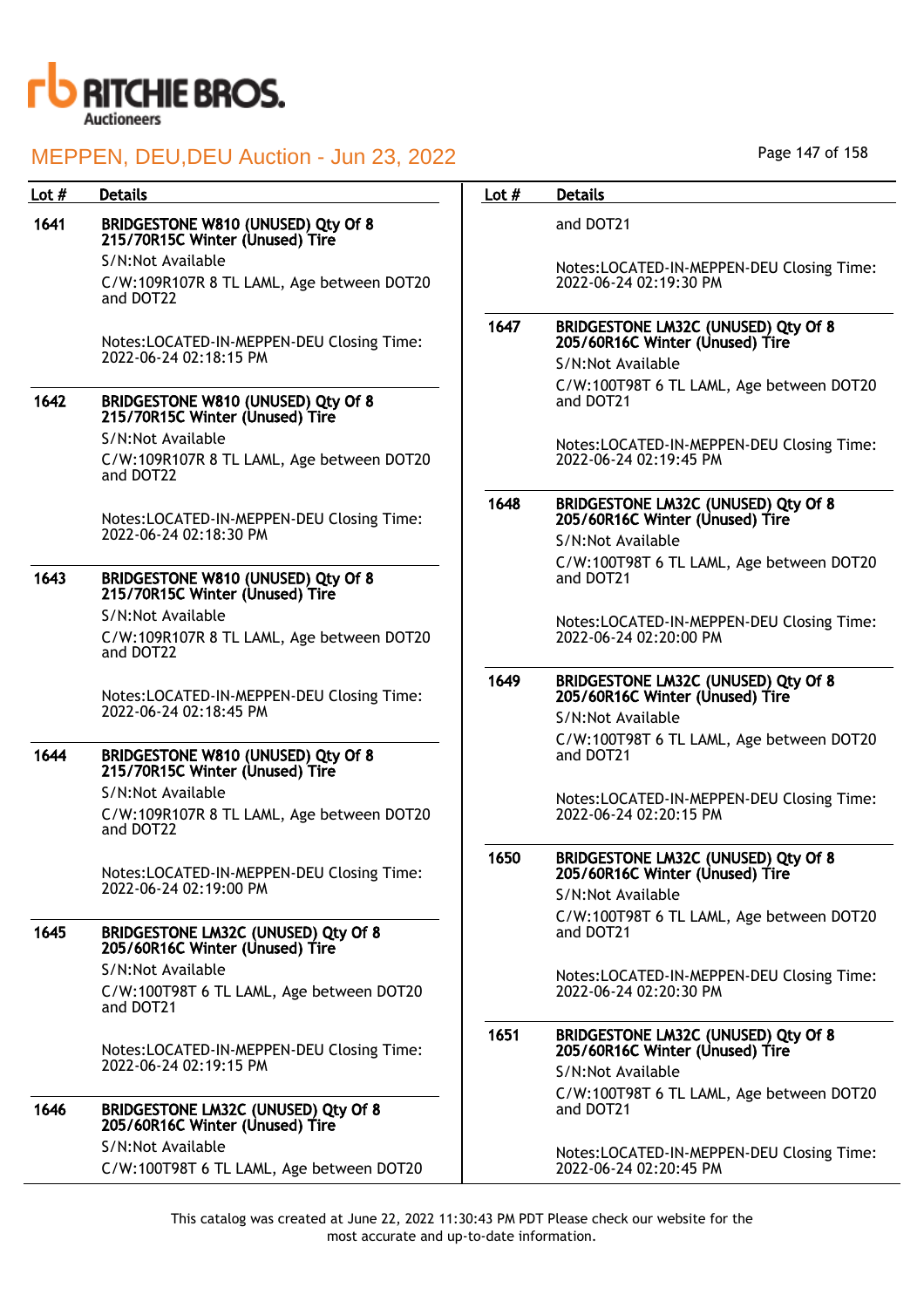| Lot # | Details |
|---|---|
| 1641 | **BRIDGESTONE W810 (UNUSED) Qty Of 8 215/70R15C Winter (Unused) Tire**<br>S/N:Not Available<br>C/W:109R107R 8 TL LAML, Age between DOT20 and DOT22<br><br>Notes:LOCATED-IN-MEPPEN-DEU Closing Time: 2022-06-24 02:18:15 PM |
| 1642 | **BRIDGESTONE W810 (UNUSED) Qty Of 8 215/70R15C Winter (Unused) Tire**<br>S/N:Not Available<br>C/W:109R107R 8 TL LAML, Age between DOT20 and DOT22<br><br>Notes:LOCATED-IN-MEPPEN-DEU Closing Time: 2022-06-24 02:18:30 PM |
| 1643 | **BRIDGESTONE W810 (UNUSED) Qty Of 8 215/70R15C Winter (Unused) Tire**<br>S/N:Not Available<br>C/W:109R107R 8 TL LAML, Age between DOT20 and DOT22<br><br>Notes:LOCATED-IN-MEPPEN-DEU Closing Time: 2022-06-24 02:18:45 PM |
| 1644 | **BRIDGESTONE W810 (UNUSED) Qty Of 8 215/70R15C Winter (Unused) Tire**<br>S/N:Not Available<br>C/W:109R107R 8 TL LAML, Age between DOT20 and DOT22<br><br>Notes:LOCATED-IN-MEPPEN-DEU Closing Time: 2022-06-24 02:19:00 PM |
| 1645 | **BRIDGESTONE LM32C (UNUSED) Qty Of 8 205/60R16C Winter (Unused) Tire**<br>S/N:Not Available<br>C/W:100T98T 6 TL LAML, Age between DOT20 and DOT21<br><br>Notes:LOCATED-IN-MEPPEN-DEU Closing Time: 2022-06-24 02:19:15 PM |
| 1646 | **BRIDGESTONE LM32C (UNUSED) Qty Of 8 205/60R16C Winter (Unused) Tire**<br>S/N:Not Available<br>C/W:100T98T 6 TL LAML, Age between DOT20 and DOT21<br><br>Notes:LOCATED-IN-MEPPEN-DEU Closing Time: 2022-06-24 02:19:30 PM |
| 1647 | **BRIDGESTONE LM32C (UNUSED) Qty Of 8 205/60R16C Winter (Unused) Tire**<br>S/N:Not Available<br>C/W:100T98T 6 TL LAML, Age between DOT20 and DOT21<br><br>Notes:LOCATED-IN-MEPPEN-DEU Closing Time: 2022-06-24 02:19:45 PM |
| 1648 | **BRIDGESTONE LM32C (UNUSED) Qty Of 8 205/60R16C Winter (Unused) Tire**<br>S/N:Not Available<br>C/W:100T98T 6 TL LAML, Age between DOT20 and DOT21<br><br>Notes:LOCATED-IN-MEPPEN-DEU Closing Time: 2022-06-24 02:20:00 PM |
| 1649 | **BRIDGESTONE LM32C (UNUSED) Qty Of 8 205/60R16C Winter (Unused) Tire**<br>S/N:Not Available<br>C/W:100T98T 6 TL LAML, Age between DOT20 and DOT21<br><br>Notes:LOCATED-IN-MEPPEN-DEU Closing Time: 2022-06-24 02:20:15 PM |
| 1650 | **BRIDGESTONE LM32C (UNUSED) Qty Of 8 205/60R16C Winter (Unused) Tire**<br>S/N:Not Available<br>C/W:100T98T 6 TL LAML, Age between DOT20 and DOT21<br><br>Notes:LOCATED-IN-MEPPEN-DEU Closing Time: 2022-06-24 02:20:30 PM |
| 1651 | **BRIDGESTONE LM32C (UNUSED) Qty Of 8 205/60R16C Winter (Unused) Tire**<br>S/N:Not Available<br>C/W:100T98T 6 TL LAML, Age between DOT20 and DOT21<br><br>Notes:LOCATED-IN-MEPPEN-DEU Closing Time: 2022-06-24 02:20:45 PM |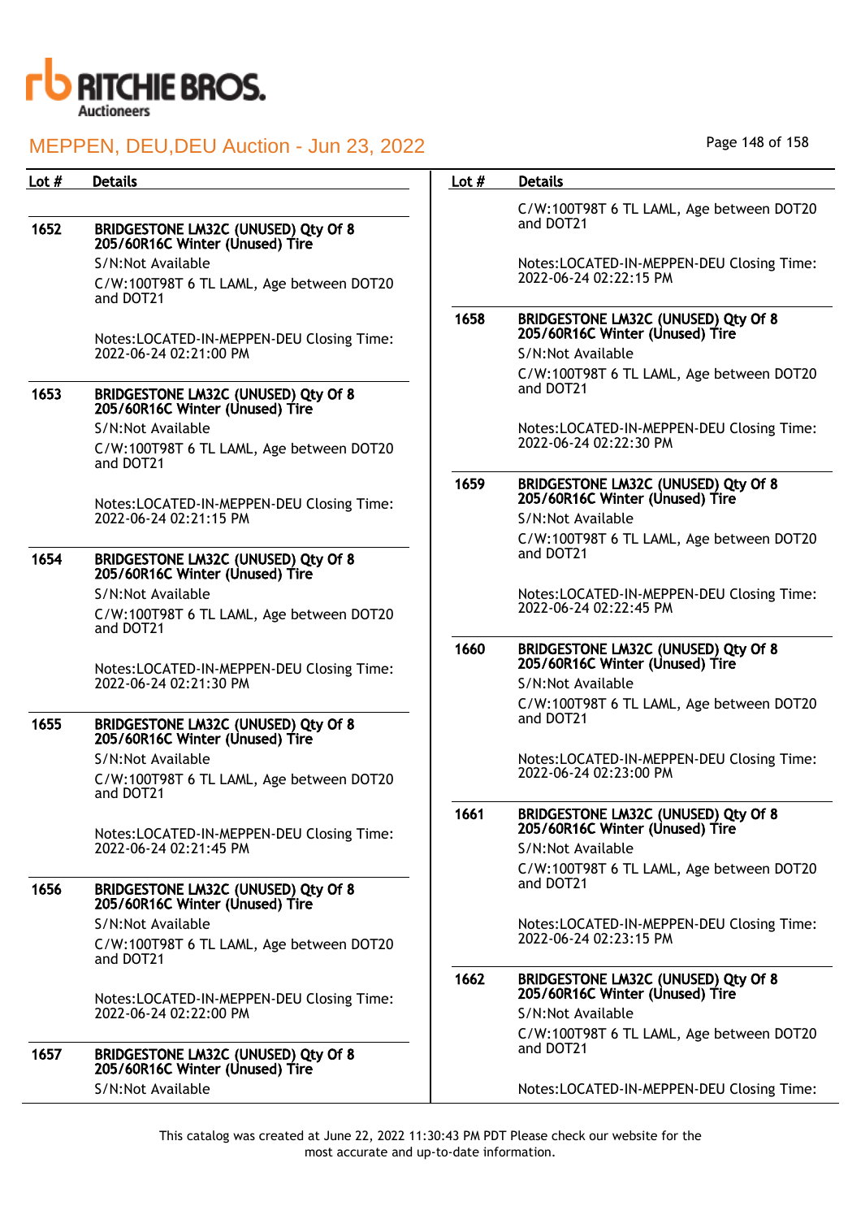| Lot # | Details |
|---|---|
| 1652 | **BRIDGESTONE LM32C (UNUSED) Qty Of 8 205/60R16C Winter (Unused) Tire**<br>S/N:Not Available<br>C/W:100T98T 6 TL LAML, Age between DOT20 and DOT21<br><br>Notes:LOCATED-IN-MEPPEN-DEU Closing Time: 2022-06-24 02:21:00 PM |
| 1653 | **BRIDGESTONE LM32C (UNUSED) Qty Of 8 205/60R16C Winter (Unused) Tire**<br>S/N:Not Available<br>C/W:100T98T 6 TL LAML, Age between DOT20 and DOT21<br><br>Notes:LOCATED-IN-MEPPEN-DEU Closing Time: 2022-06-24 02:21:15 PM |
| 1654 | **BRIDGESTONE LM32C (UNUSED) Qty Of 8 205/60R16C Winter (Unused) Tire**<br>S/N:Not Available<br>C/W:100T98T 6 TL LAML, Age between DOT20 and DOT21<br><br>Notes:LOCATED-IN-MEPPEN-DEU Closing Time: 2022-06-24 02:21:30 PM |
| 1655 | **BRIDGESTONE LM32C (UNUSED) Qty Of 8 205/60R16C Winter (Unused) Tire**<br>S/N:Not Available<br>C/W:100T98T 6 TL LAML, Age between DOT20 and DOT21<br><br>Notes:LOCATED-IN-MEPPEN-DEU Closing Time: 2022-06-24 02:21:45 PM |
| 1656 | **BRIDGESTONE LM32C (UNUSED) Qty Of 8 205/60R16C Winter (Unused) Tire**<br>S/N:Not Available<br>C/W:100T98T 6 TL LAML, Age between DOT20 and DOT21<br><br>Notes:LOCATED-IN-MEPPEN-DEU Closing Time: 2022-06-24 02:22:00 PM |
| 1657 | **BRIDGESTONE LM32C (UNUSED) Qty Of 8 205/60R16C Winter (Unused) Tire**<br>S/N:Not Available<br>C/W:100T98T 6 TL LAML, Age between DOT20 and DOT21<br><br>Notes:LOCATED-IN-MEPPEN-DEU Closing Time: 2022-06-24 02:22:15 PM |
| 1658 | **BRIDGESTONE LM32C (UNUSED) Qty Of 8 205/60R16C Winter (Unused) Tire**<br>S/N:Not Available<br>C/W:100T98T 6 TL LAML, Age between DOT20 and DOT21<br><br>Notes:LOCATED-IN-MEPPEN-DEU Closing Time: 2022-06-24 02:22:30 PM |
| 1659 | **BRIDGESTONE LM32C (UNUSED) Qty Of 8 205/60R16C Winter (Unused) Tire**<br>S/N:Not Available<br>C/W:100T98T 6 TL LAML, Age between DOT20 and DOT21<br><br>Notes:LOCATED-IN-MEPPEN-DEU Closing Time: 2022-06-24 02:22:45 PM |
| 1660 | **BRIDGESTONE LM32C (UNUSED) Qty Of 8 205/60R16C Winter (Unused) Tire**<br>S/N:Not Available<br>C/W:100T98T 6 TL LAML, Age between DOT20 and DOT21<br><br>Notes:LOCATED-IN-MEPPEN-DEU Closing Time: 2022-06-24 02:23:00 PM |
| 1661 | **BRIDGESTONE LM32C (UNUSED) Qty Of 8 205/60R16C Winter (Unused) Tire**<br>S/N:Not Available<br>C/W:100T98T 6 TL LAML, Age between DOT20 and DOT21<br><br>Notes:LOCATED-IN-MEPPEN-DEU Closing Time: 2022-06-24 02:23:15 PM |
| 1662 | **BRIDGESTONE LM32C (UNUSED) Qty Of 8 205/60R16C Winter (Unused) Tire**<br>S/N:Not Available<br>C/W:100T98T 6 TL LAML, Age between DOT20 and DOT21<br><br>Notes:LOCATED-IN-MEPPEN-DEU Closing Time: |

This catalog was created at June 22, 2022 11:30:43 PM PDT Please check our website for the most accurate and up-to-date information.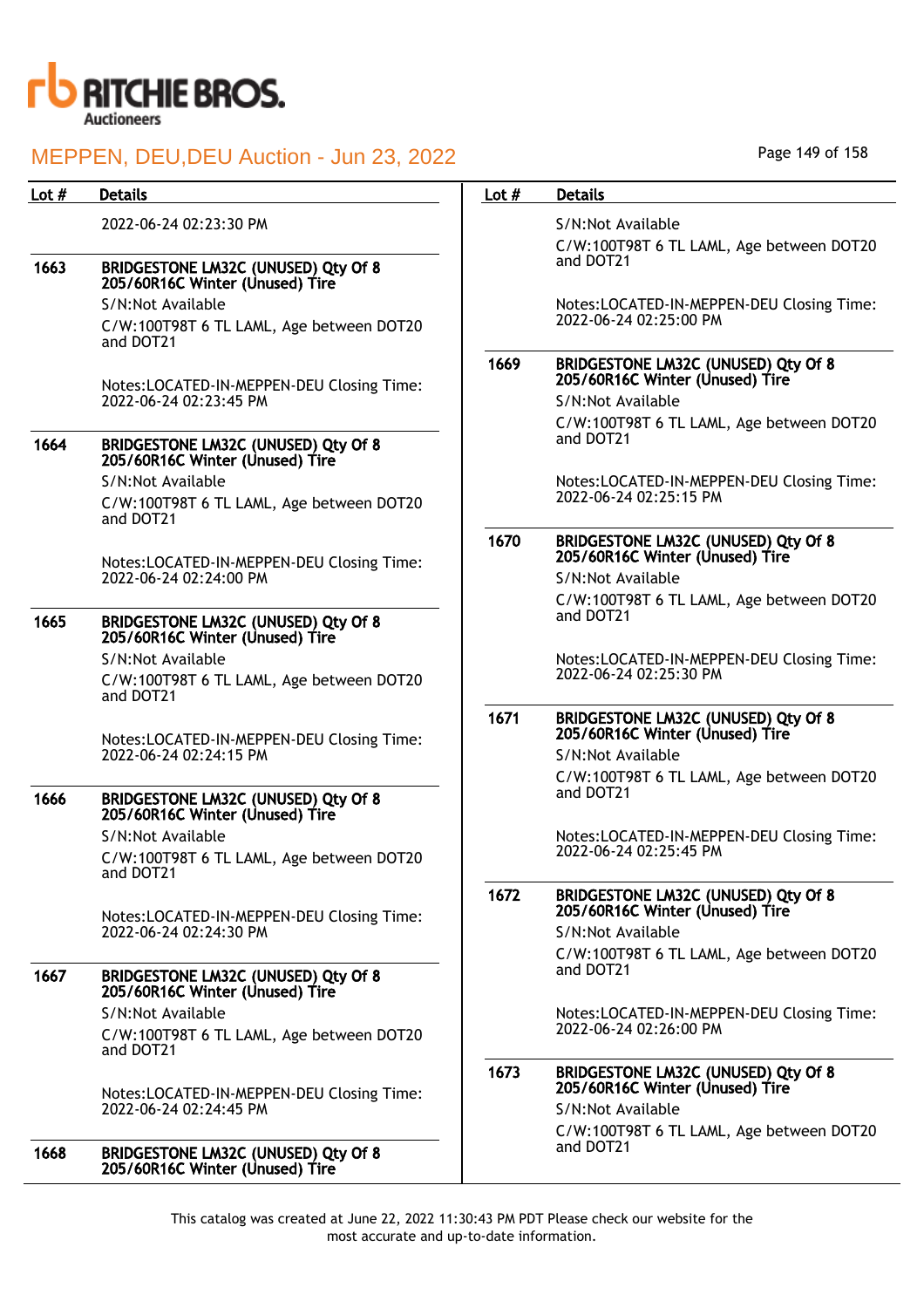| Lot # | Details |
|---|---|
| | 2022-06-24 02:23:30 PM |
| 1663 | **BRIDGESTONE LM32C (UNUSED) Qty Of 8 205/60R16C Winter (Unused) Tire**<br>S/N:Not Available<br>C/W:100T98T 6 TL LAML, Age between DOT20 and DOT21<br><br>Notes:LOCATED-IN-MEPPEN-DEU Closing Time: 2022-06-24 02:23:45 PM |
| 1664 | **BRIDGESTONE LM32C (UNUSED) Qty Of 8 205/60R16C Winter (Unused) Tire**<br>S/N:Not Available<br>C/W:100T98T 6 TL LAML, Age between DOT20 and DOT21<br><br>Notes:LOCATED-IN-MEPPEN-DEU Closing Time: 2022-06-24 02:24:00 PM |
| 1665 | **BRIDGESTONE LM32C (UNUSED) Qty Of 8 205/60R16C Winter (Unused) Tire**<br>S/N:Not Available<br>C/W:100T98T 6 TL LAML, Age between DOT20 and DOT21<br><br>Notes:LOCATED-IN-MEPPEN-DEU Closing Time: 2022-06-24 02:24:15 PM |
| 1666 | **BRIDGESTONE LM32C (UNUSED) Qty Of 8 205/60R16C Winter (Unused) Tire**<br>S/N:Not Available<br>C/W:100T98T 6 TL LAML, Age between DOT20 and DOT21<br><br>Notes:LOCATED-IN-MEPPEN-DEU Closing Time: 2022-06-24 02:24:30 PM |
| 1667 | **BRIDGESTONE LM32C (UNUSED) Qty Of 8 205/60R16C Winter (Unused) Tire**<br>S/N:Not Available<br>C/W:100T98T 6 TL LAML, Age between DOT20 and DOT21<br><br>Notes:LOCATED-IN-MEPPEN-DEU Closing Time: 2022-06-24 02:24:45 PM |
| 1668 | **BRIDGESTONE LM32C (UNUSED) Qty Of 8 205/60R16C Winter (Unused) Tire**<br>S/N:Not Available<br>C/W:100T98T 6 TL LAML, Age between DOT20 and DOT21<br><br>Notes:LOCATED-IN-MEPPEN-DEU Closing Time: 2022-06-24 02:25:00 PM |
| 1669 | **BRIDGESTONE LM32C (UNUSED) Qty Of 8 205/60R16C Winter (Unused) Tire**<br>S/N:Not Available<br>C/W:100T98T 6 TL LAML, Age between DOT20 and DOT21<br><br>Notes:LOCATED-IN-MEPPEN-DEU Closing Time: 2022-06-24 02:25:15 PM |
| 1670 | **BRIDGESTONE LM32C (UNUSED) Qty Of 8 205/60R16C Winter (Unused) Tire**<br>S/N:Not Available<br>C/W:100T98T 6 TL LAML, Age between DOT20 and DOT21<br><br>Notes:LOCATED-IN-MEPPEN-DEU Closing Time: 2022-06-24 02:25:30 PM |
| 1671 | **BRIDGESTONE LM32C (UNUSED) Qty Of 8 205/60R16C Winter (Unused) Tire**<br>S/N:Not Available<br>C/W:100T98T 6 TL LAML, Age between DOT20 and DOT21<br><br>Notes:LOCATED-IN-MEPPEN-DEU Closing Time: 2022-06-24 02:25:45 PM |
| 1672 | **BRIDGESTONE LM32C (UNUSED) Qty Of 8 205/60R16C Winter (Unused) Tire**<br>S/N:Not Available<br>C/W:100T98T 6 TL LAML, Age between DOT20 and DOT21<br><br>Notes:LOCATED-IN-MEPPEN-DEU Closing Time: 2022-06-24 02:26:00 PM |
| 1673 | **BRIDGESTONE LM32C (UNUSED) Qty Of 8 205/60R16C Winter (Unused) Tire**<br>S/N:Not Available<br>C/W:100T98T 6 TL LAML, Age between DOT20 and DOT21 |

This catalog was created at June 22, 2022 11:30:43 PM PDT Please check our website for the most accurate and up-to-date information.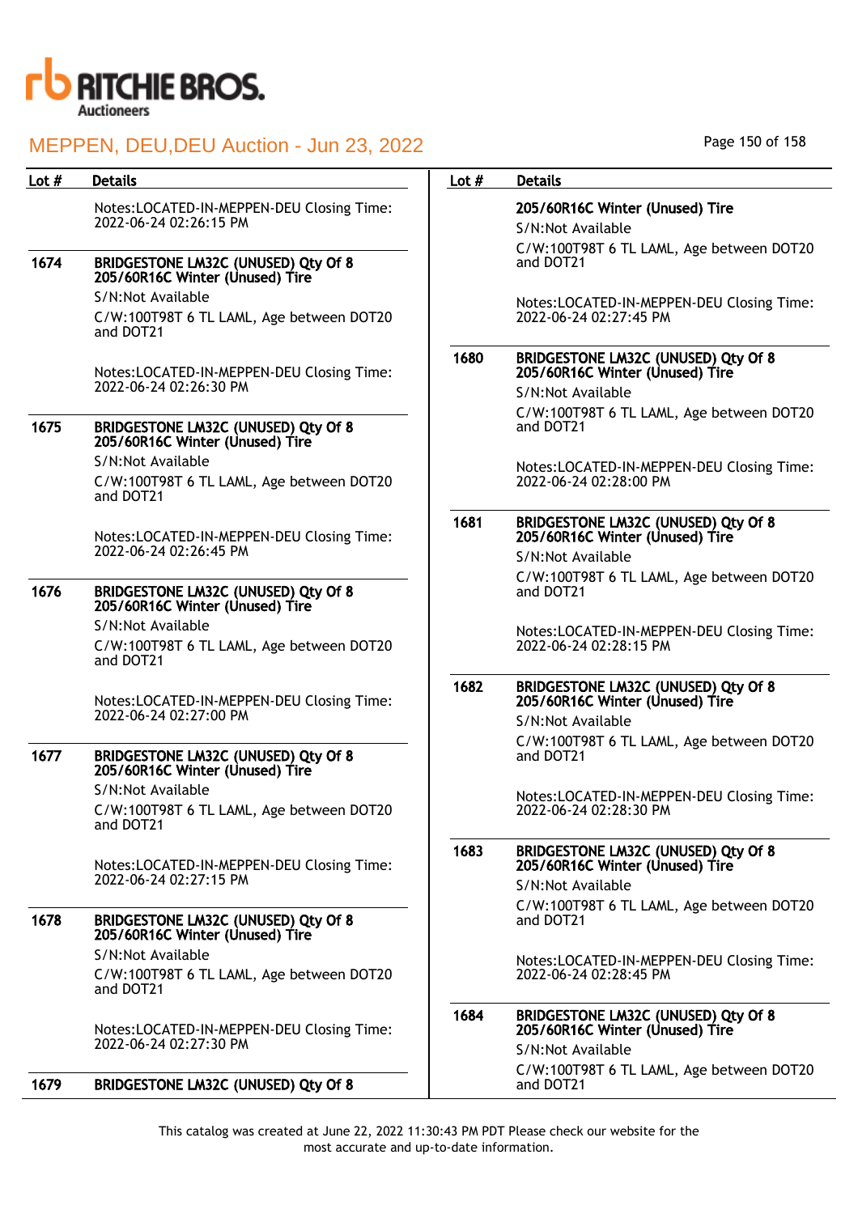| Lot # | Details |
|---|---|
| | Notes:LOCATED-IN-MEPPEN-DEU Closing Time: 2022-06-24 02:26:15 PM |
| 1674 | **BRIDGESTONE LM32C (UNUSED) Qty Of 8 205/60R16C Winter (Unused) Tire**<br>S/N:Not Available<br>C/W:100T98T 6 TL LAML, Age between DOT20 and DOT21<br><br>Notes:LOCATED-IN-MEPPEN-DEU Closing Time: 2022-06-24 02:26:30 PM |
| 1675 | **BRIDGESTONE LM32C (UNUSED) Qty Of 8 205/60R16C Winter (Unused) Tire**<br>S/N:Not Available<br>C/W:100T98T 6 TL LAML, Age between DOT20 and DOT21<br><br>Notes:LOCATED-IN-MEPPEN-DEU Closing Time: 2022-06-24 02:26:45 PM |
| 1676 | **BRIDGESTONE LM32C (UNUSED) Qty Of 8 205/60R16C Winter (Unused) Tire**<br>S/N:Not Available<br>C/W:100T98T 6 TL LAML, Age between DOT20 and DOT21<br><br>Notes:LOCATED-IN-MEPPEN-DEU Closing Time: 2022-06-24 02:27:00 PM |
| 1677 | **BRIDGESTONE LM32C (UNUSED) Qty Of 8 205/60R16C Winter (Unused) Tire**<br>S/N:Not Available<br>C/W:100T98T 6 TL LAML, Age between DOT20 and DOT21<br><br>Notes:LOCATED-IN-MEPPEN-DEU Closing Time: 2022-06-24 02:27:15 PM |
| 1678 | **BRIDGESTONE LM32C (UNUSED) Qty Of 8 205/60R16C Winter (Unused) Tire**<br>S/N:Not Available<br>C/W:100T98T 6 TL LAML, Age between DOT20 and DOT21<br><br>Notes:LOCATED-IN-MEPPEN-DEU Closing Time: 2022-06-24 02:27:30 PM |
| 1679 | **BRIDGESTONE LM32C (UNUSED) Qty Of 8 205/60R16C Winter (Unused) Tire**<br>S/N:Not Available<br>C/W:100T98T 6 TL LAML, Age between DOT20 and DOT21<br><br>Notes:LOCATED-IN-MEPPEN-DEU Closing Time: 2022-06-24 02:27:45 PM |
| 1680 | **BRIDGESTONE LM32C (UNUSED) Qty Of 8 205/60R16C Winter (Unused) Tire**<br>S/N:Not Available<br>C/W:100T98T 6 TL LAML, Age between DOT20 and DOT21<br><br>Notes:LOCATED-IN-MEPPEN-DEU Closing Time: 2022-06-24 02:28:00 PM |
| 1681 | **BRIDGESTONE LM32C (UNUSED) Qty Of 8 205/60R16C Winter (Unused) Tire**<br>S/N:Not Available<br>C/W:100T98T 6 TL LAML, Age between DOT20 and DOT21<br><br>Notes:LOCATED-IN-MEPPEN-DEU Closing Time: 2022-06-24 02:28:15 PM |
| 1682 | **BRIDGESTONE LM32C (UNUSED) Qty Of 8 205/60R16C Winter (Unused) Tire**<br>S/N:Not Available<br>C/W:100T98T 6 TL LAML, Age between DOT20 and DOT21<br><br>Notes:LOCATED-IN-MEPPEN-DEU Closing Time: 2022-06-24 02:28:30 PM |
| 1683 | **BRIDGESTONE LM32C (UNUSED) Qty Of 8 205/60R16C Winter (Unused) Tire**<br>S/N:Not Available<br>C/W:100T98T 6 TL LAML, Age between DOT20 and DOT21<br><br>Notes:LOCATED-IN-MEPPEN-DEU Closing Time: 2022-06-24 02:28:45 PM |
| 1684 | **BRIDGESTONE LM32C (UNUSED) Qty Of 8 205/60R16C Winter (Unused) Tire**<br>S/N:Not Available<br>C/W:100T98T 6 TL LAML, Age between DOT20 and DOT21 |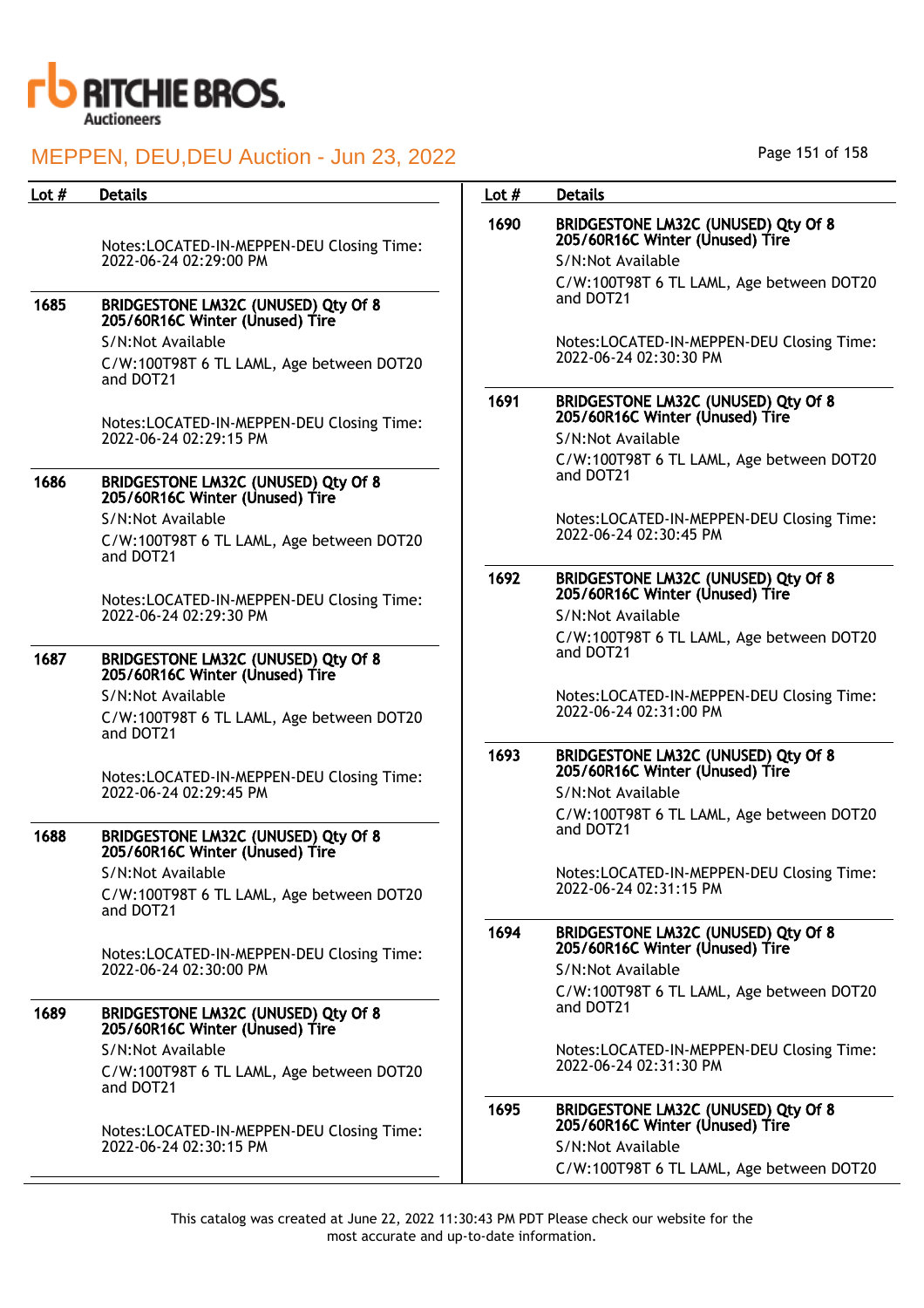| Lot # | Details |
|---|---|
| | Notes:LOCATED-IN-MEPPEN-DEU Closing Time: 2022-06-24 02:29:00 PM |
| 1685 | **BRIDGESTONE LM32C (UNUSED) Qty Of 8 205/60R16C Winter (Unused) Tire**<br>S/N:Not Available<br>C/W:100T98T 6 TL LAML, Age between DOT20 and DOT21<br><br>Notes:LOCATED-IN-MEPPEN-DEU Closing Time: 2022-06-24 02:29:15 PM |
| 1686 | **BRIDGESTONE LM32C (UNUSED) Qty Of 8 205/60R16C Winter (Unused) Tire**<br>S/N:Not Available<br>C/W:100T98T 6 TL LAML, Age between DOT20 and DOT21<br><br>Notes:LOCATED-IN-MEPPEN-DEU Closing Time: 2022-06-24 02:29:30 PM |
| 1687 | **BRIDGESTONE LM32C (UNUSED) Qty Of 8 205/60R16C Winter (Unused) Tire**<br>S/N:Not Available<br>C/W:100T98T 6 TL LAML, Age between DOT20 and DOT21<br><br>Notes:LOCATED-IN-MEPPEN-DEU Closing Time: 2022-06-24 02:29:45 PM |
| 1688 | **BRIDGESTONE LM32C (UNUSED) Qty Of 8 205/60R16C Winter (Unused) Tire**<br>S/N:Not Available<br>C/W:100T98T 6 TL LAML, Age between DOT20 and DOT21<br><br>Notes:LOCATED-IN-MEPPEN-DEU Closing Time: 2022-06-24 02:30:00 PM |
| 1689 | **BRIDGESTONE LM32C (UNUSED) Qty Of 8 205/60R16C Winter (Unused) Tire**<br>S/N:Not Available<br>C/W:100T98T 6 TL LAML, Age between DOT20 and DOT21<br><br>Notes:LOCATED-IN-MEPPEN-DEU Closing Time: 2022-06-24 02:30:15 PM |
| 1690 | **BRIDGESTONE LM32C (UNUSED) Qty Of 8 205/60R16C Winter (Unused) Tire**<br>S/N:Not Available<br>C/W:100T98T 6 TL LAML, Age between DOT20 and DOT21<br><br>Notes:LOCATED-IN-MEPPEN-DEU Closing Time: 2022-06-24 02:30:30 PM |
| 1691 | **BRIDGESTONE LM32C (UNUSED) Qty Of 8 205/60R16C Winter (Unused) Tire**<br>S/N:Not Available<br>C/W:100T98T 6 TL LAML, Age between DOT20 and DOT21<br><br>Notes:LOCATED-IN-MEPPEN-DEU Closing Time: 2022-06-24 02:30:45 PM |
| 1692 | **BRIDGESTONE LM32C (UNUSED) Qty Of 8 205/60R16C Winter (Unused) Tire**<br>S/N:Not Available<br>C/W:100T98T 6 TL LAML, Age between DOT20 and DOT21<br><br>Notes:LOCATED-IN-MEPPEN-DEU Closing Time: 2022-06-24 02:31:00 PM |
| 1693 | **BRIDGESTONE LM32C (UNUSED) Qty Of 8 205/60R16C Winter (Unused) Tire**<br>S/N:Not Available<br>C/W:100T98T 6 TL LAML, Age between DOT20 and DOT21<br><br>Notes:LOCATED-IN-MEPPEN-DEU Closing Time: 2022-06-24 02:31:15 PM |
| 1694 | **BRIDGESTONE LM32C (UNUSED) Qty Of 8 205/60R16C Winter (Unused) Tire**<br>S/N:Not Available<br>C/W:100T98T 6 TL LAML, Age between DOT20 and DOT21<br><br>Notes:LOCATED-IN-MEPPEN-DEU Closing Time: 2022-06-24 02:31:30 PM |
| 1695 | **BRIDGESTONE LM32C (UNUSED) Qty Of 8 205/60R16C Winter (Unused) Tire**<br>S/N:Not Available<br>C/W:100T98T 6 TL LAML, Age between DOT20 |

This catalog was created at June 22, 2022 11:30:43 PM PDT Please check our website for the most accurate and up-to-date information.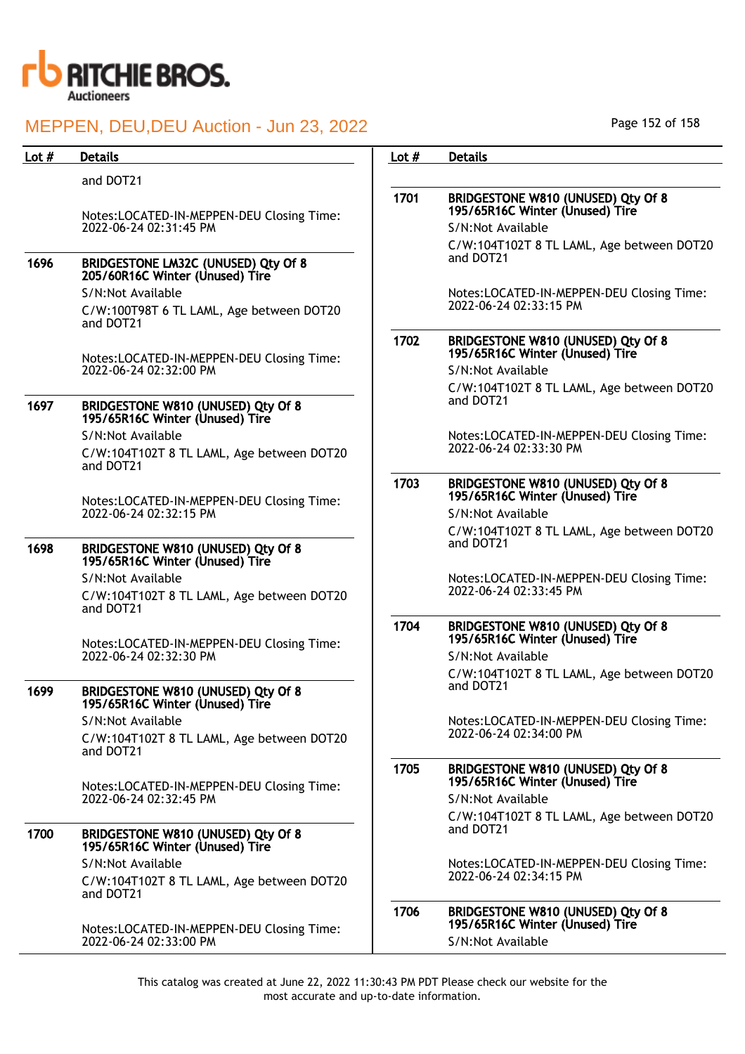| Lot # | Details |
|---|---|
| | and DOT21<br><br>Notes:LOCATED-IN-MEPPEN-DEU Closing Time: 2022-06-24 02:31:45 PM |
| 1696 | **BRIDGESTONE LM32C (UNUSED) Qty Of 8 205/60R16C Winter (Unused) Tire**<br>S/N:Not Available<br>C/W:100T98T 6 TL LAML, Age between DOT20 and DOT21<br><br>Notes:LOCATED-IN-MEPPEN-DEU Closing Time: 2022-06-24 02:32:00 PM |
| 1697 | **BRIDGESTONE W810 (UNUSED) Qty Of 8 195/65R16C Winter (Unused) Tire**<br>S/N:Not Available<br>C/W:104T102T 8 TL LAML, Age between DOT20 and DOT21<br><br>Notes:LOCATED-IN-MEPPEN-DEU Closing Time: 2022-06-24 02:32:15 PM |
| 1698 | **BRIDGESTONE W810 (UNUSED) Qty Of 8 195/65R16C Winter (Unused) Tire**<br>S/N:Not Available<br>C/W:104T102T 8 TL LAML, Age between DOT20 and DOT21<br><br>Notes:LOCATED-IN-MEPPEN-DEU Closing Time: 2022-06-24 02:32:30 PM |
| 1699 | **BRIDGESTONE W810 (UNUSED) Qty Of 8 195/65R16C Winter (Unused) Tire**<br>S/N:Not Available<br>C/W:104T102T 8 TL LAML, Age between DOT20 and DOT21<br><br>Notes:LOCATED-IN-MEPPEN-DEU Closing Time: 2022-06-24 02:32:45 PM |
| 1700 | **BRIDGESTONE W810 (UNUSED) Qty Of 8 195/65R16C Winter (Unused) Tire**<br>S/N:Not Available<br>C/W:104T102T 8 TL LAML, Age between DOT20 and DOT21<br><br>Notes:LOCATED-IN-MEPPEN-DEU Closing Time: 2022-06-24 02:33:00 PM |
| 1701 | **BRIDGESTONE W810 (UNUSED) Qty Of 8 195/65R16C Winter (Unused) Tire**<br>S/N:Not Available<br>C/W:104T102T 8 TL LAML, Age between DOT20 and DOT21<br><br>Notes:LOCATED-IN-MEPPEN-DEU Closing Time: 2022-06-24 02:33:15 PM |
| 1702 | **BRIDGESTONE W810 (UNUSED) Qty Of 8 195/65R16C Winter (Unused) Tire**<br>S/N:Not Available<br>C/W:104T102T 8 TL LAML, Age between DOT20 and DOT21<br><br>Notes:LOCATED-IN-MEPPEN-DEU Closing Time: 2022-06-24 02:33:30 PM |
| 1703 | **BRIDGESTONE W810 (UNUSED) Qty Of 8 195/65R16C Winter (Unused) Tire**<br>S/N:Not Available<br>C/W:104T102T 8 TL LAML, Age between DOT20 and DOT21<br><br>Notes:LOCATED-IN-MEPPEN-DEU Closing Time: 2022-06-24 02:33:45 PM |
| 1704 | **BRIDGESTONE W810 (UNUSED) Qty Of 8 195/65R16C Winter (Unused) Tire**<br>S/N:Not Available<br>C/W:104T102T 8 TL LAML, Age between DOT20 and DOT21<br><br>Notes:LOCATED-IN-MEPPEN-DEU Closing Time: 2022-06-24 02:34:00 PM |
| 1705 | **BRIDGESTONE W810 (UNUSED) Qty Of 8 195/65R16C Winter (Unused) Tire**<br>S/N:Not Available<br>C/W:104T102T 8 TL LAML, Age between DOT20 and DOT21<br><br>Notes:LOCATED-IN-MEPPEN-DEU Closing Time: 2022-06-24 02:34:15 PM |
| 1706 | **BRIDGESTONE W810 (UNUSED) Qty Of 8 195/65R16C Winter (Unused) Tire**<br>S/N:Not Available |

This catalog was created at June 22, 2022 11:30:43 PM PDT Please check our website for the most accurate and up-to-date information.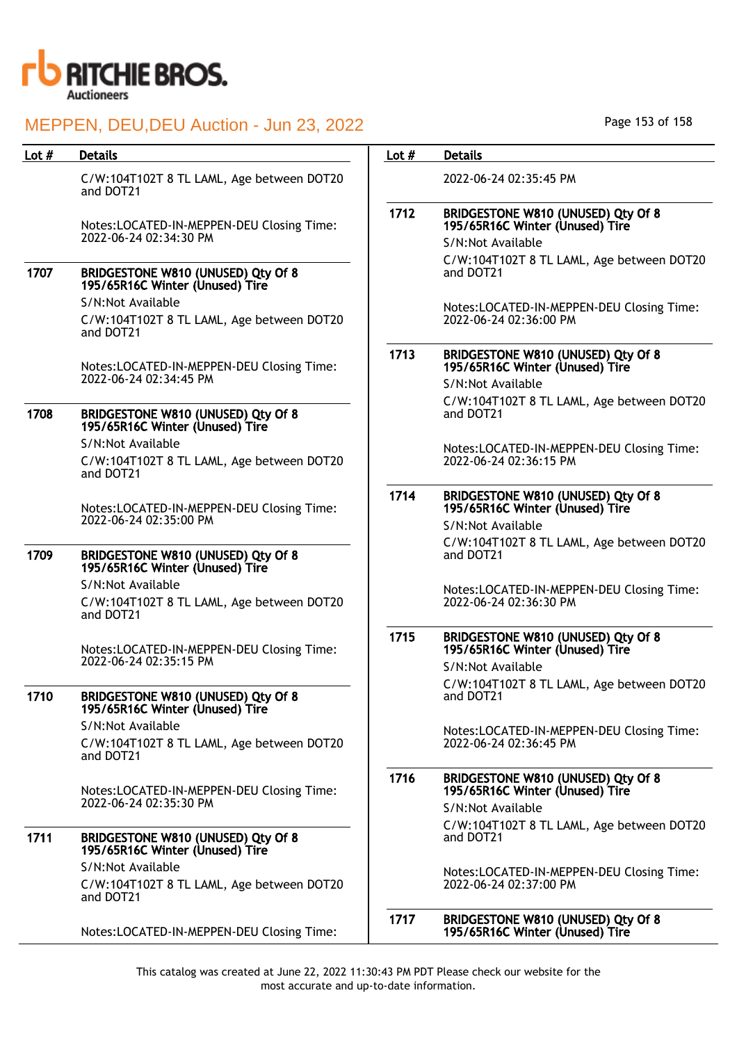MEPPEN, DEU,DEU Auction - Jun 23, 2022

| Lot # | Details |
|---|---|
| | C/W:104T102T 8 TL LAML, Age between DOT20 and DOT21<br><br>Notes:LOCATED-IN-MEPPEN-DEU Closing Time: 2022-06-24 02:34:30 PM |
| 1707 | **BRIDGESTONE W810 (UNUSED) Qty Of 8 195/65R16C Winter (Unused) Tire**<br>S/N:Not Available<br>C/W:104T102T 8 TL LAML, Age between DOT20 and DOT21<br><br>Notes:LOCATED-IN-MEPPEN-DEU Closing Time: 2022-06-24 02:34:45 PM |
| 1708 | **BRIDGESTONE W810 (UNUSED) Qty Of 8 195/65R16C Winter (Unused) Tire**<br>S/N:Not Available<br>C/W:104T102T 8 TL LAML, Age between DOT20 and DOT21<br><br>Notes:LOCATED-IN-MEPPEN-DEU Closing Time: 2022-06-24 02:35:00 PM |
| 1709 | **BRIDGESTONE W810 (UNUSED) Qty Of 8 195/65R16C Winter (Unused) Tire**<br>S/N:Not Available<br>C/W:104T102T 8 TL LAML, Age between DOT20 and DOT21<br><br>Notes:LOCATED-IN-MEPPEN-DEU Closing Time: 2022-06-24 02:35:15 PM |
| 1710 | **BRIDGESTONE W810 (UNUSED) Qty Of 8 195/65R16C Winter (Unused) Tire**<br>S/N:Not Available<br>C/W:104T102T 8 TL LAML, Age between DOT20 and DOT21<br><br>Notes:LOCATED-IN-MEPPEN-DEU Closing Time: 2022-06-24 02:35:30 PM |
| 1711 | **BRIDGESTONE W810 (UNUSED) Qty Of 8 195/65R16C Winter (Unused) Tire**<br>S/N:Not Available<br>C/W:104T102T 8 TL LAML, Age between DOT20 and DOT21<br><br>Notes:LOCATED-IN-MEPPEN-DEU Closing Time: 2022-06-24 02:35:45 PM |
| 1712 | **BRIDGESTONE W810 (UNUSED) Qty Of 8 195/65R16C Winter (Unused) Tire**<br>S/N:Not Available<br>C/W:104T102T 8 TL LAML, Age between DOT20 and DOT21<br><br>Notes:LOCATED-IN-MEPPEN-DEU Closing Time: 2022-06-24 02:36:00 PM |
| 1713 | **BRIDGESTONE W810 (UNUSED) Qty Of 8 195/65R16C Winter (Unused) Tire**<br>S/N:Not Available<br>C/W:104T102T 8 TL LAML, Age between DOT20 and DOT21<br><br>Notes:LOCATED-IN-MEPPEN-DEU Closing Time: 2022-06-24 02:36:15 PM |
| 1714 | **BRIDGESTONE W810 (UNUSED) Qty Of 8 195/65R16C Winter (Unused) Tire**<br>S/N:Not Available<br>C/W:104T102T 8 TL LAML, Age between DOT20 and DOT21<br><br>Notes:LOCATED-IN-MEPPEN-DEU Closing Time: 2022-06-24 02:36:30 PM |
| 1715 | **BRIDGESTONE W810 (UNUSED) Qty Of 8 195/65R16C Winter (Unused) Tire**<br>S/N:Not Available<br>C/W:104T102T 8 TL LAML, Age between DOT20 and DOT21<br><br>Notes:LOCATED-IN-MEPPEN-DEU Closing Time: 2022-06-24 02:36:45 PM |
| 1716 | **BRIDGESTONE W810 (UNUSED) Qty Of 8 195/65R16C Winter (Unused) Tire**<br>S/N:Not Available<br>C/W:104T102T 8 TL LAML, Age between DOT20 and DOT21<br><br>Notes:LOCATED-IN-MEPPEN-DEU Closing Time: 2022-06-24 02:37:00 PM |
| 1717 | **BRIDGESTONE W810 (UNUSED) Qty Of 8 195/65R16C Winter (Unused) Tire** |

This catalog was created at June 22, 2022 11:30:43 PM PDT Please check our website for the most accurate and up-to-date information.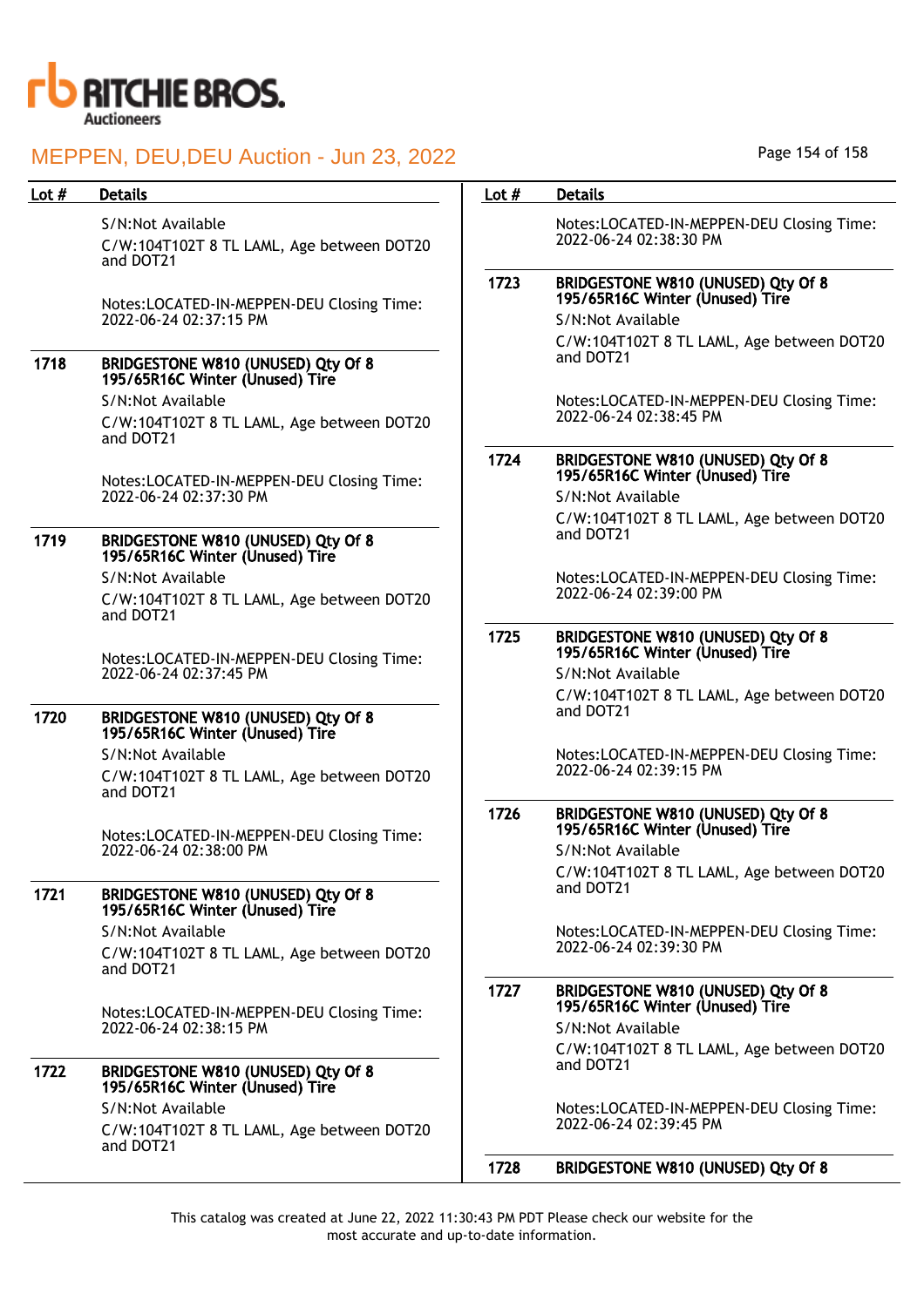| Lot # | Details |
|---|---|
| | S/N:Not Available<br>C/W:104T102T 8 TL LAML, Age between DOT20 and DOT21<br><br>Notes:LOCATED-IN-MEPPEN-DEU Closing Time: 2022-06-24 02:37:15 PM |
| 1718 | **BRIDGESTONE W810 (UNUSED) Qty Of 8 195/65R16C Winter (Unused) Tire**<br>S/N:Not Available<br>C/W:104T102T 8 TL LAML, Age between DOT20 and DOT21<br><br>Notes:LOCATED-IN-MEPPEN-DEU Closing Time: 2022-06-24 02:37:30 PM |
| 1719 | **BRIDGESTONE W810 (UNUSED) Qty Of 8 195/65R16C Winter (Unused) Tire**<br>S/N:Not Available<br>C/W:104T102T 8 TL LAML, Age between DOT20 and DOT21<br><br>Notes:LOCATED-IN-MEPPEN-DEU Closing Time: 2022-06-24 02:37:45 PM |
| 1720 | **BRIDGESTONE W810 (UNUSED) Qty Of 8 195/65R16C Winter (Unused) Tire**<br>S/N:Not Available<br>C/W:104T102T 8 TL LAML, Age between DOT20 and DOT21<br><br>Notes:LOCATED-IN-MEPPEN-DEU Closing Time: 2022-06-24 02:38:00 PM |
| 1721 | **BRIDGESTONE W810 (UNUSED) Qty Of 8 195/65R16C Winter (Unused) Tire**<br>S/N:Not Available<br>C/W:104T102T 8 TL LAML, Age between DOT20 and DOT21<br><br>Notes:LOCATED-IN-MEPPEN-DEU Closing Time: 2022-06-24 02:38:15 PM |
| 1722 | **BRIDGESTONE W810 (UNUSED) Qty Of 8 195/65R16C Winter (Unused) Tire**<br>S/N:Not Available<br>C/W:104T102T 8 TL LAML, Age between DOT20 and DOT21<br><br>Notes:LOCATED-IN-MEPPEN-DEU Closing Time: 2022-06-24 02:38:30 PM |
| 1723 | **BRIDGESTONE W810 (UNUSED) Qty Of 8 195/65R16C Winter (Unused) Tire**<br>S/N:Not Available<br>C/W:104T102T 8 TL LAML, Age between DOT20 and DOT21<br><br>Notes:LOCATED-IN-MEPPEN-DEU Closing Time: 2022-06-24 02:38:45 PM |
| 1724 | **BRIDGESTONE W810 (UNUSED) Qty Of 8 195/65R16C Winter (Unused) Tire**<br>S/N:Not Available<br>C/W:104T102T 8 TL LAML, Age between DOT20 and DOT21<br><br>Notes:LOCATED-IN-MEPPEN-DEU Closing Time: 2022-06-24 02:39:00 PM |
| 1725 | **BRIDGESTONE W810 (UNUSED) Qty Of 8 195/65R16C Winter (Unused) Tire**<br>S/N:Not Available<br>C/W:104T102T 8 TL LAML, Age between DOT20 and DOT21<br><br>Notes:LOCATED-IN-MEPPEN-DEU Closing Time: 2022-06-24 02:39:15 PM |
| 1726 | **BRIDGESTONE W810 (UNUSED) Qty Of 8 195/65R16C Winter (Unused) Tire**<br>S/N:Not Available<br>C/W:104T102T 8 TL LAML, Age between DOT20 and DOT21<br><br>Notes:LOCATED-IN-MEPPEN-DEU Closing Time: 2022-06-24 02:39:30 PM |
| 1727 | **BRIDGESTONE W810 (UNUSED) Qty Of 8 195/65R16C Winter (Unused) Tire**<br>S/N:Not Available<br>C/W:104T102T 8 TL LAML, Age between DOT20 and DOT21<br><br>Notes:LOCATED-IN-MEPPEN-DEU Closing Time: 2022-06-24 02:39:45 PM |
| 1728 | **BRIDGESTONE W810 (UNUSED) Qty Of 8** |

This catalog was created at June 22, 2022 11:30:43 PM PDT Please check our website for the most accurate and up-to-date information.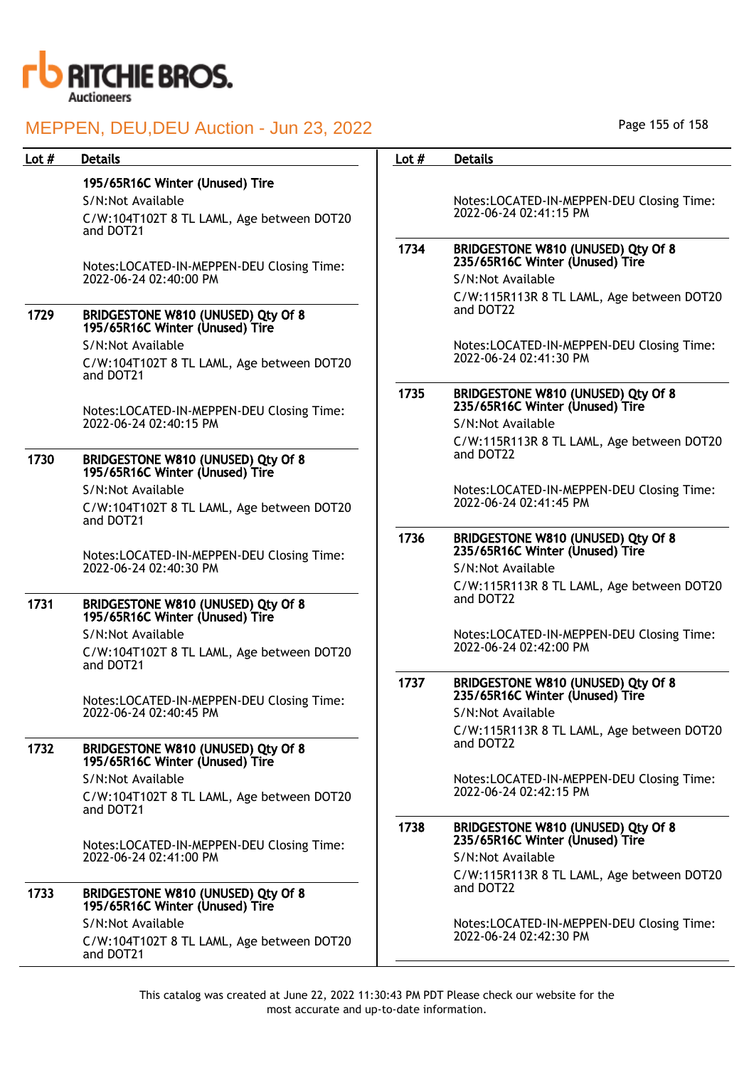| Lot # | Details |
|---|---|
| | **195/65R16C Winter (Unused) Tire**<br>S/N:Not Available<br>C/W:104T102T 8 TL LAML, Age between DOT20 and DOT21<br><br>Notes:LOCATED-IN-MEPPEN-DEU Closing Time: 2022-06-24 02:40:00 PM |
| 1729 | **BRIDGESTONE W810 (UNUSED) Qty Of 8 195/65R16C Winter (Unused) Tire**<br>S/N:Not Available<br>C/W:104T102T 8 TL LAML, Age between DOT20 and DOT21<br><br>Notes:LOCATED-IN-MEPPEN-DEU Closing Time: 2022-06-24 02:40:15 PM |
| 1730 | **BRIDGESTONE W810 (UNUSED) Qty Of 8 195/65R16C Winter (Unused) Tire**<br>S/N:Not Available<br>C/W:104T102T 8 TL LAML, Age between DOT20 and DOT21<br><br>Notes:LOCATED-IN-MEPPEN-DEU Closing Time: 2022-06-24 02:40:30 PM |
| 1731 | **BRIDGESTONE W810 (UNUSED) Qty Of 8 195/65R16C Winter (Unused) Tire**<br>S/N:Not Available<br>C/W:104T102T 8 TL LAML, Age between DOT20 and DOT21<br><br>Notes:LOCATED-IN-MEPPEN-DEU Closing Time: 2022-06-24 02:40:45 PM |
| 1732 | **BRIDGESTONE W810 (UNUSED) Qty Of 8 195/65R16C Winter (Unused) Tire**<br>S/N:Not Available<br>C/W:104T102T 8 TL LAML, Age between DOT20 and DOT21<br><br>Notes:LOCATED-IN-MEPPEN-DEU Closing Time: 2022-06-24 02:41:00 PM |
| 1733 | **BRIDGESTONE W810 (UNUSED) Qty Of 8 195/65R16C Winter (Unused) Tire**<br>S/N:Not Available<br>C/W:104T102T 8 TL LAML, Age between DOT20 and DOT21<br><br>Notes:LOCATED-IN-MEPPEN-DEU Closing Time: 2022-06-24 02:41:15 PM |
| 1734 | **BRIDGESTONE W810 (UNUSED) Qty Of 8 235/65R16C Winter (Unused) Tire**<br>S/N:Not Available<br>C/W:115R113R 8 TL LAML, Age between DOT20 and DOT22<br><br>Notes:LOCATED-IN-MEPPEN-DEU Closing Time: 2022-06-24 02:41:30 PM |
| 1735 | **BRIDGESTONE W810 (UNUSED) Qty Of 8 235/65R16C Winter (Unused) Tire**<br>S/N:Not Available<br>C/W:115R113R 8 TL LAML, Age between DOT20 and DOT22<br><br>Notes:LOCATED-IN-MEPPEN-DEU Closing Time: 2022-06-24 02:41:45 PM |
| 1736 | **BRIDGESTONE W810 (UNUSED) Qty Of 8 235/65R16C Winter (Unused) Tire**<br>S/N:Not Available<br>C/W:115R113R 8 TL LAML, Age between DOT20 and DOT22<br><br>Notes:LOCATED-IN-MEPPEN-DEU Closing Time: 2022-06-24 02:42:00 PM |
| 1737 | **BRIDGESTONE W810 (UNUSED) Qty Of 8 235/65R16C Winter (Unused) Tire**<br>S/N:Not Available<br>C/W:115R113R 8 TL LAML, Age between DOT20 and DOT22<br><br>Notes:LOCATED-IN-MEPPEN-DEU Closing Time: 2022-06-24 02:42:15 PM |
| 1738 | **BRIDGESTONE W810 (UNUSED) Qty Of 8 235/65R16C Winter (Unused) Tire**<br>S/N:Not Available<br>C/W:115R113R 8 TL LAML, Age between DOT20 and DOT22<br><br>Notes:LOCATED-IN-MEPPEN-DEU Closing Time: 2022-06-24 02:42:30 PM |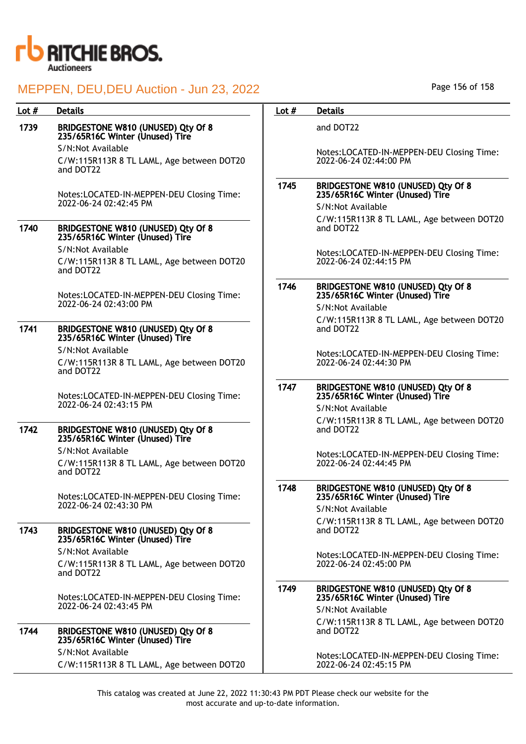RITCHIE BROS. Auctioneers

MEPPEN, DEU,DEU Auction - Jun 23, 2022

| Lot # | Details |
|---|---|
| 1739 | **BRIDGESTONE W810 (UNUSED) Qty Of 8 235/65R16C Winter (Unused) Tire**<br>S/N:Not Available<br>C/W:115R113R 8 TL LAML, Age between DOT20 and DOT22<br><br>Notes:LOCATED-IN-MEPPEN-DEU Closing Time: 2022-06-24 02:42:45 PM |
| 1740 | **BRIDGESTONE W810 (UNUSED) Qty Of 8 235/65R16C Winter (Unused) Tire**<br>S/N:Not Available<br>C/W:115R113R 8 TL LAML, Age between DOT20 and DOT22<br><br>Notes:LOCATED-IN-MEPPEN-DEU Closing Time: 2022-06-24 02:43:00 PM |
| 1741 | **BRIDGESTONE W810 (UNUSED) Qty Of 8 235/65R16C Winter (Unused) Tire**<br>S/N:Not Available<br>C/W:115R113R 8 TL LAML, Age between DOT20 and DOT22<br><br>Notes:LOCATED-IN-MEPPEN-DEU Closing Time: 2022-06-24 02:43:15 PM |
| 1742 | **BRIDGESTONE W810 (UNUSED) Qty Of 8 235/65R16C Winter (Unused) Tire**<br>S/N:Not Available<br>C/W:115R113R 8 TL LAML, Age between DOT20 and DOT22<br><br>Notes:LOCATED-IN-MEPPEN-DEU Closing Time: 2022-06-24 02:43:30 PM |
| 1743 | **BRIDGESTONE W810 (UNUSED) Qty Of 8 235/65R16C Winter (Unused) Tire**<br>S/N:Not Available<br>C/W:115R113R 8 TL LAML, Age between DOT20 and DOT22<br><br>Notes:LOCATED-IN-MEPPEN-DEU Closing Time: 2022-06-24 02:43:45 PM |
| 1744 | **BRIDGESTONE W810 (UNUSED) Qty Of 8 235/65R16C Winter (Unused) Tire**<br>S/N:Not Available<br>C/W:115R113R 8 TL LAML, Age between DOT20 and DOT22<br><br>Notes:LOCATED-IN-MEPPEN-DEU Closing Time: 2022-06-24 02:44:00 PM |
| 1745 | **BRIDGESTONE W810 (UNUSED) Qty Of 8 235/65R16C Winter (Unused) Tire**<br>S/N:Not Available<br>C/W:115R113R 8 TL LAML, Age between DOT20 and DOT22<br><br>Notes:LOCATED-IN-MEPPEN-DEU Closing Time: 2022-06-24 02:44:15 PM |
| 1746 | **BRIDGESTONE W810 (UNUSED) Qty Of 8 235/65R16C Winter (Unused) Tire**<br>S/N:Not Available<br>C/W:115R113R 8 TL LAML, Age between DOT20 and DOT22<br><br>Notes:LOCATED-IN-MEPPEN-DEU Closing Time: 2022-06-24 02:44:30 PM |
| 1747 | **BRIDGESTONE W810 (UNUSED) Qty Of 8 235/65R16C Winter (Unused) Tire**<br>S/N:Not Available<br>C/W:115R113R 8 TL LAML, Age between DOT20 and DOT22<br><br>Notes:LOCATED-IN-MEPPEN-DEU Closing Time: 2022-06-24 02:44:45 PM |
| 1748 | **BRIDGESTONE W810 (UNUSED) Qty Of 8 235/65R16C Winter (Unused) Tire**<br>S/N:Not Available<br>C/W:115R113R 8 TL LAML, Age between DOT20 and DOT22<br><br>Notes:LOCATED-IN-MEPPEN-DEU Closing Time: 2022-06-24 02:45:00 PM |
| 1749 | **BRIDGESTONE W810 (UNUSED) Qty Of 8 235/65R16C Winter (Unused) Tire**<br>S/N:Not Available<br>C/W:115R113R 8 TL LAML, Age between DOT20 and DOT22<br><br>Notes:LOCATED-IN-MEPPEN-DEU Closing Time: 2022-06-24 02:45:15 PM |

This catalog was created at June 22, 2022 11:30:43 PM PDT Please check our website for the most accurate and up-to-date information.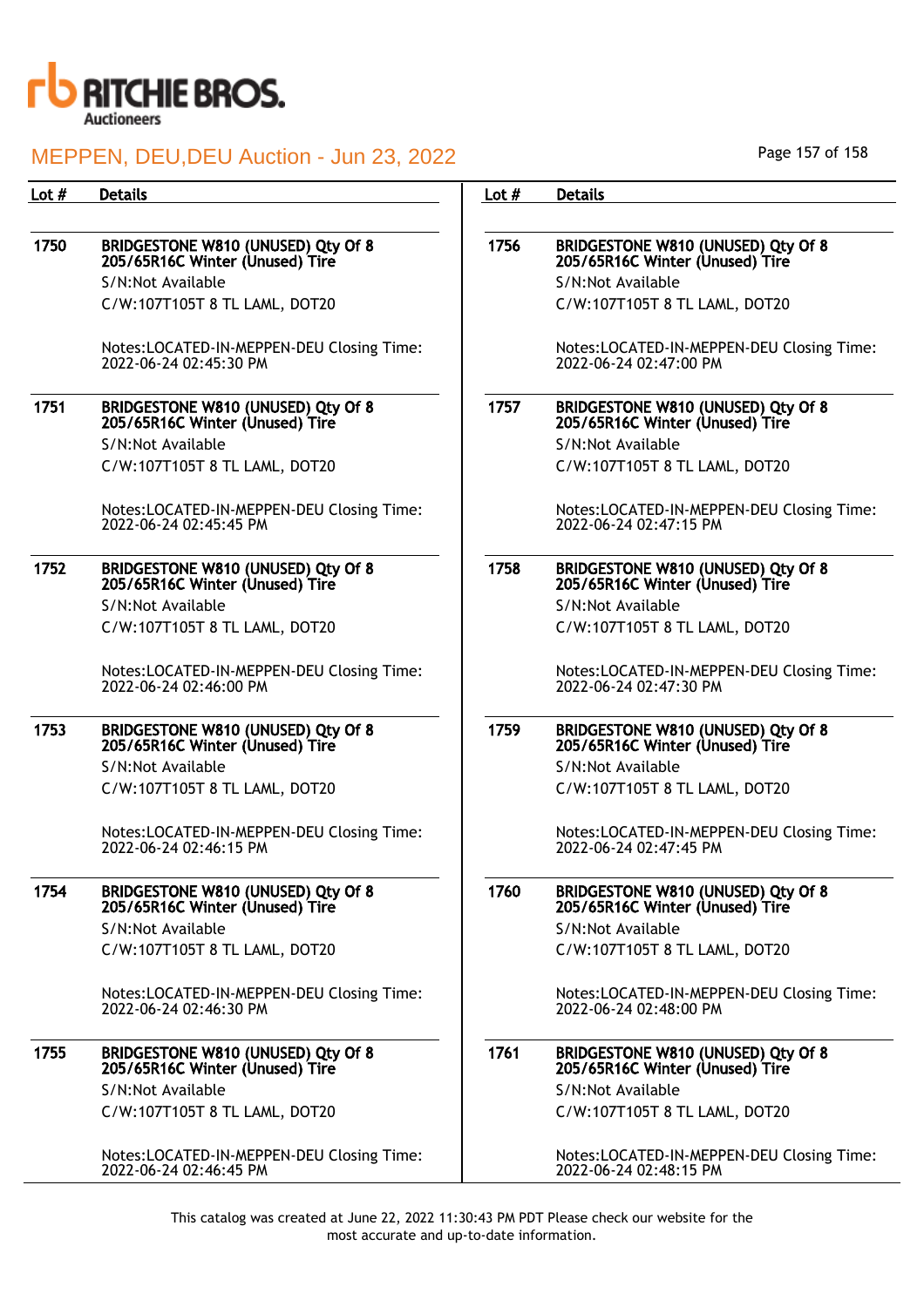# MEPPEN, DEU,DEU Auction - Jun 23, 2022

| Lot # | Details |
|---|---|
| 1750 | **BRIDGESTONE W810 (UNUSED) Qty Of 8 205/65R16C Winter (Unused) Tire**<br>S/N:Not Available<br>C/W:107T105T 8 TL LAML, DOT20<br><br>Notes:LOCATED-IN-MEPPEN-DEU Closing Time: 2022-06-24 02:45:30 PM |
| 1751 | **BRIDGESTONE W810 (UNUSED) Qty Of 8 205/65R16C Winter (Unused) Tire**<br>S/N:Not Available<br>C/W:107T105T 8 TL LAML, DOT20<br><br>Notes:LOCATED-IN-MEPPEN-DEU Closing Time: 2022-06-24 02:45:45 PM |
| 1752 | **BRIDGESTONE W810 (UNUSED) Qty Of 8 205/65R16C Winter (Unused) Tire**<br>S/N:Not Available<br>C/W:107T105T 8 TL LAML, DOT20<br><br>Notes:LOCATED-IN-MEPPEN-DEU Closing Time: 2022-06-24 02:46:00 PM |
| 1753 | **BRIDGESTONE W810 (UNUSED) Qty Of 8 205/65R16C Winter (Unused) Tire**<br>S/N:Not Available<br>C/W:107T105T 8 TL LAML, DOT20<br><br>Notes:LOCATED-IN-MEPPEN-DEU Closing Time: 2022-06-24 02:46:15 PM |
| 1754 | **BRIDGESTONE W810 (UNUSED) Qty Of 8 205/65R16C Winter (Unused) Tire**<br>S/N:Not Available<br>C/W:107T105T 8 TL LAML, DOT20<br><br>Notes:LOCATED-IN-MEPPEN-DEU Closing Time: 2022-06-24 02:46:30 PM |
| 1755 | **BRIDGESTONE W810 (UNUSED) Qty Of 8 205/65R16C Winter (Unused) Tire**<br>S/N:Not Available<br>C/W:107T105T 8 TL LAML, DOT20<br><br>Notes:LOCATED-IN-MEPPEN-DEU Closing Time: 2022-06-24 02:46:45 PM |
| 1756 | **BRIDGESTONE W810 (UNUSED) Qty Of 8 205/65R16C Winter (Unused) Tire**<br>S/N:Not Available<br>C/W:107T105T 8 TL LAML, DOT20<br><br>Notes:LOCATED-IN-MEPPEN-DEU Closing Time: 2022-06-24 02:47:00 PM |
| 1757 | **BRIDGESTONE W810 (UNUSED) Qty Of 8 205/65R16C Winter (Unused) Tire**<br>S/N:Not Available<br>C/W:107T105T 8 TL LAML, DOT20<br><br>Notes:LOCATED-IN-MEPPEN-DEU Closing Time: 2022-06-24 02:47:15 PM |
| 1758 | **BRIDGESTONE W810 (UNUSED) Qty Of 8 205/65R16C Winter (Unused) Tire**<br>S/N:Not Available<br>C/W:107T105T 8 TL LAML, DOT20<br><br>Notes:LOCATED-IN-MEPPEN-DEU Closing Time: 2022-06-24 02:47:30 PM |
| 1759 | **BRIDGESTONE W810 (UNUSED) Qty Of 8 205/65R16C Winter (Unused) Tire**<br>S/N:Not Available<br>C/W:107T105T 8 TL LAML, DOT20<br><br>Notes:LOCATED-IN-MEPPEN-DEU Closing Time: 2022-06-24 02:47:45 PM |
| 1760 | **BRIDGESTONE W810 (UNUSED) Qty Of 8 205/65R16C Winter (Unused) Tire**<br>S/N:Not Available<br>C/W:107T105T 8 TL LAML, DOT20<br><br>Notes:LOCATED-IN-MEPPEN-DEU Closing Time: 2022-06-24 02:48:00 PM |
| 1761 | **BRIDGESTONE W810 (UNUSED) Qty Of 8 205/65R16C Winter (Unused) Tire**<br>S/N:Not Available<br>C/W:107T105T 8 TL LAML, DOT20<br><br>Notes:LOCATED-IN-MEPPEN-DEU Closing Time: 2022-06-24 02:48:15 PM |

This catalog was created at June 22, 2022 11:30:43 PM PDT Please check our website for the most accurate and up-to-date information.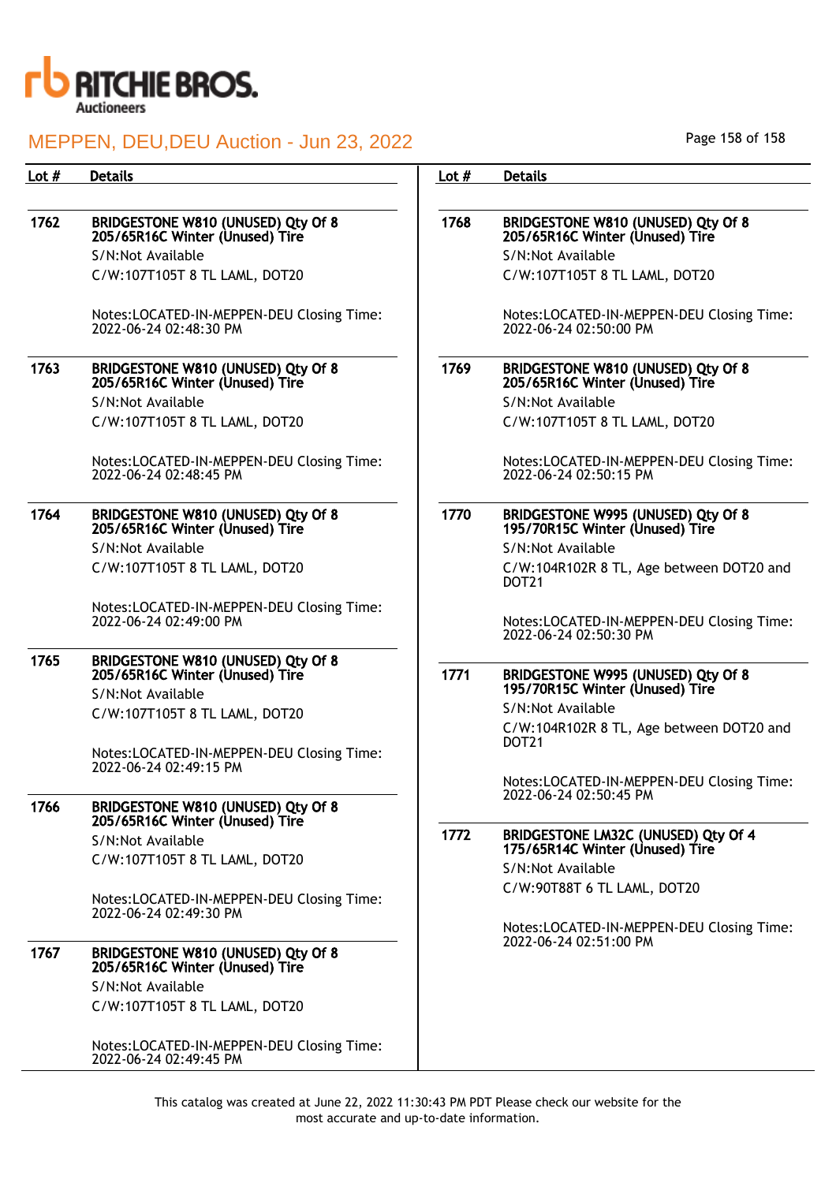RITCHIE BROS. Auctioneers

## MEPPEN, DEU,DEU Auction - Jun 23, 2022

| Lot # | Details |
|---|---|
| 1762 | **BRIDGESTONE W810 (UNUSED) Qty Of 8 205/65R16C Winter (Unused) Tire**<br>S/N:Not Available<br>C/W:107T105T 8 TL LAML, DOT20<br><br>Notes:LOCATED-IN-MEPPEN-DEU Closing Time: 2022-06-24 02:48:30 PM |
| 1763 | **BRIDGESTONE W810 (UNUSED) Qty Of 8 205/65R16C Winter (Unused) Tire**<br>S/N:Not Available<br>C/W:107T105T 8 TL LAML, DOT20<br><br>Notes:LOCATED-IN-MEPPEN-DEU Closing Time: 2022-06-24 02:48:45 PM |
| 1764 | **BRIDGESTONE W810 (UNUSED) Qty Of 8 205/65R16C Winter (Unused) Tire**<br>S/N:Not Available<br>C/W:107T105T 8 TL LAML, DOT20<br><br>Notes:LOCATED-IN-MEPPEN-DEU Closing Time: 2022-06-24 02:49:00 PM |
| 1765 | **BRIDGESTONE W810 (UNUSED) Qty Of 8 205/65R16C Winter (Unused) Tire**<br>S/N:Not Available<br>C/W:107T105T 8 TL LAML, DOT20<br><br>Notes:LOCATED-IN-MEPPEN-DEU Closing Time: 2022-06-24 02:49:15 PM |
| 1766 | **BRIDGESTONE W810 (UNUSED) Qty Of 8 205/65R16C Winter (Unused) Tire**<br>S/N:Not Available<br>C/W:107T105T 8 TL LAML, DOT20<br><br>Notes:LOCATED-IN-MEPPEN-DEU Closing Time: 2022-06-24 02:49:30 PM |
| 1767 | **BRIDGESTONE W810 (UNUSED) Qty Of 8 205/65R16C Winter (Unused) Tire**<br>S/N:Not Available<br>C/W:107T105T 8 TL LAML, DOT20<br><br>Notes:LOCATED-IN-MEPPEN-DEU Closing Time: 2022-06-24 02:49:45 PM |
| 1768 | **BRIDGESTONE W810 (UNUSED) Qty Of 8 205/65R16C Winter (Unused) Tire**<br>S/N:Not Available<br>C/W:107T105T 8 TL LAML, DOT20<br><br>Notes:LOCATED-IN-MEPPEN-DEU Closing Time: 2022-06-24 02:50:00 PM |
| 1769 | **BRIDGESTONE W810 (UNUSED) Qty Of 8 205/65R16C Winter (Unused) Tire**<br>S/N:Not Available<br>C/W:107T105T 8 TL LAML, DOT20<br><br>Notes:LOCATED-IN-MEPPEN-DEU Closing Time: 2022-06-24 02:50:15 PM |
| 1770 | **BRIDGESTONE W995 (UNUSED) Qty Of 8 195/70R15C Winter (Unused) Tire**<br>S/N:Not Available<br>C/W:104R102R 8 TL, Age between DOT20 and DOT21<br><br>Notes:LOCATED-IN-MEPPEN-DEU Closing Time: 2022-06-24 02:50:30 PM |
| 1771 | **BRIDGESTONE W995 (UNUSED) Qty Of 8 195/70R15C Winter (Unused) Tire**<br>S/N:Not Available<br>C/W:104R102R 8 TL, Age between DOT20 and DOT21<br><br>Notes:LOCATED-IN-MEPPEN-DEU Closing Time: 2022-06-24 02:50:45 PM |
| 1772 | **BRIDGESTONE LM32C (UNUSED) Qty Of 4 175/65R14C Winter (Unused) Tire**<br>S/N:Not Available<br>C/W:90T88T 6 TL LAML, DOT20<br><br>Notes:LOCATED-IN-MEPPEN-DEU Closing Time: 2022-06-24 02:51:00 PM |

This catalog was created at June 22, 2022 11:30:43 PM PDT Please check our website for the most accurate and up-to-date information.